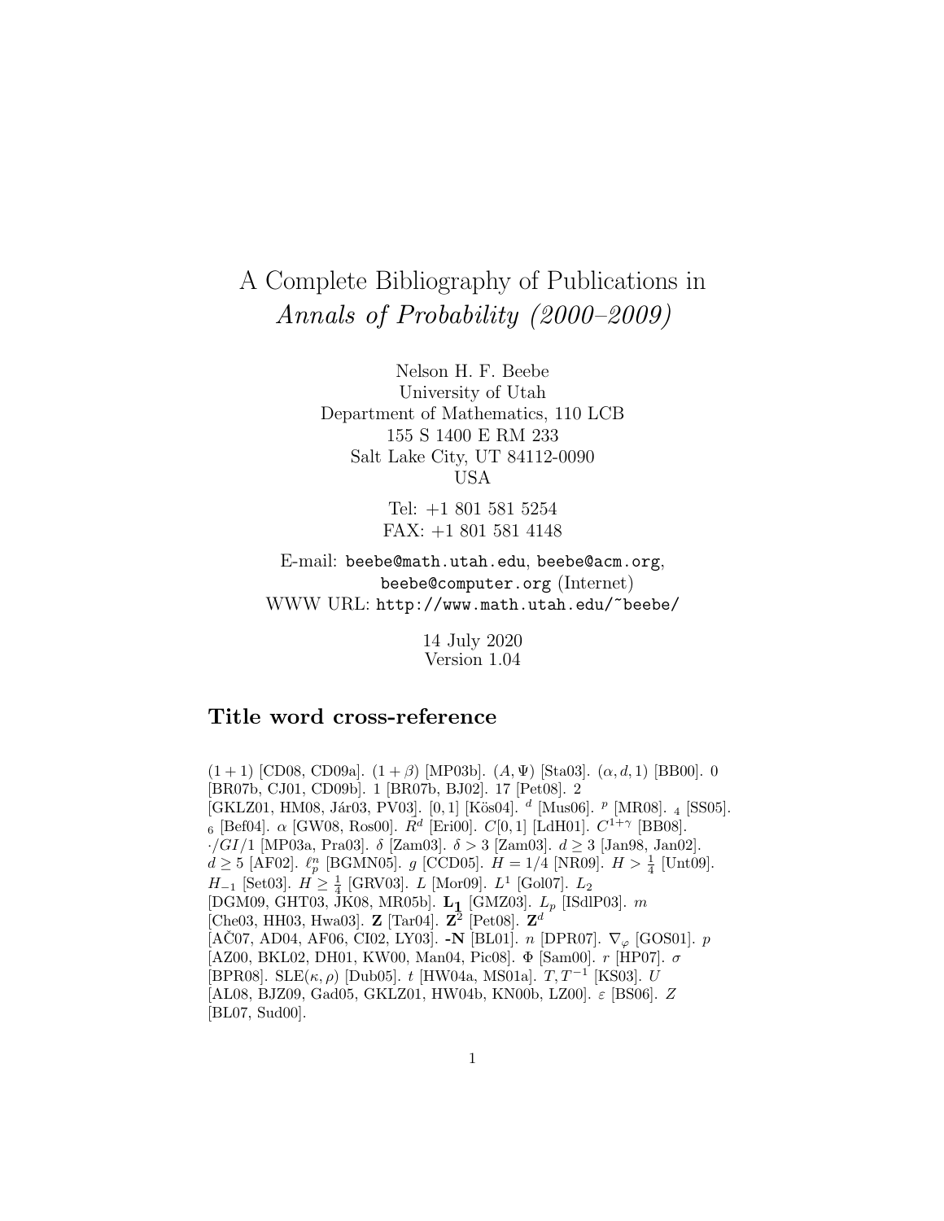# A Complete Bibliography of Publications in *Annals of Probability (2000–2009)*

Nelson H. F. Beebe
University of Utah
Department of Mathematics, 110 LCB
155 S 1400 E RM 233
Salt Lake City, UT 84112-0090
USA

Tel: +1 801 581 5254
FAX: +1 801 581 4148

E-mail: beebe@math.utah.edu, beebe@acm.org, beebe@computer.org (Internet)
WWW URL: http://www.math.utah.edu/~beebe/

14 July 2020
Version 1.04

## Title word cross-reference

$(1+1)$ [CD08, CD09a]. $(1+\beta)$ [MP03b]. $(A,\Psi)$ [Sta03]. $(\alpha,d,1)$ [BB00]. 0 [BR07b, CJ01, CD09b]. 1 [BR07b, BJ02]. 17 [Pet08]. 2 [GKLZ01, HM08, Jár03, PV03]. $[0,1]$ [Kös04]. $^d$ [Mus06]. $^p$ [MR08]. $_4$ [SS05]. $_6$ [Bef04]. $\alpha$ [GW08, Ros00]. $R^d$ [Eri00]. $C[0,1]$ [LdH01]. $C^{1+\gamma}$ [BB08]. $\cdot/GI/1$ [MP03a, Pra03]. $\delta$ [Zam03]. $\delta > 3$ [Zam03]. $d \geq 3$ [Jan98, Jan02]. $d \geq 5$ [AF02]. $\ell_p^n$ [BGMN05]. $g$ [CCD05]. $H = 1/4$ [NR09]. $H > \frac{1}{4}$ [Unt09]. $H_{-1}$ [Set03]. $H \geq \frac{1}{4}$ [GRV03]. $L$ [Mor09]. $L^1$ [Gol07]. $L_2$ [DGM09, GHT03, JK08, MR05b]. $\mathbf{L_1}$ [GMZ03]. $L_p$ [ISdlP03]. $m$ [Che03, HH03, Hwa03]. $\mathbf{Z}$ [Tar04]. $\mathbf{Z}^2$ [Pet08]. $\mathbf{Z}^d$ [AČ07, AD04, AF06, CI02, LY03]. **-N** [BL01]. $n$ [DPR07]. $\nabla_\varphi$ [GOS01]. $p$ [AZ00, BKL02, DH01, KW00, Man04, Pic08]. $\Phi$ [Sam00]. $r$ [HP07]. $\sigma$ [BPR08]. $\mathrm{SLE}(\kappa,\rho)$ [Dub05]. $t$ [HW04a, MS01a]. $T, T^{-1}$ [KS03]. $U$ [AL08, BJZ09, Gad05, GKLZ01, HW04b, KN00b, LZ00]. $\varepsilon$ [BS06]. $Z$ [BL07, Sud00].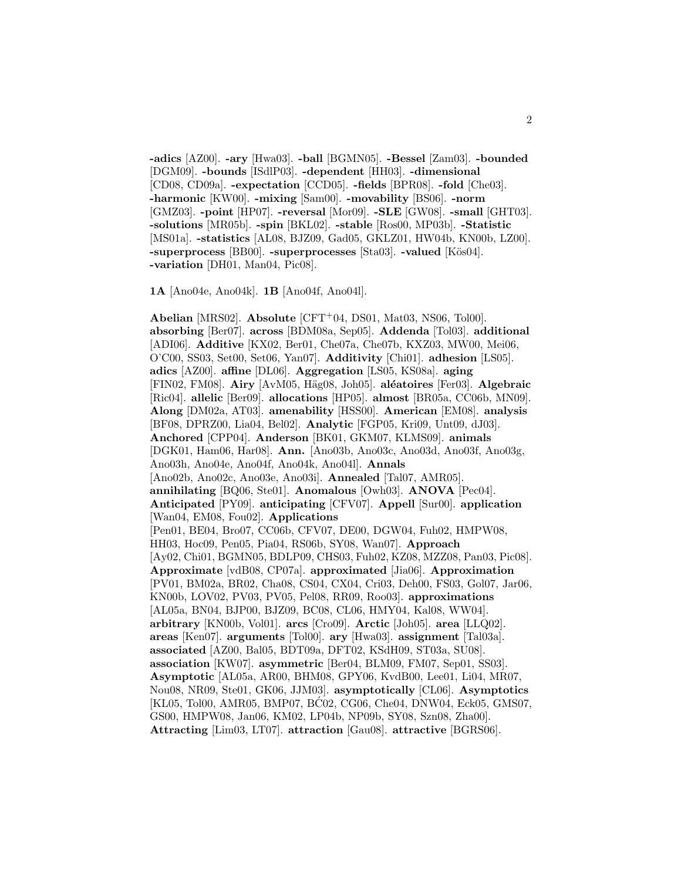**-adics** [AZ00]. **-ary** [Hwa03]. **-ball** [BGMN05]. **-Bessel** [Zam03]. **-bounded** [DGM09]. **-bounds** [ISdlP03]. **-dependent** [HH03]. **-dimensional** [CD08, CD09a]. **-expectation** [CCD05]. **-fields** [BPR08]. **-fold** [Che03]. **-harmonic** [KW00]. **-mixing** [Sam00]. **-movability** [BS06]. **-norm** [GMZ03]. **-point** [HP07]. **-reversal** [Mor09]. **-SLE** [GW08]. **-small** [GHT03]. **-solutions** [MR05b]. **-spin** [BKL02]. **-stable** [Ros00, MP03b]. **-Statistic** [MS01a]. **-statistics** [AL08, BJZ09, Gad05, GKLZ01, HW04b, KN00b, LZ00]. **-superprocess** [BB00]. **-superprocesses** [Sta03]. **-valued** [Kös04]. **-variation** [DH01, Man04, Pic08].

**1A** [Ano04e, Ano04k]. **1B** [Ano04f, Ano04l].

**Abelian** [MRS02]. **Absolute** [CFT$^+$04, DS01, Mat03, NS06, Tol00]. **absorbing** [Ber07]. **across** [BDM08a, Sep05]. **Addenda** [Tol03]. **additional** [ADI06]. **Additive** [KX02, Ber01, Che07a, Che07b, KXZ03, MW00, Mei06, O'C00, SS03, Set00, Set06, Yan07]. **Additivity** [Chi01]. **adhesion** [LS05]. **adics** [AZ00]. **affine** [DL06]. **Aggregation** [LS05, KS08a]. **aging** [FIN02, FM08]. **Airy** [AvM05, Häg08, Joh05]. **aléatoires** [Fer03]. **Algebraic** [Ric04]. **allelic** [Ber09]. **allocations** [HP05]. **almost** [BR05a, CC06b, MN09]. **Along** [DM02a, AT03]. **amenability** [HSS00]. **American** [EM08]. **analysis** [BF08, DPRZ00, Lia04, Bel02]. **Analytic** [FGP05, Kri09, Unt09, dJ03]. **Anchored** [CPP04]. **Anderson** [BK01, GKM07, KLMS09]. **animals** [DGK01, Ham06, Har08]. **Ann.** [Ano03b, Ano03c, Ano03d, Ano03f, Ano03g, Ano03h, Ano04e, Ano04f, Ano04k, Ano04l]. **Annals** [Ano02b, Ano02c, Ano03e, Ano03i]. **Annealed** [Tal07, AMR05]. **annihilating** [BQ06, Ste01]. **Anomalous** [Owh03]. **ANOVA** [Pec04]. **Anticipated** [PY09]. **anticipating** [CFV07]. **Appell** [Sur00]. **application** [Wan04, EM08, Fou02]. **Applications** [Pen01, BE04, Bro07, CC06b, CFV07, DE00, DGW04, Fuh02, HMPW08, HH03, Hoc09, Pen05, Pia04, RS06b, SY08, Wan07]. **Approach** [Ay02, Chi01, BGMN05, BDLP09, CHS03, Fuh02, KZ08, MZZ08, Pan03, Pic08]. **Approximate** [vdB08, CP07a]. **approximated** [Jia06]. **Approximation** [PV01, BM02a, BR02, Cha08, CS04, CX04, Cri03, Deh00, FS03, Gol07, Jar06, KN00b, LOV02, PV03, PV05, Pel08, RR09, Roo03]. **approximations** [AL05a, BN04, BJP00, BJZ09, BC08, CL06, HMY04, Kal08, WW04]. **arbitrary** [KN00b, Vol01]. **arcs** [Cro09]. **Arctic** [Joh05]. **area** [LLQ02]. **areas** [Ken07]. **arguments** [Tol00]. **ary** [Hwa03]. **assignment** [Tal03a]. **associated** [AZ00, Bal05, BDT09a, DFT02, KSdH09, ST03a, SU08]. **association** [KW07]. **asymmetric** [Ber04, BLM09, FM07, Sep01, SS03]. **Asymptotic** [AL05a, AR00, BHM08, GPY06, KvdB00, Lee01, Li04, MR07, Nou08, NR09, Ste01, GK06, JJM03]. **asymptotically** [CL06]. **Asymptotics** [KL05, Tol00, AMR05, BMP07, BĆ02, CG06, Che04, DNW04, Eck05, GMS07, GS00, HMPW08, Jan06, KM02, LP04b, NP09b, SY08, Szn08, Zha00]. **Attracting** [Lim03, LT07]. **attraction** [Gau08]. **attractive** [BGRS06].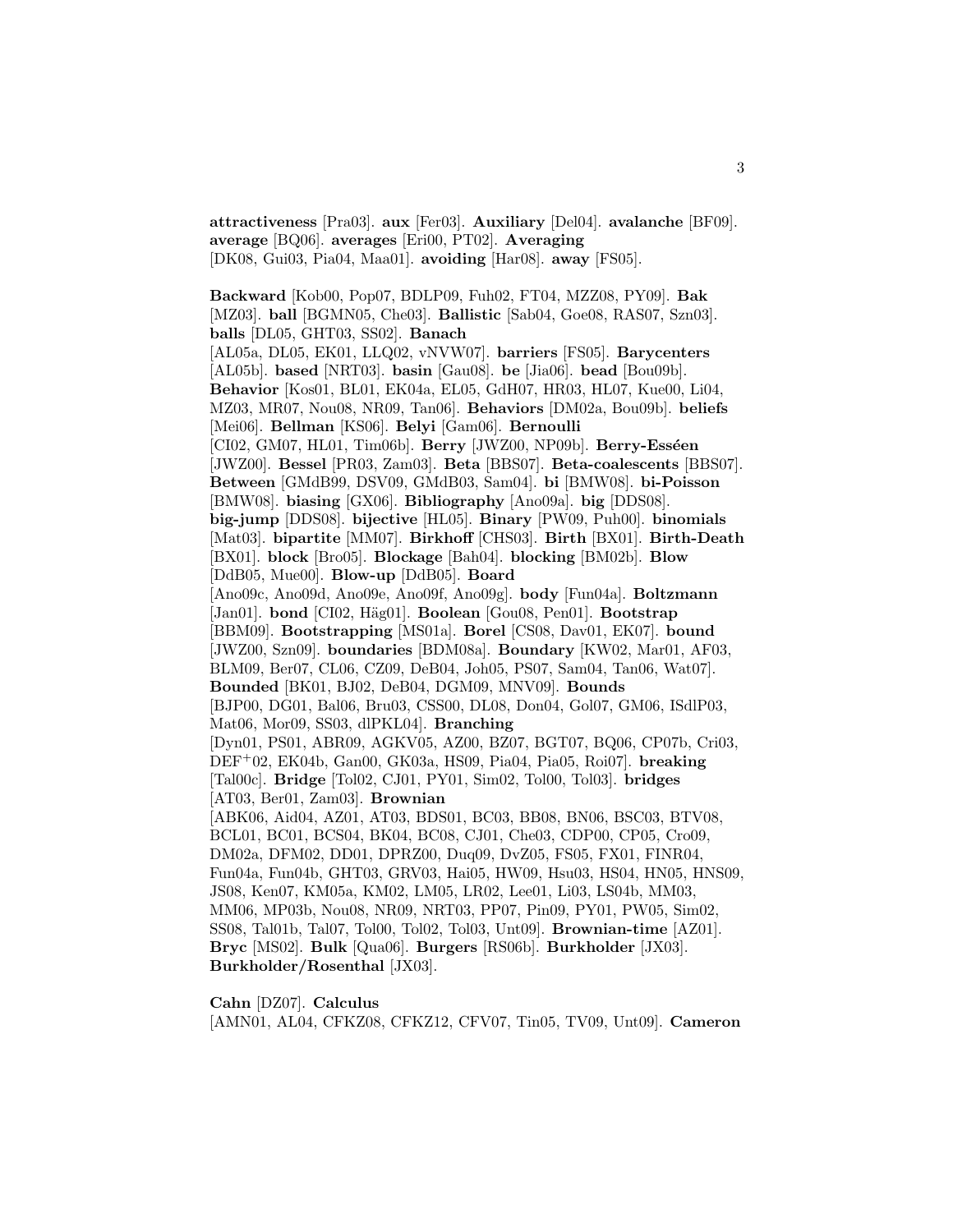**attractiveness** [Pra03]. **aux** [Fer03]. **Auxiliary** [Del04]. **avalanche** [BF09]. **average** [BQ06]. **averages** [Eri00, PT02]. **Averaging** [DK08, Gui03, Pia04, Maa01]. **avoiding** [Har08]. **away** [FS05].

**Backward** [Kob00, Pop07, BDLP09, Fuh02, FT04, MZZ08, PY09]. **Bak** [MZ03]. **ball** [BGMN05, Che03]. **Ballistic** [Sab04, Goe08, RAS07, Szn03]. **balls** [DL05, GHT03, SS02]. **Banach** [AL05a, DL05, EK01, LLQ02, vNVW07]. **barriers** [FS05]. **Barycenters** [AL05b]. **based** [NRT03]. **basin** [Gau08]. **be** [Jia06]. **bead** [Bou09b]. **Behavior** [Kos01, BL01, EK04a, EL05, GdH07, HR03, HL07, Kue00, Li04, MZ03, MR07, Nou08, NR09, Tan06]. **Behaviors** [DM02a, Bou09b]. **beliefs** [Mei06]. **Bellman** [KS06]. **Belyi** [Gam06]. **Bernoulli** [CI02, GM07, HL01, Tim06b]. **Berry** [JWZ00, NP09b]. **Berry-Esséen** [JWZ00]. **Bessel** [PR03, Zam03]. **Beta** [BBS07]. **Beta-coalescents** [BBS07]. **Between** [GMdB99, DSV09, GMdB03, Sam04]. **bi** [BMW08]. **bi-Poisson** [BMW08]. **biasing** [GX06]. **Bibliography** [Ano09a]. **big** [DDS08]. **big-jump** [DDS08]. **bijective** [HL05]. **Binary** [PW09, Puh00]. **binomials** [Mat03]. **bipartite** [MM07]. **Birkhoff** [CHS03]. **Birth** [BX01]. **Birth-Death** [BX01]. **block** [Bro05]. **Blockage** [Bah04]. **blocking** [BM02b]. **Blow** [DdB05, Mue00]. **Blow-up** [DdB05]. **Board** [Ano09c, Ano09d, Ano09e, Ano09f, Ano09g]. **body** [Fun04a]. **Boltzmann** [Jan01]. **bond** [CI02, Häg01]. **Boolean** [Gou08, Pen01]. **Bootstrap** [BBM09]. **Bootstrapping** [MS01a]. **Borel** [CS08, Dav01, EK07]. **bound** [JWZ00, Szn09]. **boundaries** [BDM08a]. **Boundary** [KW02, Mar01, AF03, BLM09, Ber07, CL06, CZ09, DeB04, Joh05, PS07, Sam04, Tan06, Wat07]. **Bounded** [BK01, BJ02, DeB04, DGM09, MNV09]. **Bounds** [BJP00, DG01, Bal06, Bru03, CSS00, DL08, Don04, Gol07, GM06, ISdlP03, Mat06, Mor09, SS03, dlPKL04]. **Branching** [Dyn01, PS01, ABR09, AGKV05, AZ00, BZ07, BGT07, BQ06, CP07b, Cri03, DEF+02, EK04b, Gan00, GK03a, HS09, Pia04, Pia05, Roi07]. **breaking** [Tal00c]. **Bridge** [Tol02, CJ01, PY01, Sim02, Tol00, Tol03]. **bridges** [AT03, Ber01, Zam03]. **Brownian** [ABK06, Aid04, AZ01, AT03, BDS01, BC03, BB08, BN06, BSC03, BTV08, BCL01, BC01, BCS04, BK04, BC08, CJ01, Che03, CDP00, CP05, Cro09, DM02a, DFM02, DD01, DPRZ00, Duq09, DvZ05, FS05, FX01, FINR04, Fun04a, Fun04b, GHT03, GRV03, Hai05, HW09, Hsu03, HS04, HN05, HNS09, JS08, Ken07, KM05a, KM02, LM05, LR02, Lee01, Li03, LS04b, MM03, MM06, MP03b, Nou08, NR09, NRT03, PP07, Pin09, PY01, PW05, Sim02, SS08, Tal01b, Tal07, Tol00, Tol02, Tol03, Unt09]. **Brownian-time** [AZ01]. **Bryc** [MS02]. **Bulk** [Qua06]. **Burgers** [RS06b]. **Burkholder** [JX03]. **Burkholder/Rosenthal** [JX03].

**Cahn** [DZ07]. **Calculus** [AMN01, AL04, CFKZ08, CFKZ12, CFV07, Tin05, TV09, Unt09]. **Cameron**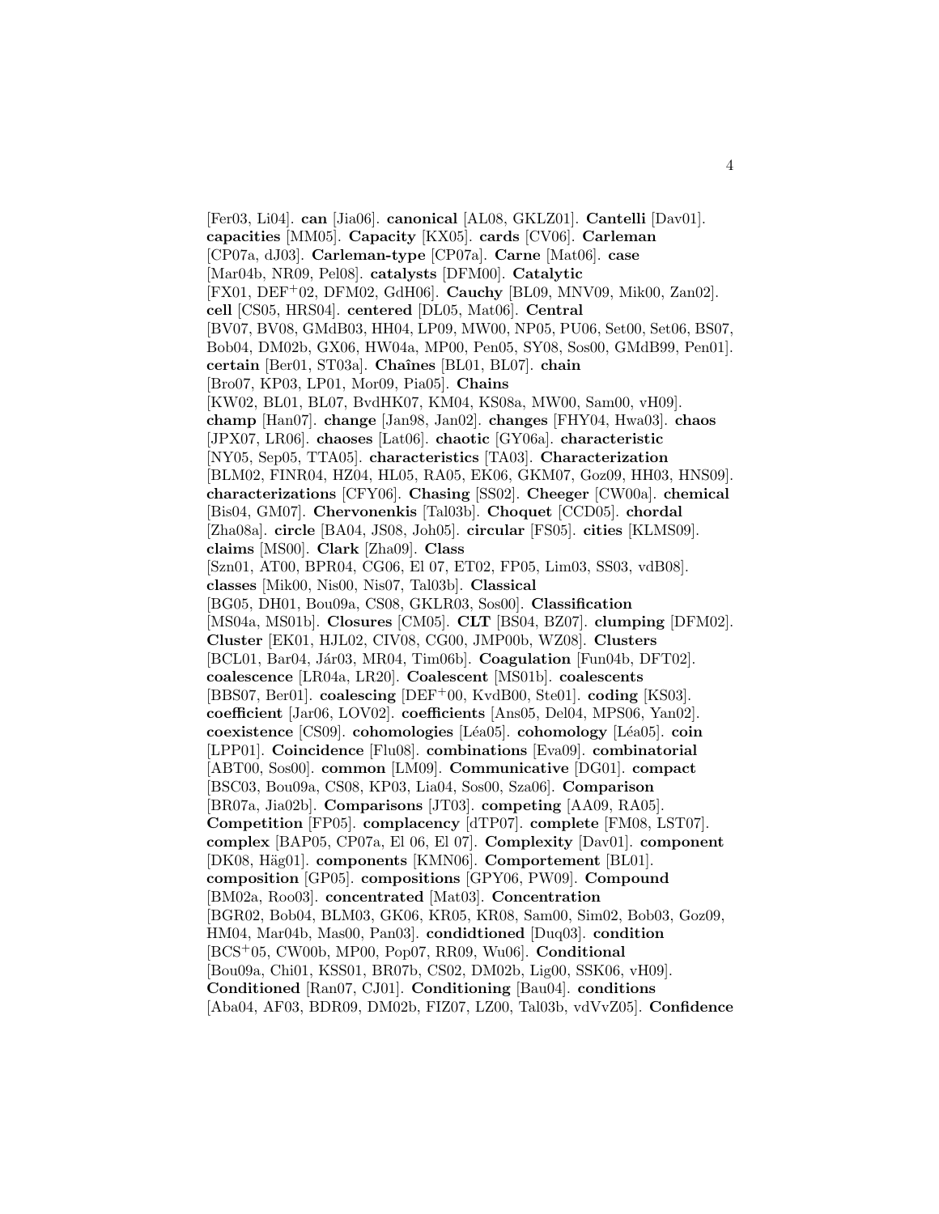[Fer03, Li04]. **can** [Jia06]. **canonical** [AL08, GKLZ01]. **Cantelli** [Dav01]. **capacities** [MM05]. **Capacity** [KX05]. **cards** [CV06]. **Carleman** [CP07a, dJ03]. **Carleman-type** [CP07a]. **Carne** [Mat06]. **case** [Mar04b, NR09, Pel08]. **catalysts** [DFM00]. **Catalytic** [FX01, DEF+02, DFM02, GdH06]. **Cauchy** [BL09, MNV09, Mik00, Zan02]. **cell** [CS05, HRS04]. **centered** [DL05, Mat06]. **Central** [BV07, BV08, GMdB03, HH04, LP09, MW00, NP05, PU06, Set00, Set06, BS07, Bob04, DM02b, GX06, HW04a, MP00, Pen05, SY08, Sos00, GMdB99, Pen01]. **certain** [Ber01, ST03a]. **Chaînes** [BL01, BL07]. **chain** [Bro07, KP03, LP01, Mor09, Pia05]. **Chains** [KW02, BL01, BL07, BvdHK07, KM04, KS08a, MW00, Sam00, vH09]. **champ** [Han07]. **change** [Jan98, Jan02]. **changes** [FHY04, Hwa03]. **chaos** [JPX07, LR06]. **chaoses** [Lat06]. **chaotic** [GY06a]. **characteristic** [NY05, Sep05, TTA05]. **characteristics** [TA03]. **Characterization** [BLM02, FINR04, HZ04, HL05, RA05, EK06, GKM07, Goz09, HH03, HNS09]. **characterizations** [CFY06]. **Chasing** [SS02]. **Cheeger** [CW00a]. **chemical** [Bis04, GM07]. **Chervonenkis** [Tal03b]. **Choquet** [CCD05]. **chordal** [Zha08a]. **circle** [BA04, JS08, Joh05]. **circular** [FS05]. **cities** [KLMS09]. **claims** [MS00]. **Clark** [Zha09]. **Class** [Szn01, AT00, BPR04, CG06, El 07, ET02, FP05, Lim03, SS03, vdB08]. **classes** [Mik00, Nis00, Nis07, Tal03b]. **Classical** [BG05, DH01, Bou09a, CS08, GKLR03, Sos00]. **Classification** [MS04a, MS01b]. **Closures** [CM05]. **CLT** [BS04, BZ07]. **clumping** [DFM02]. **Cluster** [EK01, HJL02, CIV08, CG00, JMP00b, WZ08]. **Clusters** [BCL01, Bar04, Jár03, MR04, Tim06b]. **Coagulation** [Fun04b, DFT02]. **coalescence** [LR04a, LR20]. **Coalescent** [MS01b]. **coalescents** [BBS07, Ber01]. **coalescing** [DEF+00, KvdB00, Ste01]. **coding** [KS03]. **coefficient** [Jar06, LOV02]. **coefficients** [Ans05, Del04, MPS06, Yan02]. **coexistence** [CS09]. **cohomologies** [Léa05]. **cohomology** [Léa05]. **coin** [LPP01]. **Coincidence** [Flu08]. **combinations** [Eva09]. **combinatorial** [ABT00, Sos00]. **common** [LM09]. **Communicative** [DG01]. **compact** [BSC03, Bou09a, CS08, KP03, Lia04, Sos00, Sza06]. **Comparison** [BR07a, Jia02b]. **Comparisons** [JT03]. **competing** [AA09, RA05]. **Competition** [FP05]. **complacency** [dTP07]. **complete** [FM08, LST07]. **complex** [BAP05, CP07a, El 06, El 07]. **Complexity** [Dav01]. **component** [DK08, Häg01]. **components** [KMN06]. **Comportement** [BL01]. **composition** [GP05]. **compositions** [GPY06, PW09]. **Compound** [BM02a, Roo03]. **concentrated** [Mat03]. **Concentration** [BGR02, Bob04, BLM03, GK06, KR05, KR08, Sam00, Sim02, Bob03, Goz09, HM04, Mar04b, Mas00, Pan03]. **condidtioned** [Duq03]. **condition** [BCS+05, CW00b, MP00, Pop07, RR09, Wu06]. **Conditional** [Bou09a, Chi01, KSS01, BR07b, CS02, DM02b, Lig00, SSK06, vH09]. **Conditioned** [Ran07, CJ01]. **Conditioning** [Bau04]. **conditions** [Aba04, AF03, BDR09, DM02b, FIZ07, LZ00, Tal03b, vdVvZ05]. **Confidence**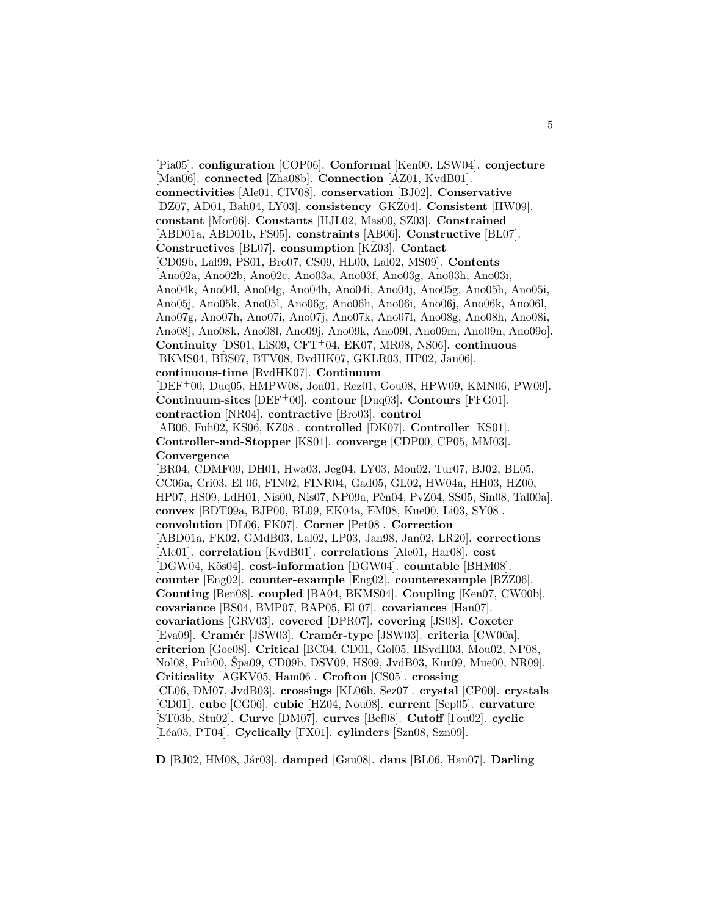[Pia05]. **configuration** [COP06]. **Conformal** [Ken00, LSW04]. **conjecture** [Man06]. **connected** [Zha08b]. **Connection** [AZ01, KvdB01]. **connectivities** [Ale01, CIV08]. **conservation** [BJ02]. **Conservative** [DZ07, AD01, Bah04, LY03]. **consistency** [GKZ04]. **Consistent** [HW09]. **constant** [Mor06]. **Constants** [HJL02, Mas00, SZ03]. **Constrained** [ABD01a, ABD01b, FS05]. **constraints** [AB06]. **Constructive** [BL07]. **Constructives** [BL07]. **consumption** [KŽ03]. **Contact** [CD09b, Lal99, PS01, Bro07, CS09, HL00, Lal02, MS09]. **Contents** [Ano02a, Ano02b, Ano02c, Ano03a, Ano03f, Ano03g, Ano03h, Ano03i, Ano04k, Ano04l, Ano04g, Ano04h, Ano04i, Ano04j, Ano05g, Ano05h, Ano05i, Ano05j, Ano05k, Ano05l, Ano06g, Ano06h, Ano06i, Ano06j, Ano06k, Ano06l, Ano07g, Ano07h, Ano07i, Ano07j, Ano07k, Ano07l, Ano08g, Ano08h, Ano08i, Ano08j, Ano08k, Ano08l, Ano09j, Ano09k, Ano09l, Ano09m, Ano09n, Ano09o]. **Continuity** [DS01, LiS09, CFT+04, EK07, MR08, NS06]. **continuous** [BKMS04, BBS07, BTV08, BvdHK07, GKLR03, HP02, Jan06]. **continuous-time** [BvdHK07]. **Continuum** [DEF+00, Duq05, HMPW08, Jon01, Rez01, Gou08, HPW09, KMN06, PW09]. **Continuum-sites** [DEF+00]. **contour** [Duq03]. **Contours** [FFG01]. **contraction** [NR04]. **contractive** [Bro03]. **control** [AB06, Fuh02, KS06, KZ08]. **controlled** [DK07]. **Controller** [KS01]. **Controller-and-Stopper** [KS01]. **converge** [CDP00, CP05, MM03]. **Convergence** [BR04, CDMF09, DH01, Hwa03, Jeg04, LY03, Mou02, Tur07, BJ02, BL05, CC06a, Cri03, El 06, FIN02, FINR04, Gad05, GL02, HW04a, HH03, HZ00, HP07, HS09, LdH01, Nis00, Nis07, NP09a, Pèn04, PvZ04, SS05, Sin08, Tal00a]. **convex** [BDT09a, BJP00, BL09, EK04a, EM08, Kue00, Li03, SY08]. **convolution** [DL06, FK07]. **Corner** [Pet08]. **Correction** [ABD01a, FK02, GMdB03, Lal02, LP03, Jan98, Jan02, LR20]. **corrections** [Ale01]. **correlation** [KvdB01]. **correlations** [Ale01, Har08]. **cost** [DGW04, Kös04]. **cost-information** [DGW04]. **countable** [BHM08]. **counter** [Eng02]. **counter-example** [Eng02]. **counterexample** [BZZ06]. **Counting** [Ben08]. **coupled** [BA04, BKMS04]. **Coupling** [Ken07, CW00b]. **covariance** [BS04, BMP07, BAP05, El 07]. **covariances** [Han07]. **covariations** [GRV03]. **covered** [DPR07]. **covering** [JS08]. **Coxeter** [Eva09]. **Cramér** [JSW03]. **Cramér-type** [JSW03]. **criteria** [CW00a]. **criterion** [Goe08]. **Critical** [BC04, CD01, Gol05, HSvdH03, Mou02, NP08, Nol08, Puh00, Špa09, CD09b, DSV09, HS09, JvdB03, Kur09, Mue00, NR09]. **Criticality** [AGKV05, Ham06]. **Crofton** [CS05]. **crossing** [CL06, DM07, JvdB03]. **crossings** [KL06b, Sez07]. **crystal** [CP00]. **crystals** [CD01]. **cube** [CG06]. **cubic** [HZ04, Nou08]. **current** [Sep05]. **curvature** [ST03b, Stu02]. **Curve** [DM07]. **curves** [Bef08]. **Cutoff** [Fou02]. **cyclic** [Léa05, PT04]. **Cyclically** [FX01]. **cylinders** [Szn08, Szn09].

**D** [BJ02, HM08, Jár03]. **damped** [Gau08]. **dans** [BL06, Han07]. **Darling**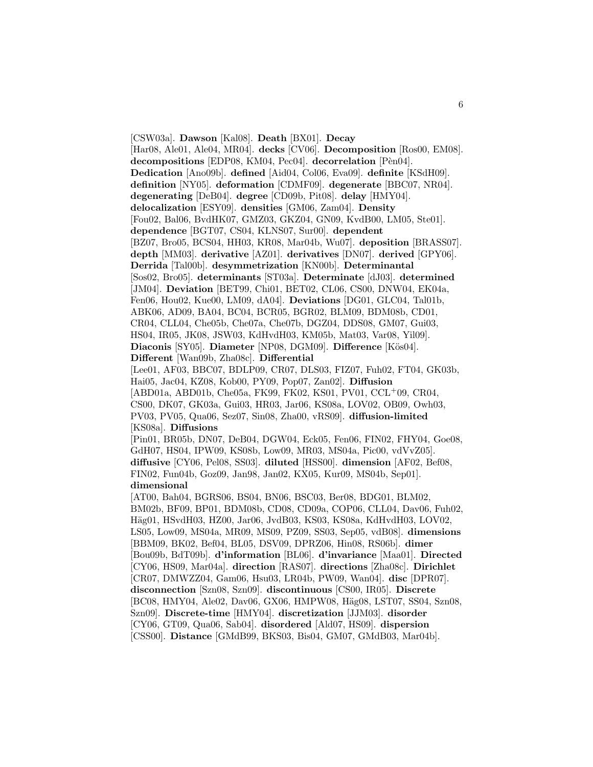[CSW03a]. **Dawson** [Kal08]. **Death** [BX01]. **Decay** [Har08, Ale01, Ale04, MR04]. **decks** [CV06]. **Decomposition** [Ros00, EM08]. **decompositions** [EDP08, KM04, Pec04]. **decorrelation** [Pèn04]. **Dedication** [Ano09b]. **defined** [Aid04, Col06, Eva09]. **definite** [KSdH09]. **definition** [NY05]. **deformation** [CDMF09]. **degenerate** [BBC07, NR04]. **degenerating** [DeB04]. **degree** [CD09b, Pit08]. **delay** [HMY04]. **delocalization** [ESY09]. **densities** [GM06, Zam04]. **Density** [Fou02, Bal06, BvdHK07, GMZ03, GKZ04, GN09, KvdB00, LM05, Ste01]. **dependence** [BGT07, CS04, KLNS07, Sur00]. **dependent** [BZ07, Bro05, BCS04, HH03, KR08, Mar04b, Wu07]. **deposition** [BRASS07]. **depth** [MM03]. **derivative** [AZ01]. **derivatives** [DN07]. **derived** [GPY06]. **Derrida** [Tal00b]. **desymmetrization** [KN00b]. **Determinantal** [Sos02, Bro05]. **determinants** [ST03a]. **Determinate** [dJ03]. **determined** [JM04]. **Deviation** [BET99, Chi01, BET02, CL06, CS00, DNW04, EK04a, Fen06, Hou02, Kue00, LM09, dA04]. **Deviations** [DG01, GLC04, Tal01b, ABK06, AD09, BA04, BC04, BCR05, BGR02, BLM09, BDM08b, CD01, CR04, CLL04, Che05b, Che07a, Che07b, DGZ04, DDS08, GM07, Gui03, HS04, IR05, JK08, JSW03, KdHvdH03, KM05b, Mat03, Var08, Yil09]. **Diaconis** [SY05]. **Diameter** [NP08, DGM09]. **Difference** [Kös04]. **Different** [Wan09b, Zha08c]. **Differential** [Lee01, AF03, BBC07, BDLP09, CR07, DLS03, FIZ07, Fuh02, FT04, GK03b, Hai05, Jac04, KZ08, Kob00, PY09, Pop07, Zan02]. **Diffusion** [ABD01a, ABD01b, Che05a, FK99, FK02, KS01, PV01, CCL+09, CR04, CS00, DK07, GK03a, Gui03, HR03, Jar06, KS08a, LOV02, OB09, Owh03, PV03, PV05, Qua06, Sez07, Sin08, Zha00, vRS09]. **diffusion-limited** [KS08a]. **Diffusions** [Pin01, BR05b, DN07, DeB04, DGW04, Eck05, Fen06, FIN02, FHY04, Goe08, GdH07, HS04, IPW09, KS08b, Low09, MR03, MS04a, Pic00, vdVvZ05]. **diffusive** [CY06, Pel08, SS03]. **diluted** [HSS00]. **dimension** [AF02, Bef08, FIN02, Fun04b, Goz09, Jan98, Jan02, KX05, Kur09, MS04b, Sep01]. **dimensional** [AT00, Bah04, BGRS06, BS04, BN06, BSC03, Ber08, BDG01, BLM02, BM02b, BF09, BP01, BDM08b, CD08, CD09a, COP06, CLL04, Dav06, Fuh02, Häg01, HSvdH03, HZ00, Jar06, JvdB03, KS03, KS08a, KdHvdH03, LOV02, LS05, Low09, MS04a, MR09, MS09, PZ09, SS03, Sep05, vdB08]. **dimensions** [BBM09, BK02, Bef04, BL05, DSV09, DPRZ06, Hin08, RS06b]. **dimer** [Bou09b, BdT09b]. **d'information** [BL06]. **d'invariance** [Maa01]. **Directed** [CY06, HS09, Mar04a]. **direction** [RAS07]. **directions** [Zha08c]. **Dirichlet** [CR07, DMWZZ04, Gam06, Hsu03, LR04b, PW09, Wan04]. **disc** [DPR07]. **disconnection** [Szn08, Szn09]. **discontinuous** [CS00, IR05]. **Discrete** [BC08, HMY04, Ale02, Dav06, GX06, HMPW08, Häg08, LST07, SS04, Szn08, Szn09]. **Discrete-time** [HMY04]. **discretization** [JJM03]. **disorder** [CY06, GT09, Qua06, Sab04]. **disordered** [Ald07, HS09]. **dispersion** [CSS00]. **Distance** [GMdB99, BKS03, Bis04, GM07, GMdB03, Mar04b].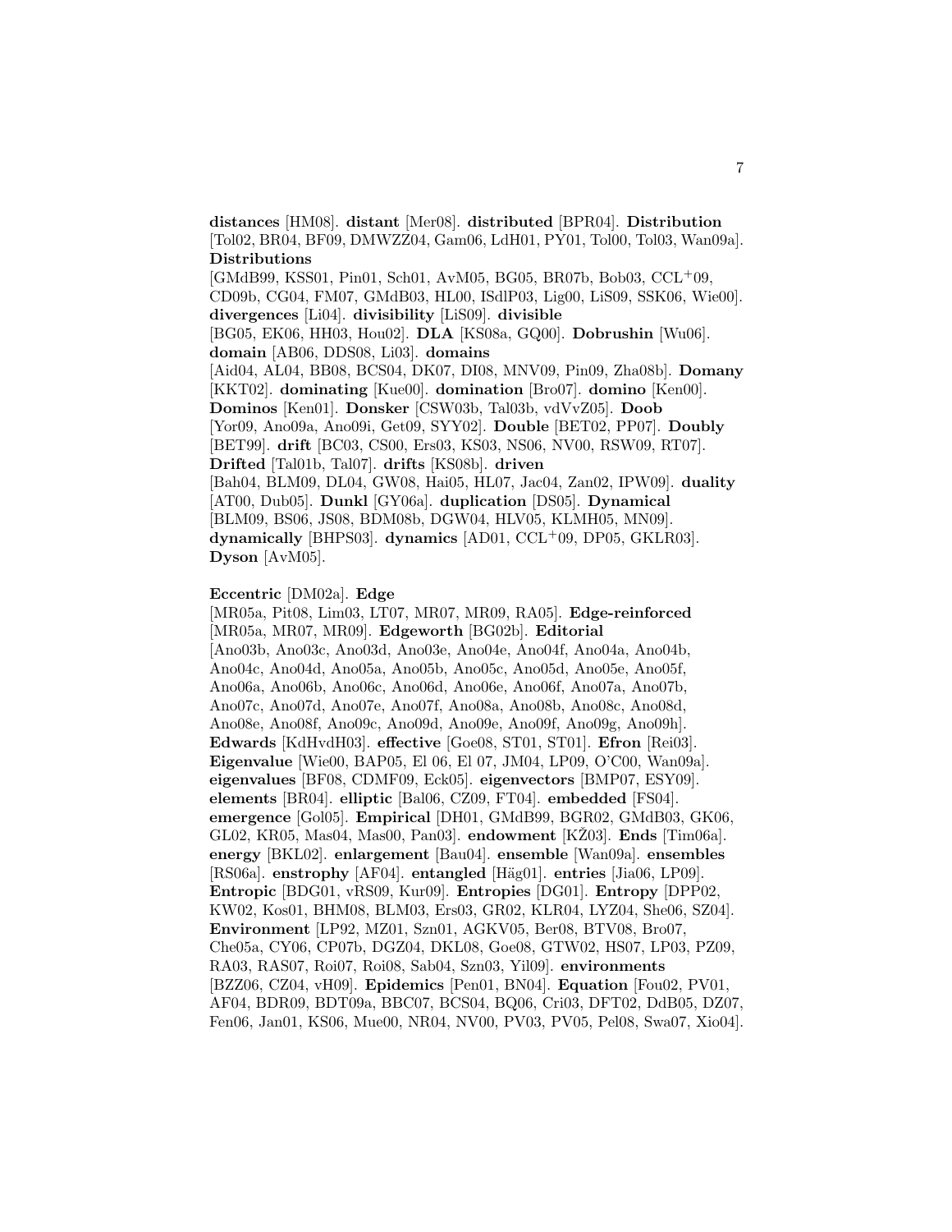**distances** [HM08]. **distant** [Mer08]. **distributed** [BPR04]. **Distribution** [Tol02, BR04, BF09, DMWZZ04, Gam06, LdH01, PY01, Tol00, Tol03, Wan09a]. **Distributions** [GMdB99, KSS01, Pin01, Sch01, AvM05, BG05, BR07b, Bob03, CCL+09, CD09b, CG04, FM07, GMdB03, HL00, ISdlP03, Lig00, LiS09, SSK06, Wie00]. **divergences** [Li04]. **divisibility** [LiS09]. **divisible** [BG05, EK06, HH03, Hou02]. **DLA** [KS08a, GQ00]. **Dobrushin** [Wu06]. **domain** [AB06, DDS08, Li03]. **domains** [Aid04, AL04, BB08, BCS04, DK07, DI08, MNV09, Pin09, Zha08b]. **Domany** [KKT02]. **dominating** [Kue00]. **domination** [Bro07]. **domino** [Ken00]. **Dominos** [Ken01]. **Donsker** [CSW03b, Tal03b, vdVvZ05]. **Doob** [Yor09, Ano09a, Ano09i, Get09, SYY02]. **Double** [BET02, PP07]. **Doubly** [BET99]. **drift** [BC03, CS00, Ers03, KS03, NS06, NV00, RSW09, RT07]. **Drifted** [Tal01b, Tal07]. **drifts** [KS08b]. **driven** [Bah04, BLM09, DL04, GW08, Hai05, HL07, Jac04, Zan02, IPW09]. **duality** [AT00, Dub05]. **Dunkl** [GY06a]. **duplication** [DS05]. **Dynamical** [BLM09, BS06, JS08, BDM08b, DGW04, HLV05, KLMH05, MN09]. **dynamically** [BHPS03]. **dynamics** [AD01, CCL+09, DP05, GKLR03]. **Dyson** [AvM05].

**Eccentric** [DM02a]. **Edge** [MR05a, Pit08, Lim03, LT07, MR07, MR09, RA05]. **Edge-reinforced** [MR05a, MR07, MR09]. **Edgeworth** [BG02b]. **Editorial** [Ano03b, Ano03c, Ano03d, Ano03e, Ano04e, Ano04f, Ano04a, Ano04b, Ano04c, Ano04d, Ano05a, Ano05b, Ano05c, Ano05d, Ano05e, Ano05f, Ano06a, Ano06b, Ano06c, Ano06d, Ano06e, Ano06f, Ano07a, Ano07b, Ano07c, Ano07d, Ano07e, Ano07f, Ano08a, Ano08b, Ano08c, Ano08d, Ano08e, Ano08f, Ano09c, Ano09d, Ano09e, Ano09f, Ano09g, Ano09h]. **Edwards** [KdHvdH03]. **effective** [Goe08, ST01, ST01]. **Efron** [Rei03]. **Eigenvalue** [Wie00, BAP05, El 06, El 07, JM04, LP09, O'C00, Wan09a]. **eigenvalues** [BF08, CDMF09, Eck05]. **eigenvectors** [BMP07, ESY09]. **elements** [BR04]. **elliptic** [Bal06, CZ09, FT04]. **embedded** [FS04]. **emergence** [Gol05]. **Empirical** [DH01, GMdB99, BGR02, GMdB03, GK06, GL02, KR05, Mas04, Mas00, Pan03]. **endowment** [KŽ03]. **Ends** [Tim06a]. **energy** [BKL02]. **enlargement** [Bau04]. **ensemble** [Wan09a]. **ensembles** [RS06a]. **enstrophy** [AF04]. **entangled** [Häg01]. **entries** [Jia06, LP09]. **Entropic** [BDG01, vRS09, Kur09]. **Entropies** [DG01]. **Entropy** [DPP02, KW02, Kos01, BHM08, BLM03, Ers03, GR02, KLR04, LYZ04, She06, SZ04]. **Environment** [LP92, MZ01, Szn01, AGKV05, Ber08, BTV08, Bro07, Che05a, CY06, CP07b, DGZ04, DKL08, Goe08, GTW02, HS07, LP03, PZ09, RA03, RAS07, Roi07, Roi08, Sab04, Szn03, Yil09]. **environments** [BZZ06, CZ04, vH09]. **Epidemics** [Pen01, BN04]. **Equation** [Fou02, PV01, AF04, BDR09, BDT09a, BBC07, BCS04, BQ06, Cri03, DFT02, DdB05, DZ07, Fen06, Jan01, KS06, Mue00, NR04, NV00, PV03, PV05, Pel08, Swa07, Xio04].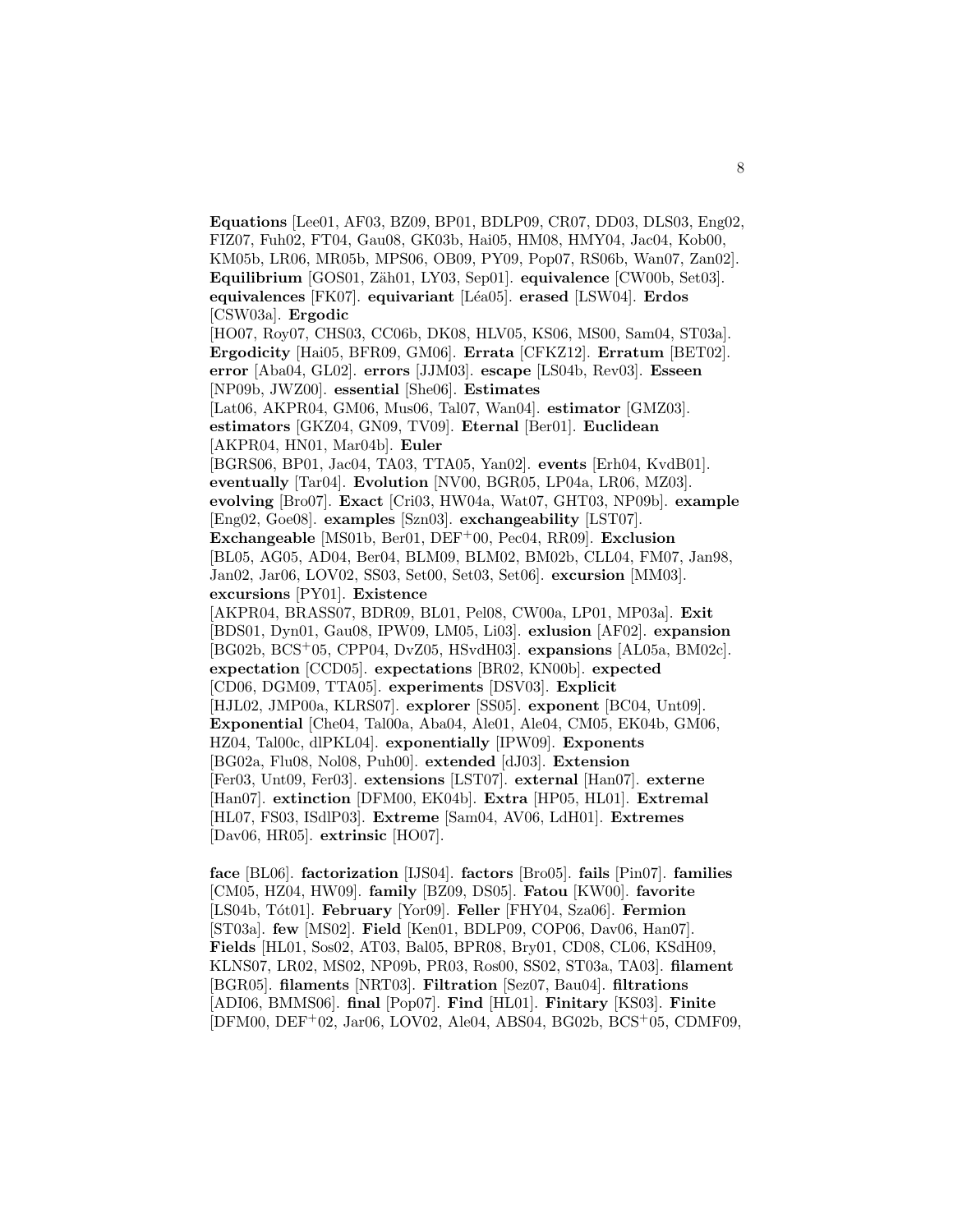**Equations** [Lee01, AF03, BZ09, BP01, BDLP09, CR07, DD03, DLS03, Eng02, FIZ07, Fuh02, FT04, Gau08, GK03b, Hai05, HM08, HMY04, Jac04, Kob00, KM05b, LR06, MR05b, MPS06, OB09, PY09, Pop07, RS06b, Wan07, Zan02]. **Equilibrium** [GOS01, Zäh01, LY03, Sep01]. **equivalence** [CW00b, Set03]. **equivalences** [FK07]. **equivariant** [Léa05]. **erased** [LSW04]. **Erdos** [CSW03a]. **Ergodic** [HO07, Roy07, CHS03, CC06b, DK08, HLV05, KS06, MS00, Sam04, ST03a]. **Ergodicity** [Hai05, BFR09, GM06]. **Errata** [CFKZ12]. **Erratum** [BET02]. **error** [Aba04, GL02]. **errors** [JJM03]. **escape** [LS04b, Rev03]. **Esseen** [NP09b, JWZ00]. **essential** [She06]. **Estimates** [Lat06, AKPR04, GM06, Mus06, Tal07, Wan04]. **estimator** [GMZ03]. **estimators** [GKZ04, GN09, TV09]. **Eternal** [Ber01]. **Euclidean** [AKPR04, HN01, Mar04b]. **Euler** [BGRS06, BP01, Jac04, TA03, TTA05, Yan02]. **events** [Erh04, KvdB01]. **eventually** [Tar04]. **Evolution** [NV00, BGR05, LP04a, LR06, MZ03]. **evolving** [Bro07]. **Exact** [Cri03, HW04a, Wat07, GHT03, NP09b]. **example** [Eng02, Goe08]. **examples** [Szn03]. **exchangeability** [LST07]. **Exchangeable** [MS01b, Ber01, DEF+00, Pec04, RR09]. **Exclusion** [BL05, AG05, AD04, Ber04, BLM09, BLM02, BM02b, CLL04, FM07, Jan98, Jan02, Jar06, LOV02, SS03, Set00, Set03, Set06]. **excursion** [MM03]. **excursions** [PY01]. **Existence** [AKPR04, BRASS07, BDR09, BL01, Pel08, CW00a, LP01, MP03a]. **Exit** [BDS01, Dyn01, Gau08, IPW09, LM05, Li03]. **exlusion** [AF02]. **expansion** [BG02b, BCS+05, CPP04, DvZ05, HSvdH03]. **expansions** [AL05a, BM02c]. **expectation** [CCD05]. **expectations** [BR02, KN00b]. **expected** [CD06, DGM09, TTA05]. **experiments** [DSV03]. **Explicit** [HJL02, JMP00a, KLRS07]. **explorer** [SS05]. **exponent** [BC04, Unt09]. **Exponential** [Che04, Tal00a, Aba04, Ale01, Ale04, CM05, EK04b, GM06, HZ04, Tal00c, dlPKL04]. **exponentially** [IPW09]. **Exponents** [BG02a, Flu08, Nol08, Puh00]. **extended** [dJ03]. **Extension** [Fer03, Unt09, Fer03]. **extensions** [LST07]. **external** [Han07]. **externe** [Han07]. **extinction** [DFM00, EK04b]. **Extra** [HP05, HL01]. **Extremal** [HL07, FS03, ISdlP03]. **Extreme** [Sam04, AV06, LdH01]. **Extremes** [Dav06, HR05]. **extrinsic** [HO07].

**face** [BL06]. **factorization** [IJS04]. **factors** [Bro05]. **fails** [Pin07]. **families** [CM05, HZ04, HW09]. **family** [BZ09, DS05]. **Fatou** [KW00]. **favorite** [LS04b, Tót01]. **February** [Yor09]. **Feller** [FHY04, Sza06]. **Fermion** [ST03a]. **few** [MS02]. **Field** [Ken01, BDLP09, COP06, Dav06, Han07]. **Fields** [HL01, Sos02, AT03, Bal05, BPR08, Bry01, CD08, CL06, KSdH09, KLNS07, LR02, MS02, NP09b, PR03, Ros00, SS02, ST03a, TA03]. **filament** [BGR05]. **filaments** [NRT03]. **Filtration** [Sez07, Bau04]. **filtrations** [ADI06, BMMS06]. **final** [Pop07]. **Find** [HL01]. **Finitary** [KS03]. **Finite** [DFM00, DEF+02, Jar06, LOV02, Ale04, ABS04, BG02b, BCS+05, CDMF09,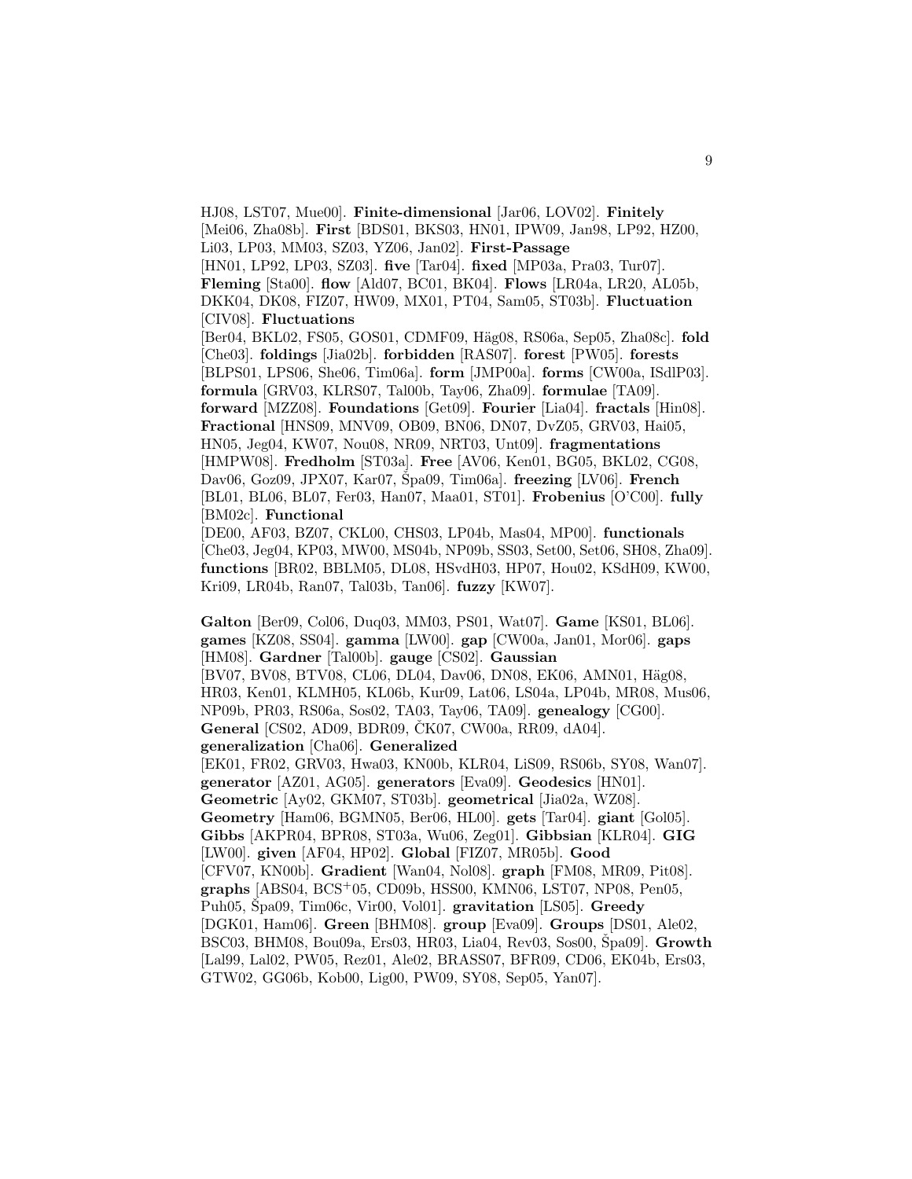HJ08, LST07, Mue00]. **Finite-dimensional** [Jar06, LOV02]. **Finitely** [Mei06, Zha08b]. **First** [BDS01, BKS03, HN01, IPW09, Jan98, LP92, HZ00, Li03, LP03, MM03, SZ03, YZ06, Jan02]. **First-Passage** [HN01, LP92, LP03, SZ03]. **five** [Tar04]. **fixed** [MP03a, Pra03, Tur07]. **Fleming** [Sta00]. **flow** [Ald07, BC01, BK04]. **Flows** [LR04a, LR20, AL05b, DKK04, DK08, FIZ07, HW09, MX01, PT04, Sam05, ST03b]. **Fluctuation** [CIV08]. **Fluctuations** [Ber04, BKL02, FS05, GOS01, CDMF09, Häg08, RS06a, Sep05, Zha08c]. **fold** [Che03]. **foldings** [Jia02b]. **forbidden** [RAS07]. **forest** [PW05]. **forests** [BLPS01, LPS06, She06, Tim06a]. **form** [JMP00a]. **forms** [CW00a, ISdlP03]. **formula** [GRV03, KLRS07, Tal00b, Tay06, Zha09]. **formulae** [TA09]. **forward** [MZZ08]. **Foundations** [Get09]. **Fourier** [Lia04]. **fractals** [Hin08]. **Fractional** [HNS09, MNV09, OB09, BN06, DN07, DvZ05, GRV03, Hai05, HN05, Jeg04, KW07, Nou08, NR09, NRT03, Unt09]. **fragmentations** [HMPW08]. **Fredholm** [ST03a]. **Free** [AV06, Ken01, BG05, BKL02, CG08, Dav06, Goz09, JPX07, Kar07, Špa09, Tim06a]. **freezing** [LV06]. **French** [BL01, BL06, BL07, Fer03, Han07, Maa01, ST01]. **Frobenius** [O'C00]. **fully** [BM02c]. **Functional** [DE00, AF03, BZ07, CKL00, CHS03, LP04b, Mas04, MP00]. **functionals** [Che03, Jeg04, KP03, MW00, MS04b, NP09b, SS03, Set00, Set06, SH08, Zha09]. **functions** [BR02, BBLM05, DL08, HSvdH03, HP07, Hou02, KSdH09, KW00, Kri09, LR04b, Ran07, Tal03b, Tan06]. **fuzzy** [KW07].

**Galton** [Ber09, Col06, Duq03, MM03, PS01, Wat07]. **Game** [KS01, BL06]. **games** [KZ08, SS04]. **gamma** [LW00]. **gap** [CW00a, Jan01, Mor06]. **gaps** [HM08]. **Gardner** [Tal00b]. **gauge** [CS02]. **Gaussian** [BV07, BV08, BTV08, CL06, DL04, Dav06, DN08, EK06, AMN01, Häg08, HR03, Ken01, KLMH05, KL06b, Kur09, Lat06, LS04a, LP04b, MR08, Mus06, NP09b, PR03, RS06a, Sos02, TA03, Tay06, TA09]. **genealogy** [CG00]. **General** [CS02, AD09, BDR09, ČK07, CW00a, RR09, dA04]. **generalization** [Cha06]. **Generalized** [EK01, FR02, GRV03, Hwa03, KN00b, KLR04, LiS09, RS06b, SY08, Wan07]. **generator** [AZ01, AG05]. **generators** [Eva09]. **Geodesics** [HN01]. **Geometric** [Ay02, GKM07, ST03b]. **geometrical** [Jia02a, WZ08]. **Geometry** [Ham06, BGMN05, Ber06, HL00]. **gets** [Tar04]. **giant** [Gol05]. **Gibbs** [AKPR04, BPR08, ST03a, Wu06, Zeg01]. **Gibbsian** [KLR04]. **GIG** [LW00]. **given** [AF04, HP02]. **Global** [FIZ07, MR05b]. **Good** [CFV07, KN00b]. **Gradient** [Wan04, Nol08]. **graph** [FM08, MR09, Pit08]. **graphs** [ABS04, BCS+05, CD09b, HSS00, KMN06, LST07, NP08, Pen05, Puh05, Špa09, Tim06c, Vir00, Vol01]. **gravitation** [LS05]. **Greedy** [DGK01, Ham06]. **Green** [BHM08]. **group** [Eva09]. **Groups** [DS01, Ale02, BSC03, BHM08, Bou09a, Ers03, HR03, Lia04, Rev03, Sos00, Špa09]. **Growth** [Lal99, Lal02, PW05, Rez01, Ale02, BRASS07, BFR09, CD06, EK04b, Ers03, GTW02, GG06b, Kob00, Lig00, PW09, SY08, Sep05, Yan07].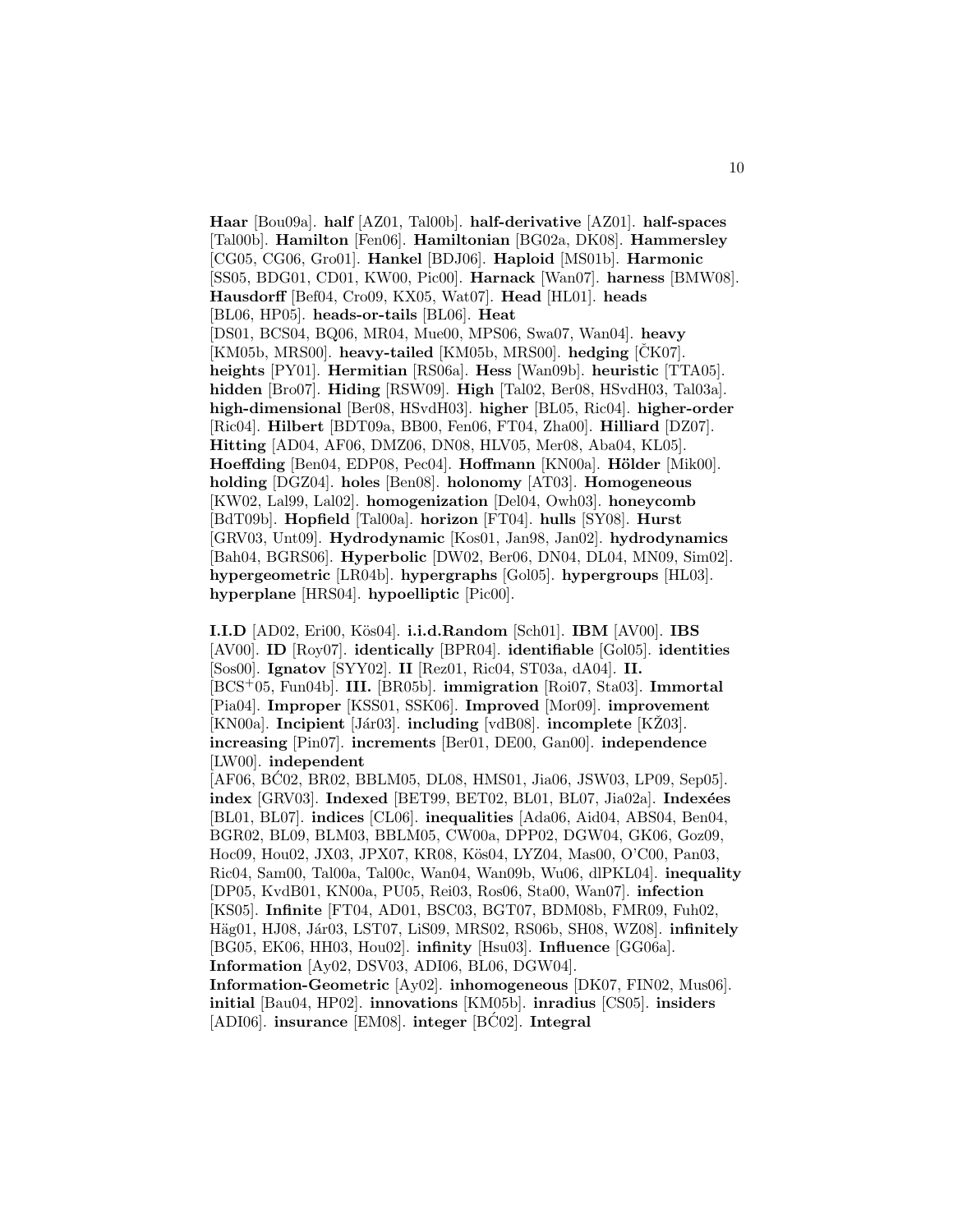**Haar** [Bou09a]. **half** [AZ01, Tal00b]. **half-derivative** [AZ01]. **half-spaces** [Tal00b]. **Hamilton** [Fen06]. **Hamiltonian** [BG02a, DK08]. **Hammersley** [CG05, CG06, Gro01]. **Hankel** [BDJ06]. **Haploid** [MS01b]. **Harmonic** [SS05, BDG01, CD01, KW00, Pic00]. **Harnack** [Wan07]. **harness** [BMW08]. **Hausdorff** [Bef04, Cro09, KX05, Wat07]. **Head** [HL01]. **heads** [BL06, HP05]. **heads-or-tails** [BL06]. **Heat** [DS01, BCS04, BQ06, MR04, Mue00, MPS06, Swa07, Wan04]. **heavy** [KM05b, MRS00]. **heavy-tailed** [KM05b, MRS00]. **hedging** [ČK07]. **heights** [PY01]. **Hermitian** [RS06a]. **Hess** [Wan09b]. **heuristic** [TTA05]. **hidden** [Bro07]. **Hiding** [RSW09]. **High** [Tal02, Ber08, HSvdH03, Tal03a]. **high-dimensional** [Ber08, HSvdH03]. **higher** [BL05, Ric04]. **higher-order** [Ric04]. **Hilbert** [BDT09a, BB00, Fen06, FT04, Zha00]. **Hilliard** [DZ07]. **Hitting** [AD04, AF06, DMZ06, DN08, HLV05, Mer08, Aba04, KL05]. **Hoeffding** [Ben04, EDP08, Pec04]. **Hoffmann** [KN00a]. **Hölder** [Mik00]. **holding** [DGZ04]. **holes** [Ben08]. **holonomy** [AT03]. **Homogeneous** [KW02, Lal99, Lal02]. **homogenization** [Del04, Owh03]. **honeycomb** [BdT09b]. **Hopfield** [Tal00a]. **horizon** [FT04]. **hulls** [SY08]. **Hurst** [GRV03, Unt09]. **Hydrodynamic** [Kos01, Jan98, Jan02]. **hydrodynamics** [Bah04, BGRS06]. **Hyperbolic** [DW02, Ber06, DN04, DL04, MN09, Sim02]. **hypergeometric** [LR04b]. **hypergraphs** [Gol05]. **hypergroups** [HL03]. **hyperplane** [HRS04]. **hypoelliptic** [Pic00].

**I.I.D** [AD02, Eri00, Kös04]. **i.i.d.Random** [Sch01]. **IBM** [AV00]. **IBS** [AV00]. **ID** [Roy07]. **identically** [BPR04]. **identifiable** [Gol05]. **identities** [Sos00]. **Ignatov** [SYY02]. **II** [Rez01, Ric04, ST03a, dA04]. **II.** [BCS+05, Fun04b]. **III.** [BR05b]. **immigration** [Roi07, Sta03]. **Immortal** [Pia04]. **Improper** [KSS01, SSK06]. **Improved** [Mor09]. **improvement** [KN00a]. **Incipient** [Jár03]. **including** [vdB08]. **incomplete** [KŽ03]. **increasing** [Pin07]. **increments** [Ber01, DE00, Gan00]. **independence** [LW00]. **independent** [AF06, BĆ02, BR02, BBLM05, DL08, HMS01, Jia06, JSW03, LP09, Sep05]. **index** [GRV03]. **Indexed** [BET99, BET02, BL01, BL07, Jia02a]. **Indexées** [BL01, BL07]. **indices** [CL06]. **inequalities** [Ada06, Aid04, ABS04, Ben04, BGR02, BL09, BLM03, BBLM05, CW00a, DPP02, DGW04, GK06, Goz09, Hoc09, Hou02, JX03, JPX07, KR08, Kös04, LYZ04, Mas00, O'C00, Pan03, Ric04, Sam00, Tal00a, Tal00c, Wan04, Wan09b, Wu06, dlPKL04]. **inequality** [DP05, KvdB01, KN00a, PU05, Rei03, Ros06, Sta00, Wan07]. **infection** [KS05]. **Infinite** [FT04, AD01, BSC03, BGT07, BDM08b, FMR09, Fuh02, Häg01, HJ08, Jár03, LST07, LiS09, MRS02, RS06b, SH08, WZ08]. **infinitely** [BG05, EK06, HH03, Hou02]. **infinity** [Hsu03]. **Influence** [GG06a]. **Information** [Ay02, DSV03, ADI06, BL06, DGW04]. **Information-Geometric** [Ay02]. **inhomogeneous** [DK07, FIN02, Mus06]. **initial** [Bau04, HP02]. **innovations** [KM05b]. **inradius** [CS05]. **insiders** [ADI06]. **insurance** [EM08]. **integer** [BĆ02]. **Integral**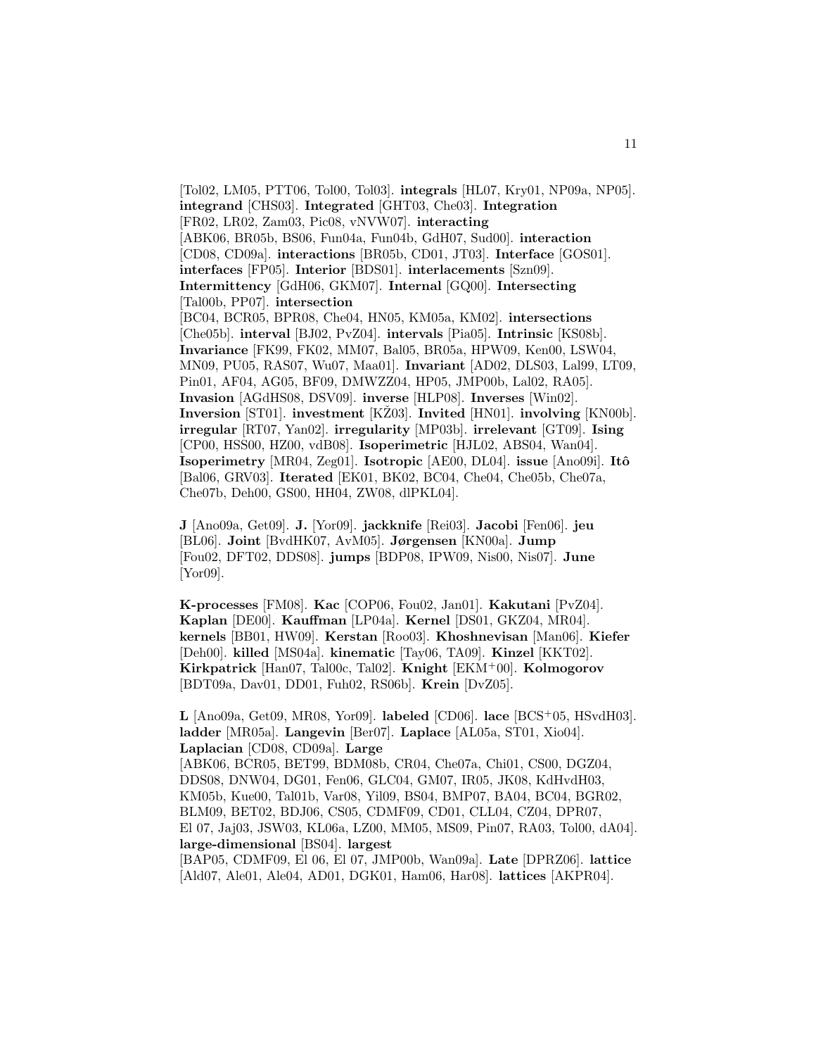[Tol02, LM05, PTT06, Tol00, Tol03]. **integrals** [HL07, Kry01, NP09a, NP05]. **integrand** [CHS03]. **Integrated** [GHT03, Che03]. **Integration** [FR02, LR02, Zam03, Pic08, vNVW07]. **interacting** [ABK06, BR05b, BS06, Fun04a, Fun04b, GdH07, Sud00]. **interaction** [CD08, CD09a]. **interactions** [BR05b, CD01, JT03]. **Interface** [GOS01]. **interfaces** [FP05]. **Interior** [BDS01]. **interlacements** [Szn09]. **Intermittency** [GdH06, GKM07]. **Internal** [GQ00]. **Intersecting** [Tal00b, PP07]. **intersection** [BC04, BCR05, BPR08, Che04, HN05, KM05a, KM02]. **intersections** [Che05b]. **interval** [BJ02, PvZ04]. **intervals** [Pia05]. **Intrinsic** [KS08b]. **Invariance** [FK99, FK02, MM07, Bal05, BR05a, HPW09, Ken00, LSW04, MN09, PU05, RAS07, Wu07, Maa01]. **Invariant** [AD02, DLS03, Lal99, LT09, Pin01, AF04, AG05, BF09, DMWZZ04, HP05, JMP00b, Lal02, RA05]. **Invasion** [AGdHS08, DSV09]. **inverse** [HLP08]. **Inverses** [Win02]. **Inversion** [ST01]. **investment** [KŽ03]. **Invited** [HN01]. **involving** [KN00b]. **irregular** [RT07, Yan02]. **irregularity** [MP03b]. **irrelevant** [GT09]. **Ising** [CP00, HSS00, HZ00, vdB08]. **Isoperimetric** [HJL02, ABS04, Wan04]. **Isoperimetry** [MR04, Zeg01]. **Isotropic** [AE00, DL04]. **issue** [Ano09i]. **Itô** [Bal06, GRV03]. **Iterated** [EK01, BK02, BC04, Che04, Che05b, Che07a, Che07b, Deh00, GS00, HH04, ZW08, dlPKL04].

**J** [Ano09a, Get09]. **J.** [Yor09]. **jackknife** [Rei03]. **Jacobi** [Fen06]. **jeu** [BL06]. **Joint** [BvdHK07, AvM05]. **Jørgensen** [KN00a]. **Jump** [Fou02, DFT02, DDS08]. **jumps** [BDP08, IPW09, Nis00, Nis07]. **June** [Yor09].

**K-processes** [FM08]. **Kac** [COP06, Fou02, Jan01]. **Kakutani** [PvZ04]. **Kaplan** [DE00]. **Kauffman** [LP04a]. **Kernel** [DS01, GKZ04, MR04]. **kernels** [BB01, HW09]. **Kerstan** [Roo03]. **Khoshnevisan** [Man06]. **Kiefer** [Deh00]. **killed** [MS04a]. **kinematic** [Tay06, TA09]. **Kinzel** [KKT02]. **Kirkpatrick** [Han07, Tal00c, Tal02]. **Knight** [EKM+00]. **Kolmogorov** [BDT09a, Dav01, DD01, Fuh02, RS06b]. **Krein** [DvZ05].

**L** [Ano09a, Get09, MR08, Yor09]. **labeled** [CD06]. **lace** [BCS+05, HSvdH03]. **ladder** [MR05a]. **Langevin** [Ber07]. **Laplace** [AL05a, ST01, Xio04]. **Laplacian** [CD08, CD09a]. **Large** [ABK06, BCR05, BET99, BDM08b, CR04, Che07a, Chi01, CS00, DGZ04, DDS08, DNW04, DG01, Fen06, GLC04, GM07, IR05, JK08, KdHvdH03, KM05b, Kue00, Tal01b, Var08, Yil09, BS04, BMP07, BA04, BC04, BGR02, BLM09, BET02, BDJ06, CS05, CDMF09, CD01, CLL04, CZ04, DPR07, El 07, Jaj03, JSW03, KL06a, LZ00, MM05, MS09, Pin07, RA03, Tol00, dA04]. **large-dimensional** [BS04]. **largest** [BAP05, CDMF09, El 06, El 07, JMP00b, Wan09a]. **Late** [DPRZ06]. **lattice** [Ald07, Ale01, Ale04, AD01, DGK01, Ham06, Har08]. **lattices** [AKPR04].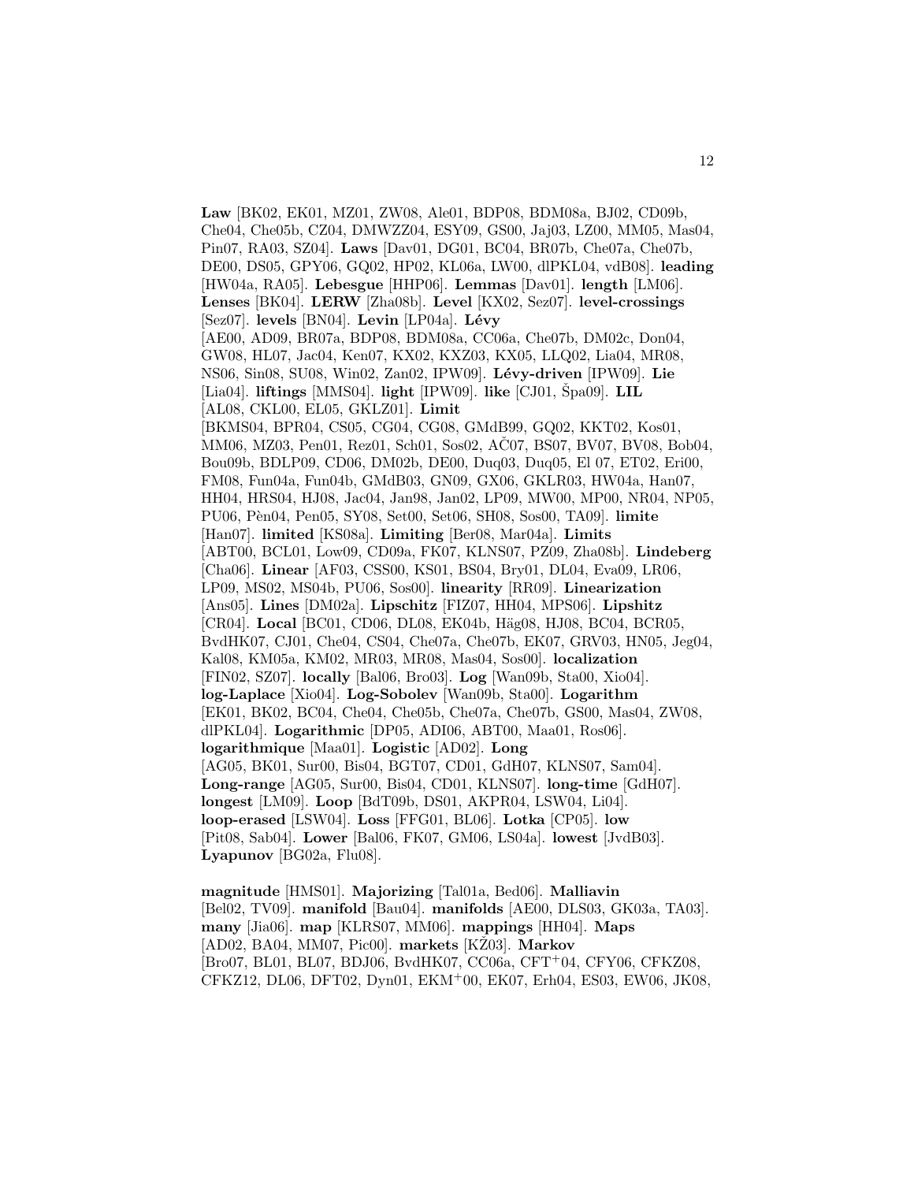**Law** [BK02, EK01, MZ01, ZW08, Ale01, BDP08, BDM08a, BJ02, CD09b, Che04, Che05b, CZ04, DMWZZ04, ESY09, GS00, Jaj03, LZ00, MM05, Mas04, Pin07, RA03, SZ04]. **Laws** [Dav01, DG01, BC04, BR07b, Che07a, Che07b, DE00, DS05, GPY06, GQ02, HP02, KL06a, LW00, dlPKL04, vdB08]. **leading** [HW04a, RA05]. **Lebesgue** [HHP06]. **Lemmas** [Dav01]. **length** [LM06]. **Lenses** [BK04]. **LERW** [Zha08b]. **Level** [KX02, Sez07]. **level-crossings** [Sez07]. **levels** [BN04]. **Levin** [LP04a]. **Lévy** [AE00, AD09, BR07a, BDP08, BDM08a, CC06a, Che07b, DM02c, Don04, GW08, HL07, Jac04, Ken07, KX02, KXZ03, KX05, LLQ02, Lia04, MR08, NS06, Sin08, SU08, Win02, Zan02, IPW09]. **Lévy-driven** [IPW09]. **Lie** [Lia04]. **liftings** [MMS04]. **light** [IPW09]. **like** [CJ01, Špa09]. **LIL** [AL08, CKL00, EL05, GKLZ01]. **Limit** [BKMS04, BPR04, CS05, CG04, CG08, GMdB99, GQ02, KKT02, Kos01, MM06, MZ03, Pen01, Rez01, Sch01, Sos02, AČ07, BS07, BV07, BV08, Bob04, Bou09b, BDLP09, CD06, DM02b, DE00, Duq03, Duq05, El 07, ET02, Eri00, FM08, Fun04a, Fun04b, GMdB03, GN09, GX06, GKLR03, HW04a, Han07, HH04, HRS04, HJ08, Jac04, Jan98, Jan02, LP09, MW00, MP00, NR04, NP05, PU06, Pèn04, Pen05, SY08, Set00, Set06, SH08, Sos00, TA09]. **limite** [Han07]. **limited** [KS08a]. **Limiting** [Ber08, Mar04a]. **Limits** [ABT00, BCL01, Low09, CD09a, FK07, KLNS07, PZ09, Zha08b]. **Lindeberg** [Cha06]. **Linear** [AF03, CSS00, KS01, BS04, Bry01, DL04, Eva09, LR06, LP09, MS02, MS04b, PU06, Sos00]. **linearity** [RR09]. **Linearization** [Ans05]. **Lines** [DM02a]. **Lipschitz** [FIZ07, HH04, MPS06]. **Lipshitz** [CR04]. **Local** [BC01, CD06, DL08, EK04b, Häg08, HJ08, BC04, BCR05, BvdHK07, CJ01, Che04, CS04, Che07a, Che07b, EK07, GRV03, HN05, Jeg04, Kal08, KM05a, KM02, MR03, MR08, Mas04, Sos00]. **localization** [FIN02, SZ07]. **locally** [Bal06, Bro03]. **Log** [Wan09b, Sta00, Xio04]. **log-Laplace** [Xio04]. **Log-Sobolev** [Wan09b, Sta00]. **Logarithm** [EK01, BK02, BC04, Che04, Che05b, Che07a, Che07b, GS00, Mas04, ZW08, dlPKL04]. **Logarithmic** [DP05, ADI06, ABT00, Maa01, Ros06]. **logarithmique** [Maa01]. **Logistic** [AD02]. **Long** [AG05, BK01, Sur00, Bis04, BGT07, CD01, GdH07, KLNS07, Sam04]. **Long-range** [AG05, Sur00, Bis04, CD01, KLNS07]. **long-time** [GdH07]. **longest** [LM09]. **Loop** [BdT09b, DS01, AKPR04, LSW04, Li04]. **loop-erased** [LSW04]. **Loss** [FFG01, BL06]. **Lotka** [CP05]. **low** [Pit08, Sab04]. **Lower** [Bal06, FK07, GM06, LS04a]. **lowest** [JvdB03]. **Lyapunov** [BG02a, Flu08].

**magnitude** [HMS01]. **Majorizing** [Tal01a, Bed06]. **Malliavin** [Bel02, TV09]. **manifold** [Bau04]. **manifolds** [AE00, DLS03, GK03a, TA03]. **many** [Jia06]. **map** [KLRS07, MM06]. **mappings** [HH04]. **Maps** [AD02, BA04, MM07, Pic00]. **markets** [KŽ03]. **Markov** [Bro07, BL01, BL07, BDJ06, BvdHK07, CC06a, CFT+04, CFY06, CFKZ08, CFKZ12, DL06, DFT02, Dyn01, EKM+00, EK07, Erh04, ES03, EW06, JK08,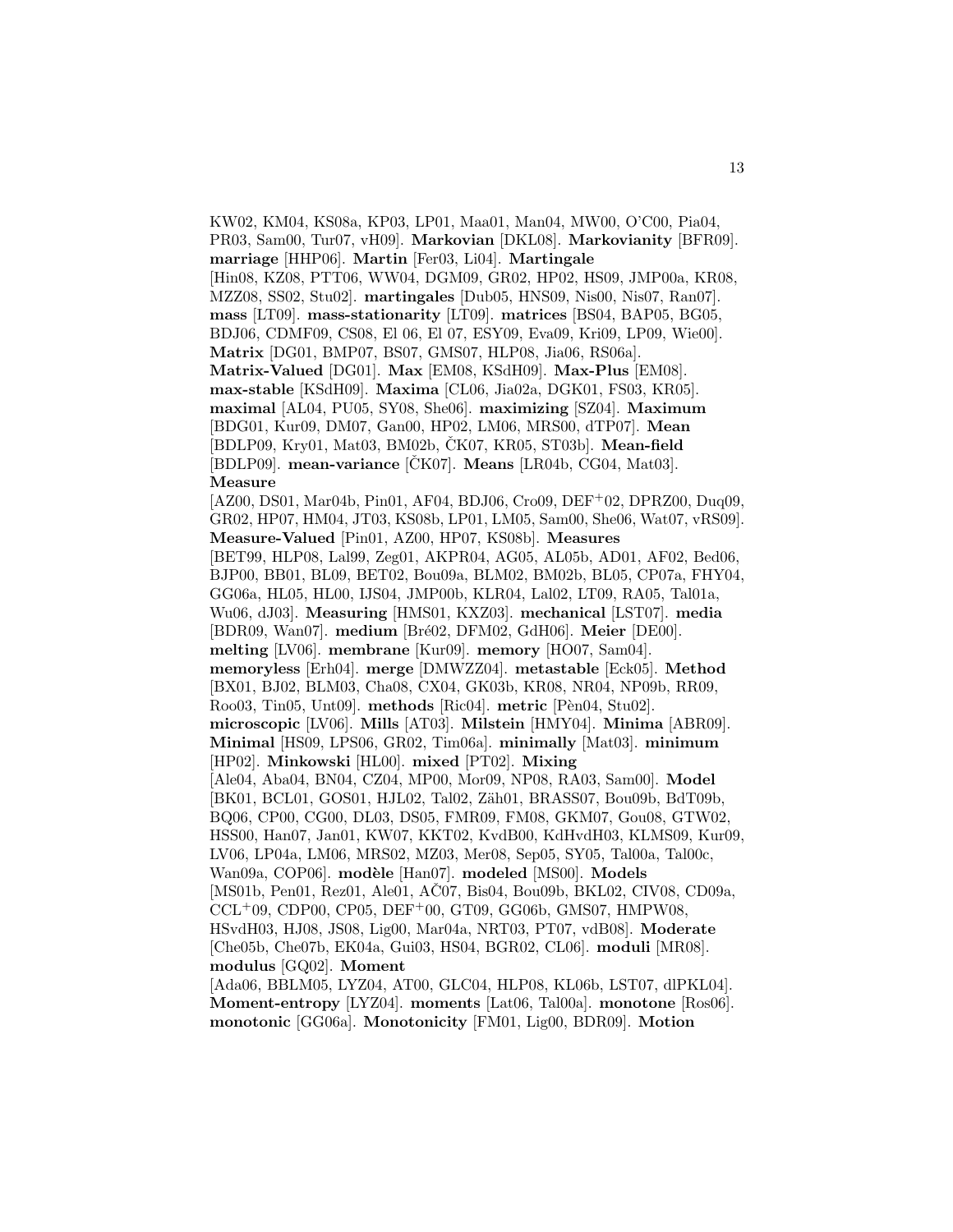KW02, KM04, KS08a, KP03, LP01, Maa01, Man04, MW00, O'C00, Pia04, PR03, Sam00, Tur07, vH09]. **Markovian** [DKL08]. **Markovianity** [BFR09]. **marriage** [HHP06]. **Martin** [Fer03, Li04]. **Martingale** [Hin08, KZ08, PTT06, WW04, DGM09, GR02, HP02, HS09, JMP00a, KR08, MZZ08, SS02, Stu02]. **martingales** [Dub05, HNS09, Nis00, Nis07, Ran07]. **mass** [LT09]. **mass-stationarity** [LT09]. **matrices** [BS04, BAP05, BG05, BDJ06, CDMF09, CS08, El 06, El 07, ESY09, Eva09, Kri09, LP09, Wie00]. **Matrix** [DG01, BMP07, BS07, GMS07, HLP08, Jia06, RS06a]. **Matrix-Valued** [DG01]. **Max** [EM08, KSdH09]. **Max-Plus** [EM08]. **max-stable** [KSdH09]. **Maxima** [CL06, Jia02a, DGK01, FS03, KR05]. **maximal** [AL04, PU05, SY08, She06]. **maximizing** [SZ04]. **Maximum** [BDG01, Kur09, DM07, Gan00, HP02, LM06, MRS00, dTP07]. **Mean** [BDLP09, Kry01, Mat03, BM02b, ČK07, KR05, ST03b]. **Mean-field** [BDLP09]. **mean-variance** [ČK07]. **Means** [LR04b, CG04, Mat03]. **Measure** [AZ00, DS01, Mar04b, Pin01, AF04, BDJ06, Cro09, DEF+02, DPRZ00, Duq09, GR02, HP07, HM04, JT03, KS08b, LP01, LM05, Sam00, She06, Wat07, vRS09]. **Measure-Valued** [Pin01, AZ00, HP07, KS08b]. **Measures** [BET99, HLP08, Lal99, Zeg01, AKPR04, AG05, AL05b, AD01, AF02, Bed06, BJP00, BB01, BL09, BET02, Bou09a, BLM02, BM02b, BL05, CP07a, FHY04, GG06a, HL05, HL00, IJS04, JMP00b, KLR04, Lal02, LT09, RA05, Tal01a, Wu06, dJ03]. **Measuring** [HMS01, KXZ03]. **mechanical** [LST07]. **media** [BDR09, Wan07]. **medium** [Bré02, DFM02, GdH06]. **Meier** [DE00]. **melting** [LV06]. **membrane** [Kur09]. **memory** [HO07, Sam04]. **memoryless** [Erh04]. **merge** [DMWZZ04]. **metastable** [Eck05]. **Method** [BX01, BJ02, BLM03, Cha08, CX04, GK03b, KR08, NR04, NP09b, RR09, Roo03, Tin05, Unt09]. **methods** [Ric04]. **metric** [Pèn04, Stu02]. **microscopic** [LV06]. **Mills** [AT03]. **Milstein** [HMY04]. **Minima** [ABR09]. **Minimal** [HS09, LPS06, GR02, Tim06a]. **minimally** [Mat03]. **minimum** [HP02]. **Minkowski** [HL00]. **mixed** [PT02]. **Mixing** [Ale04, Aba04, BN04, CZ04, MP00, Mor09, NP08, RA03, Sam00]. **Model** [BK01, BCL01, GOS01, HJL02, Tal02, Zäh01, BRASS07, Bou09b, BdT09b, BQ06, CP00, CG00, DL03, DS05, FMR09, FM08, GKM07, Gou08, GTW02, HSS00, Han07, Jan01, KW07, KKT02, KvdB00, KdHvdH03, KLMS09, Kur09, LV06, LP04a, LM06, MRS02, MZ03, Mer08, Sep05, SY05, Tal00a, Tal00c, Wan09a, COP06]. **modèle** [Han07]. **modeled** [MS00]. **Models** [MS01b, Pen01, Rez01, Ale01, AČ07, Bis04, Bou09b, BKL02, CIV08, CD09a, CCL+09, CDP00, CP05, DEF+00, GT09, GG06b, GMS07, HMPW08, HSvdH03, HJ08, JS08, Lig00, Mar04a, NRT03, PT07, vdB08]. **Moderate** [Che05b, Che07b, EK04a, Gui03, HS04, BGR02, CL06]. **moduli** [MR08]. **modulus** [GQ02]. **Moment** [Ada06, BBLM05, LYZ04, AT00, GLC04, HLP08, KL06b, LST07, dlPKL04]. **Moment-entropy** [LYZ04]. **moments** [Lat06, Tal00a]. **monotone** [Ros06]. **monotonic** [GG06a]. **Monotonicity** [FM01, Lig00, BDR09]. **Motion**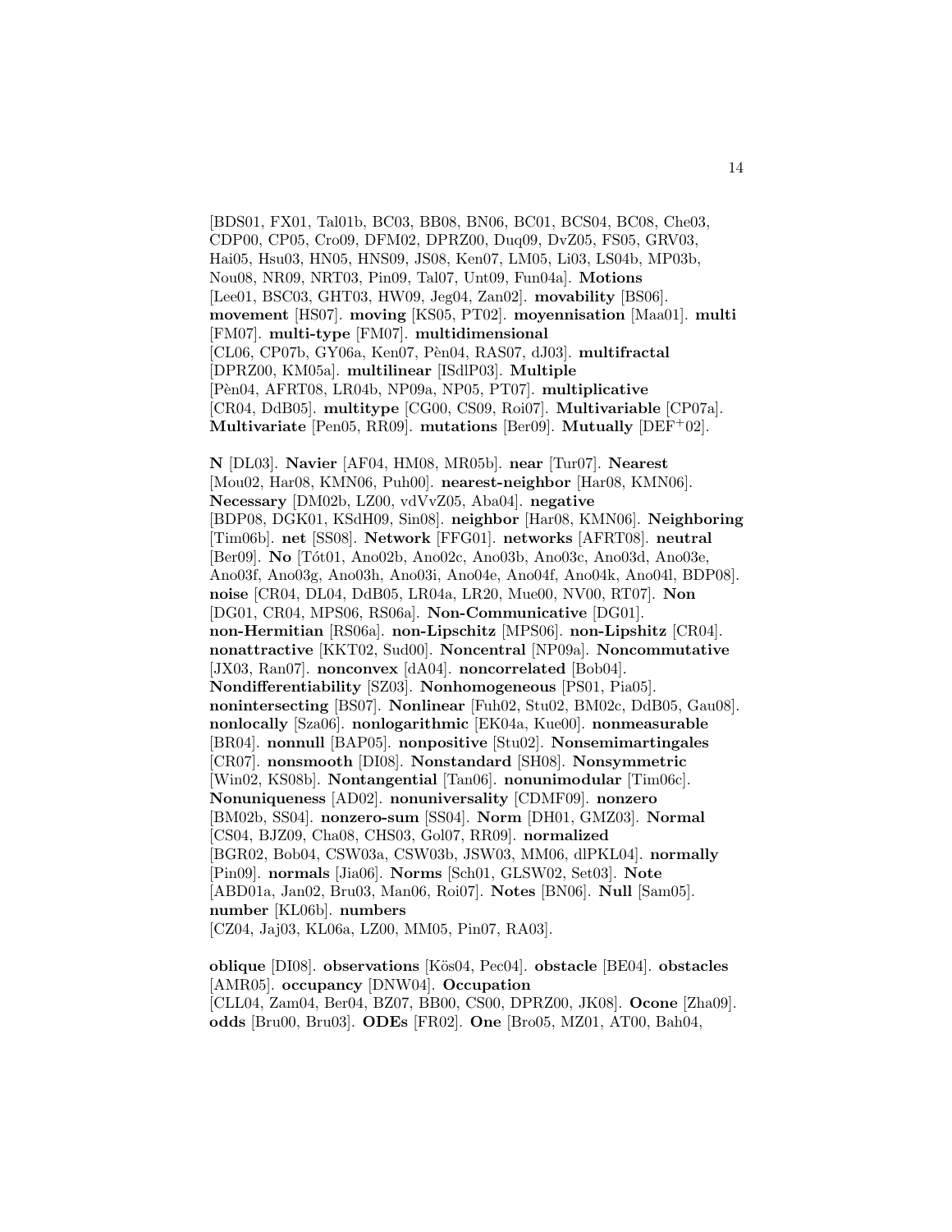[BDS01, FX01, Tal01b, BC03, BB08, BN06, BC01, BCS04, BC08, Che03, CDP00, CP05, Cro09, DFM02, DPRZ00, Duq09, DvZ05, FS05, GRV03, Hai05, Hsu03, HN05, HNS09, JS08, Ken07, LM05, Li03, LS04b, MP03b, Nou08, NR09, NRT03, Pin09, Tal07, Unt09, Fun04a]. **Motions** [Lee01, BSC03, GHT03, HW09, Jeg04, Zan02]. **movability** [BS06]. **movement** [HS07]. **moving** [KS05, PT02]. **moyennisation** [Maa01]. **multi** [FM07]. **multi-type** [FM07]. **multidimensional** [CL06, CP07b, GY06a, Ken07, Pèn04, RAS07, dJ03]. **multifractal** [DPRZ00, KM05a]. **multilinear** [ISdlP03]. **Multiple** [Pèn04, AFRT08, LR04b, NP09a, NP05, PT07]. **multiplicative** [CR04, DdB05]. **multitype** [CG00, CS09, Roi07]. **Multivariable** [CP07a]. **Multivariate** [Pen05, RR09]. **mutations** [Ber09]. **Mutually** [DEF+02].

**N** [DL03]. **Navier** [AF04, HM08, MR05b]. **near** [Tur07]. **Nearest** [Mou02, Har08, KMN06, Puh00]. **nearest-neighbor** [Har08, KMN06]. **Necessary** [DM02b, LZ00, vdVvZ05, Aba04]. **negative** [BDP08, DGK01, KSdH09, Sin08]. **neighbor** [Har08, KMN06]. **Neighboring** [Tim06b]. **net** [SS08]. **Network** [FFG01]. **networks** [AFRT08]. **neutral** [Ber09]. **No** [Tót01, Ano02b, Ano02c, Ano03b, Ano03c, Ano03d, Ano03e, Ano03f, Ano03g, Ano03h, Ano03i, Ano04e, Ano04f, Ano04k, Ano04l, BDP08]. **noise** [CR04, DL04, DdB05, LR04a, LR20, Mue00, NV00, RT07]. **Non** [DG01, CR04, MPS06, RS06a]. **Non-Communicative** [DG01]. **non-Hermitian** [RS06a]. **non-Lipschitz** [MPS06]. **non-Lipshitz** [CR04]. **nonattractive** [KKT02, Sud00]. **Noncentral** [NP09a]. **Noncommutative** [JX03, Ran07]. **nonconvex** [dA04]. **noncorrelated** [Bob04]. **Nondifferentiability** [SZ03]. **Nonhomogeneous** [PS01, Pia05]. **nonintersecting** [BS07]. **Nonlinear** [Fuh02, Stu02, BM02c, DdB05, Gau08]. **nonlocally** [Sza06]. **nonlogarithmic** [EK04a, Kue00]. **nonmeasurable** [BR04]. **nonnull** [BAP05]. **nonpositive** [Stu02]. **Nonsemimartingales** [CR07]. **nonsmooth** [DI08]. **Nonstandard** [SH08]. **Nonsymmetric** [Win02, KS08b]. **Nontangential** [Tan06]. **nonunimodular** [Tim06c]. **Nonuniqueness** [AD02]. **nonuniversality** [CDMF09]. **nonzero** [BM02b, SS04]. **nonzero-sum** [SS04]. **Norm** [DH01, GMZ03]. **Normal** [CS04, BJZ09, Cha08, CHS03, Gol07, RR09]. **normalized** [BGR02, Bob04, CSW03a, CSW03b, JSW03, MM06, dlPKL04]. **normally** [Pin09]. **normals** [Jia06]. **Norms** [Sch01, GLSW02, Set03]. **Note** [ABD01a, Jan02, Bru03, Man06, Roi07]. **Notes** [BN06]. **Null** [Sam05]. **number** [KL06b]. **numbers** [CZ04, Jaj03, KL06a, LZ00, MM05, Pin07, RA03].

**oblique** [DI08]. **observations** [Kös04, Pec04]. **obstacle** [BE04]. **obstacles** [AMR05]. **occupancy** [DNW04]. **Occupation** [CLL04, Zam04, Ber04, BZ07, BB00, CS00, DPRZ00, JK08]. **Ocone** [Zha09]. **odds** [Bru00, Bru03]. **ODEs** [FR02]. **One** [Bro05, MZ01, AT00, Bah04,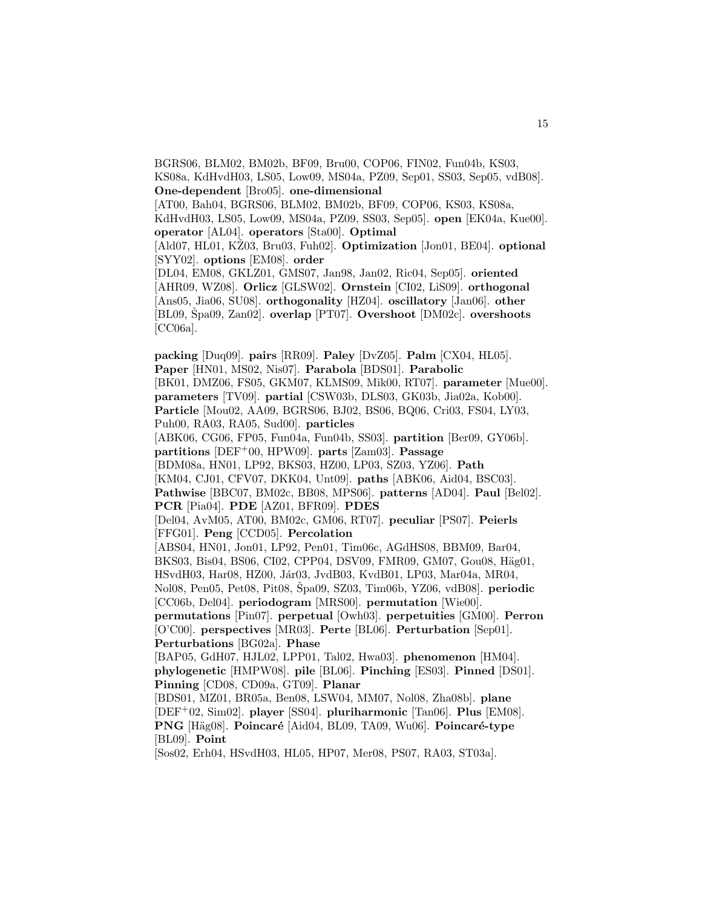BGRS06, BLM02, BM02b, BF09, Bru00, COP06, FIN02, Fun04b, KS03, KS08a, KdHvdH03, LS05, Low09, MS04a, PZ09, Sep01, SS03, Sep05, vdB08]. **One-dependent** [Bro05]. **one-dimensional** [AT00, Bah04, BGRS06, BLM02, BM02b, BF09, COP06, KS03, KS08a, KdHvdH03, LS05, Low09, MS04a, PZ09, SS03, Sep05]. **open** [EK04a, Kue00]. **operator** [AL04]. **operators** [Sta00]. **Optimal** [Ald07, HL01, KŽ03, Bru03, Fuh02]. **Optimization** [Jon01, BE04]. **optional** [SYY02]. **options** [EM08]. **order** [DL04, EM08, GKLZ01, GMS07, Jan98, Jan02, Ric04, Sep05]. **oriented** [AHR09, WZ08]. **Orlicz** [GLSW02]. **Ornstein** [CI02, LiS09]. **orthogonal** [Ans05, Jia06, SU08]. **orthogonality** [HZ04]. **oscillatory** [Jan06]. **other** [BL09, Špa09, Zan02]. **overlap** [PT07]. **Overshoot** [DM02c]. **overshoots** [CC06a].

**packing** [Duq09]. **pairs** [RR09]. **Paley** [DvZ05]. **Palm** [CX04, HL05]. **Paper** [HN01, MS02, Nis07]. **Parabola** [BDS01]. **Parabolic** [BK01, DMZ06, FS05, GKM07, KLMS09, Mik00, RT07]. **parameter** [Mue00]. **parameters** [TV09]. **partial** [CSW03b, DLS03, GK03b, Jia02a, Kob00]. **Particle** [Mou02, AA09, BGRS06, BJ02, BS06, BQ06, Cri03, FS04, LY03, Puh00, RA03, RA05, Sud00]. **particles** [ABK06, CG06, FP05, Fun04a, Fun04b, SS03]. **partition** [Ber09, GY06b]. **partitions** [DEF+00, HPW09]. **parts** [Zam03]. **Passage** [BDM08a, HN01, LP92, BKS03, HZ00, LP03, SZ03, YZ06]. **Path** [KM04, CJ01, CFV07, DKK04, Unt09]. **paths** [ABK06, Aid04, BSC03]. **Pathwise** [BBC07, BM02c, BB08, MPS06]. **patterns** [AD04]. **Paul** [Bel02]. **PCR** [Pia04]. **PDE** [AZ01, BFR09]. **PDES** [Del04, AvM05, AT00, BM02c, GM06, RT07]. **peculiar** [PS07]. **Peierls** [FFG01]. **Peng** [CCD05]. **Percolation** [ABS04, HN01, Jon01, LP92, Pen01, Tim06c, AGdHS08, BBM09, Bar04, BKS03, Bis04, BS06, CI02, CPP04, DSV09, FMR09, GM07, Gou08, Häg01, HSvdH03, Har08, HZ00, Jár03, JvdB03, KvdB01, LP03, Mar04a, MR04, Nol08, Pen05, Pet08, Pit08, Špa09, SZ03, Tim06b, YZ06, vdB08]. **periodic** [CC06b, Del04]. **periodogram** [MRS00]. **permutation** [Wie00]. **permutations** [Pin07]. **perpetual** [Owh03]. **perpetuities** [GM00]. **Perron** [O'C00]. **perspectives** [MR03]. **Perte** [BL06]. **Perturbation** [Sep01]. **Perturbations** [BG02a]. **Phase** [BAP05, GdH07, HJL02, LPP01, Tal02, Hwa03]. **phenomenon** [HM04]. **phylogenetic** [HMPW08]. **pile** [BL06]. **Pinching** [ES03]. **Pinned** [DS01]. **Pinning** [CD08, CD09a, GT09]. **Planar** [BDS01, MZ01, BR05a, Ben08, LSW04, MM07, Nol08, Zha08b]. **plane** [DEF+02, Sim02]. **player** [SS04]. **pluriharmonic** [Tan06]. **Plus** [EM08]. **PNG** [Häg08]. **Poincaré** [Aid04, BL09, TA09, Wu06]. **Poincaré-type** [BL09]. **Point** [Sos02, Erh04, HSvdH03, HL05, HP07, Mer08, PS07, RA03, ST03a].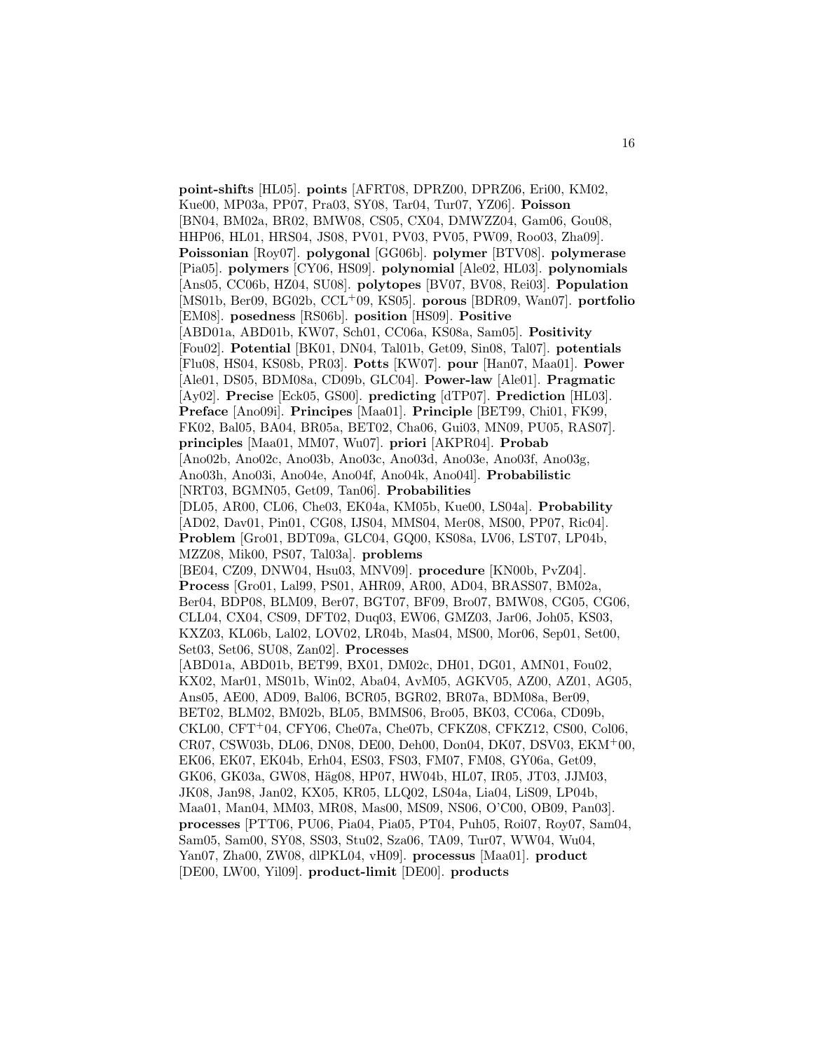**point-shifts** [HL05]. **points** [AFRT08, DPRZ00, DPRZ06, Eri00, KM02, Kue00, MP03a, PP07, Pra03, SY08, Tar04, Tur07, YZ06]. **Poisson** [BN04, BM02a, BR02, BMW08, CS05, CX04, DMWZZ04, Gam06, Gou08, HHP06, HL01, HRS04, JS08, PV01, PV03, PV05, PW09, Roo03, Zha09]. **Poissonian** [Roy07]. **polygonal** [GG06b]. **polymer** [BTV08]. **polymerase** [Pia05]. **polymers** [CY06, HS09]. **polynomial** [Ale02, HL03]. **polynomials** [Ans05, CC06b, HZ04, SU08]. **polytopes** [BV07, BV08, Rei03]. **Population** [MS01b, Ber09, BG02b, CCL$^+$09, KS05]. **porous** [BDR09, Wan07]. **portfolio** [EM08]. **posedness** [RS06b]. **position** [HS09]. **Positive** [ABD01a, ABD01b, KW07, Sch01, CC06a, KS08a, Sam05]. **Positivity** [Fou02]. **Potential** [BK01, DN04, Tal01b, Get09, Sin08, Tal07]. **potentials** [Flu08, HS04, KS08b, PR03]. **Potts** [KW07]. **pour** [Han07, Maa01]. **Power** [Ale01, DS05, BDM08a, CD09b, GLC04]. **Power-law** [Ale01]. **Pragmatic** [Ay02]. **Precise** [Eck05, GS00]. **predicting** [dTP07]. **Prediction** [HL03]. **Preface** [Ano09i]. **Principes** [Maa01]. **Principle** [BET99, Chi01, FK99, FK02, Bal05, BA04, BR05a, BET02, Cha06, Gui03, MN09, PU05, RAS07]. **principles** [Maa01, MM07, Wu07]. **priori** [AKPR04]. **Probab** [Ano02b, Ano02c, Ano03b, Ano03c, Ano03d, Ano03e, Ano03f, Ano03g, Ano03h, Ano03i, Ano04e, Ano04f, Ano04k, Ano04l]. **Probabilistic** [NRT03, BGMN05, Get09, Tan06]. **Probabilities** [DL05, AR00, CL06, Che03, EK04a, KM05b, Kue00, LS04a]. **Probability** [AD02, Dav01, Pin01, CG08, IJS04, MMS04, Mer08, MS00, PP07, Ric04]. **Problem** [Gro01, BDT09a, GLC04, GQ00, KS08a, LV06, LST07, LP04b, MZZ08, Mik00, PS07, Tal03a]. **problems** [BE04, CZ09, DNW04, Hsu03, MNV09]. **procedure** [KN00b, PvZ04]. **Process** [Gro01, Lal99, PS01, AHR09, AR00, AD04, BRASS07, BM02a, Ber04, BDP08, BLM09, Ber07, BGT07, BF09, Bro07, BMW08, CG05, CG06, CLL04, CX04, CS09, DFT02, Duq03, EW06, GMZ03, Jar06, Joh05, KS03, KXZ03, KL06b, Lal02, LOV02, LR04b, Mas04, MS00, Mor06, Sep01, Set00, Set03, Set06, SU08, Zan02]. **Processes** [ABD01a, ABD01b, BET99, BX01, DM02c, DH01, DG01, AMN01, Fou02, KX02, Mar01, MS01b, Win02, Aba04, AvM05, AGKV05, AZ00, AZ01, AG05, Ans05, AE00, AD09, Bal06, BCR05, BGR02, BR07a, BDM08a, Ber09, BET02, BLM02, BM02b, BL05, BMMS06, Bro05, BK03, CC06a, CD09b, CKL00, CFT$^+$04, CFY06, Che07a, Che07b, CFKZ08, CFKZ12, CS00, Col06, CR07, CSW03b, DL06, DN08, DE00, Deh00, Don04, DK07, DSV03, EKM$^+$00, EK06, EK07, EK04b, Erh04, ES03, FS03, FM07, FM08, GY06a, Get09, GK06, GK03a, GW08, Häg08, HP07, HW04b, HL07, IR05, JT03, JJM03, JK08, Jan98, Jan02, KX05, KR05, LLQ02, LS04a, Lia04, LiS09, LP04b, Maa01, Man04, MM03, MR08, Mas00, MS09, NS06, O'C00, OB09, Pan03]. **processes** [PTT06, PU06, Pia04, Pia05, PT04, Puh05, Roi07, Roy07, Sam04, Sam05, Sam00, SY08, SS03, Stu02, Sza06, TA09, Tur07, WW04, Wu04, Yan07, Zha00, ZW08, dlPKL04, vH09]. **processus** [Maa01]. **product** [DE00, LW00, Yil09]. **product-limit** [DE00]. **products**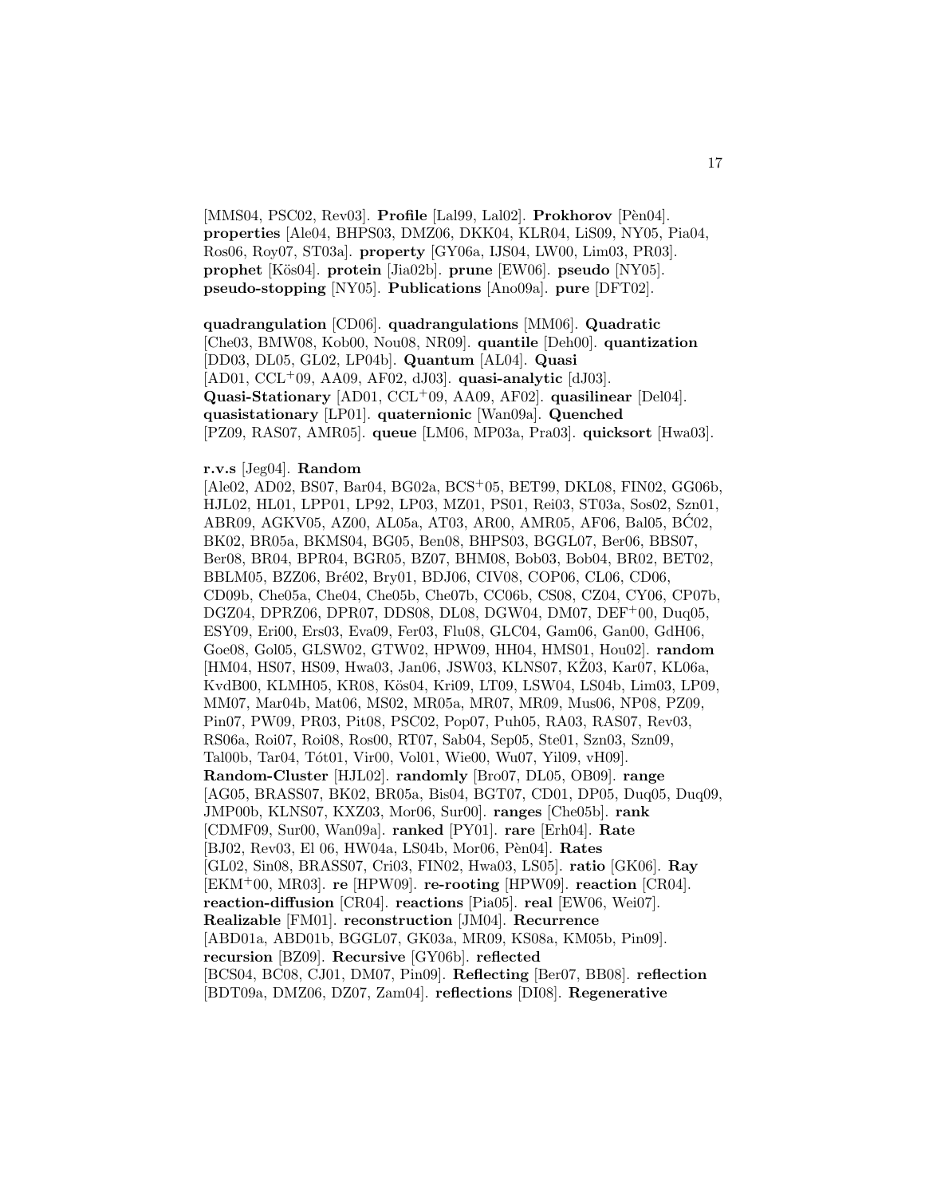[MMS04, PSC02, Rev03]. **Profile** [Lal99, Lal02]. **Prokhorov** [Pèn04]. **properties** [Ale04, BHPS03, DMZ06, DKK04, KLR04, LiS09, NY05, Pia04, Ros06, Roy07, ST03a]. **property** [GY06a, IJS04, LW00, Lim03, PR03]. **prophet** [Kös04]. **protein** [Jia02b]. **prune** [EW06]. **pseudo** [NY05]. **pseudo-stopping** [NY05]. **Publications** [Ano09a]. **pure** [DFT02].

**quadrangulation** [CD06]. **quadrangulations** [MM06]. **Quadratic** [Che03, BMW08, Kob00, Nou08, NR09]. **quantile** [Deh00]. **quantization** [DD03, DL05, GL02, LP04b]. **Quantum** [AL04]. **Quasi** [AD01, CCL+09, AA09, AF02, dJ03]. **quasi-analytic** [dJ03]. **Quasi-Stationary** [AD01, CCL+09, AA09, AF02]. **quasilinear** [Del04]. **quasistationary** [LP01]. **quaternionic** [Wan09a]. **Quenched** [PZ09, RAS07, AMR05]. **queue** [LM06, MP03a, Pra03]. **quicksort** [Hwa03].

**r.v.s** [Jeg04]. **Random** [Ale02, AD02, BS07, Bar04, BG02a, BCS+05, BET99, DKL08, FIN02, GG06b, HJL02, HL01, LPP01, LP92, LP03, MZ01, PS01, Rei03, ST03a, Sos02, Szn01, ABR09, AGKV05, AZ00, AL05a, AT03, AR00, AMR05, AF06, Bal05, BĆ02, BK02, BR05a, BKMS04, BG05, Ben08, BHPS03, BGGL07, Ber06, BBS07, Ber08, BR04, BPR04, BGR05, BZ07, BHM08, Bob03, Bob04, BR02, BET02, BBLM05, BZZ06, Bré02, Bry01, BDJ06, CIV08, COP06, CL06, CD06, CD09b, Che05a, Che04, Che05b, Che07b, CC06b, CS08, CZ04, CY06, CP07b, DGZ04, DPRZ06, DPR07, DDS08, DL08, DGW04, DM07, DEF+00, Duq05, ESY09, Eri00, Ers03, Eva09, Fer03, Flu08, GLC04, Gam06, Gan00, GdH06, Goe08, Gol05, GLSW02, GTW02, HPW09, HH04, HMS01, Hou02]. **random** [HM04, HS07, HS09, Hwa03, Jan06, JSW03, KLNS07, KŽ03, Kar07, KL06a, KvdB00, KLMH05, KR08, Kös04, Kri09, LT09, LSW04, LS04b, Lim03, LP09, MM07, Mar04b, Mat06, MS02, MR05a, MR07, MR09, Mus06, NP08, PZ09, Pin07, PW09, PR03, Pit08, PSC02, Pop07, Puh05, RA03, RAS07, Rev03, RS06a, Roi07, Roi08, Ros00, RT07, Sab04, Sep05, Ste01, Szn03, Szn09, Tal00b, Tar04, Tót01, Vir00, Vol01, Wie00, Wu07, Yil09, vH09]. **Random-Cluster** [HJL02]. **randomly** [Bro07, DL05, OB09]. **range** [AG05, BRASS07, BK02, BR05a, Bis04, BGT07, CD01, DP05, Duq05, Duq09, JMP00b, KLNS07, KXZ03, Mor06, Sur00]. **ranges** [Che05b]. **rank** [CDMF09, Sur00, Wan09a]. **ranked** [PY01]. **rare** [Erh04]. **Rate** [BJ02, Rev03, El 06, HW04a, LS04b, Mor06, Pèn04]. **Rates** [GL02, Sin08, BRASS07, Cri03, FIN02, Hwa03, LS05]. **ratio** [GK06]. **Ray** [EKM+00, MR03]. **re** [HPW09]. **re-rooting** [HPW09]. **reaction** [CR04]. **reaction-diffusion** [CR04]. **reactions** [Pia05]. **real** [EW06, Wei07]. **Realizable** [FM01]. **reconstruction** [JM04]. **Recurrence** [ABD01a, ABD01b, BGGL07, GK03a, MR09, KS08a, KM05b, Pin09]. **recursion** [BZ09]. **Recursive** [GY06b]. **reflected** [BCS04, BC08, CJ01, DM07, Pin09]. **Reflecting** [Ber07, BB08]. **reflection** [BDT09a, DMZ06, DZ07, Zam04]. **reflections** [DI08]. **Regenerative**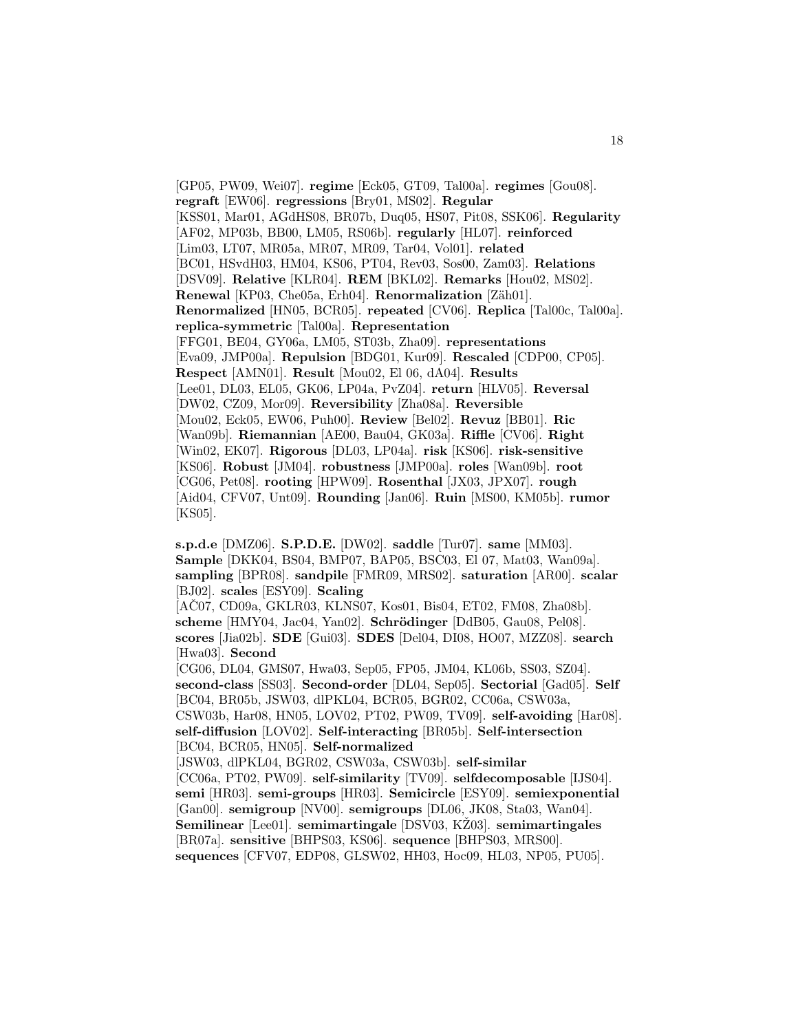[GP05, PW09, Wei07]. **regime** [Eck05, GT09, Tal00a]. **regimes** [Gou08]. **regraft** [EW06]. **regressions** [Bry01, MS02]. **Regular** [KSS01, Mar01, AGdHS08, BR07b, Duq05, HS07, Pit08, SSK06]. **Regularity** [AF02, MP03b, BB00, LM05, RS06b]. **regularly** [HL07]. **reinforced** [Lim03, LT07, MR05a, MR07, MR09, Tar04, Vol01]. **related** [BC01, HSvdH03, HM04, KS06, PT04, Rev03, Sos00, Zam03]. **Relations** [DSV09]. **Relative** [KLR04]. **REM** [BKL02]. **Remarks** [Hou02, MS02]. **Renewal** [KP03, Che05a, Erh04]. **Renormalization** [Zäh01]. **Renormalized** [HN05, BCR05]. **repeated** [CV06]. **Replica** [Tal00c, Tal00a]. **replica-symmetric** [Tal00a]. **Representation** [FFG01, BE04, GY06a, LM05, ST03b, Zha09]. **representations** [Eva09, JMP00a]. **Repulsion** [BDG01, Kur09]. **Rescaled** [CDP00, CP05]. **Respect** [AMN01]. **Result** [Mou02, El 06, dA04]. **Results** [Lee01, DL03, EL05, GK06, LP04a, PvZ04]. **return** [HLV05]. **Reversal** [DW02, CZ09, Mor09]. **Reversibility** [Zha08a]. **Reversible** [Mou02, Eck05, EW06, Puh00]. **Review** [Bel02]. **Revuz** [BB01]. **Ric** [Wan09b]. **Riemannian** [AE00, Bau04, GK03a]. **Riffle** [CV06]. **Right** [Win02, EK07]. **Rigorous** [DL03, LP04a]. **risk** [KS06]. **risk-sensitive** [KS06]. **Robust** [JM04]. **robustness** [JMP00a]. **roles** [Wan09b]. **root** [CG06, Pet08]. **rooting** [HPW09]. **Rosenthal** [JX03, JPX07]. **rough** [Aid04, CFV07, Unt09]. **Rounding** [Jan06]. **Ruin** [MS00, KM05b]. **rumor** [KS05].

**s.p.d.e** [DMZ06]. **S.P.D.E.** [DW02]. **saddle** [Tur07]. **same** [MM03]. **Sample** [DKK04, BS04, BMP07, BAP05, BSC03, El 07, Mat03, Wan09a]. **sampling** [BPR08]. **sandpile** [FMR09, MRS02]. **saturation** [AR00]. **scalar** [BJ02]. **scales** [ESY09]. **Scaling** [AČ07, CD09a, GKLR03, KLNS07, Kos01, Bis04, ET02, FM08, Zha08b]. **scheme** [HMY04, Jac04, Yan02]. **Schrödinger** [DdB05, Gau08, Pel08]. **scores** [Jia02b]. **SDE** [Gui03]. **SDES** [Del04, DI08, HO07, MZZ08]. **search** [Hwa03]. **Second** [CG06, DL04, GMS07, Hwa03, Sep05, FP05, JM04, KL06b, SS03, SZ04]. **second-class** [SS03]. **Second-order** [DL04, Sep05]. **Sectorial** [Gad05]. **Self** [BC04, BR05b, JSW03, dlPKL04, BCR05, BGR02, CC06a, CSW03a, CSW03b, Har08, HN05, LOV02, PT02, PW09, TV09]. **self-avoiding** [Har08]. **self-diffusion** [LOV02]. **Self-interacting** [BR05b]. **Self-intersection** [BC04, BCR05, HN05]. **Self-normalized** [JSW03, dlPKL04, BGR02, CSW03a, CSW03b]. **self-similar** [CC06a, PT02, PW09]. **self-similarity** [TV09]. **selfdecomposable** [IJS04]. **semi** [HR03]. **semi-groups** [HR03]. **Semicircle** [ESY09]. **semiexponential** [Gan00]. **semigroup** [NV00]. **semigroups** [DL06, JK08, Sta03, Wan04]. **Semilinear** [Lee01]. **semimartingale** [DSV03, KŽ03]. **semimartingales** [BR07a]. **sensitive** [BHPS03, KS06]. **sequence** [BHPS03, MRS00]. **sequences** [CFV07, EDP08, GLSW02, HH03, Hoc09, HL03, NP05, PU05].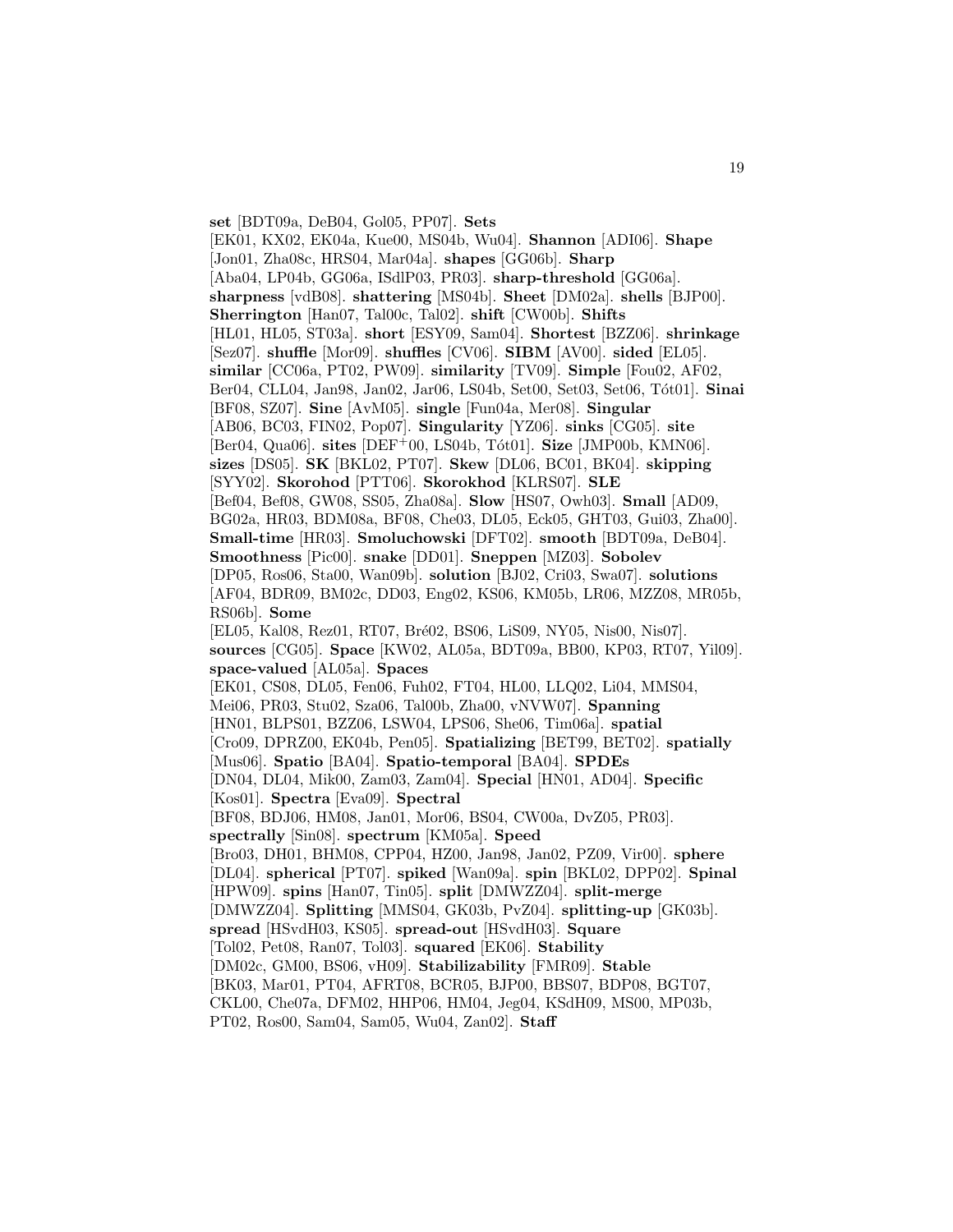**set** [BDT09a, DeB04, Gol05, PP07]. **Sets** [EK01, KX02, EK04a, Kue00, MS04b, Wu04]. **Shannon** [ADI06]. **Shape** [Jon01, Zha08c, HRS04, Mar04a]. **shapes** [GG06b]. **Sharp** [Aba04, LP04b, GG06a, ISdlP03, PR03]. **sharp-threshold** [GG06a]. **sharpness** [vdB08]. **shattering** [MS04b]. **Sheet** [DM02a]. **shells** [BJP00]. **Sherrington** [Han07, Tal00c, Tal02]. **shift** [CW00b]. **Shifts** [HL01, HL05, ST03a]. **short** [ESY09, Sam04]. **Shortest** [BZZ06]. **shrinkage** [Sez07]. **shuffle** [Mor09]. **shuffles** [CV06]. **SIBM** [AV00]. **sided** [EL05]. **similar** [CC06a, PT02, PW09]. **similarity** [TV09]. **Simple** [Fou02, AF02, Ber04, CLL04, Jan98, Jan02, Jar06, LS04b, Set00, Set03, Set06, Tót01]. **Sinai** [BF08, SZ07]. **Sine** [AvM05]. **single** [Fun04a, Mer08]. **Singular** [AB06, BC03, FIN02, Pop07]. **Singularity** [YZ06]. **sinks** [CG05]. **site** [Ber04, Qua06]. **sites** [DEF+00, LS04b, Tót01]. **Size** [JMP00b, KMN06]. **sizes** [DS05]. **SK** [BKL02, PT07]. **Skew** [DL06, BC01, BK04]. **skipping** [SYY02]. **Skorohod** [PTT06]. **Skorokhod** [KLRS07]. **SLE** [Bef04, Bef08, GW08, SS05, Zha08a]. **Slow** [HS07, Owh03]. **Small** [AD09, BG02a, HR03, BDM08a, BF08, Che03, DL05, Eck05, GHT03, Gui03, Zha00]. **Small-time** [HR03]. **Smoluchowski** [DFT02]. **smooth** [BDT09a, DeB04]. **Smoothness** [Pic00]. **snake** [DD01]. **Sneppen** [MZ03]. **Sobolev** [DP05, Ros06, Sta00, Wan09b]. **solution** [BJ02, Cri03, Swa07]. **solutions** [AF04, BDR09, BM02c, DD03, Eng02, KS06, KM05b, LR06, MZZ08, MR05b, RS06b]. **Some** [EL05, Kal08, Rez01, RT07, Bré02, BS06, LiS09, NY05, Nis00, Nis07]. **sources** [CG05]. **Space** [KW02, AL05a, BDT09a, BB00, KP03, RT07, Yil09]. **space-valued** [AL05a]. **Spaces** [EK01, CS08, DL05, Fen06, Fuh02, FT04, HL00, LLQ02, Li04, MMS04, Mei06, PR03, Stu02, Sza06, Tal00b, Zha00, vNVW07]. **Spanning** [HN01, BLPS01, BZZ06, LSW04, LPS06, She06, Tim06a]. **spatial** [Cro09, DPRZ00, EK04b, Pen05]. **Spatializing** [BET99, BET02]. **spatially** [Mus06]. **Spatio** [BA04]. **Spatio-temporal** [BA04]. **SPDEs** [DN04, DL04, Mik00, Zam03, Zam04]. **Special** [HN01, AD04]. **Specific** [Kos01]. **Spectra** [Eva09]. **Spectral** [BF08, BDJ06, HM08, Jan01, Mor06, BS04, CW00a, DvZ05, PR03]. **spectrally** [Sin08]. **spectrum** [KM05a]. **Speed** [Bro03, DH01, BHM08, CPP04, HZ00, Jan98, Jan02, PZ09, Vir00]. **sphere** [DL04]. **spherical** [PT07]. **spiked** [Wan09a]. **spin** [BKL02, DPP02]. **Spinal** [HPW09]. **spins** [Han07, Tin05]. **split** [DMWZZ04]. **split-merge** [DMWZZ04]. **Splitting** [MMS04, GK03b, PvZ04]. **splitting-up** [GK03b]. **spread** [HSvdH03, KS05]. **spread-out** [HSvdH03]. **Square** [Tol02, Pet08, Ran07, Tol03]. **squared** [EK06]. **Stability** [DM02c, GM00, BS06, vH09]. **Stabilizability** [FMR09]. **Stable** [BK03, Mar01, PT04, AFRT08, BCR05, BJP00, BBS07, BDP08, BGT07, CKL00, Che07a, DFM02, HHP06, HM04, Jeg04, KSdH09, MS00, MP03b, PT02, Ros00, Sam04, Sam05, Wu04, Zan02]. **Staff**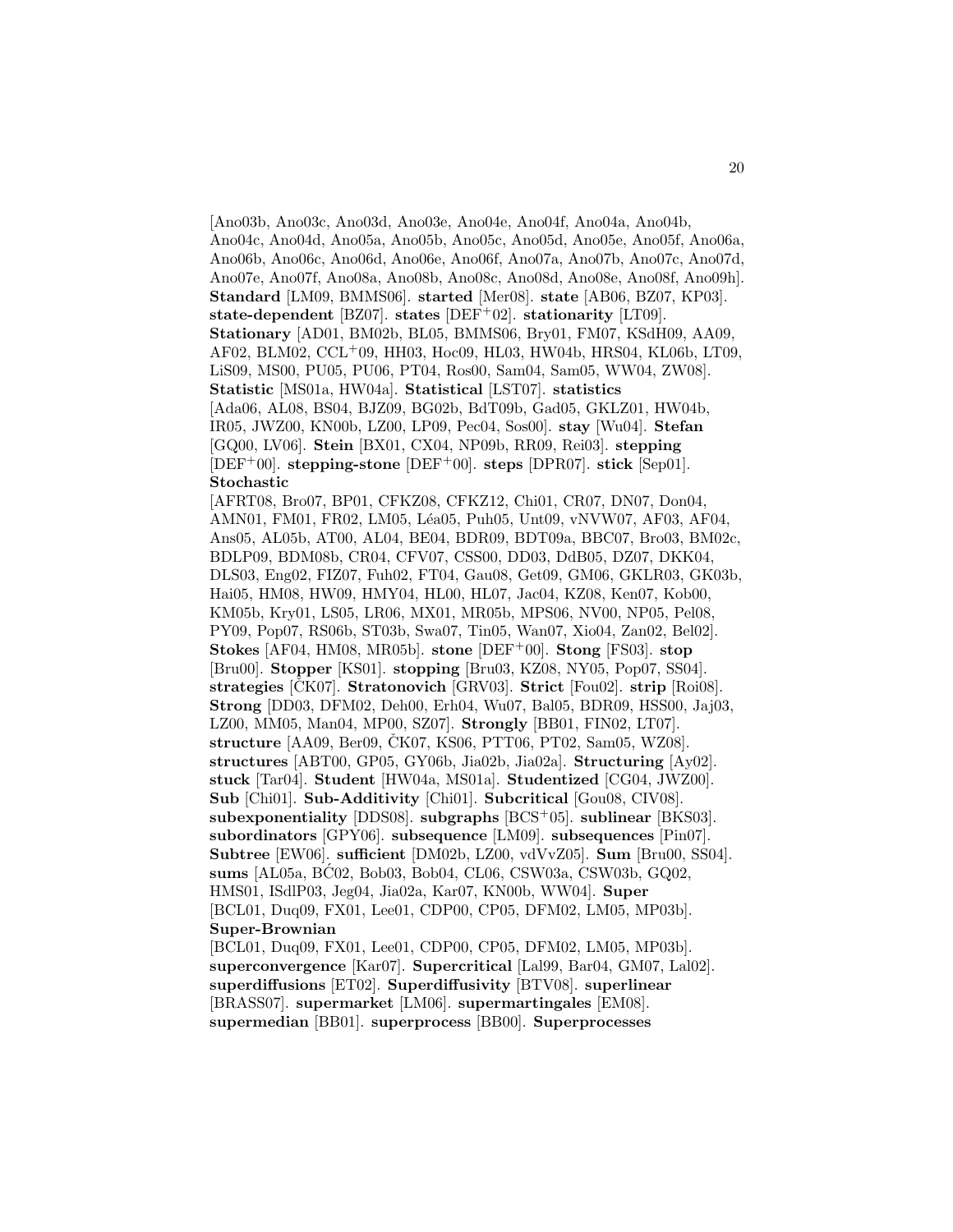[Ano03b, Ano03c, Ano03d, Ano03e, Ano04e, Ano04f, Ano04a, Ano04b, Ano04c, Ano04d, Ano05a, Ano05b, Ano05c, Ano05d, Ano05e, Ano05f, Ano06a, Ano06b, Ano06c, Ano06d, Ano06e, Ano06f, Ano07a, Ano07b, Ano07c, Ano07d, Ano07e, Ano07f, Ano08a, Ano08b, Ano08c, Ano08d, Ano08e, Ano08f, Ano09h]. **Standard** [LM09, BMMS06]. **started** [Mer08]. **state** [AB06, BZ07, KP03]. **state-dependent** [BZ07]. **states** [DEF+02]. **stationarity** [LT09]. **Stationary** [AD01, BM02b, BL05, BMMS06, Bry01, FM07, KSdH09, AA09, AF02, BLM02, CCL+09, HH03, Hoc09, HL03, HW04b, HRS04, KL06b, LT09, LiS09, MS00, PU05, PU06, PT04, Ros00, Sam04, Sam05, WW04, ZW08]. **Statistic** [MS01a, HW04a]. **Statistical** [LST07]. **statistics** [Ada06, AL08, BS04, BJZ09, BG02b, BdT09b, Gad05, GKLZ01, HW04b, IR05, JWZ00, KN00b, LZ00, LP09, Pec04, Sos00]. **stay** [Wu04]. **Stefan** [GQ00, LV06]. **Stein** [BX01, CX04, NP09b, RR09, Rei03]. **stepping** [DEF+00]. **stepping-stone** [DEF+00]. **steps** [DPR07]. **stick** [Sep01]. **Stochastic** [AFRT08, Bro07, BP01, CFKZ08, CFKZ12, Chi01, CR07, DN07, Don04, AMN01, FM01, FR02, LM05, Léa05, Puh05, Unt09, vNVW07, AF03, AF04, Ans05, AL05b, AT00, AL04, BE04, BDR09, BDT09a, BBC07, Bro03, BM02c, BDLP09, BDM08b, CR04, CFV07, CSS00, DD03, DdB05, DZ07, DKK04, DLS03, Eng02, FIZ07, Fuh02, FT04, Gau08, Get09, GM06, GKLR03, GK03b, Hai05, HM08, HW09, HMY04, HL00, HL07, Jac04, KZ08, Ken07, Kob00, KM05b, Kry01, LS05, LR06, MX01, MR05b, MPS06, NV00, NP05, Pel08, PY09, Pop07, RS06b, ST03b, Swa07, Tin05, Wan07, Xio04, Zan02, Bel02]. **Stokes** [AF04, HM08, MR05b]. **stone** [DEF+00]. **Stong** [FS03]. **stop** [Bru00]. **Stopper** [KS01]. **stopping** [Bru03, KZ08, NY05, Pop07, SS04]. **strategies** [ČK07]. **Stratonovich** [GRV03]. **Strict** [Fou02]. **strip** [Roi08]. **Strong** [DD03, DFM02, Deh00, Erh04, Wu07, Bal05, BDR09, HSS00, Jaj03, LZ00, MM05, Man04, MP00, SZ07]. **Strongly** [BB01, FIN02, LT07]. **structure** [AA09, Ber09, ČK07, KS06, PTT06, PT02, Sam05, WZ08]. **structures** [ABT00, GP05, GY06b, Jia02b, Jia02a]. **Structuring** [Ay02]. **stuck** [Tar04]. **Student** [HW04a, MS01a]. **Studentized** [CG04, JWZ00]. **Sub** [Chi01]. **Sub-Additivity** [Chi01]. **Subcritical** [Gou08, CIV08]. **subexponentiality** [DDS08]. **subgraphs** [BCS+05]. **sublinear** [BKS03]. **subordinators** [GPY06]. **subsequence** [LM09]. **subsequences** [Pin07]. **Subtree** [EW06]. **sufficient** [DM02b, LZ00, vdVvZ05]. **Sum** [Bru00, SS04]. **sums** [AL05a, BĆ02, Bob03, Bob04, CL06, CSW03a, CSW03b, GQ02, HMS01, ISdlP03, Jeg04, Jia02a, Kar07, KN00b, WW04]. **Super** [BCL01, Duq09, FX01, Lee01, CDP00, CP05, DFM02, LM05, MP03b]. **Super-Brownian** [BCL01, Duq09, FX01, Lee01, CDP00, CP05, DFM02, LM05, MP03b]. **superconvergence** [Kar07]. **Supercritical** [Lal99, Bar04, GM07, Lal02]. **superdiffusions** [ET02]. **Superdiffusivity** [BTV08]. **superlinear** [BRASS07]. **supermarket** [LM06]. **supermartingales** [EM08]. **supermedian** [BB01]. **superprocess** [BB00]. **Superprocesses**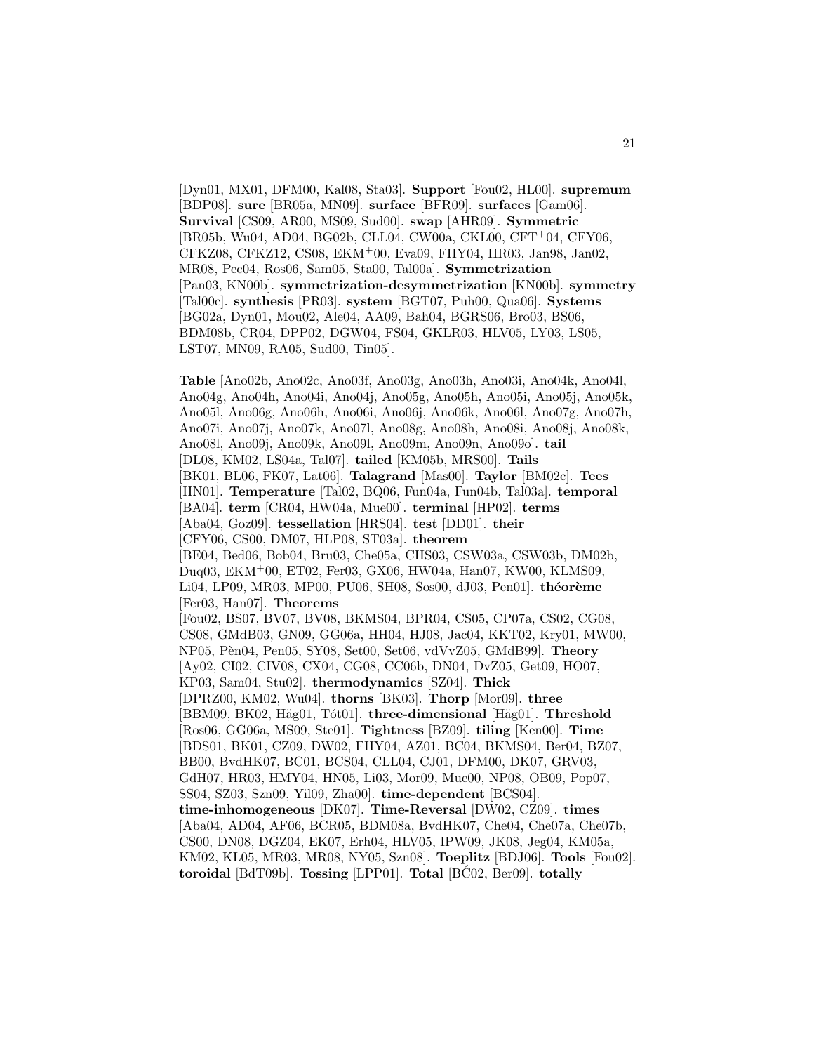[Dyn01, MX01, DFM00, Kal08, Sta03]. **Support** [Fou02, HL00]. **supremum** [BDP08]. **sure** [BR05a, MN09]. **surface** [BFR09]. **surfaces** [Gam06]. **Survival** [CS09, AR00, MS09, Sud00]. **swap** [AHR09]. **Symmetric** [BR05b, Wu04, AD04, BG02b, CLL04, CW00a, CKL00, CFT+04, CFY06, CFKZ08, CFKZ12, CS08, EKM+00, Eva09, FHY04, HR03, Jan98, Jan02, MR08, Pec04, Ros06, Sam05, Sta00, Tal00a]. **Symmetrization** [Pan03, KN00b]. **symmetrization-desymmetrization** [KN00b]. **symmetry** [Tal00c]. **synthesis** [PR03]. **system** [BGT07, Puh00, Qua06]. **Systems** [BG02a, Dyn01, Mou02, Ale04, AA09, Bah04, BGRS06, Bro03, BS06, BDM08b, CR04, DPP02, DGW04, FS04, GKLR03, HLV05, LY03, LS05, LST07, MN09, RA05, Sud00, Tin05].

**Table** [Ano02b, Ano02c, Ano03f, Ano03g, Ano03h, Ano03i, Ano04k, Ano04l, Ano04g, Ano04h, Ano04i, Ano04j, Ano05g, Ano05h, Ano05i, Ano05j, Ano05k, Ano05l, Ano06g, Ano06h, Ano06i, Ano06j, Ano06k, Ano06l, Ano07g, Ano07h, Ano07i, Ano07j, Ano07k, Ano07l, Ano08g, Ano08h, Ano08i, Ano08j, Ano08k, Ano08l, Ano09j, Ano09k, Ano09l, Ano09m, Ano09n, Ano09o]. **tail** [DL08, KM02, LS04a, Tal07]. **tailed** [KM05b, MRS00]. **Tails** [BK01, BL06, FK07, Lat06]. **Talagrand** [Mas00]. **Taylor** [BM02c]. **Tees** [HN01]. **Temperature** [Tal02, BQ06, Fun04a, Fun04b, Tal03a]. **temporal** [BA04]. **term** [CR04, HW04a, Mue00]. **terminal** [HP02]. **terms** [Aba04, Goz09]. **tessellation** [HRS04]. **test** [DD01]. **their** [CFY06, CS00, DM07, HLP08, ST03a]. **theorem** [BE04, Bed06, Bob04, Bru03, Che05a, CHS03, CSW03a, CSW03b, DM02b, Duq03, EKM+00, ET02, Fer03, GX06, HW04a, Han07, KW00, KLMS09, Li04, LP09, MR03, MP00, PU06, SH08, Sos00, dJ03, Pen01]. **théorème** [Fer03, Han07]. **Theorems** [Fou02, BS07, BV07, BV08, BKMS04, BPR04, CS05, CP07a, CS02, CG08, CS08, GMdB03, GN09, GG06a, HH04, HJ08, Jac04, KKT02, Kry01, MW00, NP05, Pèn04, Pen05, SY08, Set00, Set06, vdVvZ05, GMdB99]. **Theory** [Ay02, CI02, CIV08, CX04, CG08, CC06b, DN04, DvZ05, Get09, HO07, KP03, Sam04, Stu02]. **thermodynamics** [SZ04]. **Thick** [DPRZ00, KM02, Wu04]. **thorns** [BK03]. **Thorp** [Mor09]. **three** [BBM09, BK02, Häg01, Tót01]. **three-dimensional** [Häg01]. **Threshold** [Ros06, GG06a, MS09, Ste01]. **Tightness** [BZ09]. **tiling** [Ken00]. **Time** [BDS01, BK01, CZ09, DW02, FHY04, AZ01, BC04, BKMS04, Ber04, BZ07, BB00, BvdHK07, BC01, BCS04, CLL04, CJ01, DFM00, DK07, GRV03, GdH07, HR03, HMY04, HN05, Li03, Mor09, Mue00, NP08, OB09, Pop07, SS04, SZ03, Szn09, Yil09, Zha00]. **time-dependent** [BCS04]. **time-inhomogeneous** [DK07]. **Time-Reversal** [DW02, CZ09]. **times** [Aba04, AD04, AF06, BCR05, BDM08a, BvdHK07, Che04, Che07a, Che07b, CS00, DN08, DGZ04, EK07, Erh04, HLV05, IPW09, JK08, Jeg04, KM05a, KM02, KL05, MR03, MR08, NY05, Szn08]. **Toeplitz** [BDJ06]. **Tools** [Fou02]. **toroidal** [BdT09b]. **Tossing** [LPP01]. **Total** [BĆ02, Ber09]. **totally**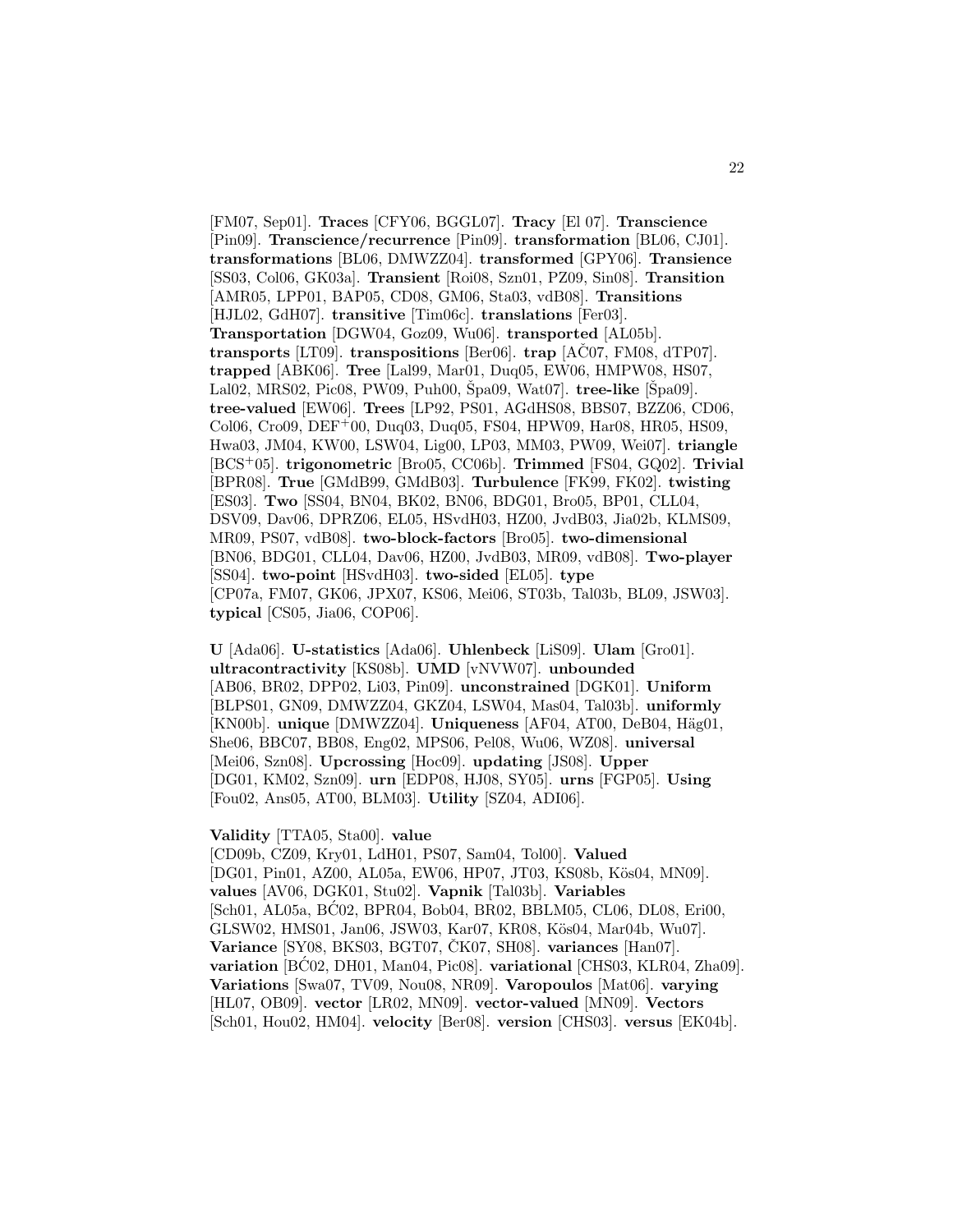[FM07, Sep01]. **Traces** [CFY06, BGGL07]. **Tracy** [El 07]. **Transcience** [Pin09]. **Transcience/recurrence** [Pin09]. **transformation** [BL06, CJ01]. **transformations** [BL06, DMWZZ04]. **transformed** [GPY06]. **Transience** [SS03, Col06, GK03a]. **Transient** [Roi08, Szn01, PZ09, Sin08]. **Transition** [AMR05, LPP01, BAP05, CD08, GM06, Sta03, vdB08]. **Transitions** [HJL02, GdH07]. **transitive** [Tim06c]. **translations** [Fer03]. **Transportation** [DGW04, Goz09, Wu06]. **transported** [AL05b]. **transports** [LT09]. **transpositions** [Ber06]. **trap** [AČ07, FM08, dTP07]. **trapped** [ABK06]. **Tree** [Lal99, Mar01, Duq05, EW06, HMPW08, HS07, Lal02, MRS02, Pic08, PW09, Puh00, Špa09, Wat07]. **tree-like** [Špa09]. **tree-valued** [EW06]. **Trees** [LP92, PS01, AGdHS08, BBS07, BZZ06, CD06, Col06, Cro09, DEF$^{+}$00, Duq03, Duq05, FS04, HPW09, Har08, HR05, HS09, Hwa03, JM04, KW00, LSW04, Lig00, LP03, MM03, PW09, Wei07]. **triangle** [BCS$^{+}$05]. **trigonometric** [Bro05, CC06b]. **Trimmed** [FS04, GQ02]. **Trivial** [BPR08]. **True** [GMdB99, GMdB03]. **Turbulence** [FK99, FK02]. **twisting** [ES03]. **Two** [SS04, BN04, BK02, BN06, BDG01, Bro05, BP01, CLL04, DSV09, Dav06, DPRZ06, EL05, HSvdH03, HZ00, JvdB03, Jia02b, KLMS09, MR09, PS07, vdB08]. **two-block-factors** [Bro05]. **two-dimensional** [BN06, BDG01, CLL04, Dav06, HZ00, JvdB03, MR09, vdB08]. **Two-player** [SS04]. **two-point** [HSvdH03]. **two-sided** [EL05]. **type** [CP07a, FM07, GK06, JPX07, KS06, Mei06, ST03b, Tal03b, BL09, JSW03]. **typical** [CS05, Jia06, COP06].

**U** [Ada06]. **U-statistics** [Ada06]. **Uhlenbeck** [LiS09]. **Ulam** [Gro01]. **ultracontractivity** [KS08b]. **UMD** [vNVW07]. **unbounded** [AB06, BR02, DPP02, Li03, Pin09]. **unconstrained** [DGK01]. **Uniform** [BLPS01, GN09, DMWZZ04, GKZ04, LSW04, Mas04, Tal03b]. **uniformly** [KN00b]. **unique** [DMWZZ04]. **Uniqueness** [AF04, AT00, DeB04, Häg01, She06, BBC07, BB08, Eng02, MPS06, Pel08, Wu06, WZ08]. **universal** [Mei06, Szn08]. **Upcrossing** [Hoc09]. **updating** [JS08]. **Upper** [DG01, KM02, Szn09]. **urn** [EDP08, HJ08, SY05]. **urns** [FGP05]. **Using** [Fou02, Ans05, AT00, BLM03]. **Utility** [SZ04, ADI06].

**Validity** [TTA05, Sta00]. **value** [CD09b, CZ09, Kry01, LdH01, PS07, Sam04, Tol00]. **Valued** [DG01, Pin01, AZ00, AL05a, EW06, HP07, JT03, KS08b, Kös04, MN09]. **values** [AV06, DGK01, Stu02]. **Vapnik** [Tal03b]. **Variables** [Sch01, AL05a, BĆ02, BPR04, Bob04, BR02, BBLM05, CL06, DL08, Eri00, GLSW02, HMS01, Jan06, JSW03, Kar07, KR08, Kös04, Mar04b, Wu07]. **Variance** [SY08, BKS03, BGT07, ČK07, SH08]. **variances** [Han07]. **variation** [BĆ02, DH01, Man04, Pic08]. **variational** [CHS03, KLR04, Zha09]. **Variations** [Swa07, TV09, Nou08, NR09]. **Varopoulos** [Mat06]. **varying** [HL07, OB09]. **vector** [LR02, MN09]. **vector-valued** [MN09]. **Vectors** [Sch01, Hou02, HM04]. **velocity** [Ber08]. **version** [CHS03]. **versus** [EK04b].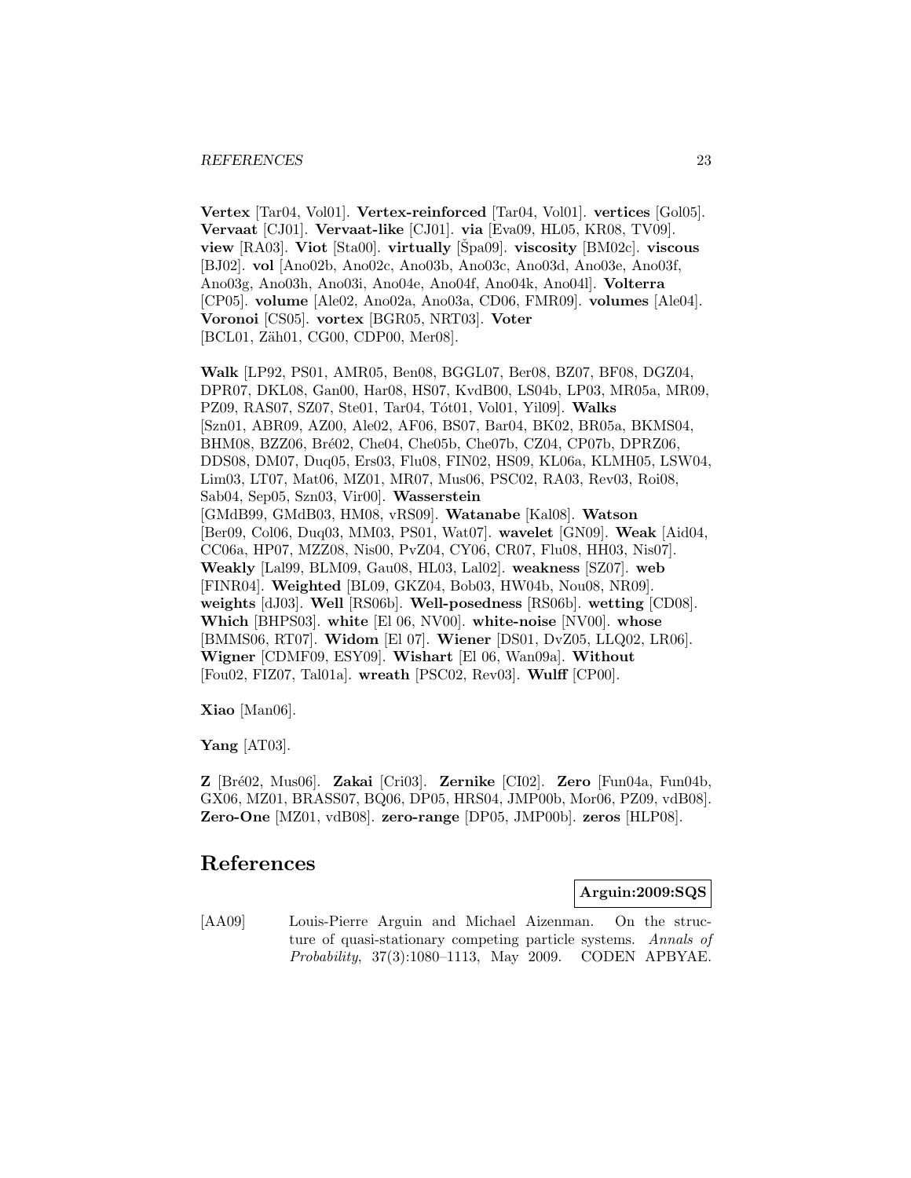**Vertex** [Tar04, Vol01]. **Vertex-reinforced** [Tar04, Vol01]. **vertices** [Gol05]. **Vervaat** [CJ01]. **Vervaat-like** [CJ01]. **via** [Eva09, HL05, KR08, TV09]. **view** [RA03]. **Viot** [Sta00]. **virtually** [Špa09]. **viscosity** [BM02c]. **viscous** [BJ02]. **vol** [Ano02b, Ano02c, Ano03b, Ano03c, Ano03d, Ano03e, Ano03f, Ano03g, Ano03h, Ano03i, Ano04e, Ano04f, Ano04k, Ano04l]. **Volterra** [CP05]. **volume** [Ale02, Ano02a, Ano03a, CD06, FMR09]. **volumes** [Ale04]. **Voronoi** [CS05]. **vortex** [BGR05, NRT03]. **Voter** [BCL01, Zäh01, CG00, CDP00, Mer08].

**Walk** [LP92, PS01, AMR05, Ben08, BGGL07, Ber08, BZ07, BF08, DGZ04, DPR07, DKL08, Gan00, Har08, HS07, KvdB00, LS04b, LP03, MR05a, MR09, PZ09, RAS07, SZ07, Ste01, Tar04, Tót01, Vol01, Yil09]. **Walks** [Szn01, ABR09, AZ00, Ale02, AF06, BS07, Bar04, BK02, BR05a, BKMS04, BHM08, BZZ06, Bré02, Che04, Che05b, Che07b, CZ04, CP07b, DPRZ06, DDS08, DM07, Duq05, Ers03, Flu08, FIN02, HS09, KL06a, KLMH05, LSW04, Lim03, LT07, Mat06, MZ01, MR07, Mus06, PSC02, RA03, Rev03, Roi08, Sab04, Sep05, Szn03, Vir00]. **Wasserstein** [GMdB99, GMdB03, HM08, vRS09]. **Watanabe** [Kal08]. **Watson** [Ber09, Col06, Duq03, MM03, PS01, Wat07]. **wavelet** [GN09]. **Weak** [Aid04, CC06a, HP07, MZZ08, Nis00, PvZ04, CY06, CR07, Flu08, HH03, Nis07]. **Weakly** [Lal99, BLM09, Gau08, HL03, Lal02]. **weakness** [SZ07]. **web** [FINR04]. **Weighted** [BL09, GKZ04, Bob03, HW04b, Nou08, NR09]. **weights** [dJ03]. **Well** [RS06b]. **Well-posedness** [RS06b]. **wetting** [CD08]. **Which** [BHPS03]. **white** [El 06, NV00]. **white-noise** [NV00]. **whose** [BMMS06, RT07]. **Widom** [El 07]. **Wiener** [DS01, DvZ05, LLQ02, LR06]. **Wigner** [CDMF09, ESY09]. **Wishart** [El 06, Wan09a]. **Without** [Fou02, FIZ07, Tal01a]. **wreath** [PSC02, Rev03]. **Wulff** [CP00].

**Xiao** [Man06].

**Yang** [AT03].

**Z** [Bré02, Mus06]. **Zakai** [Cri03]. **Zernike** [CI02]. **Zero** [Fun04a, Fun04b, GX06, MZ01, BRASS07, BQ06, DP05, HRS04, JMP00b, Mor06, PZ09, vdB08]. **Zero-One** [MZ01, vdB08]. **zero-range** [DP05, JMP00b]. **zeros** [HLP08].

# References

**Arguin:2009:SQS**

[AA09] Louis-Pierre Arguin and Michael Aizenman. On the structure of quasi-stationary competing particle systems. *Annals of Probability*, 37(3):1080–1113, May 2009. CODEN APBYAE.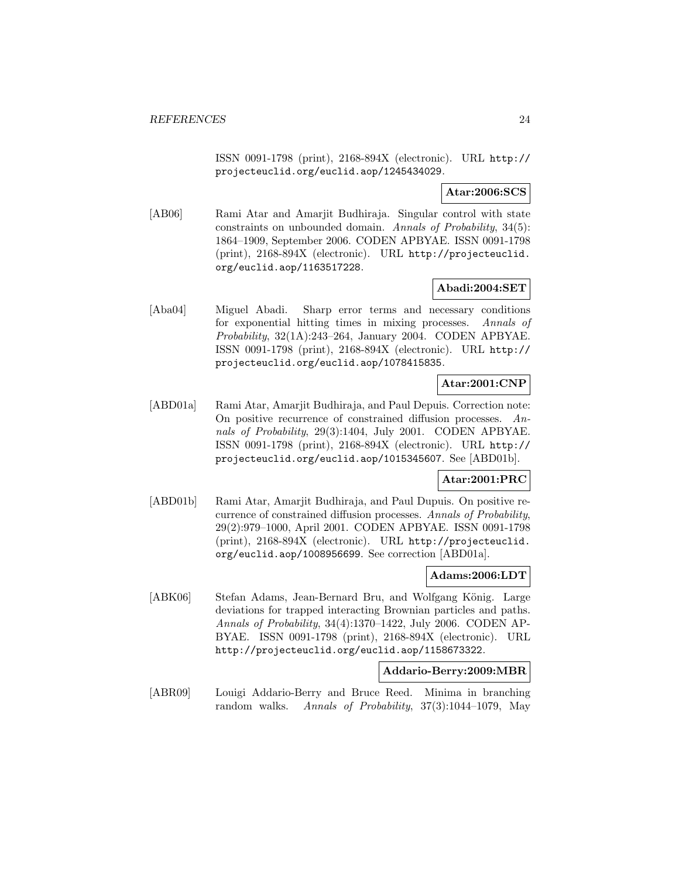ISSN 0091-1798 (print), 2168-894X (electronic). URL http://projecteuclid.org/euclid.aop/1245434029.

**Atar:2006:SCS**

[AB06] Rami Atar and Amarjit Budhiraja. Singular control with state constraints on unbounded domain. *Annals of Probability*, 34(5): 1864–1909, September 2006. CODEN APBYAE. ISSN 0091-1798 (print), 2168-894X (electronic). URL http://projecteuclid.org/euclid.aop/1163517228.

**Abadi:2004:SET**

[Aba04] Miguel Abadi. Sharp error terms and necessary conditions for exponential hitting times in mixing processes. *Annals of Probability*, 32(1A):243–264, January 2004. CODEN APBYAE. ISSN 0091-1798 (print), 2168-894X (electronic). URL http://projecteuclid.org/euclid.aop/1078415835.

**Atar:2001:CNP**

[ABD01a] Rami Atar, Amarjit Budhiraja, and Paul Depuis. Correction note: On positive recurrence of constrained diffusion processes. *Annals of Probability*, 29(3):1404, July 2001. CODEN APBYAE. ISSN 0091-1798 (print), 2168-894X (electronic). URL http://projecteuclid.org/euclid.aop/1015345607. See [ABD01b].

**Atar:2001:PRC**

[ABD01b] Rami Atar, Amarjit Budhiraja, and Paul Dupuis. On positive recurrence of constrained diffusion processes. *Annals of Probability*, 29(2):979–1000, April 2001. CODEN APBYAE. ISSN 0091-1798 (print), 2168-894X (electronic). URL http://projecteuclid.org/euclid.aop/1008956699. See correction [ABD01a].

**Adams:2006:LDT**

[ABK06] Stefan Adams, Jean-Bernard Bru, and Wolfgang König. Large deviations for trapped interacting Brownian particles and paths. *Annals of Probability*, 34(4):1370–1422, July 2006. CODEN APBYAE. ISSN 0091-1798 (print), 2168-894X (electronic). URL http://projecteuclid.org/euclid.aop/1158673322.

**Addario-Berry:2009:MBR**

[ABR09] Louigi Addario-Berry and Bruce Reed. Minima in branching random walks. *Annals of Probability*, 37(3):1044–1079, May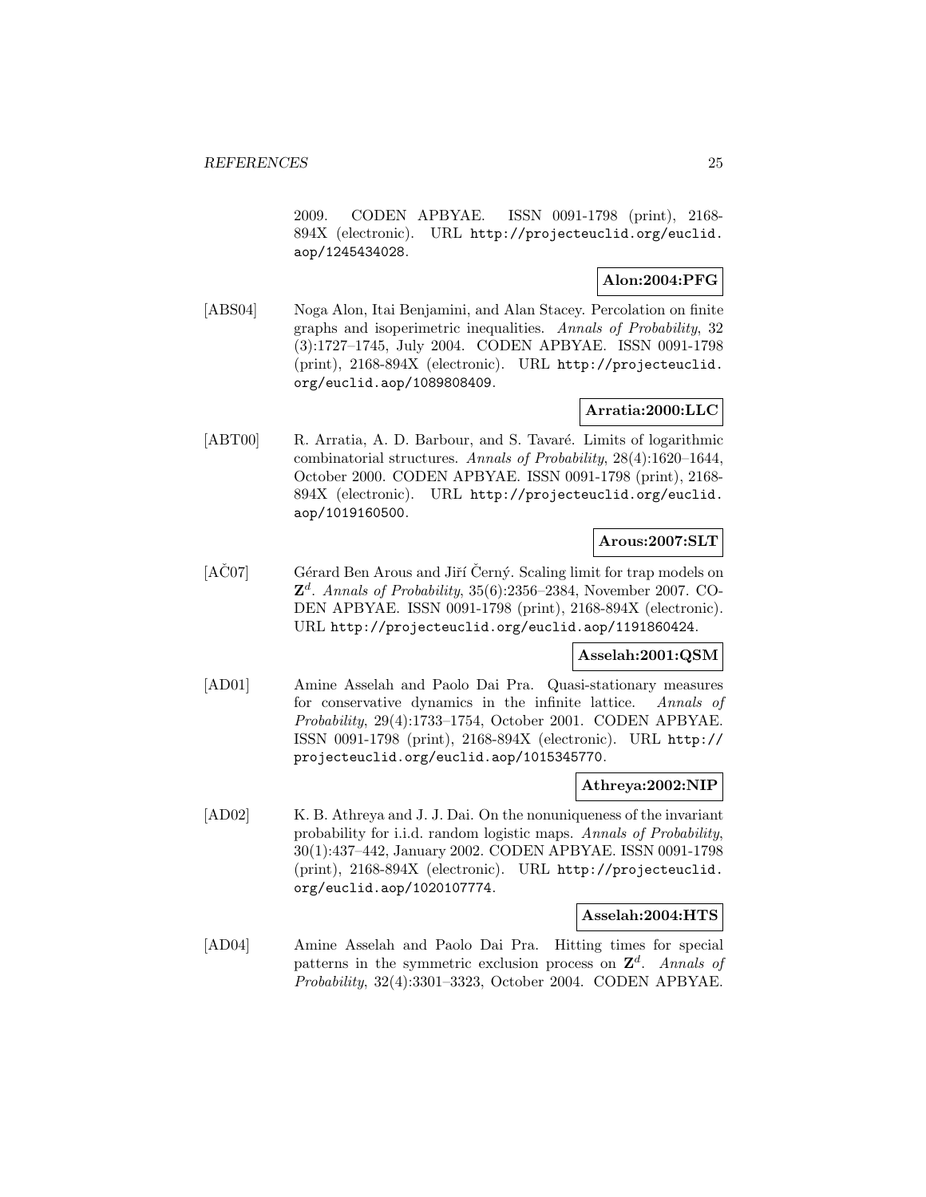2009. CODEN APBYAE. ISSN 0091-1798 (print), 2168-894X (electronic). URL http://projecteuclid.org/euclid.aop/1245434028.

**Alon:2004:PFG**

[ABS04] Noga Alon, Itai Benjamini, and Alan Stacey. Percolation on finite graphs and isoperimetric inequalities. *Annals of Probability*, 32 (3):1727–1745, July 2004. CODEN APBYAE. ISSN 0091-1798 (print), 2168-894X (electronic). URL http://projecteuclid.org/euclid.aop/1089808409.

**Arratia:2000:LLC**

[ABT00] R. Arratia, A. D. Barbour, and S. Tavaré. Limits of logarithmic combinatorial structures. *Annals of Probability*, 28(4):1620–1644, October 2000. CODEN APBYAE. ISSN 0091-1798 (print), 2168-894X (electronic). URL http://projecteuclid.org/euclid.aop/1019160500.

**Arous:2007:SLT**

[AČ07] Gérard Ben Arous and Jiří Černý. Scaling limit for trap models on $\mathbf{Z}^d$. *Annals of Probability*, 35(6):2356–2384, November 2007. CODEN APBYAE. ISSN 0091-1798 (print), 2168-894X (electronic). URL http://projecteuclid.org/euclid.aop/1191860424.

**Asselah:2001:QSM**

[AD01] Amine Asselah and Paolo Dai Pra. Quasi-stationary measures for conservative dynamics in the infinite lattice. *Annals of Probability*, 29(4):1733–1754, October 2001. CODEN APBYAE. ISSN 0091-1798 (print), 2168-894X (electronic). URL http://projecteuclid.org/euclid.aop/1015345770.

**Athreya:2002:NIP**

[AD02] K. B. Athreya and J. J. Dai. On the nonuniqueness of the invariant probability for i.i.d. random logistic maps. *Annals of Probability*, 30(1):437–442, January 2002. CODEN APBYAE. ISSN 0091-1798 (print), 2168-894X (electronic). URL http://projecteuclid.org/euclid.aop/1020107774.

**Asselah:2004:HTS**

[AD04] Amine Asselah and Paolo Dai Pra. Hitting times for special patterns in the symmetric exclusion process on $\mathbf{Z}^d$. *Annals of Probability*, 32(4):3301–3323, October 2004. CODEN APBYAE.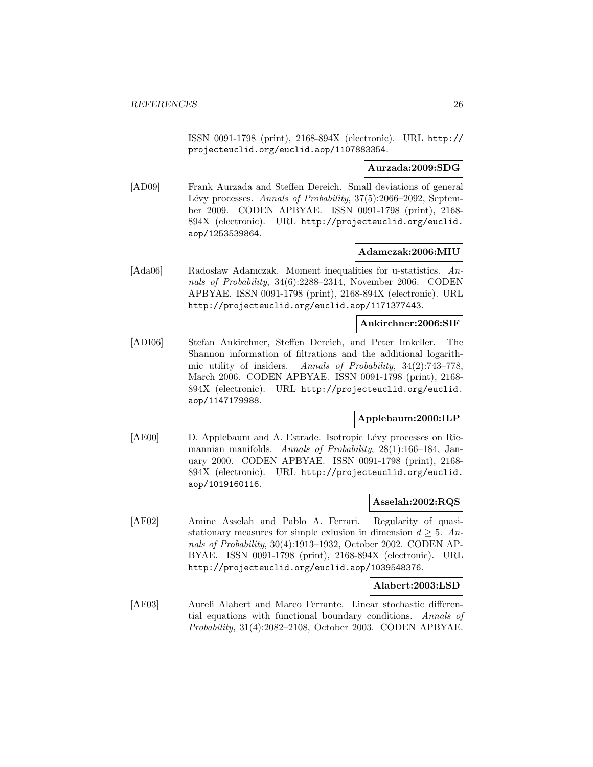ISSN 0091-1798 (print), 2168-894X (electronic). URL http://projecteuclid.org/euclid.aop/1107883354.

**Aurzada:2009:SDG**

[AD09] Frank Aurzada and Steffen Dereich. Small deviations of general Lévy processes. *Annals of Probability*, 37(5):2066–2092, September 2009. CODEN APBYAE. ISSN 0091-1798 (print), 2168-894X (electronic). URL http://projecteuclid.org/euclid.aop/1253539864.

**Adamczak:2006:MIU**

[Ada06] Radosław Adamczak. Moment inequalities for u-statistics. *Annals of Probability*, 34(6):2288–2314, November 2006. CODEN APBYAE. ISSN 0091-1798 (print), 2168-894X (electronic). URL http://projecteuclid.org/euclid.aop/1171377443.

**Ankirchner:2006:SIF**

[ADI06] Stefan Ankirchner, Steffen Dereich, and Peter Imkeller. The Shannon information of filtrations and the additional logarithmic utility of insiders. *Annals of Probability*, 34(2):743–778, March 2006. CODEN APBYAE. ISSN 0091-1798 (print), 2168-894X (electronic). URL http://projecteuclid.org/euclid.aop/1147179988.

**Applebaum:2000:ILP**

[AE00] D. Applebaum and A. Estrade. Isotropic Lévy processes on Riemannian manifolds. *Annals of Probability*, 28(1):166–184, January 2000. CODEN APBYAE. ISSN 0091-1798 (print), 2168-894X (electronic). URL http://projecteuclid.org/euclid.aop/1019160116.

**Asselah:2002:RQS**

[AF02] Amine Asselah and Pablo A. Ferrari. Regularity of quasi-stationary measures for simple exlusion in dimension $d \geq 5$. *Annals of Probability*, 30(4):1913–1932, October 2002. CODEN APBYAE. ISSN 0091-1798 (print), 2168-894X (electronic). URL http://projecteuclid.org/euclid.aop/1039548376.

**Alabert:2003:LSD**

[AF03] Aureli Alabert and Marco Ferrante. Linear stochastic differential equations with functional boundary conditions. *Annals of Probability*, 31(4):2082–2108, October 2003. CODEN APBYAE.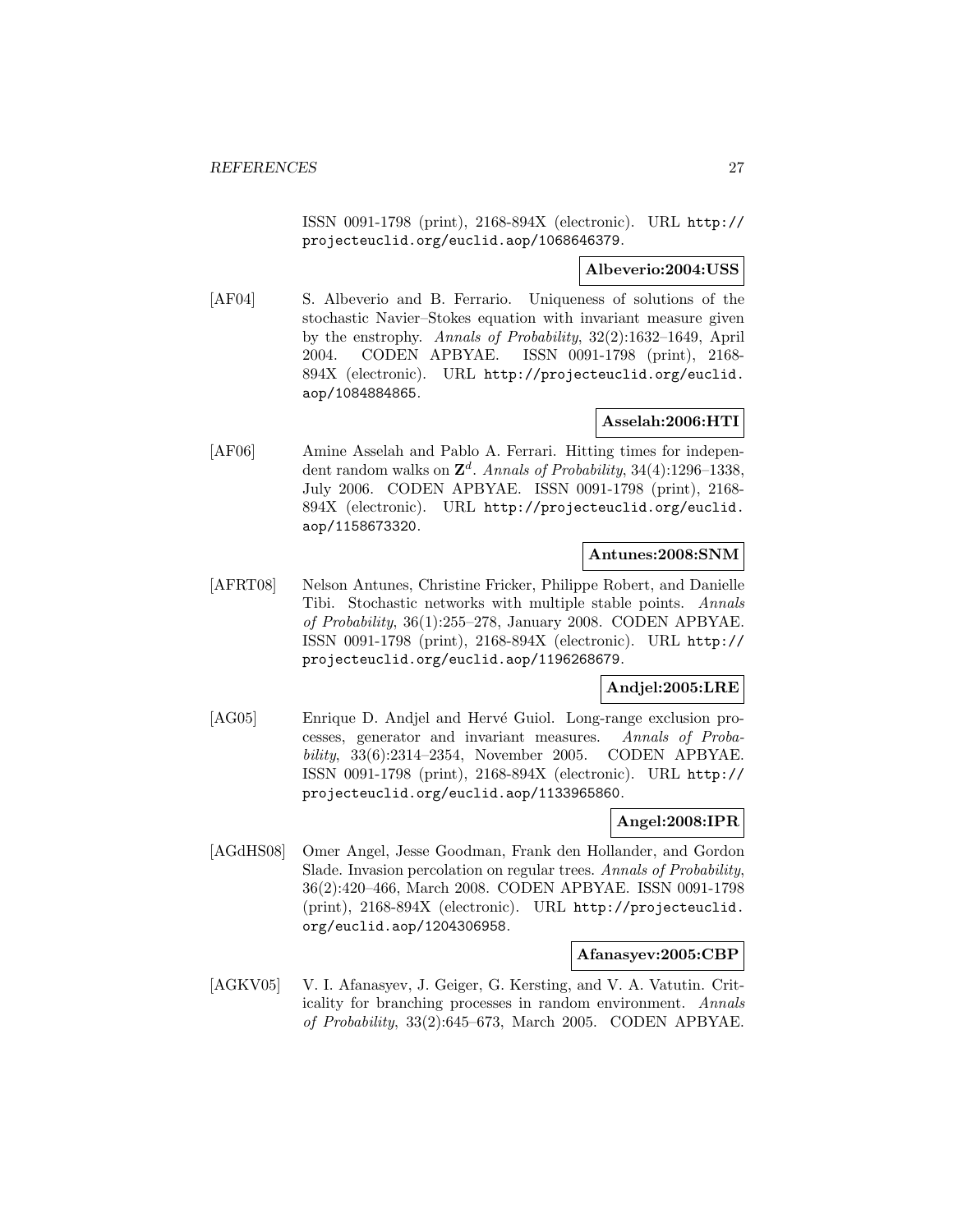ISSN 0091-1798 (print), 2168-894X (electronic). URL http://projecteuclid.org/euclid.aop/1068646379.

**Albeverio:2004:USS**

[AF04] S. Albeverio and B. Ferrario. Uniqueness of solutions of the stochastic Navier–Stokes equation with invariant measure given by the enstrophy. *Annals of Probability*, 32(2):1632–1649, April 2004. CODEN APBYAE. ISSN 0091-1798 (print), 2168-894X (electronic). URL http://projecteuclid.org/euclid.aop/1084884865.

**Asselah:2006:HTI**

[AF06] Amine Asselah and Pablo A. Ferrari. Hitting times for independent random walks on $\mathbf{Z}^d$. *Annals of Probability*, 34(4):1296–1338, July 2006. CODEN APBYAE. ISSN 0091-1798 (print), 2168-894X (electronic). URL http://projecteuclid.org/euclid.aop/1158673320.

**Antunes:2008:SNM**

[AFRT08] Nelson Antunes, Christine Fricker, Philippe Robert, and Danielle Tibi. Stochastic networks with multiple stable points. *Annals of Probability*, 36(1):255–278, January 2008. CODEN APBYAE. ISSN 0091-1798 (print), 2168-894X (electronic). URL http://projecteuclid.org/euclid.aop/1196268679.

**Andjel:2005:LRE**

[AG05] Enrique D. Andjel and Hervé Guiol. Long-range exclusion processes, generator and invariant measures. *Annals of Probability*, 33(6):2314–2354, November 2005. CODEN APBYAE. ISSN 0091-1798 (print), 2168-894X (electronic). URL http://projecteuclid.org/euclid.aop/1133965860.

**Angel:2008:IPR**

[AGdHS08] Omer Angel, Jesse Goodman, Frank den Hollander, and Gordon Slade. Invasion percolation on regular trees. *Annals of Probability*, 36(2):420–466, March 2008. CODEN APBYAE. ISSN 0091-1798 (print), 2168-894X (electronic). URL http://projecteuclid.org/euclid.aop/1204306958.

**Afanasyev:2005:CBP**

[AGKV05] V. I. Afanasyev, J. Geiger, G. Kersting, and V. A. Vatutin. Criticality for branching processes in random environment. *Annals of Probability*, 33(2):645–673, March 2005. CODEN APBYAE.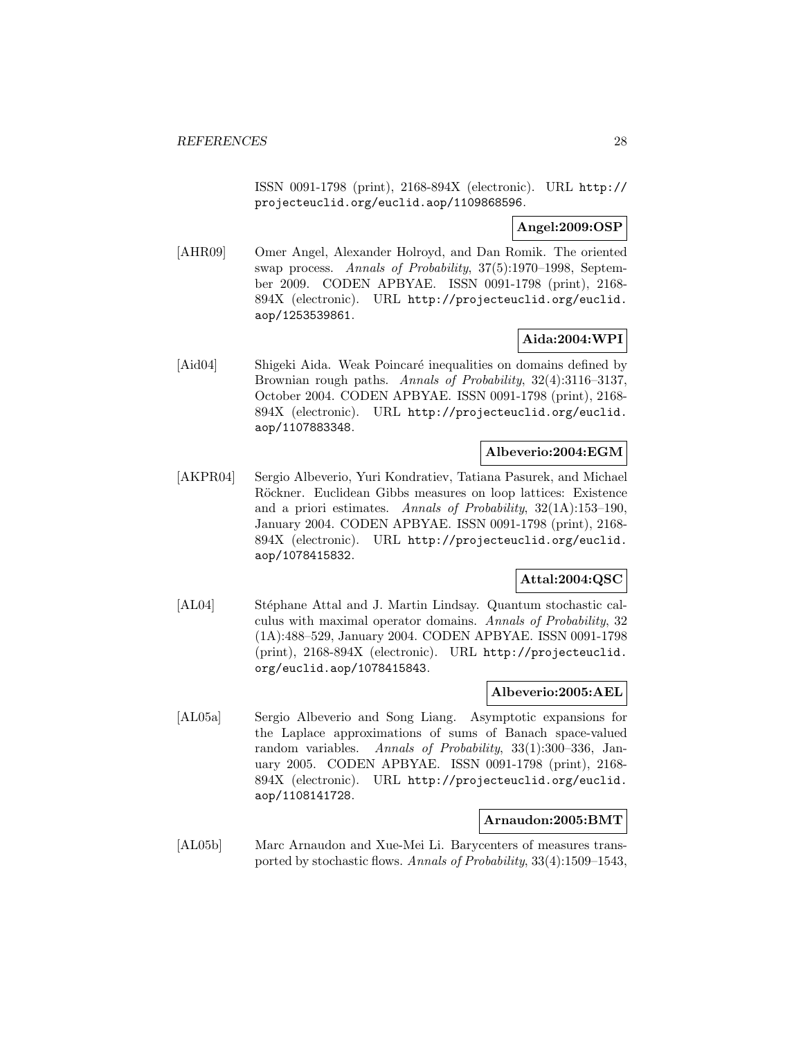ISSN 0091-1798 (print), 2168-894X (electronic). URL http://projecteuclid.org/euclid.aop/1109868596.

**Angel:2009:OSP**

[AHR09] Omer Angel, Alexander Holroyd, and Dan Romik. The oriented swap process. *Annals of Probability*, 37(5):1970–1998, September 2009. CODEN APBYAE. ISSN 0091-1798 (print), 2168-894X (electronic). URL http://projecteuclid.org/euclid.aop/1253539861.

**Aida:2004:WPI**

[Aid04] Shigeki Aida. Weak Poincaré inequalities on domains defined by Brownian rough paths. *Annals of Probability*, 32(4):3116–3137, October 2004. CODEN APBYAE. ISSN 0091-1798 (print), 2168-894X (electronic). URL http://projecteuclid.org/euclid.aop/1107883348.

**Albeverio:2004:EGM**

[AKPR04] Sergio Albeverio, Yuri Kondratiev, Tatiana Pasurek, and Michael Röckner. Euclidean Gibbs measures on loop lattices: Existence and a priori estimates. *Annals of Probability*, 32(1A):153–190, January 2004. CODEN APBYAE. ISSN 0091-1798 (print), 2168-894X (electronic). URL http://projecteuclid.org/euclid.aop/1078415832.

**Attal:2004:QSC**

[AL04] Stéphane Attal and J. Martin Lindsay. Quantum stochastic calculus with maximal operator domains. *Annals of Probability*, 32 (1A):488–529, January 2004. CODEN APBYAE. ISSN 0091-1798 (print), 2168-894X (electronic). URL http://projecteuclid.org/euclid.aop/1078415843.

**Albeverio:2005:AEL**

[AL05a] Sergio Albeverio and Song Liang. Asymptotic expansions for the Laplace approximations of sums of Banach space-valued random variables. *Annals of Probability*, 33(1):300–336, January 2005. CODEN APBYAE. ISSN 0091-1798 (print), 2168-894X (electronic). URL http://projecteuclid.org/euclid.aop/1108141728.

**Arnaudon:2005:BMT**

[AL05b] Marc Arnaudon and Xue-Mei Li. Barycenters of measures transported by stochastic flows. *Annals of Probability*, 33(4):1509–1543,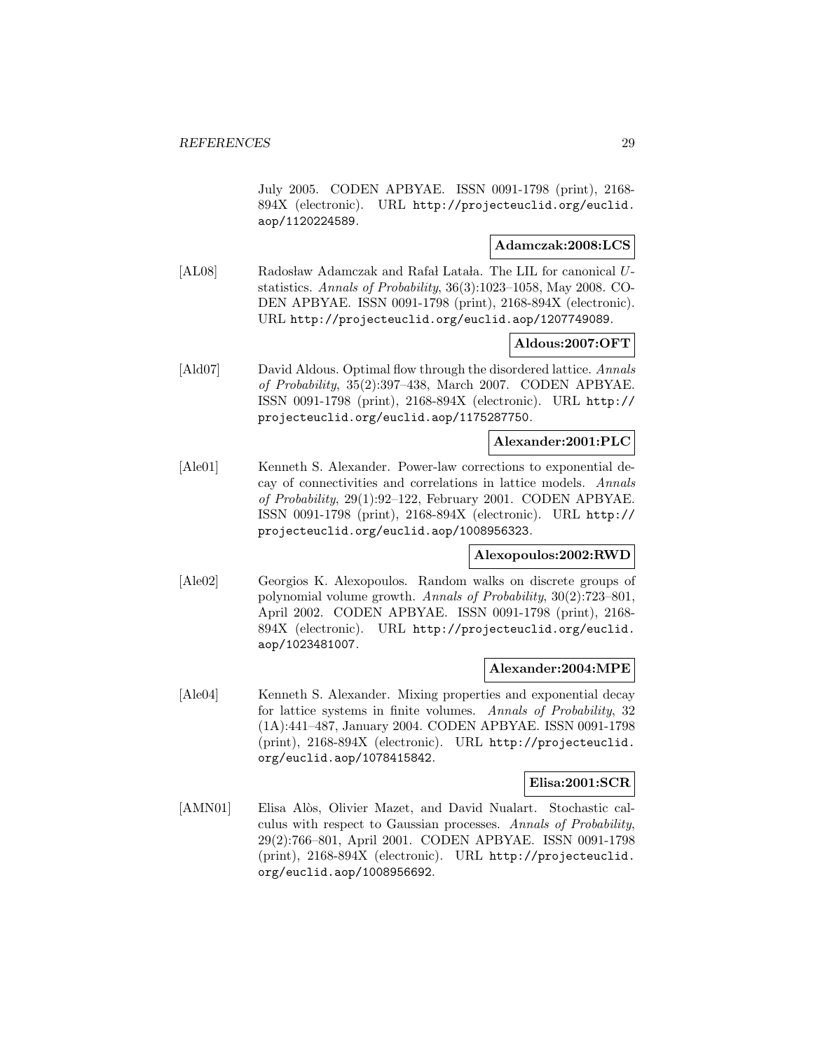July 2005. CODEN APBYAE. ISSN 0091-1798 (print), 2168-894X (electronic). URL http://projecteuclid.org/euclid.aop/1120224589.

**Adamczak:2008:LCS**

[AL08] Radosław Adamczak and Rafał Latała. The LIL for canonical $U$-statistics. *Annals of Probability*, 36(3):1023–1058, May 2008. CODEN APBYAE. ISSN 0091-1798 (print), 2168-894X (electronic). URL http://projecteuclid.org/euclid.aop/1207749089.

**Aldous:2007:OFT**

[Ald07] David Aldous. Optimal flow through the disordered lattice. *Annals of Probability*, 35(2):397–438, March 2007. CODEN APBYAE. ISSN 0091-1798 (print), 2168-894X (electronic). URL http://projecteuclid.org/euclid.aop/1175287750.

**Alexander:2001:PLC**

[Ale01] Kenneth S. Alexander. Power-law corrections to exponential decay of connectivities and correlations in lattice models. *Annals of Probability*, 29(1):92–122, February 2001. CODEN APBYAE. ISSN 0091-1798 (print), 2168-894X (electronic). URL http://projecteuclid.org/euclid.aop/1008956323.

**Alexopoulos:2002:RWD**

[Ale02] Georgios K. Alexopoulos. Random walks on discrete groups of polynomial volume growth. *Annals of Probability*, 30(2):723–801, April 2002. CODEN APBYAE. ISSN 0091-1798 (print), 2168-894X (electronic). URL http://projecteuclid.org/euclid.aop/1023481007.

**Alexander:2004:MPE**

[Ale04] Kenneth S. Alexander. Mixing properties and exponential decay for lattice systems in finite volumes. *Annals of Probability*, 32 (1A):441–487, January 2004. CODEN APBYAE. ISSN 0091-1798 (print), 2168-894X (electronic). URL http://projecteuclid.org/euclid.aop/1078415842.

**Elisa:2001:SCR**

[AMN01] Elisa Alòs, Olivier Mazet, and David Nualart. Stochastic calculus with respect to Gaussian processes. *Annals of Probability*, 29(2):766–801, April 2001. CODEN APBYAE. ISSN 0091-1798 (print), 2168-894X (electronic). URL http://projecteuclid.org/euclid.aop/1008956692.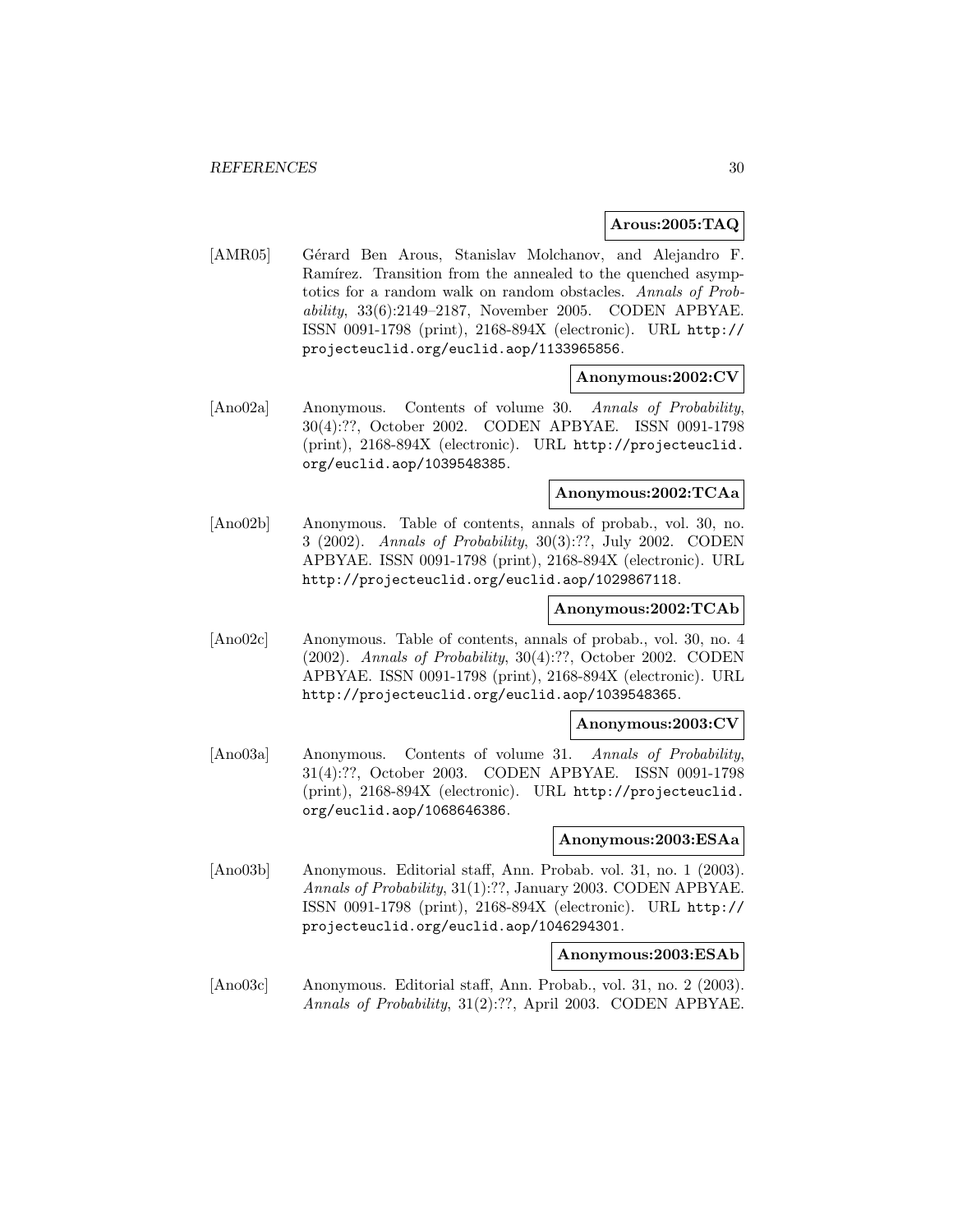**Arous:2005:TAQ**

[AMR05] Gérard Ben Arous, Stanislav Molchanov, and Alejandro F. Ramírez. Transition from the annealed to the quenched asymptotics for a random walk on random obstacles. *Annals of Probability*, 33(6):2149–2187, November 2005. CODEN APBYAE. ISSN 0091-1798 (print), 2168-894X (electronic). URL `http://projecteuclid.org/euclid.aop/1133965856`.

**Anonymous:2002:CV**

[Ano02a] Anonymous. Contents of volume 30. *Annals of Probability*, 30(4):??, October 2002. CODEN APBYAE. ISSN 0091-1798 (print), 2168-894X (electronic). URL `http://projecteuclid.org/euclid.aop/1039548385`.

**Anonymous:2002:TCAa**

[Ano02b] Anonymous. Table of contents, annals of probab., vol. 30, no. 3 (2002). *Annals of Probability*, 30(3):??, July 2002. CODEN APBYAE. ISSN 0091-1798 (print), 2168-894X (electronic). URL `http://projecteuclid.org/euclid.aop/1029867118`.

**Anonymous:2002:TCAb**

[Ano02c] Anonymous. Table of contents, annals of probab., vol. 30, no. 4 (2002). *Annals of Probability*, 30(4):??, October 2002. CODEN APBYAE. ISSN 0091-1798 (print), 2168-894X (electronic). URL `http://projecteuclid.org/euclid.aop/1039548365`.

**Anonymous:2003:CV**

[Ano03a] Anonymous. Contents of volume 31. *Annals of Probability*, 31(4):??, October 2003. CODEN APBYAE. ISSN 0091-1798 (print), 2168-894X (electronic). URL `http://projecteuclid.org/euclid.aop/1068646386`.

**Anonymous:2003:ESAa**

[Ano03b] Anonymous. Editorial staff, Ann. Probab. vol. 31, no. 1 (2003). *Annals of Probability*, 31(1):??, January 2003. CODEN APBYAE. ISSN 0091-1798 (print), 2168-894X (electronic). URL `http://projecteuclid.org/euclid.aop/1046294301`.

**Anonymous:2003:ESAb**

[Ano03c] Anonymous. Editorial staff, Ann. Probab., vol. 31, no. 2 (2003). *Annals of Probability*, 31(2):??, April 2003. CODEN APBYAE.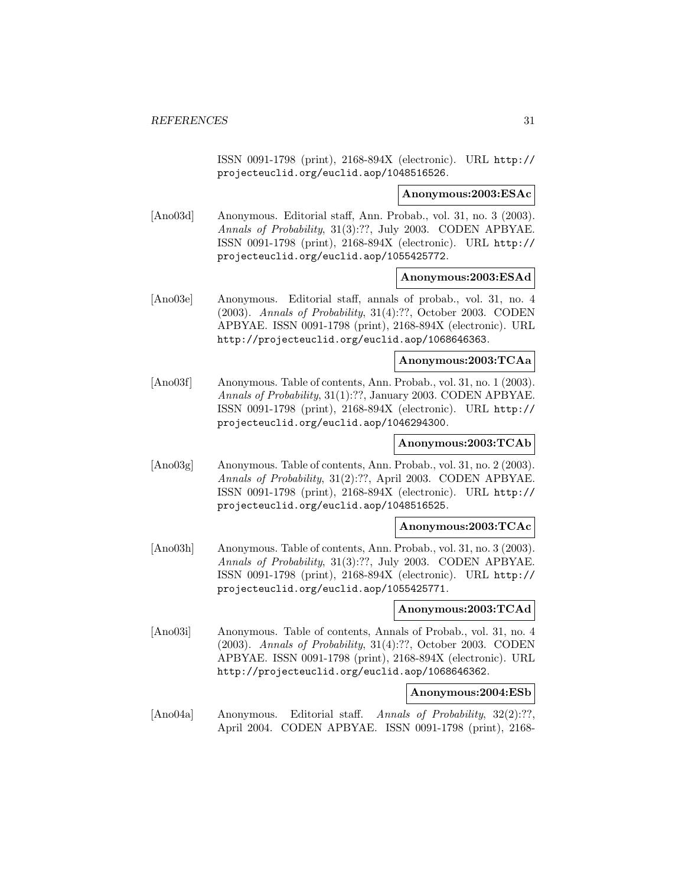ISSN 0091-1798 (print), 2168-894X (electronic). URL http://projecteuclid.org/euclid.aop/1048516526.

**Anonymous:2003:ESAc**

[Ano03d] Anonymous. Editorial staff, Ann. Probab., vol. 31, no. 3 (2003). *Annals of Probability*, 31(3):??, July 2003. CODEN APBYAE. ISSN 0091-1798 (print), 2168-894X (electronic). URL http://projecteuclid.org/euclid.aop/1055425772.

**Anonymous:2003:ESAd**

[Ano03e] Anonymous. Editorial staff, annals of probab., vol. 31, no. 4 (2003). *Annals of Probability*, 31(4):??, October 2003. CODEN APBYAE. ISSN 0091-1798 (print), 2168-894X (electronic). URL http://projecteuclid.org/euclid.aop/1068646363.

**Anonymous:2003:TCAa**

[Ano03f] Anonymous. Table of contents, Ann. Probab., vol. 31, no. 1 (2003). *Annals of Probability*, 31(1):??, January 2003. CODEN APBYAE. ISSN 0091-1798 (print), 2168-894X (electronic). URL http://projecteuclid.org/euclid.aop/1046294300.

**Anonymous:2003:TCAb**

[Ano03g] Anonymous. Table of contents, Ann. Probab., vol. 31, no. 2 (2003). *Annals of Probability*, 31(2):??, April 2003. CODEN APBYAE. ISSN 0091-1798 (print), 2168-894X (electronic). URL http://projecteuclid.org/euclid.aop/1048516525.

**Anonymous:2003:TCAc**

[Ano03h] Anonymous. Table of contents, Ann. Probab., vol. 31, no. 3 (2003). *Annals of Probability*, 31(3):??, July 2003. CODEN APBYAE. ISSN 0091-1798 (print), 2168-894X (electronic). URL http://projecteuclid.org/euclid.aop/1055425771.

**Anonymous:2003:TCAd**

[Ano03i] Anonymous. Table of contents, Annals of Probab., vol. 31, no. 4 (2003). *Annals of Probability*, 31(4):??, October 2003. CODEN APBYAE. ISSN 0091-1798 (print), 2168-894X (electronic). URL http://projecteuclid.org/euclid.aop/1068646362.

**Anonymous:2004:ESb**

[Ano04a] Anonymous. Editorial staff. *Annals of Probability*, 32(2):??, April 2004. CODEN APBYAE. ISSN 0091-1798 (print), 2168-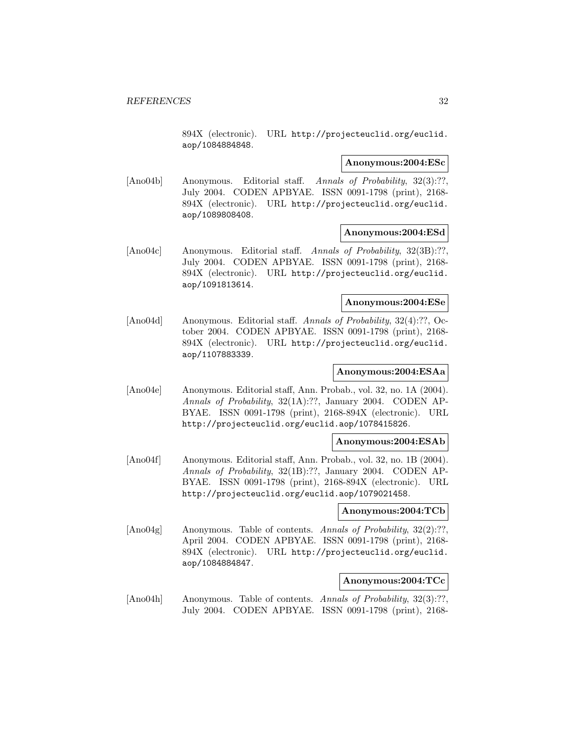894X (electronic). URL http://projecteuclid.org/euclid.aop/1084884848.

**Anonymous:2004:ESc**

[Ano04b] Anonymous. Editorial staff. *Annals of Probability*, 32(3):??, July 2004. CODEN APBYAE. ISSN 0091-1798 (print), 2168-894X (electronic). URL http://projecteuclid.org/euclid.aop/1089808408.

**Anonymous:2004:ESd**

[Ano04c] Anonymous. Editorial staff. *Annals of Probability*, 32(3B):??, July 2004. CODEN APBYAE. ISSN 0091-1798 (print), 2168-894X (electronic). URL http://projecteuclid.org/euclid.aop/1091813614.

**Anonymous:2004:ESe**

[Ano04d] Anonymous. Editorial staff. *Annals of Probability*, 32(4):??, October 2004. CODEN APBYAE. ISSN 0091-1798 (print), 2168-894X (electronic). URL http://projecteuclid.org/euclid.aop/1107883339.

**Anonymous:2004:ESAa**

[Ano04e] Anonymous. Editorial staff, Ann. Probab., vol. 32, no. 1A (2004). *Annals of Probability*, 32(1A):??, January 2004. CODEN APBYAE. ISSN 0091-1798 (print), 2168-894X (electronic). URL http://projecteuclid.org/euclid.aop/1078415826.

**Anonymous:2004:ESAb**

[Ano04f] Anonymous. Editorial staff, Ann. Probab., vol. 32, no. 1B (2004). *Annals of Probability*, 32(1B):??, January 2004. CODEN APBYAE. ISSN 0091-1798 (print), 2168-894X (electronic). URL http://projecteuclid.org/euclid.aop/1079021458.

**Anonymous:2004:TCb**

[Ano04g] Anonymous. Table of contents. *Annals of Probability*, 32(2):??, April 2004. CODEN APBYAE. ISSN 0091-1798 (print), 2168-894X (electronic). URL http://projecteuclid.org/euclid.aop/1084884847.

**Anonymous:2004:TCc**

[Ano04h] Anonymous. Table of contents. *Annals of Probability*, 32(3):??, July 2004. CODEN APBYAE. ISSN 0091-1798 (print), 2168-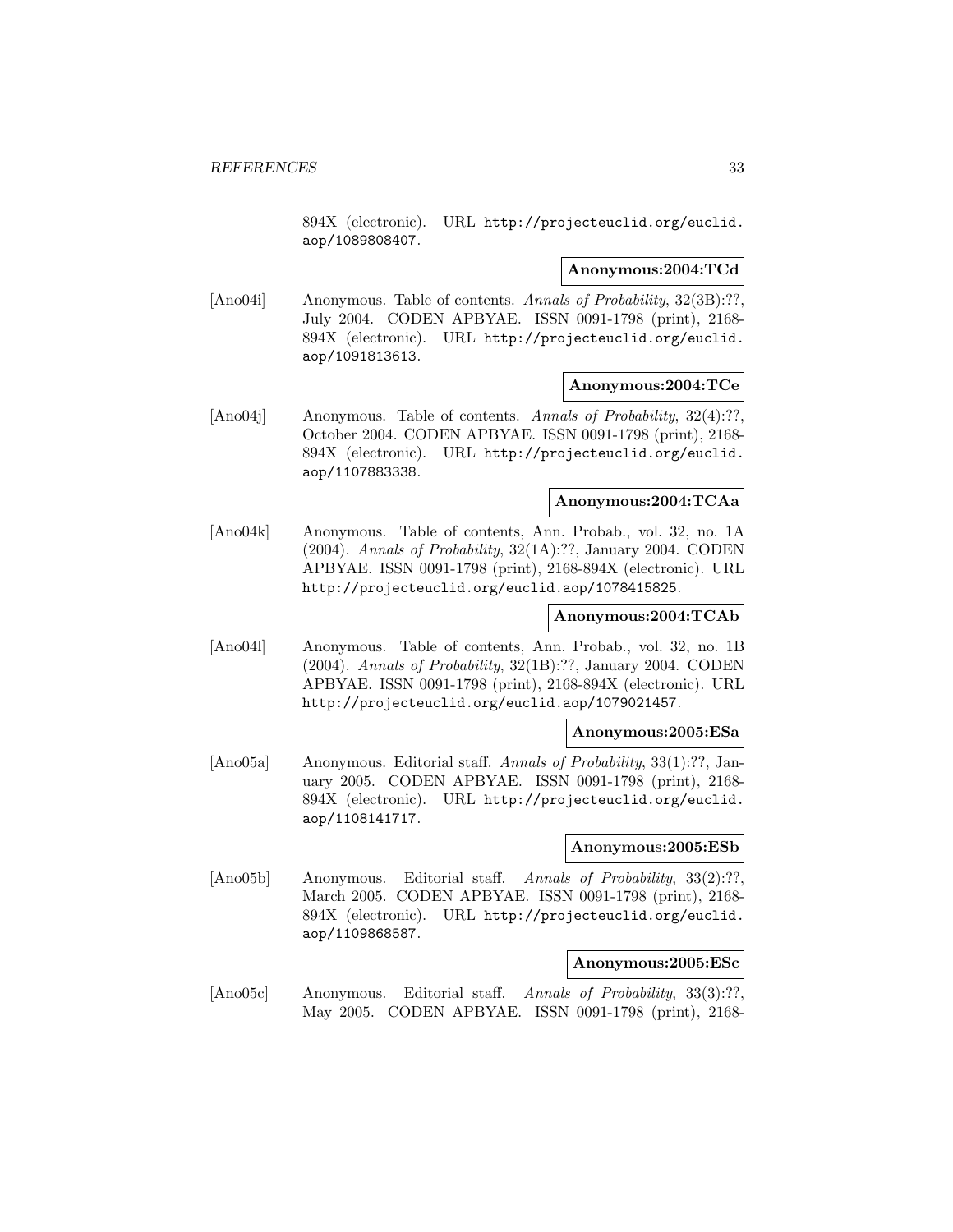894X (electronic). URL http://projecteuclid.org/euclid.aop/1089808407.

**Anonymous:2004:TCd**

[Ano04i] Anonymous. Table of contents. *Annals of Probability*, 32(3B):??, July 2004. CODEN APBYAE. ISSN 0091-1798 (print), 2168-894X (electronic). URL http://projecteuclid.org/euclid.aop/1091813613.

**Anonymous:2004:TCe**

[Ano04j] Anonymous. Table of contents. *Annals of Probability*, 32(4):??, October 2004. CODEN APBYAE. ISSN 0091-1798 (print), 2168-894X (electronic). URL http://projecteuclid.org/euclid.aop/1107883338.

**Anonymous:2004:TCAa**

[Ano04k] Anonymous. Table of contents, Ann. Probab., vol. 32, no. 1A (2004). *Annals of Probability*, 32(1A):??, January 2004. CODEN APBYAE. ISSN 0091-1798 (print), 2168-894X (electronic). URL http://projecteuclid.org/euclid.aop/1078415825.

**Anonymous:2004:TCAb**

[Ano04l] Anonymous. Table of contents, Ann. Probab., vol. 32, no. 1B (2004). *Annals of Probability*, 32(1B):??, January 2004. CODEN APBYAE. ISSN 0091-1798 (print), 2168-894X (electronic). URL http://projecteuclid.org/euclid.aop/1079021457.

**Anonymous:2005:ESa**

[Ano05a] Anonymous. Editorial staff. *Annals of Probability*, 33(1):??, January 2005. CODEN APBYAE. ISSN 0091-1798 (print), 2168-894X (electronic). URL http://projecteuclid.org/euclid.aop/1108141717.

**Anonymous:2005:ESb**

[Ano05b] Anonymous. Editorial staff. *Annals of Probability*, 33(2):??, March 2005. CODEN APBYAE. ISSN 0091-1798 (print), 2168-894X (electronic). URL http://projecteuclid.org/euclid.aop/1109868587.

**Anonymous:2005:ESc**

[Ano05c] Anonymous. Editorial staff. *Annals of Probability*, 33(3):??, May 2005. CODEN APBYAE. ISSN 0091-1798 (print), 2168-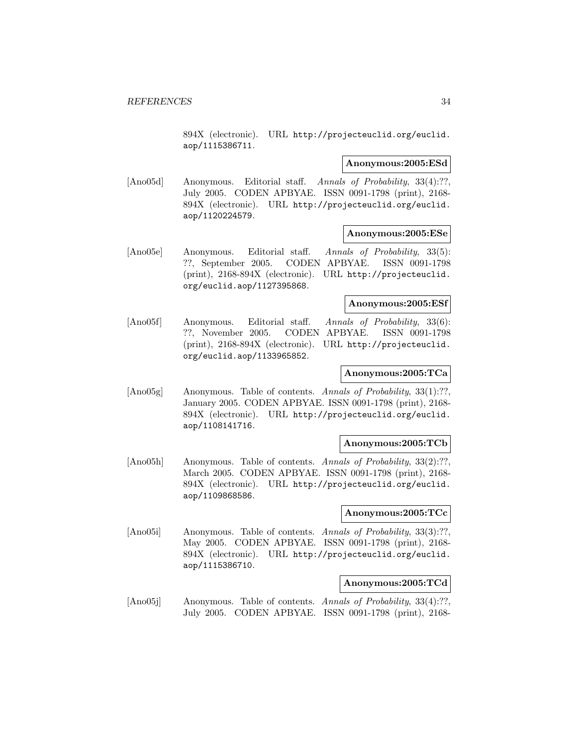894X (electronic). URL http://projecteuclid.org/euclid.aop/1115386711.

**Anonymous:2005:ESd**

[Ano05d] Anonymous. Editorial staff. *Annals of Probability*, 33(4):??, July 2005. CODEN APBYAE. ISSN 0091-1798 (print), 2168-894X (electronic). URL http://projecteuclid.org/euclid.aop/1120224579.

**Anonymous:2005:ESe**

[Ano05e] Anonymous. Editorial staff. *Annals of Probability*, 33(5):??, September 2005. CODEN APBYAE. ISSN 0091-1798 (print), 2168-894X (electronic). URL http://projecteuclid.org/euclid.aop/1127395868.

**Anonymous:2005:ESf**

[Ano05f] Anonymous. Editorial staff. *Annals of Probability*, 33(6):??, November 2005. CODEN APBYAE. ISSN 0091-1798 (print), 2168-894X (electronic). URL http://projecteuclid.org/euclid.aop/1133965852.

**Anonymous:2005:TCa**

[Ano05g] Anonymous. Table of contents. *Annals of Probability*, 33(1):??, January 2005. CODEN APBYAE. ISSN 0091-1798 (print), 2168-894X (electronic). URL http://projecteuclid.org/euclid.aop/1108141716.

**Anonymous:2005:TCb**

[Ano05h] Anonymous. Table of contents. *Annals of Probability*, 33(2):??, March 2005. CODEN APBYAE. ISSN 0091-1798 (print), 2168-894X (electronic). URL http://projecteuclid.org/euclid.aop/1109868586.

**Anonymous:2005:TCc**

[Ano05i] Anonymous. Table of contents. *Annals of Probability*, 33(3):??, May 2005. CODEN APBYAE. ISSN 0091-1798 (print), 2168-894X (electronic). URL http://projecteuclid.org/euclid.aop/1115386710.

**Anonymous:2005:TCd**

[Ano05j] Anonymous. Table of contents. *Annals of Probability*, 33(4):??, July 2005. CODEN APBYAE. ISSN 0091-1798 (print), 2168-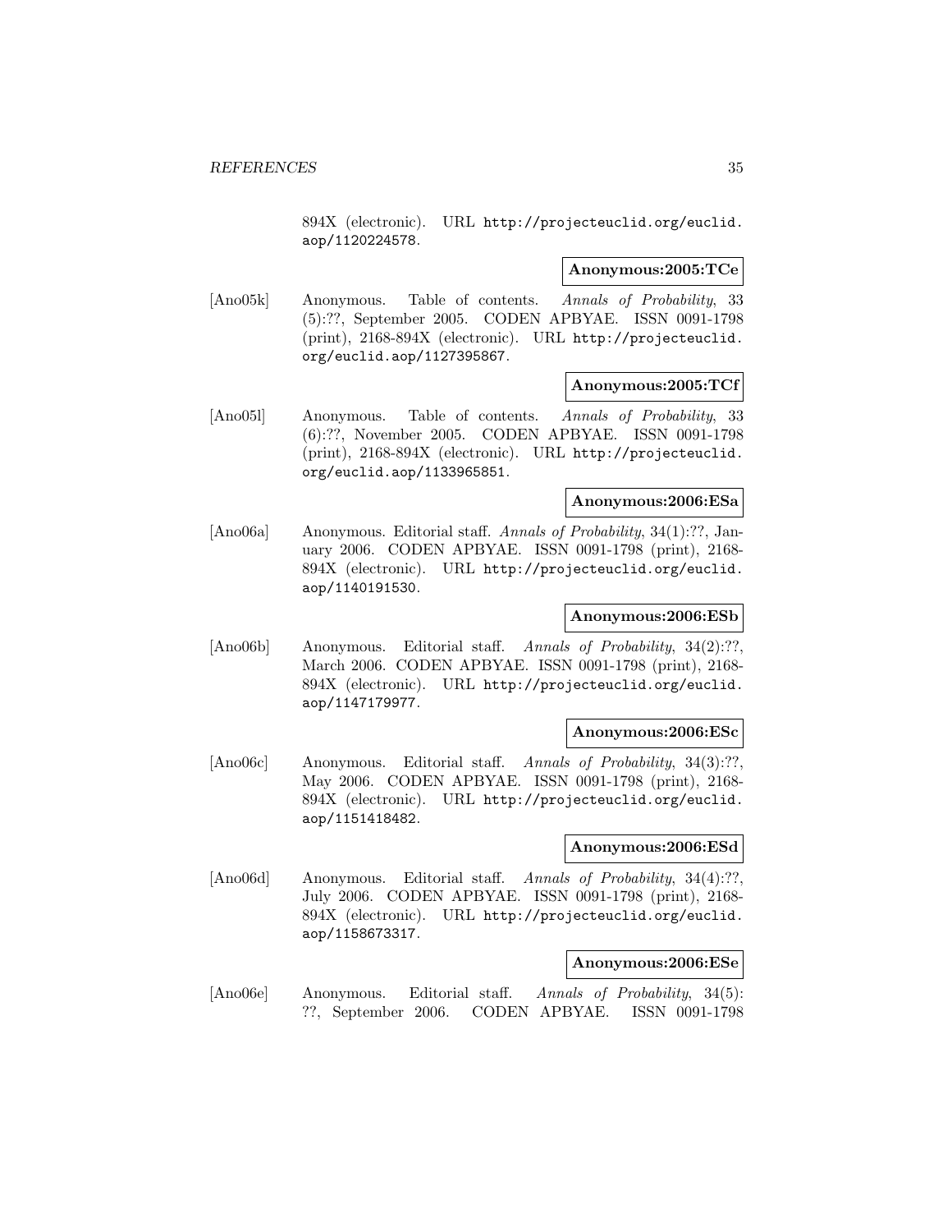894X (electronic). URL http://projecteuclid.org/euclid.aop/1120224578.

**Anonymous:2005:TCe**

[Ano05k] Anonymous. Table of contents. *Annals of Probability*, 33 (5):??, September 2005. CODEN APBYAE. ISSN 0091-1798 (print), 2168-894X (electronic). URL http://projecteuclid.org/euclid.aop/1127395867.

**Anonymous:2005:TCf**

[Ano05l] Anonymous. Table of contents. *Annals of Probability*, 33 (6):??, November 2005. CODEN APBYAE. ISSN 0091-1798 (print), 2168-894X (electronic). URL http://projecteuclid.org/euclid.aop/1133965851.

**Anonymous:2006:ESa**

[Ano06a] Anonymous. Editorial staff. *Annals of Probability*, 34(1):??, January 2006. CODEN APBYAE. ISSN 0091-1798 (print), 2168-894X (electronic). URL http://projecteuclid.org/euclid.aop/1140191530.

**Anonymous:2006:ESb**

[Ano06b] Anonymous. Editorial staff. *Annals of Probability*, 34(2):??, March 2006. CODEN APBYAE. ISSN 0091-1798 (print), 2168-894X (electronic). URL http://projecteuclid.org/euclid.aop/1147179977.

**Anonymous:2006:ESc**

[Ano06c] Anonymous. Editorial staff. *Annals of Probability*, 34(3):??, May 2006. CODEN APBYAE. ISSN 0091-1798 (print), 2168-894X (electronic). URL http://projecteuclid.org/euclid.aop/1151418482.

**Anonymous:2006:ESd**

[Ano06d] Anonymous. Editorial staff. *Annals of Probability*, 34(4):??, July 2006. CODEN APBYAE. ISSN 0091-1798 (print), 2168-894X (electronic). URL http://projecteuclid.org/euclid.aop/1158673317.

**Anonymous:2006:ESe**

[Ano06e] Anonymous. Editorial staff. *Annals of Probability*, 34(5): ??, September 2006. CODEN APBYAE. ISSN 0091-1798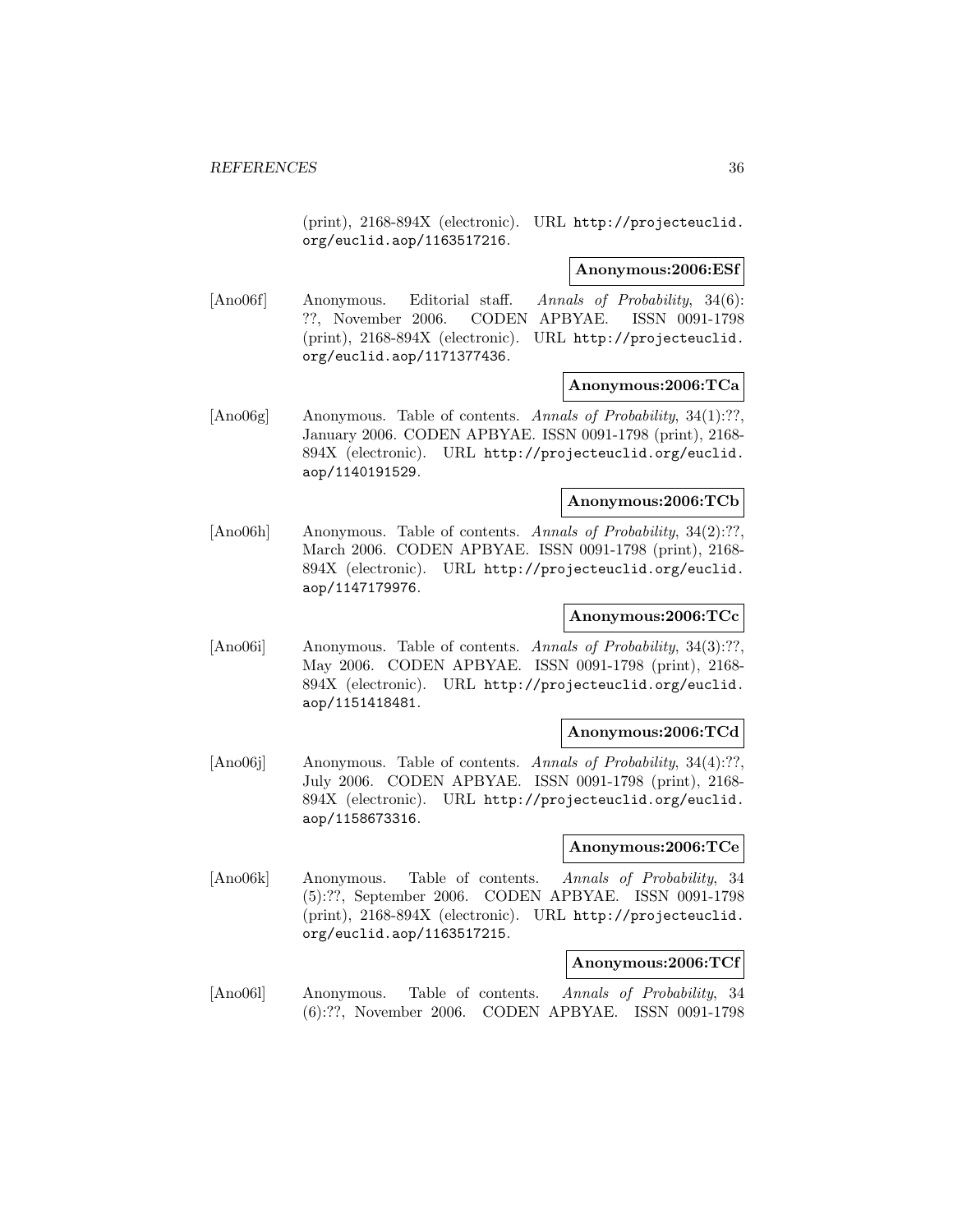(print), 2168-894X (electronic). URL http://projecteuclid.org/euclid.aop/1163517216.

**Anonymous:2006:ESf**

[Ano06f] Anonymous. Editorial staff. *Annals of Probability*, 34(6): ??, November 2006. CODEN APBYAE. ISSN 0091-1798 (print), 2168-894X (electronic). URL http://projecteuclid.org/euclid.aop/1171377436.

**Anonymous:2006:TCa**

[Ano06g] Anonymous. Table of contents. *Annals of Probability*, 34(1):??, January 2006. CODEN APBYAE. ISSN 0091-1798 (print), 2168-894X (electronic). URL http://projecteuclid.org/euclid.aop/1140191529.

**Anonymous:2006:TCb**

[Ano06h] Anonymous. Table of contents. *Annals of Probability*, 34(2):??, March 2006. CODEN APBYAE. ISSN 0091-1798 (print), 2168-894X (electronic). URL http://projecteuclid.org/euclid.aop/1147179976.

**Anonymous:2006:TCc**

[Ano06i] Anonymous. Table of contents. *Annals of Probability*, 34(3):??, May 2006. CODEN APBYAE. ISSN 0091-1798 (print), 2168-894X (electronic). URL http://projecteuclid.org/euclid.aop/1151418481.

**Anonymous:2006:TCd**

[Ano06j] Anonymous. Table of contents. *Annals of Probability*, 34(4):??, July 2006. CODEN APBYAE. ISSN 0091-1798 (print), 2168-894X (electronic). URL http://projecteuclid.org/euclid.aop/1158673316.

**Anonymous:2006:TCe**

[Ano06k] Anonymous. Table of contents. *Annals of Probability*, 34 (5):??, September 2006. CODEN APBYAE. ISSN 0091-1798 (print), 2168-894X (electronic). URL http://projecteuclid.org/euclid.aop/1163517215.

**Anonymous:2006:TCf**

[Ano06l] Anonymous. Table of contents. *Annals of Probability*, 34 (6):??, November 2006. CODEN APBYAE. ISSN 0091-1798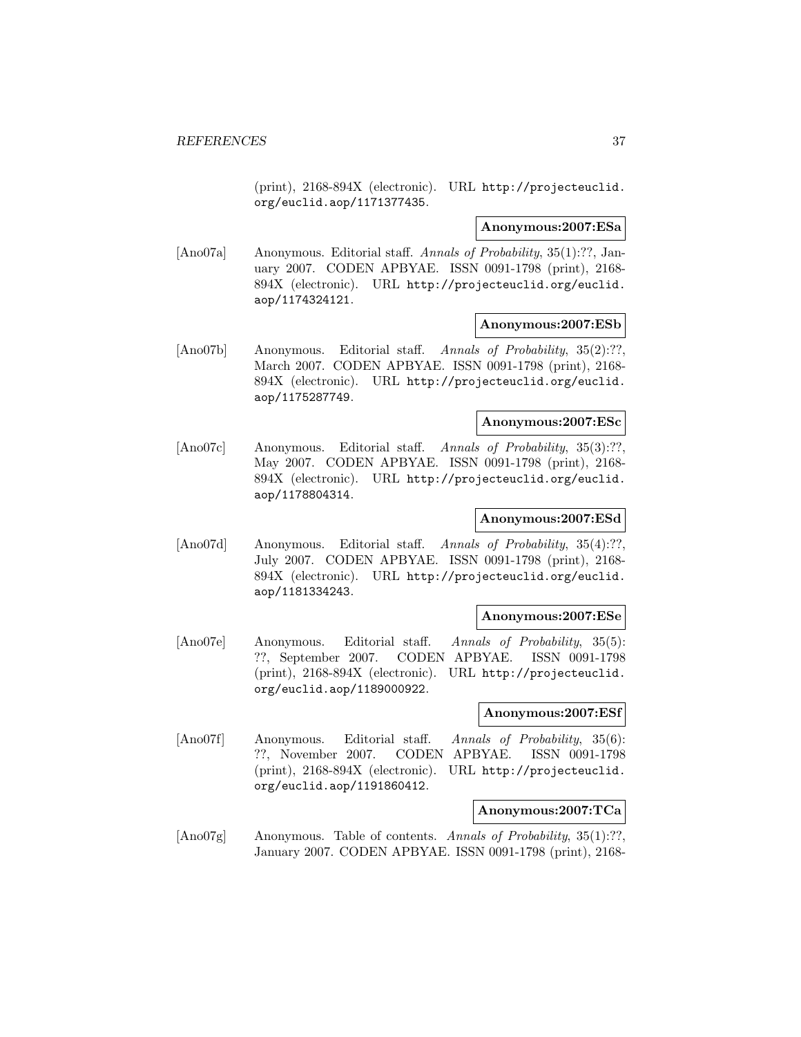(print), 2168-894X (electronic). URL http://projecteuclid.org/euclid.aop/1171377435.

**Anonymous:2007:ESa**

[Ano07a] Anonymous. Editorial staff. *Annals of Probability*, 35(1):??, January 2007. CODEN APBYAE. ISSN 0091-1798 (print), 2168-894X (electronic). URL http://projecteuclid.org/euclid.aop/1174324121.

**Anonymous:2007:ESb**

[Ano07b] Anonymous. Editorial staff. *Annals of Probability*, 35(2):??, March 2007. CODEN APBYAE. ISSN 0091-1798 (print), 2168-894X (electronic). URL http://projecteuclid.org/euclid.aop/1175287749.

**Anonymous:2007:ESc**

[Ano07c] Anonymous. Editorial staff. *Annals of Probability*, 35(3):??, May 2007. CODEN APBYAE. ISSN 0091-1798 (print), 2168-894X (electronic). URL http://projecteuclid.org/euclid.aop/1178804314.

**Anonymous:2007:ESd**

[Ano07d] Anonymous. Editorial staff. *Annals of Probability*, 35(4):??, July 2007. CODEN APBYAE. ISSN 0091-1798 (print), 2168-894X (electronic). URL http://projecteuclid.org/euclid.aop/1181334243.

**Anonymous:2007:ESe**

[Ano07e] Anonymous. Editorial staff. *Annals of Probability*, 35(5):??, September 2007. CODEN APBYAE. ISSN 0091-1798 (print), 2168-894X (electronic). URL http://projecteuclid.org/euclid.aop/1189000922.

**Anonymous:2007:ESf**

[Ano07f] Anonymous. Editorial staff. *Annals of Probability*, 35(6):??, November 2007. CODEN APBYAE. ISSN 0091-1798 (print), 2168-894X (electronic). URL http://projecteuclid.org/euclid.aop/1191860412.

**Anonymous:2007:TCa**

[Ano07g] Anonymous. Table of contents. *Annals of Probability*, 35(1):??, January 2007. CODEN APBYAE. ISSN 0091-1798 (print), 2168-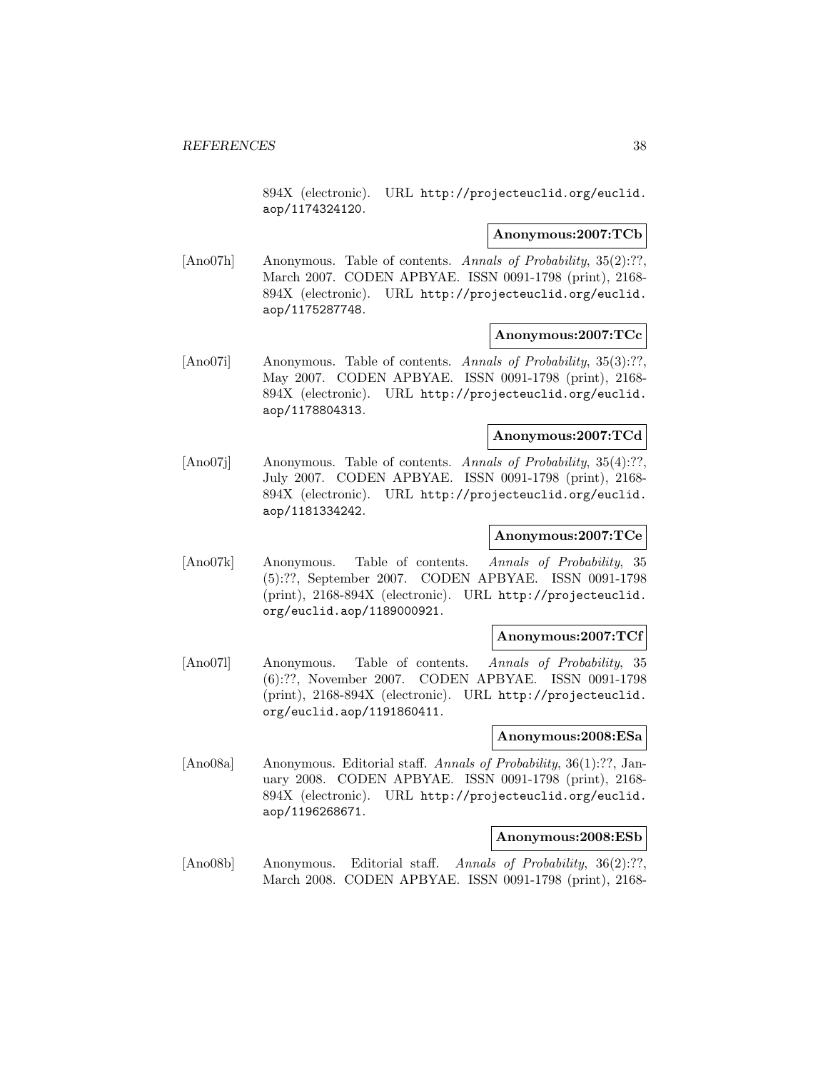894X (electronic). URL http://projecteuclid.org/euclid.aop/1174324120.

**Anonymous:2007:TCb**

[Ano07h] Anonymous. Table of contents. *Annals of Probability*, 35(2):??, March 2007. CODEN APBYAE. ISSN 0091-1798 (print), 2168-894X (electronic). URL http://projecteuclid.org/euclid.aop/1175287748.

**Anonymous:2007:TCc**

[Ano07i] Anonymous. Table of contents. *Annals of Probability*, 35(3):??, May 2007. CODEN APBYAE. ISSN 0091-1798 (print), 2168-894X (electronic). URL http://projecteuclid.org/euclid.aop/1178804313.

**Anonymous:2007:TCd**

[Ano07j] Anonymous. Table of contents. *Annals of Probability*, 35(4):??, July 2007. CODEN APBYAE. ISSN 0091-1798 (print), 2168-894X (electronic). URL http://projecteuclid.org/euclid.aop/1181334242.

**Anonymous:2007:TCe**

[Ano07k] Anonymous. Table of contents. *Annals of Probability*, 35(5):??, September 2007. CODEN APBYAE. ISSN 0091-1798 (print), 2168-894X (electronic). URL http://projecteuclid.org/euclid.aop/1189000921.

**Anonymous:2007:TCf**

[Ano07l] Anonymous. Table of contents. *Annals of Probability*, 35(6):??, November 2007. CODEN APBYAE. ISSN 0091-1798 (print), 2168-894X (electronic). URL http://projecteuclid.org/euclid.aop/1191860411.

**Anonymous:2008:ESa**

[Ano08a] Anonymous. Editorial staff. *Annals of Probability*, 36(1):??, January 2008. CODEN APBYAE. ISSN 0091-1798 (print), 2168-894X (electronic). URL http://projecteuclid.org/euclid.aop/1196268671.

**Anonymous:2008:ESb**

[Ano08b] Anonymous. Editorial staff. *Annals of Probability*, 36(2):??, March 2008. CODEN APBYAE. ISSN 0091-1798 (print), 2168-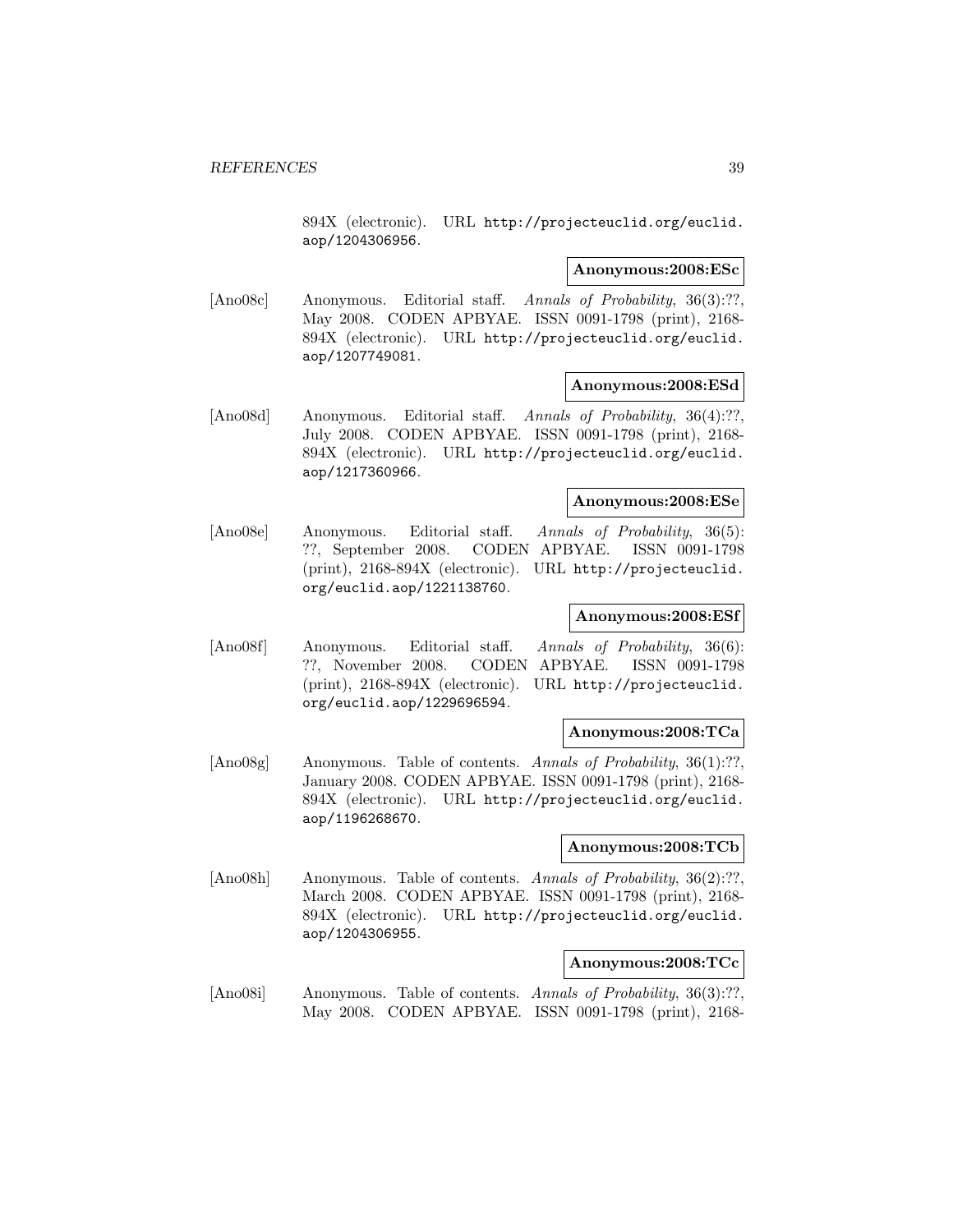894X (electronic). URL http://projecteuclid.org/euclid.aop/1204306956.

**Anonymous:2008:ESc**

[Ano08c] Anonymous. Editorial staff. *Annals of Probability*, 36(3):??, May 2008. CODEN APBYAE. ISSN 0091-1798 (print), 2168-894X (electronic). URL http://projecteuclid.org/euclid.aop/1207749081.

**Anonymous:2008:ESd**

[Ano08d] Anonymous. Editorial staff. *Annals of Probability*, 36(4):??, July 2008. CODEN APBYAE. ISSN 0091-1798 (print), 2168-894X (electronic). URL http://projecteuclid.org/euclid.aop/1217360966.

**Anonymous:2008:ESe**

[Ano08e] Anonymous. Editorial staff. *Annals of Probability*, 36(5):??, September 2008. CODEN APBYAE. ISSN 0091-1798 (print), 2168-894X (electronic). URL http://projecteuclid.org/euclid.aop/1221138760.

**Anonymous:2008:ESf**

[Ano08f] Anonymous. Editorial staff. *Annals of Probability*, 36(6):??, November 2008. CODEN APBYAE. ISSN 0091-1798 (print), 2168-894X (electronic). URL http://projecteuclid.org/euclid.aop/1229696594.

**Anonymous:2008:TCa**

[Ano08g] Anonymous. Table of contents. *Annals of Probability*, 36(1):??, January 2008. CODEN APBYAE. ISSN 0091-1798 (print), 2168-894X (electronic). URL http://projecteuclid.org/euclid.aop/1196268670.

**Anonymous:2008:TCb**

[Ano08h] Anonymous. Table of contents. *Annals of Probability*, 36(2):??, March 2008. CODEN APBYAE. ISSN 0091-1798 (print), 2168-894X (electronic). URL http://projecteuclid.org/euclid.aop/1204306955.

**Anonymous:2008:TCc**

[Ano08i] Anonymous. Table of contents. *Annals of Probability*, 36(3):??, May 2008. CODEN APBYAE. ISSN 0091-1798 (print), 2168-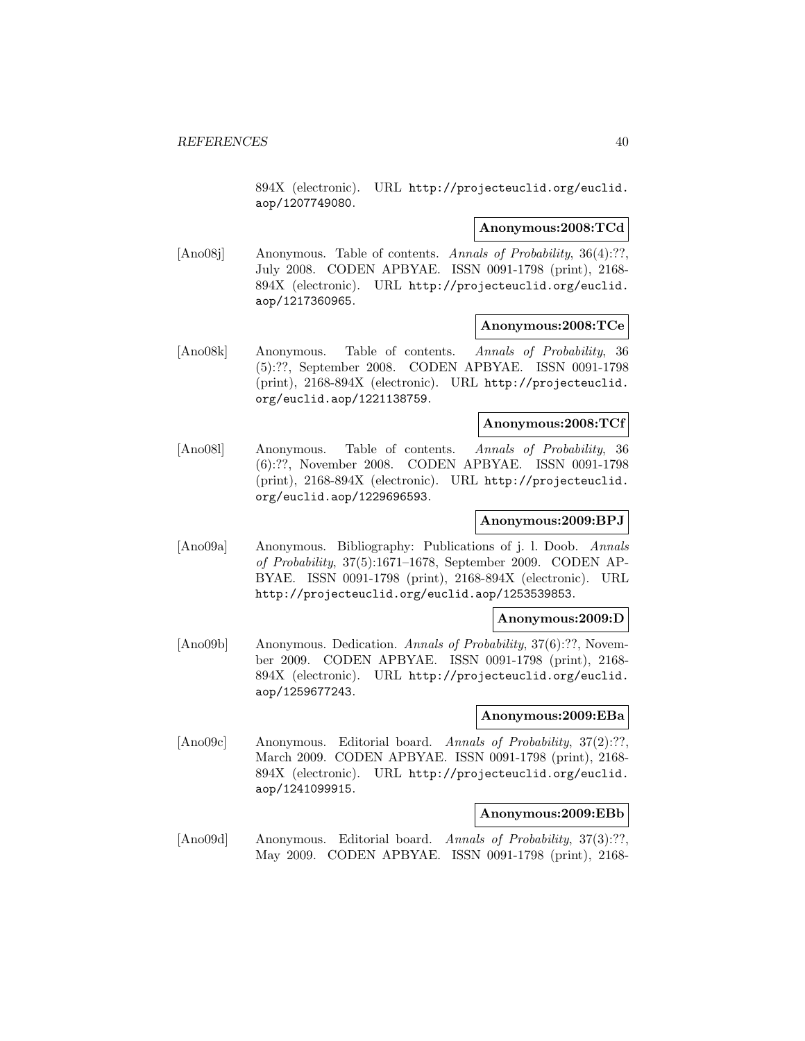894X (electronic). URL http://projecteuclid.org/euclid.aop/1207749080.

**Anonymous:2008:TCd**

[Ano08j] Anonymous. Table of contents. *Annals of Probability*, 36(4):??, July 2008. CODEN APBYAE. ISSN 0091-1798 (print), 2168-894X (electronic). URL http://projecteuclid.org/euclid.aop/1217360965.

**Anonymous:2008:TCe**

[Ano08k] Anonymous. Table of contents. *Annals of Probability*, 36 (5):??, September 2008. CODEN APBYAE. ISSN 0091-1798 (print), 2168-894X (electronic). URL http://projecteuclid.org/euclid.aop/1221138759.

**Anonymous:2008:TCf**

[Ano08l] Anonymous. Table of contents. *Annals of Probability*, 36 (6):??, November 2008. CODEN APBYAE. ISSN 0091-1798 (print), 2168-894X (electronic). URL http://projecteuclid.org/euclid.aop/1229696593.

**Anonymous:2009:BPJ**

[Ano09a] Anonymous. Bibliography: Publications of j. l. Doob. *Annals of Probability*, 37(5):1671–1678, September 2009. CODEN APBYAE. ISSN 0091-1798 (print), 2168-894X (electronic). URL http://projecteuclid.org/euclid.aop/1253539853.

**Anonymous:2009:D**

[Ano09b] Anonymous. Dedication. *Annals of Probability*, 37(6):??, November 2009. CODEN APBYAE. ISSN 0091-1798 (print), 2168-894X (electronic). URL http://projecteuclid.org/euclid.aop/1259677243.

**Anonymous:2009:EBa**

[Ano09c] Anonymous. Editorial board. *Annals of Probability*, 37(2):??, March 2009. CODEN APBYAE. ISSN 0091-1798 (print), 2168-894X (electronic). URL http://projecteuclid.org/euclid.aop/1241099915.

**Anonymous:2009:EBb**

[Ano09d] Anonymous. Editorial board. *Annals of Probability*, 37(3):??, May 2009. CODEN APBYAE. ISSN 0091-1798 (print), 2168-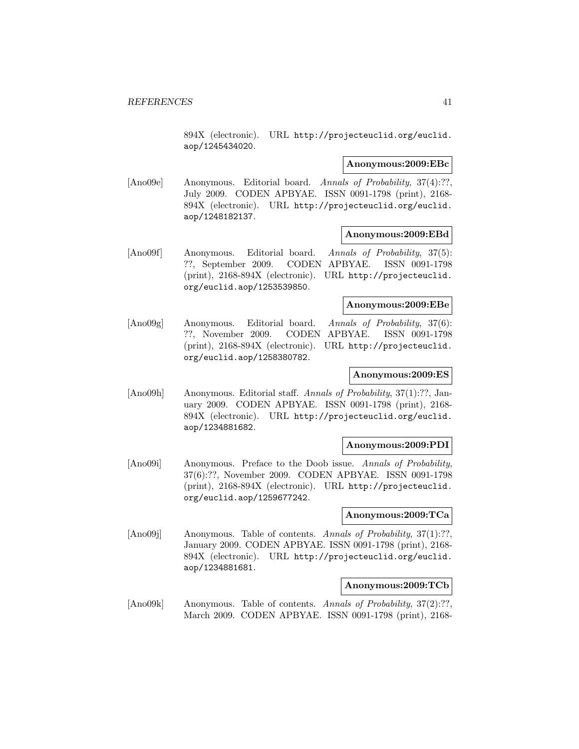894X (electronic). URL http://projecteuclid.org/euclid.aop/1245434020.

**Anonymous:2009:EBc**

[Ano09e] Anonymous. Editorial board. *Annals of Probability*, 37(4):??, July 2009. CODEN APBYAE. ISSN 0091-1798 (print), 2168-894X (electronic). URL http://projecteuclid.org/euclid.aop/1248182137.

**Anonymous:2009:EBd**

[Ano09f] Anonymous. Editorial board. *Annals of Probability*, 37(5):??, September 2009. CODEN APBYAE. ISSN 0091-1798 (print), 2168-894X (electronic). URL http://projecteuclid.org/euclid.aop/1253539850.

**Anonymous:2009:EBe**

[Ano09g] Anonymous. Editorial board. *Annals of Probability*, 37(6):??, November 2009. CODEN APBYAE. ISSN 0091-1798 (print), 2168-894X (electronic). URL http://projecteuclid.org/euclid.aop/1258380782.

**Anonymous:2009:ES**

[Ano09h] Anonymous. Editorial staff. *Annals of Probability*, 37(1):??, January 2009. CODEN APBYAE. ISSN 0091-1798 (print), 2168-894X (electronic). URL http://projecteuclid.org/euclid.aop/1234881682.

**Anonymous:2009:PDI**

[Ano09i] Anonymous. Preface to the Doob issue. *Annals of Probability*, 37(6):??, November 2009. CODEN APBYAE. ISSN 0091-1798 (print), 2168-894X (electronic). URL http://projecteuclid.org/euclid.aop/1259677242.

**Anonymous:2009:TCa**

[Ano09j] Anonymous. Table of contents. *Annals of Probability*, 37(1):??, January 2009. CODEN APBYAE. ISSN 0091-1798 (print), 2168-894X (electronic). URL http://projecteuclid.org/euclid.aop/1234881681.

**Anonymous:2009:TCb**

[Ano09k] Anonymous. Table of contents. *Annals of Probability*, 37(2):??, March 2009. CODEN APBYAE. ISSN 0091-1798 (print), 2168-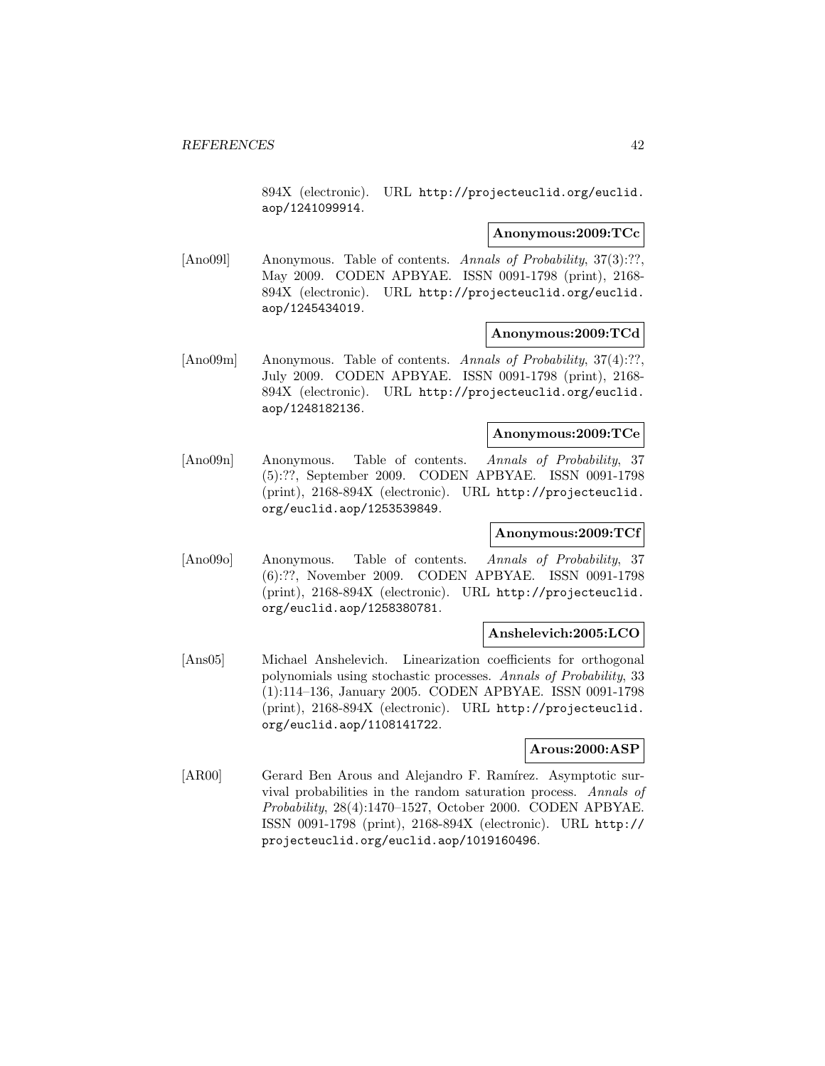894X (electronic). URL http://projecteuclid.org/euclid.aop/1241099914.

**Anonymous:2009:TCc**

[Ano09l] Anonymous. Table of contents. *Annals of Probability*, 37(3):??, May 2009. CODEN APBYAE. ISSN 0091-1798 (print), 2168-894X (electronic). URL http://projecteuclid.org/euclid.aop/1245434019.

**Anonymous:2009:TCd**

[Ano09m] Anonymous. Table of contents. *Annals of Probability*, 37(4):??, July 2009. CODEN APBYAE. ISSN 0091-1798 (print), 2168-894X (electronic). URL http://projecteuclid.org/euclid.aop/1248182136.

**Anonymous:2009:TCe**

[Ano09n] Anonymous. Table of contents. *Annals of Probability*, 37 (5):??, September 2009. CODEN APBYAE. ISSN 0091-1798 (print), 2168-894X (electronic). URL http://projecteuclid.org/euclid.aop/1253539849.

**Anonymous:2009:TCf**

[Ano09o] Anonymous. Table of contents. *Annals of Probability*, 37 (6):??, November 2009. CODEN APBYAE. ISSN 0091-1798 (print), 2168-894X (electronic). URL http://projecteuclid.org/euclid.aop/1258380781.

**Anshelevich:2005:LCO**

[Ans05] Michael Anshelevich. Linearization coefficients for orthogonal polynomials using stochastic processes. *Annals of Probability*, 33 (1):114–136, January 2005. CODEN APBYAE. ISSN 0091-1798 (print), 2168-894X (electronic). URL http://projecteuclid.org/euclid.aop/1108141722.

**Arous:2000:ASP**

[AR00] Gerard Ben Arous and Alejandro F. Ramírez. Asymptotic survival probabilities in the random saturation process. *Annals of Probability*, 28(4):1470–1527, October 2000. CODEN APBYAE. ISSN 0091-1798 (print), 2168-894X (electronic). URL http://projecteuclid.org/euclid.aop/1019160496.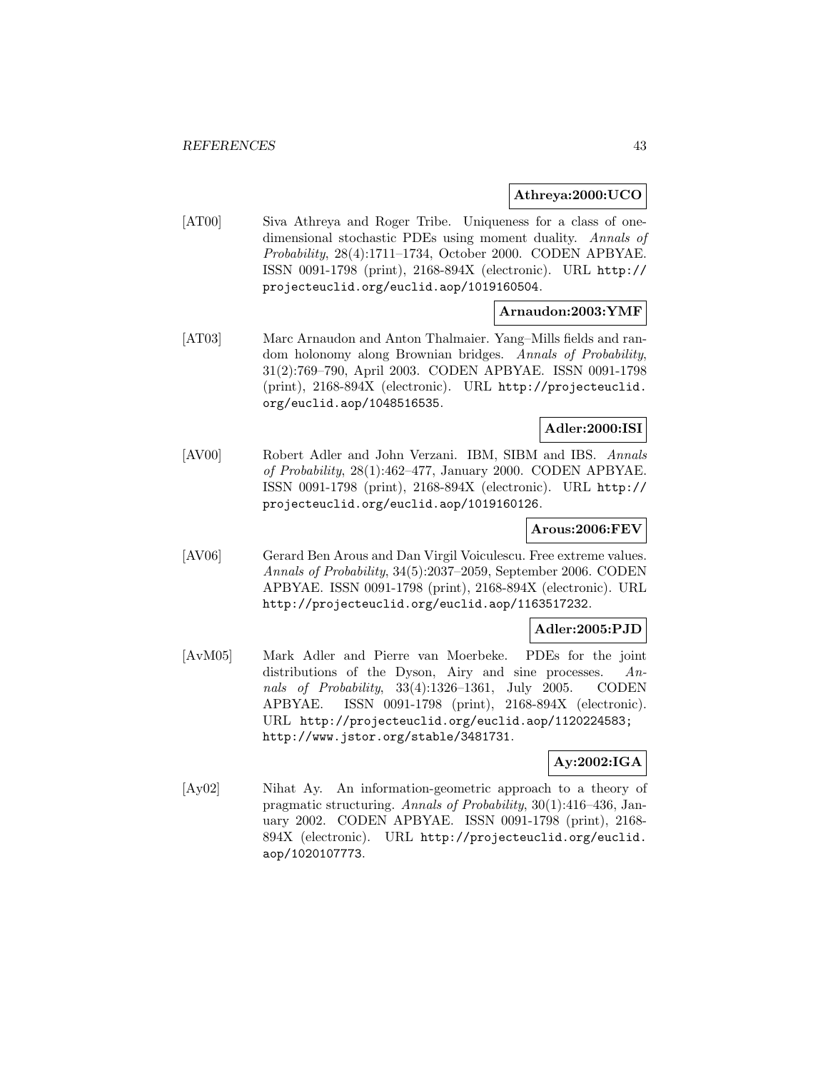**Athreya:2000:UCO**

[AT00] Siva Athreya and Roger Tribe. Uniqueness for a class of one-dimensional stochastic PDEs using moment duality. *Annals of Probability*, 28(4):1711–1734, October 2000. CODEN APBYAE. ISSN 0091-1798 (print), 2168-894X (electronic). URL http://projecteuclid.org/euclid.aop/1019160504.

**Arnaudon:2003:YMF**

[AT03] Marc Arnaudon and Anton Thalmaier. Yang–Mills fields and random holonomy along Brownian bridges. *Annals of Probability*, 31(2):769–790, April 2003. CODEN APBYAE. ISSN 0091-1798 (print), 2168-894X (electronic). URL http://projecteuclid.org/euclid.aop/1048516535.

**Adler:2000:ISI**

[AV00] Robert Adler and John Verzani. IBM, SIBM and IBS. *Annals of Probability*, 28(1):462–477, January 2000. CODEN APBYAE. ISSN 0091-1798 (print), 2168-894X (electronic). URL http://projecteuclid.org/euclid.aop/1019160126.

**Arous:2006:FEV**

[AV06] Gerard Ben Arous and Dan Virgil Voiculescu. Free extreme values. *Annals of Probability*, 34(5):2037–2059, September 2006. CODEN APBYAE. ISSN 0091-1798 (print), 2168-894X (electronic). URL http://projecteuclid.org/euclid.aop/1163517232.

**Adler:2005:PJD**

[AvM05] Mark Adler and Pierre van Moerbeke. PDEs for the joint distributions of the Dyson, Airy and sine processes. *Annals of Probability*, 33(4):1326–1361, July 2005. CODEN APBYAE. ISSN 0091-1798 (print), 2168-894X (electronic). URL http://projecteuclid.org/euclid.aop/1120224583; http://www.jstor.org/stable/3481731.

**Ay:2002:IGA**

[Ay02] Nihat Ay. An information-geometric approach to a theory of pragmatic structuring. *Annals of Probability*, 30(1):416–436, January 2002. CODEN APBYAE. ISSN 0091-1798 (print), 2168-894X (electronic). URL http://projecteuclid.org/euclid.aop/1020107773.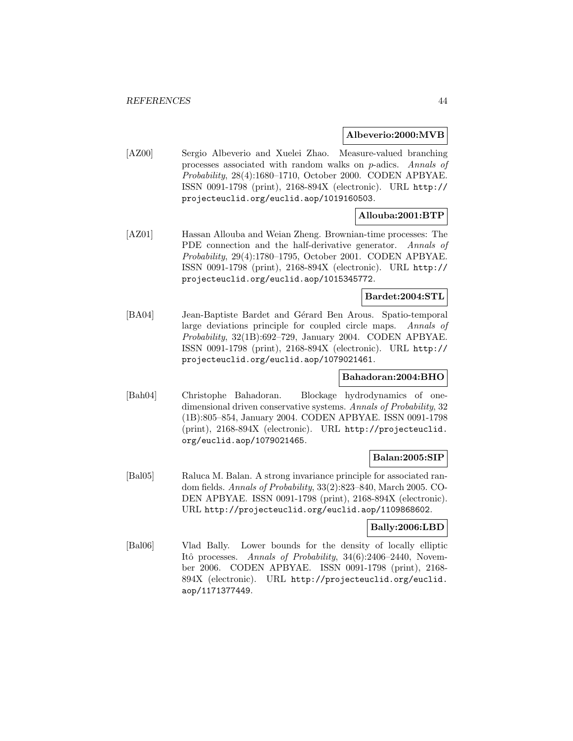**Albeverio:2000:MVB**

[AZ00] Sergio Albeverio and Xuelei Zhao. Measure-valued branching processes associated with random walks on $p$-adics. *Annals of Probability*, 28(4):1680–1710, October 2000. CODEN APBYAE. ISSN 0091-1798 (print), 2168-894X (electronic). URL http://projecteuclid.org/euclid.aop/1019160503.

**Allouba:2001:BTP**

[AZ01] Hassan Allouba and Weian Zheng. Brownian-time processes: The PDE connection and the half-derivative generator. *Annals of Probability*, 29(4):1780–1795, October 2001. CODEN APBYAE. ISSN 0091-1798 (print), 2168-894X (electronic). URL http://projecteuclid.org/euclid.aop/1015345772.

**Bardet:2004:STL**

[BA04] Jean-Baptiste Bardet and Gérard Ben Arous. Spatio-temporal large deviations principle for coupled circle maps. *Annals of Probability*, 32(1B):692–729, January 2004. CODEN APBYAE. ISSN 0091-1798 (print), 2168-894X (electronic). URL http://projecteuclid.org/euclid.aop/1079021461.

**Bahadoran:2004:BHO**

[Bah04] Christophe Bahadoran. Blockage hydrodynamics of one-dimensional driven conservative systems. *Annals of Probability*, 32 (1B):805–854, January 2004. CODEN APBYAE. ISSN 0091-1798 (print), 2168-894X (electronic). URL http://projecteuclid.org/euclid.aop/1079021465.

**Balan:2005:SIP**

[Bal05] Raluca M. Balan. A strong invariance principle for associated random fields. *Annals of Probability*, 33(2):823–840, March 2005. CODEN APBYAE. ISSN 0091-1798 (print), 2168-894X (electronic). URL http://projecteuclid.org/euclid.aop/1109868602.

**Bally:2006:LBD**

[Bal06] Vlad Bally. Lower bounds for the density of locally elliptic Itô processes. *Annals of Probability*, 34(6):2406–2440, November 2006. CODEN APBYAE. ISSN 0091-1798 (print), 2168-894X (electronic). URL http://projecteuclid.org/euclid.aop/1171377449.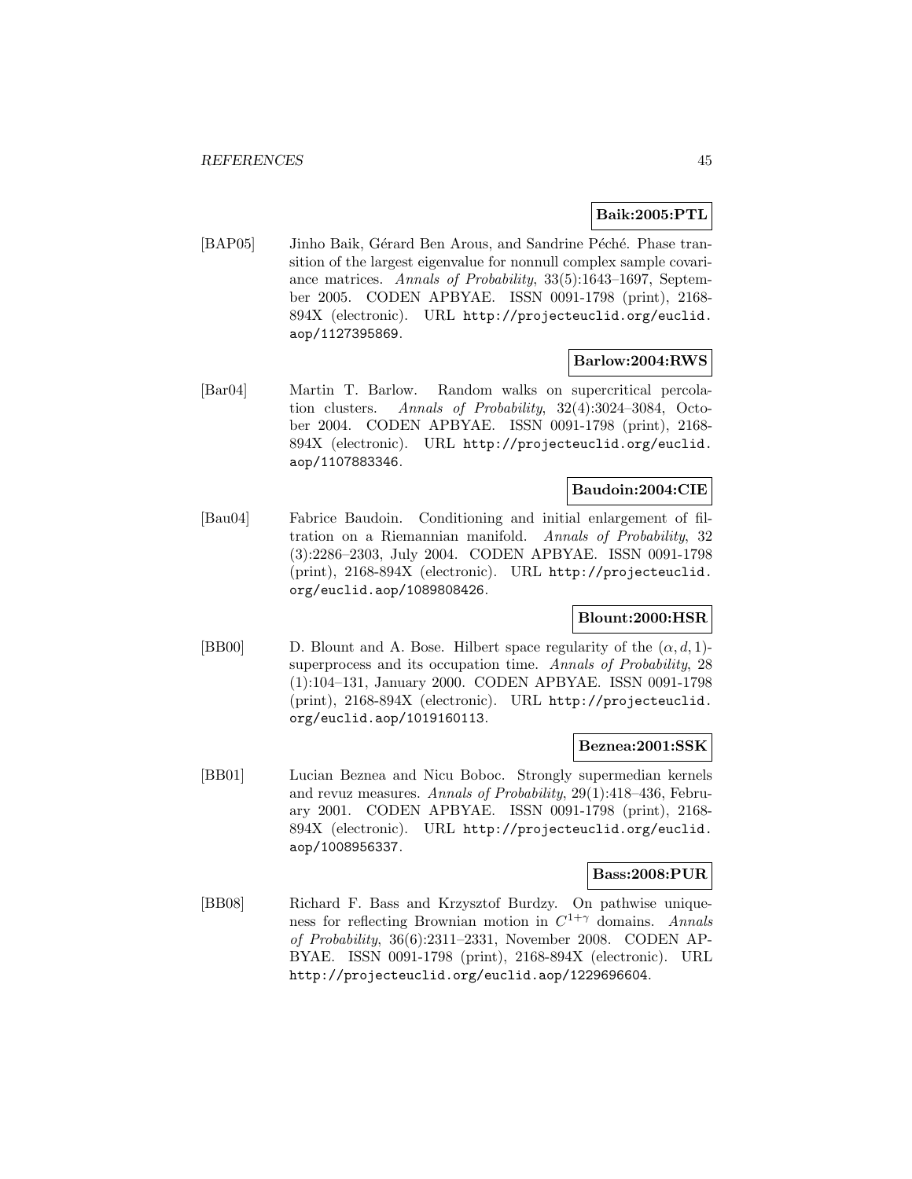**Baik:2005:PTL**

[BAP05] Jinho Baik, Gérard Ben Arous, and Sandrine Péché. Phase transition of the largest eigenvalue for nonnull complex sample covariance matrices. *Annals of Probability*, 33(5):1643–1697, September 2005. CODEN APBYAE. ISSN 0091-1798 (print), 2168-894X (electronic). URL http://projecteuclid.org/euclid.aop/1127395869.

**Barlow:2004:RWS**

[Bar04] Martin T. Barlow. Random walks on supercritical percolation clusters. *Annals of Probability*, 32(4):3024–3084, October 2004. CODEN APBYAE. ISSN 0091-1798 (print), 2168-894X (electronic). URL http://projecteuclid.org/euclid.aop/1107883346.

**Baudoin:2004:CIE**

[Bau04] Fabrice Baudoin. Conditioning and initial enlargement of filtration on a Riemannian manifold. *Annals of Probability*, 32 (3):2286–2303, July 2004. CODEN APBYAE. ISSN 0091-1798 (print), 2168-894X (electronic). URL http://projecteuclid.org/euclid.aop/1089808426.

**Blount:2000:HSR**

[BB00] D. Blount and A. Bose. Hilbert space regularity of the $(\alpha, d, 1)$-superprocess and its occupation time. *Annals of Probability*, 28 (1):104–131, January 2000. CODEN APBYAE. ISSN 0091-1798 (print), 2168-894X (electronic). URL http://projecteuclid.org/euclid.aop/1019160113.

**Beznea:2001:SSK**

[BB01] Lucian Beznea and Nicu Boboc. Strongly supermedian kernels and revuz measures. *Annals of Probability*, 29(1):418–436, February 2001. CODEN APBYAE. ISSN 0091-1798 (print), 2168-894X (electronic). URL http://projecteuclid.org/euclid.aop/1008956337.

**Bass:2008:PUR**

[BB08] Richard F. Bass and Krzysztof Burdzy. On pathwise uniqueness for reflecting Brownian motion in $C^{1+\gamma}$ domains. *Annals of Probability*, 36(6):2311–2331, November 2008. CODEN APBYAE. ISSN 0091-1798 (print), 2168-894X (electronic). URL http://projecteuclid.org/euclid.aop/1229696604.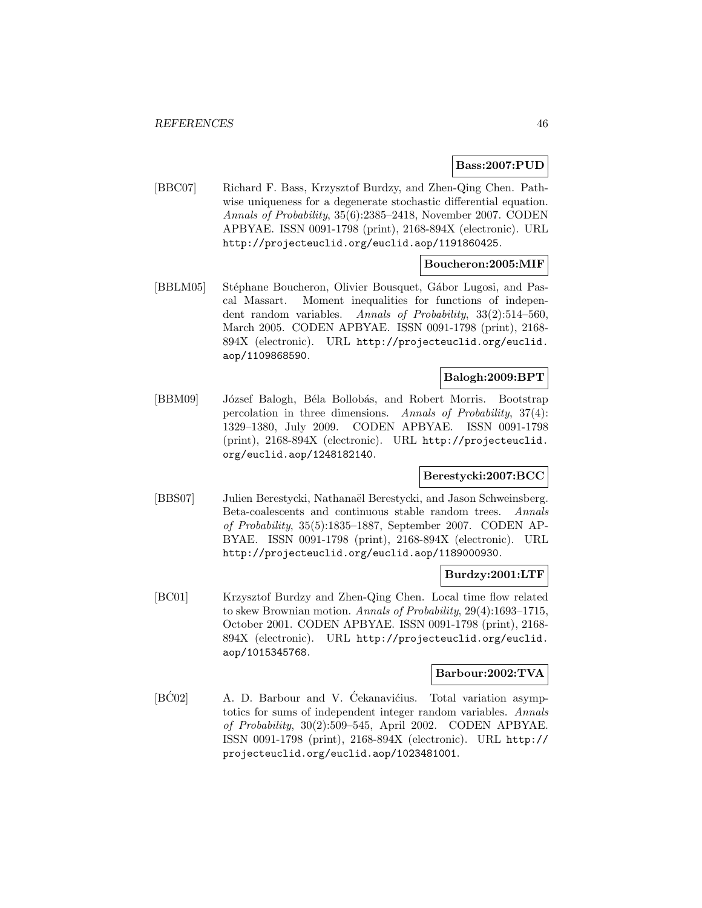**Bass:2007:PUD**

[BBC07] Richard F. Bass, Krzysztof Burdzy, and Zhen-Qing Chen. Pathwise uniqueness for a degenerate stochastic differential equation. *Annals of Probability*, 35(6):2385–2418, November 2007. CODEN APBYAE. ISSN 0091-1798 (print), 2168-894X (electronic). URL http://projecteuclid.org/euclid.aop/1191860425.

**Boucheron:2005:MIF**

[BBLM05] Stéphane Boucheron, Olivier Bousquet, Gábor Lugosi, and Pascal Massart. Moment inequalities for functions of independent random variables. *Annals of Probability*, 33(2):514–560, March 2005. CODEN APBYAE. ISSN 0091-1798 (print), 2168-894X (electronic). URL http://projecteuclid.org/euclid.aop/1109868590.

**Balogh:2009:BPT**

[BBM09] József Balogh, Béla Bollobás, and Robert Morris. Bootstrap percolation in three dimensions. *Annals of Probability*, 37(4):1329–1380, July 2009. CODEN APBYAE. ISSN 0091-1798 (print), 2168-894X (electronic). URL http://projecteuclid.org/euclid.aop/1248182140.

**Berestycki:2007:BCC**

[BBS07] Julien Berestycki, Nathanaël Berestycki, and Jason Schweinsberg. Beta-coalescents and continuous stable random trees. *Annals of Probability*, 35(5):1835–1887, September 2007. CODEN APBYAE. ISSN 0091-1798 (print), 2168-894X (electronic). URL http://projecteuclid.org/euclid.aop/1189000930.

**Burdzy:2001:LTF**

[BC01] Krzysztof Burdzy and Zhen-Qing Chen. Local time flow related to skew Brownian motion. *Annals of Probability*, 29(4):1693–1715, October 2001. CODEN APBYAE. ISSN 0091-1798 (print), 2168-894X (electronic). URL http://projecteuclid.org/euclid.aop/1015345768.

**Barbour:2002:TVA**

[BĆ02] A. D. Barbour and V. Ćekanavićius. Total variation asymptotics for sums of independent integer random variables. *Annals of Probability*, 30(2):509–545, April 2002. CODEN APBYAE. ISSN 0091-1798 (print), 2168-894X (electronic). URL http://projecteuclid.org/euclid.aop/1023481001.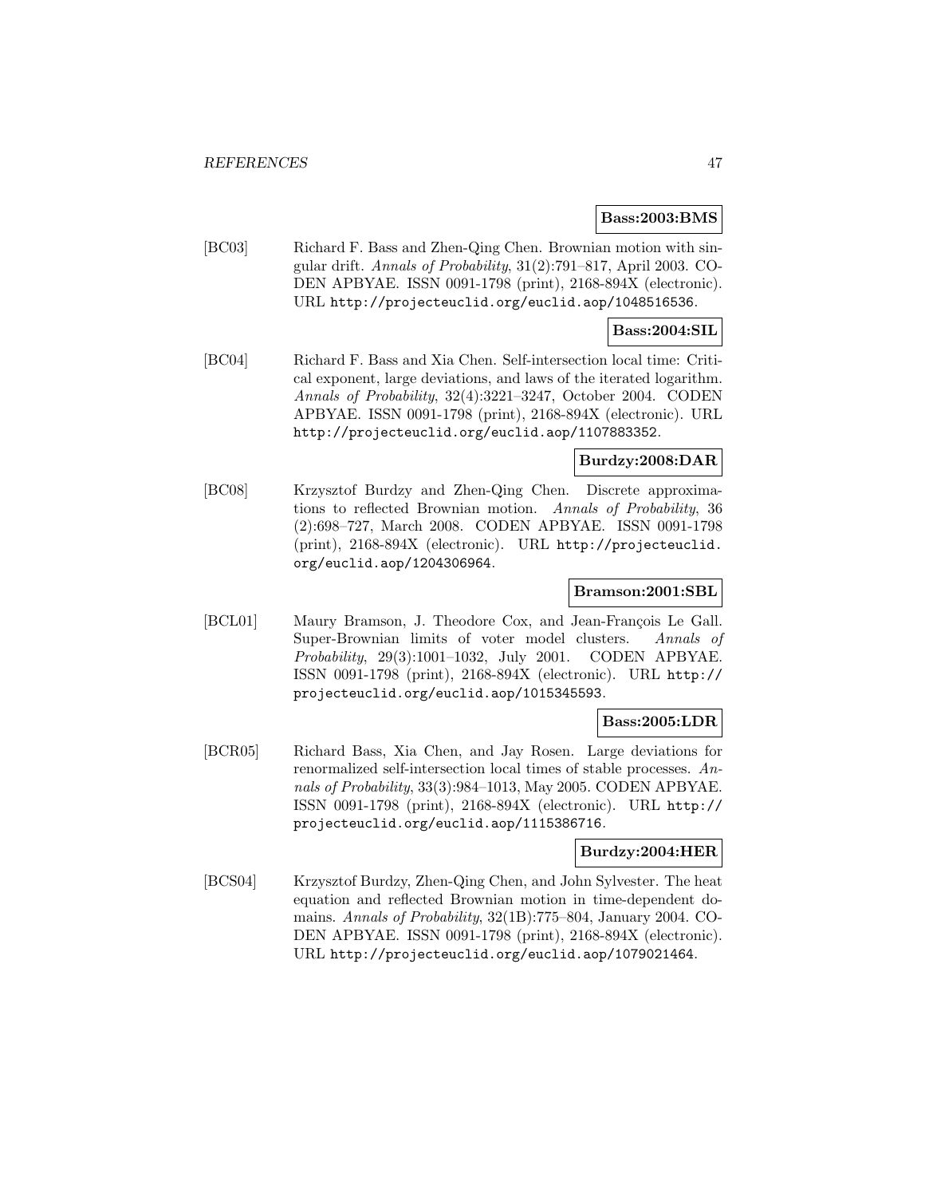**Bass:2003:BMS**

[BC03] Richard F. Bass and Zhen-Qing Chen. Brownian motion with singular drift. *Annals of Probability*, 31(2):791–817, April 2003. CODEN APBYAE. ISSN 0091-1798 (print), 2168-894X (electronic). URL http://projecteuclid.org/euclid.aop/1048516536.

**Bass:2004:SIL**

[BC04] Richard F. Bass and Xia Chen. Self-intersection local time: Critical exponent, large deviations, and laws of the iterated logarithm. *Annals of Probability*, 32(4):3221–3247, October 2004. CODEN APBYAE. ISSN 0091-1798 (print), 2168-894X (electronic). URL http://projecteuclid.org/euclid.aop/1107883352.

**Burdzy:2008:DAR**

[BC08] Krzysztof Burdzy and Zhen-Qing Chen. Discrete approximations to reflected Brownian motion. *Annals of Probability*, 36 (2):698–727, March 2008. CODEN APBYAE. ISSN 0091-1798 (print), 2168-894X (electronic). URL http://projecteuclid.org/euclid.aop/1204306964.

**Bramson:2001:SBL**

[BCL01] Maury Bramson, J. Theodore Cox, and Jean-François Le Gall. Super-Brownian limits of voter model clusters. *Annals of Probability*, 29(3):1001–1032, July 2001. CODEN APBYAE. ISSN 0091-1798 (print), 2168-894X (electronic). URL http://projecteuclid.org/euclid.aop/1015345593.

**Bass:2005:LDR**

[BCR05] Richard Bass, Xia Chen, and Jay Rosen. Large deviations for renormalized self-intersection local times of stable processes. *Annals of Probability*, 33(3):984–1013, May 2005. CODEN APBYAE. ISSN 0091-1798 (print), 2168-894X (electronic). URL http://projecteuclid.org/euclid.aop/1115386716.

**Burdzy:2004:HER**

[BCS04] Krzysztof Burdzy, Zhen-Qing Chen, and John Sylvester. The heat equation and reflected Brownian motion in time-dependent domains. *Annals of Probability*, 32(1B):775–804, January 2004. CODEN APBYAE. ISSN 0091-1798 (print), 2168-894X (electronic). URL http://projecteuclid.org/euclid.aop/1079021464.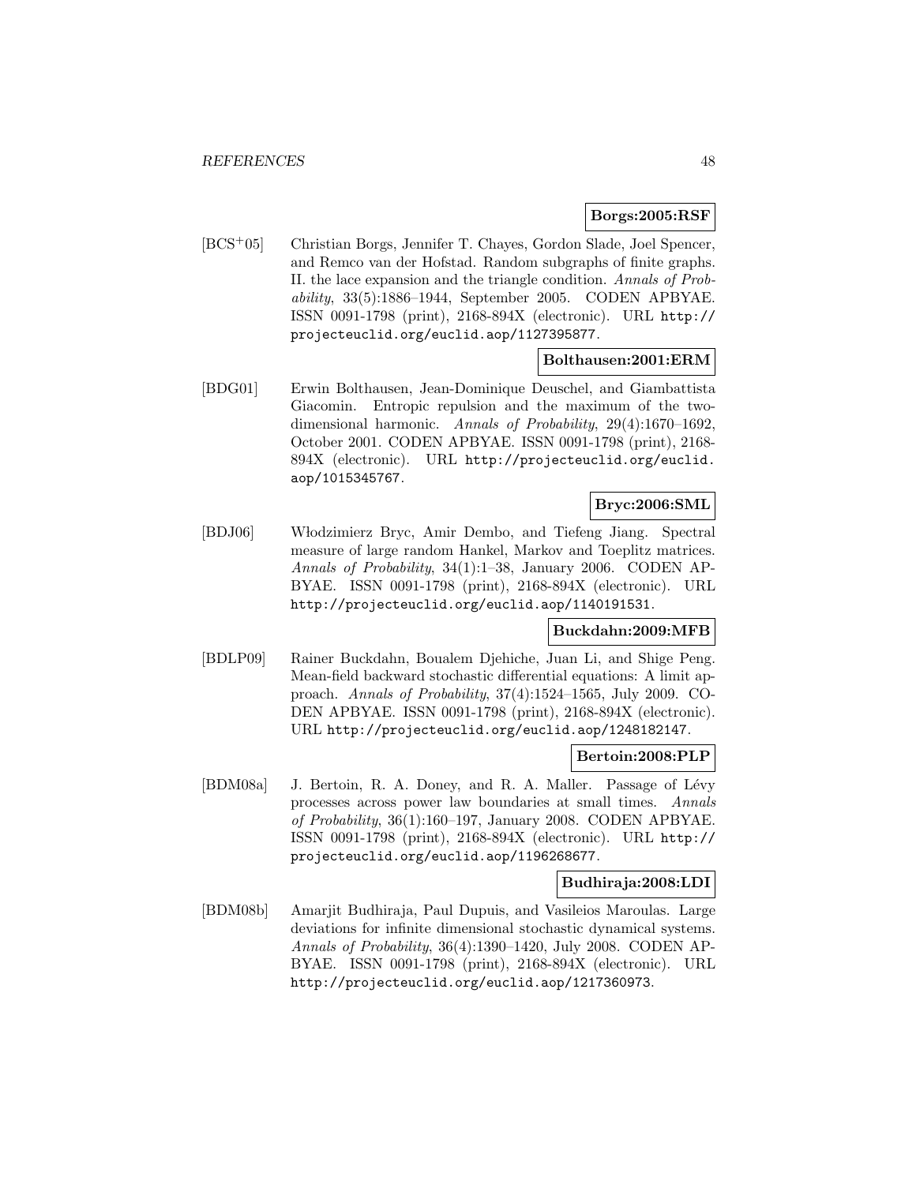**Borgs:2005:RSF**

[BCS+05] Christian Borgs, Jennifer T. Chayes, Gordon Slade, Joel Spencer, and Remco van der Hofstad. Random subgraphs of finite graphs. II. the lace expansion and the triangle condition. *Annals of Probability*, 33(5):1886–1944, September 2005. CODEN APBYAE. ISSN 0091-1798 (print), 2168-894X (electronic). URL http://projecteuclid.org/euclid.aop/1127395877.

**Bolthausen:2001:ERM**

[BDG01] Erwin Bolthausen, Jean-Dominique Deuschel, and Giambattista Giacomin. Entropic repulsion and the maximum of the two-dimensional harmonic. *Annals of Probability*, 29(4):1670–1692, October 2001. CODEN APBYAE. ISSN 0091-1798 (print), 2168-894X (electronic). URL http://projecteuclid.org/euclid.aop/1015345767.

**Bryc:2006:SML**

[BDJ06] Włodzimierz Bryc, Amir Dembo, and Tiefeng Jiang. Spectral measure of large random Hankel, Markov and Toeplitz matrices. *Annals of Probability*, 34(1):1–38, January 2006. CODEN APBYAE. ISSN 0091-1798 (print), 2168-894X (electronic). URL http://projecteuclid.org/euclid.aop/1140191531.

**Buckdahn:2009:MFB**

[BDLP09] Rainer Buckdahn, Boualem Djehiche, Juan Li, and Shige Peng. Mean-field backward stochastic differential equations: A limit approach. *Annals of Probability*, 37(4):1524–1565, July 2009. CODEN APBYAE. ISSN 0091-1798 (print), 2168-894X (electronic). URL http://projecteuclid.org/euclid.aop/1248182147.

**Bertoin:2008:PLP**

[BDM08a] J. Bertoin, R. A. Doney, and R. A. Maller. Passage of Lévy processes across power law boundaries at small times. *Annals of Probability*, 36(1):160–197, January 2008. CODEN APBYAE. ISSN 0091-1798 (print), 2168-894X (electronic). URL http://projecteuclid.org/euclid.aop/1196268677.

**Budhiraja:2008:LDI**

[BDM08b] Amarjit Budhiraja, Paul Dupuis, and Vasileios Maroulas. Large deviations for infinite dimensional stochastic dynamical systems. *Annals of Probability*, 36(4):1390–1420, July 2008. CODEN APBYAE. ISSN 0091-1798 (print), 2168-894X (electronic). URL http://projecteuclid.org/euclid.aop/1217360973.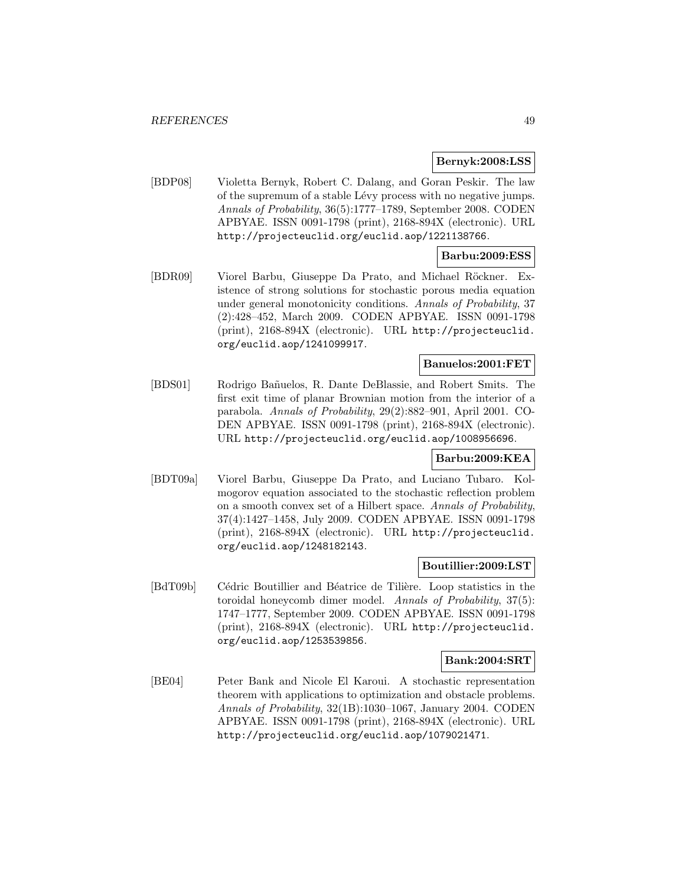**Bernyk:2008:LSS**

[BDP08] Violetta Bernyk, Robert C. Dalang, and Goran Peskir. The law of the supremum of a stable Lévy process with no negative jumps. *Annals of Probability*, 36(5):1777–1789, September 2008. CODEN APBYAE. ISSN 0091-1798 (print), 2168-894X (electronic). URL http://projecteuclid.org/euclid.aop/1221138766.

**Barbu:2009:ESS**

[BDR09] Viorel Barbu, Giuseppe Da Prato, and Michael Röckner. Existence of strong solutions for stochastic porous media equation under general monotonicity conditions. *Annals of Probability*, 37 (2):428–452, March 2009. CODEN APBYAE. ISSN 0091-1798 (print), 2168-894X (electronic). URL http://projecteuclid.org/euclid.aop/1241099917.

**Banuelos:2001:FET**

[BDS01] Rodrigo Bañuelos, R. Dante DeBlassie, and Robert Smits. The first exit time of planar Brownian motion from the interior of a parabola. *Annals of Probability*, 29(2):882–901, April 2001. CODEN APBYAE. ISSN 0091-1798 (print), 2168-894X (electronic). URL http://projecteuclid.org/euclid.aop/1008956696.

**Barbu:2009:KEA**

[BDT09a] Viorel Barbu, Giuseppe Da Prato, and Luciano Tubaro. Kolmogorov equation associated to the stochastic reflection problem on a smooth convex set of a Hilbert space. *Annals of Probability*, 37(4):1427–1458, July 2009. CODEN APBYAE. ISSN 0091-1798 (print), 2168-894X (electronic). URL http://projecteuclid.org/euclid.aop/1248182143.

**Boutillier:2009:LST**

[BdT09b] Cédric Boutillier and Béatrice de Tilière. Loop statistics in the toroidal honeycomb dimer model. *Annals of Probability*, 37(5): 1747–1777, September 2009. CODEN APBYAE. ISSN 0091-1798 (print), 2168-894X (electronic). URL http://projecteuclid.org/euclid.aop/1253539856.

**Bank:2004:SRT**

[BE04] Peter Bank and Nicole El Karoui. A stochastic representation theorem with applications to optimization and obstacle problems. *Annals of Probability*, 32(1B):1030–1067, January 2004. CODEN APBYAE. ISSN 0091-1798 (print), 2168-894X (electronic). URL http://projecteuclid.org/euclid.aop/1079021471.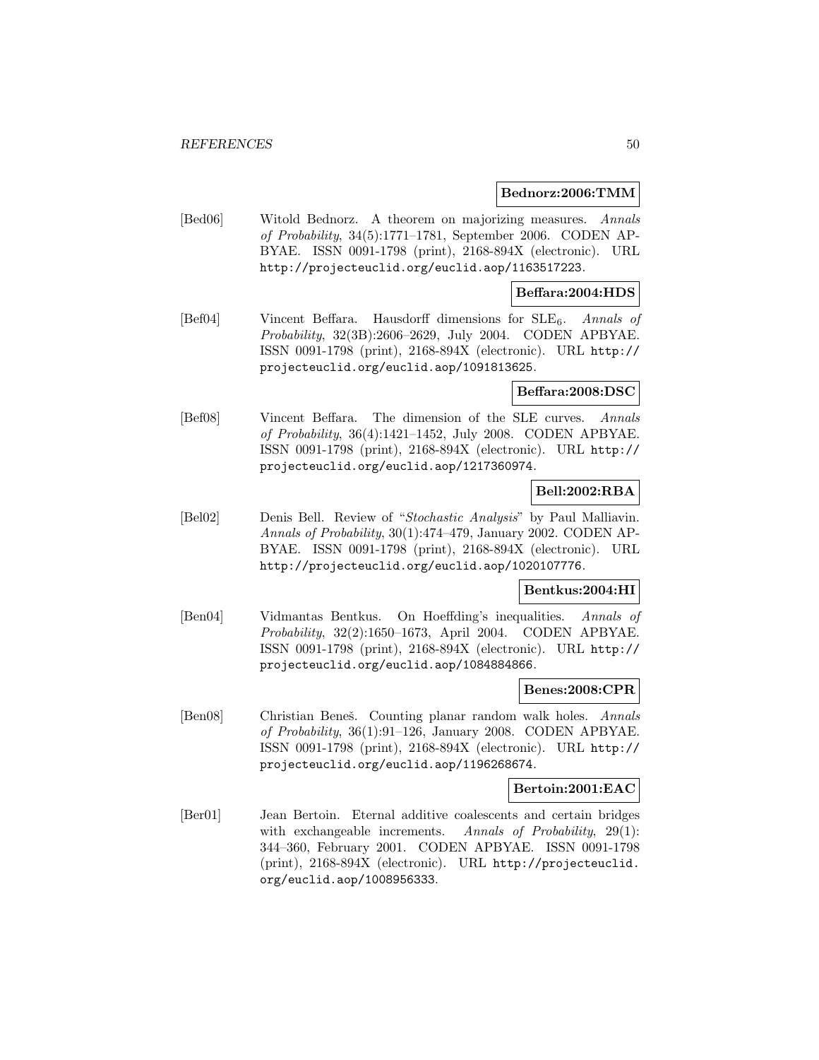**Bednorz:2006:TMM**

[Bed06] Witold Bednorz. A theorem on majorizing measures. *Annals of Probability*, 34(5):1771–1781, September 2006. CODEN APBYAE. ISSN 0091-1798 (print), 2168-894X (electronic). URL http://projecteuclid.org/euclid.aop/1163517223.

**Beffara:2004:HDS**

[Bef04] Vincent Beffara. Hausdorff dimensions for $SLE_6$. *Annals of Probability*, 32(3B):2606–2629, July 2004. CODEN APBYAE. ISSN 0091-1798 (print), 2168-894X (electronic). URL http://projecteuclid.org/euclid.aop/1091813625.

**Beffara:2008:DSC**

[Bef08] Vincent Beffara. The dimension of the SLE curves. *Annals of Probability*, 36(4):1421–1452, July 2008. CODEN APBYAE. ISSN 0091-1798 (print), 2168-894X (electronic). URL http://projecteuclid.org/euclid.aop/1217360974.

**Bell:2002:RBA**

[Bel02] Denis Bell. Review of "*Stochastic Analysis*" by Paul Malliavin. *Annals of Probability*, 30(1):474–479, January 2002. CODEN APBYAE. ISSN 0091-1798 (print), 2168-894X (electronic). URL http://projecteuclid.org/euclid.aop/1020107776.

**Bentkus:2004:HI**

[Ben04] Vidmantas Bentkus. On Hoeffding's inequalities. *Annals of Probability*, 32(2):1650–1673, April 2004. CODEN APBYAE. ISSN 0091-1798 (print), 2168-894X (electronic). URL http://projecteuclid.org/euclid.aop/1084884866.

**Benes:2008:CPR**

[Ben08] Christian Beneš. Counting planar random walk holes. *Annals of Probability*, 36(1):91–126, January 2008. CODEN APBYAE. ISSN 0091-1798 (print), 2168-894X (electronic). URL http://projecteuclid.org/euclid.aop/1196268674.

**Bertoin:2001:EAC**

[Ber01] Jean Bertoin. Eternal additive coalescents and certain bridges with exchangeable increments. *Annals of Probability*, 29(1):344–360, February 2001. CODEN APBYAE. ISSN 0091-1798 (print), 2168-894X (electronic). URL http://projecteuclid.org/euclid.aop/1008956333.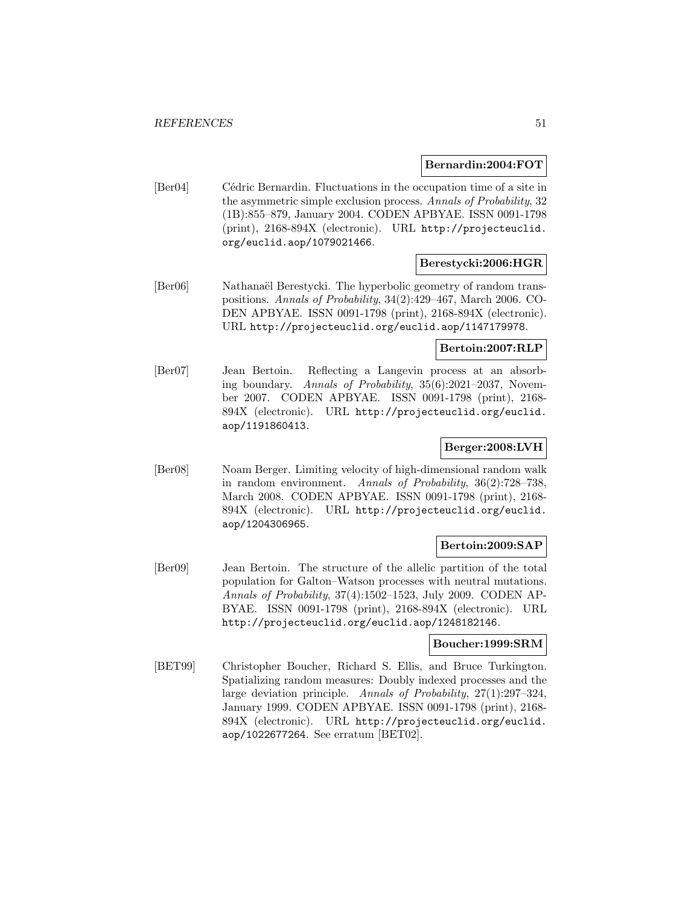**Bernardin:2004:FOT**

[Ber04] Cédric Bernardin. Fluctuations in the occupation time of a site in the asymmetric simple exclusion process. *Annals of Probability*, 32 (1B):855–879, January 2004. CODEN APBYAE. ISSN 0091-1798 (print), 2168-894X (electronic). URL http://projecteuclid.org/euclid.aop/1079021466.

**Berestycki:2006:HGR**

[Ber06] Nathanaël Berestycki. The hyperbolic geometry of random transpositions. *Annals of Probability*, 34(2):429–467, March 2006. CODEN APBYAE. ISSN 0091-1798 (print), 2168-894X (electronic). URL http://projecteuclid.org/euclid.aop/1147179978.

**Bertoin:2007:RLP**

[Ber07] Jean Bertoin. Reflecting a Langevin process at an absorbing boundary. *Annals of Probability*, 35(6):2021–2037, November 2007. CODEN APBYAE. ISSN 0091-1798 (print), 2168-894X (electronic). URL http://projecteuclid.org/euclid.aop/1191860413.

**Berger:2008:LVH**

[Ber08] Noam Berger. Limiting velocity of high-dimensional random walk in random environment. *Annals of Probability*, 36(2):728–738, March 2008. CODEN APBYAE. ISSN 0091-1798 (print), 2168-894X (electronic). URL http://projecteuclid.org/euclid.aop/1204306965.

**Bertoin:2009:SAP**

[Ber09] Jean Bertoin. The structure of the allelic partition of the total population for Galton–Watson processes with neutral mutations. *Annals of Probability*, 37(4):1502–1523, July 2009. CODEN APBYAE. ISSN 0091-1798 (print), 2168-894X (electronic). URL http://projecteuclid.org/euclid.aop/1248182146.

**Boucher:1999:SRM**

[BET99] Christopher Boucher, Richard S. Ellis, and Bruce Turkington. Spatializing random measures: Doubly indexed processes and the large deviation principle. *Annals of Probability*, 27(1):297–324, January 1999. CODEN APBYAE. ISSN 0091-1798 (print), 2168-894X (electronic). URL http://projecteuclid.org/euclid.aop/1022677264. See erratum [BET02].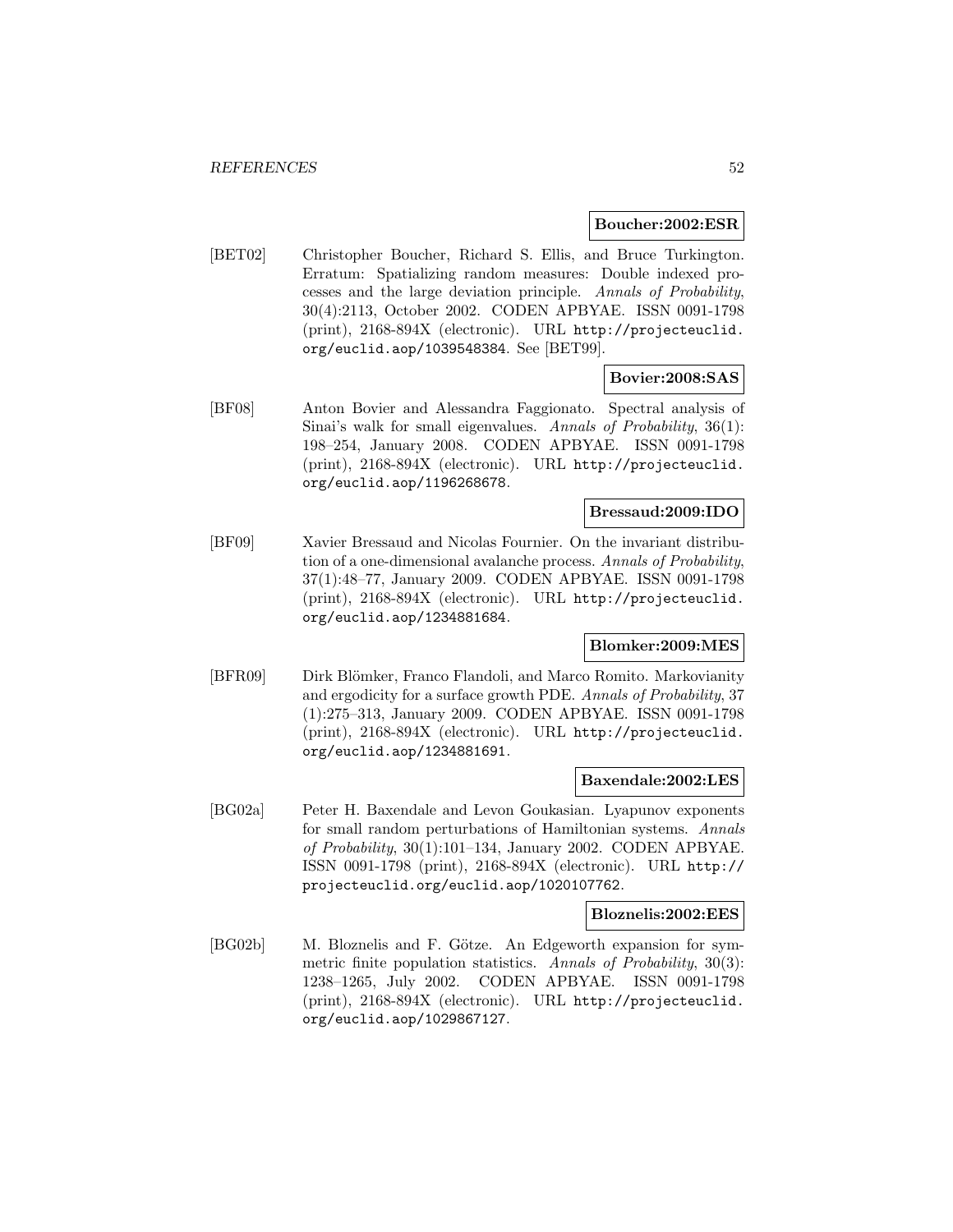**Boucher:2002:ESR**

[BET02] Christopher Boucher, Richard S. Ellis, and Bruce Turkington. Erratum: Spatializing random measures: Double indexed processes and the large deviation principle. *Annals of Probability*, 30(4):2113, October 2002. CODEN APBYAE. ISSN 0091-1798 (print), 2168-894X (electronic). URL http://projecteuclid.org/euclid.aop/1039548384. See [BET99].

**Bovier:2008:SAS**

[BF08] Anton Bovier and Alessandra Faggionato. Spectral analysis of Sinai's walk for small eigenvalues. *Annals of Probability*, 36(1): 198–254, January 2008. CODEN APBYAE. ISSN 0091-1798 (print), 2168-894X (electronic). URL http://projecteuclid.org/euclid.aop/1196268678.

**Bressaud:2009:IDO**

[BF09] Xavier Bressaud and Nicolas Fournier. On the invariant distribution of a one-dimensional avalanche process. *Annals of Probability*, 37(1):48–77, January 2009. CODEN APBYAE. ISSN 0091-1798 (print), 2168-894X (electronic). URL http://projecteuclid.org/euclid.aop/1234881684.

**Blomker:2009:MES**

[BFR09] Dirk Blömker, Franco Flandoli, and Marco Romito. Markovianity and ergodicity for a surface growth PDE. *Annals of Probability*, 37 (1):275–313, January 2009. CODEN APBYAE. ISSN 0091-1798 (print), 2168-894X (electronic). URL http://projecteuclid.org/euclid.aop/1234881691.

**Baxendale:2002:LES**

[BG02a] Peter H. Baxendale and Levon Goukasian. Lyapunov exponents for small random perturbations of Hamiltonian systems. *Annals of Probability*, 30(1):101–134, January 2002. CODEN APBYAE. ISSN 0091-1798 (print), 2168-894X (electronic). URL http://projecteuclid.org/euclid.aop/1020107762.

**Bloznelis:2002:EES**

[BG02b] M. Bloznelis and F. Götze. An Edgeworth expansion for symmetric finite population statistics. *Annals of Probability*, 30(3): 1238–1265, July 2002. CODEN APBYAE. ISSN 0091-1798 (print), 2168-894X (electronic). URL http://projecteuclid.org/euclid.aop/1029867127.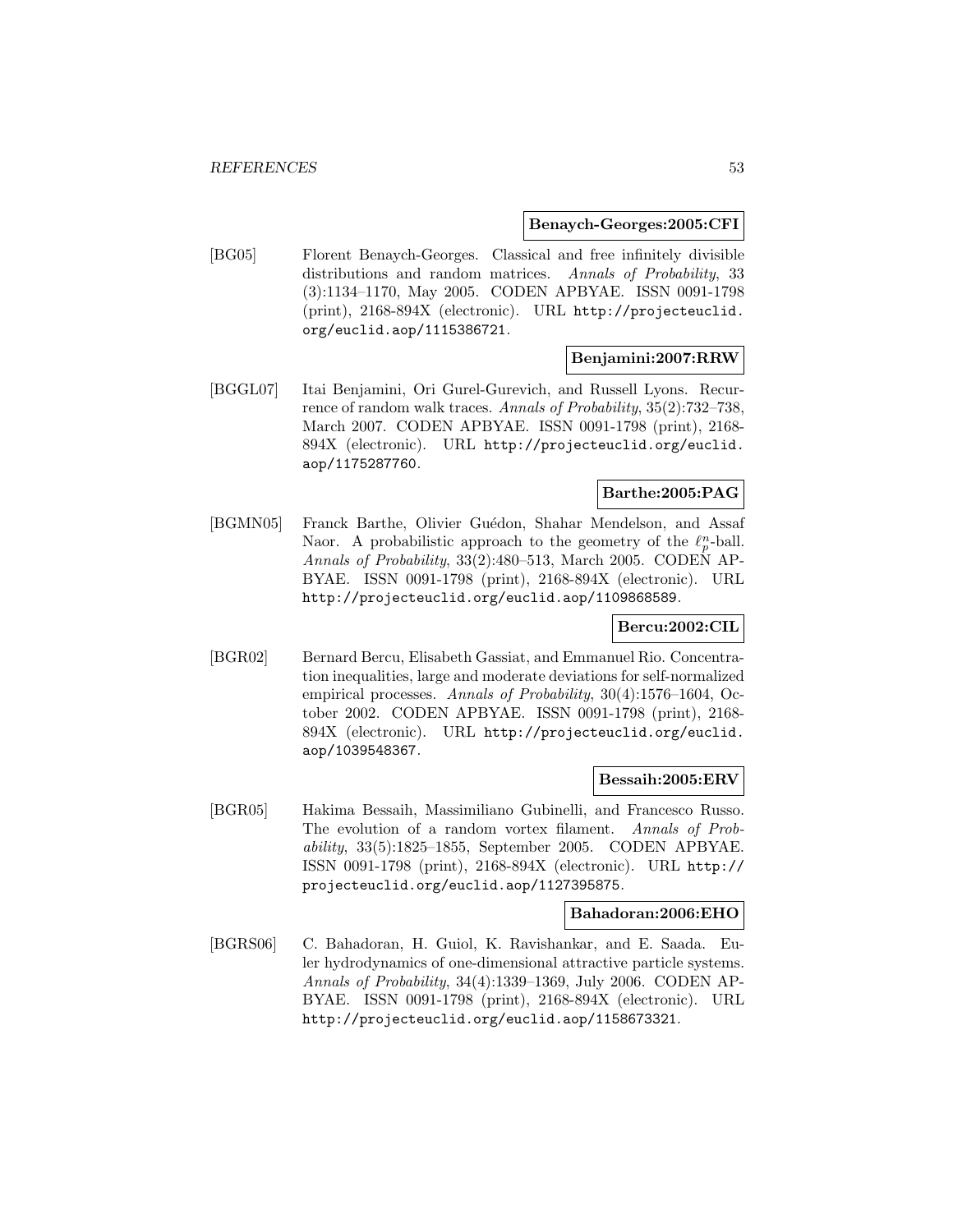**Benaych-Georges:2005:CFI**

[BG05] Florent Benaych-Georges. Classical and free infinitely divisible distributions and random matrices. *Annals of Probability*, 33 (3):1134–1170, May 2005. CODEN APBYAE. ISSN 0091-1798 (print), 2168-894X (electronic). URL http://projecteuclid.org/euclid.aop/1115386721.

**Benjamini:2007:RRW**

[BGGL07] Itai Benjamini, Ori Gurel-Gurevich, and Russell Lyons. Recurrence of random walk traces. *Annals of Probability*, 35(2):732–738, March 2007. CODEN APBYAE. ISSN 0091-1798 (print), 2168-894X (electronic). URL http://projecteuclid.org/euclid.aop/1175287760.

**Barthe:2005:PAG**

[BGMN05] Franck Barthe, Olivier Guédon, Shahar Mendelson, and Assaf Naor. A probabilistic approach to the geometry of the $\ell_p^n$-ball. *Annals of Probability*, 33(2):480–513, March 2005. CODEN APBYAE. ISSN 0091-1798 (print), 2168-894X (electronic). URL http://projecteuclid.org/euclid.aop/1109868589.

**Bercu:2002:CIL**

[BGR02] Bernard Bercu, Elisabeth Gassiat, and Emmanuel Rio. Concentration inequalities, large and moderate deviations for self-normalized empirical processes. *Annals of Probability*, 30(4):1576–1604, October 2002. CODEN APBYAE. ISSN 0091-1798 (print), 2168-894X (electronic). URL http://projecteuclid.org/euclid.aop/1039548367.

**Bessaih:2005:ERV**

[BGR05] Hakima Bessaih, Massimiliano Gubinelli, and Francesco Russo. The evolution of a random vortex filament. *Annals of Probability*, 33(5):1825–1855, September 2005. CODEN APBYAE. ISSN 0091-1798 (print), 2168-894X (electronic). URL http://projecteuclid.org/euclid.aop/1127395875.

**Bahadoran:2006:EHO**

[BGRS06] C. Bahadoran, H. Guiol, K. Ravishankar, and E. Saada. Euler hydrodynamics of one-dimensional attractive particle systems. *Annals of Probability*, 34(4):1339–1369, July 2006. CODEN APBYAE. ISSN 0091-1798 (print), 2168-894X (electronic). URL http://projecteuclid.org/euclid.aop/1158673321.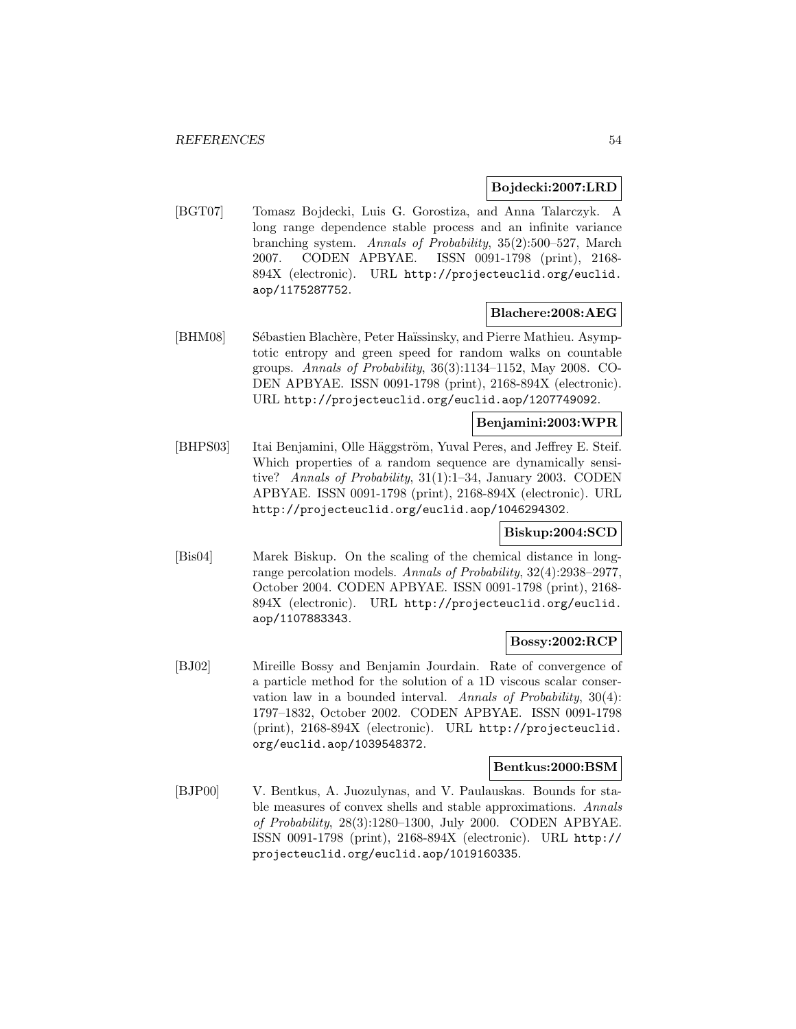**Bojdecki:2007:LRD**

[BGT07] Tomasz Bojdecki, Luis G. Gorostiza, and Anna Talarczyk. A long range dependence stable process and an infinite variance branching system. *Annals of Probability*, 35(2):500–527, March 2007. CODEN APBYAE. ISSN 0091-1798 (print), 2168-894X (electronic). URL http://projecteuclid.org/euclid.aop/1175287752.

**Blachere:2008:AEG**

[BHM08] Sébastien Blachère, Peter Haïssinsky, and Pierre Mathieu. Asymptotic entropy and green speed for random walks on countable groups. *Annals of Probability*, 36(3):1134–1152, May 2008. CODEN APBYAE. ISSN 0091-1798 (print), 2168-894X (electronic). URL http://projecteuclid.org/euclid.aop/1207749092.

**Benjamini:2003:WPR**

[BHPS03] Itai Benjamini, Olle Häggström, Yuval Peres, and Jeffrey E. Steif. Which properties of a random sequence are dynamically sensitive? *Annals of Probability*, 31(1):1–34, January 2003. CODEN APBYAE. ISSN 0091-1798 (print), 2168-894X (electronic). URL http://projecteuclid.org/euclid.aop/1046294302.

**Biskup:2004:SCD**

[Bis04] Marek Biskup. On the scaling of the chemical distance in long-range percolation models. *Annals of Probability*, 32(4):2938–2977, October 2004. CODEN APBYAE. ISSN 0091-1798 (print), 2168-894X (electronic). URL http://projecteuclid.org/euclid.aop/1107883343.

**Bossy:2002:RCP**

[BJ02] Mireille Bossy and Benjamin Jourdain. Rate of convergence of a particle method for the solution of a 1D viscous scalar conservation law in a bounded interval. *Annals of Probability*, 30(4):1797–1832, October 2002. CODEN APBYAE. ISSN 0091-1798 (print), 2168-894X (electronic). URL http://projecteuclid.org/euclid.aop/1039548372.

**Bentkus:2000:BSM**

[BJP00] V. Bentkus, A. Juozulynas, and V. Paulauskas. Bounds for stable measures of convex shells and stable approximations. *Annals of Probability*, 28(3):1280–1300, July 2000. CODEN APBYAE. ISSN 0091-1798 (print), 2168-894X (electronic). URL http://projecteuclid.org/euclid.aop/1019160335.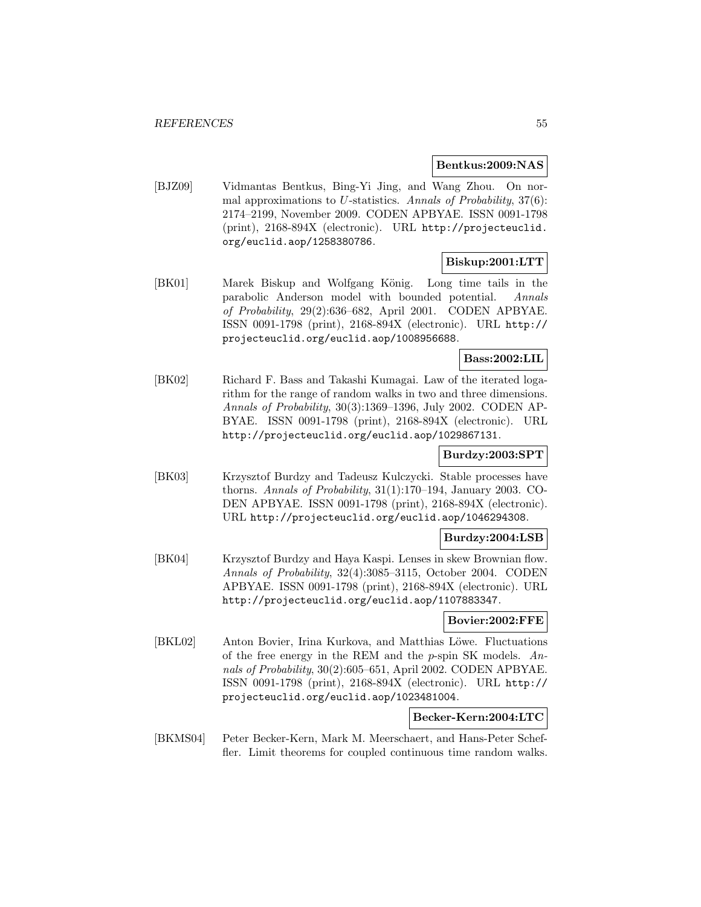**Bentkus:2009:NAS**

[BJZ09] Vidmantas Bentkus, Bing-Yi Jing, and Wang Zhou. On normal approximations to $U$-statistics. *Annals of Probability*, 37(6): 2174–2199, November 2009. CODEN APBYAE. ISSN 0091-1798 (print), 2168-894X (electronic). URL http://projecteuclid.org/euclid.aop/1258380786.

**Biskup:2001:LTT**

[BK01] Marek Biskup and Wolfgang König. Long time tails in the parabolic Anderson model with bounded potential. *Annals of Probability*, 29(2):636–682, April 2001. CODEN APBYAE. ISSN 0091-1798 (print), 2168-894X (electronic). URL http://projecteuclid.org/euclid.aop/1008956688.

**Bass:2002:LIL**

[BK02] Richard F. Bass and Takashi Kumagai. Law of the iterated logarithm for the range of random walks in two and three dimensions. *Annals of Probability*, 30(3):1369–1396, July 2002. CODEN APBYAE. ISSN 0091-1798 (print), 2168-894X (electronic). URL http://projecteuclid.org/euclid.aop/1029867131.

**Burdzy:2003:SPT**

[BK03] Krzysztof Burdzy and Tadeusz Kulczycki. Stable processes have thorns. *Annals of Probability*, 31(1):170–194, January 2003. CODEN APBYAE. ISSN 0091-1798 (print), 2168-894X (electronic). URL http://projecteuclid.org/euclid.aop/1046294308.

**Burdzy:2004:LSB**

[BK04] Krzysztof Burdzy and Haya Kaspi. Lenses in skew Brownian flow. *Annals of Probability*, 32(4):3085–3115, October 2004. CODEN APBYAE. ISSN 0091-1798 (print), 2168-894X (electronic). URL http://projecteuclid.org/euclid.aop/1107883347.

**Bovier:2002:FFE**

[BKL02] Anton Bovier, Irina Kurkova, and Matthias Löwe. Fluctuations of the free energy in the REM and the $p$-spin SK models. *Annals of Probability*, 30(2):605–651, April 2002. CODEN APBYAE. ISSN 0091-1798 (print), 2168-894X (electronic). URL http://projecteuclid.org/euclid.aop/1023481004.

**Becker-Kern:2004:LTC**

[BKMS04] Peter Becker-Kern, Mark M. Meerschaert, and Hans-Peter Scheffler. Limit theorems for coupled continuous time random walks.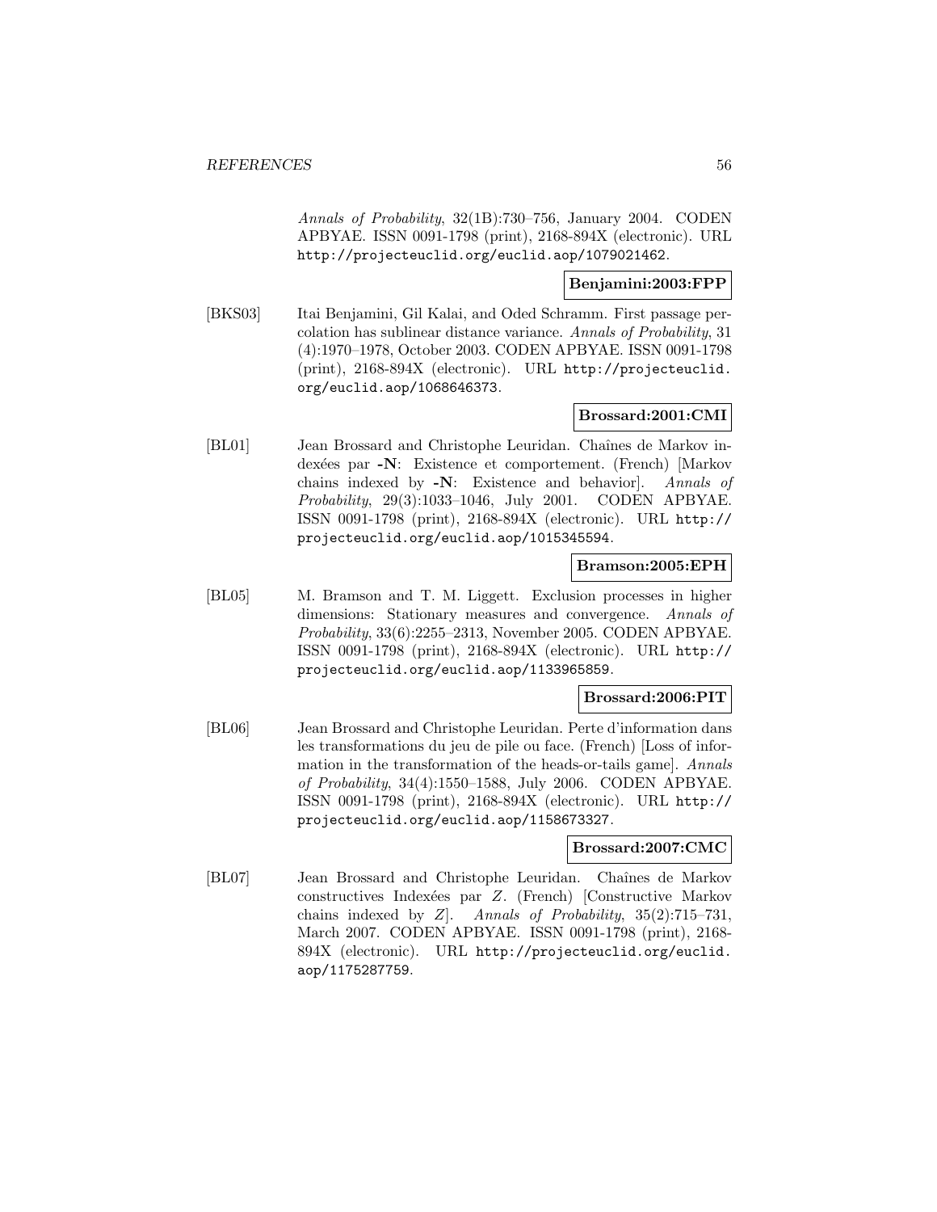*Annals of Probability*, 32(1B):730–756, January 2004. CODEN APBYAE. ISSN 0091-1798 (print), 2168-894X (electronic). URL http://projecteuclid.org/euclid.aop/1079021462.

**Benjamini:2003:FPP**

[BKS03] Itai Benjamini, Gil Kalai, and Oded Schramm. First passage percolation has sublinear distance variance. *Annals of Probability*, 31 (4):1970–1978, October 2003. CODEN APBYAE. ISSN 0091-1798 (print), 2168-894X (electronic). URL http://projecteuclid.org/euclid.aop/1068646373.

**Brossard:2001:CMI**

[BL01] Jean Brossard and Christophe Leuridan. Chaînes de Markov indexées par **-N**: Existence et comportement. (French) [Markov chains indexed by **-N**: Existence and behavior]. *Annals of Probability*, 29(3):1033–1046, July 2001. CODEN APBYAE. ISSN 0091-1798 (print), 2168-894X (electronic). URL http://projecteuclid.org/euclid.aop/1015345594.

**Bramson:2005:EPH**

[BL05] M. Bramson and T. M. Liggett. Exclusion processes in higher dimensions: Stationary measures and convergence. *Annals of Probability*, 33(6):2255–2313, November 2005. CODEN APBYAE. ISSN 0091-1798 (print), 2168-894X (electronic). URL http://projecteuclid.org/euclid.aop/1133965859.

**Brossard:2006:PIT**

[BL06] Jean Brossard and Christophe Leuridan. Perte d'information dans les transformations du jeu de pile ou face. (French) [Loss of information in the transformation of the heads-or-tails game]. *Annals of Probability*, 34(4):1550–1588, July 2006. CODEN APBYAE. ISSN 0091-1798 (print), 2168-894X (electronic). URL http://projecteuclid.org/euclid.aop/1158673327.

**Brossard:2007:CMC**

[BL07] Jean Brossard and Christophe Leuridan. Chaînes de Markov constructives Indexées par $Z$. (French) [Constructive Markov chains indexed by $Z$]. *Annals of Probability*, 35(2):715–731, March 2007. CODEN APBYAE. ISSN 0091-1798 (print), 2168-894X (electronic). URL http://projecteuclid.org/euclid.aop/1175287759.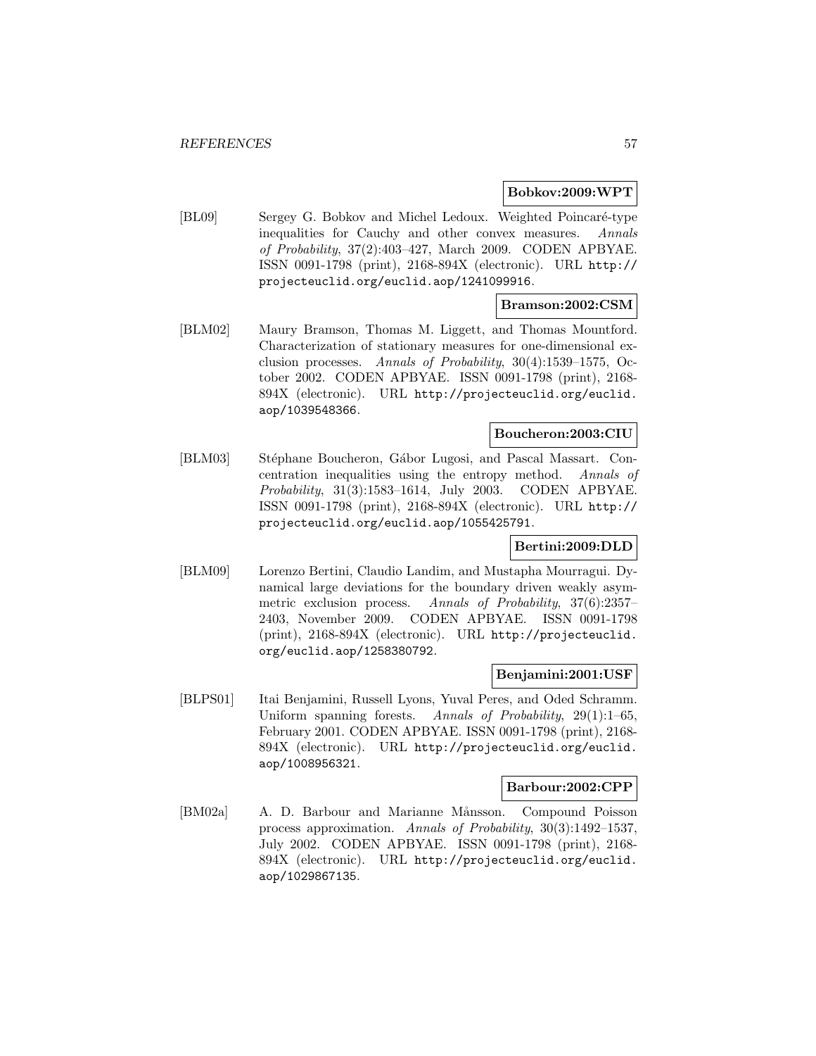**Bobkov:2009:WPT**

[BL09] Sergey G. Bobkov and Michel Ledoux. Weighted Poincaré-type inequalities for Cauchy and other convex measures. *Annals of Probability*, 37(2):403–427, March 2009. CODEN APBYAE. ISSN 0091-1798 (print), 2168-894X (electronic). URL http://projecteuclid.org/euclid.aop/1241099916.

**Bramson:2002:CSM**

[BLM02] Maury Bramson, Thomas M. Liggett, and Thomas Mountford. Characterization of stationary measures for one-dimensional exclusion processes. *Annals of Probability*, 30(4):1539–1575, October 2002. CODEN APBYAE. ISSN 0091-1798 (print), 2168-894X (electronic). URL http://projecteuclid.org/euclid.aop/1039548366.

**Boucheron:2003:CIU**

[BLM03] Stéphane Boucheron, Gábor Lugosi, and Pascal Massart. Concentration inequalities using the entropy method. *Annals of Probability*, 31(3):1583–1614, July 2003. CODEN APBYAE. ISSN 0091-1798 (print), 2168-894X (electronic). URL http://projecteuclid.org/euclid.aop/1055425791.

**Bertini:2009:DLD**

[BLM09] Lorenzo Bertini, Claudio Landim, and Mustapha Mourragui. Dynamical large deviations for the boundary driven weakly asymmetric exclusion process. *Annals of Probability*, 37(6):2357–2403, November 2009. CODEN APBYAE. ISSN 0091-1798 (print), 2168-894X (electronic). URL http://projecteuclid.org/euclid.aop/1258380792.

**Benjamini:2001:USF**

[BLPS01] Itai Benjamini, Russell Lyons, Yuval Peres, and Oded Schramm. Uniform spanning forests. *Annals of Probability*, 29(1):1–65, February 2001. CODEN APBYAE. ISSN 0091-1798 (print), 2168-894X (electronic). URL http://projecteuclid.org/euclid.aop/1008956321.

**Barbour:2002:CPP**

[BM02a] A. D. Barbour and Marianne Månsson. Compound Poisson process approximation. *Annals of Probability*, 30(3):1492–1537, July 2002. CODEN APBYAE. ISSN 0091-1798 (print), 2168-894X (electronic). URL http://projecteuclid.org/euclid.aop/1029867135.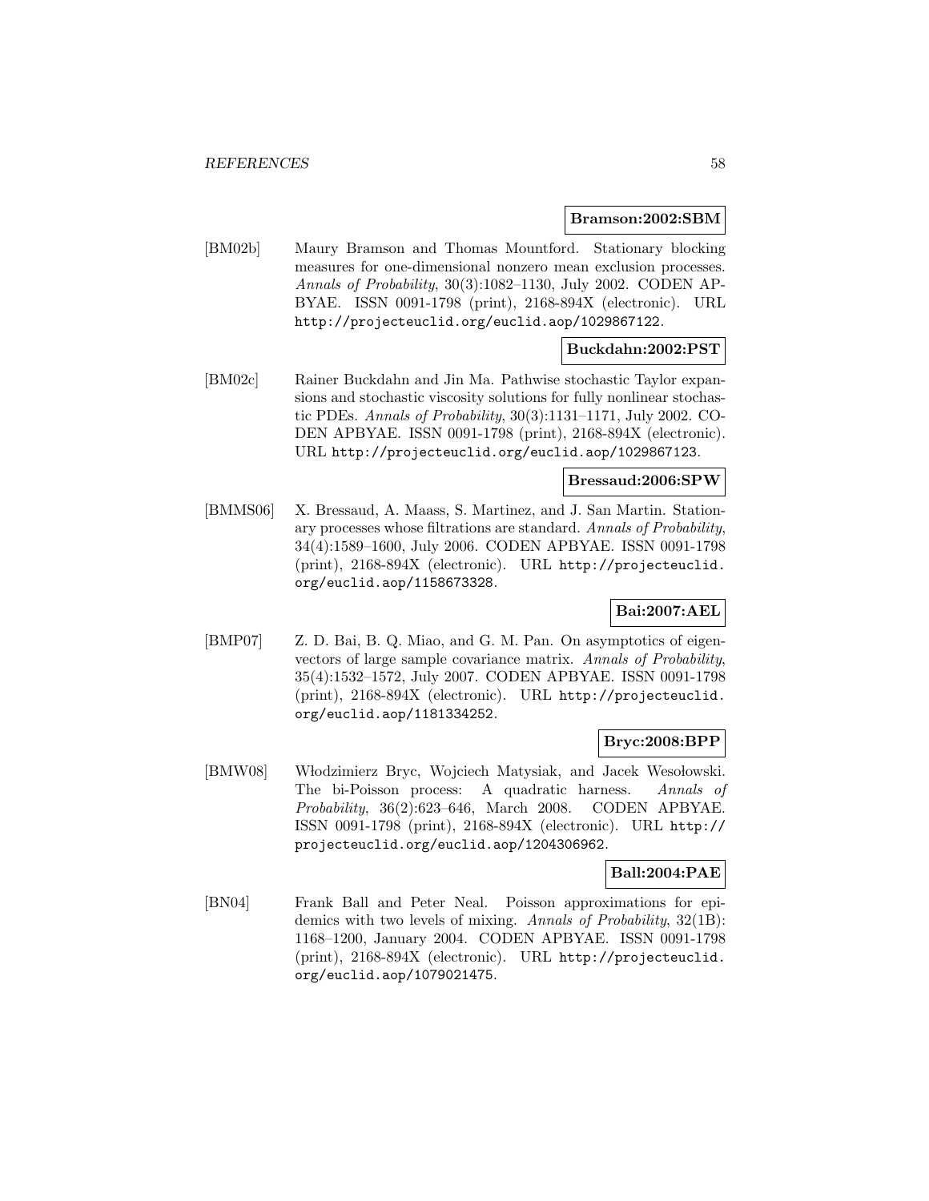**Bramson:2002:SBM**

[BM02b] Maury Bramson and Thomas Mountford. Stationary blocking measures for one-dimensional nonzero mean exclusion processes. *Annals of Probability*, 30(3):1082–1130, July 2002. CODEN APBYAE. ISSN 0091-1798 (print), 2168-894X (electronic). URL http://projecteuclid.org/euclid.aop/1029867122.

**Buckdahn:2002:PST**

[BM02c] Rainer Buckdahn and Jin Ma. Pathwise stochastic Taylor expansions and stochastic viscosity solutions for fully nonlinear stochastic PDEs. *Annals of Probability*, 30(3):1131–1171, July 2002. CODEN APBYAE. ISSN 0091-1798 (print), 2168-894X (electronic). URL http://projecteuclid.org/euclid.aop/1029867123.

**Bressaud:2006:SPW**

[BMMS06] X. Bressaud, A. Maass, S. Martinez, and J. San Martin. Stationary processes whose filtrations are standard. *Annals of Probability*, 34(4):1589–1600, July 2006. CODEN APBYAE. ISSN 0091-1798 (print), 2168-894X (electronic). URL http://projecteuclid.org/euclid.aop/1158673328.

**Bai:2007:AEL**

[BMP07] Z. D. Bai, B. Q. Miao, and G. M. Pan. On asymptotics of eigenvectors of large sample covariance matrix. *Annals of Probability*, 35(4):1532–1572, July 2007. CODEN APBYAE. ISSN 0091-1798 (print), 2168-894X (electronic). URL http://projecteuclid.org/euclid.aop/1181334252.

**Bryc:2008:BPP**

[BMW08] Włodzimierz Bryc, Wojciech Matysiak, and Jacek Wesołowski. The bi-Poisson process: A quadratic harness. *Annals of Probability*, 36(2):623–646, March 2008. CODEN APBYAE. ISSN 0091-1798 (print), 2168-894X (electronic). URL http://projecteuclid.org/euclid.aop/1204306962.

**Ball:2004:PAE**

[BN04] Frank Ball and Peter Neal. Poisson approximations for epidemics with two levels of mixing. *Annals of Probability*, 32(1B):1168–1200, January 2004. CODEN APBYAE. ISSN 0091-1798 (print), 2168-894X (electronic). URL http://projecteuclid.org/euclid.aop/1079021475.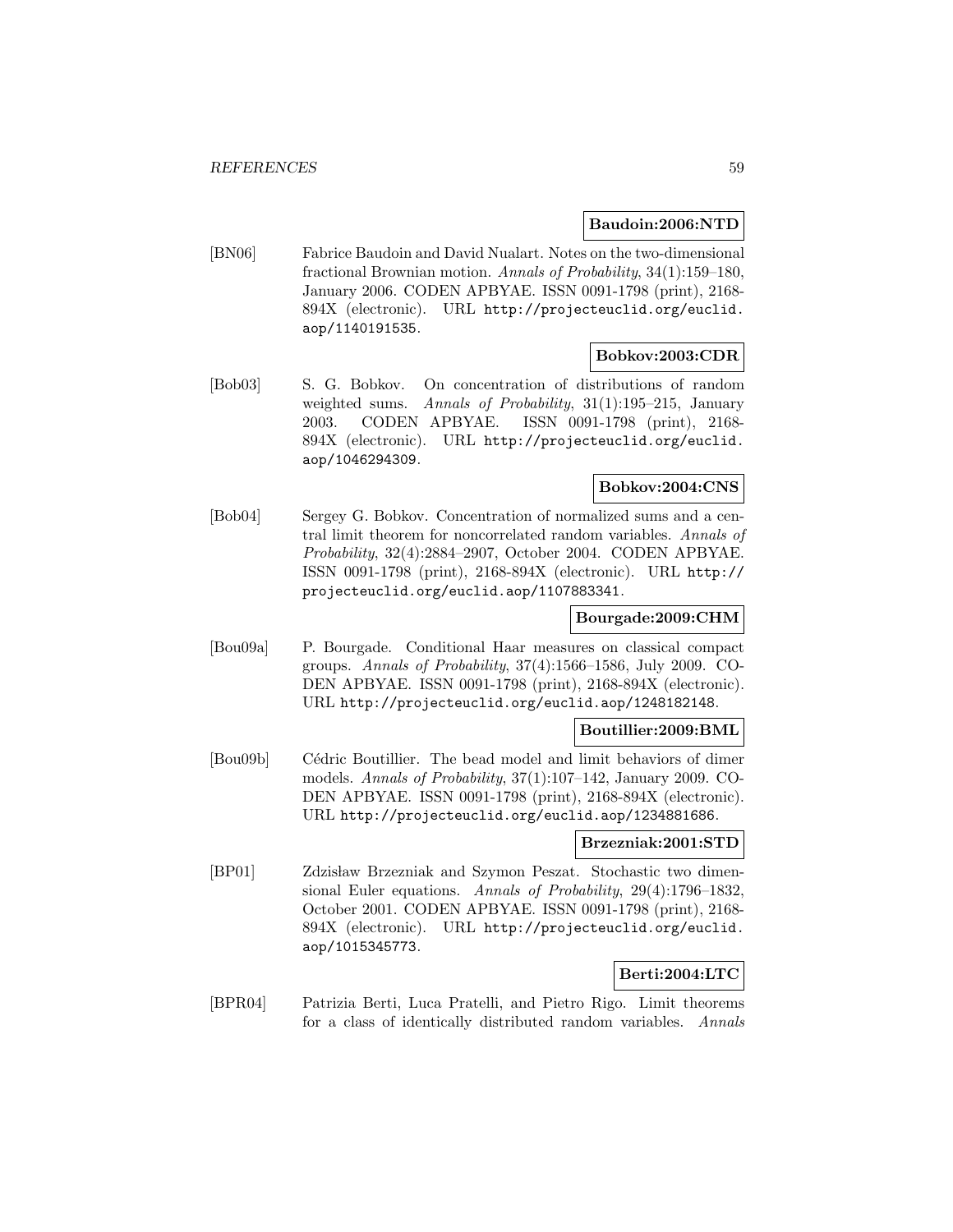**Baudoin:2006:NTD**

[BN06] Fabrice Baudoin and David Nualart. Notes on the two-dimensional fractional Brownian motion. *Annals of Probability*, 34(1):159–180, January 2006. CODEN APBYAE. ISSN 0091-1798 (print), 2168-894X (electronic). URL http://projecteuclid.org/euclid.aop/1140191535.

**Bobkov:2003:CDR**

[Bob03] S. G. Bobkov. On concentration of distributions of random weighted sums. *Annals of Probability*, 31(1):195–215, January 2003. CODEN APBYAE. ISSN 0091-1798 (print), 2168-894X (electronic). URL http://projecteuclid.org/euclid.aop/1046294309.

**Bobkov:2004:CNS**

[Bob04] Sergey G. Bobkov. Concentration of normalized sums and a central limit theorem for noncorrelated random variables. *Annals of Probability*, 32(4):2884–2907, October 2004. CODEN APBYAE. ISSN 0091-1798 (print), 2168-894X (electronic). URL http://projecteuclid.org/euclid.aop/1107883341.

**Bourgade:2009:CHM**

[Bou09a] P. Bourgade. Conditional Haar measures on classical compact groups. *Annals of Probability*, 37(4):1566–1586, July 2009. CODEN APBYAE. ISSN 0091-1798 (print), 2168-894X (electronic). URL http://projecteuclid.org/euclid.aop/1248182148.

**Boutillier:2009:BML**

[Bou09b] Cédric Boutillier. The bead model and limit behaviors of dimer models. *Annals of Probability*, 37(1):107–142, January 2009. CODEN APBYAE. ISSN 0091-1798 (print), 2168-894X (electronic). URL http://projecteuclid.org/euclid.aop/1234881686.

**Brzezniak:2001:STD**

[BP01] Zdzisław Brzezniak and Szymon Peszat. Stochastic two dimensional Euler equations. *Annals of Probability*, 29(4):1796–1832, October 2001. CODEN APBYAE. ISSN 0091-1798 (print), 2168-894X (electronic). URL http://projecteuclid.org/euclid.aop/1015345773.

**Berti:2004:LTC**

[BPR04] Patrizia Berti, Luca Pratelli, and Pietro Rigo. Limit theorems for a class of identically distributed random variables. *Annals*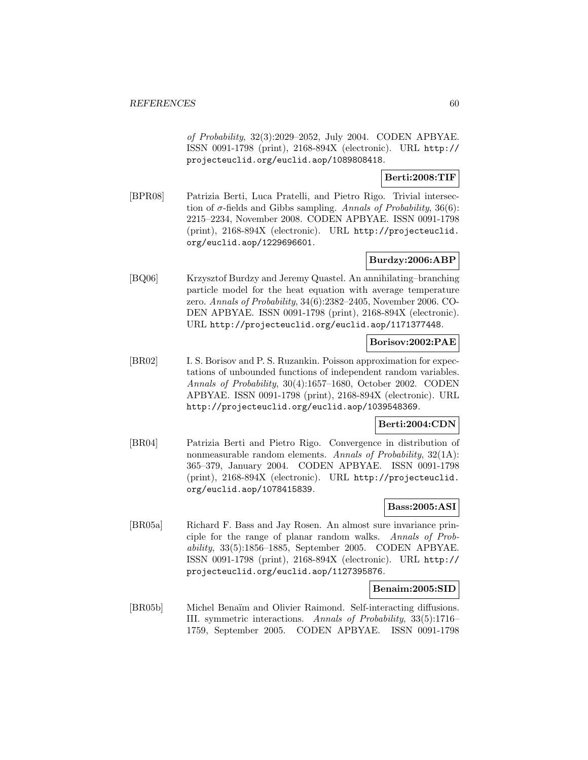*of Probability*, 32(3):2029–2052, July 2004. CODEN APBYAE. ISSN 0091-1798 (print), 2168-894X (electronic). URL http://projecteuclid.org/euclid.aop/1089808418.

**Berti:2008:TIF**

[BPR08] Patrizia Berti, Luca Pratelli, and Pietro Rigo. Trivial intersection of $\sigma$-fields and Gibbs sampling. *Annals of Probability*, 36(6): 2215–2234, November 2008. CODEN APBYAE. ISSN 0091-1798 (print), 2168-894X (electronic). URL http://projecteuclid.org/euclid.aop/1229696601.

**Burdzy:2006:ABP**

[BQ06] Krzysztof Burdzy and Jeremy Quastel. An annihilating–branching particle model for the heat equation with average temperature zero. *Annals of Probability*, 34(6):2382–2405, November 2006. CODEN APBYAE. ISSN 0091-1798 (print), 2168-894X (electronic). URL http://projecteuclid.org/euclid.aop/1171377448.

**Borisov:2002:PAE**

[BR02] I. S. Borisov and P. S. Ruzankin. Poisson approximation for expectations of unbounded functions of independent random variables. *Annals of Probability*, 30(4):1657–1680, October 2002. CODEN APBYAE. ISSN 0091-1798 (print), 2168-894X (electronic). URL http://projecteuclid.org/euclid.aop/1039548369.

**Berti:2004:CDN**

[BR04] Patrizia Berti and Pietro Rigo. Convergence in distribution of nonmeasurable random elements. *Annals of Probability*, 32(1A): 365–379, January 2004. CODEN APBYAE. ISSN 0091-1798 (print), 2168-894X (electronic). URL http://projecteuclid.org/euclid.aop/1078415839.

**Bass:2005:ASI**

[BR05a] Richard F. Bass and Jay Rosen. An almost sure invariance principle for the range of planar random walks. *Annals of Probability*, 33(5):1856–1885, September 2005. CODEN APBYAE. ISSN 0091-1798 (print), 2168-894X (electronic). URL http://projecteuclid.org/euclid.aop/1127395876.

**Benaim:2005:SID**

[BR05b] Michel Benaïm and Olivier Raimond. Self-interacting diffusions. III. symmetric interactions. *Annals of Probability*, 33(5):1716–1759, September 2005. CODEN APBYAE. ISSN 0091-1798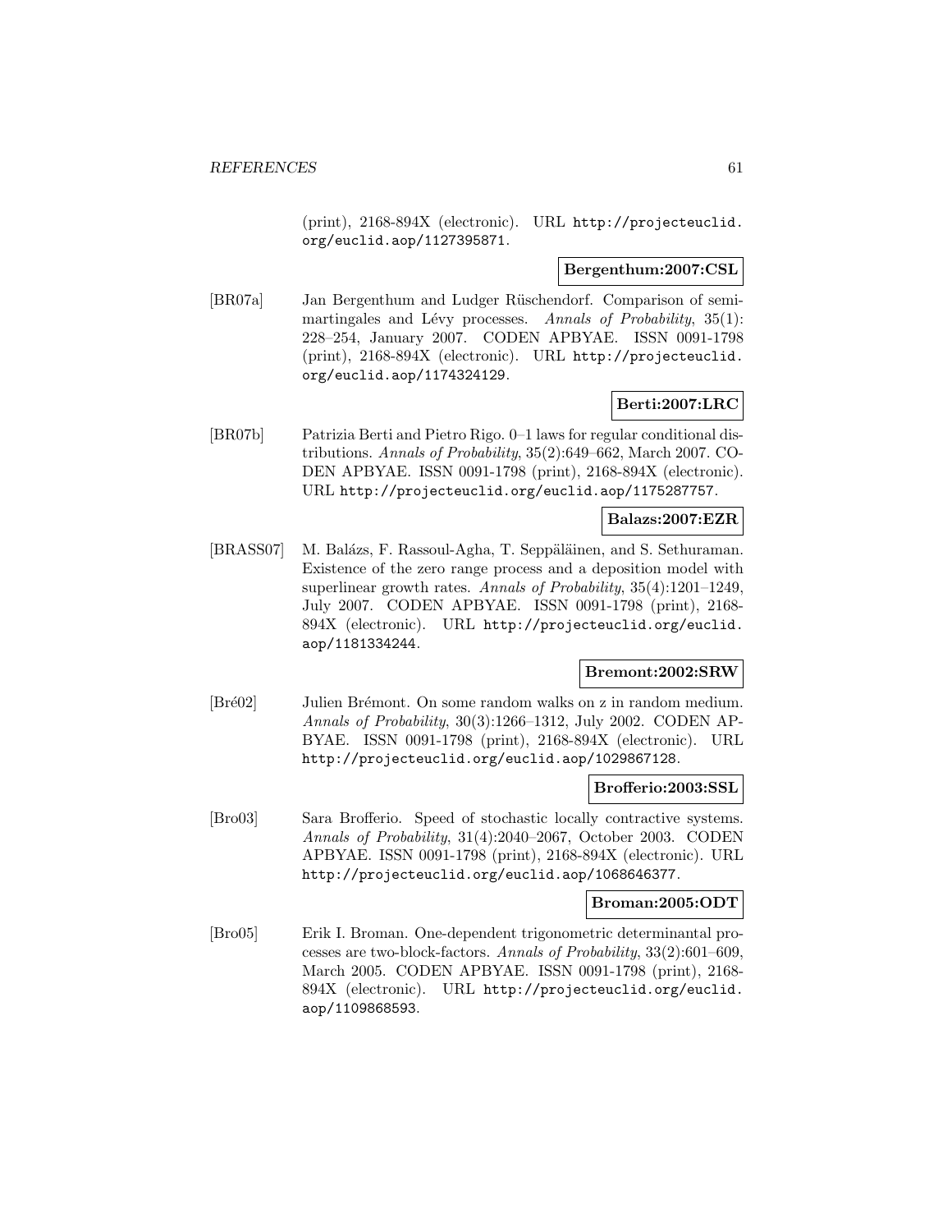(print), 2168-894X (electronic). URL http://projecteuclid.org/euclid.aop/1127395871.

**Bergenthum:2007:CSL**

[BR07a] Jan Bergenthum and Ludger Rüschendorf. Comparison of semimartingales and Lévy processes. *Annals of Probability*, 35(1): 228–254, January 2007. CODEN APBYAE. ISSN 0091-1798 (print), 2168-894X (electronic). URL http://projecteuclid.org/euclid.aop/1174324129.

**Berti:2007:LRC**

[BR07b] Patrizia Berti and Pietro Rigo. 0–1 laws for regular conditional distributions. *Annals of Probability*, 35(2):649–662, March 2007. CODEN APBYAE. ISSN 0091-1798 (print), 2168-894X (electronic). URL http://projecteuclid.org/euclid.aop/1175287757.

**Balazs:2007:EZR**

[BRASS07] M. Balázs, F. Rassoul-Agha, T. Seppäläinen, and S. Sethuraman. Existence of the zero range process and a deposition model with superlinear growth rates. *Annals of Probability*, 35(4):1201–1249, July 2007. CODEN APBYAE. ISSN 0091-1798 (print), 2168-894X (electronic). URL http://projecteuclid.org/euclid.aop/1181334244.

**Bremont:2002:SRW**

[Bré02] Julien Brémont. On some random walks on z in random medium. *Annals of Probability*, 30(3):1266–1312, July 2002. CODEN APBYAE. ISSN 0091-1798 (print), 2168-894X (electronic). URL http://projecteuclid.org/euclid.aop/1029867128.

**Brofferio:2003:SSL**

[Bro03] Sara Brofferio. Speed of stochastic locally contractive systems. *Annals of Probability*, 31(4):2040–2067, October 2003. CODEN APBYAE. ISSN 0091-1798 (print), 2168-894X (electronic). URL http://projecteuclid.org/euclid.aop/1068646377.

**Broman:2005:ODT**

[Bro05] Erik I. Broman. One-dependent trigonometric determinantal processes are two-block-factors. *Annals of Probability*, 33(2):601–609, March 2005. CODEN APBYAE. ISSN 0091-1798 (print), 2168-894X (electronic). URL http://projecteuclid.org/euclid.aop/1109868593.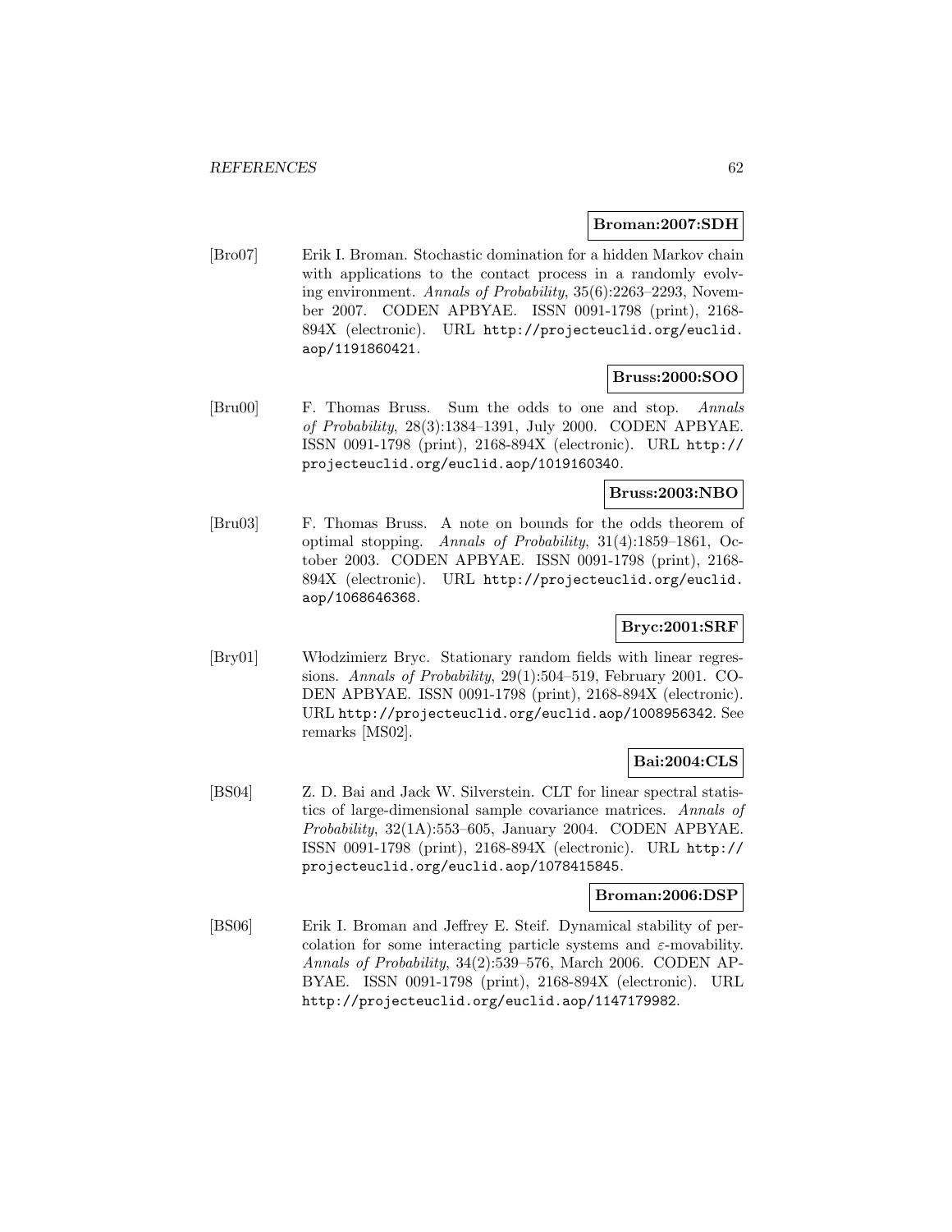**Broman:2007:SDH**

[Bro07] Erik I. Broman. Stochastic domination for a hidden Markov chain with applications to the contact process in a randomly evolving environment. *Annals of Probability*, 35(6):2263–2293, November 2007. CODEN APBYAE. ISSN 0091-1798 (print), 2168-894X (electronic). URL http://projecteuclid.org/euclid.aop/1191860421.

**Bruss:2000:SOO**

[Bru00] F. Thomas Bruss. Sum the odds to one and stop. *Annals of Probability*, 28(3):1384–1391, July 2000. CODEN APBYAE. ISSN 0091-1798 (print), 2168-894X (electronic). URL http://projecteuclid.org/euclid.aop/1019160340.

**Bruss:2003:NBO**

[Bru03] F. Thomas Bruss. A note on bounds for the odds theorem of optimal stopping. *Annals of Probability*, 31(4):1859–1861, October 2003. CODEN APBYAE. ISSN 0091-1798 (print), 2168-894X (electronic). URL http://projecteuclid.org/euclid.aop/1068646368.

**Bryc:2001:SRF**

[Bry01] Włodzimierz Bryc. Stationary random fields with linear regressions. *Annals of Probability*, 29(1):504–519, February 2001. CODEN APBYAE. ISSN 0091-1798 (print), 2168-894X (electronic). URL http://projecteuclid.org/euclid.aop/1008956342. See remarks [MS02].

**Bai:2004:CLS**

[BS04] Z. D. Bai and Jack W. Silverstein. CLT for linear spectral statistics of large-dimensional sample covariance matrices. *Annals of Probability*, 32(1A):553–605, January 2004. CODEN APBYAE. ISSN 0091-1798 (print), 2168-894X (electronic). URL http://projecteuclid.org/euclid.aop/1078415845.

**Broman:2006:DSP**

[BS06] Erik I. Broman and Jeffrey E. Steif. Dynamical stability of percolation for some interacting particle systems and $\varepsilon$-movability. *Annals of Probability*, 34(2):539–576, March 2006. CODEN APBYAE. ISSN 0091-1798 (print), 2168-894X (electronic). URL http://projecteuclid.org/euclid.aop/1147179982.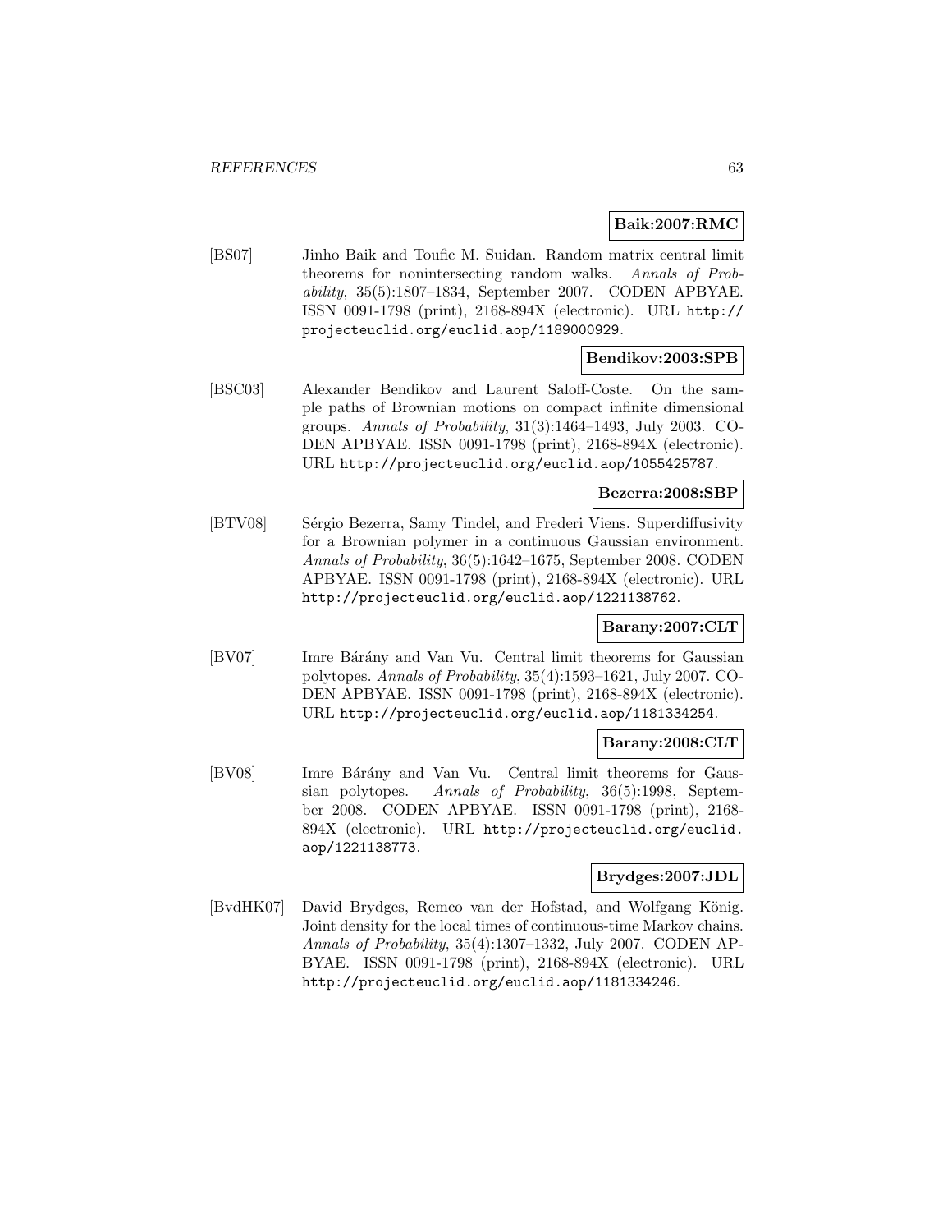**Baik:2007:RMC**

[BS07] Jinho Baik and Toufic M. Suidan. Random matrix central limit theorems for nonintersecting random walks. *Annals of Probability*, 35(5):1807–1834, September 2007. CODEN APBYAE. ISSN 0091-1798 (print), 2168-894X (electronic). URL http://projecteuclid.org/euclid.aop/1189000929.

**Bendikov:2003:SPB**

[BSC03] Alexander Bendikov and Laurent Saloff-Coste. On the sample paths of Brownian motions on compact infinite dimensional groups. *Annals of Probability*, 31(3):1464–1493, July 2003. CODEN APBYAE. ISSN 0091-1798 (print), 2168-894X (electronic). URL http://projecteuclid.org/euclid.aop/1055425787.

**Bezerra:2008:SBP**

[BTV08] Sérgio Bezerra, Samy Tindel, and Frederi Viens. Superdiffusivity for a Brownian polymer in a continuous Gaussian environment. *Annals of Probability*, 36(5):1642–1675, September 2008. CODEN APBYAE. ISSN 0091-1798 (print), 2168-894X (electronic). URL http://projecteuclid.org/euclid.aop/1221138762.

**Barany:2007:CLT**

[BV07] Imre Bárány and Van Vu. Central limit theorems for Gaussian polytopes. *Annals of Probability*, 35(4):1593–1621, July 2007. CODEN APBYAE. ISSN 0091-1798 (print), 2168-894X (electronic). URL http://projecteuclid.org/euclid.aop/1181334254.

**Barany:2008:CLT**

[BV08] Imre Bárány and Van Vu. Central limit theorems for Gaussian polytopes. *Annals of Probability*, 36(5):1998, September 2008. CODEN APBYAE. ISSN 0091-1798 (print), 2168-894X (electronic). URL http://projecteuclid.org/euclid.aop/1221138773.

**Brydges:2007:JDL**

[BvdHK07] David Brydges, Remco van der Hofstad, and Wolfgang König. Joint density for the local times of continuous-time Markov chains. *Annals of Probability*, 35(4):1307–1332, July 2007. CODEN APBYAE. ISSN 0091-1798 (print), 2168-894X (electronic). URL http://projecteuclid.org/euclid.aop/1181334246.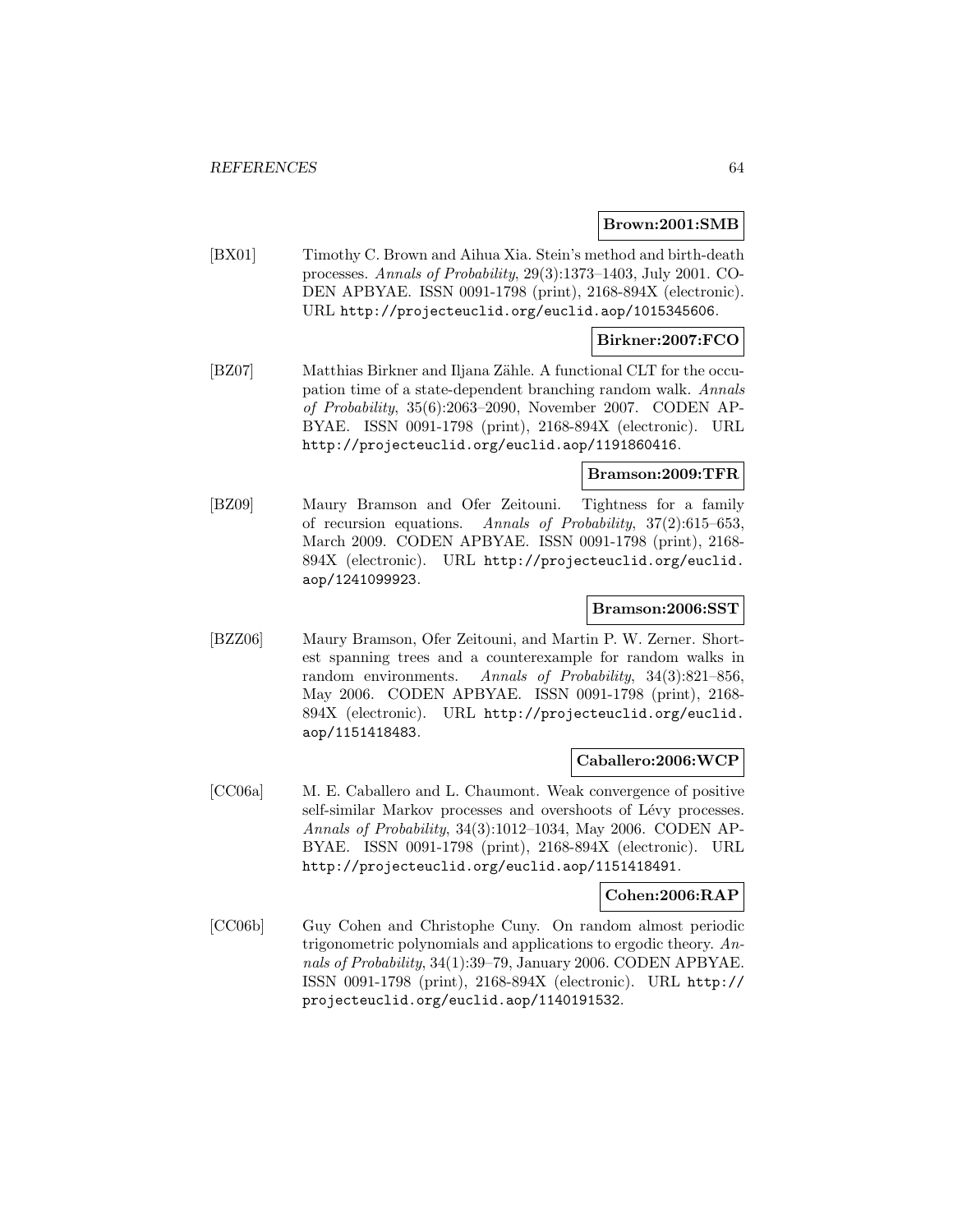**Brown:2001:SMB**

[BX01] Timothy C. Brown and Aihua Xia. Stein's method and birth-death processes. *Annals of Probability*, 29(3):1373–1403, July 2001. CODEN APBYAE. ISSN 0091-1798 (print), 2168-894X (electronic). URL http://projecteuclid.org/euclid.aop/1015345606.

**Birkner:2007:FCO**

[BZ07] Matthias Birkner and Iljana Zähle. A functional CLT for the occupation time of a state-dependent branching random walk. *Annals of Probability*, 35(6):2063–2090, November 2007. CODEN APBYAE. ISSN 0091-1798 (print), 2168-894X (electronic). URL http://projecteuclid.org/euclid.aop/1191860416.

**Bramson:2009:TFR**

[BZ09] Maury Bramson and Ofer Zeitouni. Tightness for a family of recursion equations. *Annals of Probability*, 37(2):615–653, March 2009. CODEN APBYAE. ISSN 0091-1798 (print), 2168-894X (electronic). URL http://projecteuclid.org/euclid.aop/1241099923.

**Bramson:2006:SST**

[BZZ06] Maury Bramson, Ofer Zeitouni, and Martin P. W. Zerner. Shortest spanning trees and a counterexample for random walks in random environments. *Annals of Probability*, 34(3):821–856, May 2006. CODEN APBYAE. ISSN 0091-1798 (print), 2168-894X (electronic). URL http://projecteuclid.org/euclid.aop/1151418483.

**Caballero:2006:WCP**

[CC06a] M. E. Caballero and L. Chaumont. Weak convergence of positive self-similar Markov processes and overshoots of Lévy processes. *Annals of Probability*, 34(3):1012–1034, May 2006. CODEN APBYAE. ISSN 0091-1798 (print), 2168-894X (electronic). URL http://projecteuclid.org/euclid.aop/1151418491.

**Cohen:2006:RAP**

[CC06b] Guy Cohen and Christophe Cuny. On random almost periodic trigonometric polynomials and applications to ergodic theory. *Annals of Probability*, 34(1):39–79, January 2006. CODEN APBYAE. ISSN 0091-1798 (print), 2168-894X (electronic). URL http://projecteuclid.org/euclid.aop/1140191532.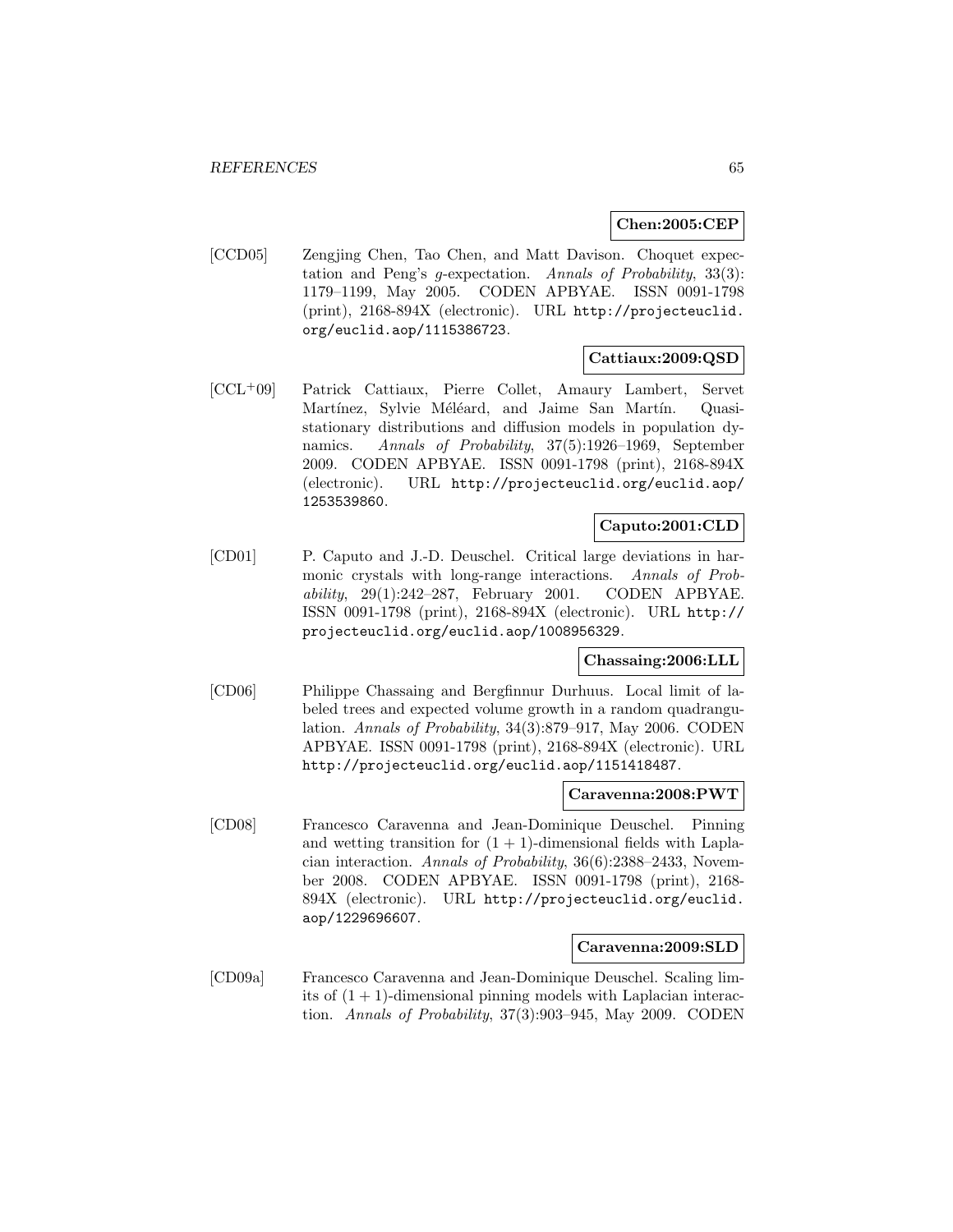**Chen:2005:CEP**

[CCD05] Zengjing Chen, Tao Chen, and Matt Davison. Choquet expectation and Peng's $g$-expectation. *Annals of Probability*, 33(3): 1179–1199, May 2005. CODEN APBYAE. ISSN 0091-1798 (print), 2168-894X (electronic). URL http://projecteuclid.org/euclid.aop/1115386723.

**Cattiaux:2009:QSD**

[CCL+09] Patrick Cattiaux, Pierre Collet, Amaury Lambert, Servet Martínez, Sylvie Méléard, and Jaime San Martín. Quasi-stationary distributions and diffusion models in population dynamics. *Annals of Probability*, 37(5):1926–1969, September 2009. CODEN APBYAE. ISSN 0091-1798 (print), 2168-894X (electronic). URL http://projecteuclid.org/euclid.aop/1253539860.

**Caputo:2001:CLD**

[CD01] P. Caputo and J.-D. Deuschel. Critical large deviations in harmonic crystals with long-range interactions. *Annals of Probability*, 29(1):242–287, February 2001. CODEN APBYAE. ISSN 0091-1798 (print), 2168-894X (electronic). URL http://projecteuclid.org/euclid.aop/1008956329.

**Chassaing:2006:LLL**

[CD06] Philippe Chassaing and Bergfinnur Durhuus. Local limit of labeled trees and expected volume growth in a random quadrangulation. *Annals of Probability*, 34(3):879–917, May 2006. CODEN APBYAE. ISSN 0091-1798 (print), 2168-894X (electronic). URL http://projecteuclid.org/euclid.aop/1151418487.

**Caravenna:2008:PWT**

[CD08] Francesco Caravenna and Jean-Dominique Deuschel. Pinning and wetting transition for $(1+1)$-dimensional fields with Laplacian interaction. *Annals of Probability*, 36(6):2388–2433, November 2008. CODEN APBYAE. ISSN 0091-1798 (print), 2168-894X (electronic). URL http://projecteuclid.org/euclid.aop/1229696607.

**Caravenna:2009:SLD**

[CD09a] Francesco Caravenna and Jean-Dominique Deuschel. Scaling limits of $(1+1)$-dimensional pinning models with Laplacian interaction. *Annals of Probability*, 37(3):903–945, May 2009. CODEN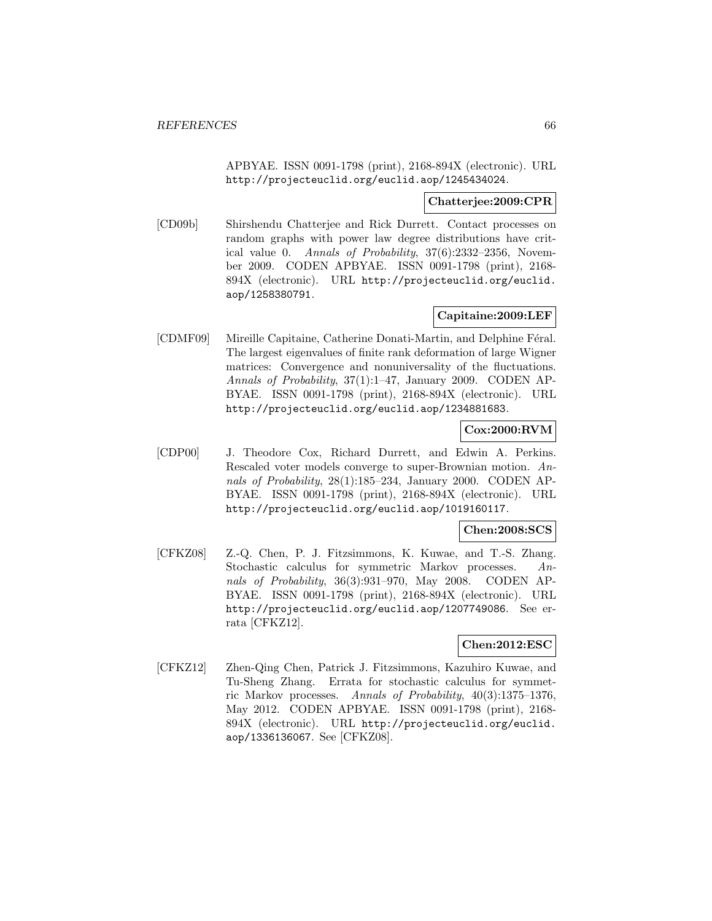APBYAE. ISSN 0091-1798 (print), 2168-894X (electronic). URL http://projecteuclid.org/euclid.aop/1245434024.

**Chatterjee:2009:CPR**

[CD09b] Shirshendu Chatterjee and Rick Durrett. Contact processes on random graphs with power law degree distributions have critical value 0. *Annals of Probability*, 37(6):2332–2356, November 2009. CODEN APBYAE. ISSN 0091-1798 (print), 2168-894X (electronic). URL http://projecteuclid.org/euclid.aop/1258380791.

**Capitaine:2009:LEF**

[CDMF09] Mireille Capitaine, Catherine Donati-Martin, and Delphine Féral. The largest eigenvalues of finite rank deformation of large Wigner matrices: Convergence and nonuniversality of the fluctuations. *Annals of Probability*, 37(1):1–47, January 2009. CODEN APBYAE. ISSN 0091-1798 (print), 2168-894X (electronic). URL http://projecteuclid.org/euclid.aop/1234881683.

**Cox:2000:RVM**

[CDP00] J. Theodore Cox, Richard Durrett, and Edwin A. Perkins. Rescaled voter models converge to super-Brownian motion. *Annals of Probability*, 28(1):185–234, January 2000. CODEN APBYAE. ISSN 0091-1798 (print), 2168-894X (electronic). URL http://projecteuclid.org/euclid.aop/1019160117.

**Chen:2008:SCS**

[CFKZ08] Z.-Q. Chen, P. J. Fitzsimmons, K. Kuwae, and T.-S. Zhang. Stochastic calculus for symmetric Markov processes. *Annals of Probability*, 36(3):931–970, May 2008. CODEN APBYAE. ISSN 0091-1798 (print), 2168-894X (electronic). URL http://projecteuclid.org/euclid.aop/1207749086. See errata [CFKZ12].

**Chen:2012:ESC**

[CFKZ12] Zhen-Qing Chen, Patrick J. Fitzsimmons, Kazuhiro Kuwae, and Tu-Sheng Zhang. Errata for stochastic calculus for symmetric Markov processes. *Annals of Probability*, 40(3):1375–1376, May 2012. CODEN APBYAE. ISSN 0091-1798 (print), 2168-894X (electronic). URL http://projecteuclid.org/euclid.aop/1336136067. See [CFKZ08].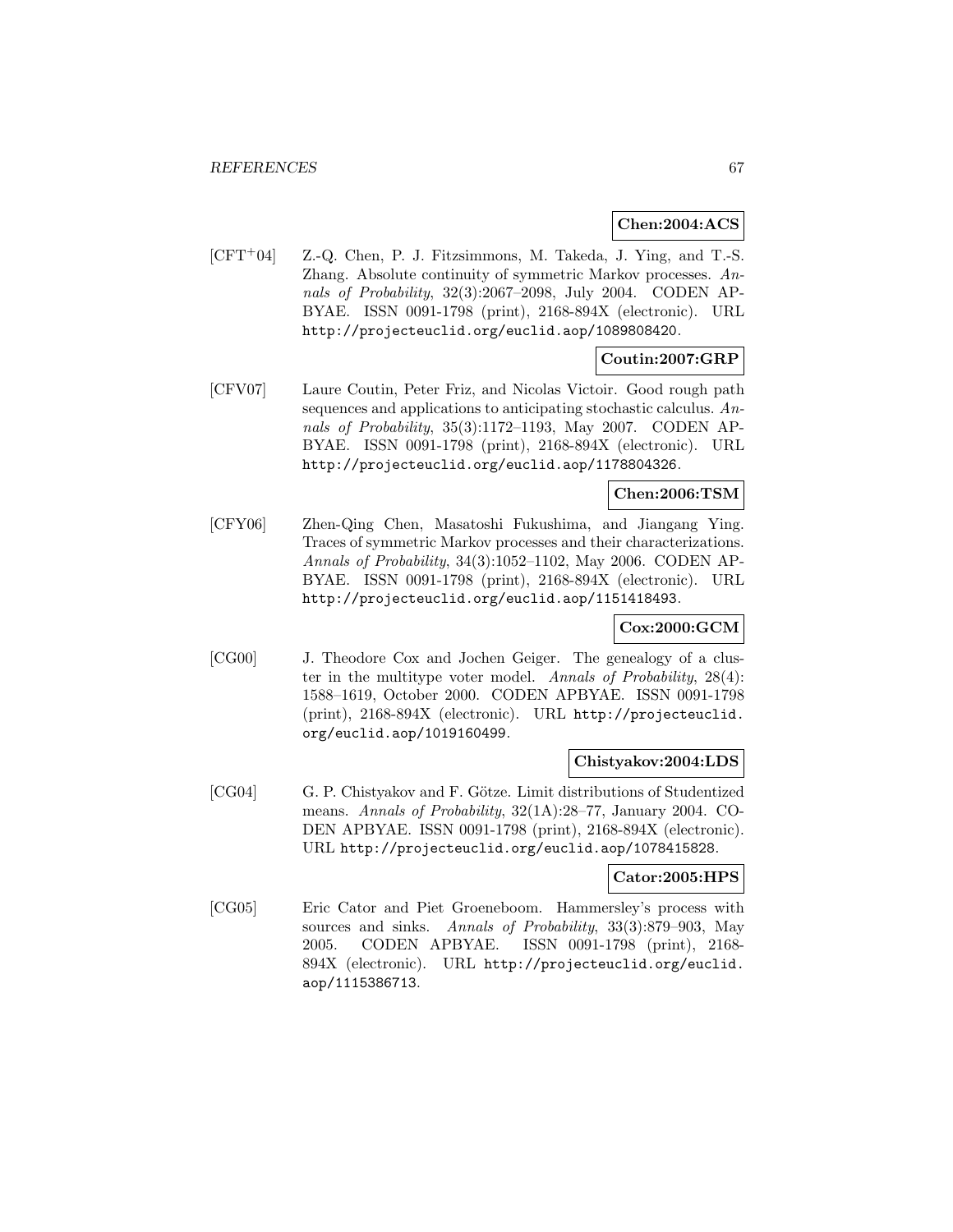**Chen:2004:ACS**

[CFT[+]04] Z.-Q. Chen, P. J. Fitzsimmons, M. Takeda, J. Ying, and T.-S. Zhang. Absolute continuity of symmetric Markov processes. *Annals of Probability*, 32(3):2067–2098, July 2004. CODEN APBYAE. ISSN 0091-1798 (print), 2168-894X (electronic). URL http://projecteuclid.org/euclid.aop/1089808420.

**Coutin:2007:GRP**

[CFV07] Laure Coutin, Peter Friz, and Nicolas Victoir. Good rough path sequences and applications to anticipating stochastic calculus. *Annals of Probability*, 35(3):1172–1193, May 2007. CODEN APBYAE. ISSN 0091-1798 (print), 2168-894X (electronic). URL http://projecteuclid.org/euclid.aop/1178804326.

**Chen:2006:TSM**

[CFY06] Zhen-Qing Chen, Masatoshi Fukushima, and Jiangang Ying. Traces of symmetric Markov processes and their characterizations. *Annals of Probability*, 34(3):1052–1102, May 2006. CODEN APBYAE. ISSN 0091-1798 (print), 2168-894X (electronic). URL http://projecteuclid.org/euclid.aop/1151418493.

**Cox:2000:GCM**

[CG00] J. Theodore Cox and Jochen Geiger. The genealogy of a cluster in the multitype voter model. *Annals of Probability*, 28(4): 1588–1619, October 2000. CODEN APBYAE. ISSN 0091-1798 (print), 2168-894X (electronic). URL http://projecteuclid.org/euclid.aop/1019160499.

**Chistyakov:2004:LDS**

[CG04] G. P. Chistyakov and F. Götze. Limit distributions of Studentized means. *Annals of Probability*, 32(1A):28–77, January 2004. CODEN APBYAE. ISSN 0091-1798 (print), 2168-894X (electronic). URL http://projecteuclid.org/euclid.aop/1078415828.

**Cator:2005:HPS**

[CG05] Eric Cator and Piet Groeneboom. Hammersley's process with sources and sinks. *Annals of Probability*, 33(3):879–903, May 2005. CODEN APBYAE. ISSN 0091-1798 (print), 2168-894X (electronic). URL http://projecteuclid.org/euclid.aop/1115386713.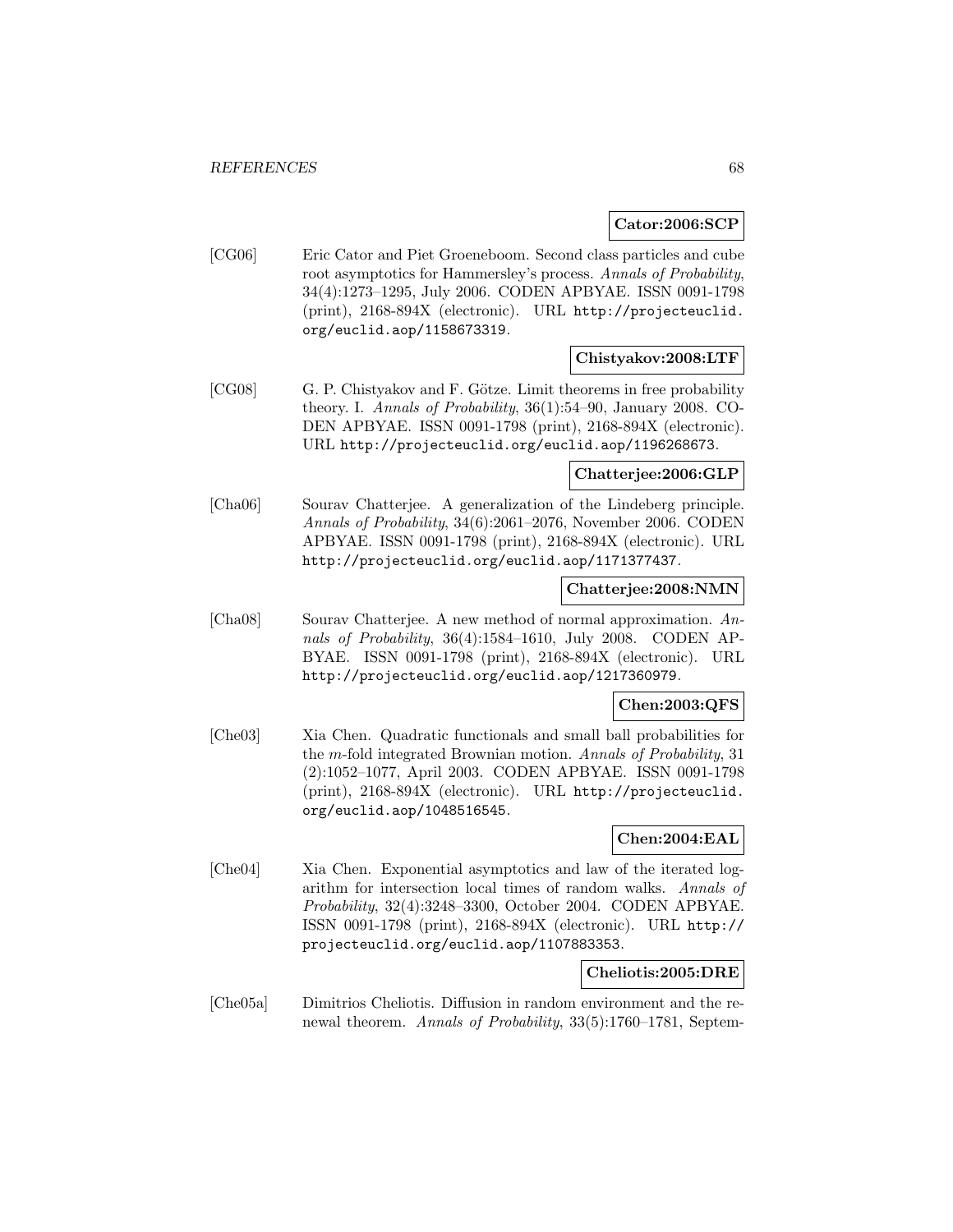**Cator:2006:SCP**

[CG06] Eric Cator and Piet Groeneboom. Second class particles and cube root asymptotics for Hammersley's process. *Annals of Probability*, 34(4):1273–1295, July 2006. CODEN APBYAE. ISSN 0091-1798 (print), 2168-894X (electronic). URL http://projecteuclid.org/euclid.aop/1158673319.

**Chistyakov:2008:LTF**

[CG08] G. P. Chistyakov and F. Götze. Limit theorems in free probability theory. I. *Annals of Probability*, 36(1):54–90, January 2008. CODEN APBYAE. ISSN 0091-1798 (print), 2168-894X (electronic). URL http://projecteuclid.org/euclid.aop/1196268673.

**Chatterjee:2006:GLP**

[Cha06] Sourav Chatterjee. A generalization of the Lindeberg principle. *Annals of Probability*, 34(6):2061–2076, November 2006. CODEN APBYAE. ISSN 0091-1798 (print), 2168-894X (electronic). URL http://projecteuclid.org/euclid.aop/1171377437.

**Chatterjee:2008:NMN**

[Cha08] Sourav Chatterjee. A new method of normal approximation. *Annals of Probability*, 36(4):1584–1610, July 2008. CODEN APBYAE. ISSN 0091-1798 (print), 2168-894X (electronic). URL http://projecteuclid.org/euclid.aop/1217360979.

**Chen:2003:QFS**

[Che03] Xia Chen. Quadratic functionals and small ball probabilities for the $m$-fold integrated Brownian motion. *Annals of Probability*, 31 (2):1052–1077, April 2003. CODEN APBYAE. ISSN 0091-1798 (print), 2168-894X (electronic). URL http://projecteuclid.org/euclid.aop/1048516545.

**Chen:2004:EAL**

[Che04] Xia Chen. Exponential asymptotics and law of the iterated logarithm for intersection local times of random walks. *Annals of Probability*, 32(4):3248–3300, October 2004. CODEN APBYAE. ISSN 0091-1798 (print), 2168-894X (electronic). URL http://projecteuclid.org/euclid.aop/1107883353.

**Cheliotis:2005:DRE**

[Che05a] Dimitrios Cheliotis. Diffusion in random environment and the renewal theorem. *Annals of Probability*, 33(5):1760–1781, Septem-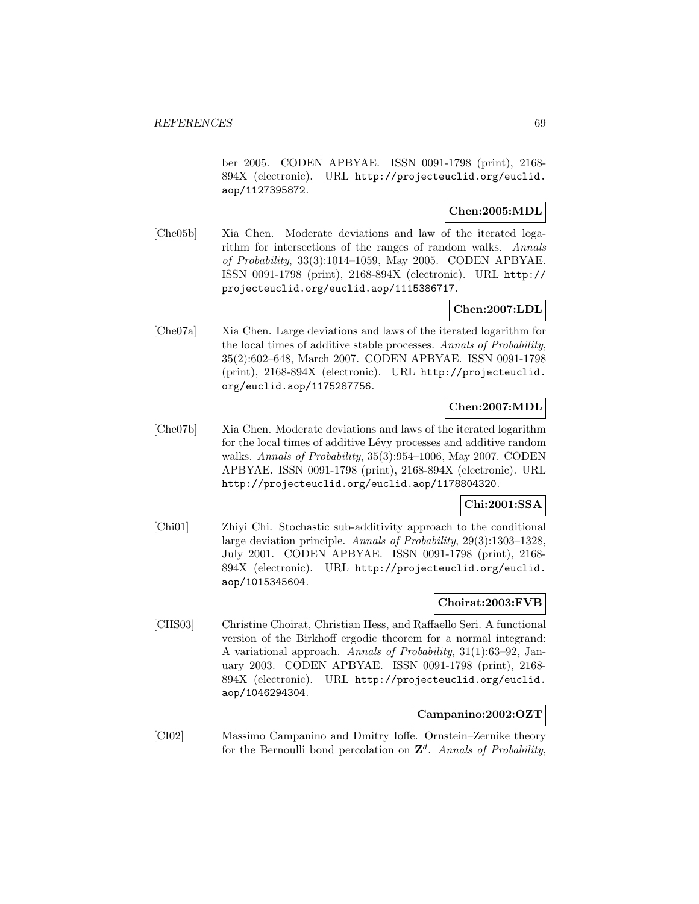ber 2005. CODEN APBYAE. ISSN 0091-1798 (print), 2168-894X (electronic). URL http://projecteuclid.org/euclid.aop/1127395872.

**Chen:2005:MDL**

[Che05b] Xia Chen. Moderate deviations and law of the iterated logarithm for intersections of the ranges of random walks. *Annals of Probability*, 33(3):1014–1059, May 2005. CODEN APBYAE. ISSN 0091-1798 (print), 2168-894X (electronic). URL http://projecteuclid.org/euclid.aop/1115386717.

**Chen:2007:LDL**

[Che07a] Xia Chen. Large deviations and laws of the iterated logarithm for the local times of additive stable processes. *Annals of Probability*, 35(2):602–648, March 2007. CODEN APBYAE. ISSN 0091-1798 (print), 2168-894X (electronic). URL http://projecteuclid.org/euclid.aop/1175287756.

**Chen:2007:MDL**

[Che07b] Xia Chen. Moderate deviations and laws of the iterated logarithm for the local times of additive Lévy processes and additive random walks. *Annals of Probability*, 35(3):954–1006, May 2007. CODEN APBYAE. ISSN 0091-1798 (print), 2168-894X (electronic). URL http://projecteuclid.org/euclid.aop/1178804320.

**Chi:2001:SSA**

[Chi01] Zhiyi Chi. Stochastic sub-additivity approach to the conditional large deviation principle. *Annals of Probability*, 29(3):1303–1328, July 2001. CODEN APBYAE. ISSN 0091-1798 (print), 2168-894X (electronic). URL http://projecteuclid.org/euclid.aop/1015345604.

**Choirat:2003:FVB**

[CHS03] Christine Choirat, Christian Hess, and Raffaello Seri. A functional version of the Birkhoff ergodic theorem for a normal integrand: A variational approach. *Annals of Probability*, 31(1):63–92, January 2003. CODEN APBYAE. ISSN 0091-1798 (print), 2168-894X (electronic). URL http://projecteuclid.org/euclid.aop/1046294304.

**Campanino:2002:OZT**

[CI02] Massimo Campanino and Dmitry Ioffe. Ornstein–Zernike theory for the Bernoulli bond percolation on $\mathbf{Z}^d$. *Annals of Probability*,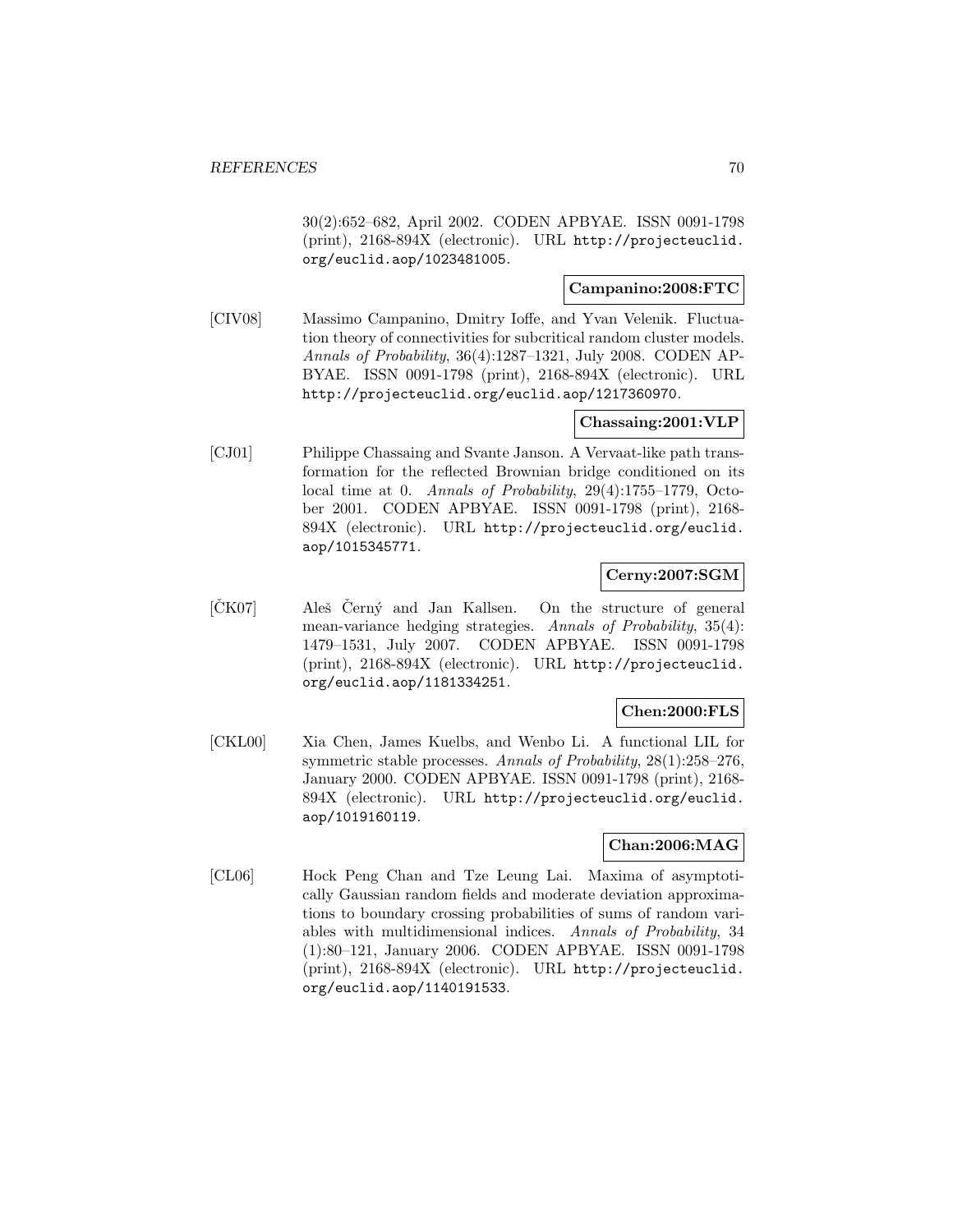30(2):652–682, April 2002. CODEN APBYAE. ISSN 0091-1798 (print), 2168-894X (electronic). URL http://projecteuclid.org/euclid.aop/1023481005.

**Campanino:2008:FTC**

[CIV08] Massimo Campanino, Dmitry Ioffe, and Yvan Velenik. Fluctuation theory of connectivities for subcritical random cluster models. *Annals of Probability*, 36(4):1287–1321, July 2008. CODEN APBYAE. ISSN 0091-1798 (print), 2168-894X (electronic). URL http://projecteuclid.org/euclid.aop/1217360970.

**Chassaing:2001:VLP**

[CJ01] Philippe Chassaing and Svante Janson. A Vervaat-like path transformation for the reflected Brownian bridge conditioned on its local time at 0. *Annals of Probability*, 29(4):1755–1779, October 2001. CODEN APBYAE. ISSN 0091-1798 (print), 2168-894X (electronic). URL http://projecteuclid.org/euclid.aop/1015345771.

**Cerny:2007:SGM**

[ČK07] Aleš Černý and Jan Kallsen. On the structure of general mean-variance hedging strategies. *Annals of Probability*, 35(4):1479–1531, July 2007. CODEN APBYAE. ISSN 0091-1798 (print), 2168-894X (electronic). URL http://projecteuclid.org/euclid.aop/1181334251.

**Chen:2000:FLS**

[CKL00] Xia Chen, James Kuelbs, and Wenbo Li. A functional LIL for symmetric stable processes. *Annals of Probability*, 28(1):258–276, January 2000. CODEN APBYAE. ISSN 0091-1798 (print), 2168-894X (electronic). URL http://projecteuclid.org/euclid.aop/1019160119.

**Chan:2006:MAG**

[CL06] Hock Peng Chan and Tze Leung Lai. Maxima of asymptotically Gaussian random fields and moderate deviation approximations to boundary crossing probabilities of sums of random variables with multidimensional indices. *Annals of Probability*, 34(1):80–121, January 2006. CODEN APBYAE. ISSN 0091-1798 (print), 2168-894X (electronic). URL http://projecteuclid.org/euclid.aop/1140191533.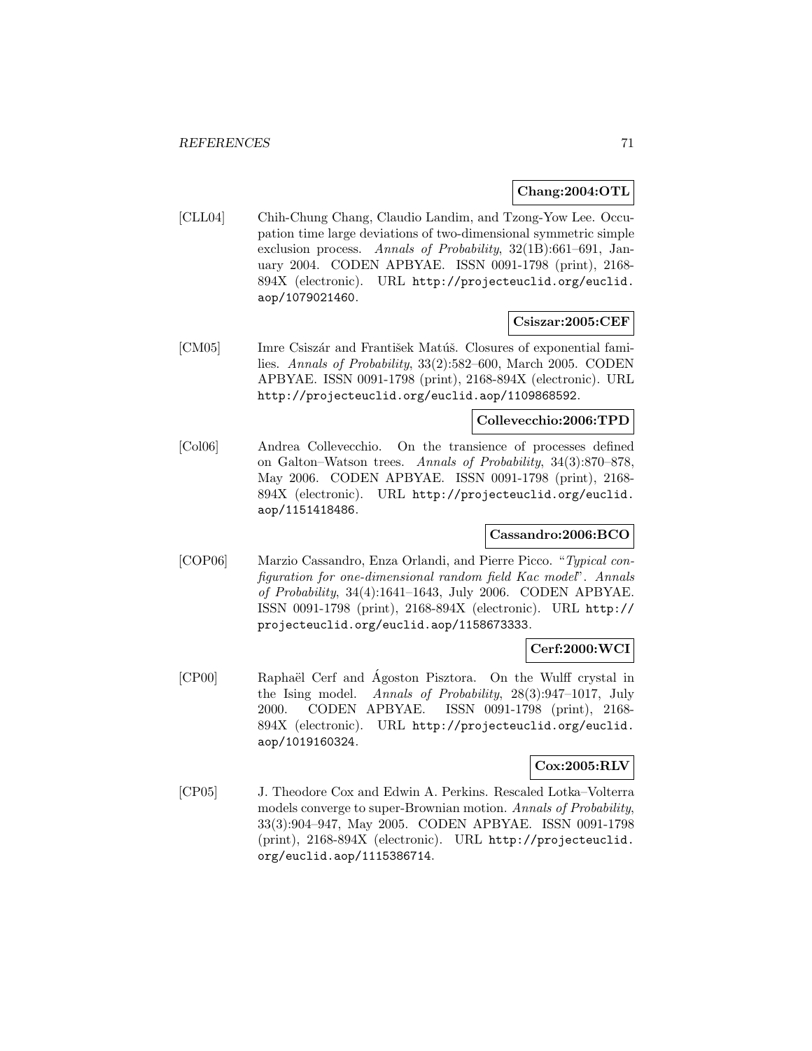**Chang:2004:OTL**

[CLL04] Chih-Chung Chang, Claudio Landim, and Tzong-Yow Lee. Occupation time large deviations of two-dimensional symmetric simple exclusion process. *Annals of Probability*, 32(1B):661–691, January 2004. CODEN APBYAE. ISSN 0091-1798 (print), 2168-894X (electronic). URL http://projecteuclid.org/euclid.aop/1079021460.

**Csiszar:2005:CEF**

[CM05] Imre Csiszár and František Matúš. Closures of exponential families. *Annals of Probability*, 33(2):582–600, March 2005. CODEN APBYAE. ISSN 0091-1798 (print), 2168-894X (electronic). URL http://projecteuclid.org/euclid.aop/1109868592.

**Collevecchio:2006:TPD**

[Col06] Andrea Collevecchio. On the transience of processes defined on Galton–Watson trees. *Annals of Probability*, 34(3):870–878, May 2006. CODEN APBYAE. ISSN 0091-1798 (print), 2168-894X (electronic). URL http://projecteuclid.org/euclid.aop/1151418486.

**Cassandro:2006:BCO**

[COP06] Marzio Cassandro, Enza Orlandi, and Pierre Picco. "*Typical configuration for one-dimensional random field Kac model*". *Annals of Probability*, 34(4):1641–1643, July 2006. CODEN APBYAE. ISSN 0091-1798 (print), 2168-894X (electronic). URL http://projecteuclid.org/euclid.aop/1158673333.

**Cerf:2000:WCI**

[CP00] Raphaël Cerf and Ágoston Pisztora. On the Wulff crystal in the Ising model. *Annals of Probability*, 28(3):947–1017, July 2000. CODEN APBYAE. ISSN 0091-1798 (print), 2168-894X (electronic). URL http://projecteuclid.org/euclid.aop/1019160324.

**Cox:2005:RLV**

[CP05] J. Theodore Cox and Edwin A. Perkins. Rescaled Lotka–Volterra models converge to super-Brownian motion. *Annals of Probability*, 33(3):904–947, May 2005. CODEN APBYAE. ISSN 0091-1798 (print), 2168-894X (electronic). URL http://projecteuclid.org/euclid.aop/1115386714.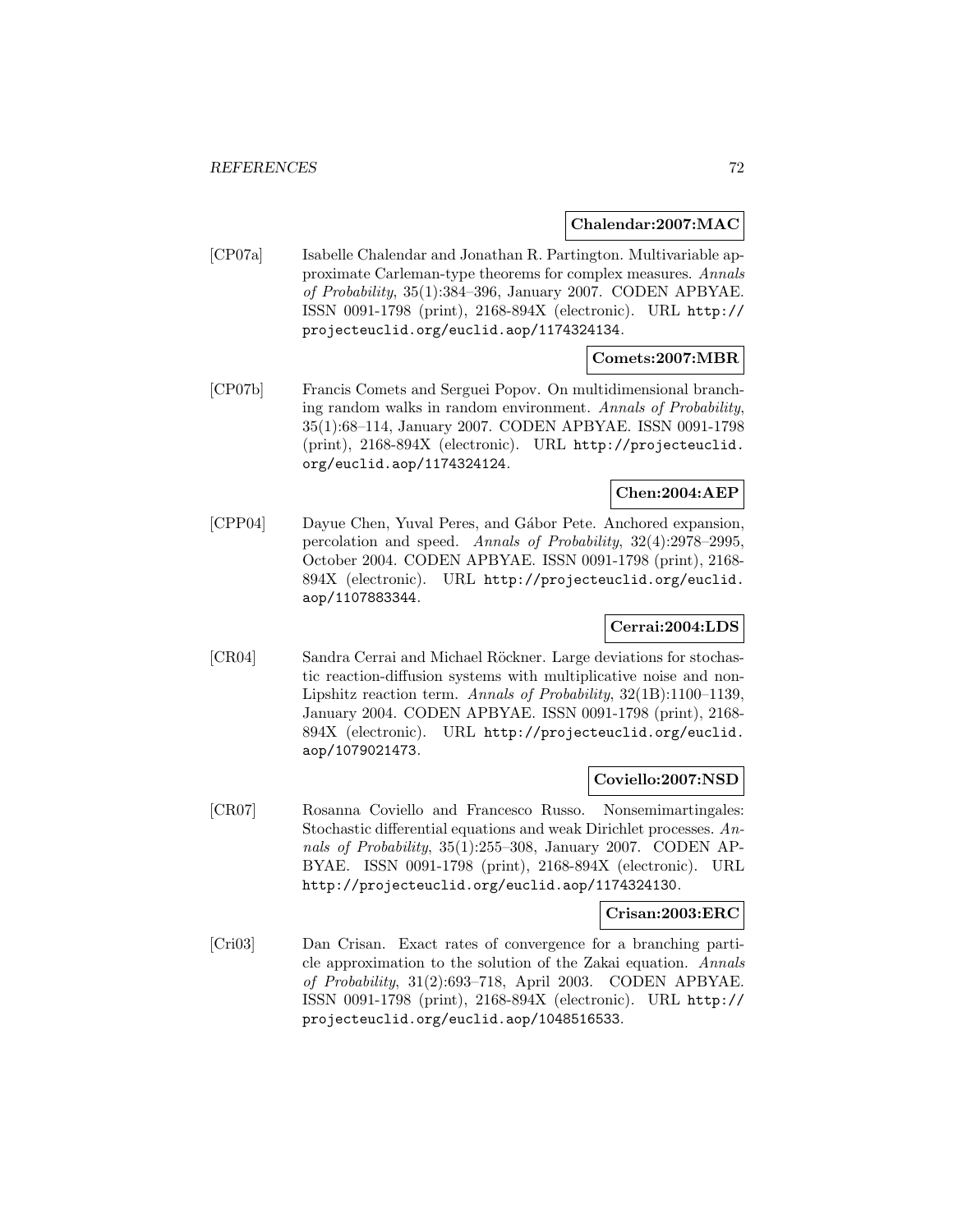**Chalendar:2007:MAC**

[CP07a] Isabelle Chalendar and Jonathan R. Partington. Multivariable approximate Carleman-type theorems for complex measures. *Annals of Probability*, 35(1):384–396, January 2007. CODEN APBYAE. ISSN 0091-1798 (print), 2168-894X (electronic). URL http://projecteuclid.org/euclid.aop/1174324134.

**Comets:2007:MBR**

[CP07b] Francis Comets and Serguei Popov. On multidimensional branching random walks in random environment. *Annals of Probability*, 35(1):68–114, January 2007. CODEN APBYAE. ISSN 0091-1798 (print), 2168-894X (electronic). URL http://projecteuclid.org/euclid.aop/1174324124.

**Chen:2004:AEP**

[CPP04] Dayue Chen, Yuval Peres, and Gábor Pete. Anchored expansion, percolation and speed. *Annals of Probability*, 32(4):2978–2995, October 2004. CODEN APBYAE. ISSN 0091-1798 (print), 2168-894X (electronic). URL http://projecteuclid.org/euclid.aop/1107883344.

**Cerrai:2004:LDS**

[CR04] Sandra Cerrai and Michael Röckner. Large deviations for stochastic reaction-diffusion systems with multiplicative noise and non-Lipshitz reaction term. *Annals of Probability*, 32(1B):1100–1139, January 2004. CODEN APBYAE. ISSN 0091-1798 (print), 2168-894X (electronic). URL http://projecteuclid.org/euclid.aop/1079021473.

**Coviello:2007:NSD**

[CR07] Rosanna Coviello and Francesco Russo. Nonsemimartingales: Stochastic differential equations and weak Dirichlet processes. *Annals of Probability*, 35(1):255–308, January 2007. CODEN APBYAE. ISSN 0091-1798 (print), 2168-894X (electronic). URL http://projecteuclid.org/euclid.aop/1174324130.

**Crisan:2003:ERC**

[Cri03] Dan Crisan. Exact rates of convergence for a branching particle approximation to the solution of the Zakai equation. *Annals of Probability*, 31(2):693–718, April 2003. CODEN APBYAE. ISSN 0091-1798 (print), 2168-894X (electronic). URL http://projecteuclid.org/euclid.aop/1048516533.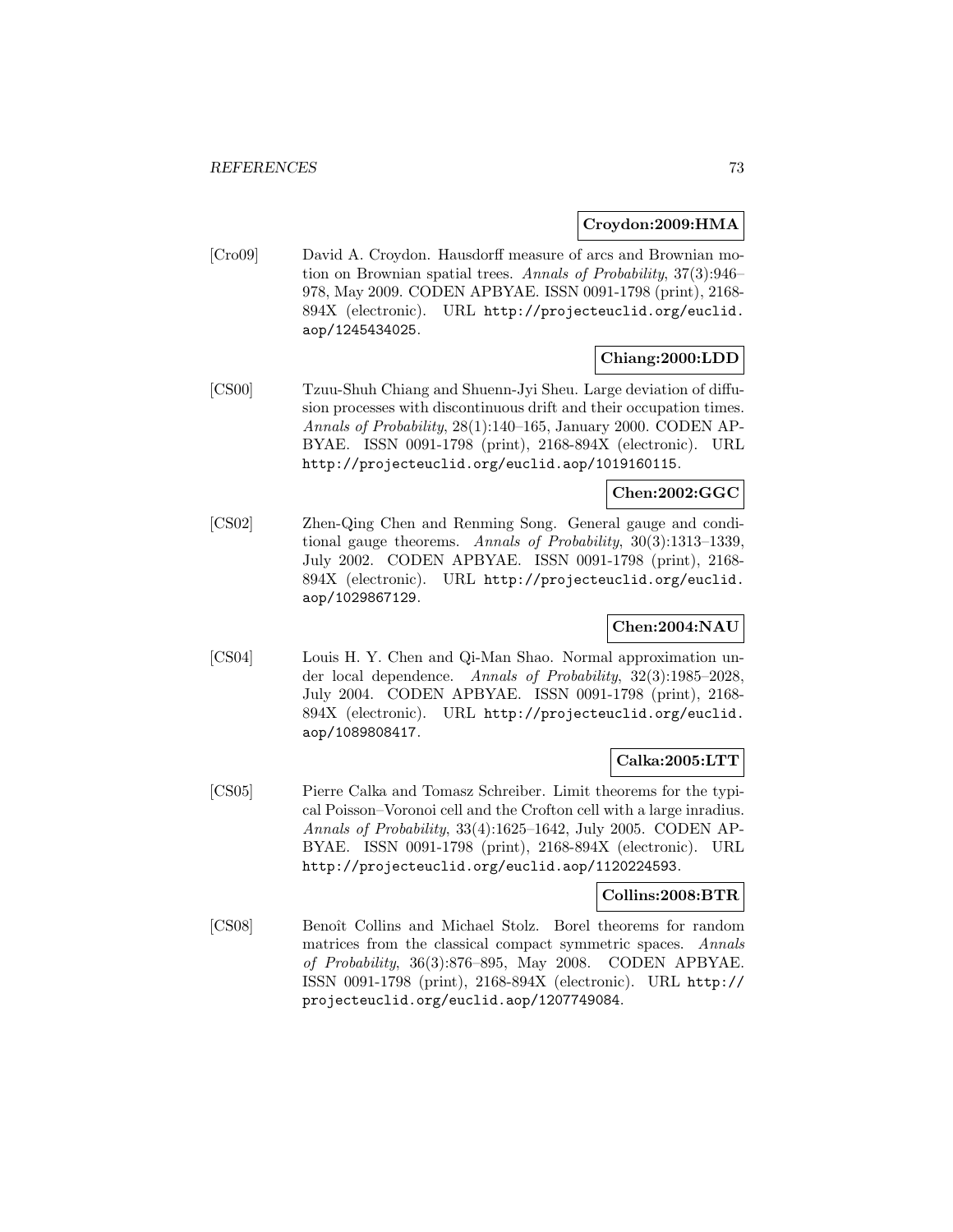**Croydon:2009:HMA**

[Cro09] David A. Croydon. Hausdorff measure of arcs and Brownian motion on Brownian spatial trees. *Annals of Probability*, 37(3):946–978, May 2009. CODEN APBYAE. ISSN 0091-1798 (print), 2168-894X (electronic). URL http://projecteuclid.org/euclid.aop/1245434025.

**Chiang:2000:LDD**

[CS00] Tzuu-Shuh Chiang and Shuenn-Jyi Sheu. Large deviation of diffusion processes with discontinuous drift and their occupation times. *Annals of Probability*, 28(1):140–165, January 2000. CODEN APBYAE. ISSN 0091-1798 (print), 2168-894X (electronic). URL http://projecteuclid.org/euclid.aop/1019160115.

**Chen:2002:GGC**

[CS02] Zhen-Qing Chen and Renming Song. General gauge and conditional gauge theorems. *Annals of Probability*, 30(3):1313–1339, July 2002. CODEN APBYAE. ISSN 0091-1798 (print), 2168-894X (electronic). URL http://projecteuclid.org/euclid.aop/1029867129.

**Chen:2004:NAU**

[CS04] Louis H. Y. Chen and Qi-Man Shao. Normal approximation under local dependence. *Annals of Probability*, 32(3):1985–2028, July 2004. CODEN APBYAE. ISSN 0091-1798 (print), 2168-894X (electronic). URL http://projecteuclid.org/euclid.aop/1089808417.

**Calka:2005:LTT**

[CS05] Pierre Calka and Tomasz Schreiber. Limit theorems for the typical Poisson–Voronoi cell and the Crofton cell with a large inradius. *Annals of Probability*, 33(4):1625–1642, July 2005. CODEN APBYAE. ISSN 0091-1798 (print), 2168-894X (electronic). URL http://projecteuclid.org/euclid.aop/1120224593.

**Collins:2008:BTR**

[CS08] Benoît Collins and Michael Stolz. Borel theorems for random matrices from the classical compact symmetric spaces. *Annals of Probability*, 36(3):876–895, May 2008. CODEN APBYAE. ISSN 0091-1798 (print), 2168-894X (electronic). URL http://projecteuclid.org/euclid.aop/1207749084.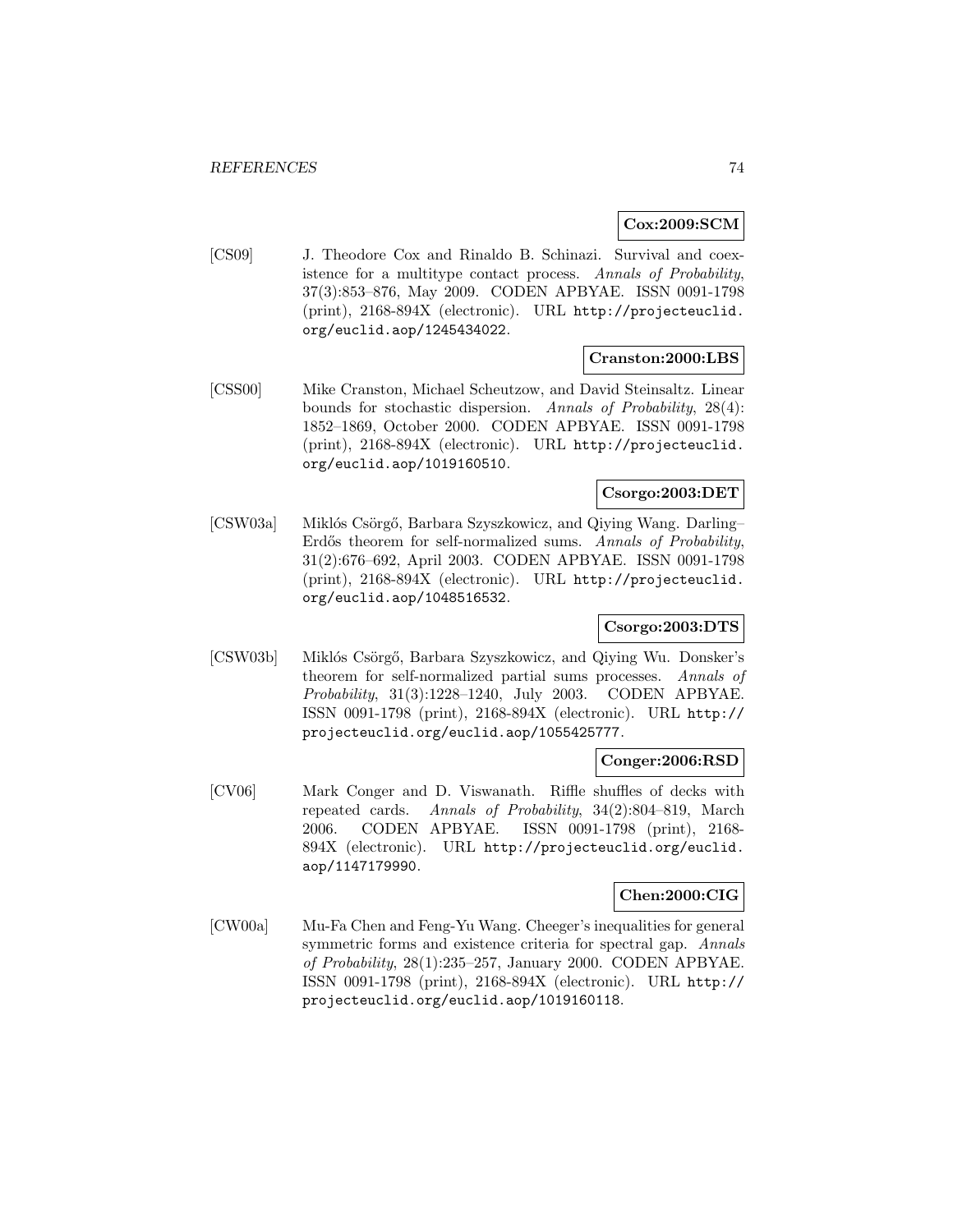**Cox:2009:SCM**

[CS09] J. Theodore Cox and Rinaldo B. Schinazi. Survival and coexistence for a multitype contact process. *Annals of Probability*, 37(3):853–876, May 2009. CODEN APBYAE. ISSN 0091-1798 (print), 2168-894X (electronic). URL http://projecteuclid.org/euclid.aop/1245434022.

**Cranston:2000:LBS**

[CSS00] Mike Cranston, Michael Scheutzow, and David Steinsaltz. Linear bounds for stochastic dispersion. *Annals of Probability*, 28(4): 1852–1869, October 2000. CODEN APBYAE. ISSN 0091-1798 (print), 2168-894X (electronic). URL http://projecteuclid.org/euclid.aop/1019160510.

**Csorgo:2003:DET**

[CSW03a] Miklós Csörgő, Barbara Szyszkowicz, and Qiying Wang. Darling–Erdős theorem for self-normalized sums. *Annals of Probability*, 31(2):676–692, April 2003. CODEN APBYAE. ISSN 0091-1798 (print), 2168-894X (electronic). URL http://projecteuclid.org/euclid.aop/1048516532.

**Csorgo:2003:DTS**

[CSW03b] Miklós Csörgő, Barbara Szyszkowicz, and Qiying Wu. Donsker's theorem for self-normalized partial sums processes. *Annals of Probability*, 31(3):1228–1240, July 2003. CODEN APBYAE. ISSN 0091-1798 (print), 2168-894X (electronic). URL http://projecteuclid.org/euclid.aop/1055425777.

**Conger:2006:RSD**

[CV06] Mark Conger and D. Viswanath. Riffle shuffles of decks with repeated cards. *Annals of Probability*, 34(2):804–819, March 2006. CODEN APBYAE. ISSN 0091-1798 (print), 2168-894X (electronic). URL http://projecteuclid.org/euclid.aop/1147179990.

**Chen:2000:CIG**

[CW00a] Mu-Fa Chen and Feng-Yu Wang. Cheeger's inequalities for general symmetric forms and existence criteria for spectral gap. *Annals of Probability*, 28(1):235–257, January 2000. CODEN APBYAE. ISSN 0091-1798 (print), 2168-894X (electronic). URL http://projecteuclid.org/euclid.aop/1019160118.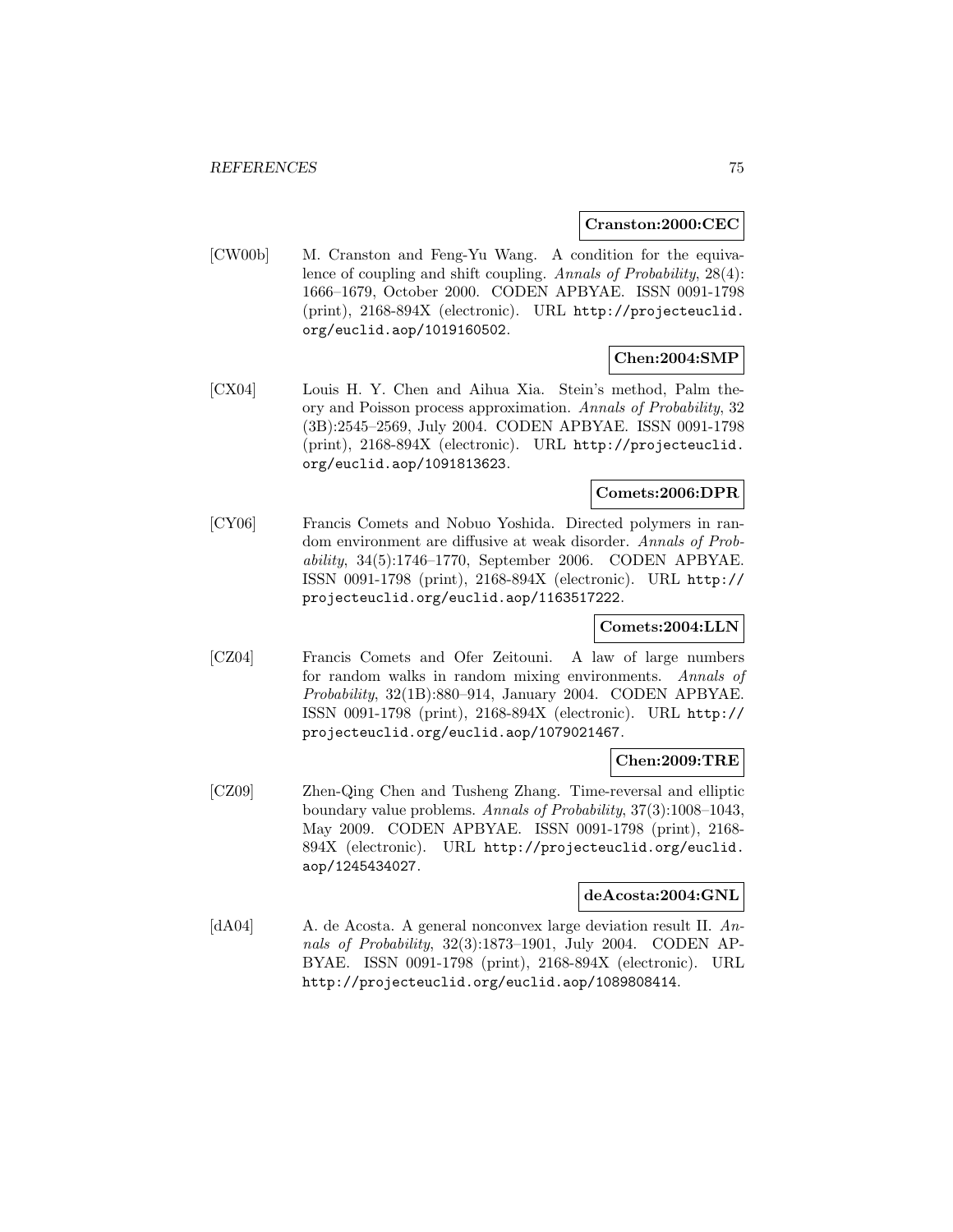**Cranston:2000:CEC**

[CW00b] M. Cranston and Feng-Yu Wang. A condition for the equivalence of coupling and shift coupling. *Annals of Probability*, 28(4): 1666–1679, October 2000. CODEN APBYAE. ISSN 0091-1798 (print), 2168-894X (electronic). URL http://projecteuclid.org/euclid.aop/1019160502.

**Chen:2004:SMP**

[CX04] Louis H. Y. Chen and Aihua Xia. Stein's method, Palm theory and Poisson process approximation. *Annals of Probability*, 32 (3B):2545–2569, July 2004. CODEN APBYAE. ISSN 0091-1798 (print), 2168-894X (electronic). URL http://projecteuclid.org/euclid.aop/1091813623.

**Comets:2006:DPR**

[CY06] Francis Comets and Nobuo Yoshida. Directed polymers in random environment are diffusive at weak disorder. *Annals of Probability*, 34(5):1746–1770, September 2006. CODEN APBYAE. ISSN 0091-1798 (print), 2168-894X (electronic). URL http://projecteuclid.org/euclid.aop/1163517222.

**Comets:2004:LLN**

[CZ04] Francis Comets and Ofer Zeitouni. A law of large numbers for random walks in random mixing environments. *Annals of Probability*, 32(1B):880–914, January 2004. CODEN APBYAE. ISSN 0091-1798 (print), 2168-894X (electronic). URL http://projecteuclid.org/euclid.aop/1079021467.

**Chen:2009:TRE**

[CZ09] Zhen-Qing Chen and Tusheng Zhang. Time-reversal and elliptic boundary value problems. *Annals of Probability*, 37(3):1008–1043, May 2009. CODEN APBYAE. ISSN 0091-1798 (print), 2168-894X (electronic). URL http://projecteuclid.org/euclid.aop/1245434027.

**deAcosta:2004:GNL**

[dA04] A. de Acosta. A general nonconvex large deviation result II. *Annals of Probability*, 32(3):1873–1901, July 2004. CODEN APBYAE. ISSN 0091-1798 (print), 2168-894X (electronic). URL http://projecteuclid.org/euclid.aop/1089808414.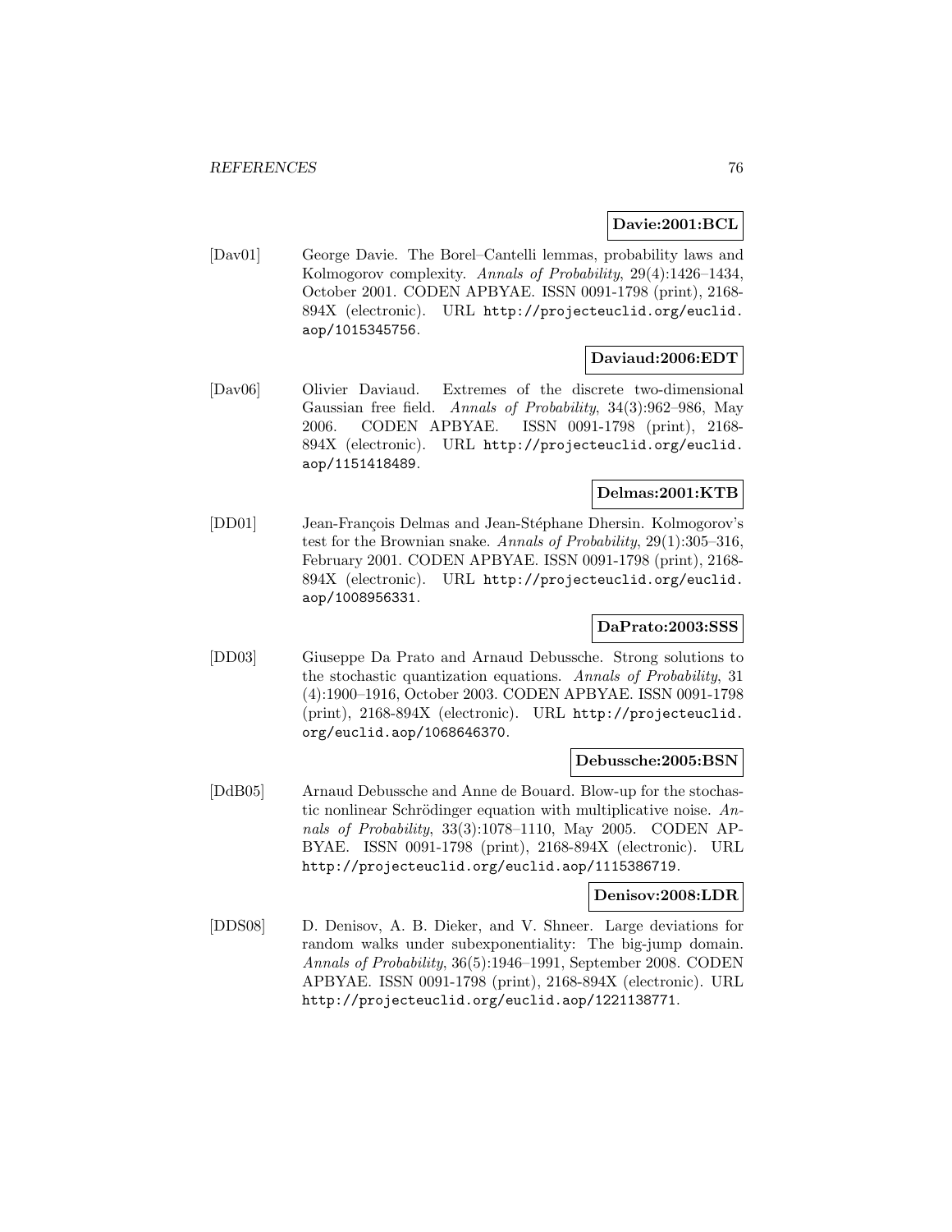**Davie:2001:BCL**

[Dav01] George Davie. The Borel–Cantelli lemmas, probability laws and Kolmogorov complexity. *Annals of Probability*, 29(4):1426–1434, October 2001. CODEN APBYAE. ISSN 0091-1798 (print), 2168-894X (electronic). URL http://projecteuclid.org/euclid.aop/1015345756.

**Daviaud:2006:EDT**

[Dav06] Olivier Daviaud. Extremes of the discrete two-dimensional Gaussian free field. *Annals of Probability*, 34(3):962–986, May 2006. CODEN APBYAE. ISSN 0091-1798 (print), 2168-894X (electronic). URL http://projecteuclid.org/euclid.aop/1151418489.

**Delmas:2001:KTB**

[DD01] Jean-François Delmas and Jean-Stéphane Dhersin. Kolmogorov's test for the Brownian snake. *Annals of Probability*, 29(1):305–316, February 2001. CODEN APBYAE. ISSN 0091-1798 (print), 2168-894X (electronic). URL http://projecteuclid.org/euclid.aop/1008956331.

**DaPrato:2003:SSS**

[DD03] Giuseppe Da Prato and Arnaud Debussche. Strong solutions to the stochastic quantization equations. *Annals of Probability*, 31 (4):1900–1916, October 2003. CODEN APBYAE. ISSN 0091-1798 (print), 2168-894X (electronic). URL http://projecteuclid.org/euclid.aop/1068646370.

**Debussche:2005:BSN**

[DdB05] Arnaud Debussche and Anne de Bouard. Blow-up for the stochastic nonlinear Schrödinger equation with multiplicative noise. *Annals of Probability*, 33(3):1078–1110, May 2005. CODEN APBYAE. ISSN 0091-1798 (print), 2168-894X (electronic). URL http://projecteuclid.org/euclid.aop/1115386719.

**Denisov:2008:LDR**

[DDS08] D. Denisov, A. B. Dieker, and V. Shneer. Large deviations for random walks under subexponentiality: The big-jump domain. *Annals of Probability*, 36(5):1946–1991, September 2008. CODEN APBYAE. ISSN 0091-1798 (print), 2168-894X (electronic). URL http://projecteuclid.org/euclid.aop/1221138771.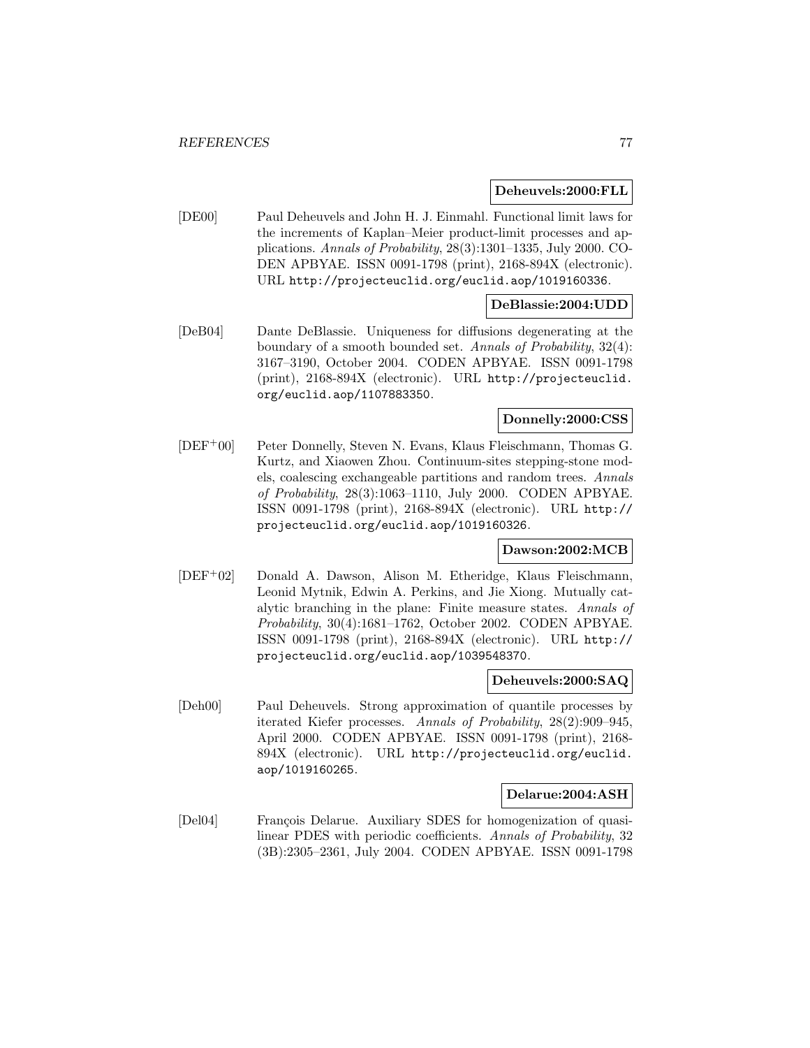**Deheuvels:2000:FLL**

[DE00] Paul Deheuvels and John H. J. Einmahl. Functional limit laws for the increments of Kaplan–Meier product-limit processes and applications. *Annals of Probability*, 28(3):1301–1335, July 2000. CODEN APBYAE. ISSN 0091-1798 (print), 2168-894X (electronic). URL http://projecteuclid.org/euclid.aop/1019160336.

**DeBlassie:2004:UDD**

[DeB04] Dante DeBlassie. Uniqueness for diffusions degenerating at the boundary of a smooth bounded set. *Annals of Probability*, 32(4): 3167–3190, October 2004. CODEN APBYAE. ISSN 0091-1798 (print), 2168-894X (electronic). URL http://projecteuclid.org/euclid.aop/1107883350.

**Donnelly:2000:CSS**

[DEF+00] Peter Donnelly, Steven N. Evans, Klaus Fleischmann, Thomas G. Kurtz, and Xiaowen Zhou. Continuum-sites stepping-stone models, coalescing exchangeable partitions and random trees. *Annals of Probability*, 28(3):1063–1110, July 2000. CODEN APBYAE. ISSN 0091-1798 (print), 2168-894X (electronic). URL http://projecteuclid.org/euclid.aop/1019160326.

**Dawson:2002:MCB**

[DEF+02] Donald A. Dawson, Alison M. Etheridge, Klaus Fleischmann, Leonid Mytnik, Edwin A. Perkins, and Jie Xiong. Mutually catalytic branching in the plane: Finite measure states. *Annals of Probability*, 30(4):1681–1762, October 2002. CODEN APBYAE. ISSN 0091-1798 (print), 2168-894X (electronic). URL http://projecteuclid.org/euclid.aop/1039548370.

**Deheuvels:2000:SAQ**

[Deh00] Paul Deheuvels. Strong approximation of quantile processes by iterated Kiefer processes. *Annals of Probability*, 28(2):909–945, April 2000. CODEN APBYAE. ISSN 0091-1798 (print), 2168-894X (electronic). URL http://projecteuclid.org/euclid.aop/1019160265.

**Delarue:2004:ASH**

[Del04] François Delarue. Auxiliary SDES for homogenization of quasilinear PDES with periodic coefficients. *Annals of Probability*, 32 (3B):2305–2361, July 2004. CODEN APBYAE. ISSN 0091-1798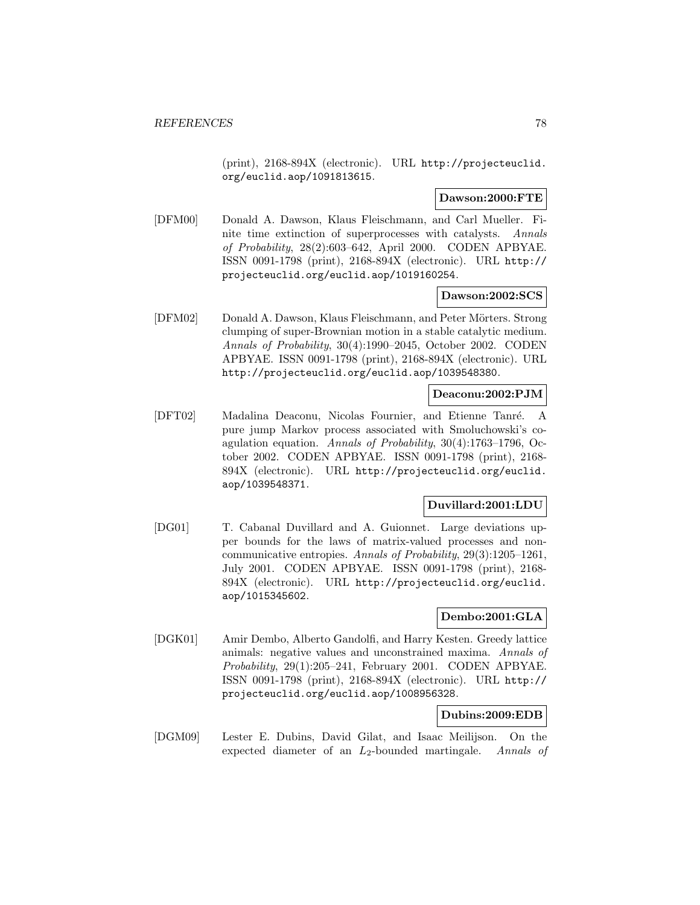(print), 2168-894X (electronic). URL http://projecteuclid.org/euclid.aop/1091813615.

**Dawson:2000:FTE**

[DFM00] Donald A. Dawson, Klaus Fleischmann, and Carl Mueller. Finite time extinction of superprocesses with catalysts. *Annals of Probability*, 28(2):603–642, April 2000. CODEN APBYAE. ISSN 0091-1798 (print), 2168-894X (electronic). URL http://projecteuclid.org/euclid.aop/1019160254.

**Dawson:2002:SCS**

[DFM02] Donald A. Dawson, Klaus Fleischmann, and Peter Mörters. Strong clumping of super-Brownian motion in a stable catalytic medium. *Annals of Probability*, 30(4):1990–2045, October 2002. CODEN APBYAE. ISSN 0091-1798 (print), 2168-894X (electronic). URL http://projecteuclid.org/euclid.aop/1039548380.

**Deaconu:2002:PJM**

[DFT02] Madalina Deaconu, Nicolas Fournier, and Etienne Tanré. A pure jump Markov process associated with Smoluchowski's coagulation equation. *Annals of Probability*, 30(4):1763–1796, October 2002. CODEN APBYAE. ISSN 0091-1798 (print), 2168-894X (electronic). URL http://projecteuclid.org/euclid.aop/1039548371.

**Duvillard:2001:LDU**

[DG01] T. Cabanal Duvillard and A. Guionnet. Large deviations upper bounds for the laws of matrix-valued processes and non-communicative entropies. *Annals of Probability*, 29(3):1205–1261, July 2001. CODEN APBYAE. ISSN 0091-1798 (print), 2168-894X (electronic). URL http://projecteuclid.org/euclid.aop/1015345602.

**Dembo:2001:GLA**

[DGK01] Amir Dembo, Alberto Gandolfi, and Harry Kesten. Greedy lattice animals: negative values and unconstrained maxima. *Annals of Probability*, 29(1):205–241, February 2001. CODEN APBYAE. ISSN 0091-1798 (print), 2168-894X (electronic). URL http://projecteuclid.org/euclid.aop/1008956328.

**Dubins:2009:EDB**

[DGM09] Lester E. Dubins, David Gilat, and Isaac Meilijson. On the expected diameter of an $L_2$-bounded martingale. *Annals of*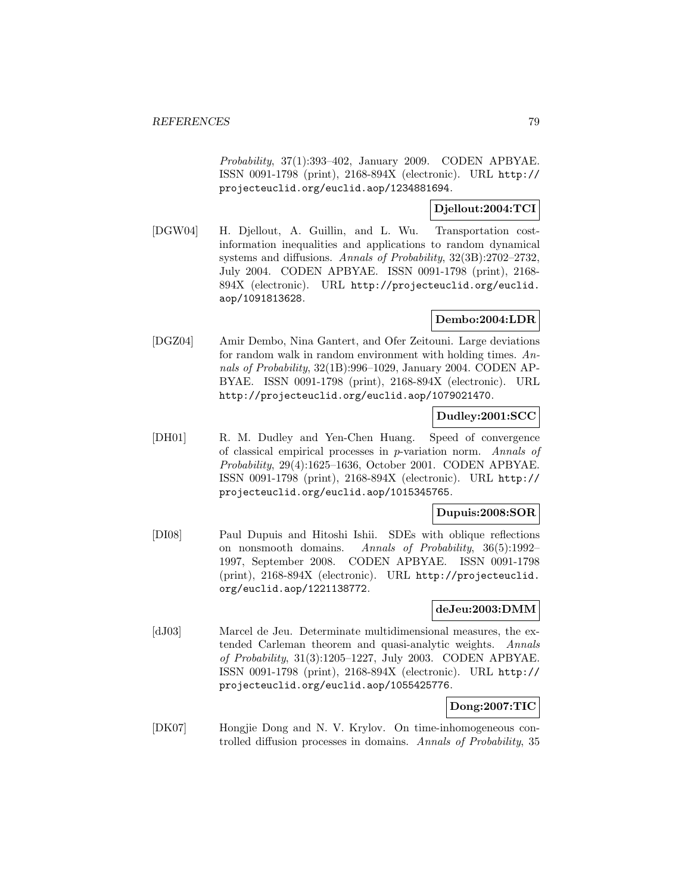*Probability*, 37(1):393–402, January 2009. CODEN APBYAE. ISSN 0091-1798 (print), 2168-894X (electronic). URL http://projecteuclid.org/euclid.aop/1234881694.

**Djellout:2004:TCI**

[DGW04] H. Djellout, A. Guillin, and L. Wu. Transportation cost-information inequalities and applications to random dynamical systems and diffusions. *Annals of Probability*, 32(3B):2702–2732, July 2004. CODEN APBYAE. ISSN 0091-1798 (print), 2168-894X (electronic). URL http://projecteuclid.org/euclid.aop/1091813628.

**Dembo:2004:LDR**

[DGZ04] Amir Dembo, Nina Gantert, and Ofer Zeitouni. Large deviations for random walk in random environment with holding times. *Annals of Probability*, 32(1B):996–1029, January 2004. CODEN APBYAE. ISSN 0091-1798 (print), 2168-894X (electronic). URL http://projecteuclid.org/euclid.aop/1079021470.

**Dudley:2001:SCC**

[DH01] R. M. Dudley and Yen-Chen Huang. Speed of convergence of classical empirical processes in $p$-variation norm. *Annals of Probability*, 29(4):1625–1636, October 2001. CODEN APBYAE. ISSN 0091-1798 (print), 2168-894X (electronic). URL http://projecteuclid.org/euclid.aop/1015345765.

**Dupuis:2008:SOR**

[DI08] Paul Dupuis and Hitoshi Ishii. SDEs with oblique reflections on nonsmooth domains. *Annals of Probability*, 36(5):1992–1997, September 2008. CODEN APBYAE. ISSN 0091-1798 (print), 2168-894X (electronic). URL http://projecteuclid.org/euclid.aop/1221138772.

**deJeu:2003:DMM**

[dJ03] Marcel de Jeu. Determinate multidimensional measures, the extended Carleman theorem and quasi-analytic weights. *Annals of Probability*, 31(3):1205–1227, July 2003. CODEN APBYAE. ISSN 0091-1798 (print), 2168-894X (electronic). URL http://projecteuclid.org/euclid.aop/1055425776.

**Dong:2007:TIC**

[DK07] Hongjie Dong and N. V. Krylov. On time-inhomogeneous controlled diffusion processes in domains. *Annals of Probability*, 35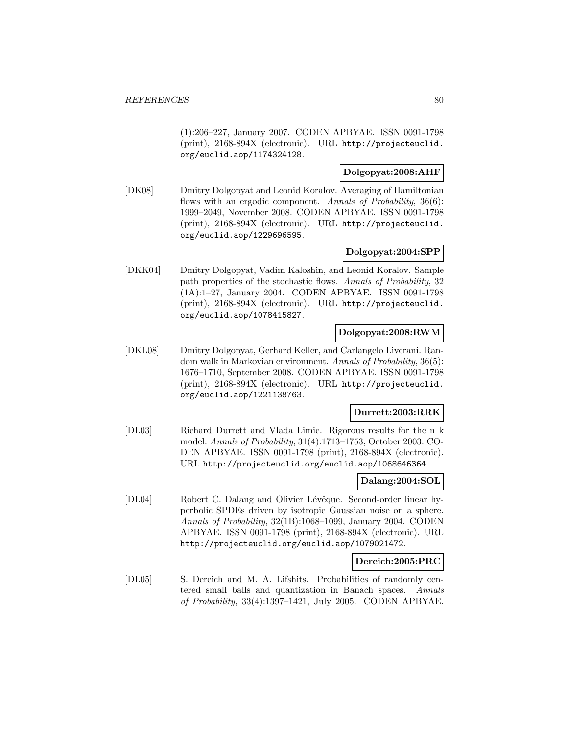(1):206–227, January 2007. CODEN APBYAE. ISSN 0091-1798 (print), 2168-894X (electronic). URL http://projecteuclid.org/euclid.aop/1174324128.

**Dolgopyat:2008:AHF**

[DK08] Dmitry Dolgopyat and Leonid Koralov. Averaging of Hamiltonian flows with an ergodic component. *Annals of Probability*, 36(6): 1999–2049, November 2008. CODEN APBYAE. ISSN 0091-1798 (print), 2168-894X (electronic). URL http://projecteuclid.org/euclid.aop/1229696595.

**Dolgopyat:2004:SPP**

[DKK04] Dmitry Dolgopyat, Vadim Kaloshin, and Leonid Koralov. Sample path properties of the stochastic flows. *Annals of Probability*, 32 (1A):1–27, January 2004. CODEN APBYAE. ISSN 0091-1798 (print), 2168-894X (electronic). URL http://projecteuclid.org/euclid.aop/1078415827.

**Dolgopyat:2008:RWM**

[DKL08] Dmitry Dolgopyat, Gerhard Keller, and Carlangelo Liverani. Random walk in Markovian environment. *Annals of Probability*, 36(5): 1676–1710, September 2008. CODEN APBYAE. ISSN 0091-1798 (print), 2168-894X (electronic). URL http://projecteuclid.org/euclid.aop/1221138763.

**Durrett:2003:RRK**

[DL03] Richard Durrett and Vlada Limic. Rigorous results for the n k model. *Annals of Probability*, 31(4):1713–1753, October 2003. CODEN APBYAE. ISSN 0091-1798 (print), 2168-894X (electronic). URL http://projecteuclid.org/euclid.aop/1068646364.

**Dalang:2004:SOL**

[DL04] Robert C. Dalang and Olivier Lévêque. Second-order linear hyperbolic SPDEs driven by isotropic Gaussian noise on a sphere. *Annals of Probability*, 32(1B):1068–1099, January 2004. CODEN APBYAE. ISSN 0091-1798 (print), 2168-894X (electronic). URL http://projecteuclid.org/euclid.aop/1079021472.

**Dereich:2005:PRC**

[DL05] S. Dereich and M. A. Lifshits. Probabilities of randomly centered small balls and quantization in Banach spaces. *Annals of Probability*, 33(4):1397–1421, July 2005. CODEN APBYAE.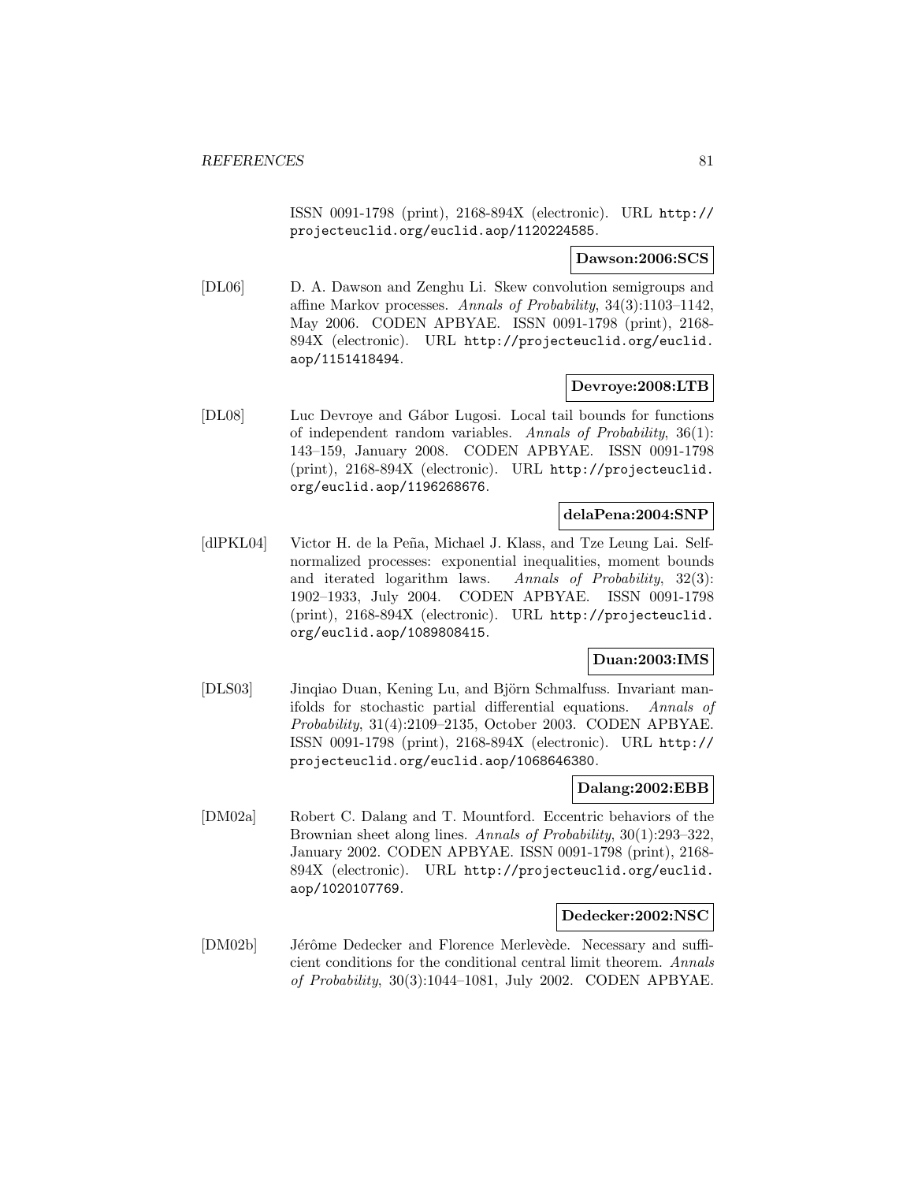ISSN 0091-1798 (print), 2168-894X (electronic). URL http://projecteuclid.org/euclid.aop/1120224585.

**Dawson:2006:SCS**

[DL06] D. A. Dawson and Zenghu Li. Skew convolution semigroups and affine Markov processes. *Annals of Probability*, 34(3):1103–1142, May 2006. CODEN APBYAE. ISSN 0091-1798 (print), 2168-894X (electronic). URL http://projecteuclid.org/euclid.aop/1151418494.

**Devroye:2008:LTB**

[DL08] Luc Devroye and Gábor Lugosi. Local tail bounds for functions of independent random variables. *Annals of Probability*, 36(1): 143–159, January 2008. CODEN APBYAE. ISSN 0091-1798 (print), 2168-894X (electronic). URL http://projecteuclid.org/euclid.aop/1196268676.

**delaPena:2004:SNP**

[dlPKL04] Victor H. de la Peña, Michael J. Klass, and Tze Leung Lai. Self-normalized processes: exponential inequalities, moment bounds and iterated logarithm laws. *Annals of Probability*, 32(3): 1902–1933, July 2004. CODEN APBYAE. ISSN 0091-1798 (print), 2168-894X (electronic). URL http://projecteuclid.org/euclid.aop/1089808415.

**Duan:2003:IMS**

[DLS03] Jinqiao Duan, Kening Lu, and Björn Schmalfuss. Invariant manifolds for stochastic partial differential equations. *Annals of Probability*, 31(4):2109–2135, October 2003. CODEN APBYAE. ISSN 0091-1798 (print), 2168-894X (electronic). URL http://projecteuclid.org/euclid.aop/1068646380.

**Dalang:2002:EBB**

[DM02a] Robert C. Dalang and T. Mountford. Eccentric behaviors of the Brownian sheet along lines. *Annals of Probability*, 30(1):293–322, January 2002. CODEN APBYAE. ISSN 0091-1798 (print), 2168-894X (electronic). URL http://projecteuclid.org/euclid.aop/1020107769.

**Dedecker:2002:NSC**

[DM02b] Jérôme Dedecker and Florence Merlevède. Necessary and sufficient conditions for the conditional central limit theorem. *Annals of Probability*, 30(3):1044–1081, July 2002. CODEN APBYAE.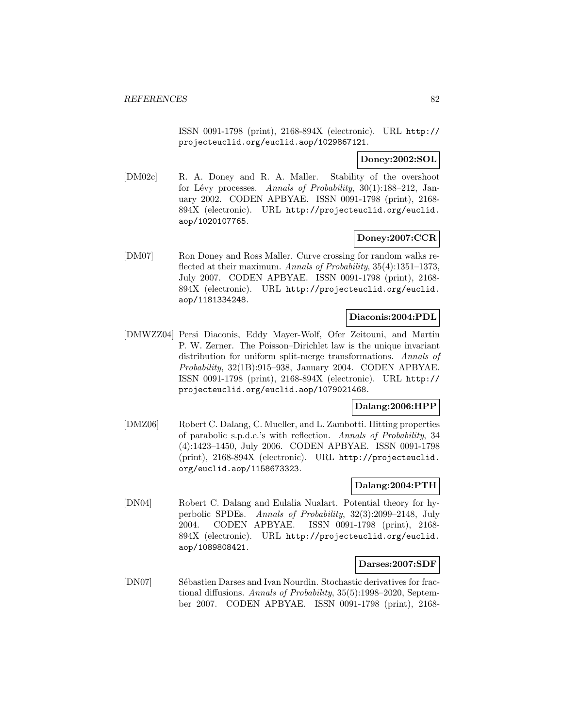ISSN 0091-1798 (print), 2168-894X (electronic). URL http://projecteuclid.org/euclid.aop/1029867121.

**Doney:2002:SOL**

[DM02c] R. A. Doney and R. A. Maller. Stability of the overshoot for Lévy processes. *Annals of Probability*, 30(1):188–212, January 2002. CODEN APBYAE. ISSN 0091-1798 (print), 2168-894X (electronic). URL http://projecteuclid.org/euclid.aop/1020107765.

**Doney:2007:CCR**

[DM07] Ron Doney and Ross Maller. Curve crossing for random walks reflected at their maximum. *Annals of Probability*, 35(4):1351–1373, July 2007. CODEN APBYAE. ISSN 0091-1798 (print), 2168-894X (electronic). URL http://projecteuclid.org/euclid.aop/1181334248.

**Diaconis:2004:PDL**

[DMWZZ04] Persi Diaconis, Eddy Mayer-Wolf, Ofer Zeitouni, and Martin P. W. Zerner. The Poisson–Dirichlet law is the unique invariant distribution for uniform split-merge transformations. *Annals of Probability*, 32(1B):915–938, January 2004. CODEN APBYAE. ISSN 0091-1798 (print), 2168-894X (electronic). URL http://projecteuclid.org/euclid.aop/1079021468.

**Dalang:2006:HPP**

[DMZ06] Robert C. Dalang, C. Mueller, and L. Zambotti. Hitting properties of parabolic s.p.d.e.'s with reflection. *Annals of Probability*, 34 (4):1423–1450, July 2006. CODEN APBYAE. ISSN 0091-1798 (print), 2168-894X (electronic). URL http://projecteuclid.org/euclid.aop/1158673323.

**Dalang:2004:PTH**

[DN04] Robert C. Dalang and Eulalia Nualart. Potential theory for hyperbolic SPDEs. *Annals of Probability*, 32(3):2099–2148, July 2004. CODEN APBYAE. ISSN 0091-1798 (print), 2168-894X (electronic). URL http://projecteuclid.org/euclid.aop/1089808421.

**Darses:2007:SDF**

[DN07] Sébastien Darses and Ivan Nourdin. Stochastic derivatives for fractional diffusions. *Annals of Probability*, 35(5):1998–2020, September 2007. CODEN APBYAE. ISSN 0091-1798 (print), 2168-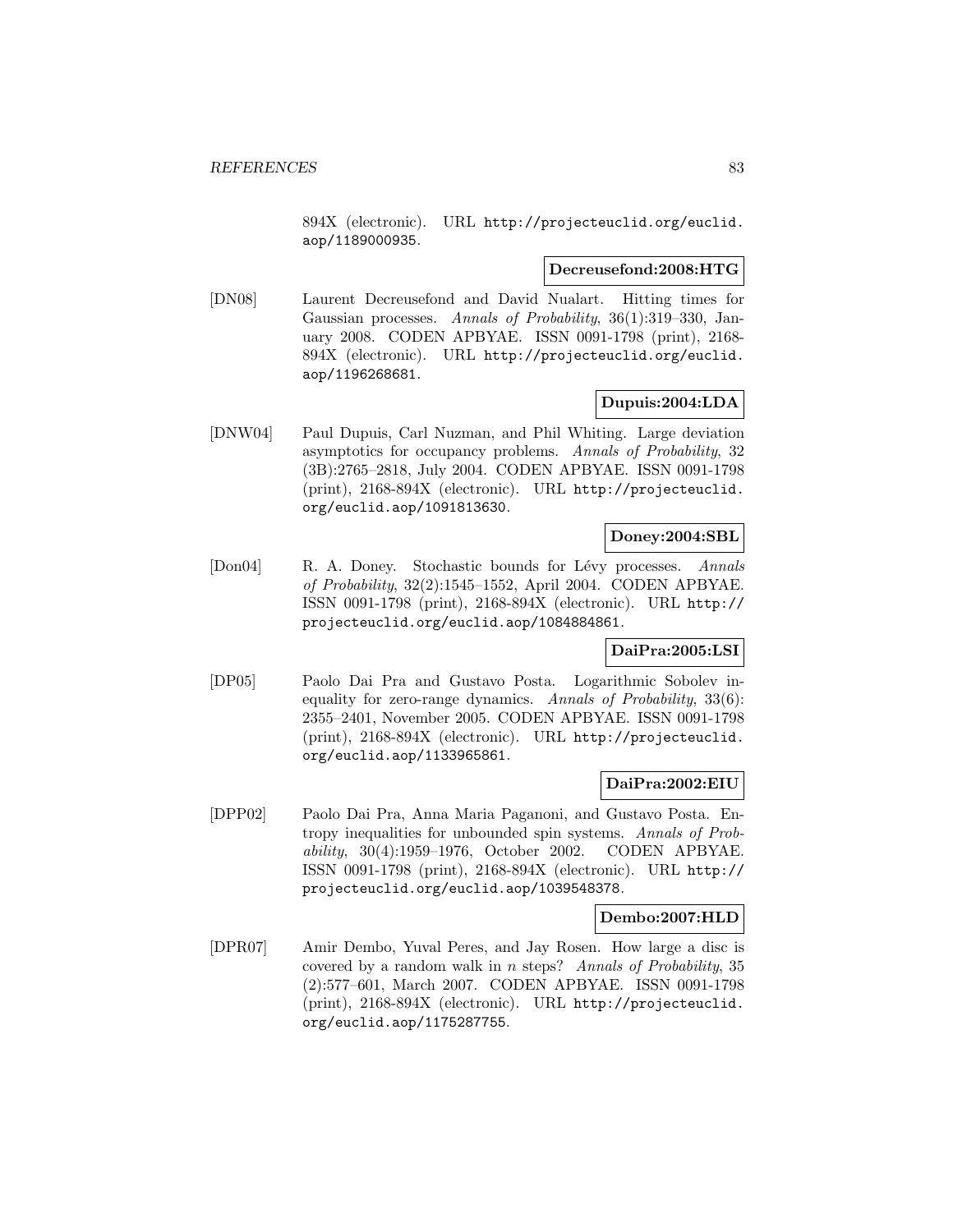894X (electronic). URL http://projecteuclid.org/euclid.aop/1189000935.

**Decreusefond:2008:HTG**

[DN08] Laurent Decreusefond and David Nualart. Hitting times for Gaussian processes. *Annals of Probability*, 36(1):319–330, January 2008. CODEN APBYAE. ISSN 0091-1798 (print), 2168-894X (electronic). URL http://projecteuclid.org/euclid.aop/1196268681.

**Dupuis:2004:LDA**

[DNW04] Paul Dupuis, Carl Nuzman, and Phil Whiting. Large deviation asymptotics for occupancy problems. *Annals of Probability*, 32 (3B):2765–2818, July 2004. CODEN APBYAE. ISSN 0091-1798 (print), 2168-894X (electronic). URL http://projecteuclid.org/euclid.aop/1091813630.

**Doney:2004:SBL**

[Don04] R. A. Doney. Stochastic bounds for Lévy processes. *Annals of Probability*, 32(2):1545–1552, April 2004. CODEN APBYAE. ISSN 0091-1798 (print), 2168-894X (electronic). URL http://projecteuclid.org/euclid.aop/1084884861.

**DaiPra:2005:LSI**

[DP05] Paolo Dai Pra and Gustavo Posta. Logarithmic Sobolev inequality for zero-range dynamics. *Annals of Probability*, 33(6): 2355–2401, November 2005. CODEN APBYAE. ISSN 0091-1798 (print), 2168-894X (electronic). URL http://projecteuclid.org/euclid.aop/1133965861.

**DaiPra:2002:EIU**

[DPP02] Paolo Dai Pra, Anna Maria Paganoni, and Gustavo Posta. Entropy inequalities for unbounded spin systems. *Annals of Probability*, 30(4):1959–1976, October 2002. CODEN APBYAE. ISSN 0091-1798 (print), 2168-894X (electronic). URL http://projecteuclid.org/euclid.aop/1039548378.

**Dembo:2007:HLD**

[DPR07] Amir Dembo, Yuval Peres, and Jay Rosen. How large a disc is covered by a random walk in $n$ steps? *Annals of Probability*, 35 (2):577–601, March 2007. CODEN APBYAE. ISSN 0091-1798 (print), 2168-894X (electronic). URL http://projecteuclid.org/euclid.aop/1175287755.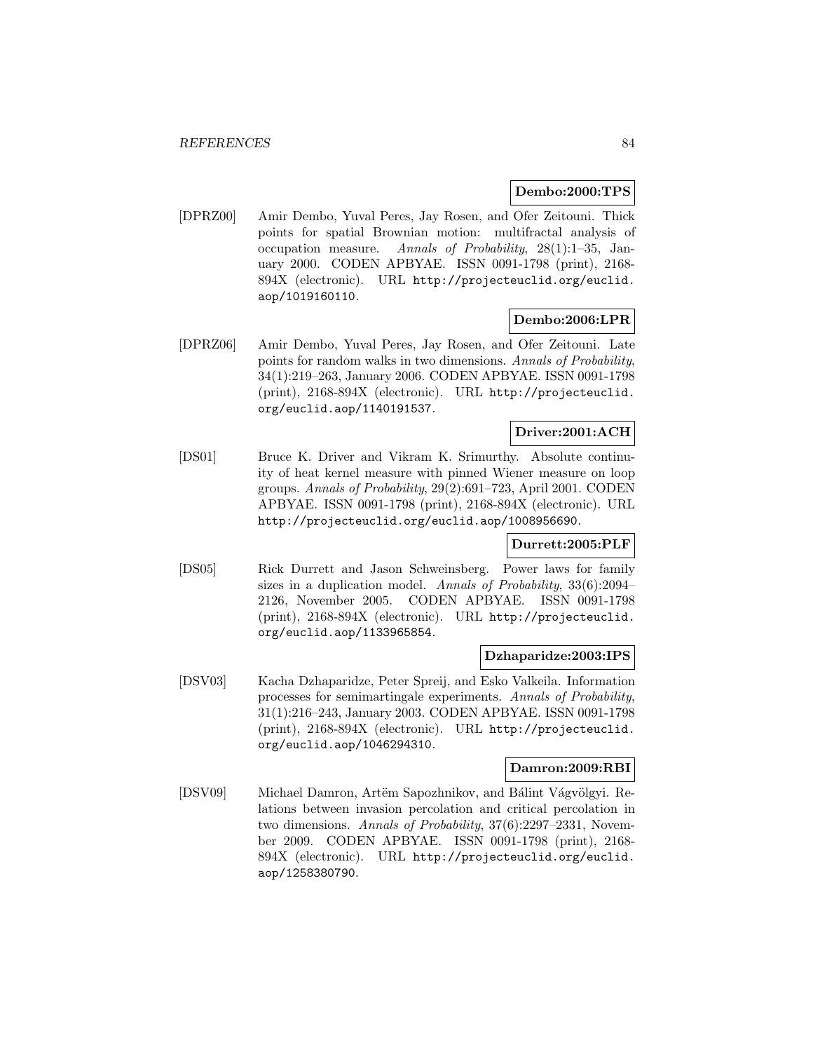**Dembo:2000:TPS**

[DPRZ00] Amir Dembo, Yuval Peres, Jay Rosen, and Ofer Zeitouni. Thick points for spatial Brownian motion: multifractal analysis of occupation measure. *Annals of Probability*, 28(1):1–35, January 2000. CODEN APBYAE. ISSN 0091-1798 (print), 2168-894X (electronic). URL http://projecteuclid.org/euclid.aop/1019160110.

**Dembo:2006:LPR**

[DPRZ06] Amir Dembo, Yuval Peres, Jay Rosen, and Ofer Zeitouni. Late points for random walks in two dimensions. *Annals of Probability*, 34(1):219–263, January 2006. CODEN APBYAE. ISSN 0091-1798 (print), 2168-894X (electronic). URL http://projecteuclid.org/euclid.aop/1140191537.

**Driver:2001:ACH**

[DS01] Bruce K. Driver and Vikram K. Srimurthy. Absolute continuity of heat kernel measure with pinned Wiener measure on loop groups. *Annals of Probability*, 29(2):691–723, April 2001. CODEN APBYAE. ISSN 0091-1798 (print), 2168-894X (electronic). URL http://projecteuclid.org/euclid.aop/1008956690.

**Durrett:2005:PLF**

[DS05] Rick Durrett and Jason Schweinsberg. Power laws for family sizes in a duplication model. *Annals of Probability*, 33(6):2094–2126, November 2005. CODEN APBYAE. ISSN 0091-1798 (print), 2168-894X (electronic). URL http://projecteuclid.org/euclid.aop/1133965854.

**Dzhaparidze:2003:IPS**

[DSV03] Kacha Dzhaparidze, Peter Spreij, and Esko Valkeila. Information processes for semimartingale experiments. *Annals of Probability*, 31(1):216–243, January 2003. CODEN APBYAE. ISSN 0091-1798 (print), 2168-894X (electronic). URL http://projecteuclid.org/euclid.aop/1046294310.

**Damron:2009:RBI**

[DSV09] Michael Damron, Artëm Sapozhnikov, and Bálint Vágvölgyi. Relations between invasion percolation and critical percolation in two dimensions. *Annals of Probability*, 37(6):2297–2331, November 2009. CODEN APBYAE. ISSN 0091-1798 (print), 2168-894X (electronic). URL http://projecteuclid.org/euclid.aop/1258380790.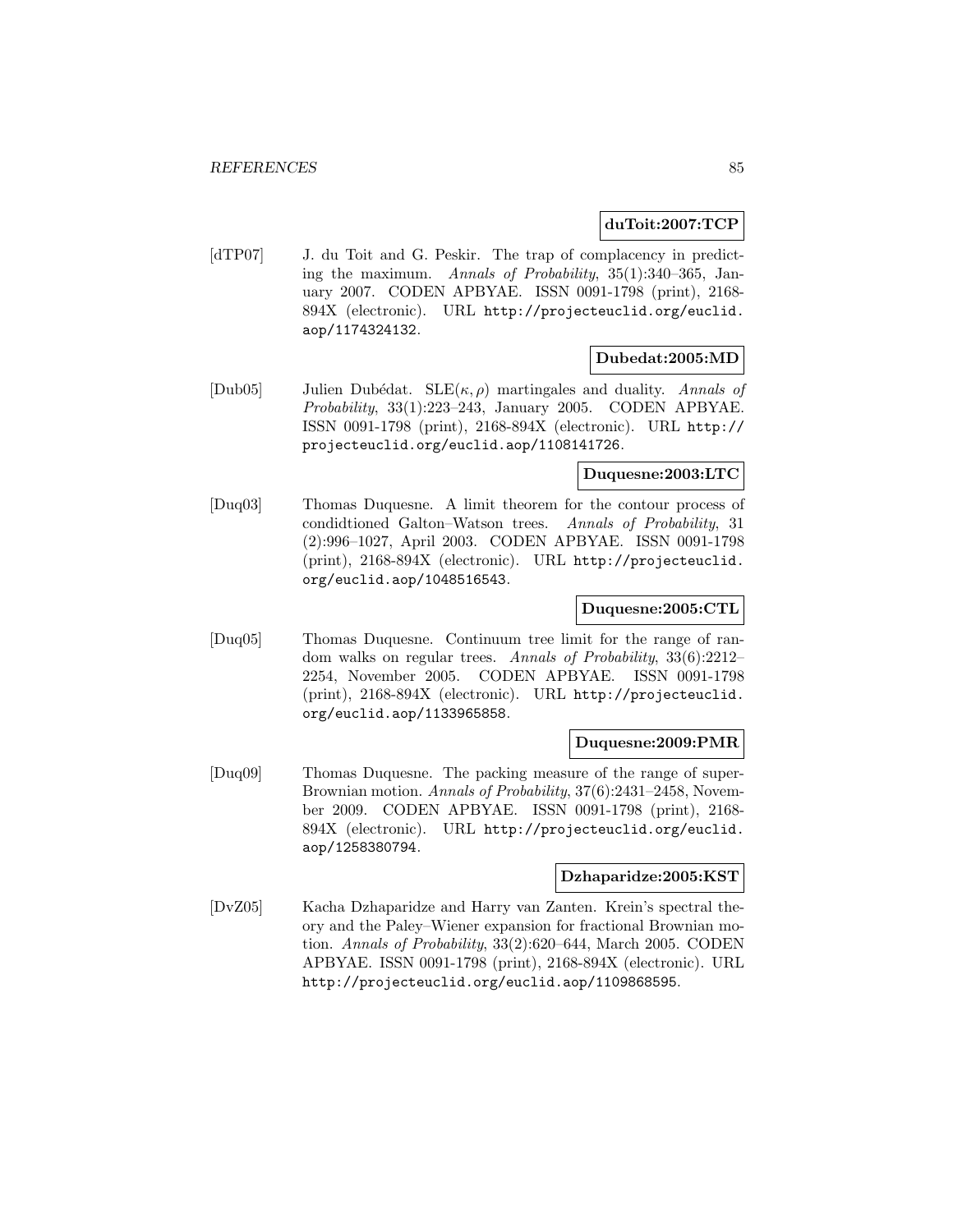**duToit:2007:TCP**

[dTP07] J. du Toit and G. Peskir. The trap of complacency in predicting the maximum. *Annals of Probability*, 35(1):340–365, January 2007. CODEN APBYAE. ISSN 0091-1798 (print), 2168-894X (electronic). URL http://projecteuclid.org/euclid.aop/1174324132.

**Dubedat:2005:MD**

[Dub05] Julien Dubédat. SLE($\kappa, \rho$) martingales and duality. *Annals of Probability*, 33(1):223–243, January 2005. CODEN APBYAE. ISSN 0091-1798 (print), 2168-894X (electronic). URL http://projecteuclid.org/euclid.aop/1108141726.

**Duquesne:2003:LTC**

[Duq03] Thomas Duquesne. A limit theorem for the contour process of condidtioned Galton–Watson trees. *Annals of Probability*, 31 (2):996–1027, April 2003. CODEN APBYAE. ISSN 0091-1798 (print), 2168-894X (electronic). URL http://projecteuclid.org/euclid.aop/1048516543.

**Duquesne:2005:CTL**

[Duq05] Thomas Duquesne. Continuum tree limit for the range of random walks on regular trees. *Annals of Probability*, 33(6):2212–2254, November 2005. CODEN APBYAE. ISSN 0091-1798 (print), 2168-894X (electronic). URL http://projecteuclid.org/euclid.aop/1133965858.

**Duquesne:2009:PMR**

[Duq09] Thomas Duquesne. The packing measure of the range of super-Brownian motion. *Annals of Probability*, 37(6):2431–2458, November 2009. CODEN APBYAE. ISSN 0091-1798 (print), 2168-894X (electronic). URL http://projecteuclid.org/euclid.aop/1258380794.

**Dzhaparidze:2005:KST**

[DvZ05] Kacha Dzhaparidze and Harry van Zanten. Krein's spectral theory and the Paley–Wiener expansion for fractional Brownian motion. *Annals of Probability*, 33(2):620–644, March 2005. CODEN APBYAE. ISSN 0091-1798 (print), 2168-894X (electronic). URL http://projecteuclid.org/euclid.aop/1109868595.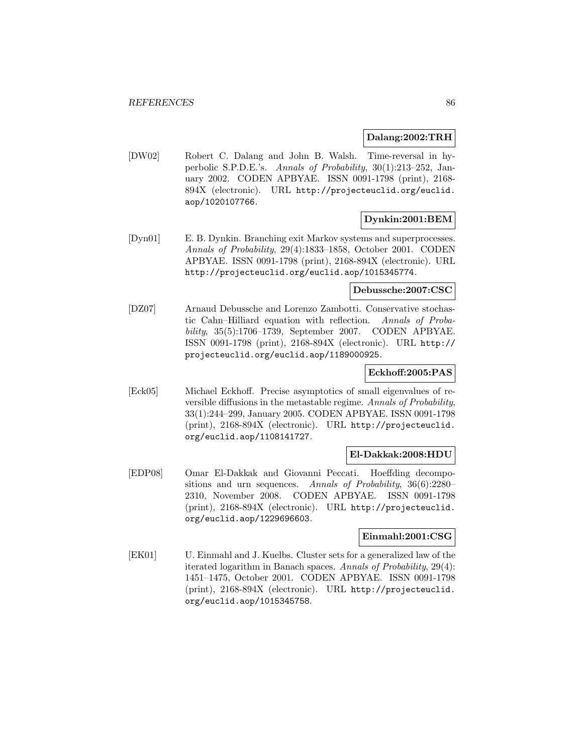**Dalang:2002:TRH**

[DW02] Robert C. Dalang and John B. Walsh. Time-reversal in hyperbolic S.P.D.E.'s. *Annals of Probability*, 30(1):213–252, January 2002. CODEN APBYAE. ISSN 0091-1798 (print), 2168-894X (electronic). URL http://projecteuclid.org/euclid.aop/1020107766.

**Dynkin:2001:BEM**

[Dyn01] E. B. Dynkin. Branching exit Markov systems and superprocesses. *Annals of Probability*, 29(4):1833–1858, October 2001. CODEN APBYAE. ISSN 0091-1798 (print), 2168-894X (electronic). URL http://projecteuclid.org/euclid.aop/1015345774.

**Debussche:2007:CSC**

[DZ07] Arnaud Debussche and Lorenzo Zambotti. Conservative stochastic Cahn–Hilliard equation with reflection. *Annals of Probability*, 35(5):1706–1739, September 2007. CODEN APBYAE. ISSN 0091-1798 (print), 2168-894X (electronic). URL http://projecteuclid.org/euclid.aop/1189000925.

**Eckhoff:2005:PAS**

[Eck05] Michael Eckhoff. Precise asymptotics of small eigenvalues of reversible diffusions in the metastable regime. *Annals of Probability*, 33(1):244–299, January 2005. CODEN APBYAE. ISSN 0091-1798 (print), 2168-894X (electronic). URL http://projecteuclid.org/euclid.aop/1108141727.

**El-Dakkak:2008:HDU**

[EDP08] Omar El-Dakkak and Giovanni Peccati. Hoeffding decompositions and urn sequences. *Annals of Probability*, 36(6):2280–2310, November 2008. CODEN APBYAE. ISSN 0091-1798 (print), 2168-894X (electronic). URL http://projecteuclid.org/euclid.aop/1229696603.

**Einmahl:2001:CSG**

[EK01] U. Einmahl and J. Kuelbs. Cluster sets for a generalized law of the iterated logarithm in Banach spaces. *Annals of Probability*, 29(4): 1451–1475, October 2001. CODEN APBYAE. ISSN 0091-1798 (print), 2168-894X (electronic). URL http://projecteuclid.org/euclid.aop/1015345758.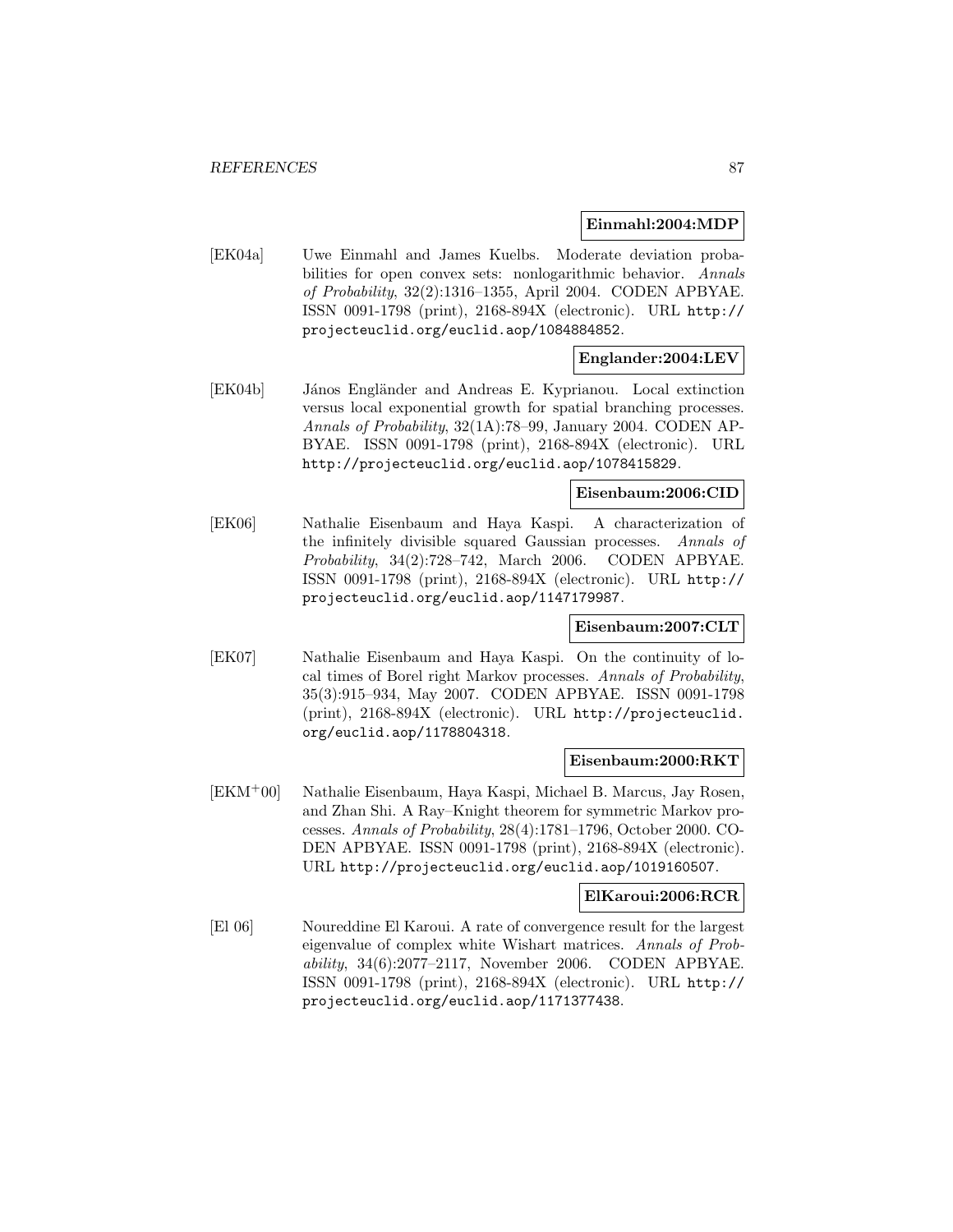**Einmahl:2004:MDP**

[EK04a] Uwe Einmahl and James Kuelbs. Moderate deviation probabilities for open convex sets: nonlogarithmic behavior. *Annals of Probability*, 32(2):1316–1355, April 2004. CODEN APBYAE. ISSN 0091-1798 (print), 2168-894X (electronic). URL `http://projecteuclid.org/euclid.aop/1084884852`.

**Englander:2004:LEV**

[EK04b] János Engländer and Andreas E. Kyprianou. Local extinction versus local exponential growth for spatial branching processes. *Annals of Probability*, 32(1A):78–99, January 2004. CODEN APBYAE. ISSN 0091-1798 (print), 2168-894X (electronic). URL `http://projecteuclid.org/euclid.aop/1078415829`.

**Eisenbaum:2006:CID**

[EK06] Nathalie Eisenbaum and Haya Kaspi. A characterization of the infinitely divisible squared Gaussian processes. *Annals of Probability*, 34(2):728–742, March 2006. CODEN APBYAE. ISSN 0091-1798 (print), 2168-894X (electronic). URL `http://projecteuclid.org/euclid.aop/1147179987`.

**Eisenbaum:2007:CLT**

[EK07] Nathalie Eisenbaum and Haya Kaspi. On the continuity of local times of Borel right Markov processes. *Annals of Probability*, 35(3):915–934, May 2007. CODEN APBYAE. ISSN 0091-1798 (print), 2168-894X (electronic). URL `http://projecteuclid.org/euclid.aop/1178804318`.

**Eisenbaum:2000:RKT**

[EKM+00] Nathalie Eisenbaum, Haya Kaspi, Michael B. Marcus, Jay Rosen, and Zhan Shi. A Ray–Knight theorem for symmetric Markov processes. *Annals of Probability*, 28(4):1781–1796, October 2000. CODEN APBYAE. ISSN 0091-1798 (print), 2168-894X (electronic). URL `http://projecteuclid.org/euclid.aop/1019160507`.

**ElKaroui:2006:RCR**

[El 06] Noureddine El Karoui. A rate of convergence result for the largest eigenvalue of complex white Wishart matrices. *Annals of Probability*, 34(6):2077–2117, November 2006. CODEN APBYAE. ISSN 0091-1798 (print), 2168-894X (electronic). URL `http://projecteuclid.org/euclid.aop/1171377438`.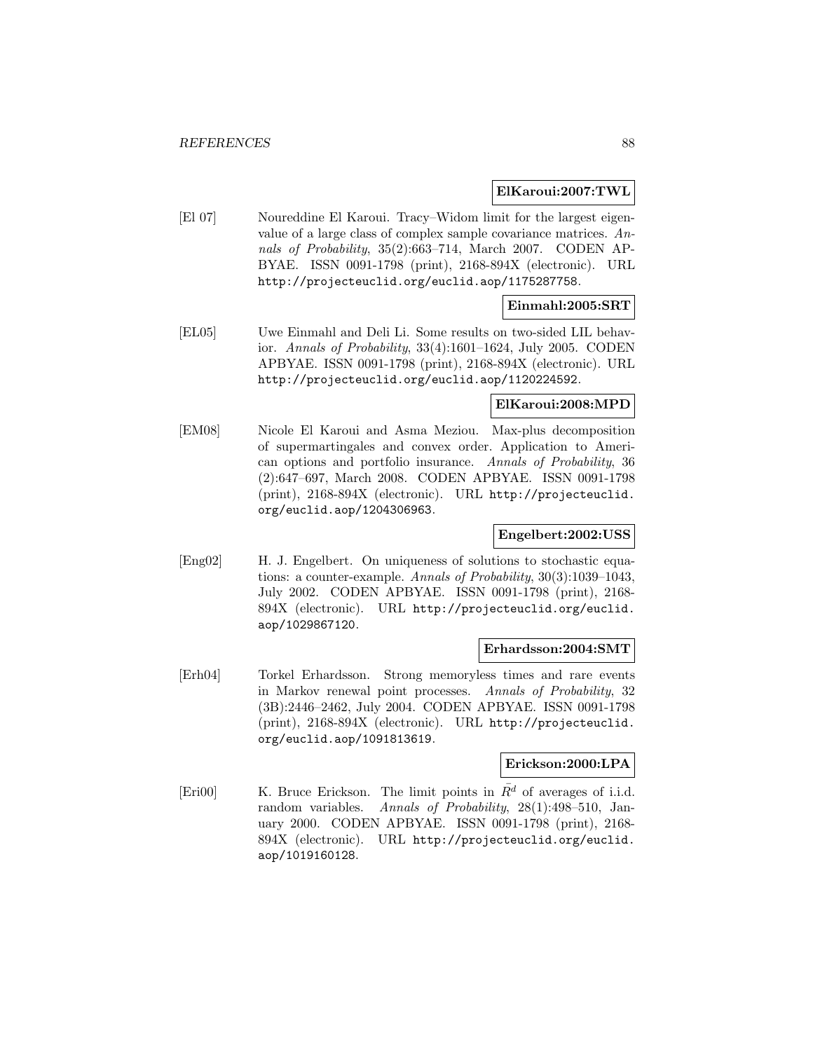**ElKaroui:2007:TWL**

[El 07] Noureddine El Karoui. Tracy–Widom limit for the largest eigenvalue of a large class of complex sample covariance matrices. *Annals of Probability*, 35(2):663–714, March 2007. CODEN APBYAE. ISSN 0091-1798 (print), 2168-894X (electronic). URL http://projecteuclid.org/euclid.aop/1175287758.

**Einmahl:2005:SRT**

[EL05] Uwe Einmahl and Deli Li. Some results on two-sided LIL behavior. *Annals of Probability*, 33(4):1601–1624, July 2005. CODEN APBYAE. ISSN 0091-1798 (print), 2168-894X (electronic). URL http://projecteuclid.org/euclid.aop/1120224592.

**ElKaroui:2008:MPD**

[EM08] Nicole El Karoui and Asma Meziou. Max-plus decomposition of supermartingales and convex order. Application to American options and portfolio insurance. *Annals of Probability*, 36 (2):647–697, March 2008. CODEN APBYAE. ISSN 0091-1798 (print), 2168-894X (electronic). URL http://projecteuclid.org/euclid.aop/1204306963.

**Engelbert:2002:USS**

[Eng02] H. J. Engelbert. On uniqueness of solutions to stochastic equations: a counter-example. *Annals of Probability*, 30(3):1039–1043, July 2002. CODEN APBYAE. ISSN 0091-1798 (print), 2168-894X (electronic). URL http://projecteuclid.org/euclid.aop/1029867120.

**Erhardsson:2004:SMT**

[Erh04] Torkel Erhardsson. Strong memoryless times and rare events in Markov renewal point processes. *Annals of Probability*, 32 (3B):2446–2462, July 2004. CODEN APBYAE. ISSN 0091-1798 (print), 2168-894X (electronic). URL http://projecteuclid.org/euclid.aop/1091813619.

**Erickson:2000:LPA**

[Eri00] K. Bruce Erickson. The limit points in $\bar{R}^d$ of averages of i.i.d. random variables. *Annals of Probability*, 28(1):498–510, January 2000. CODEN APBYAE. ISSN 0091-1798 (print), 2168-894X (electronic). URL http://projecteuclid.org/euclid.aop/1019160128.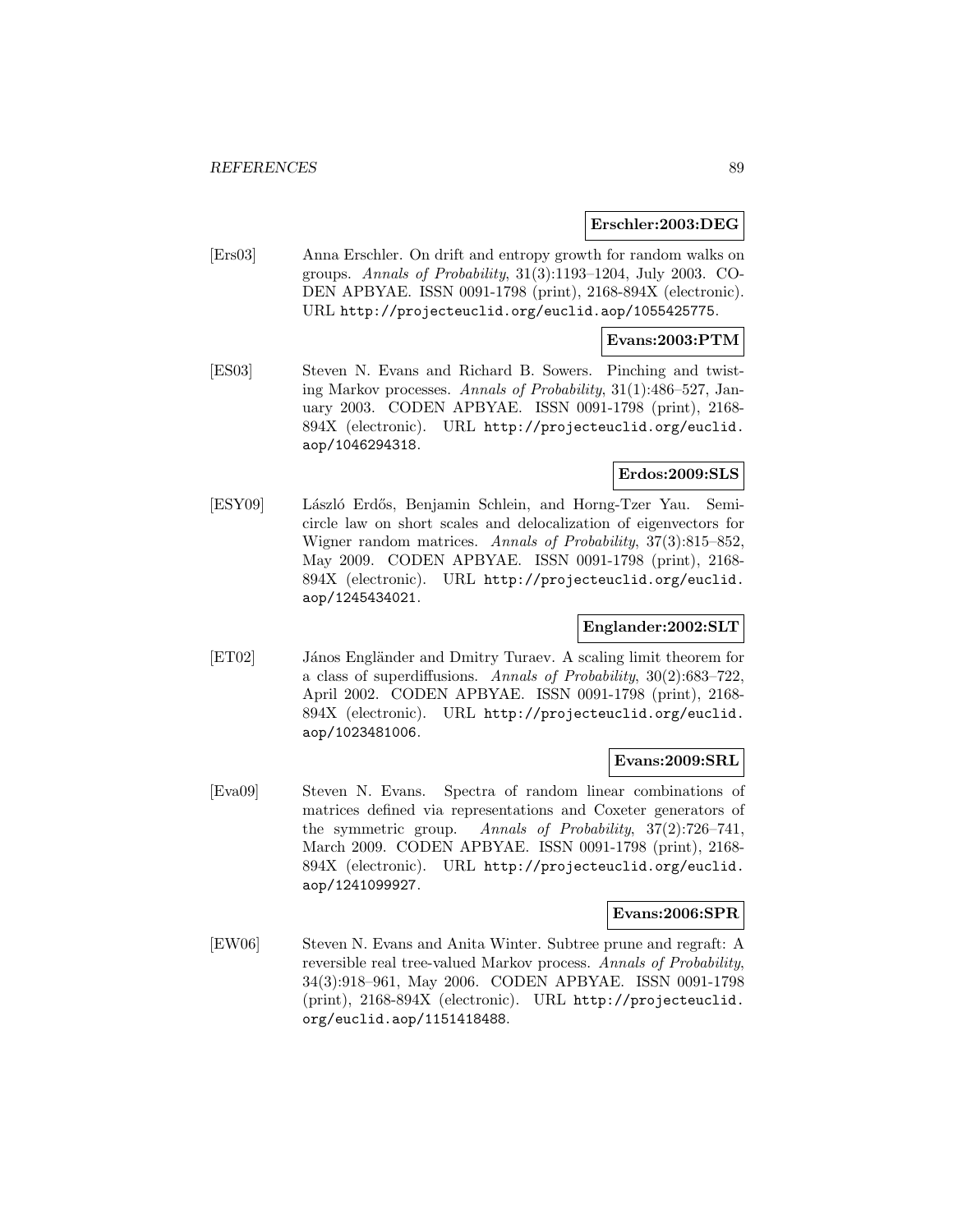**Erschler:2003:DEG**

[Ers03] Anna Erschler. On drift and entropy growth for random walks on groups. *Annals of Probability*, 31(3):1193–1204, July 2003. CODEN APBYAE. ISSN 0091-1798 (print), 2168-894X (electronic). URL http://projecteuclid.org/euclid.aop/1055425775.

**Evans:2003:PTM**

[ES03] Steven N. Evans and Richard B. Sowers. Pinching and twisting Markov processes. *Annals of Probability*, 31(1):486–527, January 2003. CODEN APBYAE. ISSN 0091-1798 (print), 2168-894X (electronic). URL http://projecteuclid.org/euclid.aop/1046294318.

**Erdos:2009:SLS**

[ESY09] László Erdős, Benjamin Schlein, and Horng-Tzer Yau. Semicircle law on short scales and delocalization of eigenvectors for Wigner random matrices. *Annals of Probability*, 37(3):815–852, May 2009. CODEN APBYAE. ISSN 0091-1798 (print), 2168-894X (electronic). URL http://projecteuclid.org/euclid.aop/1245434021.

**Englander:2002:SLT**

[ET02] János Engländer and Dmitry Turaev. A scaling limit theorem for a class of superdiffusions. *Annals of Probability*, 30(2):683–722, April 2002. CODEN APBYAE. ISSN 0091-1798 (print), 2168-894X (electronic). URL http://projecteuclid.org/euclid.aop/1023481006.

**Evans:2009:SRL**

[Eva09] Steven N. Evans. Spectra of random linear combinations of matrices defined via representations and Coxeter generators of the symmetric group. *Annals of Probability*, 37(2):726–741, March 2009. CODEN APBYAE. ISSN 0091-1798 (print), 2168-894X (electronic). URL http://projecteuclid.org/euclid.aop/1241099927.

**Evans:2006:SPR**

[EW06] Steven N. Evans and Anita Winter. Subtree prune and regraft: A reversible real tree-valued Markov process. *Annals of Probability*, 34(3):918–961, May 2006. CODEN APBYAE. ISSN 0091-1798 (print), 2168-894X (electronic). URL http://projecteuclid.org/euclid.aop/1151418488.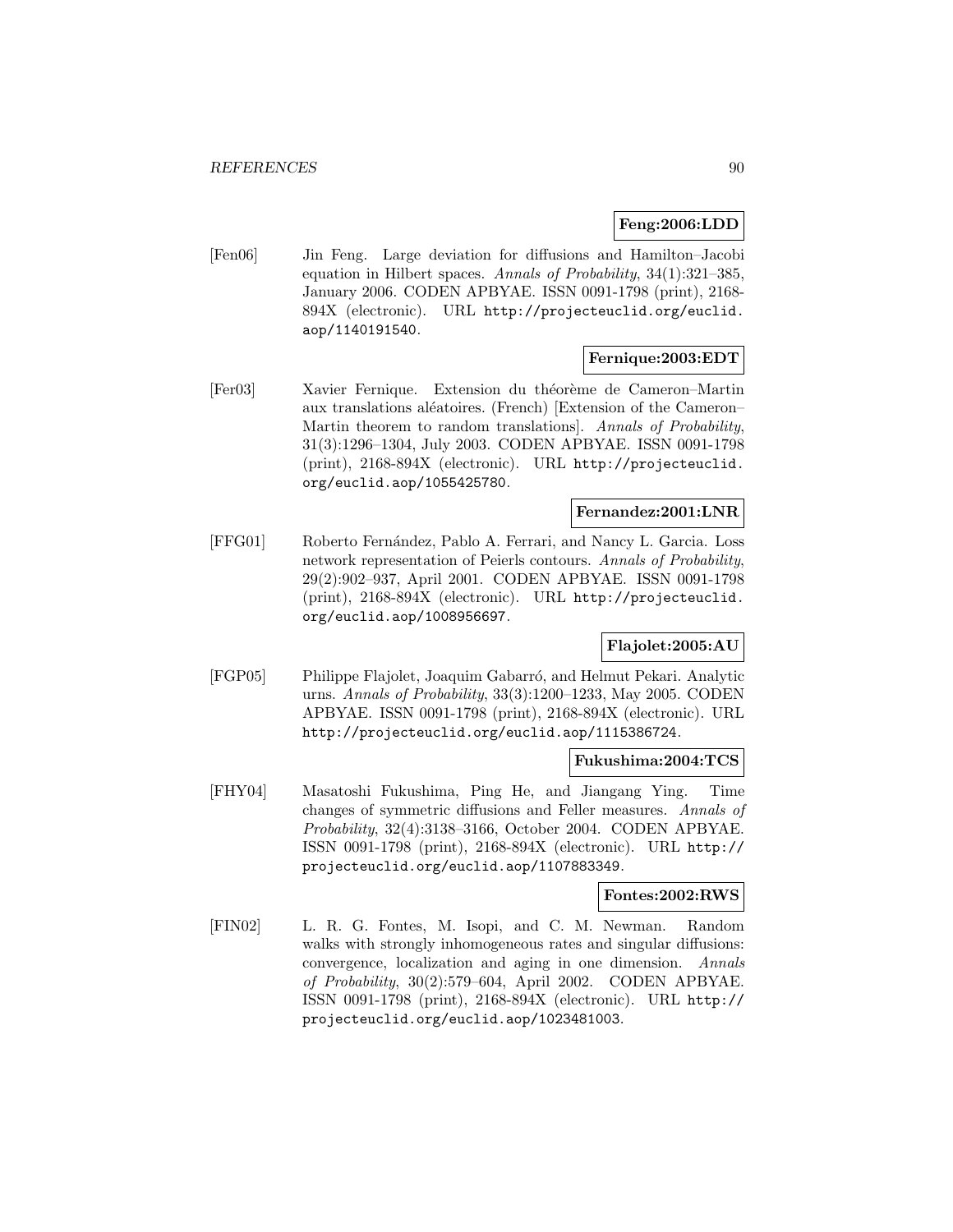**Feng:2006:LDD**

[Fen06] Jin Feng. Large deviation for diffusions and Hamilton–Jacobi equation in Hilbert spaces. *Annals of Probability*, 34(1):321–385, January 2006. CODEN APBYAE. ISSN 0091-1798 (print), 2168-894X (electronic). URL `http://projecteuclid.org/euclid.aop/1140191540`.

**Fernique:2003:EDT**

[Fer03] Xavier Fernique. Extension du théorème de Cameron–Martin aux translations aléatoires. (French) [Extension of the Cameron–Martin theorem to random translations]. *Annals of Probability*, 31(3):1296–1304, July 2003. CODEN APBYAE. ISSN 0091-1798 (print), 2168-894X (electronic). URL `http://projecteuclid.org/euclid.aop/1055425780`.

**Fernandez:2001:LNR**

[FFG01] Roberto Fernández, Pablo A. Ferrari, and Nancy L. Garcia. Loss network representation of Peierls contours. *Annals of Probability*, 29(2):902–937, April 2001. CODEN APBYAE. ISSN 0091-1798 (print), 2168-894X (electronic). URL `http://projecteuclid.org/euclid.aop/1008956697`.

**Flajolet:2005:AU**

[FGP05] Philippe Flajolet, Joaquim Gabarró, and Helmut Pekari. Analytic urns. *Annals of Probability*, 33(3):1200–1233, May 2005. CODEN APBYAE. ISSN 0091-1798 (print), 2168-894X (electronic). URL `http://projecteuclid.org/euclid.aop/1115386724`.

**Fukushima:2004:TCS**

[FHY04] Masatoshi Fukushima, Ping He, and Jiangang Ying. Time changes of symmetric diffusions and Feller measures. *Annals of Probability*, 32(4):3138–3166, October 2004. CODEN APBYAE. ISSN 0091-1798 (print), 2168-894X (electronic). URL `http://projecteuclid.org/euclid.aop/1107883349`.

**Fontes:2002:RWS**

[FIN02] L. R. G. Fontes, M. Isopi, and C. M. Newman. Random walks with strongly inhomogeneous rates and singular diffusions: convergence, localization and aging in one dimension. *Annals of Probability*, 30(2):579–604, April 2002. CODEN APBYAE. ISSN 0091-1798 (print), 2168-894X (electronic). URL `http://projecteuclid.org/euclid.aop/1023481003`.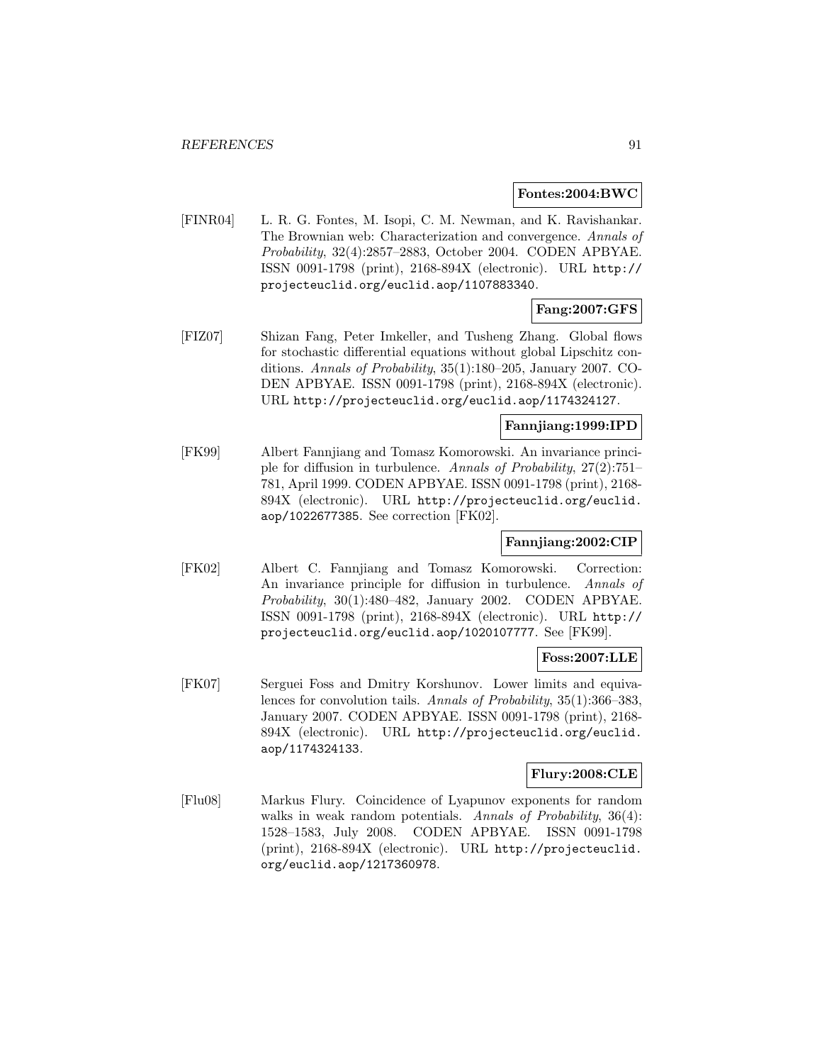**Fontes:2004:BWC**

[FINR04] L. R. G. Fontes, M. Isopi, C. M. Newman, and K. Ravishankar. The Brownian web: Characterization and convergence. *Annals of Probability*, 32(4):2857–2883, October 2004. CODEN APBYAE. ISSN 0091-1798 (print), 2168-894X (electronic). URL http://projecteuclid.org/euclid.aop/1107883340.

**Fang:2007:GFS**

[FIZ07] Shizan Fang, Peter Imkeller, and Tusheng Zhang. Global flows for stochastic differential equations without global Lipschitz conditions. *Annals of Probability*, 35(1):180–205, January 2007. CODEN APBYAE. ISSN 0091-1798 (print), 2168-894X (electronic). URL http://projecteuclid.org/euclid.aop/1174324127.

**Fannjiang:1999:IPD**

[FK99] Albert Fannjiang and Tomasz Komorowski. An invariance principle for diffusion in turbulence. *Annals of Probability*, 27(2):751–781, April 1999. CODEN APBYAE. ISSN 0091-1798 (print), 2168-894X (electronic). URL http://projecteuclid.org/euclid.aop/1022677385. See correction [FK02].

**Fannjiang:2002:CIP**

[FK02] Albert C. Fannjiang and Tomasz Komorowski. Correction: An invariance principle for diffusion in turbulence. *Annals of Probability*, 30(1):480–482, January 2002. CODEN APBYAE. ISSN 0091-1798 (print), 2168-894X (electronic). URL http://projecteuclid.org/euclid.aop/1020107777. See [FK99].

**Foss:2007:LLE**

[FK07] Serguei Foss and Dmitry Korshunov. Lower limits and equivalences for convolution tails. *Annals of Probability*, 35(1):366–383, January 2007. CODEN APBYAE. ISSN 0091-1798 (print), 2168-894X (electronic). URL http://projecteuclid.org/euclid.aop/1174324133.

**Flury:2008:CLE**

[Flu08] Markus Flury. Coincidence of Lyapunov exponents for random walks in weak random potentials. *Annals of Probability*, 36(4):1528–1583, July 2008. CODEN APBYAE. ISSN 0091-1798 (print), 2168-894X (electronic). URL http://projecteuclid.org/euclid.aop/1217360978.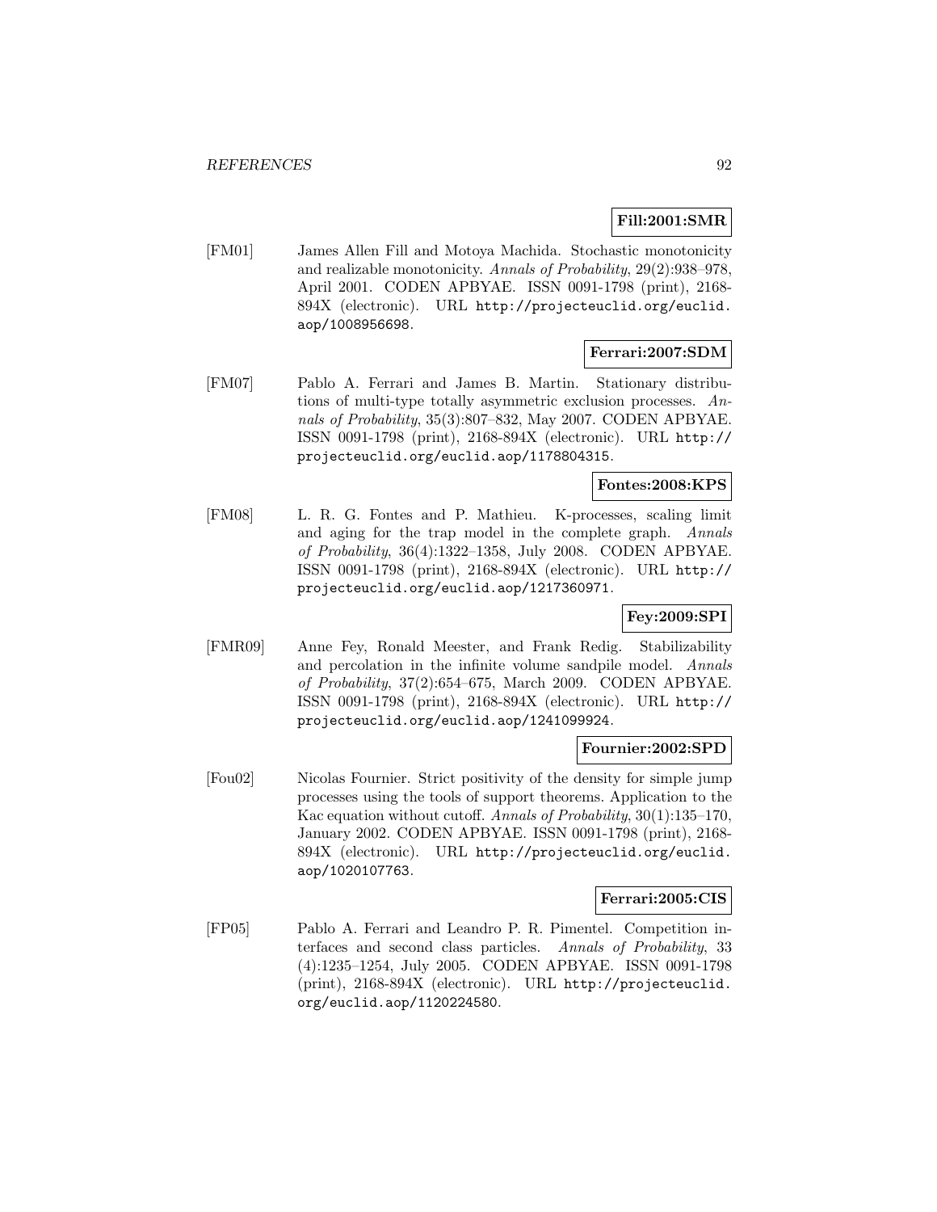**Fill:2001:SMR**

[FM01] James Allen Fill and Motoya Machida. Stochastic monotonicity and realizable monotonicity. *Annals of Probability*, 29(2):938–978, April 2001. CODEN APBYAE. ISSN 0091-1798 (print), 2168-894X (electronic). URL `http://projecteuclid.org/euclid.aop/1008956698`.

**Ferrari:2007:SDM**

[FM07] Pablo A. Ferrari and James B. Martin. Stationary distributions of multi-type totally asymmetric exclusion processes. *Annals of Probability*, 35(3):807–832, May 2007. CODEN APBYAE. ISSN 0091-1798 (print), 2168-894X (electronic). URL `http://projecteuclid.org/euclid.aop/1178804315`.

**Fontes:2008:KPS**

[FM08] L. R. G. Fontes and P. Mathieu. K-processes, scaling limit and aging for the trap model in the complete graph. *Annals of Probability*, 36(4):1322–1358, July 2008. CODEN APBYAE. ISSN 0091-1798 (print), 2168-894X (electronic). URL `http://projecteuclid.org/euclid.aop/1217360971`.

**Fey:2009:SPI**

[FMR09] Anne Fey, Ronald Meester, and Frank Redig. Stabilizability and percolation in the infinite volume sandpile model. *Annals of Probability*, 37(2):654–675, March 2009. CODEN APBYAE. ISSN 0091-1798 (print), 2168-894X (electronic). URL `http://projecteuclid.org/euclid.aop/1241099924`.

**Fournier:2002:SPD**

[Fou02] Nicolas Fournier. Strict positivity of the density for simple jump processes using the tools of support theorems. Application to the Kac equation without cutoff. *Annals of Probability*, 30(1):135–170, January 2002. CODEN APBYAE. ISSN 0091-1798 (print), 2168-894X (electronic). URL `http://projecteuclid.org/euclid.aop/1020107763`.

**Ferrari:2005:CIS**

[FP05] Pablo A. Ferrari and Leandro P. R. Pimentel. Competition interfaces and second class particles. *Annals of Probability*, 33(4):1235–1254, July 2005. CODEN APBYAE. ISSN 0091-1798 (print), 2168-894X (electronic). URL `http://projecteuclid.org/euclid.aop/1120224580`.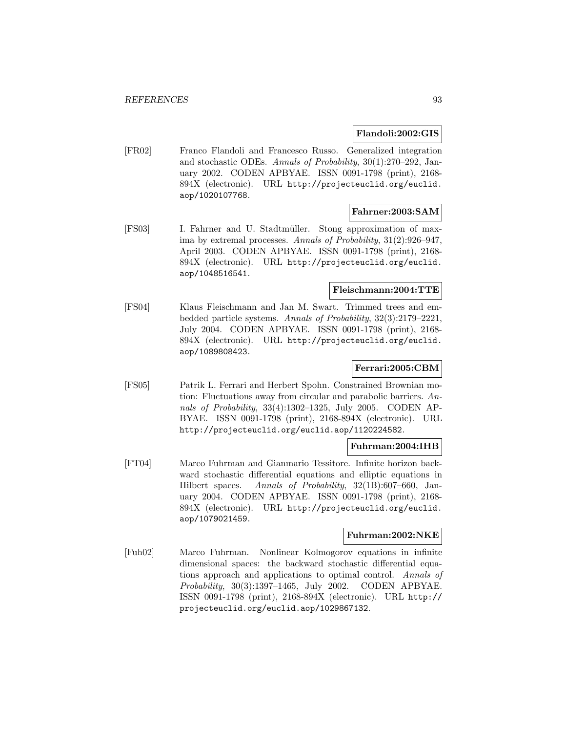**Flandoli:2002:GIS**

[FR02] Franco Flandoli and Francesco Russo. Generalized integration and stochastic ODEs. *Annals of Probability*, 30(1):270–292, January 2002. CODEN APBYAE. ISSN 0091-1798 (print), 2168-894X (electronic). URL http://projecteuclid.org/euclid.aop/1020107768.

**Fahrner:2003:SAM**

[FS03] I. Fahrner and U. Stadtmüller. Stong approximation of maxima by extremal processes. *Annals of Probability*, 31(2):926–947, April 2003. CODEN APBYAE. ISSN 0091-1798 (print), 2168-894X (electronic). URL http://projecteuclid.org/euclid.aop/1048516541.

**Fleischmann:2004:TTE**

[FS04] Klaus Fleischmann and Jan M. Swart. Trimmed trees and embedded particle systems. *Annals of Probability*, 32(3):2179–2221, July 2004. CODEN APBYAE. ISSN 0091-1798 (print), 2168-894X (electronic). URL http://projecteuclid.org/euclid.aop/1089808423.

**Ferrari:2005:CBM**

[FS05] Patrik L. Ferrari and Herbert Spohn. Constrained Brownian motion: Fluctuations away from circular and parabolic barriers. *Annals of Probability*, 33(4):1302–1325, July 2005. CODEN APBYAE. ISSN 0091-1798 (print), 2168-894X (electronic). URL http://projecteuclid.org/euclid.aop/1120224582.

**Fuhrman:2004:IHB**

[FT04] Marco Fuhrman and Gianmario Tessitore. Infinite horizon backward stochastic differential equations and elliptic equations in Hilbert spaces. *Annals of Probability*, 32(1B):607–660, January 2004. CODEN APBYAE. ISSN 0091-1798 (print), 2168-894X (electronic). URL http://projecteuclid.org/euclid.aop/1079021459.

**Fuhrman:2002:NKE**

[Fuh02] Marco Fuhrman. Nonlinear Kolmogorov equations in infinite dimensional spaces: the backward stochastic differential equations approach and applications to optimal control. *Annals of Probability*, 30(3):1397–1465, July 2002. CODEN APBYAE. ISSN 0091-1798 (print), 2168-894X (electronic). URL http://projecteuclid.org/euclid.aop/1029867132.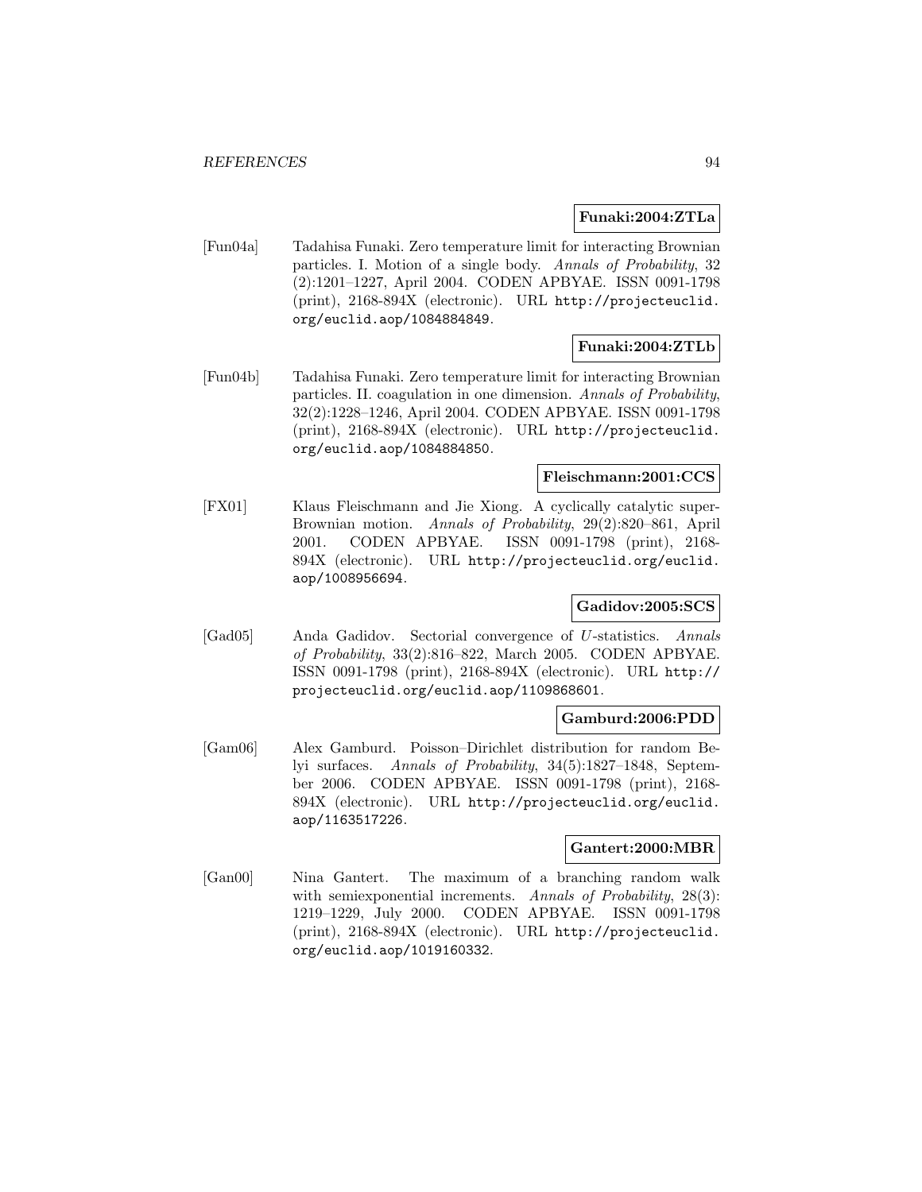**Funaki:2004:ZTLa**

[Fun04a] Tadahisa Funaki. Zero temperature limit for interacting Brownian particles. I. Motion of a single body. *Annals of Probability*, 32 (2):1201–1227, April 2004. CODEN APBYAE. ISSN 0091-1798 (print), 2168-894X (electronic). URL http://projecteuclid.org/euclid.aop/1084884849.

**Funaki:2004:ZTLb**

[Fun04b] Tadahisa Funaki. Zero temperature limit for interacting Brownian particles. II. coagulation in one dimension. *Annals of Probability*, 32(2):1228–1246, April 2004. CODEN APBYAE. ISSN 0091-1798 (print), 2168-894X (electronic). URL http://projecteuclid.org/euclid.aop/1084884850.

**Fleischmann:2001:CCS**

[FX01] Klaus Fleischmann and Jie Xiong. A cyclically catalytic super-Brownian motion. *Annals of Probability*, 29(2):820–861, April 2001. CODEN APBYAE. ISSN 0091-1798 (print), 2168-894X (electronic). URL http://projecteuclid.org/euclid.aop/1008956694.

**Gadidov:2005:SCS**

[Gad05] Anda Gadidov. Sectorial convergence of $U$-statistics. *Annals of Probability*, 33(2):816–822, March 2005. CODEN APBYAE. ISSN 0091-1798 (print), 2168-894X (electronic). URL http://projecteuclid.org/euclid.aop/1109868601.

**Gamburd:2006:PDD**

[Gam06] Alex Gamburd. Poisson–Dirichlet distribution for random Belyi surfaces. *Annals of Probability*, 34(5):1827–1848, September 2006. CODEN APBYAE. ISSN 0091-1798 (print), 2168-894X (electronic). URL http://projecteuclid.org/euclid.aop/1163517226.

**Gantert:2000:MBR**

[Gan00] Nina Gantert. The maximum of a branching random walk with semiexponential increments. *Annals of Probability*, 28(3): 1219–1229, July 2000. CODEN APBYAE. ISSN 0091-1798 (print), 2168-894X (electronic). URL http://projecteuclid.org/euclid.aop/1019160332.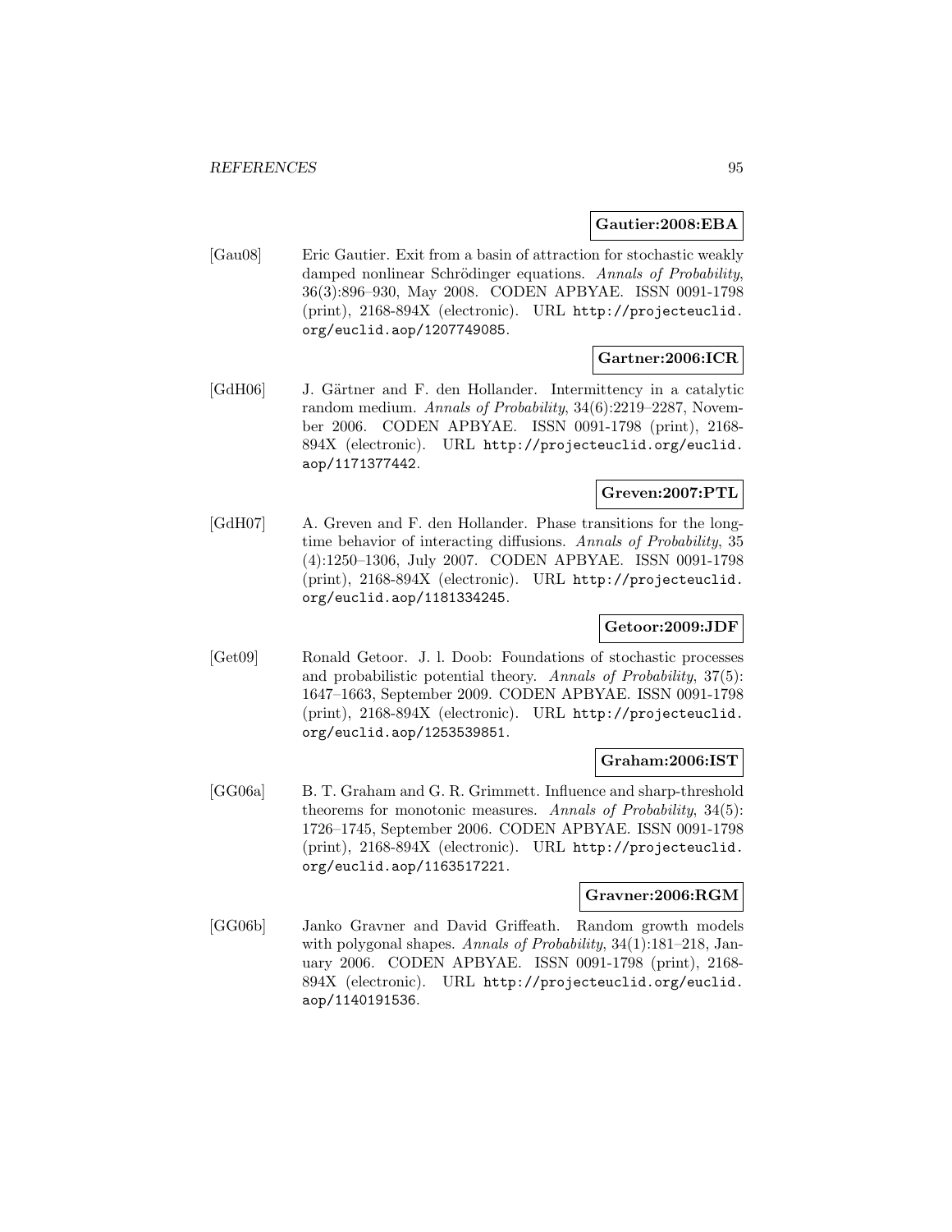**Gautier:2008:EBA**

[Gau08] Eric Gautier. Exit from a basin of attraction for stochastic weakly damped nonlinear Schrödinger equations. *Annals of Probability*, 36(3):896–930, May 2008. CODEN APBYAE. ISSN 0091-1798 (print), 2168-894X (electronic). URL http://projecteuclid.org/euclid.aop/1207749085.

**Gartner:2006:ICR**

[GdH06] J. Gärtner and F. den Hollander. Intermittency in a catalytic random medium. *Annals of Probability*, 34(6):2219–2287, November 2006. CODEN APBYAE. ISSN 0091-1798 (print), 2168-894X (electronic). URL http://projecteuclid.org/euclid.aop/1171377442.

**Greven:2007:PTL**

[GdH07] A. Greven and F. den Hollander. Phase transitions for the long-time behavior of interacting diffusions. *Annals of Probability*, 35 (4):1250–1306, July 2007. CODEN APBYAE. ISSN 0091-1798 (print), 2168-894X (electronic). URL http://projecteuclid.org/euclid.aop/1181334245.

**Getoor:2009:JDF**

[Get09] Ronald Getoor. J. l. Doob: Foundations of stochastic processes and probabilistic potential theory. *Annals of Probability*, 37(5): 1647–1663, September 2009. CODEN APBYAE. ISSN 0091-1798 (print), 2168-894X (electronic). URL http://projecteuclid.org/euclid.aop/1253539851.

**Graham:2006:IST**

[GG06a] B. T. Graham and G. R. Grimmett. Influence and sharp-threshold theorems for monotonic measures. *Annals of Probability*, 34(5): 1726–1745, September 2006. CODEN APBYAE. ISSN 0091-1798 (print), 2168-894X (electronic). URL http://projecteuclid.org/euclid.aop/1163517221.

**Gravner:2006:RGM**

[GG06b] Janko Gravner and David Griffeath. Random growth models with polygonal shapes. *Annals of Probability*, 34(1):181–218, January 2006. CODEN APBYAE. ISSN 0091-1798 (print), 2168-894X (electronic). URL http://projecteuclid.org/euclid.aop/1140191536.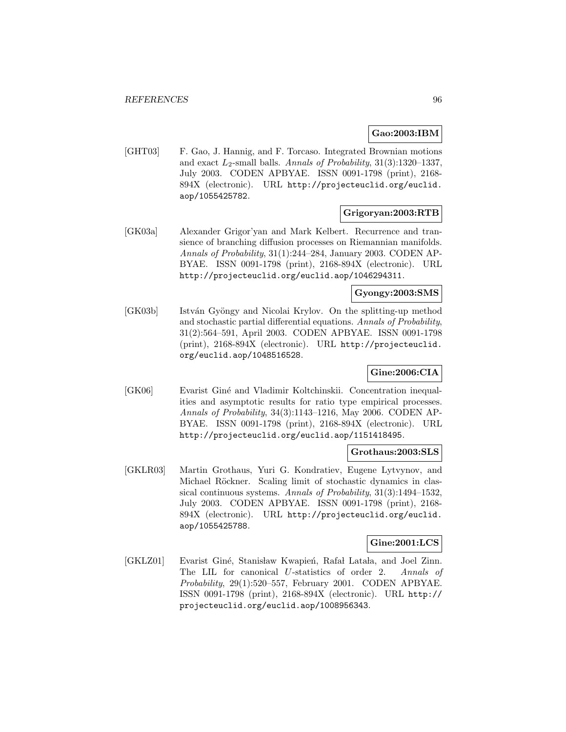**Gao:2003:IBM**

[GHT03] F. Gao, J. Hannig, and F. Torcaso. Integrated Brownian motions and exact $L_2$-small balls. *Annals of Probability*, 31(3):1320–1337, July 2003. CODEN APBYAE. ISSN 0091-1798 (print), 2168-894X (electronic). URL http://projecteuclid.org/euclid.aop/1055425782.

**Grigoryan:2003:RTB**

[GK03a] Alexander Grigor'yan and Mark Kelbert. Recurrence and transience of branching diffusion processes on Riemannian manifolds. *Annals of Probability*, 31(1):244–284, January 2003. CODEN APBYAE. ISSN 0091-1798 (print), 2168-894X (electronic). URL http://projecteuclid.org/euclid.aop/1046294311.

**Gyongy:2003:SMS**

[GK03b] István Gyöngy and Nicolai Krylov. On the splitting-up method and stochastic partial differential equations. *Annals of Probability*, 31(2):564–591, April 2003. CODEN APBYAE. ISSN 0091-1798 (print), 2168-894X (electronic). URL http://projecteuclid.org/euclid.aop/1048516528.

**Gine:2006:CIA**

[GK06] Evarist Giné and Vladimir Koltchinskii. Concentration inequalities and asymptotic results for ratio type empirical processes. *Annals of Probability*, 34(3):1143–1216, May 2006. CODEN APBYAE. ISSN 0091-1798 (print), 2168-894X (electronic). URL http://projecteuclid.org/euclid.aop/1151418495.

**Grothaus:2003:SLS**

[GKLR03] Martin Grothaus, Yuri G. Kondratiev, Eugene Lytvynov, and Michael Röckner. Scaling limit of stochastic dynamics in classical continuous systems. *Annals of Probability*, 31(3):1494–1532, July 2003. CODEN APBYAE. ISSN 0091-1798 (print), 2168-894X (electronic). URL http://projecteuclid.org/euclid.aop/1055425788.

**Gine:2001:LCS**

[GKLZ01] Evarist Giné, Stanisław Kwapień, Rafał Latała, and Joel Zinn. The LIL for canonical $U$-statistics of order 2. *Annals of Probability*, 29(1):520–557, February 2001. CODEN APBYAE. ISSN 0091-1798 (print), 2168-894X (electronic). URL http://projecteuclid.org/euclid.aop/1008956343.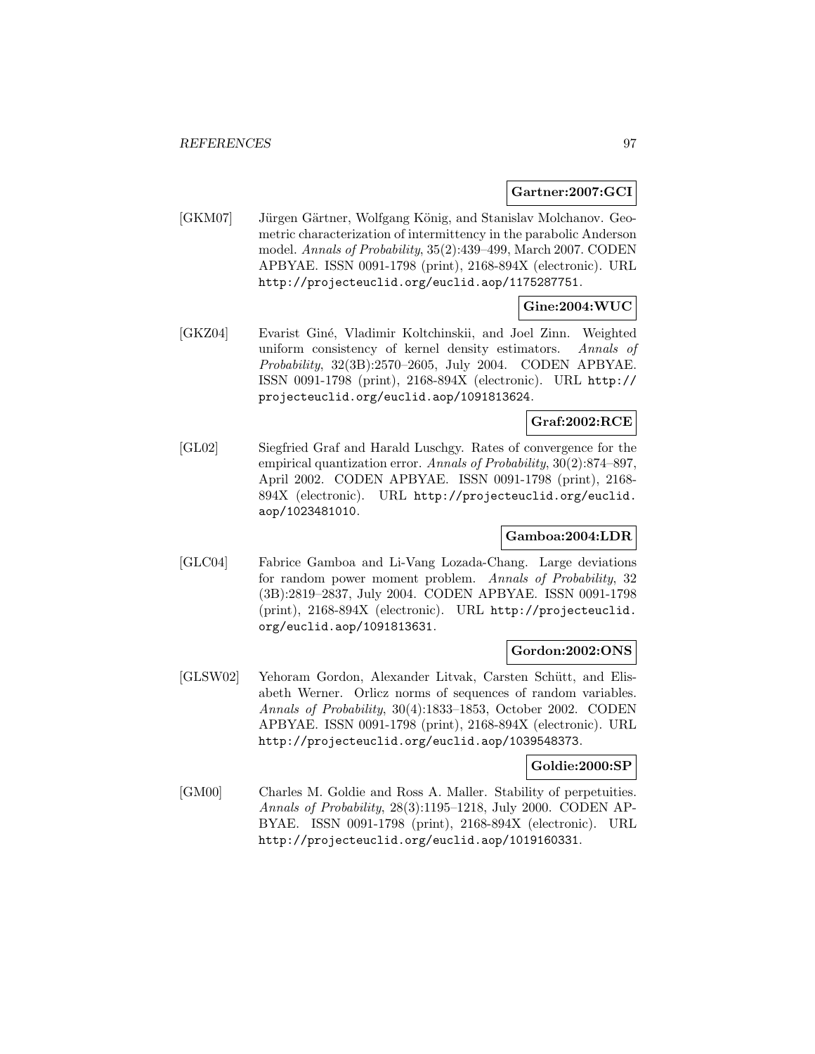**Gartner:2007:GCI**

[GKM07] Jürgen Gärtner, Wolfgang König, and Stanislav Molchanov. Geometric characterization of intermittency in the parabolic Anderson model. *Annals of Probability*, 35(2):439–499, March 2007. CODEN APBYAE. ISSN 0091-1798 (print), 2168-894X (electronic). URL http://projecteuclid.org/euclid.aop/1175287751.

**Gine:2004:WUC**

[GKZ04] Evarist Giné, Vladimir Koltchinskii, and Joel Zinn. Weighted uniform consistency of kernel density estimators. *Annals of Probability*, 32(3B):2570–2605, July 2004. CODEN APBYAE. ISSN 0091-1798 (print), 2168-894X (electronic). URL http://projecteuclid.org/euclid.aop/1091813624.

**Graf:2002:RCE**

[GL02] Siegfried Graf and Harald Luschgy. Rates of convergence for the empirical quantization error. *Annals of Probability*, 30(2):874–897, April 2002. CODEN APBYAE. ISSN 0091-1798 (print), 2168-894X (electronic). URL http://projecteuclid.org/euclid.aop/1023481010.

**Gamboa:2004:LDR**

[GLC04] Fabrice Gamboa and Li-Vang Lozada-Chang. Large deviations for random power moment problem. *Annals of Probability*, 32 (3B):2819–2837, July 2004. CODEN APBYAE. ISSN 0091-1798 (print), 2168-894X (electronic). URL http://projecteuclid.org/euclid.aop/1091813631.

**Gordon:2002:ONS**

[GLSW02] Yehoram Gordon, Alexander Litvak, Carsten Schütt, and Elisabeth Werner. Orlicz norms of sequences of random variables. *Annals of Probability*, 30(4):1833–1853, October 2002. CODEN APBYAE. ISSN 0091-1798 (print), 2168-894X (electronic). URL http://projecteuclid.org/euclid.aop/1039548373.

**Goldie:2000:SP**

[GM00] Charles M. Goldie and Ross A. Maller. Stability of perpetuities. *Annals of Probability*, 28(3):1195–1218, July 2000. CODEN APBYAE. ISSN 0091-1798 (print), 2168-894X (electronic). URL http://projecteuclid.org/euclid.aop/1019160331.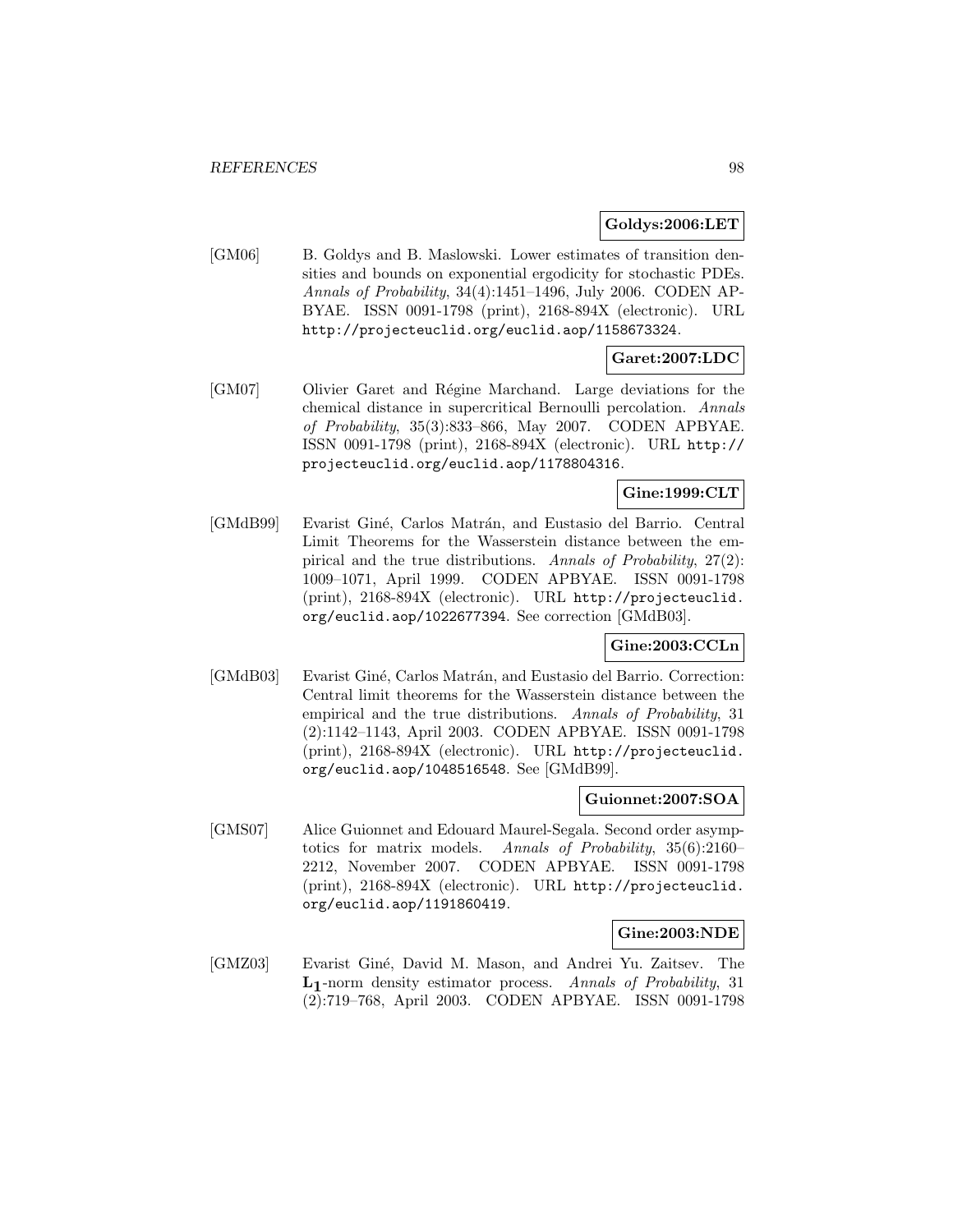**Goldys:2006:LET**

[GM06] B. Goldys and B. Maslowski. Lower estimates of transition densities and bounds on exponential ergodicity for stochastic PDEs. *Annals of Probability*, 34(4):1451–1496, July 2006. CODEN APBYAE. ISSN 0091-1798 (print), 2168-894X (electronic). URL `http://projecteuclid.org/euclid.aop/1158673324`.

**Garet:2007:LDC**

[GM07] Olivier Garet and Régine Marchand. Large deviations for the chemical distance in supercritical Bernoulli percolation. *Annals of Probability*, 35(3):833–866, May 2007. CODEN APBYAE. ISSN 0091-1798 (print), 2168-894X (electronic). URL `http://projecteuclid.org/euclid.aop/1178804316`.

**Gine:1999:CLT**

[GMdB99] Evarist Giné, Carlos Matrán, and Eustasio del Barrio. Central Limit Theorems for the Wasserstein distance between the empirical and the true distributions. *Annals of Probability*, 27(2): 1009–1071, April 1999. CODEN APBYAE. ISSN 0091-1798 (print), 2168-894X (electronic). URL `http://projecteuclid.org/euclid.aop/1022677394`. See correction [GMdB03].

**Gine:2003:CCLn**

[GMdB03] Evarist Giné, Carlos Matrán, and Eustasio del Barrio. Correction: Central limit theorems for the Wasserstein distance between the empirical and the true distributions. *Annals of Probability*, 31 (2):1142–1143, April 2003. CODEN APBYAE. ISSN 0091-1798 (print), 2168-894X (electronic). URL `http://projecteuclid.org/euclid.aop/1048516548`. See [GMdB99].

**Guionnet:2007:SOA**

[GMS07] Alice Guionnet and Edouard Maurel-Segala. Second order asymptotics for matrix models. *Annals of Probability*, 35(6):2160–2212, November 2007. CODEN APBYAE. ISSN 0091-1798 (print), 2168-894X (electronic). URL `http://projecteuclid.org/euclid.aop/1191860419`.

**Gine:2003:NDE**

[GMZ03] Evarist Giné, David M. Mason, and Andrei Yu. Zaitsev. The $\mathbf{L_1}$-norm density estimator process. *Annals of Probability*, 31 (2):719–768, April 2003. CODEN APBYAE. ISSN 0091-1798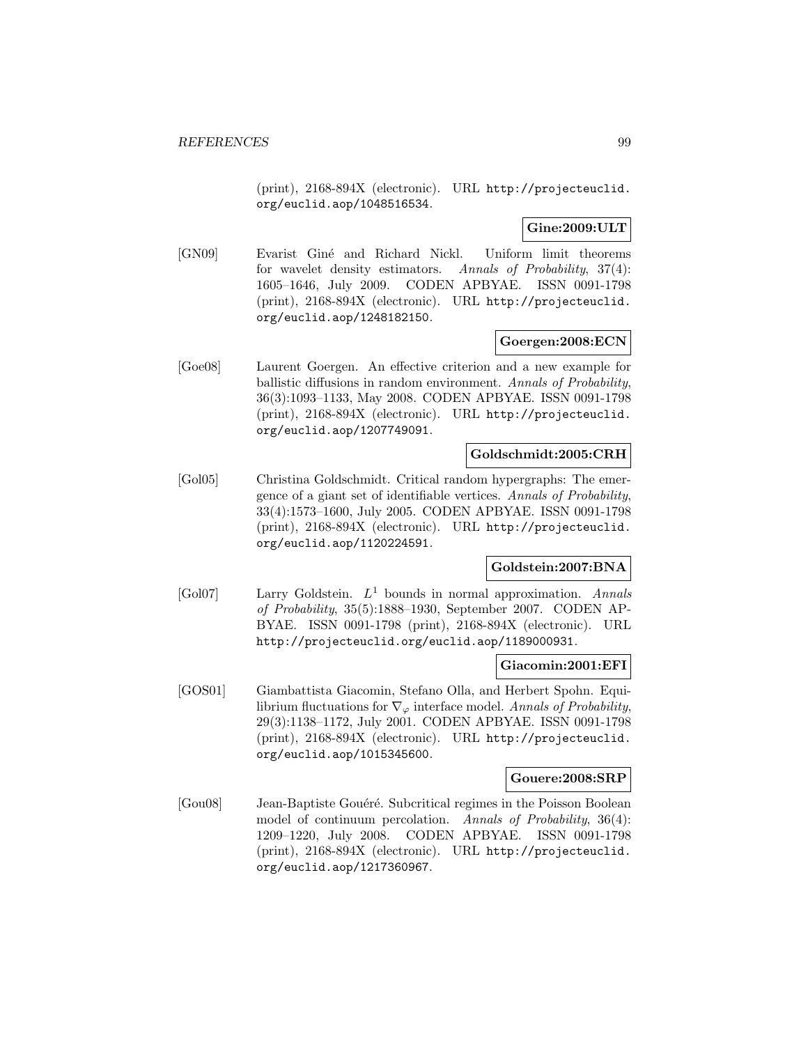(print), 2168-894X (electronic). URL http://projecteuclid.org/euclid.aop/1048516534.

**Gine:2009:ULT**

[GN09] Evarist Giné and Richard Nickl. Uniform limit theorems for wavelet density estimators. *Annals of Probability*, 37(4): 1605–1646, July 2009. CODEN APBYAE. ISSN 0091-1798 (print), 2168-894X (electronic). URL http://projecteuclid.org/euclid.aop/1248182150.

**Goergen:2008:ECN**

[Goe08] Laurent Goergen. An effective criterion and a new example for ballistic diffusions in random environment. *Annals of Probability*, 36(3):1093–1133, May 2008. CODEN APBYAE. ISSN 0091-1798 (print), 2168-894X (electronic). URL http://projecteuclid.org/euclid.aop/1207749091.

**Goldschmidt:2005:CRH**

[Gol05] Christina Goldschmidt. Critical random hypergraphs: The emergence of a giant set of identifiable vertices. *Annals of Probability*, 33(4):1573–1600, July 2005. CODEN APBYAE. ISSN 0091-1798 (print), 2168-894X (electronic). URL http://projecteuclid.org/euclid.aop/1120224591.

**Goldstein:2007:BNA**

[Gol07] Larry Goldstein. $L^1$ bounds in normal approximation. *Annals of Probability*, 35(5):1888–1930, September 2007. CODEN APBYAE. ISSN 0091-1798 (print), 2168-894X (electronic). URL http://projecteuclid.org/euclid.aop/1189000931.

**Giacomin:2001:EFI**

[GOS01] Giambattista Giacomin, Stefano Olla, and Herbert Spohn. Equilibrium fluctuations for $\nabla_\varphi$ interface model. *Annals of Probability*, 29(3):1138–1172, July 2001. CODEN APBYAE. ISSN 0091-1798 (print), 2168-894X (electronic). URL http://projecteuclid.org/euclid.aop/1015345600.

**Gouere:2008:SRP**

[Gou08] Jean-Baptiste Gouéré. Subcritical regimes in the Poisson Boolean model of continuum percolation. *Annals of Probability*, 36(4): 1209–1220, July 2008. CODEN APBYAE. ISSN 0091-1798 (print), 2168-894X (electronic). URL http://projecteuclid.org/euclid.aop/1217360967.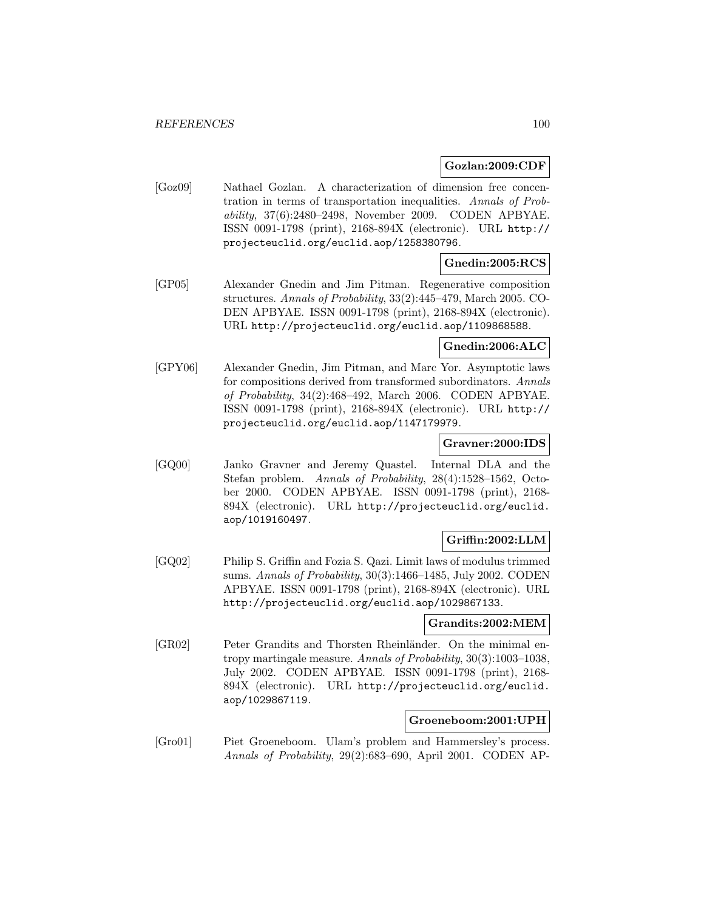**Gozlan:2009:CDF**

[Goz09] Nathael Gozlan. A characterization of dimension free concentration in terms of transportation inequalities. *Annals of Probability*, 37(6):2480–2498, November 2009. CODEN APBYAE. ISSN 0091-1798 (print), 2168-894X (electronic). URL http://projecteuclid.org/euclid.aop/1258380796.

**Gnedin:2005:RCS**

[GP05] Alexander Gnedin and Jim Pitman. Regenerative composition structures. *Annals of Probability*, 33(2):445–479, March 2005. CODEN APBYAE. ISSN 0091-1798 (print), 2168-894X (electronic). URL http://projecteuclid.org/euclid.aop/1109868588.

**Gnedin:2006:ALC**

[GPY06] Alexander Gnedin, Jim Pitman, and Marc Yor. Asymptotic laws for compositions derived from transformed subordinators. *Annals of Probability*, 34(2):468–492, March 2006. CODEN APBYAE. ISSN 0091-1798 (print), 2168-894X (electronic). URL http://projecteuclid.org/euclid.aop/1147179979.

**Gravner:2000:IDS**

[GQ00] Janko Gravner and Jeremy Quastel. Internal DLA and the Stefan problem. *Annals of Probability*, 28(4):1528–1562, October 2000. CODEN APBYAE. ISSN 0091-1798 (print), 2168-894X (electronic). URL http://projecteuclid.org/euclid.aop/1019160497.

**Griffin:2002:LLM**

[GQ02] Philip S. Griffin and Fozia S. Qazi. Limit laws of modulus trimmed sums. *Annals of Probability*, 30(3):1466–1485, July 2002. CODEN APBYAE. ISSN 0091-1798 (print), 2168-894X (electronic). URL http://projecteuclid.org/euclid.aop/1029867133.

**Grandits:2002:MEM**

[GR02] Peter Grandits and Thorsten Rheinländer. On the minimal entropy martingale measure. *Annals of Probability*, 30(3):1003–1038, July 2002. CODEN APBYAE. ISSN 0091-1798 (print), 2168-894X (electronic). URL http://projecteuclid.org/euclid.aop/1029867119.

**Groeneboom:2001:UPH**

[Gro01] Piet Groeneboom. Ulam's problem and Hammersley's process. *Annals of Probability*, 29(2):683–690, April 2001. CODEN AP-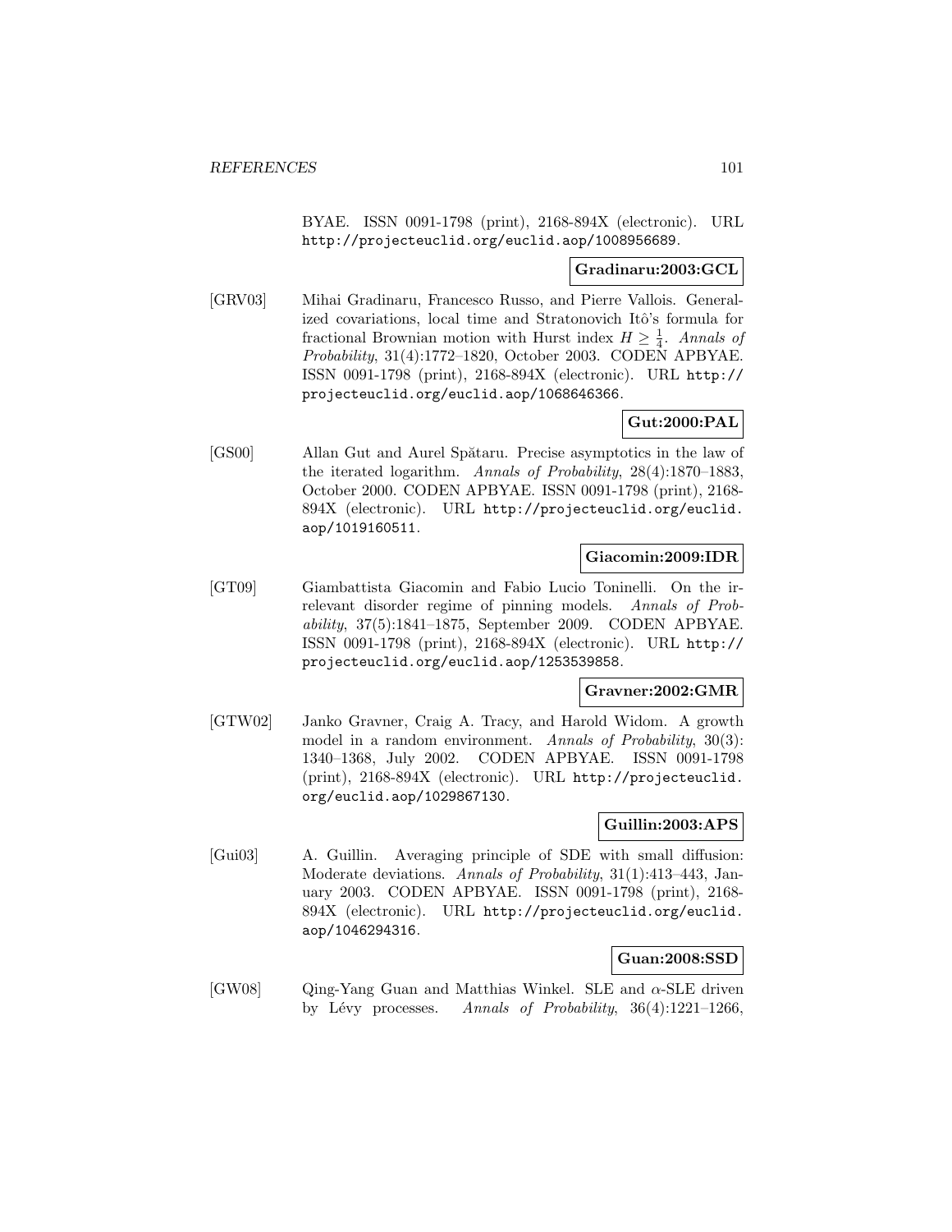BYAE. ISSN 0091-1798 (print), 2168-894X (electronic). URL http://projecteuclid.org/euclid.aop/1008956689.

**Gradinaru:2003:GCL**

[GRV03] Mihai Gradinaru, Francesco Russo, and Pierre Vallois. Generalized covariations, local time and Stratonovich Itô's formula for fractional Brownian motion with Hurst index $H \geq \frac{1}{4}$. *Annals of Probability*, 31(4):1772–1820, October 2003. CODEN APBYAE. ISSN 0091-1798 (print), 2168-894X (electronic). URL http://projecteuclid.org/euclid.aop/1068646366.

**Gut:2000:PAL**

[GS00] Allan Gut and Aurel Spătaru. Precise asymptotics in the law of the iterated logarithm. *Annals of Probability*, 28(4):1870–1883, October 2000. CODEN APBYAE. ISSN 0091-1798 (print), 2168-894X (electronic). URL http://projecteuclid.org/euclid.aop/1019160511.

**Giacomin:2009:IDR**

[GT09] Giambattista Giacomin and Fabio Lucio Toninelli. On the irrelevant disorder regime of pinning models. *Annals of Probability*, 37(5):1841–1875, September 2009. CODEN APBYAE. ISSN 0091-1798 (print), 2168-894X (electronic). URL http://projecteuclid.org/euclid.aop/1253539858.

**Gravner:2002:GMR**

[GTW02] Janko Gravner, Craig A. Tracy, and Harold Widom. A growth model in a random environment. *Annals of Probability*, 30(3): 1340–1368, July 2002. CODEN APBYAE. ISSN 0091-1798 (print), 2168-894X (electronic). URL http://projecteuclid.org/euclid.aop/1029867130.

**Guillin:2003:APS**

[Gui03] A. Guillin. Averaging principle of SDE with small diffusion: Moderate deviations. *Annals of Probability*, 31(1):413–443, January 2003. CODEN APBYAE. ISSN 0091-1798 (print), 2168-894X (electronic). URL http://projecteuclid.org/euclid.aop/1046294316.

**Guan:2008:SSD**

[GW08] Qing-Yang Guan and Matthias Winkel. SLE and $\alpha$-SLE driven by Lévy processes. *Annals of Probability*, 36(4):1221–1266,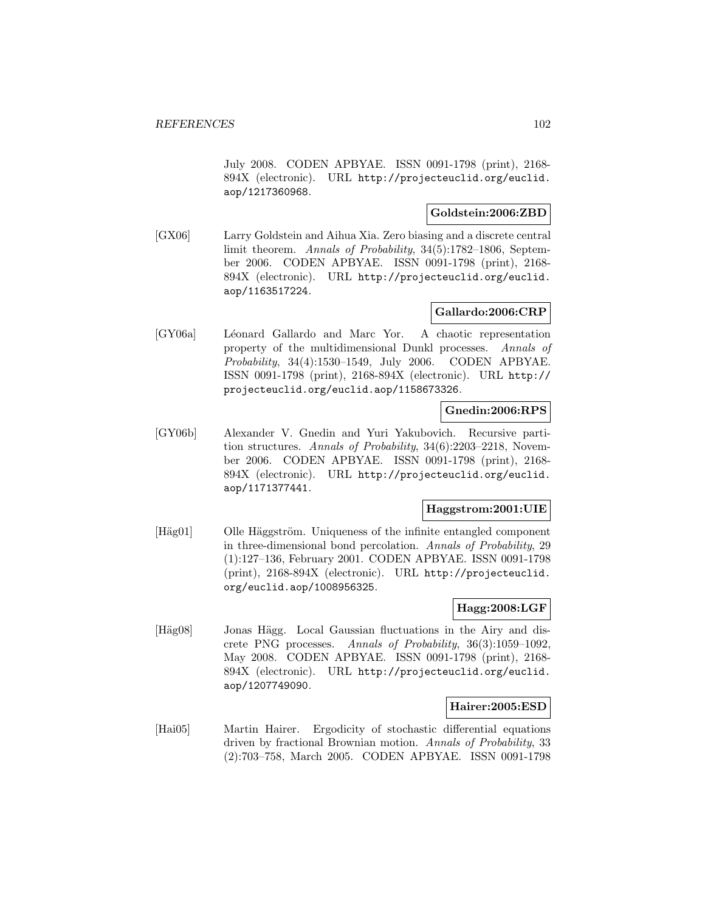July 2008. CODEN APBYAE. ISSN 0091-1798 (print), 2168-894X (electronic). URL http://projecteuclid.org/euclid.aop/1217360968.

**Goldstein:2006:ZBD**

[GX06] Larry Goldstein and Aihua Xia. Zero biasing and a discrete central limit theorem. *Annals of Probability*, 34(5):1782–1806, September 2006. CODEN APBYAE. ISSN 0091-1798 (print), 2168-894X (electronic). URL http://projecteuclid.org/euclid.aop/1163517224.

**Gallardo:2006:CRP**

[GY06a] Léonard Gallardo and Marc Yor. A chaotic representation property of the multidimensional Dunkl processes. *Annals of Probability*, 34(4):1530–1549, July 2006. CODEN APBYAE. ISSN 0091-1798 (print), 2168-894X (electronic). URL http://projecteuclid.org/euclid.aop/1158673326.

**Gnedin:2006:RPS**

[GY06b] Alexander V. Gnedin and Yuri Yakubovich. Recursive partition structures. *Annals of Probability*, 34(6):2203–2218, November 2006. CODEN APBYAE. ISSN 0091-1798 (print), 2168-894X (electronic). URL http://projecteuclid.org/euclid.aop/1171377441.

**Haggstrom:2001:UIE**

[Häg01] Olle Häggström. Uniqueness of the infinite entangled component in three-dimensional bond percolation. *Annals of Probability*, 29 (1):127–136, February 2001. CODEN APBYAE. ISSN 0091-1798 (print), 2168-894X (electronic). URL http://projecteuclid.org/euclid.aop/1008956325.

**Hagg:2008:LGF**

[Häg08] Jonas Hägg. Local Gaussian fluctuations in the Airy and discrete PNG processes. *Annals of Probability*, 36(3):1059–1092, May 2008. CODEN APBYAE. ISSN 0091-1798 (print), 2168-894X (electronic). URL http://projecteuclid.org/euclid.aop/1207749090.

**Hairer:2005:ESD**

[Hai05] Martin Hairer. Ergodicity of stochastic differential equations driven by fractional Brownian motion. *Annals of Probability*, 33 (2):703–758, March 2005. CODEN APBYAE. ISSN 0091-1798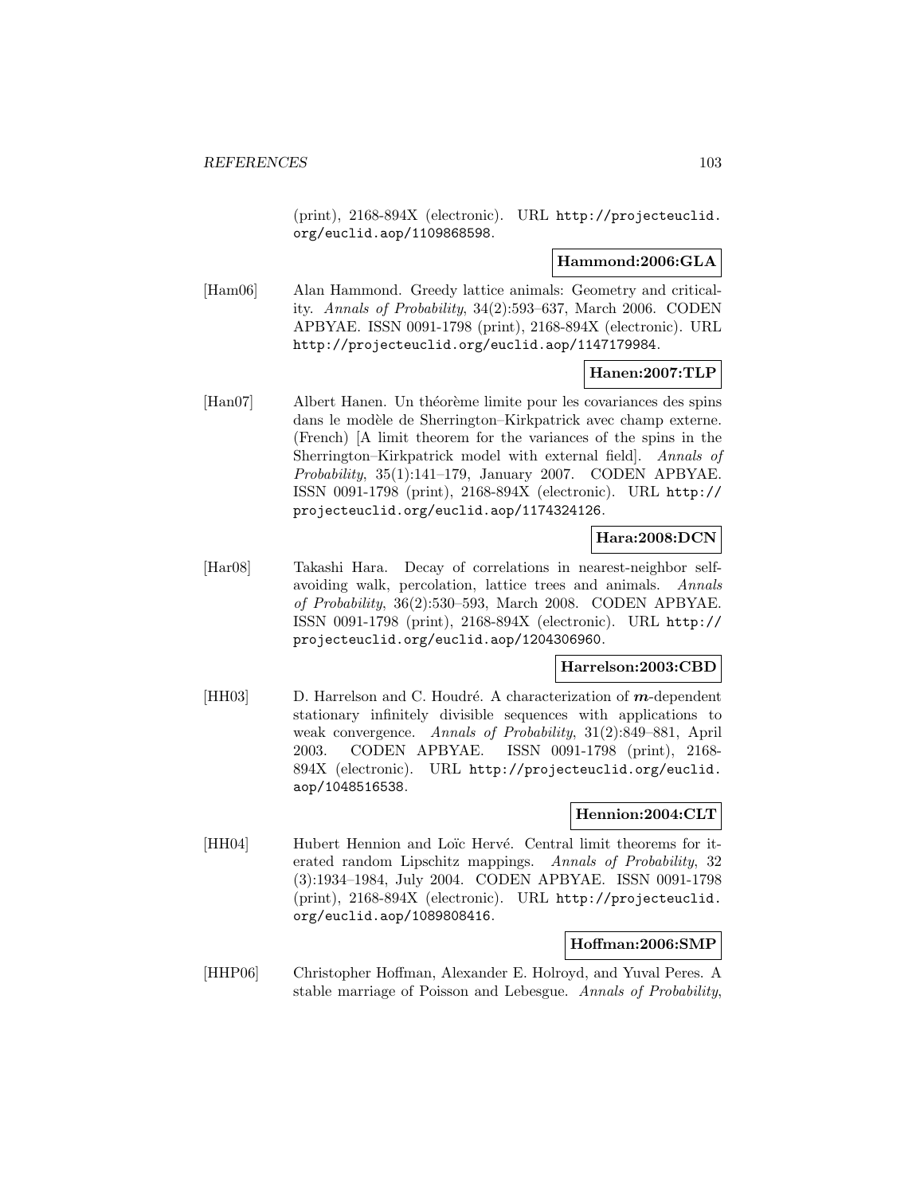(print), 2168-894X (electronic). URL http://projecteuclid.org/euclid.aop/1109868598.

**Hammond:2006:GLA**

[Ham06] Alan Hammond. Greedy lattice animals: Geometry and criticality. *Annals of Probability*, 34(2):593–637, March 2006. CODEN APBYAE. ISSN 0091-1798 (print), 2168-894X (electronic). URL http://projecteuclid.org/euclid.aop/1147179984.

**Hanen:2007:TLP**

[Han07] Albert Hanen. Un théorème limite pour les covariances des spins dans le modèle de Sherrington–Kirkpatrick avec champ externe. (French) [A limit theorem for the variances of the spins in the Sherrington–Kirkpatrick model with external field]. *Annals of Probability*, 35(1):141–179, January 2007. CODEN APBYAE. ISSN 0091-1798 (print), 2168-894X (electronic). URL http://projecteuclid.org/euclid.aop/1174324126.

**Hara:2008:DCN**

[Har08] Takashi Hara. Decay of correlations in nearest-neighbor self-avoiding walk, percolation, lattice trees and animals. *Annals of Probability*, 36(2):530–593, March 2008. CODEN APBYAE. ISSN 0091-1798 (print), 2168-894X (electronic). URL http://projecteuclid.org/euclid.aop/1204306960.

**Harrelson:2003:CBD**

[HH03] D. Harrelson and C. Houdré. A characterization of $m$-dependent stationary infinitely divisible sequences with applications to weak convergence. *Annals of Probability*, 31(2):849–881, April 2003. CODEN APBYAE. ISSN 0091-1798 (print), 2168-894X (electronic). URL http://projecteuclid.org/euclid.aop/1048516538.

**Hennion:2004:CLT**

[HH04] Hubert Hennion and Loïc Hervé. Central limit theorems for iterated random Lipschitz mappings. *Annals of Probability*, 32(3):1934–1984, July 2004. CODEN APBYAE. ISSN 0091-1798 (print), 2168-894X (electronic). URL http://projecteuclid.org/euclid.aop/1089808416.

**Hoffman:2006:SMP**

[HHP06] Christopher Hoffman, Alexander E. Holroyd, and Yuval Peres. A stable marriage of Poisson and Lebesgue. *Annals of Probability*,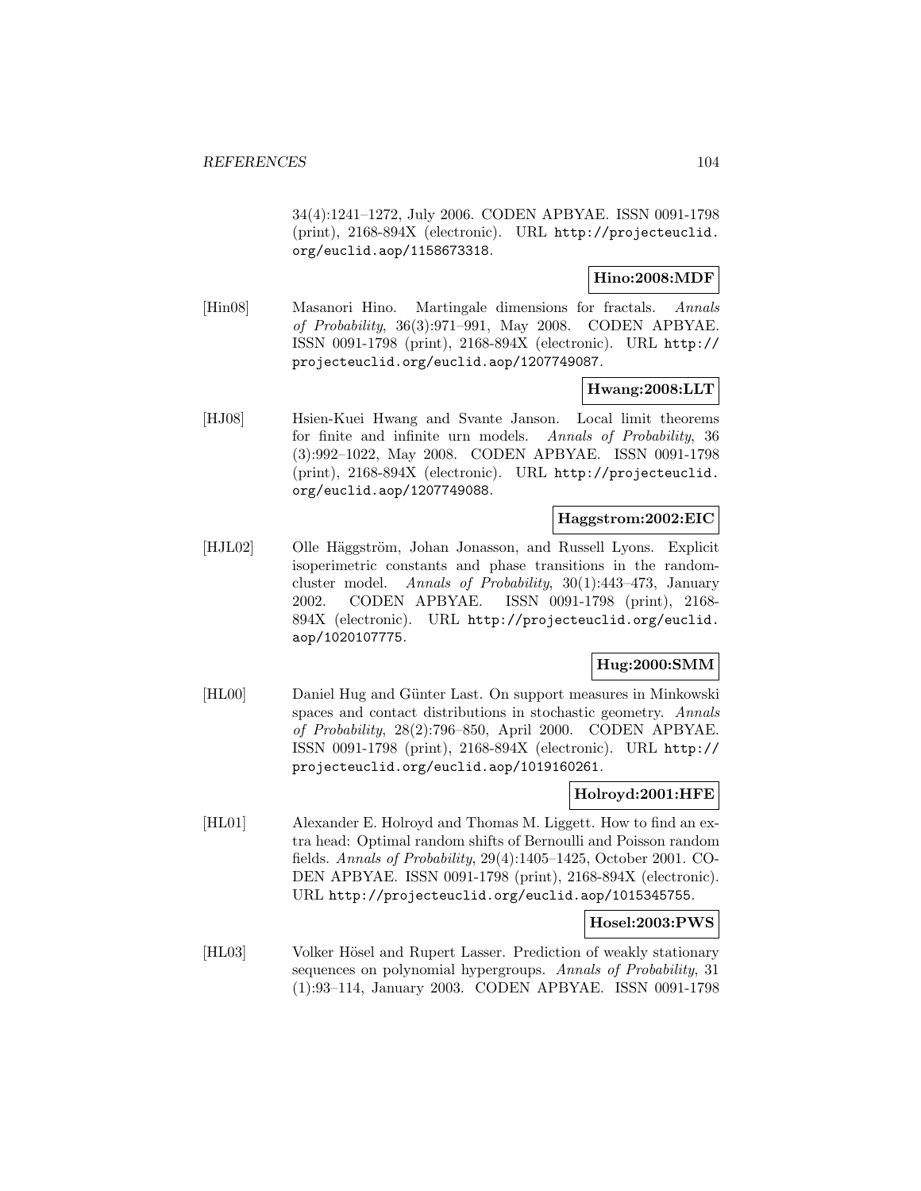34(4):1241–1272, July 2006. CODEN APBYAE. ISSN 0091-1798 (print), 2168-894X (electronic). URL http://projecteuclid.org/euclid.aop/1158673318.

**Hino:2008:MDF**

[Hin08] Masanori Hino. Martingale dimensions for fractals. *Annals of Probability*, 36(3):971–991, May 2008. CODEN APBYAE. ISSN 0091-1798 (print), 2168-894X (electronic). URL http://projecteuclid.org/euclid.aop/1207749087.

**Hwang:2008:LLT**

[HJ08] Hsien-Kuei Hwang and Svante Janson. Local limit theorems for finite and infinite urn models. *Annals of Probability*, 36 (3):992–1022, May 2008. CODEN APBYAE. ISSN 0091-1798 (print), 2168-894X (electronic). URL http://projecteuclid.org/euclid.aop/1207749088.

**Haggstrom:2002:EIC**

[HJL02] Olle Häggström, Johan Jonasson, and Russell Lyons. Explicit isoperimetric constants and phase transitions in the random-cluster model. *Annals of Probability*, 30(1):443–473, January 2002. CODEN APBYAE. ISSN 0091-1798 (print), 2168-894X (electronic). URL http://projecteuclid.org/euclid.aop/1020107775.

**Hug:2000:SMM**

[HL00] Daniel Hug and Günter Last. On support measures in Minkowski spaces and contact distributions in stochastic geometry. *Annals of Probability*, 28(2):796–850, April 2000. CODEN APBYAE. ISSN 0091-1798 (print), 2168-894X (electronic). URL http://projecteuclid.org/euclid.aop/1019160261.

**Holroyd:2001:HFE**

[HL01] Alexander E. Holroyd and Thomas M. Liggett. How to find an extra head: Optimal random shifts of Bernoulli and Poisson random fields. *Annals of Probability*, 29(4):1405–1425, October 2001. CODEN APBYAE. ISSN 0091-1798 (print), 2168-894X (electronic). URL http://projecteuclid.org/euclid.aop/1015345755.

**Hosel:2003:PWS**

[HL03] Volker Hösel and Rupert Lasser. Prediction of weakly stationary sequences on polynomial hypergroups. *Annals of Probability*, 31 (1):93–114, January 2003. CODEN APBYAE. ISSN 0091-1798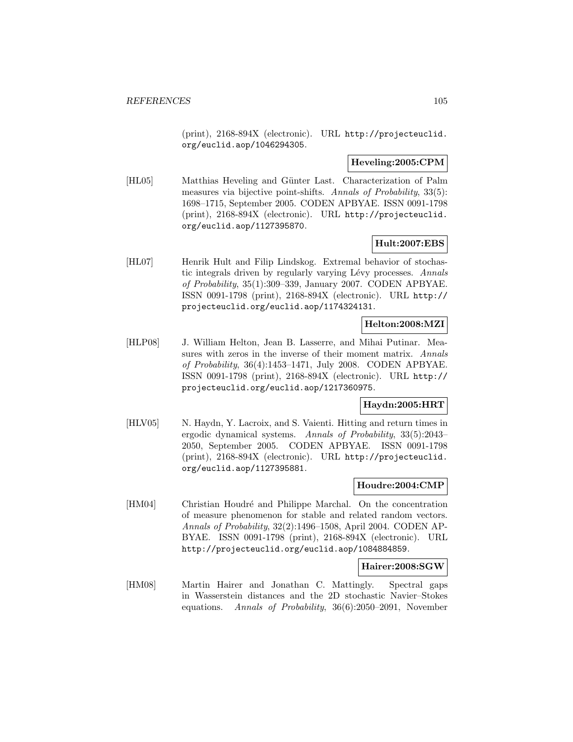(print), 2168-894X (electronic). URL http://projecteuclid.org/euclid.aop/1046294305.

**Heveling:2005:CPM**

[HL05] Matthias Heveling and Günter Last. Characterization of Palm measures via bijective point-shifts. *Annals of Probability*, 33(5): 1698–1715, September 2005. CODEN APBYAE. ISSN 0091-1798 (print), 2168-894X (electronic). URL http://projecteuclid.org/euclid.aop/1127395870.

**Hult:2007:EBS**

[HL07] Henrik Hult and Filip Lindskog. Extremal behavior of stochastic integrals driven by regularly varying Lévy processes. *Annals of Probability*, 35(1):309–339, January 2007. CODEN APBYAE. ISSN 0091-1798 (print), 2168-894X (electronic). URL http://projecteuclid.org/euclid.aop/1174324131.

**Helton:2008:MZI**

[HLP08] J. William Helton, Jean B. Lasserre, and Mihai Putinar. Measures with zeros in the inverse of their moment matrix. *Annals of Probability*, 36(4):1453–1471, July 2008. CODEN APBYAE. ISSN 0091-1798 (print), 2168-894X (electronic). URL http://projecteuclid.org/euclid.aop/1217360975.

**Haydn:2005:HRT**

[HLV05] N. Haydn, Y. Lacroix, and S. Vaienti. Hitting and return times in ergodic dynamical systems. *Annals of Probability*, 33(5):2043–2050, September 2005. CODEN APBYAE. ISSN 0091-1798 (print), 2168-894X (electronic). URL http://projecteuclid.org/euclid.aop/1127395881.

**Houdre:2004:CMP**

[HM04] Christian Houdré and Philippe Marchal. On the concentration of measure phenomenon for stable and related random vectors. *Annals of Probability*, 32(2):1496–1508, April 2004. CODEN APBYAE. ISSN 0091-1798 (print), 2168-894X (electronic). URL http://projecteuclid.org/euclid.aop/1084884859.

**Hairer:2008:SGW**

[HM08] Martin Hairer and Jonathan C. Mattingly. Spectral gaps in Wasserstein distances and the 2D stochastic Navier–Stokes equations. *Annals of Probability*, 36(6):2050–2091, November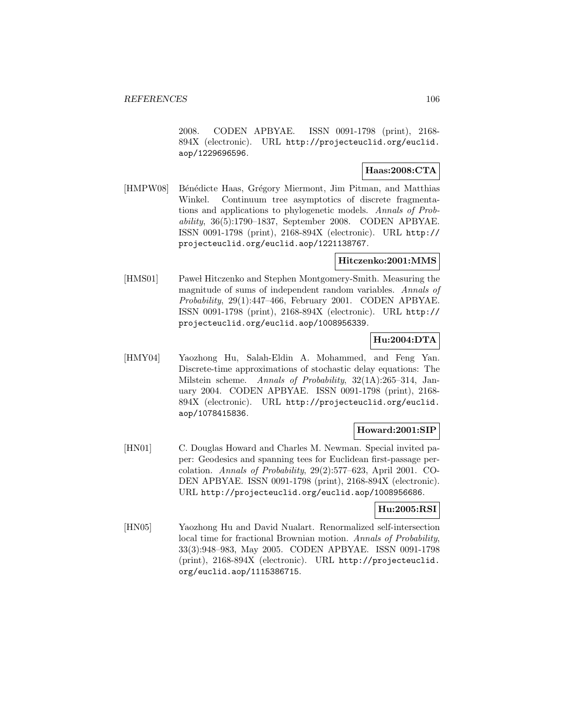2008. CODEN APBYAE. ISSN 0091-1798 (print), 2168-894X (electronic). URL http://projecteuclid.org/euclid.aop/1229696596.

**Haas:2008:CTA**

[HMPW08] Bénédicte Haas, Grégory Miermont, Jim Pitman, and Matthias Winkel. Continuum tree asymptotics of discrete fragmentations and applications to phylogenetic models. *Annals of Probability*, 36(5):1790–1837, September 2008. CODEN APBYAE. ISSN 0091-1798 (print), 2168-894X (electronic). URL http://projecteuclid.org/euclid.aop/1221138767.

**Hitczenko:2001:MMS**

[HMS01] Paweł Hitczenko and Stephen Montgomery-Smith. Measuring the magnitude of sums of independent random variables. *Annals of Probability*, 29(1):447–466, February 2001. CODEN APBYAE. ISSN 0091-1798 (print), 2168-894X (electronic). URL http://projecteuclid.org/euclid.aop/1008956339.

**Hu:2004:DTA**

[HMY04] Yaozhong Hu, Salah-Eldin A. Mohammed, and Feng Yan. Discrete-time approximations of stochastic delay equations: The Milstein scheme. *Annals of Probability*, 32(1A):265–314, January 2004. CODEN APBYAE. ISSN 0091-1798 (print), 2168-894X (electronic). URL http://projecteuclid.org/euclid.aop/1078415836.

**Howard:2001:SIP**

[HN01] C. Douglas Howard and Charles M. Newman. Special invited paper: Geodesics and spanning tees for Euclidean first-passage percolation. *Annals of Probability*, 29(2):577–623, April 2001. CODEN APBYAE. ISSN 0091-1798 (print), 2168-894X (electronic). URL http://projecteuclid.org/euclid.aop/1008956686.

**Hu:2005:RSI**

[HN05] Yaozhong Hu and David Nualart. Renormalized self-intersection local time for fractional Brownian motion. *Annals of Probability*, 33(3):948–983, May 2005. CODEN APBYAE. ISSN 0091-1798 (print), 2168-894X (electronic). URL http://projecteuclid.org/euclid.aop/1115386715.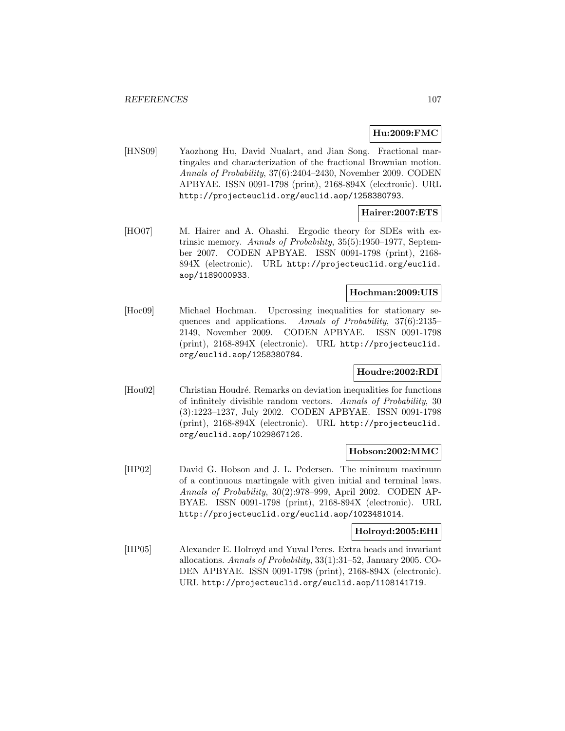**Hu:2009:FMC**

[HNS09] Yaozhong Hu, David Nualart, and Jian Song. Fractional martingales and characterization of the fractional Brownian motion. *Annals of Probability*, 37(6):2404–2430, November 2009. CODEN APBYAE. ISSN 0091-1798 (print), 2168-894X (electronic). URL `http://projecteuclid.org/euclid.aop/1258380793`.

**Hairer:2007:ETS**

[HO07] M. Hairer and A. Ohashi. Ergodic theory for SDEs with extrinsic memory. *Annals of Probability*, 35(5):1950–1977, September 2007. CODEN APBYAE. ISSN 0091-1798 (print), 2168-894X (electronic). URL `http://projecteuclid.org/euclid.aop/1189000933`.

**Hochman:2009:UIS**

[Hoc09] Michael Hochman. Upcrossing inequalities for stationary sequences and applications. *Annals of Probability*, 37(6):2135–2149, November 2009. CODEN APBYAE. ISSN 0091-1798 (print), 2168-894X (electronic). URL `http://projecteuclid.org/euclid.aop/1258380784`.

**Houdre:2002:RDI**

[Hou02] Christian Houdré. Remarks on deviation inequalities for functions of infinitely divisible random vectors. *Annals of Probability*, 30 (3):1223–1237, July 2002. CODEN APBYAE. ISSN 0091-1798 (print), 2168-894X (electronic). URL `http://projecteuclid.org/euclid.aop/1029867126`.

**Hobson:2002:MMC**

[HP02] David G. Hobson and J. L. Pedersen. The minimum maximum of a continuous martingale with given initial and terminal laws. *Annals of Probability*, 30(2):978–999, April 2002. CODEN APBYAE. ISSN 0091-1798 (print), 2168-894X (electronic). URL `http://projecteuclid.org/euclid.aop/1023481014`.

**Holroyd:2005:EHI**

[HP05] Alexander E. Holroyd and Yuval Peres. Extra heads and invariant allocations. *Annals of Probability*, 33(1):31–52, January 2005. CODEN APBYAE. ISSN 0091-1798 (print), 2168-894X (electronic). URL `http://projecteuclid.org/euclid.aop/1108141719`.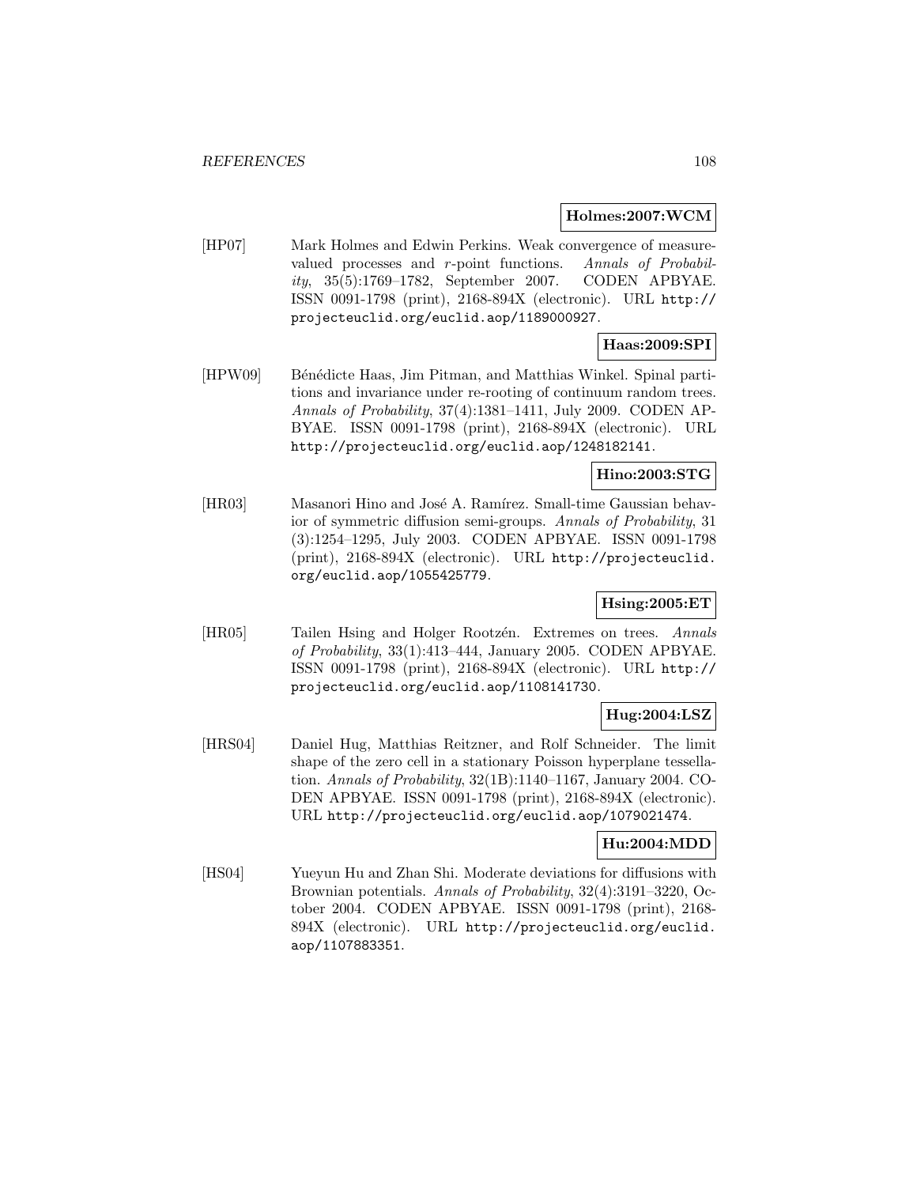**Holmes:2007:WCM**

[HP07] Mark Holmes and Edwin Perkins. Weak convergence of measure-valued processes and $r$-point functions. *Annals of Probability*, 35(5):1769–1782, September 2007. CODEN APBYAE. ISSN 0091-1798 (print), 2168-894X (electronic). URL http://projecteuclid.org/euclid.aop/1189000927.

**Haas:2009:SPI**

[HPW09] Bénédicte Haas, Jim Pitman, and Matthias Winkel. Spinal partitions and invariance under re-rooting of continuum random trees. *Annals of Probability*, 37(4):1381–1411, July 2009. CODEN APBYAE. ISSN 0091-1798 (print), 2168-894X (electronic). URL http://projecteuclid.org/euclid.aop/1248182141.

**Hino:2003:STG**

[HR03] Masanori Hino and José A. Ramírez. Small-time Gaussian behavior of symmetric diffusion semi-groups. *Annals of Probability*, 31 (3):1254–1295, July 2003. CODEN APBYAE. ISSN 0091-1798 (print), 2168-894X (electronic). URL http://projecteuclid.org/euclid.aop/1055425779.

**Hsing:2005:ET**

[HR05] Tailen Hsing and Holger Rootzén. Extremes on trees. *Annals of Probability*, 33(1):413–444, January 2005. CODEN APBYAE. ISSN 0091-1798 (print), 2168-894X (electronic). URL http://projecteuclid.org/euclid.aop/1108141730.

**Hug:2004:LSZ**

[HRS04] Daniel Hug, Matthias Reitzner, and Rolf Schneider. The limit shape of the zero cell in a stationary Poisson hyperplane tessellation. *Annals of Probability*, 32(1B):1140–1167, January 2004. CODEN APBYAE. ISSN 0091-1798 (print), 2168-894X (electronic). URL http://projecteuclid.org/euclid.aop/1079021474.

**Hu:2004:MDD**

[HS04] Yueyun Hu and Zhan Shi. Moderate deviations for diffusions with Brownian potentials. *Annals of Probability*, 32(4):3191–3220, October 2004. CODEN APBYAE. ISSN 0091-1798 (print), 2168-894X (electronic). URL http://projecteuclid.org/euclid.aop/1107883351.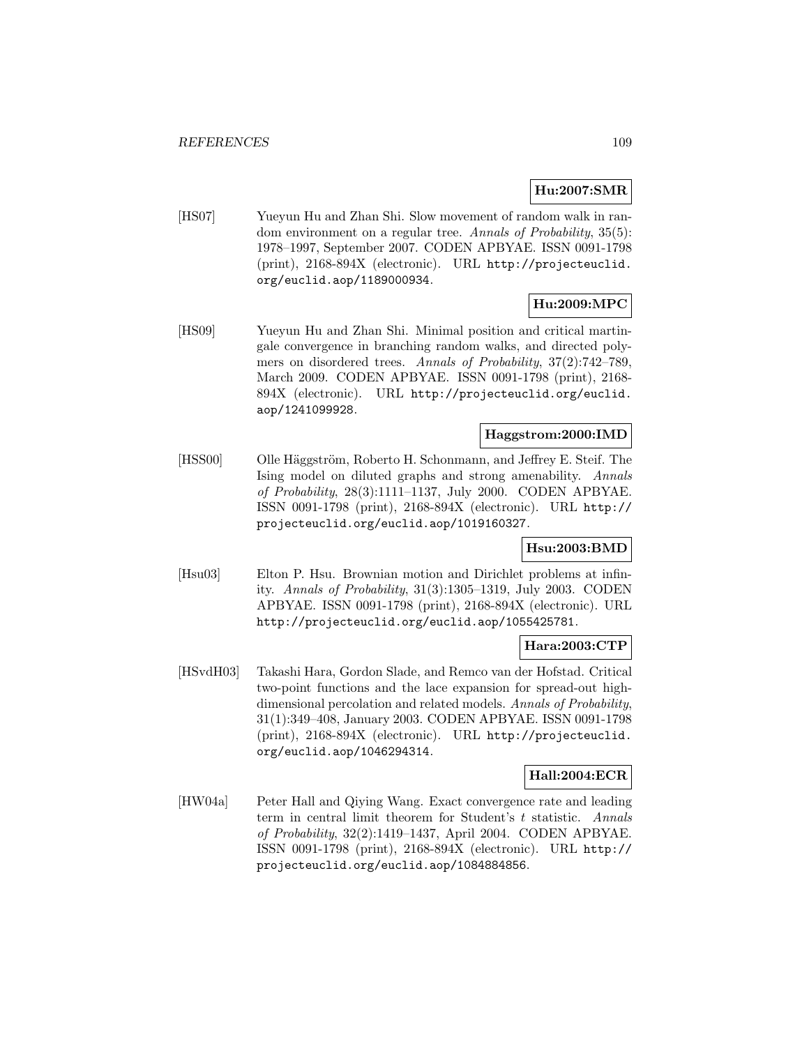**Hu:2007:SMR**

[HS07] Yueyun Hu and Zhan Shi. Slow movement of random walk in random environment on a regular tree. *Annals of Probability*, 35(5): 1978–1997, September 2007. CODEN APBYAE. ISSN 0091-1798 (print), 2168-894X (electronic). URL http://projecteuclid.org/euclid.aop/1189000934.

**Hu:2009:MPC**

[HS09] Yueyun Hu and Zhan Shi. Minimal position and critical martingale convergence in branching random walks, and directed polymers on disordered trees. *Annals of Probability*, 37(2):742–789, March 2009. CODEN APBYAE. ISSN 0091-1798 (print), 2168-894X (electronic). URL http://projecteuclid.org/euclid.aop/1241099928.

**Haggstrom:2000:IMD**

[HSS00] Olle Häggström, Roberto H. Schonmann, and Jeffrey E. Steif. The Ising model on diluted graphs and strong amenability. *Annals of Probability*, 28(3):1111–1137, July 2000. CODEN APBYAE. ISSN 0091-1798 (print), 2168-894X (electronic). URL http://projecteuclid.org/euclid.aop/1019160327.

**Hsu:2003:BMD**

[Hsu03] Elton P. Hsu. Brownian motion and Dirichlet problems at infinity. *Annals of Probability*, 31(3):1305–1319, July 2003. CODEN APBYAE. ISSN 0091-1798 (print), 2168-894X (electronic). URL http://projecteuclid.org/euclid.aop/1055425781.

**Hara:2003:CTP**

[HSvdH03] Takashi Hara, Gordon Slade, and Remco van der Hofstad. Critical two-point functions and the lace expansion for spread-out high-dimensional percolation and related models. *Annals of Probability*, 31(1):349–408, January 2003. CODEN APBYAE. ISSN 0091-1798 (print), 2168-894X (electronic). URL http://projecteuclid.org/euclid.aop/1046294314.

**Hall:2004:ECR**

[HW04a] Peter Hall and Qiying Wang. Exact convergence rate and leading term in central limit theorem for Student's $t$ statistic. *Annals of Probability*, 32(2):1419–1437, April 2004. CODEN APBYAE. ISSN 0091-1798 (print), 2168-894X (electronic). URL http://projecteuclid.org/euclid.aop/1084884856.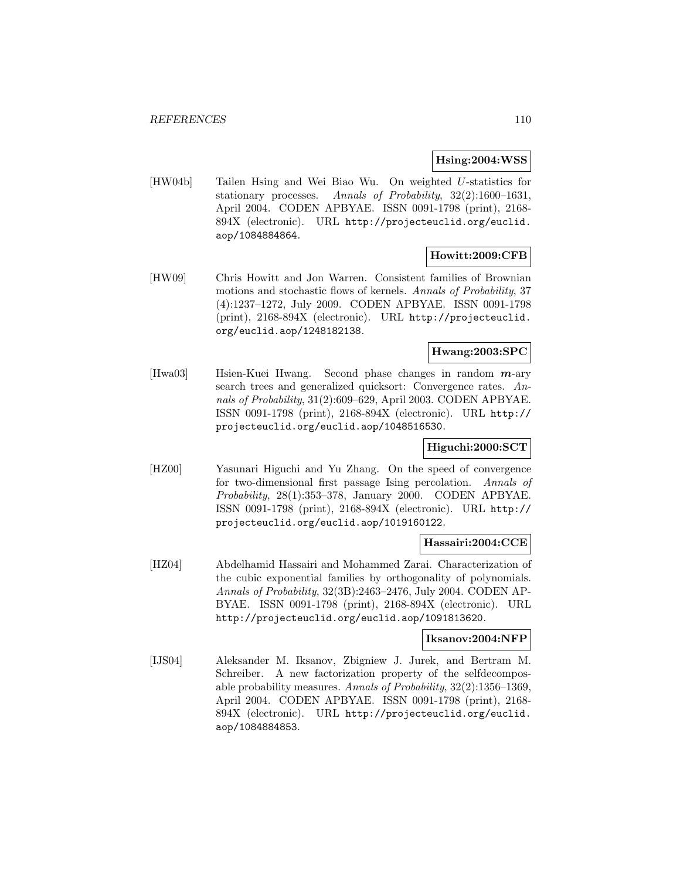**Hsing:2004:WSS**

[HW04b] Tailen Hsing and Wei Biao Wu. On weighted $U$-statistics for stationary processes. *Annals of Probability*, 32(2):1600–1631, April 2004. CODEN APBYAE. ISSN 0091-1798 (print), 2168-894X (electronic). URL http://projecteuclid.org/euclid.aop/1084884864.

**Howitt:2009:CFB**

[HW09] Chris Howitt and Jon Warren. Consistent families of Brownian motions and stochastic flows of kernels. *Annals of Probability*, 37 (4):1237–1272, July 2009. CODEN APBYAE. ISSN 0091-1798 (print), 2168-894X (electronic). URL http://projecteuclid.org/euclid.aop/1248182138.

**Hwang:2003:SPC**

[Hwa03] Hsien-Kuei Hwang. Second phase changes in random $\boldsymbol{m}$-ary search trees and generalized quicksort: Convergence rates. *Annals of Probability*, 31(2):609–629, April 2003. CODEN APBYAE. ISSN 0091-1798 (print), 2168-894X (electronic). URL http://projecteuclid.org/euclid.aop/1048516530.

**Higuchi:2000:SCT**

[HZ00] Yasunari Higuchi and Yu Zhang. On the speed of convergence for two-dimensional first passage Ising percolation. *Annals of Probability*, 28(1):353–378, January 2000. CODEN APBYAE. ISSN 0091-1798 (print), 2168-894X (electronic). URL http://projecteuclid.org/euclid.aop/1019160122.

**Hassairi:2004:CCE**

[HZ04] Abdelhamid Hassairi and Mohammed Zarai. Characterization of the cubic exponential families by orthogonality of polynomials. *Annals of Probability*, 32(3B):2463–2476, July 2004. CODEN APBYAE. ISSN 0091-1798 (print), 2168-894X (electronic). URL http://projecteuclid.org/euclid.aop/1091813620.

**Iksanov:2004:NFP**

[IJS04] Aleksander M. Iksanov, Zbigniew J. Jurek, and Bertram M. Schreiber. A new factorization property of the selfdecomposable probability measures. *Annals of Probability*, 32(2):1356–1369, April 2004. CODEN APBYAE. ISSN 0091-1798 (print), 2168-894X (electronic). URL http://projecteuclid.org/euclid.aop/1084884853.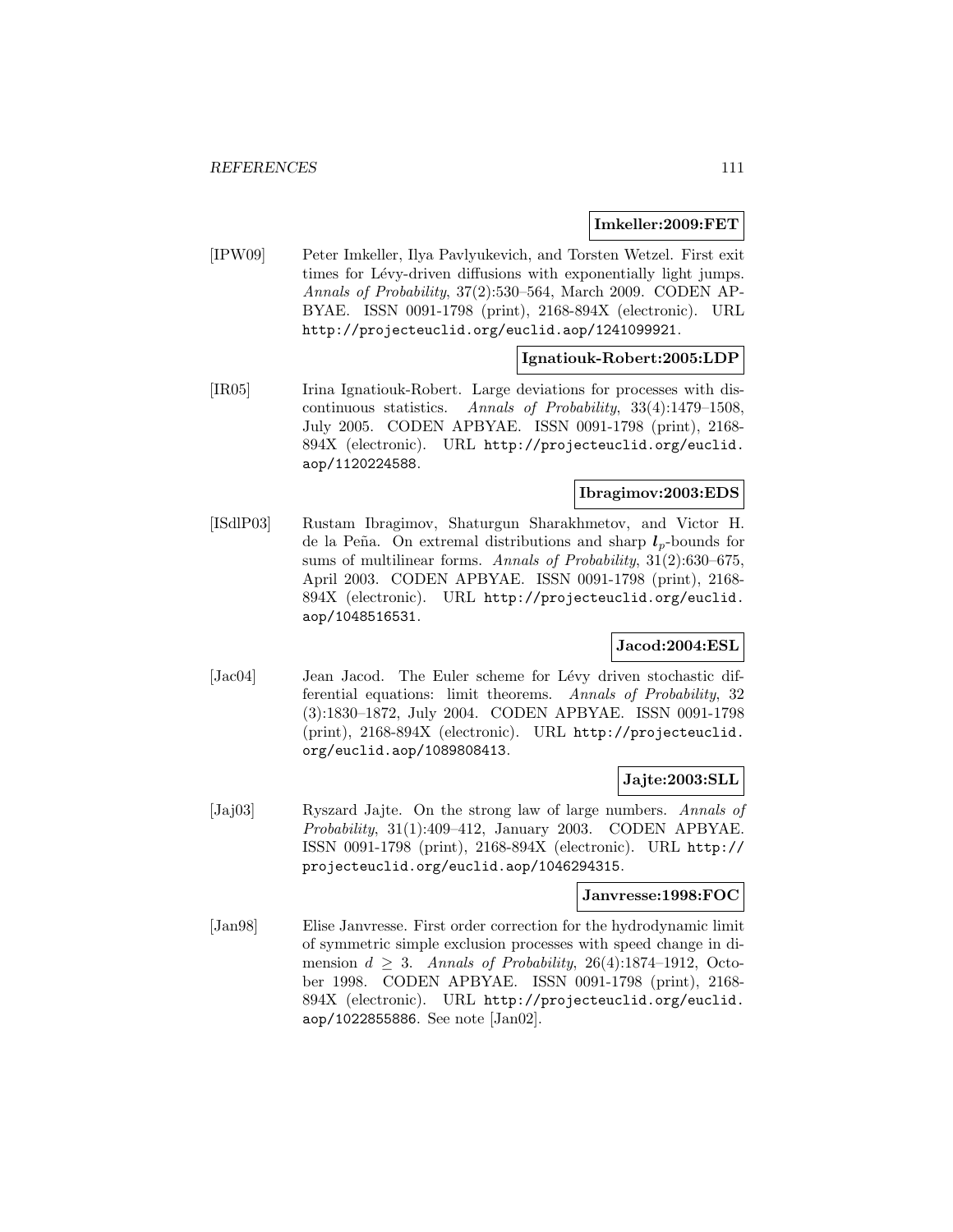**Imkeller:2009:FET**

[IPW09] Peter Imkeller, Ilya Pavlyukevich, and Torsten Wetzel. First exit times for Lévy-driven diffusions with exponentially light jumps. *Annals of Probability*, 37(2):530–564, March 2009. CODEN APBYAE. ISSN 0091-1798 (print), 2168-894X (electronic). URL http://projecteuclid.org/euclid.aop/1241099921.

**Ignatiouk-Robert:2005:LDP**

[IR05] Irina Ignatiouk-Robert. Large deviations for processes with discontinuous statistics. *Annals of Probability*, 33(4):1479–1508, July 2005. CODEN APBYAE. ISSN 0091-1798 (print), 2168-894X (electronic). URL http://projecteuclid.org/euclid.aop/1120224588.

**Ibragimov:2003:EDS**

[ISdlP03] Rustam Ibragimov, Shaturgun Sharakhmetov, and Victor H. de la Peña. On extremal distributions and sharp $l_p$-bounds for sums of multilinear forms. *Annals of Probability*, 31(2):630–675, April 2003. CODEN APBYAE. ISSN 0091-1798 (print), 2168-894X (electronic). URL http://projecteuclid.org/euclid.aop/1048516531.

**Jacod:2004:ESL**

[Jac04] Jean Jacod. The Euler scheme for Lévy driven stochastic differential equations: limit theorems. *Annals of Probability*, 32 (3):1830–1872, July 2004. CODEN APBYAE. ISSN 0091-1798 (print), 2168-894X (electronic). URL http://projecteuclid.org/euclid.aop/1089808413.

**Jajte:2003:SLL**

[Jaj03] Ryszard Jajte. On the strong law of large numbers. *Annals of Probability*, 31(1):409–412, January 2003. CODEN APBYAE. ISSN 0091-1798 (print), 2168-894X (electronic). URL http://projecteuclid.org/euclid.aop/1046294315.

**Janvresse:1998:FOC**

[Jan98] Elise Janvresse. First order correction for the hydrodynamic limit of symmetric simple exclusion processes with speed change in dimension $d \geq 3$. *Annals of Probability*, 26(4):1874–1912, October 1998. CODEN APBYAE. ISSN 0091-1798 (print), 2168-894X (electronic). URL http://projecteuclid.org/euclid.aop/1022855886. See note [Jan02].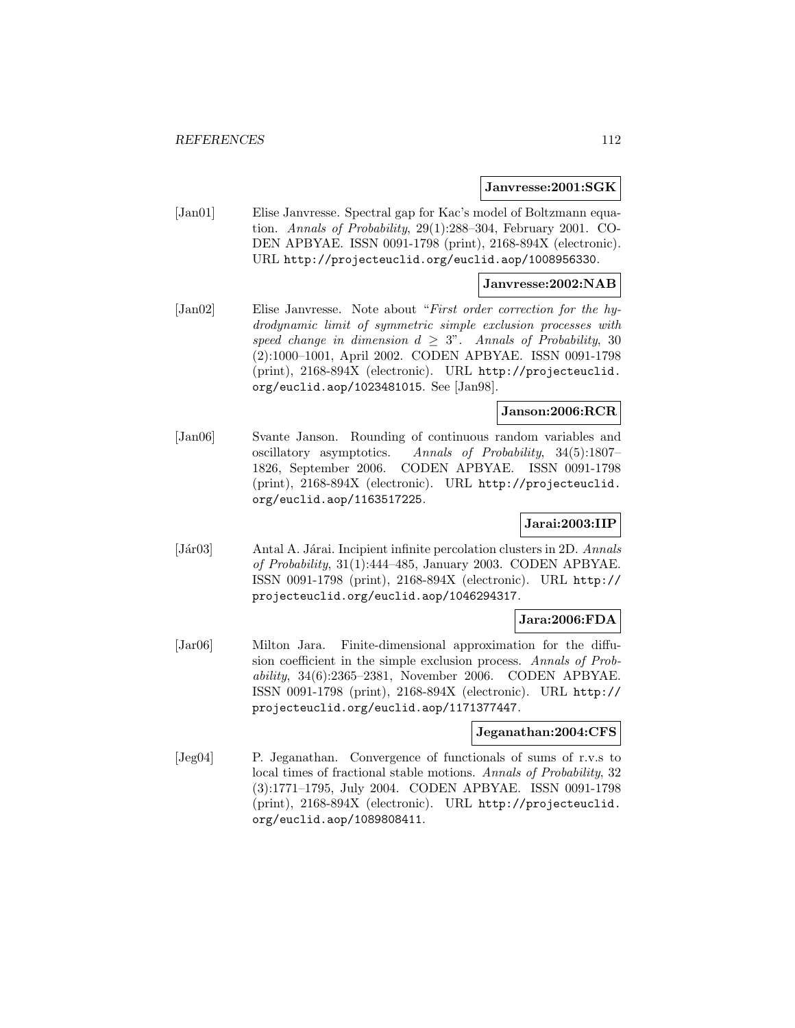**Janvresse:2001:SGK**

[Jan01] Elise Janvresse. Spectral gap for Kac's model of Boltzmann equation. *Annals of Probability*, 29(1):288–304, February 2001. CODEN APBYAE. ISSN 0091-1798 (print), 2168-894X (electronic). URL http://projecteuclid.org/euclid.aop/1008956330.

**Janvresse:2002:NAB**

[Jan02] Elise Janvresse. Note about "*First order correction for the hydrodynamic limit of symmetric simple exclusion processes with speed change in dimension $d \geq 3$*". *Annals of Probability*, 30 (2):1000–1001, April 2002. CODEN APBYAE. ISSN 0091-1798 (print), 2168-894X (electronic). URL http://projecteuclid.org/euclid.aop/1023481015. See [Jan98].

**Janson:2006:RCR**

[Jan06] Svante Janson. Rounding of continuous random variables and oscillatory asymptotics. *Annals of Probability*, 34(5):1807–1826, September 2006. CODEN APBYAE. ISSN 0091-1798 (print), 2168-894X (electronic). URL http://projecteuclid.org/euclid.aop/1163517225.

**Jarai:2003:IIP**

[Jár03] Antal A. Járai. Incipient infinite percolation clusters in 2D. *Annals of Probability*, 31(1):444–485, January 2003. CODEN APBYAE. ISSN 0091-1798 (print), 2168-894X (electronic). URL http://projecteuclid.org/euclid.aop/1046294317.

**Jara:2006:FDA**

[Jar06] Milton Jara. Finite-dimensional approximation for the diffusion coefficient in the simple exclusion process. *Annals of Probability*, 34(6):2365–2381, November 2006. CODEN APBYAE. ISSN 0091-1798 (print), 2168-894X (electronic). URL http://projecteuclid.org/euclid.aop/1171377447.

**Jeganathan:2004:CFS**

[Jeg04] P. Jeganathan. Convergence of functionals of sums of r.v.s to local times of fractional stable motions. *Annals of Probability*, 32 (3):1771–1795, July 2004. CODEN APBYAE. ISSN 0091-1798 (print), 2168-894X (electronic). URL http://projecteuclid.org/euclid.aop/1089808411.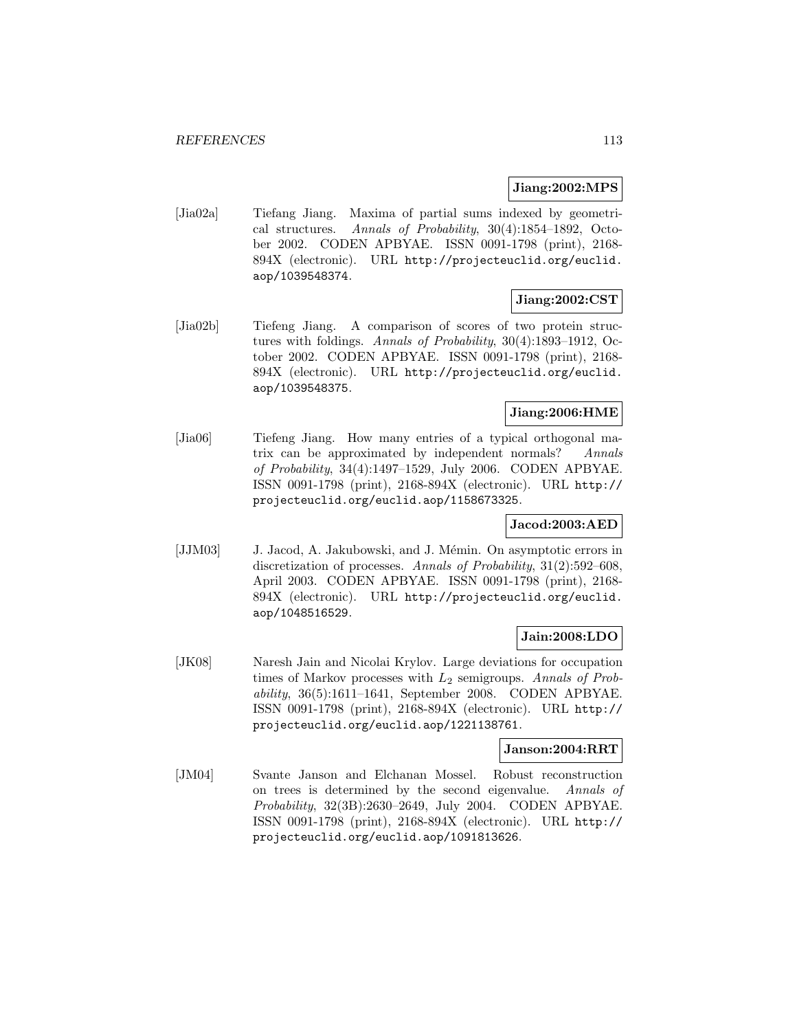**Jiang:2002:MPS**

[Jia02a] Tiefang Jiang. Maxima of partial sums indexed by geometrical structures. *Annals of Probability*, 30(4):1854–1892, October 2002. CODEN APBYAE. ISSN 0091-1798 (print), 2168-894X (electronic). URL http://projecteuclid.org/euclid.aop/1039548374.

**Jiang:2002:CST**

[Jia02b] Tiefeng Jiang. A comparison of scores of two protein structures with foldings. *Annals of Probability*, 30(4):1893–1912, October 2002. CODEN APBYAE. ISSN 0091-1798 (print), 2168-894X (electronic). URL http://projecteuclid.org/euclid.aop/1039548375.

**Jiang:2006:HME**

[Jia06] Tiefeng Jiang. How many entries of a typical orthogonal matrix can be approximated by independent normals? *Annals of Probability*, 34(4):1497–1529, July 2006. CODEN APBYAE. ISSN 0091-1798 (print), 2168-894X (electronic). URL http://projecteuclid.org/euclid.aop/1158673325.

**Jacod:2003:AED**

[JJM03] J. Jacod, A. Jakubowski, and J. Mémin. On asymptotic errors in discretization of processes. *Annals of Probability*, 31(2):592–608, April 2003. CODEN APBYAE. ISSN 0091-1798 (print), 2168-894X (electronic). URL http://projecteuclid.org/euclid.aop/1048516529.

**Jain:2008:LDO**

[JK08] Naresh Jain and Nicolai Krylov. Large deviations for occupation times of Markov processes with $L_2$ semigroups. *Annals of Probability*, 36(5):1611–1641, September 2008. CODEN APBYAE. ISSN 0091-1798 (print), 2168-894X (electronic). URL http://projecteuclid.org/euclid.aop/1221138761.

**Janson:2004:RRT**

[JM04] Svante Janson and Elchanan Mossel. Robust reconstruction on trees is determined by the second eigenvalue. *Annals of Probability*, 32(3B):2630–2649, July 2004. CODEN APBYAE. ISSN 0091-1798 (print), 2168-894X (electronic). URL http://projecteuclid.org/euclid.aop/1091813626.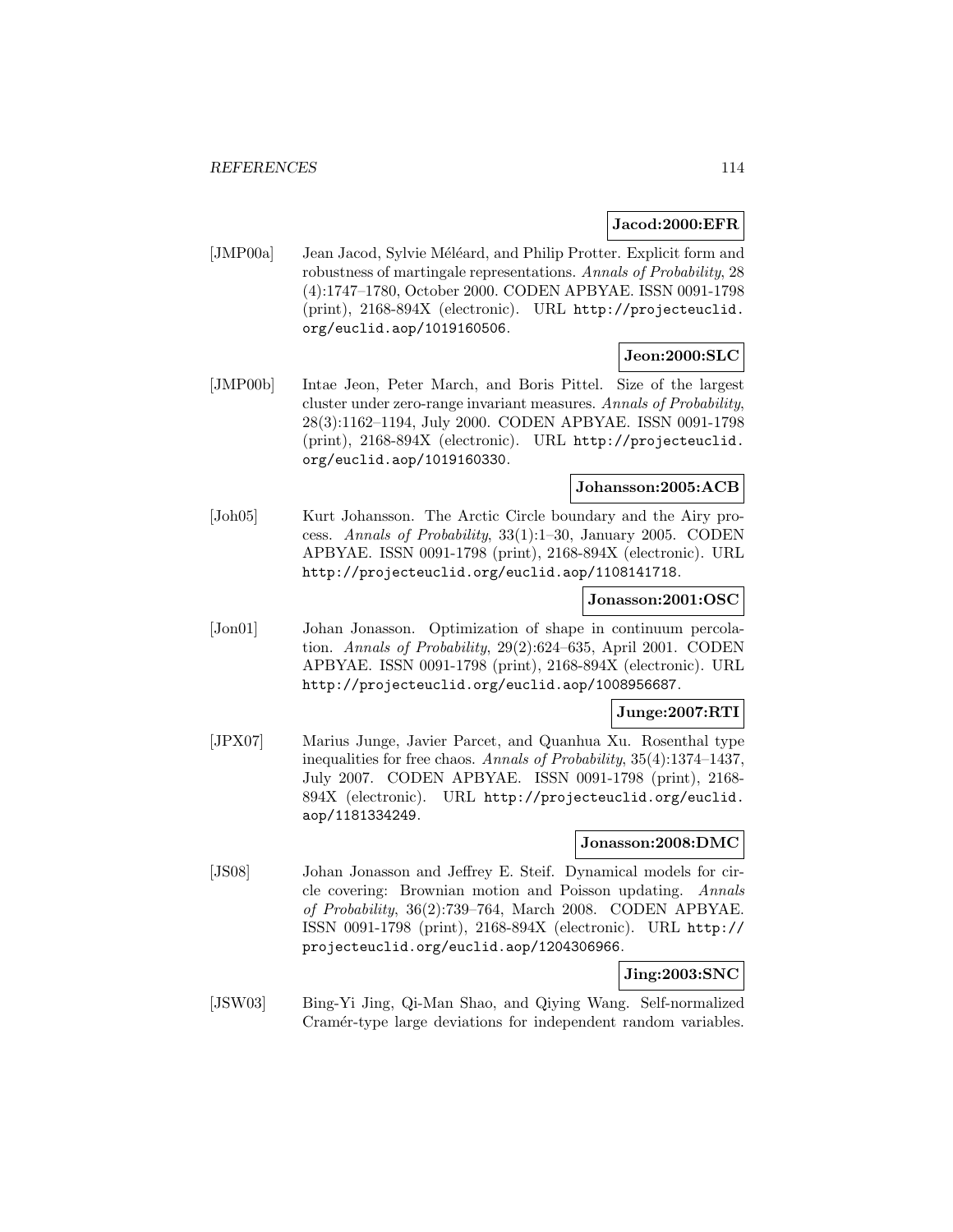**Jacod:2000:EFR**

[JMP00a] Jean Jacod, Sylvie Méléard, and Philip Protter. Explicit form and robustness of martingale representations. *Annals of Probability*, 28 (4):1747–1780, October 2000. CODEN APBYAE. ISSN 0091-1798 (print), 2168-894X (electronic). URL http://projecteuclid.org/euclid.aop/1019160506.

**Jeon:2000:SLC**

[JMP00b] Intae Jeon, Peter March, and Boris Pittel. Size of the largest cluster under zero-range invariant measures. *Annals of Probability*, 28(3):1162–1194, July 2000. CODEN APBYAE. ISSN 0091-1798 (print), 2168-894X (electronic). URL http://projecteuclid.org/euclid.aop/1019160330.

**Johansson:2005:ACB**

[Joh05] Kurt Johansson. The Arctic Circle boundary and the Airy process. *Annals of Probability*, 33(1):1–30, January 2005. CODEN APBYAE. ISSN 0091-1798 (print), 2168-894X (electronic). URL http://projecteuclid.org/euclid.aop/1108141718.

**Jonasson:2001:OSC**

[Jon01] Johan Jonasson. Optimization of shape in continuum percolation. *Annals of Probability*, 29(2):624–635, April 2001. CODEN APBYAE. ISSN 0091-1798 (print), 2168-894X (electronic). URL http://projecteuclid.org/euclid.aop/1008956687.

**Junge:2007:RTI**

[JPX07] Marius Junge, Javier Parcet, and Quanhua Xu. Rosenthal type inequalities for free chaos. *Annals of Probability*, 35(4):1374–1437, July 2007. CODEN APBYAE. ISSN 0091-1798 (print), 2168-894X (electronic). URL http://projecteuclid.org/euclid.aop/1181334249.

**Jonasson:2008:DMC**

[JS08] Johan Jonasson and Jeffrey E. Steif. Dynamical models for circle covering: Brownian motion and Poisson updating. *Annals of Probability*, 36(2):739–764, March 2008. CODEN APBYAE. ISSN 0091-1798 (print), 2168-894X (electronic). URL http://projecteuclid.org/euclid.aop/1204306966.

**Jing:2003:SNC**

[JSW03] Bing-Yi Jing, Qi-Man Shao, and Qiying Wang. Self-normalized Cramér-type large deviations for independent random variables.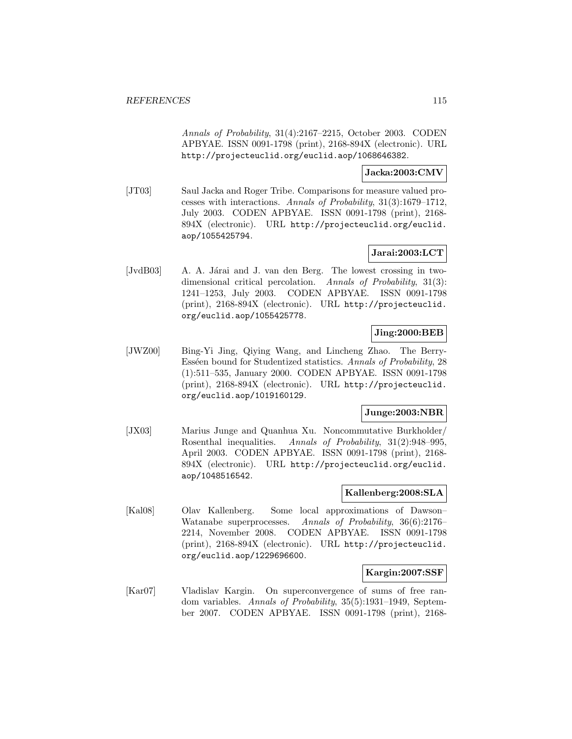*Annals of Probability*, 31(4):2167–2215, October 2003. CODEN APBYAE. ISSN 0091-1798 (print), 2168-894X (electronic). URL http://projecteuclid.org/euclid.aop/1068646382.

**Jacka:2003:CMV**

[JT03] Saul Jacka and Roger Tribe. Comparisons for measure valued processes with interactions. *Annals of Probability*, 31(3):1679–1712, July 2003. CODEN APBYAE. ISSN 0091-1798 (print), 2168-894X (electronic). URL http://projecteuclid.org/euclid.aop/1055425794.

**Jarai:2003:LCT**

[JvdB03] A. A. Járai and J. van den Berg. The lowest crossing in two-dimensional critical percolation. *Annals of Probability*, 31(3):1241–1253, July 2003. CODEN APBYAE. ISSN 0091-1798 (print), 2168-894X (electronic). URL http://projecteuclid.org/euclid.aop/1055425778.

**Jing:2000:BEB**

[JWZ00] Bing-Yi Jing, Qiying Wang, and Lincheng Zhao. The Berry-Esséen bound for Studentized statistics. *Annals of Probability*, 28(1):511–535, January 2000. CODEN APBYAE. ISSN 0091-1798 (print), 2168-894X (electronic). URL http://projecteuclid.org/euclid.aop/1019160129.

**Junge:2003:NBR**

[JX03] Marius Junge and Quanhua Xu. Noncommutative Burkholder/Rosenthal inequalities. *Annals of Probability*, 31(2):948–995, April 2003. CODEN APBYAE. ISSN 0091-1798 (print), 2168-894X (electronic). URL http://projecteuclid.org/euclid.aop/1048516542.

**Kallenberg:2008:SLA**

[Kal08] Olav Kallenberg. Some local approximations of Dawson–Watanabe superprocesses. *Annals of Probability*, 36(6):2176–2214, November 2008. CODEN APBYAE. ISSN 0091-1798 (print), 2168-894X (electronic). URL http://projecteuclid.org/euclid.aop/1229696600.

**Kargin:2007:SSF**

[Kar07] Vladislav Kargin. On superconvergence of sums of free random variables. *Annals of Probability*, 35(5):1931–1949, September 2007. CODEN APBYAE. ISSN 0091-1798 (print), 2168-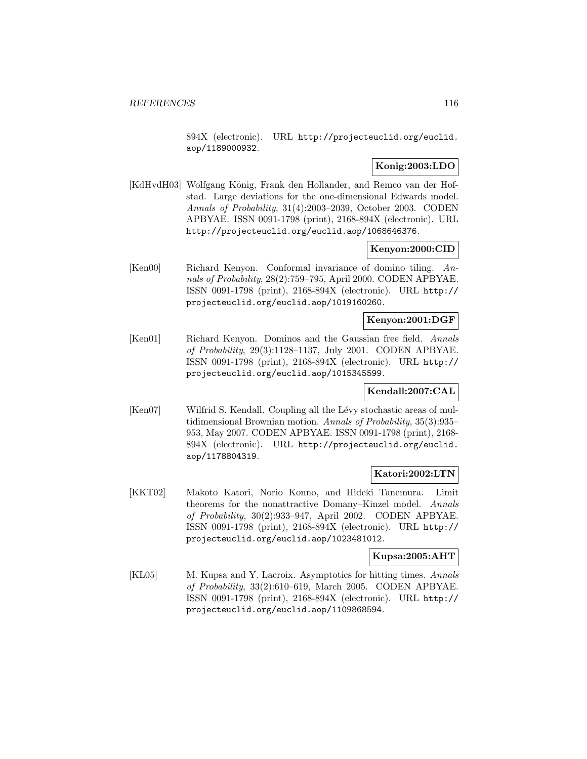894X (electronic). URL http://projecteuclid.org/euclid.aop/1189000932.

**Konig:2003:LDO**

[KdHvdH03] Wolfgang König, Frank den Hollander, and Remco van der Hofstad. Large deviations for the one-dimensional Edwards model. *Annals of Probability*, 31(4):2003–2039, October 2003. CODEN APBYAE. ISSN 0091-1798 (print), 2168-894X (electronic). URL http://projecteuclid.org/euclid.aop/1068646376.

**Kenyon:2000:CID**

[Ken00] Richard Kenyon. Conformal invariance of domino tiling. *Annals of Probability*, 28(2):759–795, April 2000. CODEN APBYAE. ISSN 0091-1798 (print), 2168-894X (electronic). URL http://projecteuclid.org/euclid.aop/1019160260.

**Kenyon:2001:DGF**

[Ken01] Richard Kenyon. Dominos and the Gaussian free field. *Annals of Probability*, 29(3):1128–1137, July 2001. CODEN APBYAE. ISSN 0091-1798 (print), 2168-894X (electronic). URL http://projecteuclid.org/euclid.aop/1015345599.

**Kendall:2007:CAL**

[Ken07] Wilfrid S. Kendall. Coupling all the Lévy stochastic areas of multidimensional Brownian motion. *Annals of Probability*, 35(3):935–953, May 2007. CODEN APBYAE. ISSN 0091-1798 (print), 2168-894X (electronic). URL http://projecteuclid.org/euclid.aop/1178804319.

**Katori:2002:LTN**

[KKT02] Makoto Katori, Norio Konno, and Hideki Tanemura. Limit theorems for the nonattractive Domany–Kinzel model. *Annals of Probability*, 30(2):933–947, April 2002. CODEN APBYAE. ISSN 0091-1798 (print), 2168-894X (electronic). URL http://projecteuclid.org/euclid.aop/1023481012.

**Kupsa:2005:AHT**

[KL05] M. Kupsa and Y. Lacroix. Asymptotics for hitting times. *Annals of Probability*, 33(2):610–619, March 2005. CODEN APBYAE. ISSN 0091-1798 (print), 2168-894X (electronic). URL http://projecteuclid.org/euclid.aop/1109868594.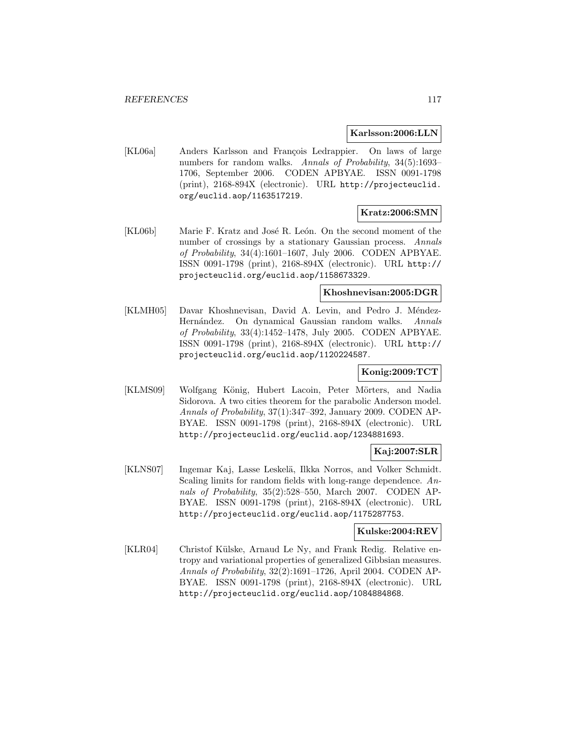**Karlsson:2006:LLN**

[KL06a] Anders Karlsson and François Ledrappier. On laws of large numbers for random walks. *Annals of Probability*, 34(5):1693–1706, September 2006. CODEN APBYAE. ISSN 0091-1798 (print), 2168-894X (electronic). URL http://projecteuclid.org/euclid.aop/1163517219.

**Kratz:2006:SMN**

[KL06b] Marie F. Kratz and José R. León. On the second moment of the number of crossings by a stationary Gaussian process. *Annals of Probability*, 34(4):1601–1607, July 2006. CODEN APBYAE. ISSN 0091-1798 (print), 2168-894X (electronic). URL http://projecteuclid.org/euclid.aop/1158673329.

**Khoshnevisan:2005:DGR**

[KLMH05] Davar Khoshnevisan, David A. Levin, and Pedro J. Méndez-Hernández. On dynamical Gaussian random walks. *Annals of Probability*, 33(4):1452–1478, July 2005. CODEN APBYAE. ISSN 0091-1798 (print), 2168-894X (electronic). URL http://projecteuclid.org/euclid.aop/1120224587.

**Konig:2009:TCT**

[KLMS09] Wolfgang König, Hubert Lacoin, Peter Mörters, and Nadia Sidorova. A two cities theorem for the parabolic Anderson model. *Annals of Probability*, 37(1):347–392, January 2009. CODEN APBYAE. ISSN 0091-1798 (print), 2168-894X (electronic). URL http://projecteuclid.org/euclid.aop/1234881693.

**Kaj:2007:SLR**

[KLNS07] Ingemar Kaj, Lasse Leskelä, Ilkka Norros, and Volker Schmidt. Scaling limits for random fields with long-range dependence. *Annals of Probability*, 35(2):528–550, March 2007. CODEN APBYAE. ISSN 0091-1798 (print), 2168-894X (electronic). URL http://projecteuclid.org/euclid.aop/1175287753.

**Kulske:2004:REV**

[KLR04] Christof Külske, Arnaud Le Ny, and Frank Redig. Relative entropy and variational properties of generalized Gibbsian measures. *Annals of Probability*, 32(2):1691–1726, April 2004. CODEN APBYAE. ISSN 0091-1798 (print), 2168-894X (electronic). URL http://projecteuclid.org/euclid.aop/1084884868.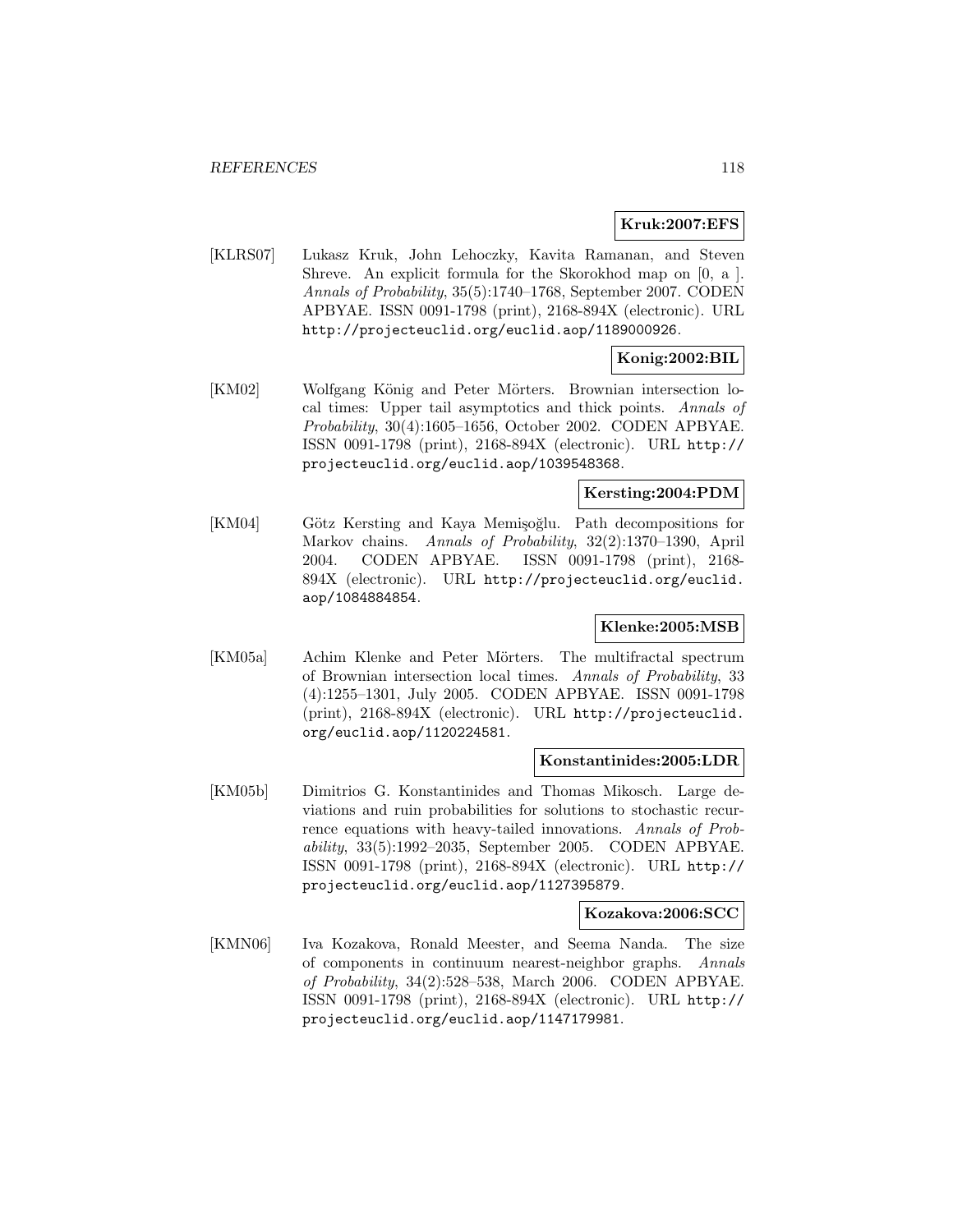**Kruk:2007:EFS**

[KLRS07] Lukasz Kruk, John Lehoczky, Kavita Ramanan, and Steven Shreve. An explicit formula for the Skorokhod map on [0, a ]. *Annals of Probability*, 35(5):1740–1768, September 2007. CODEN APBYAE. ISSN 0091-1798 (print), 2168-894X (electronic). URL http://projecteuclid.org/euclid.aop/1189000926.

**Konig:2002:BIL**

[KM02] Wolfgang König and Peter Mörters. Brownian intersection local times: Upper tail asymptotics and thick points. *Annals of Probability*, 30(4):1605–1656, October 2002. CODEN APBYAE. ISSN 0091-1798 (print), 2168-894X (electronic). URL http://projecteuclid.org/euclid.aop/1039548368.

**Kersting:2004:PDM**

[KM04] Götz Kersting and Kaya Memişoğlu. Path decompositions for Markov chains. *Annals of Probability*, 32(2):1370–1390, April 2004. CODEN APBYAE. ISSN 0091-1798 (print), 2168-894X (electronic). URL http://projecteuclid.org/euclid.aop/1084884854.

**Klenke:2005:MSB**

[KM05a] Achim Klenke and Peter Mörters. The multifractal spectrum of Brownian intersection local times. *Annals of Probability*, 33 (4):1255–1301, July 2005. CODEN APBYAE. ISSN 0091-1798 (print), 2168-894X (electronic). URL http://projecteuclid.org/euclid.aop/1120224581.

**Konstantinides:2005:LDR**

[KM05b] Dimitrios G. Konstantinides and Thomas Mikosch. Large deviations and ruin probabilities for solutions to stochastic recurrence equations with heavy-tailed innovations. *Annals of Probability*, 33(5):1992–2035, September 2005. CODEN APBYAE. ISSN 0091-1798 (print), 2168-894X (electronic). URL http://projecteuclid.org/euclid.aop/1127395879.

**Kozakova:2006:SCC**

[KMN06] Iva Kozakova, Ronald Meester, and Seema Nanda. The size of components in continuum nearest-neighbor graphs. *Annals of Probability*, 34(2):528–538, March 2006. CODEN APBYAE. ISSN 0091-1798 (print), 2168-894X (electronic). URL http://projecteuclid.org/euclid.aop/1147179981.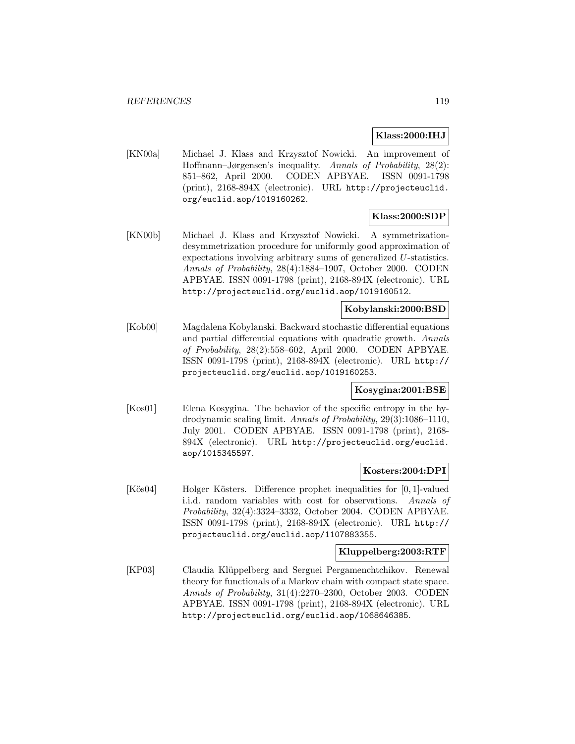**Klass:2000:IHJ**

[KN00a] Michael J. Klass and Krzysztof Nowicki. An improvement of Hoffmann–Jørgensen's inequality. *Annals of Probability*, 28(2): 851–862, April 2000. CODEN APBYAE. ISSN 0091-1798 (print), 2168-894X (electronic). URL http://projecteuclid.org/euclid.aop/1019160262.

**Klass:2000:SDP**

[KN00b] Michael J. Klass and Krzysztof Nowicki. A symmetrization-desymmetrization procedure for uniformly good approximation of expectations involving arbitrary sums of generalized $U$-statistics. *Annals of Probability*, 28(4):1884–1907, October 2000. CODEN APBYAE. ISSN 0091-1798 (print), 2168-894X (electronic). URL http://projecteuclid.org/euclid.aop/1019160512.

**Kobylanski:2000:BSD**

[Kob00] Magdalena Kobylanski. Backward stochastic differential equations and partial differential equations with quadratic growth. *Annals of Probability*, 28(2):558–602, April 2000. CODEN APBYAE. ISSN 0091-1798 (print), 2168-894X (electronic). URL http://projecteuclid.org/euclid.aop/1019160253.

**Kosygina:2001:BSE**

[Kos01] Elena Kosygina. The behavior of the specific entropy in the hydrodynamic scaling limit. *Annals of Probability*, 29(3):1086–1110, July 2001. CODEN APBYAE. ISSN 0091-1798 (print), 2168-894X (electronic). URL http://projecteuclid.org/euclid.aop/1015345597.

**Kosters:2004:DPI**

[Kös04] Holger Kösters. Difference prophet inequalities for $[0,1]$-valued i.i.d. random variables with cost for observations. *Annals of Probability*, 32(4):3324–3332, October 2004. CODEN APBYAE. ISSN 0091-1798 (print), 2168-894X (electronic). URL http://projecteuclid.org/euclid.aop/1107883355.

**Kluppelberg:2003:RTF**

[KP03] Claudia Klüppelberg and Serguei Pergamenchtchikov. Renewal theory for functionals of a Markov chain with compact state space. *Annals of Probability*, 31(4):2270–2300, October 2003. CODEN APBYAE. ISSN 0091-1798 (print), 2168-894X (electronic). URL http://projecteuclid.org/euclid.aop/1068646385.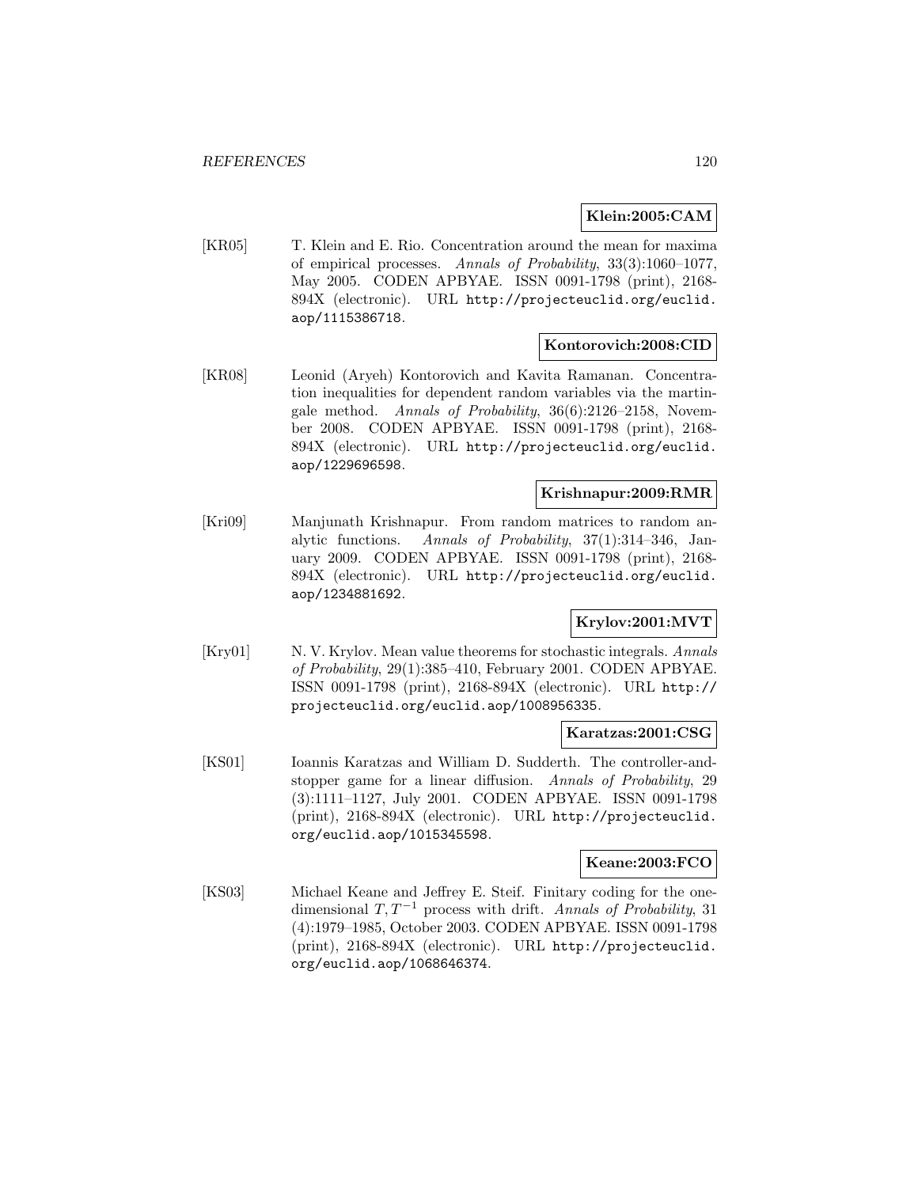**Klein:2005:CAM**

[KR05] T. Klein and E. Rio. Concentration around the mean for maxima of empirical processes. *Annals of Probability*, 33(3):1060–1077, May 2005. CODEN APBYAE. ISSN 0091-1798 (print), 2168-894X (electronic). URL http://projecteuclid.org/euclid.aop/1115386718.

**Kontorovich:2008:CID**

[KR08] Leonid (Aryeh) Kontorovich and Kavita Ramanan. Concentration inequalities for dependent random variables via the martingale method. *Annals of Probability*, 36(6):2126–2158, November 2008. CODEN APBYAE. ISSN 0091-1798 (print), 2168-894X (electronic). URL http://projecteuclid.org/euclid.aop/1229696598.

**Krishnapur:2009:RMR**

[Kri09] Manjunath Krishnapur. From random matrices to random analytic functions. *Annals of Probability*, 37(1):314–346, January 2009. CODEN APBYAE. ISSN 0091-1798 (print), 2168-894X (electronic). URL http://projecteuclid.org/euclid.aop/1234881692.

**Krylov:2001:MVT**

[Kry01] N. V. Krylov. Mean value theorems for stochastic integrals. *Annals of Probability*, 29(1):385–410, February 2001. CODEN APBYAE. ISSN 0091-1798 (print), 2168-894X (electronic). URL http://projecteuclid.org/euclid.aop/1008956335.

**Karatzas:2001:CSG**

[KS01] Ioannis Karatzas and William D. Sudderth. The controller-and-stopper game for a linear diffusion. *Annals of Probability*, 29 (3):1111–1127, July 2001. CODEN APBYAE. ISSN 0091-1798 (print), 2168-894X (electronic). URL http://projecteuclid.org/euclid.aop/1015345598.

**Keane:2003:FCO**

[KS03] Michael Keane and Jeffrey E. Steif. Finitary coding for the one-dimensional $T, T^{-1}$ process with drift. *Annals of Probability*, 31 (4):1979–1985, October 2003. CODEN APBYAE. ISSN 0091-1798 (print), 2168-894X (electronic). URL http://projecteuclid.org/euclid.aop/1068646374.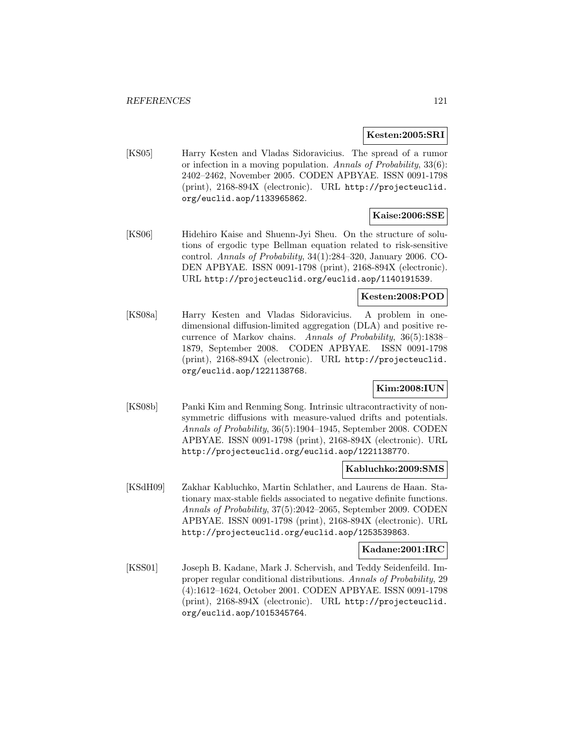**Kesten:2005:SRI**

[KS05] Harry Kesten and Vladas Sidoravicius. The spread of a rumor or infection in a moving population. *Annals of Probability*, 33(6): 2402–2462, November 2005. CODEN APBYAE. ISSN 0091-1798 (print), 2168-894X (electronic). URL http://projecteuclid.org/euclid.aop/1133965862.

**Kaise:2006:SSE**

[KS06] Hidehiro Kaise and Shuenn-Jyi Sheu. On the structure of solutions of ergodic type Bellman equation related to risk-sensitive control. *Annals of Probability*, 34(1):284–320, January 2006. CODEN APBYAE. ISSN 0091-1798 (print), 2168-894X (electronic). URL http://projecteuclid.org/euclid.aop/1140191539.

**Kesten:2008:POD**

[KS08a] Harry Kesten and Vladas Sidoravicius. A problem in one-dimensional diffusion-limited aggregation (DLA) and positive recurrence of Markov chains. *Annals of Probability*, 36(5):1838–1879, September 2008. CODEN APBYAE. ISSN 0091-1798 (print), 2168-894X (electronic). URL http://projecteuclid.org/euclid.aop/1221138768.

**Kim:2008:IUN**

[KS08b] Panki Kim and Renming Song. Intrinsic ultracontractivity of non-symmetric diffusions with measure-valued drifts and potentials. *Annals of Probability*, 36(5):1904–1945, September 2008. CODEN APBYAE. ISSN 0091-1798 (print), 2168-894X (electronic). URL http://projecteuclid.org/euclid.aop/1221138770.

**Kabluchko:2009:SMS**

[KSdH09] Zakhar Kabluchko, Martin Schlather, and Laurens de Haan. Stationary max-stable fields associated to negative definite functions. *Annals of Probability*, 37(5):2042–2065, September 2009. CODEN APBYAE. ISSN 0091-1798 (print), 2168-894X (electronic). URL http://projecteuclid.org/euclid.aop/1253539863.

**Kadane:2001:IRC**

[KSS01] Joseph B. Kadane, Mark J. Schervish, and Teddy Seidenfeild. Improper regular conditional distributions. *Annals of Probability*, 29 (4):1612–1624, October 2001. CODEN APBYAE. ISSN 0091-1798 (print), 2168-894X (electronic). URL http://projecteuclid.org/euclid.aop/1015345764.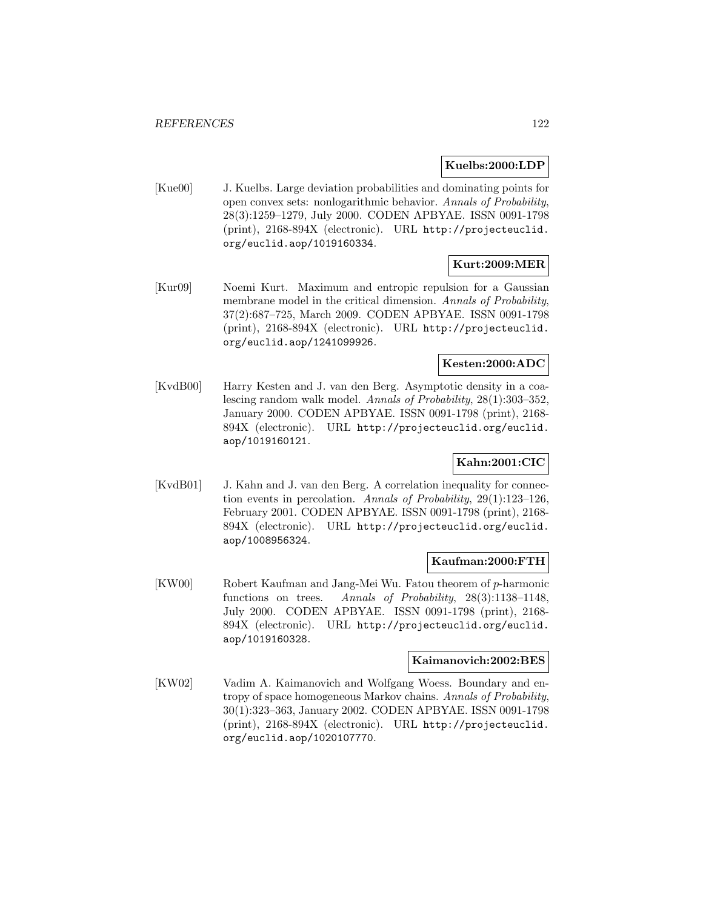**Kuelbs:2000:LDP**

[Kue00] J. Kuelbs. Large deviation probabilities and dominating points for open convex sets: nonlogarithmic behavior. *Annals of Probability*, 28(3):1259–1279, July 2000. CODEN APBYAE. ISSN 0091-1798 (print), 2168-894X (electronic). URL http://projecteuclid.org/euclid.aop/1019160334.

**Kurt:2009:MER**

[Kur09] Noemi Kurt. Maximum and entropic repulsion for a Gaussian membrane model in the critical dimension. *Annals of Probability*, 37(2):687–725, March 2009. CODEN APBYAE. ISSN 0091-1798 (print), 2168-894X (electronic). URL http://projecteuclid.org/euclid.aop/1241099926.

**Kesten:2000:ADC**

[KvdB00] Harry Kesten and J. van den Berg. Asymptotic density in a coalescing random walk model. *Annals of Probability*, 28(1):303–352, January 2000. CODEN APBYAE. ISSN 0091-1798 (print), 2168-894X (electronic). URL http://projecteuclid.org/euclid.aop/1019160121.

**Kahn:2001:CIC**

[KvdB01] J. Kahn and J. van den Berg. A correlation inequality for connection events in percolation. *Annals of Probability*, 29(1):123–126, February 2001. CODEN APBYAE. ISSN 0091-1798 (print), 2168-894X (electronic). URL http://projecteuclid.org/euclid.aop/1008956324.

**Kaufman:2000:FTH**

[KW00] Robert Kaufman and Jang-Mei Wu. Fatou theorem of $p$-harmonic functions on trees. *Annals of Probability*, 28(3):1138–1148, July 2000. CODEN APBYAE. ISSN 0091-1798 (print), 2168-894X (electronic). URL http://projecteuclid.org/euclid.aop/1019160328.

**Kaimanovich:2002:BES**

[KW02] Vadim A. Kaimanovich and Wolfgang Woess. Boundary and entropy of space homogeneous Markov chains. *Annals of Probability*, 30(1):323–363, January 2002. CODEN APBYAE. ISSN 0091-1798 (print), 2168-894X (electronic). URL http://projecteuclid.org/euclid.aop/1020107770.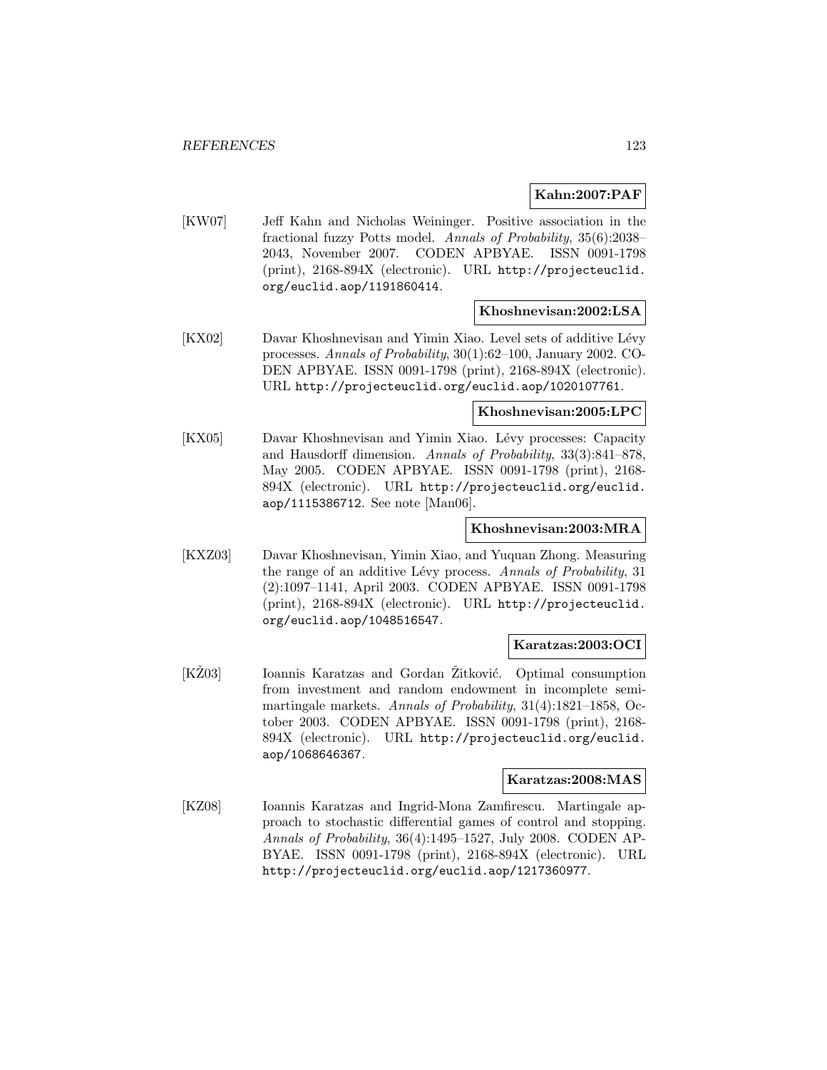**Kahn:2007:PAF**

[KW07] Jeff Kahn and Nicholas Weininger. Positive association in the fractional fuzzy Potts model. *Annals of Probability*, 35(6):2038–2043, November 2007. CODEN APBYAE. ISSN 0091-1798 (print), 2168-894X (electronic). URL http://projecteuclid.org/euclid.aop/1191860414.

**Khoshnevisan:2002:LSA**

[KX02] Davar Khoshnevisan and Yimin Xiao. Level sets of additive Lévy processes. *Annals of Probability*, 30(1):62–100, January 2002. CODEN APBYAE. ISSN 0091-1798 (print), 2168-894X (electronic). URL http://projecteuclid.org/euclid.aop/1020107761.

**Khoshnevisan:2005:LPC**

[KX05] Davar Khoshnevisan and Yimin Xiao. Lévy processes: Capacity and Hausdorff dimension. *Annals of Probability*, 33(3):841–878, May 2005. CODEN APBYAE. ISSN 0091-1798 (print), 2168-894X (electronic). URL http://projecteuclid.org/euclid.aop/1115386712. See note [Man06].

**Khoshnevisan:2003:MRA**

[KXZ03] Davar Khoshnevisan, Yimin Xiao, and Yuquan Zhong. Measuring the range of an additive Lévy process. *Annals of Probability*, 31 (2):1097–1141, April 2003. CODEN APBYAE. ISSN 0091-1798 (print), 2168-894X (electronic). URL http://projecteuclid.org/euclid.aop/1048516547.

**Karatzas:2003:OCI**

[KŽ03] Ioannis Karatzas and Gordan Žitković. Optimal consumption from investment and random endowment in incomplete semimartingale markets. *Annals of Probability*, 31(4):1821–1858, October 2003. CODEN APBYAE. ISSN 0091-1798 (print), 2168-894X (electronic). URL http://projecteuclid.org/euclid.aop/1068646367.

**Karatzas:2008:MAS**

[KZ08] Ioannis Karatzas and Ingrid-Mona Zamfirescu. Martingale approach to stochastic differential games of control and stopping. *Annals of Probability*, 36(4):1495–1527, July 2008. CODEN APBYAE. ISSN 0091-1798 (print), 2168-894X (electronic). URL http://projecteuclid.org/euclid.aop/1217360977.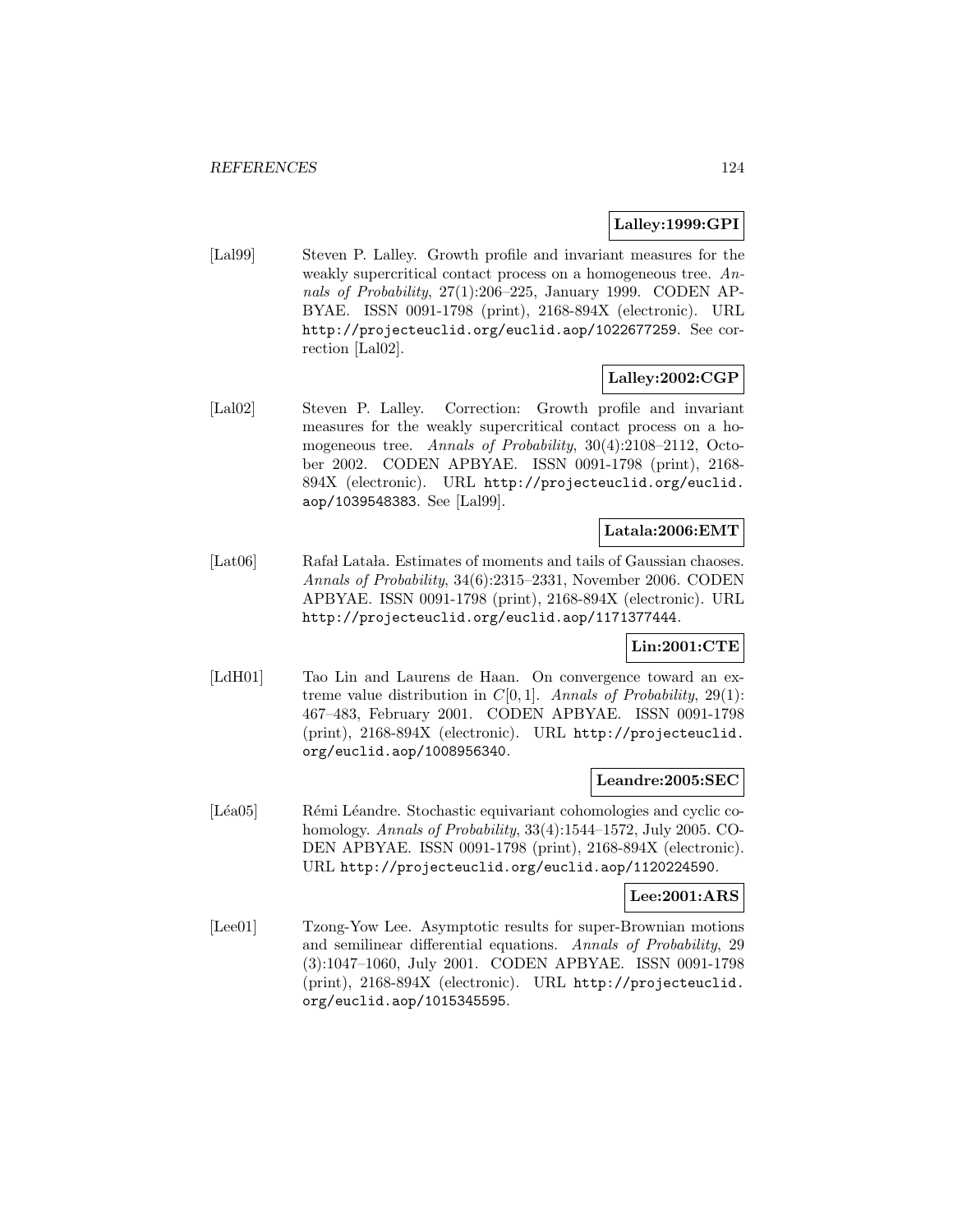**Lalley:1999:GPI**

[Lal99] Steven P. Lalley. Growth profile and invariant measures for the weakly supercritical contact process on a homogeneous tree. *Annals of Probability*, 27(1):206–225, January 1999. CODEN APBYAE. ISSN 0091-1798 (print), 2168-894X (electronic). URL http://projecteuclid.org/euclid.aop/1022677259. See correction [Lal02].

**Lalley:2002:CGP**

[Lal02] Steven P. Lalley. Correction: Growth profile and invariant measures for the weakly supercritical contact process on a homogeneous tree. *Annals of Probability*, 30(4):2108–2112, October 2002. CODEN APBYAE. ISSN 0091-1798 (print), 2168-894X (electronic). URL http://projecteuclid.org/euclid.aop/1039548383. See [Lal99].

**Latala:2006:EMT**

[Lat06] Rafał Latała. Estimates of moments and tails of Gaussian chaoses. *Annals of Probability*, 34(6):2315–2331, November 2006. CODEN APBYAE. ISSN 0091-1798 (print), 2168-894X (electronic). URL http://projecteuclid.org/euclid.aop/1171377444.

**Lin:2001:CTE**

[LdH01] Tao Lin and Laurens de Haan. On convergence toward an extreme value distribution in $C[0,1]$. *Annals of Probability*, 29(1): 467–483, February 2001. CODEN APBYAE. ISSN 0091-1798 (print), 2168-894X (electronic). URL http://projecteuclid.org/euclid.aop/1008956340.

**Leandre:2005:SEC**

[Léa05] Rémi Léandre. Stochastic equivariant cohomologies and cyclic cohomology. *Annals of Probability*, 33(4):1544–1572, July 2005. CODEN APBYAE. ISSN 0091-1798 (print), 2168-894X (electronic). URL http://projecteuclid.org/euclid.aop/1120224590.

**Lee:2001:ARS**

[Lee01] Tzong-Yow Lee. Asymptotic results for super-Brownian motions and semilinear differential equations. *Annals of Probability*, 29 (3):1047–1060, July 2001. CODEN APBYAE. ISSN 0091-1798 (print), 2168-894X (electronic). URL http://projecteuclid.org/euclid.aop/1015345595.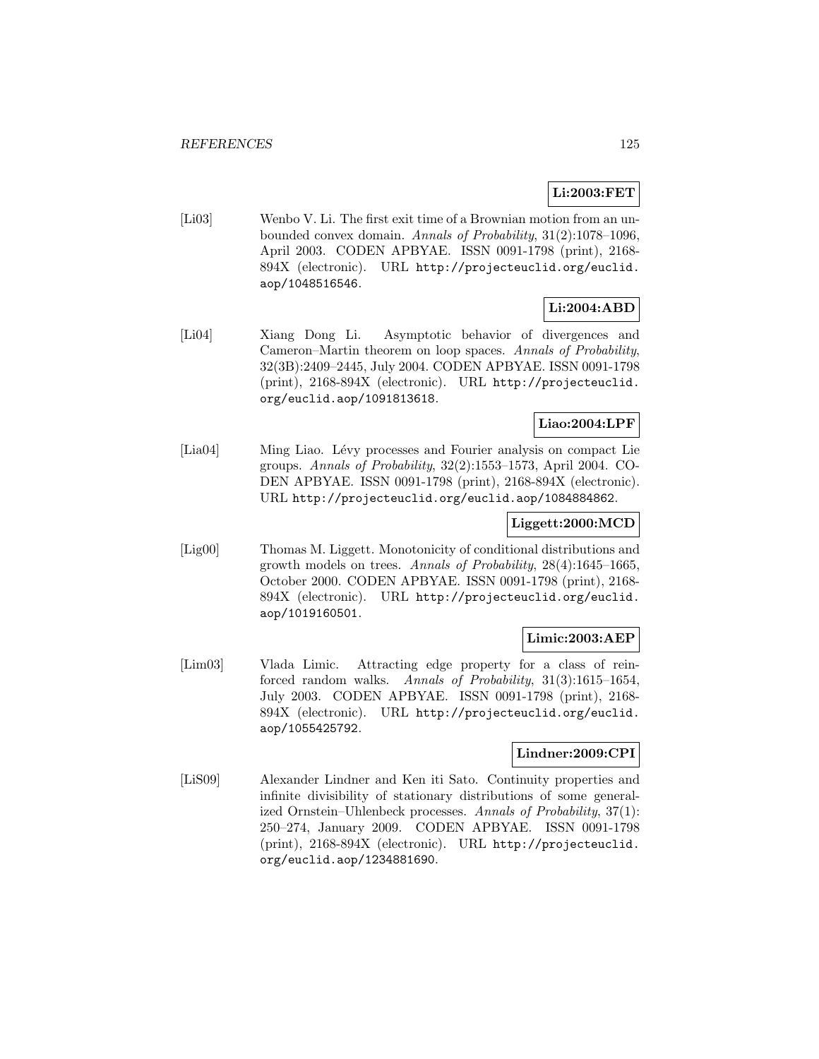**Li:2003:FET**

[Li03] Wenbo V. Li. The first exit time of a Brownian motion from an unbounded convex domain. *Annals of Probability*, 31(2):1078–1096, April 2003. CODEN APBYAE. ISSN 0091-1798 (print), 2168-894X (electronic). URL http://projecteuclid.org/euclid.aop/1048516546.

**Li:2004:ABD**

[Li04] Xiang Dong Li. Asymptotic behavior of divergences and Cameron–Martin theorem on loop spaces. *Annals of Probability*, 32(3B):2409–2445, July 2004. CODEN APBYAE. ISSN 0091-1798 (print), 2168-894X (electronic). URL http://projecteuclid.org/euclid.aop/1091813618.

**Liao:2004:LPF**

[Lia04] Ming Liao. Lévy processes and Fourier analysis on compact Lie groups. *Annals of Probability*, 32(2):1553–1573, April 2004. CODEN APBYAE. ISSN 0091-1798 (print), 2168-894X (electronic). URL http://projecteuclid.org/euclid.aop/1084884862.

**Liggett:2000:MCD**

[Lig00] Thomas M. Liggett. Monotonicity of conditional distributions and growth models on trees. *Annals of Probability*, 28(4):1645–1665, October 2000. CODEN APBYAE. ISSN 0091-1798 (print), 2168-894X (electronic). URL http://projecteuclid.org/euclid.aop/1019160501.

**Limic:2003:AEP**

[Lim03] Vlada Limic. Attracting edge property for a class of reinforced random walks. *Annals of Probability*, 31(3):1615–1654, July 2003. CODEN APBYAE. ISSN 0091-1798 (print), 2168-894X (electronic). URL http://projecteuclid.org/euclid.aop/1055425792.

**Lindner:2009:CPI**

[LiS09] Alexander Lindner and Ken iti Sato. Continuity properties and infinite divisibility of stationary distributions of some generalized Ornstein–Uhlenbeck processes. *Annals of Probability*, 37(1): 250–274, January 2009. CODEN APBYAE. ISSN 0091-1798 (print), 2168-894X (electronic). URL http://projecteuclid.org/euclid.aop/1234881690.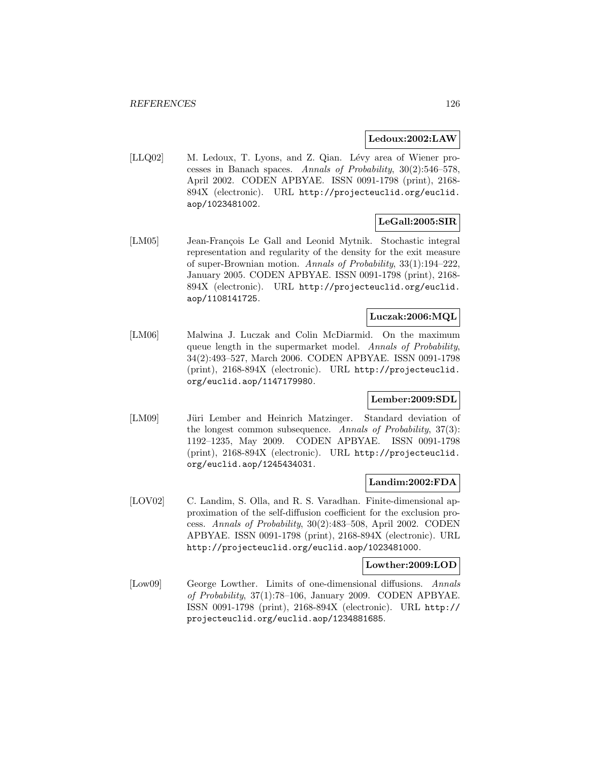**Ledoux:2002:LAW**

[LLQ02] M. Ledoux, T. Lyons, and Z. Qian. Lévy area of Wiener processes in Banach spaces. *Annals of Probability*, 30(2):546–578, April 2002. CODEN APBYAE. ISSN 0091-1798 (print), 2168-894X (electronic). URL http://projecteuclid.org/euclid.aop/1023481002.

**LeGall:2005:SIR**

[LM05] Jean-François Le Gall and Leonid Mytnik. Stochastic integral representation and regularity of the density for the exit measure of super-Brownian motion. *Annals of Probability*, 33(1):194–222, January 2005. CODEN APBYAE. ISSN 0091-1798 (print), 2168-894X (electronic). URL http://projecteuclid.org/euclid.aop/1108141725.

**Luczak:2006:MQL**

[LM06] Malwina J. Luczak and Colin McDiarmid. On the maximum queue length in the supermarket model. *Annals of Probability*, 34(2):493–527, March 2006. CODEN APBYAE. ISSN 0091-1798 (print), 2168-894X (electronic). URL http://projecteuclid.org/euclid.aop/1147179980.

**Lember:2009:SDL**

[LM09] Jüri Lember and Heinrich Matzinger. Standard deviation of the longest common subsequence. *Annals of Probability*, 37(3): 1192–1235, May 2009. CODEN APBYAE. ISSN 0091-1798 (print), 2168-894X (electronic). URL http://projecteuclid.org/euclid.aop/1245434031.

**Landim:2002:FDA**

[LOV02] C. Landim, S. Olla, and R. S. Varadhan. Finite-dimensional approximation of the self-diffusion coefficient for the exclusion process. *Annals of Probability*, 30(2):483–508, April 2002. CODEN APBYAE. ISSN 0091-1798 (print), 2168-894X (electronic). URL http://projecteuclid.org/euclid.aop/1023481000.

**Lowther:2009:LOD**

[Low09] George Lowther. Limits of one-dimensional diffusions. *Annals of Probability*, 37(1):78–106, January 2009. CODEN APBYAE. ISSN 0091-1798 (print), 2168-894X (electronic). URL http://projecteuclid.org/euclid.aop/1234881685.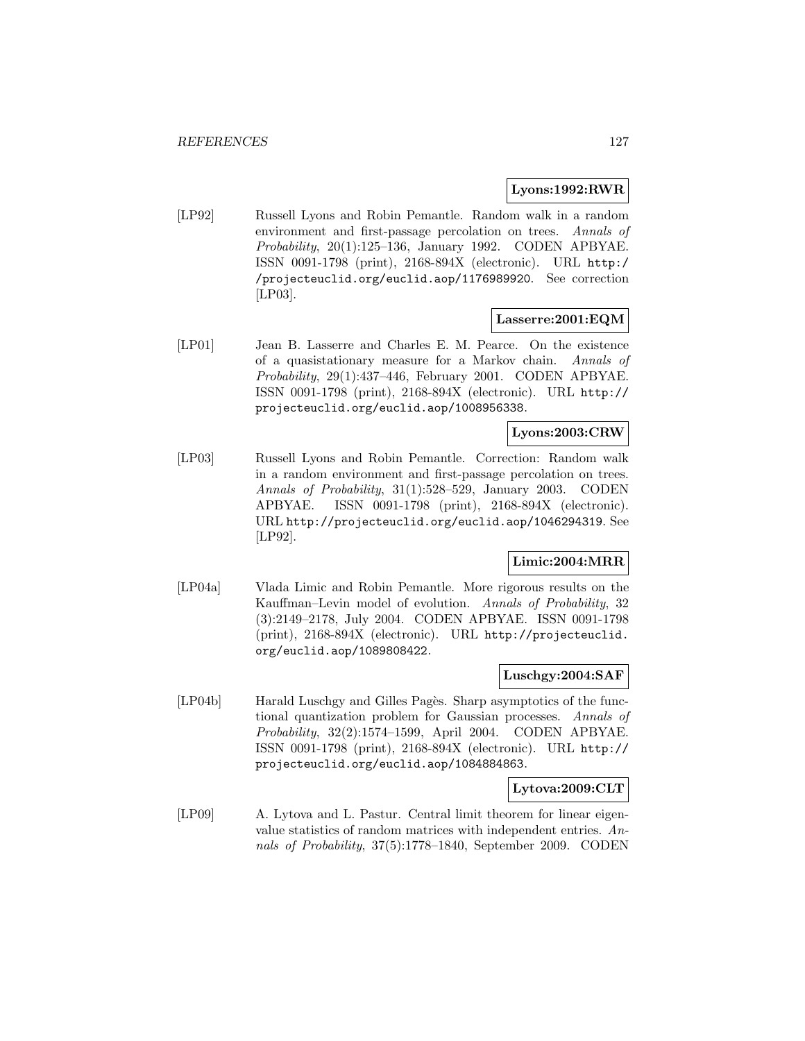**Lyons:1992:RWR**

[LP92] Russell Lyons and Robin Pemantle. Random walk in a random environment and first-passage percolation on trees. *Annals of Probability*, 20(1):125–136, January 1992. CODEN APBYAE. ISSN 0091-1798 (print), 2168-894X (electronic). URL http://projecteuclid.org/euclid.aop/1176989920. See correction [LP03].

**Lasserre:2001:EQM**

[LP01] Jean B. Lasserre and Charles E. M. Pearce. On the existence of a quasistationary measure for a Markov chain. *Annals of Probability*, 29(1):437–446, February 2001. CODEN APBYAE. ISSN 0091-1798 (print), 2168-894X (electronic). URL http://projecteuclid.org/euclid.aop/1008956338.

**Lyons:2003:CRW**

[LP03] Russell Lyons and Robin Pemantle. Correction: Random walk in a random environment and first-passage percolation on trees. *Annals of Probability*, 31(1):528–529, January 2003. CODEN APBYAE. ISSN 0091-1798 (print), 2168-894X (electronic). URL http://projecteuclid.org/euclid.aop/1046294319. See [LP92].

**Limic:2004:MRR**

[LP04a] Vlada Limic and Robin Pemantle. More rigorous results on the Kauffman–Levin model of evolution. *Annals of Probability*, 32 (3):2149–2178, July 2004. CODEN APBYAE. ISSN 0091-1798 (print), 2168-894X (electronic). URL http://projecteuclid.org/euclid.aop/1089808422.

**Luschgy:2004:SAF**

[LP04b] Harald Luschgy and Gilles Pagès. Sharp asymptotics of the functional quantization problem for Gaussian processes. *Annals of Probability*, 32(2):1574–1599, April 2004. CODEN APBYAE. ISSN 0091-1798 (print), 2168-894X (electronic). URL http://projecteuclid.org/euclid.aop/1084884863.

**Lytova:2009:CLT**

[LP09] A. Lytova and L. Pastur. Central limit theorem for linear eigenvalue statistics of random matrices with independent entries. *Annals of Probability*, 37(5):1778–1840, September 2009. CODEN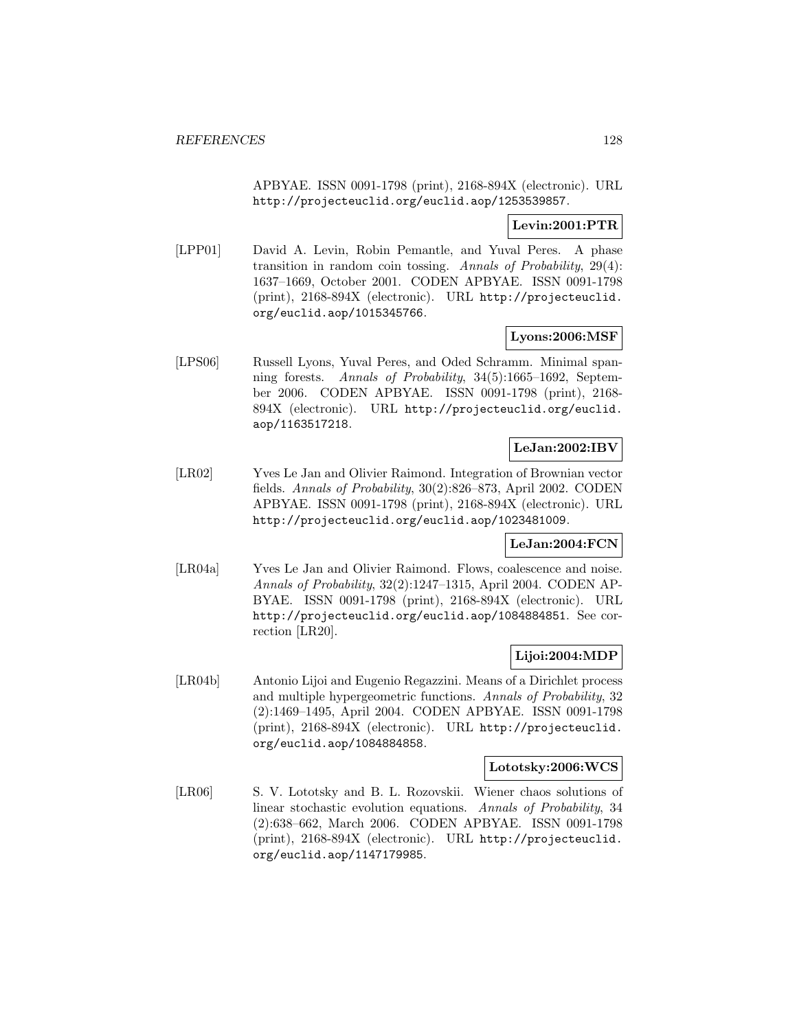APBYAE. ISSN 0091-1798 (print), 2168-894X (electronic). URL http://projecteuclid.org/euclid.aop/1253539857.

**Levin:2001:PTR**

[LPP01] David A. Levin, Robin Pemantle, and Yuval Peres. A phase transition in random coin tossing. *Annals of Probability*, 29(4): 1637–1669, October 2001. CODEN APBYAE. ISSN 0091-1798 (print), 2168-894X (electronic). URL http://projecteuclid.org/euclid.aop/1015345766.

**Lyons:2006:MSF**

[LPS06] Russell Lyons, Yuval Peres, and Oded Schramm. Minimal spanning forests. *Annals of Probability*, 34(5):1665–1692, September 2006. CODEN APBYAE. ISSN 0091-1798 (print), 2168-894X (electronic). URL http://projecteuclid.org/euclid.aop/1163517218.

**LeJan:2002:IBV**

[LR02] Yves Le Jan and Olivier Raimond. Integration of Brownian vector fields. *Annals of Probability*, 30(2):826–873, April 2002. CODEN APBYAE. ISSN 0091-1798 (print), 2168-894X (electronic). URL http://projecteuclid.org/euclid.aop/1023481009.

**LeJan:2004:FCN**

[LR04a] Yves Le Jan and Olivier Raimond. Flows, coalescence and noise. *Annals of Probability*, 32(2):1247–1315, April 2004. CODEN APBYAE. ISSN 0091-1798 (print), 2168-894X (electronic). URL http://projecteuclid.org/euclid.aop/1084884851. See correction [LR20].

**Lijoi:2004:MDP**

[LR04b] Antonio Lijoi and Eugenio Regazzini. Means of a Dirichlet process and multiple hypergeometric functions. *Annals of Probability*, 32 (2):1469–1495, April 2004. CODEN APBYAE. ISSN 0091-1798 (print), 2168-894X (electronic). URL http://projecteuclid.org/euclid.aop/1084884858.

**Lototsky:2006:WCS**

[LR06] S. V. Lototsky and B. L. Rozovskii. Wiener chaos solutions of linear stochastic evolution equations. *Annals of Probability*, 34 (2):638–662, March 2006. CODEN APBYAE. ISSN 0091-1798 (print), 2168-894X (electronic). URL http://projecteuclid.org/euclid.aop/1147179985.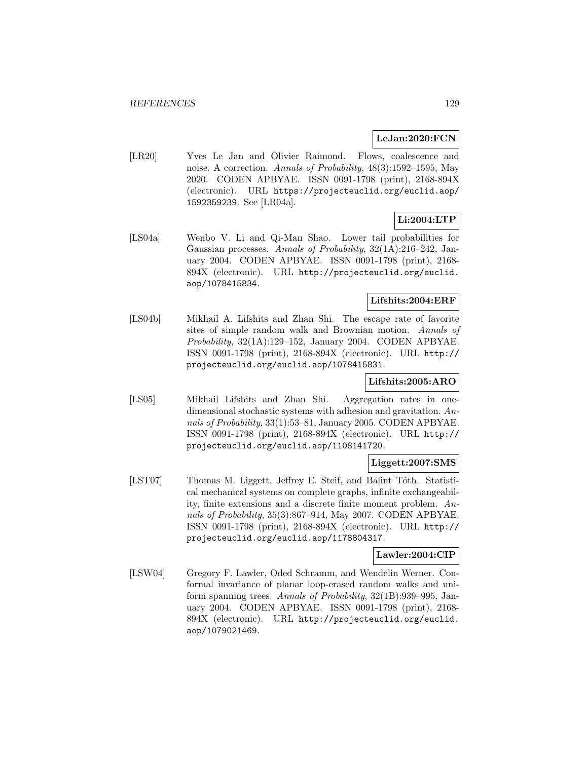**LeJan:2020:FCN**

[LR20] Yves Le Jan and Olivier Raimond. Flows, coalescence and noise. A correction. *Annals of Probability*, 48(3):1592–1595, May 2020. CODEN APBYAE. ISSN 0091-1798 (print), 2168-894X (electronic). URL `https://projecteuclid.org/euclid.aop/1592359239`. See [LR04a].

**Li:2004:LTP**

[LS04a] Wenbo V. Li and Qi-Man Shao. Lower tail probabilities for Gaussian processes. *Annals of Probability*, 32(1A):216–242, January 2004. CODEN APBYAE. ISSN 0091-1798 (print), 2168-894X (electronic). URL `http://projecteuclid.org/euclid.aop/1078415834`.

**Lifshits:2004:ERF**

[LS04b] Mikhail A. Lifshits and Zhan Shi. The escape rate of favorite sites of simple random walk and Brownian motion. *Annals of Probability*, 32(1A):129–152, January 2004. CODEN APBYAE. ISSN 0091-1798 (print), 2168-894X (electronic). URL `http://projecteuclid.org/euclid.aop/1078415831`.

**Lifshits:2005:ARO**

[LS05] Mikhail Lifshits and Zhan Shi. Aggregation rates in one-dimensional stochastic systems with adhesion and gravitation. *Annals of Probability*, 33(1):53–81, January 2005. CODEN APBYAE. ISSN 0091-1798 (print), 2168-894X (electronic). URL `http://projecteuclid.org/euclid.aop/1108141720`.

**Liggett:2007:SMS**

[LST07] Thomas M. Liggett, Jeffrey E. Steif, and Bálint Tóth. Statistical mechanical systems on complete graphs, infinite exchangeability, finite extensions and a discrete finite moment problem. *Annals of Probability*, 35(3):867–914, May 2007. CODEN APBYAE. ISSN 0091-1798 (print), 2168-894X (electronic). URL `http://projecteuclid.org/euclid.aop/1178804317`.

**Lawler:2004:CIP**

[LSW04] Gregory F. Lawler, Oded Schramm, and Wendelin Werner. Conformal invariance of planar loop-erased random walks and uniform spanning trees. *Annals of Probability*, 32(1B):939–995, January 2004. CODEN APBYAE. ISSN 0091-1798 (print), 2168-894X (electronic). URL `http://projecteuclid.org/euclid.aop/1079021469`.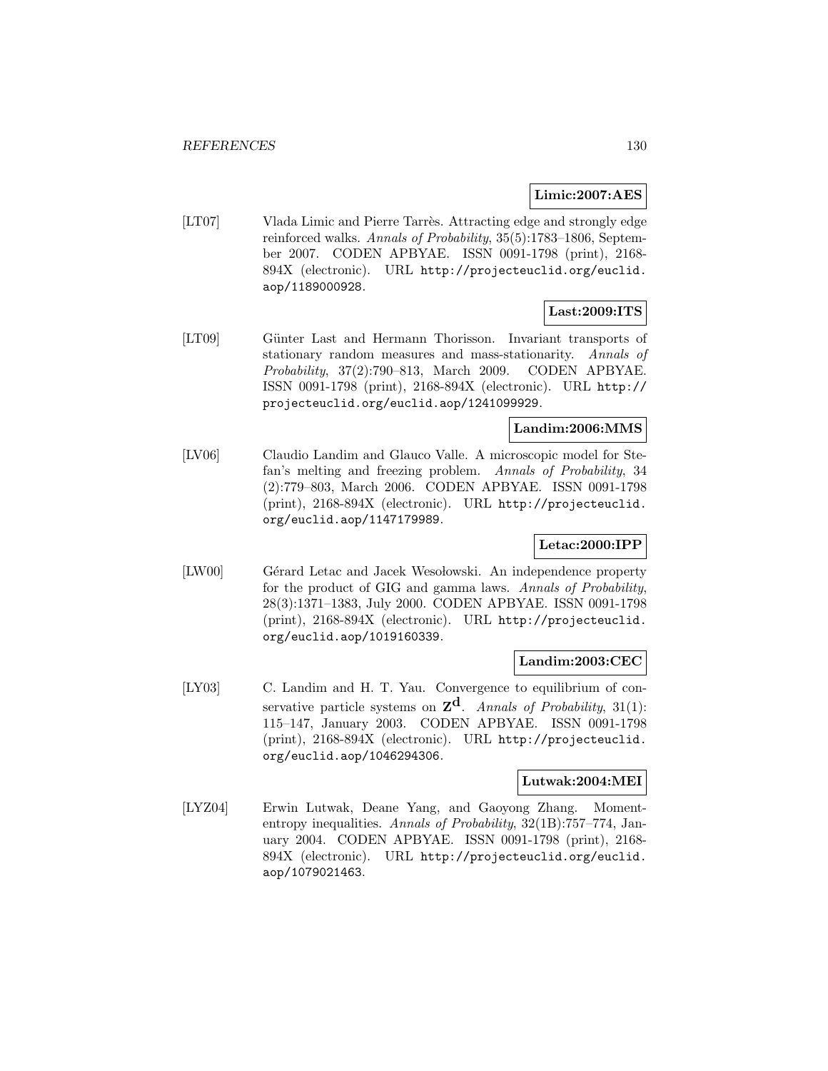**Limic:2007:AES**

[LT07] Vlada Limic and Pierre Tarrès. Attracting edge and strongly edge reinforced walks. *Annals of Probability*, 35(5):1783–1806, September 2007. CODEN APBYAE. ISSN 0091-1798 (print), 2168-894X (electronic). URL http://projecteuclid.org/euclid.aop/1189000928.

**Last:2009:ITS**

[LT09] Günter Last and Hermann Thorisson. Invariant transports of stationary random measures and mass-stationarity. *Annals of Probability*, 37(2):790–813, March 2009. CODEN APBYAE. ISSN 0091-1798 (print), 2168-894X (electronic). URL http://projecteuclid.org/euclid.aop/1241099929.

**Landim:2006:MMS**

[LV06] Claudio Landim and Glauco Valle. A microscopic model for Stefan's melting and freezing problem. *Annals of Probability*, 34 (2):779–803, March 2006. CODEN APBYAE. ISSN 0091-1798 (print), 2168-894X (electronic). URL http://projecteuclid.org/euclid.aop/1147179989.

**Letac:2000:IPP**

[LW00] Gérard Letac and Jacek Wesołowski. An independence property for the product of GIG and gamma laws. *Annals of Probability*, 28(3):1371–1383, July 2000. CODEN APBYAE. ISSN 0091-1798 (print), 2168-894X (electronic). URL http://projecteuclid.org/euclid.aop/1019160339.

**Landim:2003:CEC**

[LY03] C. Landim and H. T. Yau. Convergence to equilibrium of conservative particle systems on $\mathbf{Z}^{\mathbf{d}}$. *Annals of Probability*, 31(1): 115–147, January 2003. CODEN APBYAE. ISSN 0091-1798 (print), 2168-894X (electronic). URL http://projecteuclid.org/euclid.aop/1046294306.

**Lutwak:2004:MEI**

[LYZ04] Erwin Lutwak, Deane Yang, and Gaoyong Zhang. Moment-entropy inequalities. *Annals of Probability*, 32(1B):757–774, January 2004. CODEN APBYAE. ISSN 0091-1798 (print), 2168-894X (electronic). URL http://projecteuclid.org/euclid.aop/1079021463.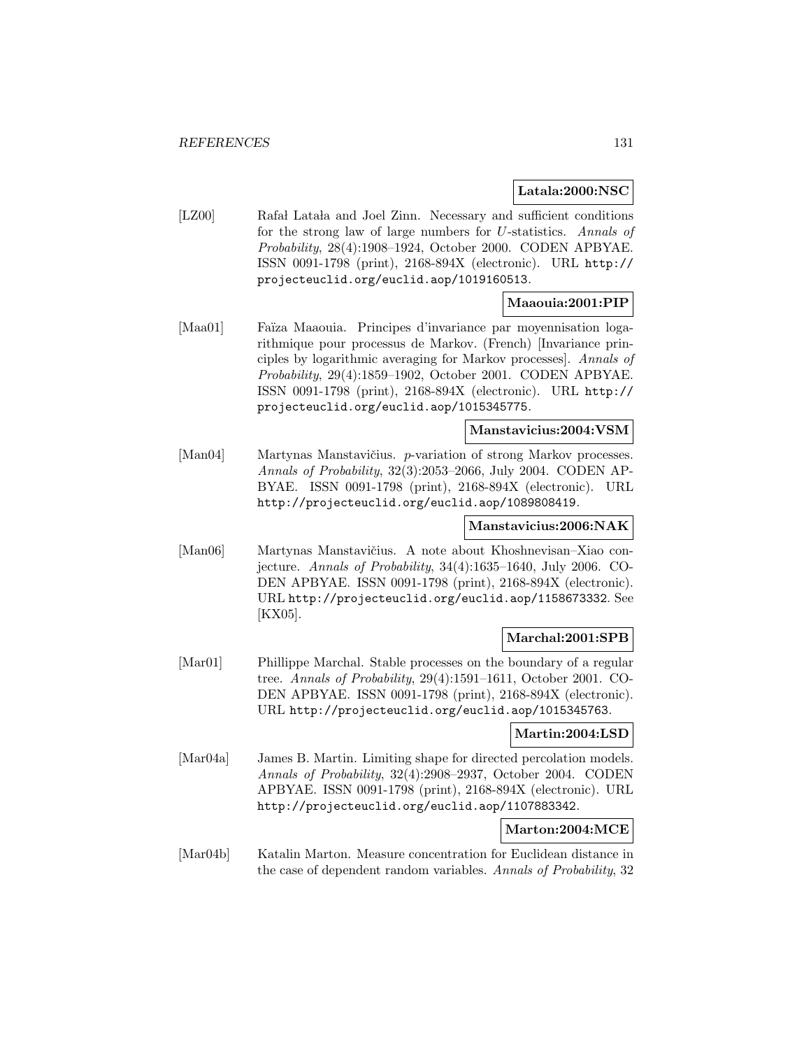**Latala:2000:NSC**

[LZ00] Rafał Latała and Joel Zinn. Necessary and sufficient conditions for the strong law of large numbers for $U$-statistics. *Annals of Probability*, 28(4):1908–1924, October 2000. CODEN APBYAE. ISSN 0091-1798 (print), 2168-894X (electronic). URL http://projecteuclid.org/euclid.aop/1019160513.

**Maaouia:2001:PIP**

[Maa01] Faïza Maaouia. Principes d'invariance par moyennisation logarithmique pour processus de Markov. (French) [Invariance principles by logarithmic averaging for Markov processes]. *Annals of Probability*, 29(4):1859–1902, October 2001. CODEN APBYAE. ISSN 0091-1798 (print), 2168-894X (electronic). URL http://projecteuclid.org/euclid.aop/1015345775.

**Manstavicius:2004:VSM**

[Man04] Martynas Manstavičius. $p$-variation of strong Markov processes. *Annals of Probability*, 32(3):2053–2066, July 2004. CODEN APBYAE. ISSN 0091-1798 (print), 2168-894X (electronic). URL http://projecteuclid.org/euclid.aop/1089808419.

**Manstavicius:2006:NAK**

[Man06] Martynas Manstavičius. A note about Khoshnevisan–Xiao conjecture. *Annals of Probability*, 34(4):1635–1640, July 2006. CODEN APBYAE. ISSN 0091-1798 (print), 2168-894X (electronic). URL http://projecteuclid.org/euclid.aop/1158673332. See [KX05].

**Marchal:2001:SPB**

[Mar01] Phillippe Marchal. Stable processes on the boundary of a regular tree. *Annals of Probability*, 29(4):1591–1611, October 2001. CODEN APBYAE. ISSN 0091-1798 (print), 2168-894X (electronic). URL http://projecteuclid.org/euclid.aop/1015345763.

**Martin:2004:LSD**

[Mar04a] James B. Martin. Limiting shape for directed percolation models. *Annals of Probability*, 32(4):2908–2937, October 2004. CODEN APBYAE. ISSN 0091-1798 (print), 2168-894X (electronic). URL http://projecteuclid.org/euclid.aop/1107883342.

**Marton:2004:MCE**

[Mar04b] Katalin Marton. Measure concentration for Euclidean distance in the case of dependent random variables. *Annals of Probability*, 32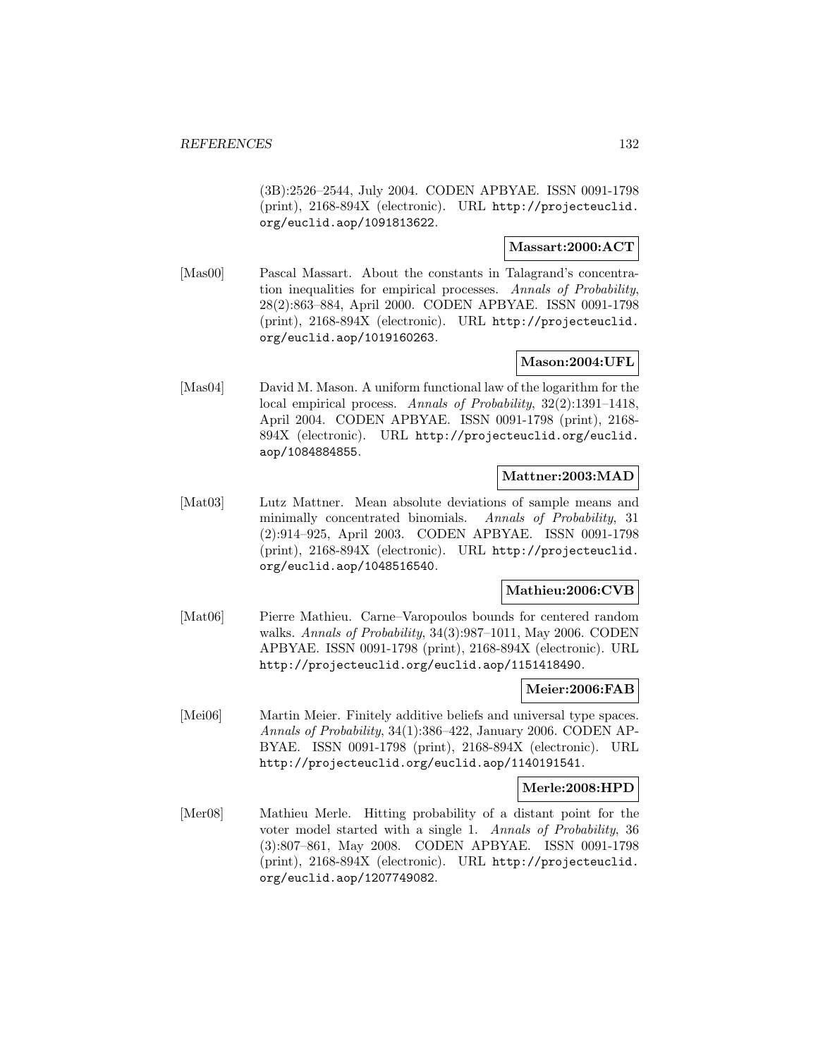(3B):2526–2544, July 2004. CODEN APBYAE. ISSN 0091-1798 (print), 2168-894X (electronic). URL http://projecteuclid.org/euclid.aop/1091813622.

**Massart:2000:ACT**

[Mas00] Pascal Massart. About the constants in Talagrand's concentration inequalities for empirical processes. *Annals of Probability*, 28(2):863–884, April 2000. CODEN APBYAE. ISSN 0091-1798 (print), 2168-894X (electronic). URL http://projecteuclid.org/euclid.aop/1019160263.

**Mason:2004:UFL**

[Mas04] David M. Mason. A uniform functional law of the logarithm for the local empirical process. *Annals of Probability*, 32(2):1391–1418, April 2004. CODEN APBYAE. ISSN 0091-1798 (print), 2168-894X (electronic). URL http://projecteuclid.org/euclid.aop/1084884855.

**Mattner:2003:MAD**

[Mat03] Lutz Mattner. Mean absolute deviations of sample means and minimally concentrated binomials. *Annals of Probability*, 31 (2):914–925, April 2003. CODEN APBYAE. ISSN 0091-1798 (print), 2168-894X (electronic). URL http://projecteuclid.org/euclid.aop/1048516540.

**Mathieu:2006:CVB**

[Mat06] Pierre Mathieu. Carne–Varopoulos bounds for centered random walks. *Annals of Probability*, 34(3):987–1011, May 2006. CODEN APBYAE. ISSN 0091-1798 (print), 2168-894X (electronic). URL http://projecteuclid.org/euclid.aop/1151418490.

**Meier:2006:FAB**

[Mei06] Martin Meier. Finitely additive beliefs and universal type spaces. *Annals of Probability*, 34(1):386–422, January 2006. CODEN APBYAE. ISSN 0091-1798 (print), 2168-894X (electronic). URL http://projecteuclid.org/euclid.aop/1140191541.

**Merle:2008:HPD**

[Mer08] Mathieu Merle. Hitting probability of a distant point for the voter model started with a single 1. *Annals of Probability*, 36 (3):807–861, May 2008. CODEN APBYAE. ISSN 0091-1798 (print), 2168-894X (electronic). URL http://projecteuclid.org/euclid.aop/1207749082.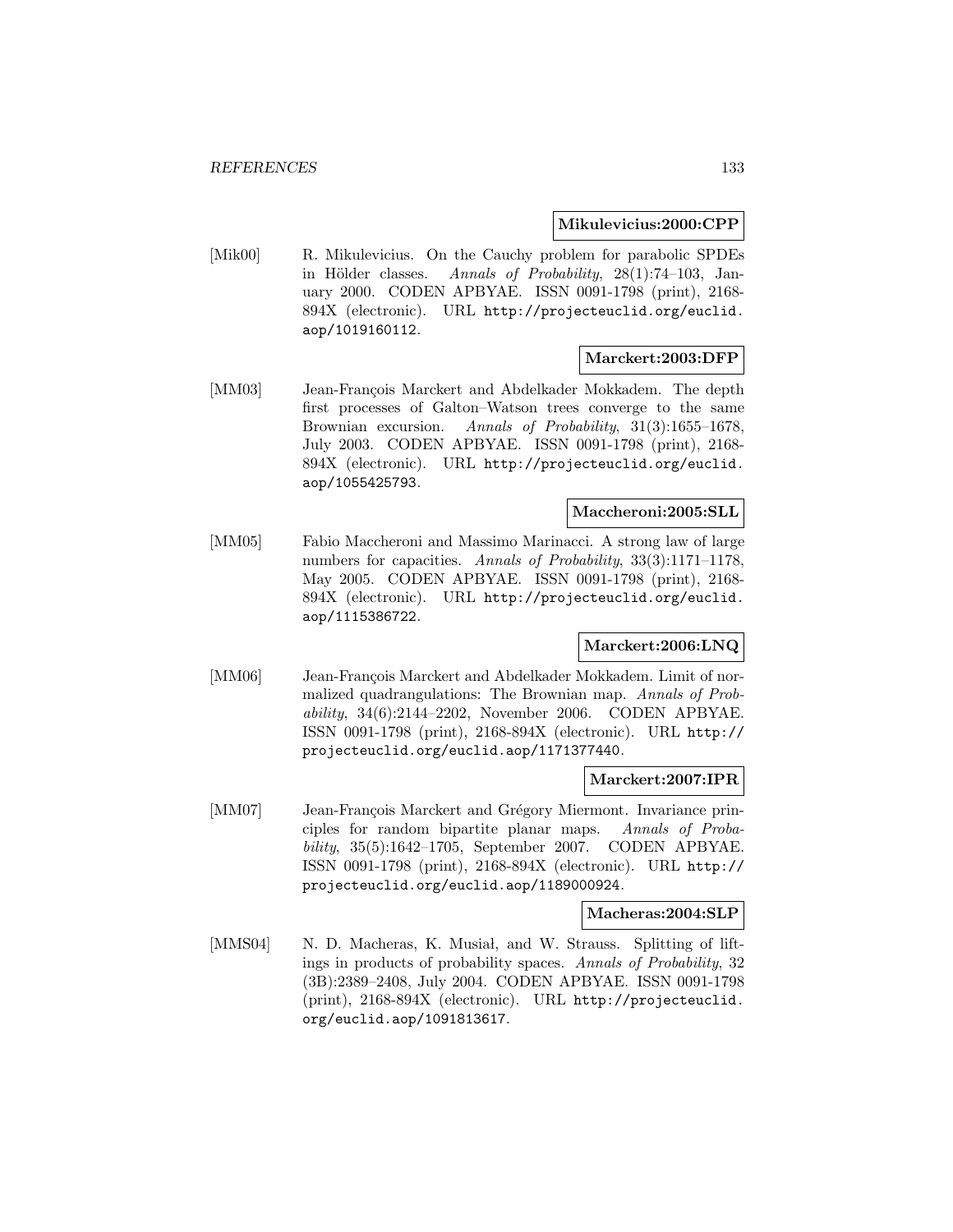**Mikulevicius:2000:CPP**

[Mik00] R. Mikulevicius. On the Cauchy problem for parabolic SPDEs in Hölder classes. *Annals of Probability*, 28(1):74–103, January 2000. CODEN APBYAE. ISSN 0091-1798 (print), 2168-894X (electronic). URL http://projecteuclid.org/euclid.aop/1019160112.

**Marckert:2003:DFP**

[MM03] Jean-François Marckert and Abdelkader Mokkadem. The depth first processes of Galton–Watson trees converge to the same Brownian excursion. *Annals of Probability*, 31(3):1655–1678, July 2003. CODEN APBYAE. ISSN 0091-1798 (print), 2168-894X (electronic). URL http://projecteuclid.org/euclid.aop/1055425793.

**Maccheroni:2005:SLL**

[MM05] Fabio Maccheroni and Massimo Marinacci. A strong law of large numbers for capacities. *Annals of Probability*, 33(3):1171–1178, May 2005. CODEN APBYAE. ISSN 0091-1798 (print), 2168-894X (electronic). URL http://projecteuclid.org/euclid.aop/1115386722.

**Marckert:2006:LNQ**

[MM06] Jean-François Marckert and Abdelkader Mokkadem. Limit of normalized quadrangulations: The Brownian map. *Annals of Probability*, 34(6):2144–2202, November 2006. CODEN APBYAE. ISSN 0091-1798 (print), 2168-894X (electronic). URL http://projecteuclid.org/euclid.aop/1171377440.

**Marckert:2007:IPR**

[MM07] Jean-François Marckert and Grégory Miermont. Invariance principles for random bipartite planar maps. *Annals of Probability*, 35(5):1642–1705, September 2007. CODEN APBYAE. ISSN 0091-1798 (print), 2168-894X (electronic). URL http://projecteuclid.org/euclid.aop/1189000924.

**Macheras:2004:SLP**

[MMS04] N. D. Macheras, K. Musiał, and W. Strauss. Splitting of liftings in products of probability spaces. *Annals of Probability*, 32 (3B):2389–2408, July 2004. CODEN APBYAE. ISSN 0091-1798 (print), 2168-894X (electronic). URL http://projecteuclid.org/euclid.aop/1091813617.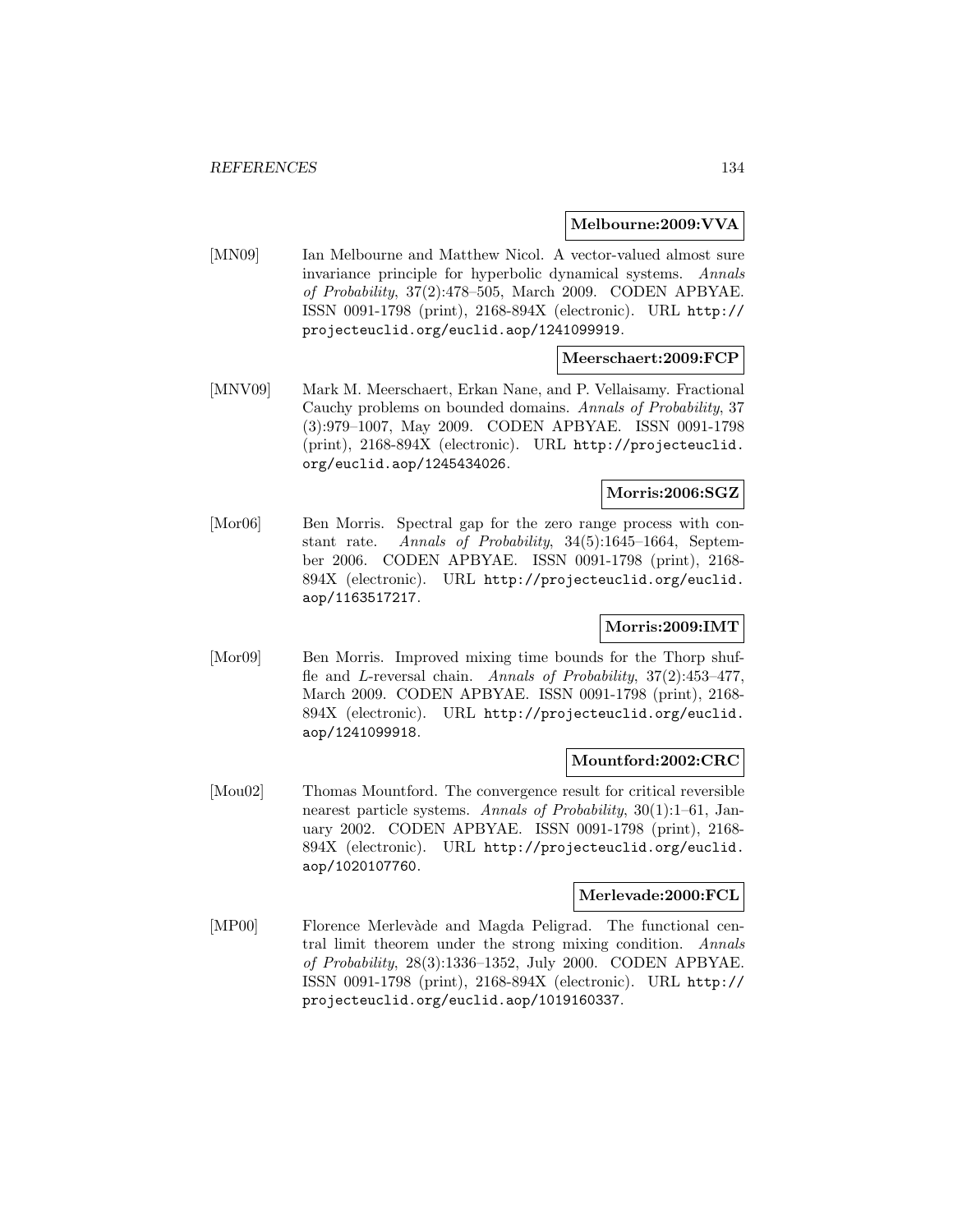**Melbourne:2009:VVA**

[MN09] Ian Melbourne and Matthew Nicol. A vector-valued almost sure invariance principle for hyperbolic dynamical systems. *Annals of Probability*, 37(2):478–505, March 2009. CODEN APBYAE. ISSN 0091-1798 (print), 2168-894X (electronic). URL `http://projecteuclid.org/euclid.aop/1241099919`.

**Meerschaert:2009:FCP**

[MNV09] Mark M. Meerschaert, Erkan Nane, and P. Vellaisamy. Fractional Cauchy problems on bounded domains. *Annals of Probability*, 37 (3):979–1007, May 2009. CODEN APBYAE. ISSN 0091-1798 (print), 2168-894X (electronic). URL `http://projecteuclid.org/euclid.aop/1245434026`.

**Morris:2006:SGZ**

[Mor06] Ben Morris. Spectral gap for the zero range process with constant rate. *Annals of Probability*, 34(5):1645–1664, September 2006. CODEN APBYAE. ISSN 0091-1798 (print), 2168-894X (electronic). URL `http://projecteuclid.org/euclid.aop/1163517217`.

**Morris:2009:IMT**

[Mor09] Ben Morris. Improved mixing time bounds for the Thorp shuffle and $L$-reversal chain. *Annals of Probability*, 37(2):453–477, March 2009. CODEN APBYAE. ISSN 0091-1798 (print), 2168-894X (electronic). URL `http://projecteuclid.org/euclid.aop/1241099918`.

**Mountford:2002:CRC**

[Mou02] Thomas Mountford. The convergence result for critical reversible nearest particle systems. *Annals of Probability*, 30(1):1–61, January 2002. CODEN APBYAE. ISSN 0091-1798 (print), 2168-894X (electronic). URL `http://projecteuclid.org/euclid.aop/1020107760`.

**Merlevade:2000:FCL**

[MP00] Florence Merlevàde and Magda Peligrad. The functional central limit theorem under the strong mixing condition. *Annals of Probability*, 28(3):1336–1352, July 2000. CODEN APBYAE. ISSN 0091-1798 (print), 2168-894X (electronic). URL `http://projecteuclid.org/euclid.aop/1019160337`.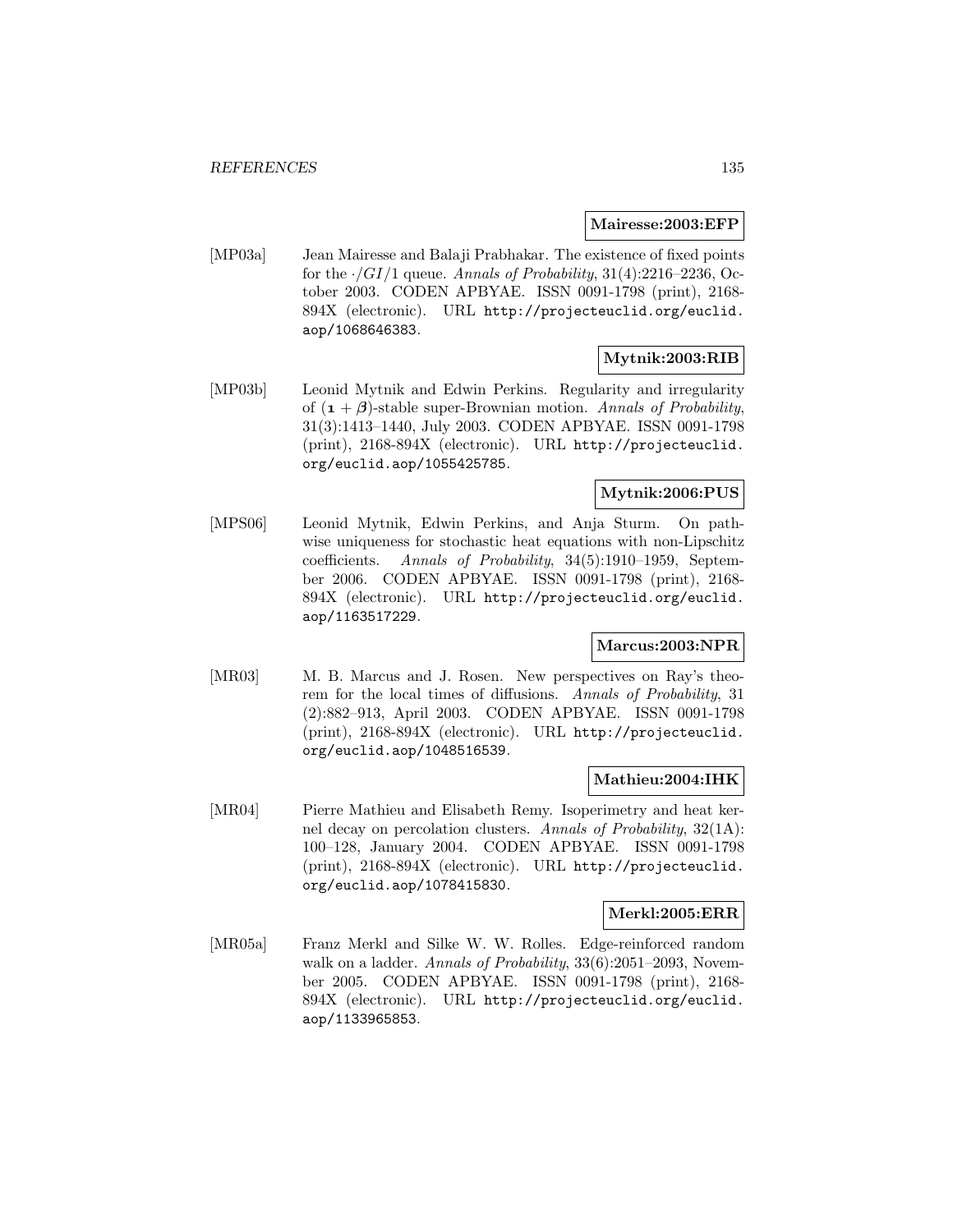**Mairesse:2003:EFP**

[MP03a] Jean Mairesse and Balaji Prabhakar. The existence of fixed points for the $\cdot/GI/1$ queue. *Annals of Probability*, 31(4):2216–2236, October 2003. CODEN APBYAE. ISSN 0091-1798 (print), 2168-894X (electronic). URL http://projecteuclid.org/euclid.aop/1068646383.

**Mytnik:2003:RIB**

[MP03b] Leonid Mytnik and Edwin Perkins. Regularity and irregularity of $(\mathbf{1}+\boldsymbol{\beta})$-stable super-Brownian motion. *Annals of Probability*, 31(3):1413–1440, July 2003. CODEN APBYAE. ISSN 0091-1798 (print), 2168-894X (electronic). URL http://projecteuclid.org/euclid.aop/1055425785.

**Mytnik:2006:PUS**

[MPS06] Leonid Mytnik, Edwin Perkins, and Anja Sturm. On pathwise uniqueness for stochastic heat equations with non-Lipschitz coefficients. *Annals of Probability*, 34(5):1910–1959, September 2006. CODEN APBYAE. ISSN 0091-1798 (print), 2168-894X (electronic). URL http://projecteuclid.org/euclid.aop/1163517229.

**Marcus:2003:NPR**

[MR03] M. B. Marcus and J. Rosen. New perspectives on Ray's theorem for the local times of diffusions. *Annals of Probability*, 31 (2):882–913, April 2003. CODEN APBYAE. ISSN 0091-1798 (print), 2168-894X (electronic). URL http://projecteuclid.org/euclid.aop/1048516539.

**Mathieu:2004:IHK**

[MR04] Pierre Mathieu and Elisabeth Remy. Isoperimetry and heat kernel decay on percolation clusters. *Annals of Probability*, 32(1A): 100–128, January 2004. CODEN APBYAE. ISSN 0091-1798 (print), 2168-894X (electronic). URL http://projecteuclid.org/euclid.aop/1078415830.

**Merkl:2005:ERR**

[MR05a] Franz Merkl and Silke W. W. Rolles. Edge-reinforced random walk on a ladder. *Annals of Probability*, 33(6):2051–2093, November 2005. CODEN APBYAE. ISSN 0091-1798 (print), 2168-894X (electronic). URL http://projecteuclid.org/euclid.aop/1133965853.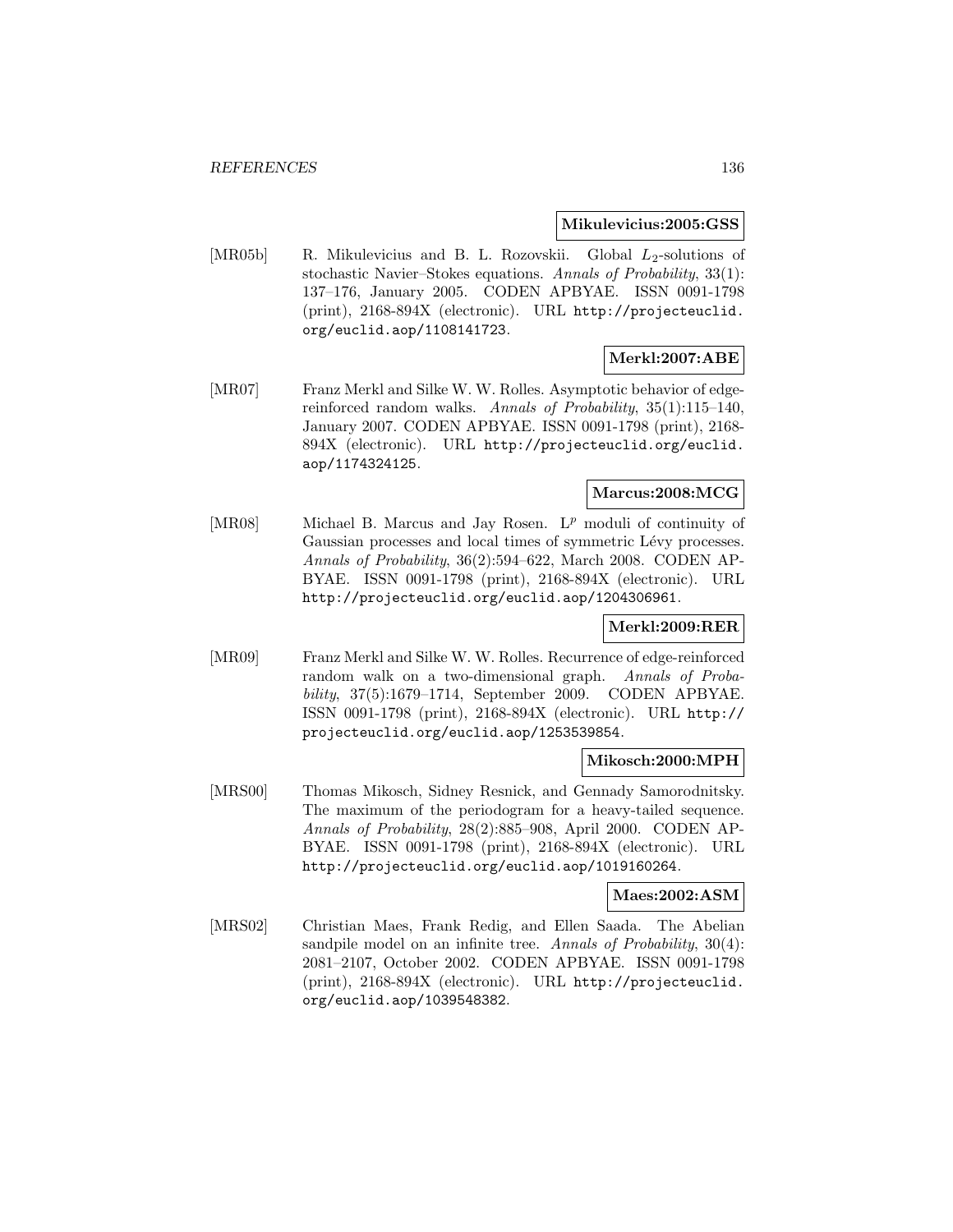**Mikulevicius:2005:GSS**

[MR05b] R. Mikulevicius and B. L. Rozovskii. Global $L_2$-solutions of stochastic Navier–Stokes equations. *Annals of Probability*, 33(1): 137–176, January 2005. CODEN APBYAE. ISSN 0091-1798 (print), 2168-894X (electronic). URL http://projecteuclid.org/euclid.aop/1108141723.

**Merkl:2007:ABE**

[MR07] Franz Merkl and Silke W. W. Rolles. Asymptotic behavior of edge-reinforced random walks. *Annals of Probability*, 35(1):115–140, January 2007. CODEN APBYAE. ISSN 0091-1798 (print), 2168-894X (electronic). URL http://projecteuclid.org/euclid.aop/1174324125.

**Marcus:2008:MCG**

[MR08] Michael B. Marcus and Jay Rosen. $L^p$ moduli of continuity of Gaussian processes and local times of symmetric Lévy processes. *Annals of Probability*, 36(2):594–622, March 2008. CODEN APBYAE. ISSN 0091-1798 (print), 2168-894X (electronic). URL http://projecteuclid.org/euclid.aop/1204306961.

**Merkl:2009:RER**

[MR09] Franz Merkl and Silke W. W. Rolles. Recurrence of edge-reinforced random walk on a two-dimensional graph. *Annals of Probability*, 37(5):1679–1714, September 2009. CODEN APBYAE. ISSN 0091-1798 (print), 2168-894X (electronic). URL http://projecteuclid.org/euclid.aop/1253539854.

**Mikosch:2000:MPH**

[MRS00] Thomas Mikosch, Sidney Resnick, and Gennady Samorodnitsky. The maximum of the periodogram for a heavy-tailed sequence. *Annals of Probability*, 28(2):885–908, April 2000. CODEN APBYAE. ISSN 0091-1798 (print), 2168-894X (electronic). URL http://projecteuclid.org/euclid.aop/1019160264.

**Maes:2002:ASM**

[MRS02] Christian Maes, Frank Redig, and Ellen Saada. The Abelian sandpile model on an infinite tree. *Annals of Probability*, 30(4): 2081–2107, October 2002. CODEN APBYAE. ISSN 0091-1798 (print), 2168-894X (electronic). URL http://projecteuclid.org/euclid.aop/1039548382.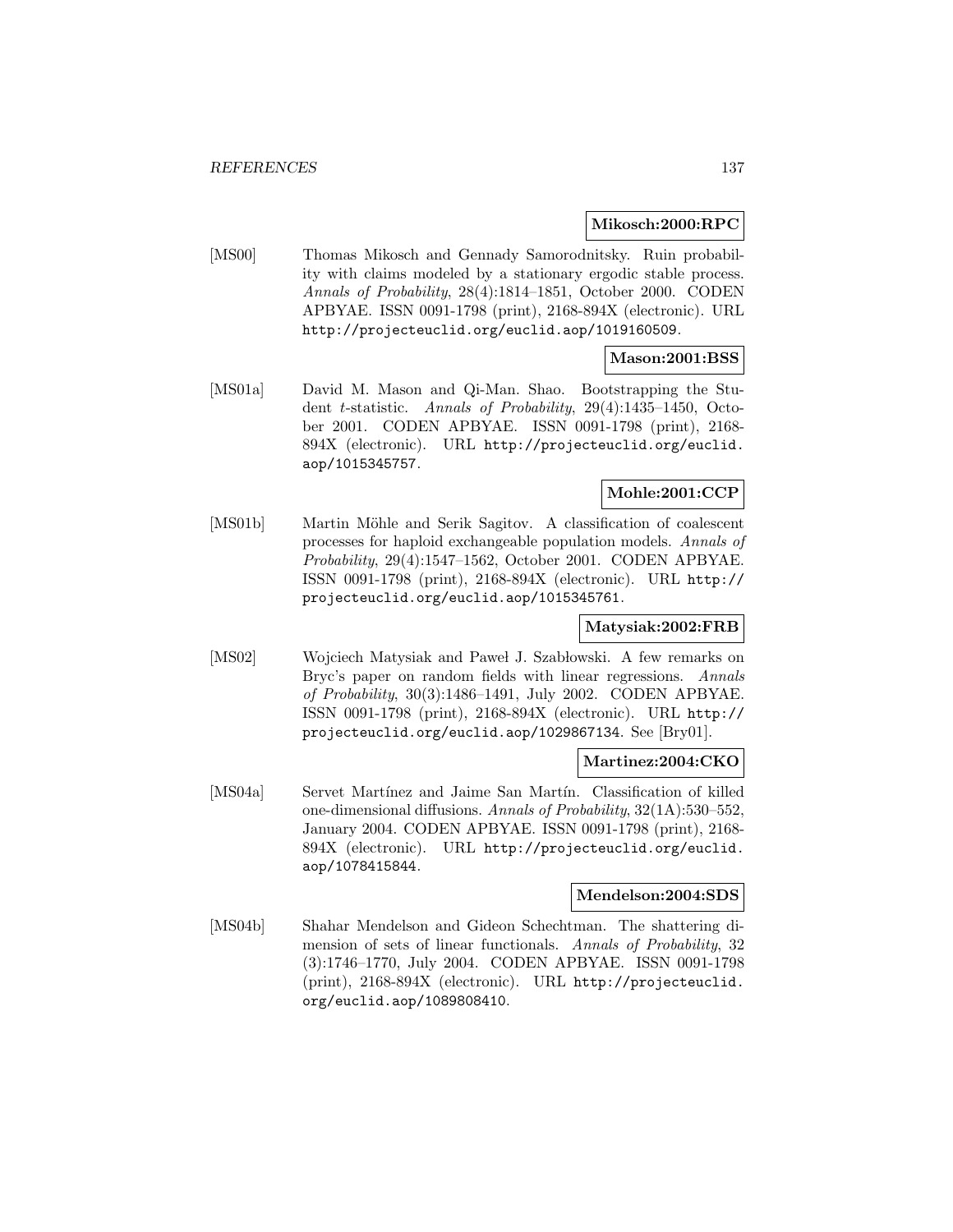**Mikosch:2000:RPC**

[MS00] Thomas Mikosch and Gennady Samorodnitsky. Ruin probability with claims modeled by a stationary ergodic stable process. *Annals of Probability*, 28(4):1814–1851, October 2000. CODEN APBYAE. ISSN 0091-1798 (print), 2168-894X (electronic). URL `http://projecteuclid.org/euclid.aop/1019160509`.

**Mason:2001:BSS**

[MS01a] David M. Mason and Qi-Man. Shao. Bootstrapping the Student $t$-statistic. *Annals of Probability*, 29(4):1435–1450, October 2001. CODEN APBYAE. ISSN 0091-1798 (print), 2168-894X (electronic). URL `http://projecteuclid.org/euclid.aop/1015345757`.

**Mohle:2001:CCP**

[MS01b] Martin Möhle and Serik Sagitov. A classification of coalescent processes for haploid exchangeable population models. *Annals of Probability*, 29(4):1547–1562, October 2001. CODEN APBYAE. ISSN 0091-1798 (print), 2168-894X (electronic). URL `http://projecteuclid.org/euclid.aop/1015345761`.

**Matysiak:2002:FRB**

[MS02] Wojciech Matysiak and Paweł J. Szabłowski. A few remarks on Bryc's paper on random fields with linear regressions. *Annals of Probability*, 30(3):1486–1491, July 2002. CODEN APBYAE. ISSN 0091-1798 (print), 2168-894X (electronic). URL `http://projecteuclid.org/euclid.aop/1029867134`. See [Bry01].

**Martinez:2004:CKO**

[MS04a] Servet Martínez and Jaime San Martín. Classification of killed one-dimensional diffusions. *Annals of Probability*, 32(1A):530–552, January 2004. CODEN APBYAE. ISSN 0091-1798 (print), 2168-894X (electronic). URL `http://projecteuclid.org/euclid.aop/1078415844`.

**Mendelson:2004:SDS**

[MS04b] Shahar Mendelson and Gideon Schechtman. The shattering dimension of sets of linear functionals. *Annals of Probability*, 32 (3):1746–1770, July 2004. CODEN APBYAE. ISSN 0091-1798 (print), 2168-894X (electronic). URL `http://projecteuclid.org/euclid.aop/1089808410`.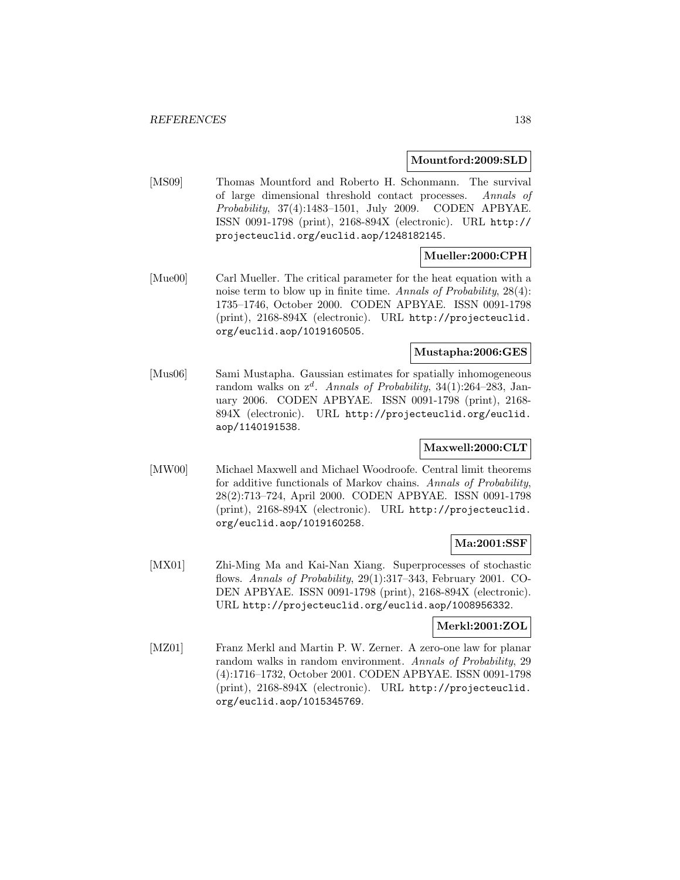**Mountford:2009:SLD**

[MS09] Thomas Mountford and Roberto H. Schonmann. The survival of large dimensional threshold contact processes. *Annals of Probability*, 37(4):1483–1501, July 2009. CODEN APBYAE. ISSN 0091-1798 (print), 2168-894X (electronic). URL http://projecteuclid.org/euclid.aop/1248182145.

**Mueller:2000:CPH**

[Mue00] Carl Mueller. The critical parameter for the heat equation with a noise term to blow up in finite time. *Annals of Probability*, 28(4): 1735–1746, October 2000. CODEN APBYAE. ISSN 0091-1798 (print), 2168-894X (electronic). URL http://projecteuclid.org/euclid.aop/1019160505.

**Mustapha:2006:GES**

[Mus06] Sami Mustapha. Gaussian estimates for spatially inhomogeneous random walks on $z^d$. *Annals of Probability*, 34(1):264–283, January 2006. CODEN APBYAE. ISSN 0091-1798 (print), 2168-894X (electronic). URL http://projecteuclid.org/euclid.aop/1140191538.

**Maxwell:2000:CLT**

[MW00] Michael Maxwell and Michael Woodroofe. Central limit theorems for additive functionals of Markov chains. *Annals of Probability*, 28(2):713–724, April 2000. CODEN APBYAE. ISSN 0091-1798 (print), 2168-894X (electronic). URL http://projecteuclid.org/euclid.aop/1019160258.

**Ma:2001:SSF**

[MX01] Zhi-Ming Ma and Kai-Nan Xiang. Superprocesses of stochastic flows. *Annals of Probability*, 29(1):317–343, February 2001. CODEN APBYAE. ISSN 0091-1798 (print), 2168-894X (electronic). URL http://projecteuclid.org/euclid.aop/1008956332.

**Merkl:2001:ZOL**

[MZ01] Franz Merkl and Martin P. W. Zerner. A zero-one law for planar random walks in random environment. *Annals of Probability*, 29 (4):1716–1732, October 2001. CODEN APBYAE. ISSN 0091-1798 (print), 2168-894X (electronic). URL http://projecteuclid.org/euclid.aop/1015345769.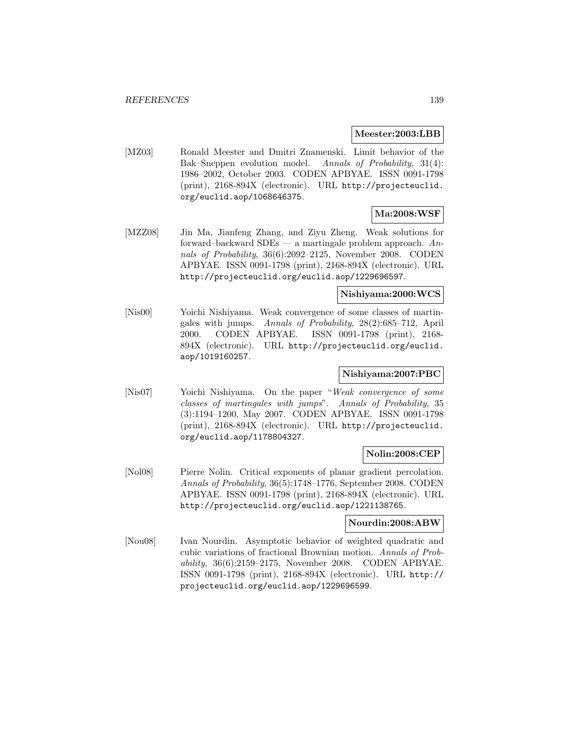**Meester:2003:LBB**

[MZ03] Ronald Meester and Dmitri Znamenski. Limit behavior of the Bak–Sneppen evolution model. *Annals of Probability*, 31(4): 1986–2002, October 2003. CODEN APBYAE. ISSN 0091-1798 (print), 2168-894X (electronic). URL http://projecteuclid.org/euclid.aop/1068646375.

**Ma:2008:WSF**

[MZZ08] Jin Ma, Jianfeng Zhang, and Ziyu Zheng. Weak solutions for forward–backward SDEs — a martingale problem approach. *Annals of Probability*, 36(6):2092–2125, November 2008. CODEN APBYAE. ISSN 0091-1798 (print), 2168-894X (electronic). URL http://projecteuclid.org/euclid.aop/1229696597.

**Nishiyama:2000:WCS**

[Nis00] Yoichi Nishiyama. Weak convergence of some classes of martingales with jumps. *Annals of Probability*, 28(2):685–712, April 2000. CODEN APBYAE. ISSN 0091-1798 (print), 2168-894X (electronic). URL http://projecteuclid.org/euclid.aop/1019160257.

**Nishiyama:2007:PBC**

[Nis07] Yoichi Nishiyama. On the paper "*Weak convergence of some classes of martingales with jumps*". *Annals of Probability*, 35 (3):1194–1200, May 2007. CODEN APBYAE. ISSN 0091-1798 (print), 2168-894X (electronic). URL http://projecteuclid.org/euclid.aop/1178804327.

**Nolin:2008:CEP**

[Nol08] Pierre Nolin. Critical exponents of planar gradient percolation. *Annals of Probability*, 36(5):1748–1776, September 2008. CODEN APBYAE. ISSN 0091-1798 (print), 2168-894X (electronic). URL http://projecteuclid.org/euclid.aop/1221138765.

**Nourdin:2008:ABW**

[Nou08] Ivan Nourdin. Asymptotic behavior of weighted quadratic and cubic variations of fractional Brownian motion. *Annals of Probability*, 36(6):2159–2175, November 2008. CODEN APBYAE. ISSN 0091-1798 (print), 2168-894X (electronic). URL http://projecteuclid.org/euclid.aop/1229696599.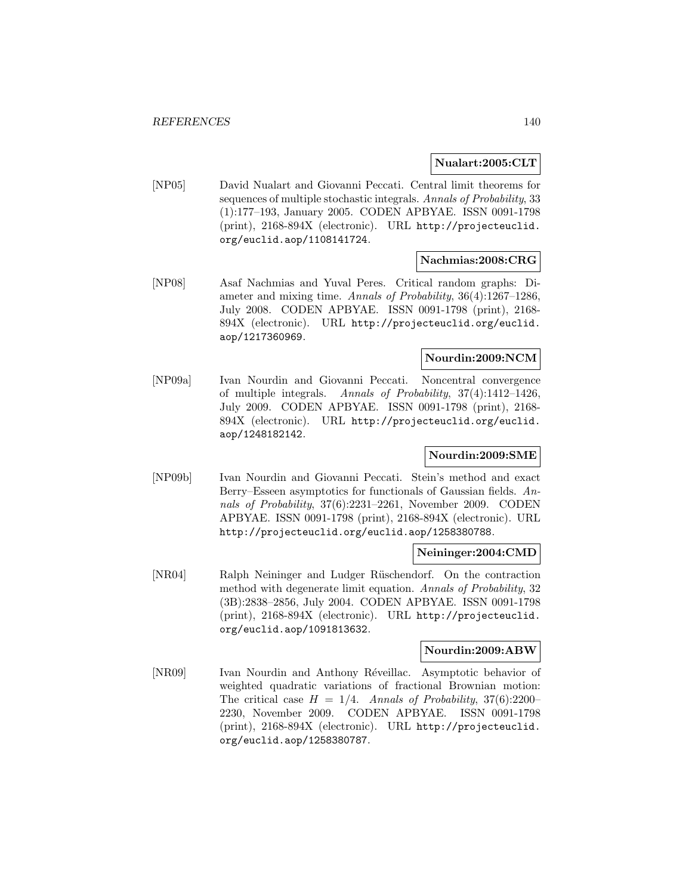**Nualart:2005:CLT**

[NP05] David Nualart and Giovanni Peccati. Central limit theorems for sequences of multiple stochastic integrals. *Annals of Probability*, 33 (1):177–193, January 2005. CODEN APBYAE. ISSN 0091-1798 (print), 2168-894X (electronic). URL http://projecteuclid.org/euclid.aop/1108141724.

**Nachmias:2008:CRG**

[NP08] Asaf Nachmias and Yuval Peres. Critical random graphs: Diameter and mixing time. *Annals of Probability*, 36(4):1267–1286, July 2008. CODEN APBYAE. ISSN 0091-1798 (print), 2168-894X (electronic). URL http://projecteuclid.org/euclid.aop/1217360969.

**Nourdin:2009:NCM**

[NP09a] Ivan Nourdin and Giovanni Peccati. Noncentral convergence of multiple integrals. *Annals of Probability*, 37(4):1412–1426, July 2009. CODEN APBYAE. ISSN 0091-1798 (print), 2168-894X (electronic). URL http://projecteuclid.org/euclid.aop/1248182142.

**Nourdin:2009:SME**

[NP09b] Ivan Nourdin and Giovanni Peccati. Stein's method and exact Berry–Esseen asymptotics for functionals of Gaussian fields. *Annals of Probability*, 37(6):2231–2261, November 2009. CODEN APBYAE. ISSN 0091-1798 (print), 2168-894X (electronic). URL http://projecteuclid.org/euclid.aop/1258380788.

**Neininger:2004:CMD**

[NR04] Ralph Neininger and Ludger Rüschendorf. On the contraction method with degenerate limit equation. *Annals of Probability*, 32 (3B):2838–2856, July 2004. CODEN APBYAE. ISSN 0091-1798 (print), 2168-894X (electronic). URL http://projecteuclid.org/euclid.aop/1091813632.

**Nourdin:2009:ABW**

[NR09] Ivan Nourdin and Anthony Réveillac. Asymptotic behavior of weighted quadratic variations of fractional Brownian motion: The critical case $H = 1/4$. *Annals of Probability*, 37(6):2200–2230, November 2009. CODEN APBYAE. ISSN 0091-1798 (print), 2168-894X (electronic). URL http://projecteuclid.org/euclid.aop/1258380787.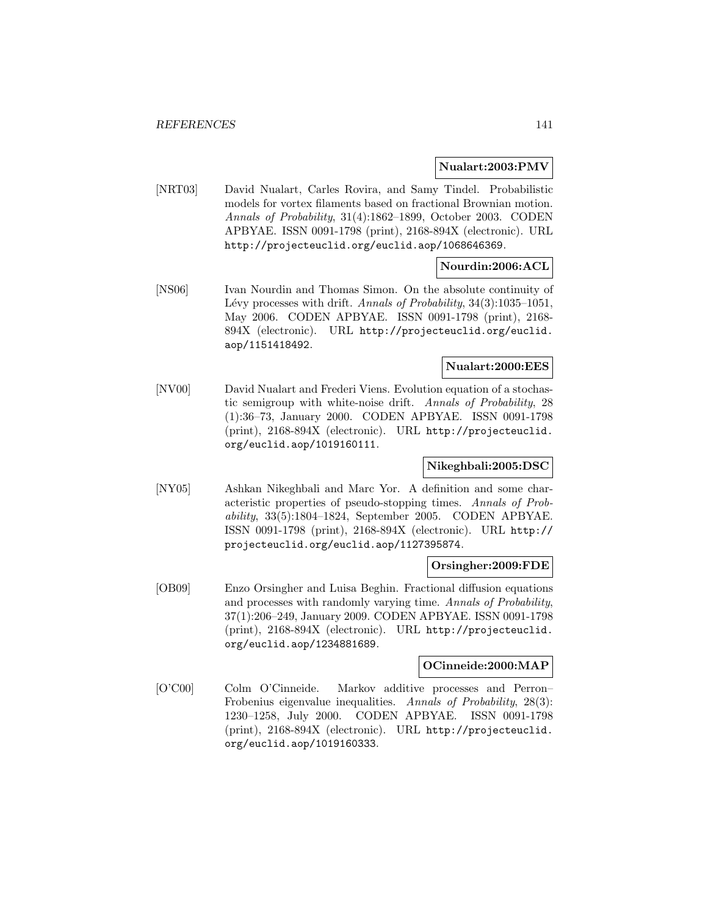**Nualart:2003:PMV**

[NRT03] David Nualart, Carles Rovira, and Samy Tindel. Probabilistic models for vortex filaments based on fractional Brownian motion. *Annals of Probability*, 31(4):1862–1899, October 2003. CODEN APBYAE. ISSN 0091-1798 (print), 2168-894X (electronic). URL http://projecteuclid.org/euclid.aop/1068646369.

**Nourdin:2006:ACL**

[NS06] Ivan Nourdin and Thomas Simon. On the absolute continuity of Lévy processes with drift. *Annals of Probability*, 34(3):1035–1051, May 2006. CODEN APBYAE. ISSN 0091-1798 (print), 2168-894X (electronic). URL http://projecteuclid.org/euclid.aop/1151418492.

**Nualart:2000:EES**

[NV00] David Nualart and Frederi Viens. Evolution equation of a stochastic semigroup with white-noise drift. *Annals of Probability*, 28 (1):36–73, January 2000. CODEN APBYAE. ISSN 0091-1798 (print), 2168-894X (electronic). URL http://projecteuclid.org/euclid.aop/1019160111.

**Nikeghbali:2005:DSC**

[NY05] Ashkan Nikeghbali and Marc Yor. A definition and some characteristic properties of pseudo-stopping times. *Annals of Probability*, 33(5):1804–1824, September 2005. CODEN APBYAE. ISSN 0091-1798 (print), 2168-894X (electronic). URL http://projecteuclid.org/euclid.aop/1127395874.

**Orsingher:2009:FDE**

[OB09] Enzo Orsingher and Luisa Beghin. Fractional diffusion equations and processes with randomly varying time. *Annals of Probability*, 37(1):206–249, January 2009. CODEN APBYAE. ISSN 0091-1798 (print), 2168-894X (electronic). URL http://projecteuclid.org/euclid.aop/1234881689.

**OCinneide:2000:MAP**

[O'C00] Colm O'Cinneide. Markov additive processes and Perron–Frobenius eigenvalue inequalities. *Annals of Probability*, 28(3): 1230–1258, July 2000. CODEN APBYAE. ISSN 0091-1798 (print), 2168-894X (electronic). URL http://projecteuclid.org/euclid.aop/1019160333.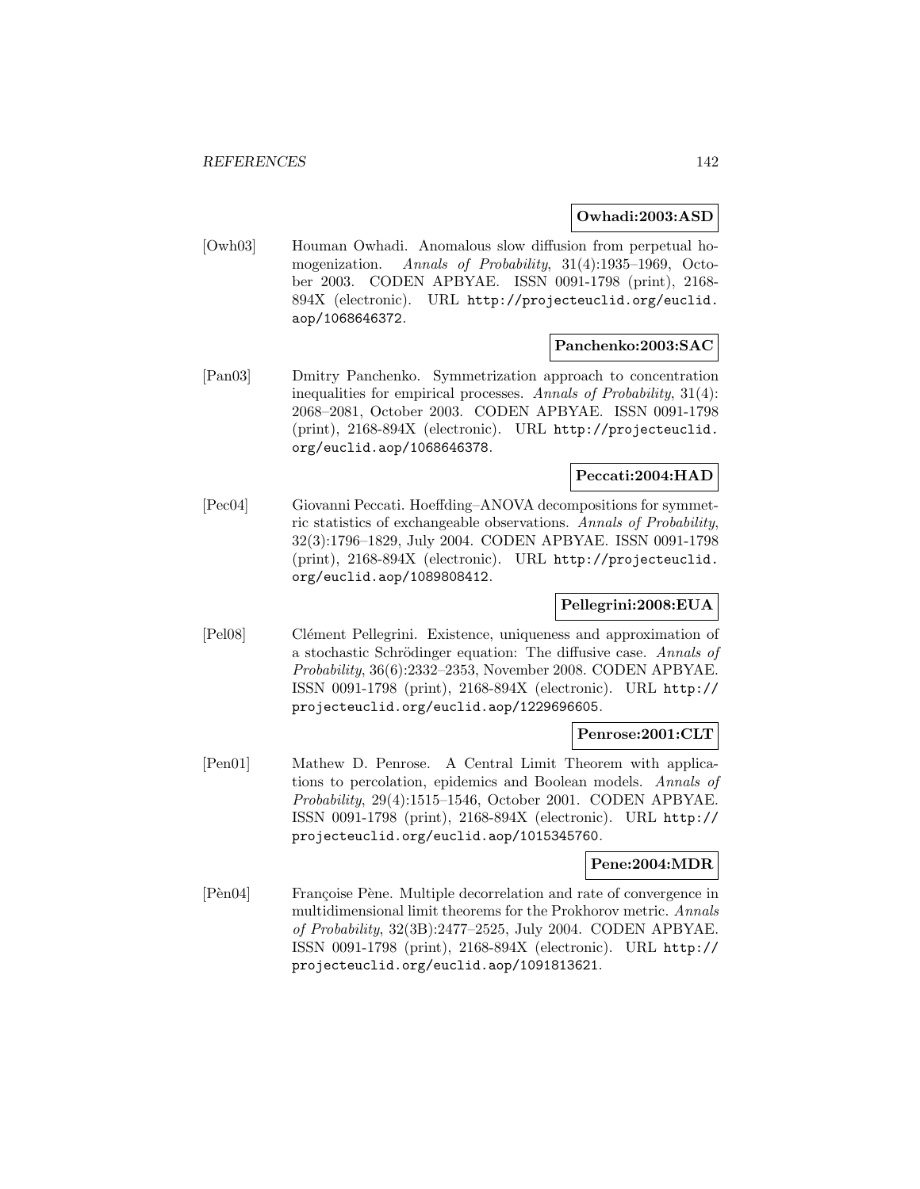**Owhadi:2003:ASD**

[Owh03] Houman Owhadi. Anomalous slow diffusion from perpetual homogenization. *Annals of Probability*, 31(4):1935–1969, October 2003. CODEN APBYAE. ISSN 0091-1798 (print), 2168-894X (electronic). URL http://projecteuclid.org/euclid.aop/1068646372.

**Panchenko:2003:SAC**

[Pan03] Dmitry Panchenko. Symmetrization approach to concentration inequalities for empirical processes. *Annals of Probability*, 31(4): 2068–2081, October 2003. CODEN APBYAE. ISSN 0091-1798 (print), 2168-894X (electronic). URL http://projecteuclid.org/euclid.aop/1068646378.

**Peccati:2004:HAD**

[Pec04] Giovanni Peccati. Hoeffding–ANOVA decompositions for symmetric statistics of exchangeable observations. *Annals of Probability*, 32(3):1796–1829, July 2004. CODEN APBYAE. ISSN 0091-1798 (print), 2168-894X (electronic). URL http://projecteuclid.org/euclid.aop/1089808412.

**Pellegrini:2008:EUA**

[Pel08] Clément Pellegrini. Existence, uniqueness and approximation of a stochastic Schrödinger equation: The diffusive case. *Annals of Probability*, 36(6):2332–2353, November 2008. CODEN APBYAE. ISSN 0091-1798 (print), 2168-894X (electronic). URL http://projecteuclid.org/euclid.aop/1229696605.

**Penrose:2001:CLT**

[Pen01] Mathew D. Penrose. A Central Limit Theorem with applications to percolation, epidemics and Boolean models. *Annals of Probability*, 29(4):1515–1546, October 2001. CODEN APBYAE. ISSN 0091-1798 (print), 2168-894X (electronic). URL http://projecteuclid.org/euclid.aop/1015345760.

**Pene:2004:MDR**

[Pèn04] Françoise Pène. Multiple decorrelation and rate of convergence in multidimensional limit theorems for the Prokhorov metric. *Annals of Probability*, 32(3B):2477–2525, July 2004. CODEN APBYAE. ISSN 0091-1798 (print), 2168-894X (electronic). URL http://projecteuclid.org/euclid.aop/1091813621.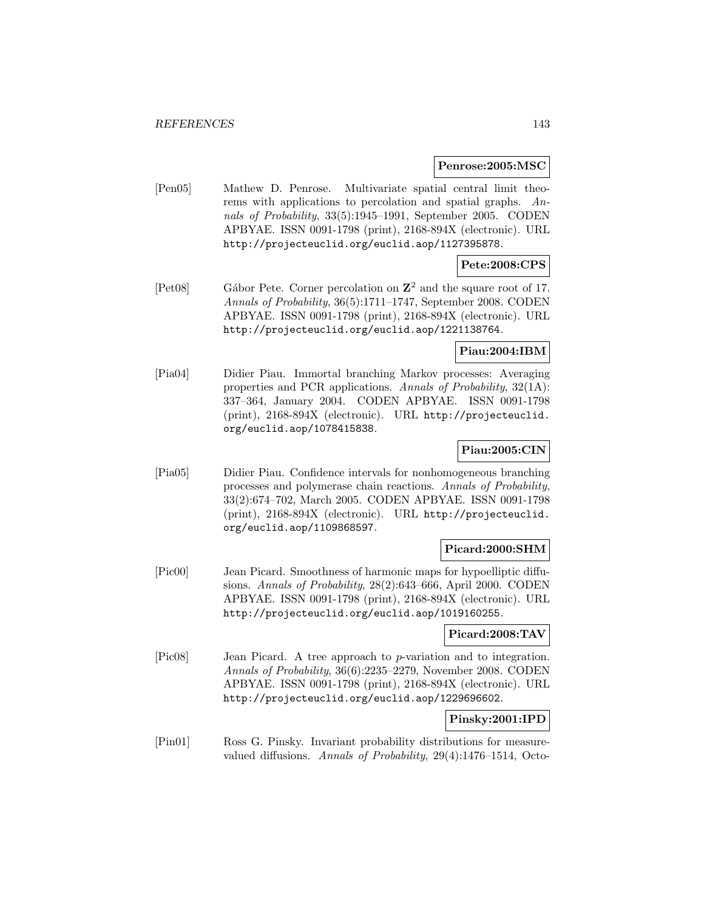**Penrose:2005:MSC**

[Pen05] Mathew D. Penrose. Multivariate spatial central limit theorems with applications to percolation and spatial graphs. *Annals of Probability*, 33(5):1945–1991, September 2005. CODEN APBYAE. ISSN 0091-1798 (print), 2168-894X (electronic). URL http://projecteuclid.org/euclid.aop/1127395878.

**Pete:2008:CPS**

[Pet08] Gábor Pete. Corner percolation on $\mathbf{Z}^2$ and the square root of 17. *Annals of Probability*, 36(5):1711–1747, September 2008. CODEN APBYAE. ISSN 0091-1798 (print), 2168-894X (electronic). URL http://projecteuclid.org/euclid.aop/1221138764.

**Piau:2004:IBM**

[Pia04] Didier Piau. Immortal branching Markov processes: Averaging properties and PCR applications. *Annals of Probability*, 32(1A): 337–364, January 2004. CODEN APBYAE. ISSN 0091-1798 (print), 2168-894X (electronic). URL http://projecteuclid.org/euclid.aop/1078415838.

**Piau:2005:CIN**

[Pia05] Didier Piau. Confidence intervals for nonhomogeneous branching processes and polymerase chain reactions. *Annals of Probability*, 33(2):674–702, March 2005. CODEN APBYAE. ISSN 0091-1798 (print), 2168-894X (electronic). URL http://projecteuclid.org/euclid.aop/1109868597.

**Picard:2000:SHM**

[Pic00] Jean Picard. Smoothness of harmonic maps for hypoelliptic diffusions. *Annals of Probability*, 28(2):643–666, April 2000. CODEN APBYAE. ISSN 0091-1798 (print), 2168-894X (electronic). URL http://projecteuclid.org/euclid.aop/1019160255.

**Picard:2008:TAV**

[Pic08] Jean Picard. A tree approach to $p$-variation and to integration. *Annals of Probability*, 36(6):2235–2279, November 2008. CODEN APBYAE. ISSN 0091-1798 (print), 2168-894X (electronic). URL http://projecteuclid.org/euclid.aop/1229696602.

**Pinsky:2001:IPD**

[Pin01] Ross G. Pinsky. Invariant probability distributions for measure-valued diffusions. *Annals of Probability*, 29(4):1476–1514, Octo-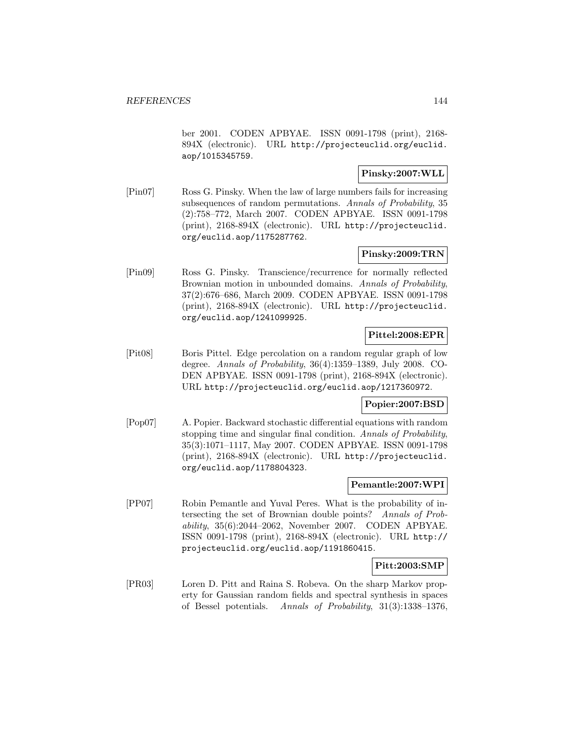ber 2001. CODEN APBYAE. ISSN 0091-1798 (print), 2168-894X (electronic). URL http://projecteuclid.org/euclid.aop/1015345759.

**Pinsky:2007:WLL**

[Pin07] Ross G. Pinsky. When the law of large numbers fails for increasing subsequences of random permutations. *Annals of Probability*, 35 (2):758–772, March 2007. CODEN APBYAE. ISSN 0091-1798 (print), 2168-894X (electronic). URL http://projecteuclid.org/euclid.aop/1175287762.

**Pinsky:2009:TRN**

[Pin09] Ross G. Pinsky. Transcience/recurrence for normally reflected Brownian motion in unbounded domains. *Annals of Probability*, 37(2):676–686, March 2009. CODEN APBYAE. ISSN 0091-1798 (print), 2168-894X (electronic). URL http://projecteuclid.org/euclid.aop/1241099925.

**Pittel:2008:EPR**

[Pit08] Boris Pittel. Edge percolation on a random regular graph of low degree. *Annals of Probability*, 36(4):1359–1389, July 2008. CODEN APBYAE. ISSN 0091-1798 (print), 2168-894X (electronic). URL http://projecteuclid.org/euclid.aop/1217360972.

**Popier:2007:BSD**

[Pop07] A. Popier. Backward stochastic differential equations with random stopping time and singular final condition. *Annals of Probability*, 35(3):1071–1117, May 2007. CODEN APBYAE. ISSN 0091-1798 (print), 2168-894X (electronic). URL http://projecteuclid.org/euclid.aop/1178804323.

**Pemantle:2007:WPI**

[PP07] Robin Pemantle and Yuval Peres. What is the probability of intersecting the set of Brownian double points? *Annals of Probability*, 35(6):2044–2062, November 2007. CODEN APBYAE. ISSN 0091-1798 (print), 2168-894X (electronic). URL http://projecteuclid.org/euclid.aop/1191860415.

**Pitt:2003:SMP**

[PR03] Loren D. Pitt and Raina S. Robeva. On the sharp Markov property for Gaussian random fields and spectral synthesis in spaces of Bessel potentials. *Annals of Probability*, 31(3):1338–1376,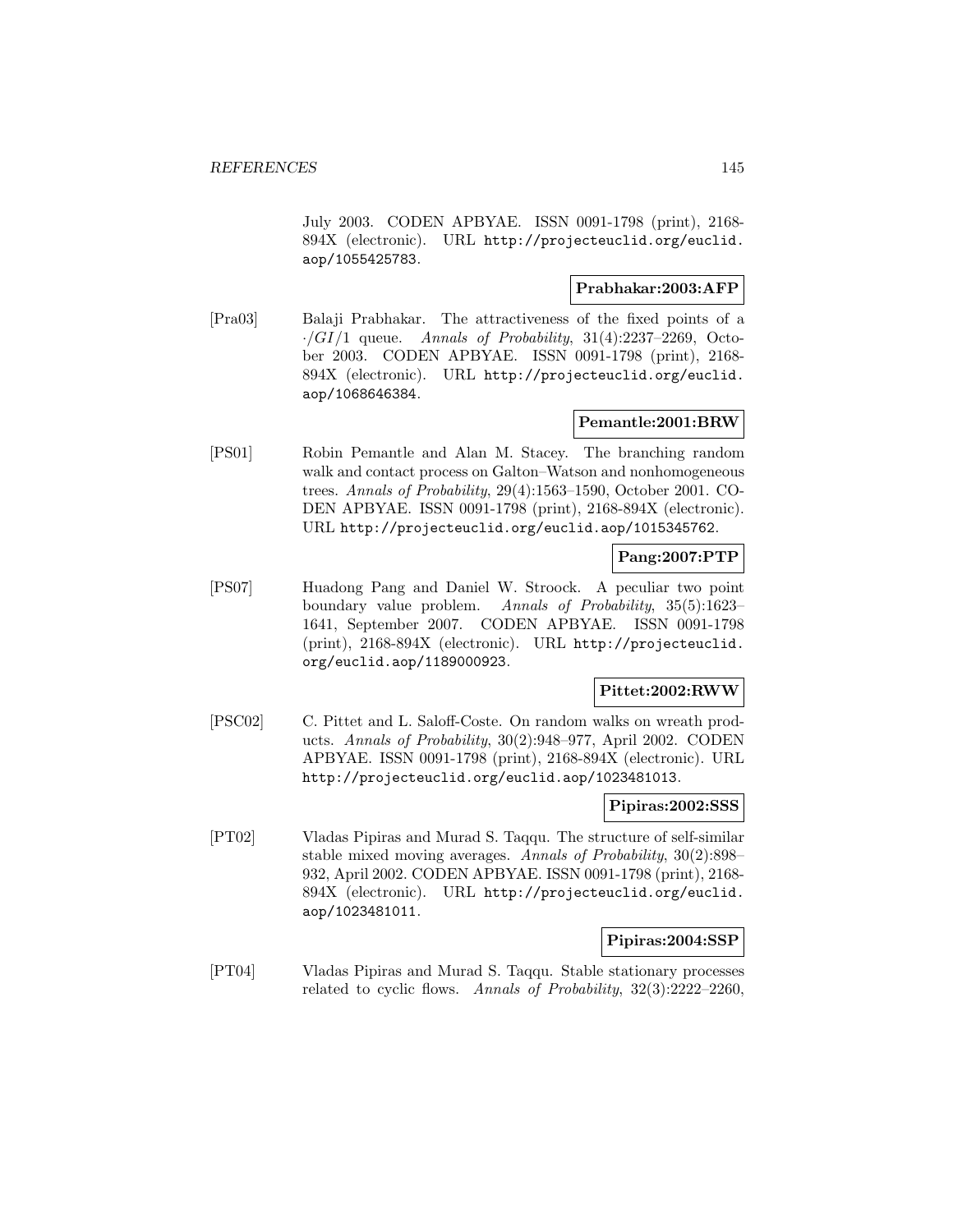July 2003. CODEN APBYAE. ISSN 0091-1798 (print), 2168-894X (electronic). URL http://projecteuclid.org/euclid.aop/1055425783.

**Prabhakar:2003:AFP**

[Pra03] Balaji Prabhakar. The attractiveness of the fixed points of a $\cdot/GI/1$ queue. *Annals of Probability*, 31(4):2237–2269, October 2003. CODEN APBYAE. ISSN 0091-1798 (print), 2168-894X (electronic). URL http://projecteuclid.org/euclid.aop/1068646384.

**Pemantle:2001:BRW**

[PS01] Robin Pemantle and Alan M. Stacey. The branching random walk and contact process on Galton–Watson and nonhomogeneous trees. *Annals of Probability*, 29(4):1563–1590, October 2001. CODEN APBYAE. ISSN 0091-1798 (print), 2168-894X (electronic). URL http://projecteuclid.org/euclid.aop/1015345762.

**Pang:2007:PTP**

[PS07] Huadong Pang and Daniel W. Stroock. A peculiar two point boundary value problem. *Annals of Probability*, 35(5):1623–1641, September 2007. CODEN APBYAE. ISSN 0091-1798 (print), 2168-894X (electronic). URL http://projecteuclid.org/euclid.aop/1189000923.

**Pittet:2002:RWW**

[PSC02] C. Pittet and L. Saloff-Coste. On random walks on wreath products. *Annals of Probability*, 30(2):948–977, April 2002. CODEN APBYAE. ISSN 0091-1798 (print), 2168-894X (electronic). URL http://projecteuclid.org/euclid.aop/1023481013.

**Pipiras:2002:SSS**

[PT02] Vladas Pipiras and Murad S. Taqqu. The structure of self-similar stable mixed moving averages. *Annals of Probability*, 30(2):898–932, April 2002. CODEN APBYAE. ISSN 0091-1798 (print), 2168-894X (electronic). URL http://projecteuclid.org/euclid.aop/1023481011.

**Pipiras:2004:SSP**

[PT04] Vladas Pipiras and Murad S. Taqqu. Stable stationary processes related to cyclic flows. *Annals of Probability*, 32(3):2222–2260,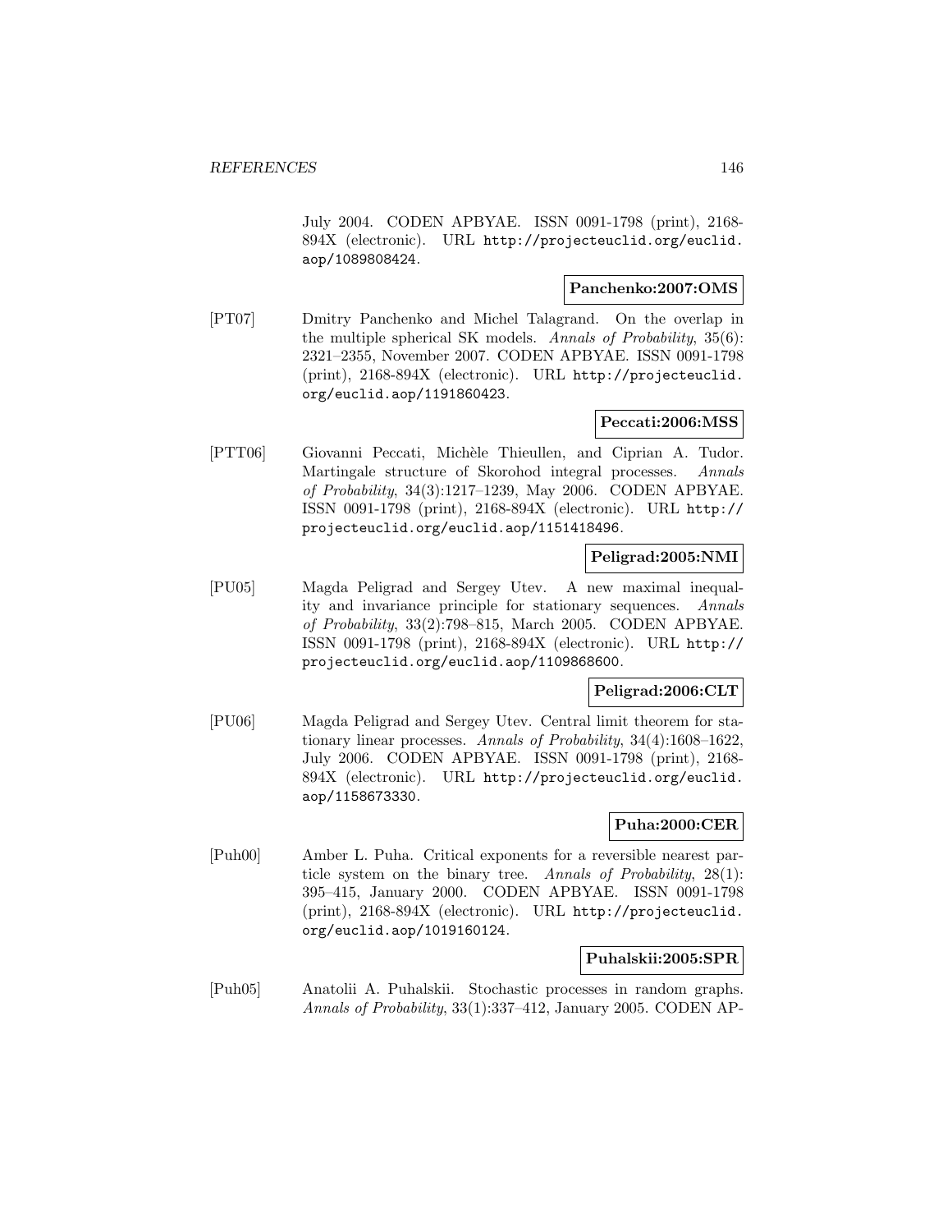July 2004. CODEN APBYAE. ISSN 0091-1798 (print), 2168-894X (electronic). URL http://projecteuclid.org/euclid.aop/1089808424.

**Panchenko:2007:OMS**

[PT07] Dmitry Panchenko and Michel Talagrand. On the overlap in the multiple spherical SK models. *Annals of Probability*, 35(6): 2321–2355, November 2007. CODEN APBYAE. ISSN 0091-1798 (print), 2168-894X (electronic). URL http://projecteuclid.org/euclid.aop/1191860423.

**Peccati:2006:MSS**

[PTT06] Giovanni Peccati, Michèle Thieullen, and Ciprian A. Tudor. Martingale structure of Skorohod integral processes. *Annals of Probability*, 34(3):1217–1239, May 2006. CODEN APBYAE. ISSN 0091-1798 (print), 2168-894X (electronic). URL http://projecteuclid.org/euclid.aop/1151418496.

**Peligrad:2005:NMI**

[PU05] Magda Peligrad and Sergey Utev. A new maximal inequality and invariance principle for stationary sequences. *Annals of Probability*, 33(2):798–815, March 2005. CODEN APBYAE. ISSN 0091-1798 (print), 2168-894X (electronic). URL http://projecteuclid.org/euclid.aop/1109868600.

**Peligrad:2006:CLT**

[PU06] Magda Peligrad and Sergey Utev. Central limit theorem for stationary linear processes. *Annals of Probability*, 34(4):1608–1622, July 2006. CODEN APBYAE. ISSN 0091-1798 (print), 2168-894X (electronic). URL http://projecteuclid.org/euclid.aop/1158673330.

**Puha:2000:CER**

[Puh00] Amber L. Puha. Critical exponents for a reversible nearest particle system on the binary tree. *Annals of Probability*, 28(1): 395–415, January 2000. CODEN APBYAE. ISSN 0091-1798 (print), 2168-894X (electronic). URL http://projecteuclid.org/euclid.aop/1019160124.

**Puhalskii:2005:SPR**

[Puh05] Anatolii A. Puhalskii. Stochastic processes in random graphs. *Annals of Probability*, 33(1):337–412, January 2005. CODEN AP-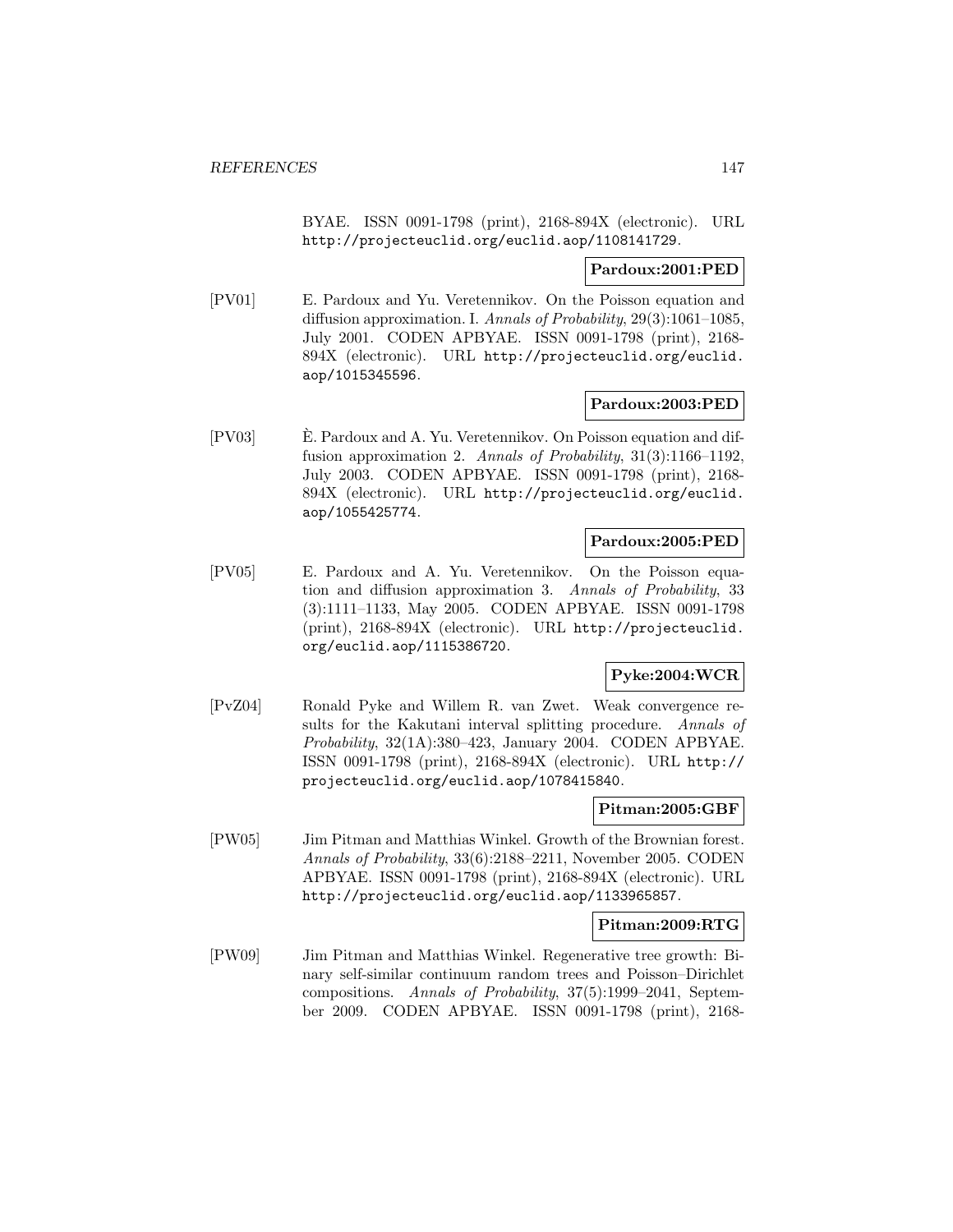BYAE. ISSN 0091-1798 (print), 2168-894X (electronic). URL http://projecteuclid.org/euclid.aop/1108141729.

**Pardoux:2001:PED**

[PV01] E. Pardoux and Yu. Veretennikov. On the Poisson equation and diffusion approximation. I. *Annals of Probability*, 29(3):1061–1085, July 2001. CODEN APBYAE. ISSN 0091-1798 (print), 2168-894X (electronic). URL http://projecteuclid.org/euclid.aop/1015345596.

**Pardoux:2003:PED**

[PV03] È. Pardoux and A. Yu. Veretennikov. On Poisson equation and diffusion approximation 2. *Annals of Probability*, 31(3):1166–1192, July 2003. CODEN APBYAE. ISSN 0091-1798 (print), 2168-894X (electronic). URL http://projecteuclid.org/euclid.aop/1055425774.

**Pardoux:2005:PED**

[PV05] E. Pardoux and A. Yu. Veretennikov. On the Poisson equation and diffusion approximation 3. *Annals of Probability*, 33 (3):1111–1133, May 2005. CODEN APBYAE. ISSN 0091-1798 (print), 2168-894X (electronic). URL http://projecteuclid.org/euclid.aop/1115386720.

**Pyke:2004:WCR**

[PvZ04] Ronald Pyke and Willem R. van Zwet. Weak convergence results for the Kakutani interval splitting procedure. *Annals of Probability*, 32(1A):380–423, January 2004. CODEN APBYAE. ISSN 0091-1798 (print), 2168-894X (electronic). URL http://projecteuclid.org/euclid.aop/1078415840.

**Pitman:2005:GBF**

[PW05] Jim Pitman and Matthias Winkel. Growth of the Brownian forest. *Annals of Probability*, 33(6):2188–2211, November 2005. CODEN APBYAE. ISSN 0091-1798 (print), 2168-894X (electronic). URL http://projecteuclid.org/euclid.aop/1133965857.

**Pitman:2009:RTG**

[PW09] Jim Pitman and Matthias Winkel. Regenerative tree growth: Binary self-similar continuum random trees and Poisson–Dirichlet compositions. *Annals of Probability*, 37(5):1999–2041, September 2009. CODEN APBYAE. ISSN 0091-1798 (print), 2168-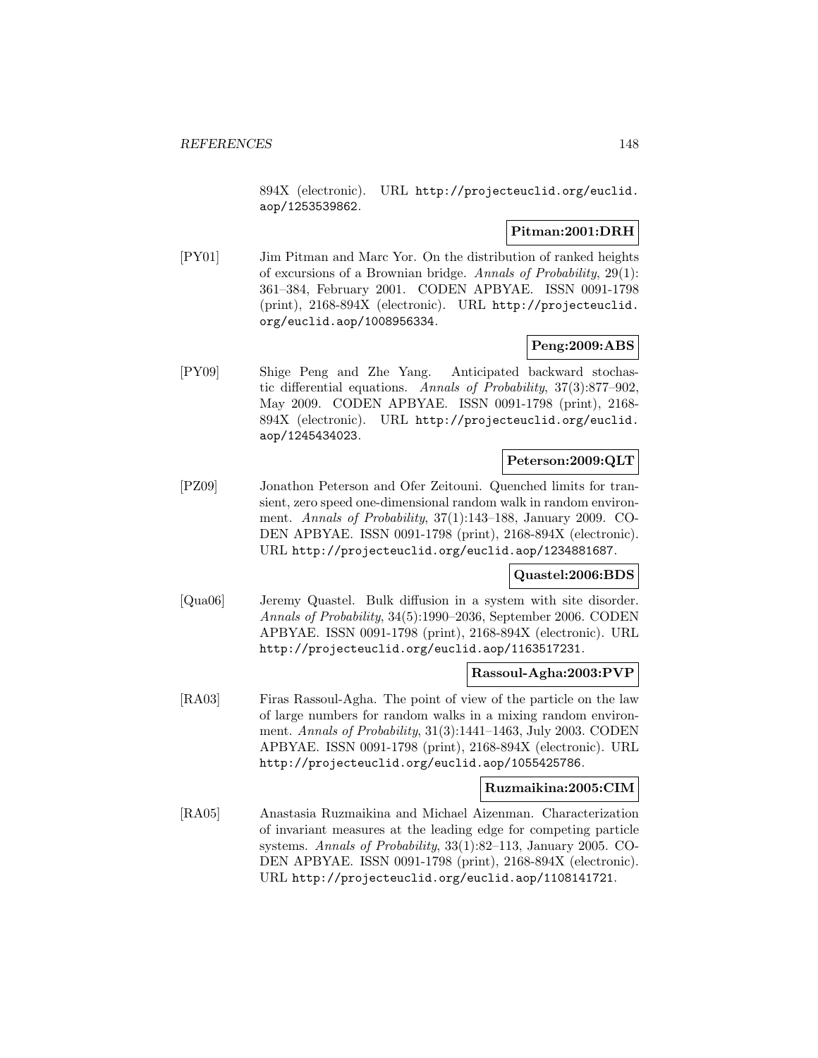894X (electronic). URL http://projecteuclid.org/euclid.aop/1253539862.

**Pitman:2001:DRH**

[PY01] Jim Pitman and Marc Yor. On the distribution of ranked heights of excursions of a Brownian bridge. *Annals of Probability*, 29(1): 361–384, February 2001. CODEN APBYAE. ISSN 0091-1798 (print), 2168-894X (electronic). URL http://projecteuclid.org/euclid.aop/1008956334.

**Peng:2009:ABS**

[PY09] Shige Peng and Zhe Yang. Anticipated backward stochastic differential equations. *Annals of Probability*, 37(3):877–902, May 2009. CODEN APBYAE. ISSN 0091-1798 (print), 2168-894X (electronic). URL http://projecteuclid.org/euclid.aop/1245434023.

**Peterson:2009:QLT**

[PZ09] Jonathon Peterson and Ofer Zeitouni. Quenched limits for transient, zero speed one-dimensional random walk in random environment. *Annals of Probability*, 37(1):143–188, January 2009. CODEN APBYAE. ISSN 0091-1798 (print), 2168-894X (electronic). URL http://projecteuclid.org/euclid.aop/1234881687.

**Quastel:2006:BDS**

[Qua06] Jeremy Quastel. Bulk diffusion in a system with site disorder. *Annals of Probability*, 34(5):1990–2036, September 2006. CODEN APBYAE. ISSN 0091-1798 (print), 2168-894X (electronic). URL http://projecteuclid.org/euclid.aop/1163517231.

**Rassoul-Agha:2003:PVP**

[RA03] Firas Rassoul-Agha. The point of view of the particle on the law of large numbers for random walks in a mixing random environment. *Annals of Probability*, 31(3):1441–1463, July 2003. CODEN APBYAE. ISSN 0091-1798 (print), 2168-894X (electronic). URL http://projecteuclid.org/euclid.aop/1055425786.

**Ruzmaikina:2005:CIM**

[RA05] Anastasia Ruzmaikina and Michael Aizenman. Characterization of invariant measures at the leading edge for competing particle systems. *Annals of Probability*, 33(1):82–113, January 2005. CODEN APBYAE. ISSN 0091-1798 (print), 2168-894X (electronic). URL http://projecteuclid.org/euclid.aop/1108141721.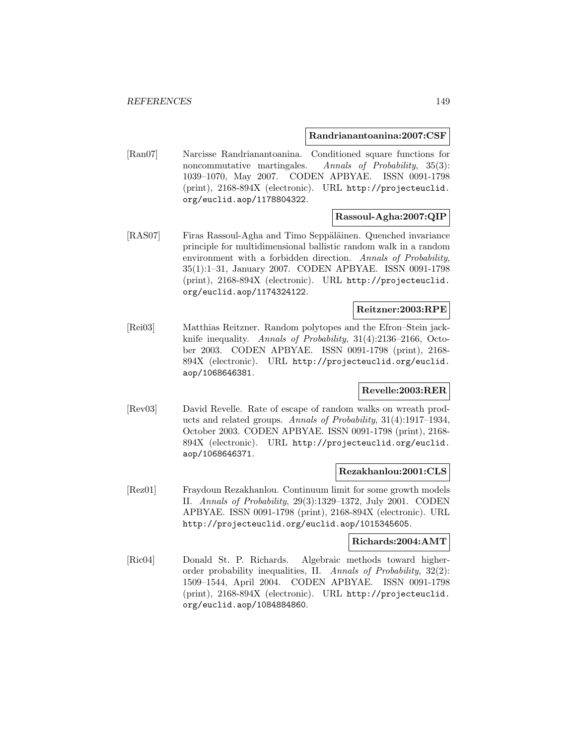**Randrianantoanina:2007:CSF**

[Ran07] Narcisse Randrianantoanina. Conditioned square functions for noncommutative martingales. *Annals of Probability*, 35(3): 1039–1070, May 2007. CODEN APBYAE. ISSN 0091-1798 (print), 2168-894X (electronic). URL http://projecteuclid.org/euclid.aop/1178804322.

**Rassoul-Agha:2007:QIP**

[RAS07] Firas Rassoul-Agha and Timo Seppäläinen. Quenched invariance principle for multidimensional ballistic random walk in a random environment with a forbidden direction. *Annals of Probability*, 35(1):1–31, January 2007. CODEN APBYAE. ISSN 0091-1798 (print), 2168-894X (electronic). URL http://projecteuclid.org/euclid.aop/1174324122.

**Reitzner:2003:RPE**

[Rei03] Matthias Reitzner. Random polytopes and the Efron–Stein jackknife inequality. *Annals of Probability*, 31(4):2136–2166, October 2003. CODEN APBYAE. ISSN 0091-1798 (print), 2168-894X (electronic). URL http://projecteuclid.org/euclid.aop/1068646381.

**Revelle:2003:RER**

[Rev03] David Revelle. Rate of escape of random walks on wreath products and related groups. *Annals of Probability*, 31(4):1917–1934, October 2003. CODEN APBYAE. ISSN 0091-1798 (print), 2168-894X (electronic). URL http://projecteuclid.org/euclid.aop/1068646371.

**Rezakhanlou:2001:CLS**

[Rez01] Fraydoun Rezakhanlou. Continuum limit for some growth models II. *Annals of Probability*, 29(3):1329–1372, July 2001. CODEN APBYAE. ISSN 0091-1798 (print), 2168-894X (electronic). URL http://projecteuclid.org/euclid.aop/1015345605.

**Richards:2004:AMT**

[Ric04] Donald St. P. Richards. Algebraic methods toward higher-order probability inequalities, II. *Annals of Probability*, 32(2): 1509–1544, April 2004. CODEN APBYAE. ISSN 0091-1798 (print), 2168-894X (electronic). URL http://projecteuclid.org/euclid.aop/1084884860.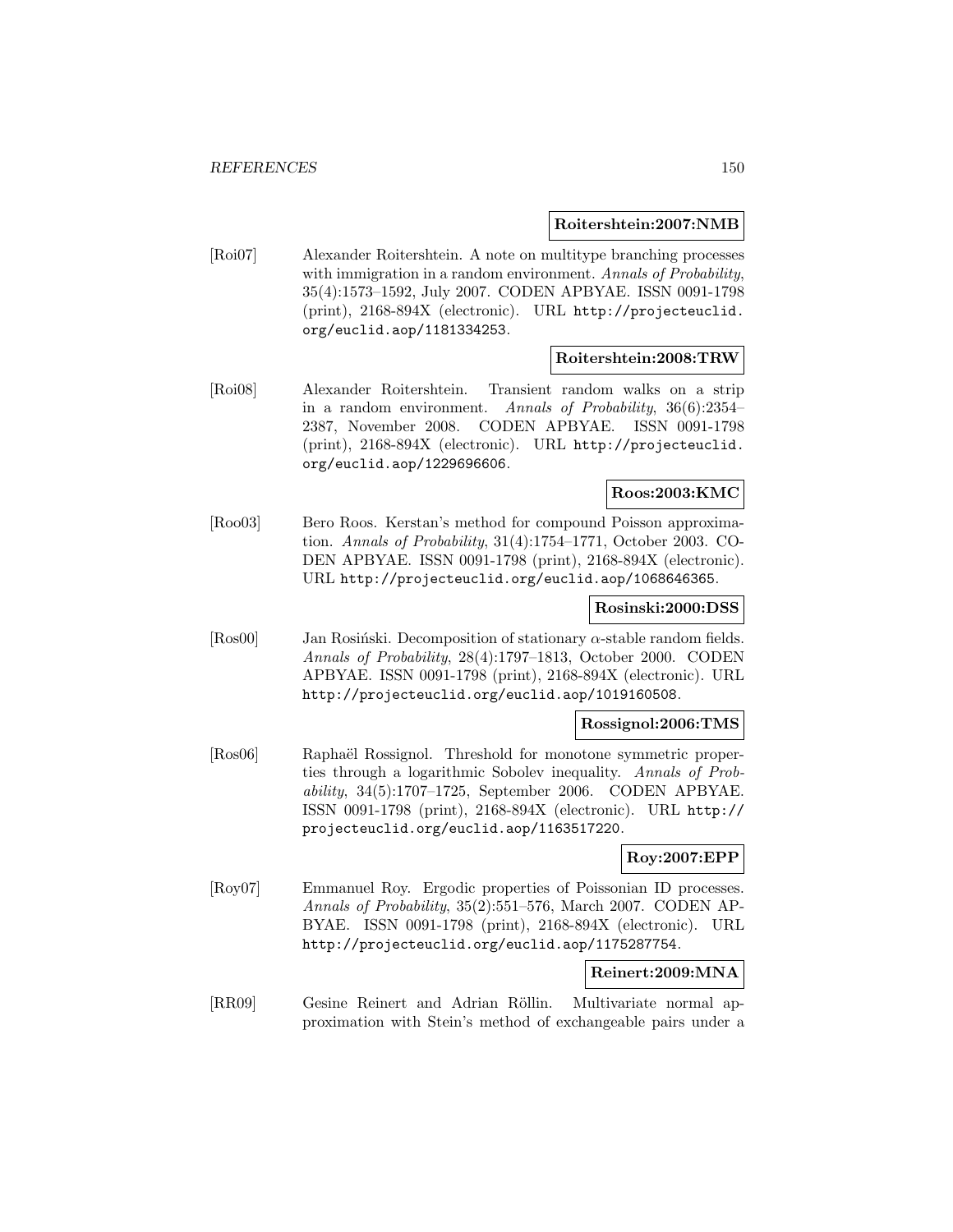**Roitershtein:2007:NMB**

[Roi07] Alexander Roitershtein. A note on multitype branching processes with immigration in a random environment. *Annals of Probability*, 35(4):1573–1592, July 2007. CODEN APBYAE. ISSN 0091-1798 (print), 2168-894X (electronic). URL http://projecteuclid.org/euclid.aop/1181334253.

**Roitershtein:2008:TRW**

[Roi08] Alexander Roitershtein. Transient random walks on a strip in a random environment. *Annals of Probability*, 36(6):2354–2387, November 2008. CODEN APBYAE. ISSN 0091-1798 (print), 2168-894X (electronic). URL http://projecteuclid.org/euclid.aop/1229696606.

**Roos:2003:KMC**

[Roo03] Bero Roos. Kerstan's method for compound Poisson approximation. *Annals of Probability*, 31(4):1754–1771, October 2003. CODEN APBYAE. ISSN 0091-1798 (print), 2168-894X (electronic). URL http://projecteuclid.org/euclid.aop/1068646365.

**Rosinski:2000:DSS**

[Ros00] Jan Rosiński. Decomposition of stationary $\alpha$-stable random fields. *Annals of Probability*, 28(4):1797–1813, October 2000. CODEN APBYAE. ISSN 0091-1798 (print), 2168-894X (electronic). URL http://projecteuclid.org/euclid.aop/1019160508.

**Rossignol:2006:TMS**

[Ros06] Raphaël Rossignol. Threshold for monotone symmetric properties through a logarithmic Sobolev inequality. *Annals of Probability*, 34(5):1707–1725, September 2006. CODEN APBYAE. ISSN 0091-1798 (print), 2168-894X (electronic). URL http://projecteuclid.org/euclid.aop/1163517220.

**Roy:2007:EPP**

[Roy07] Emmanuel Roy. Ergodic properties of Poissonian ID processes. *Annals of Probability*, 35(2):551–576, March 2007. CODEN APBYAE. ISSN 0091-1798 (print), 2168-894X (electronic). URL http://projecteuclid.org/euclid.aop/1175287754.

**Reinert:2009:MNA**

[RR09] Gesine Reinert and Adrian Röllin. Multivariate normal approximation with Stein's method of exchangeable pairs under a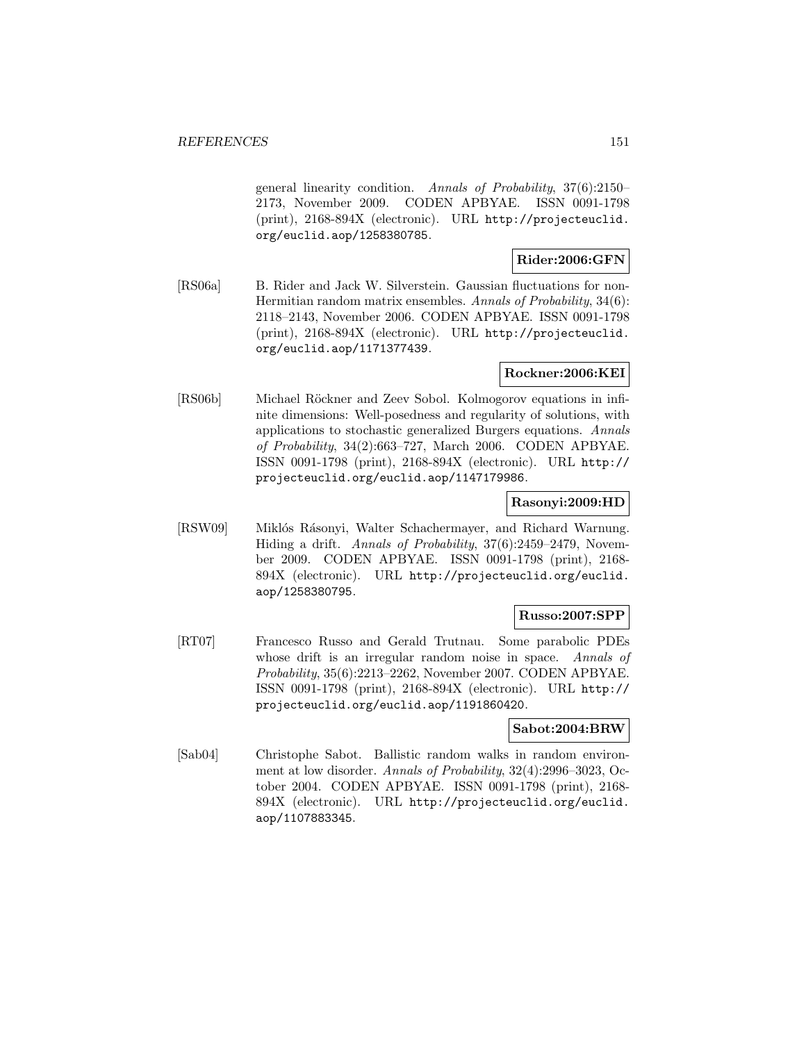general linearity condition. *Annals of Probability*, 37(6):2150–2173, November 2009. CODEN APBYAE. ISSN 0091-1798 (print), 2168-894X (electronic). URL `http://projecteuclid.org/euclid.aop/1258380785`.

**Rider:2006:GFN**

[RS06a] B. Rider and Jack W. Silverstein. Gaussian fluctuations for non-Hermitian random matrix ensembles. *Annals of Probability*, 34(6): 2118–2143, November 2006. CODEN APBYAE. ISSN 0091-1798 (print), 2168-894X (electronic). URL `http://projecteuclid.org/euclid.aop/1171377439`.

**Rockner:2006:KEI**

[RS06b] Michael Röckner and Zeev Sobol. Kolmogorov equations in infinite dimensions: Well-posedness and regularity of solutions, with applications to stochastic generalized Burgers equations. *Annals of Probability*, 34(2):663–727, March 2006. CODEN APBYAE. ISSN 0091-1798 (print), 2168-894X (electronic). URL `http://projecteuclid.org/euclid.aop/1147179986`.

**Rasonyi:2009:HD**

[RSW09] Miklós Rásonyi, Walter Schachermayer, and Richard Warnung. Hiding a drift. *Annals of Probability*, 37(6):2459–2479, November 2009. CODEN APBYAE. ISSN 0091-1798 (print), 2168-894X (electronic). URL `http://projecteuclid.org/euclid.aop/1258380795`.

**Russo:2007:SPP**

[RT07] Francesco Russo and Gerald Trutnau. Some parabolic PDEs whose drift is an irregular random noise in space. *Annals of Probability*, 35(6):2213–2262, November 2007. CODEN APBYAE. ISSN 0091-1798 (print), 2168-894X (electronic). URL `http://projecteuclid.org/euclid.aop/1191860420`.

**Sabot:2004:BRW**

[Sab04] Christophe Sabot. Ballistic random walks in random environment at low disorder. *Annals of Probability*, 32(4):2996–3023, October 2004. CODEN APBYAE. ISSN 0091-1798 (print), 2168-894X (electronic). URL `http://projecteuclid.org/euclid.aop/1107883345`.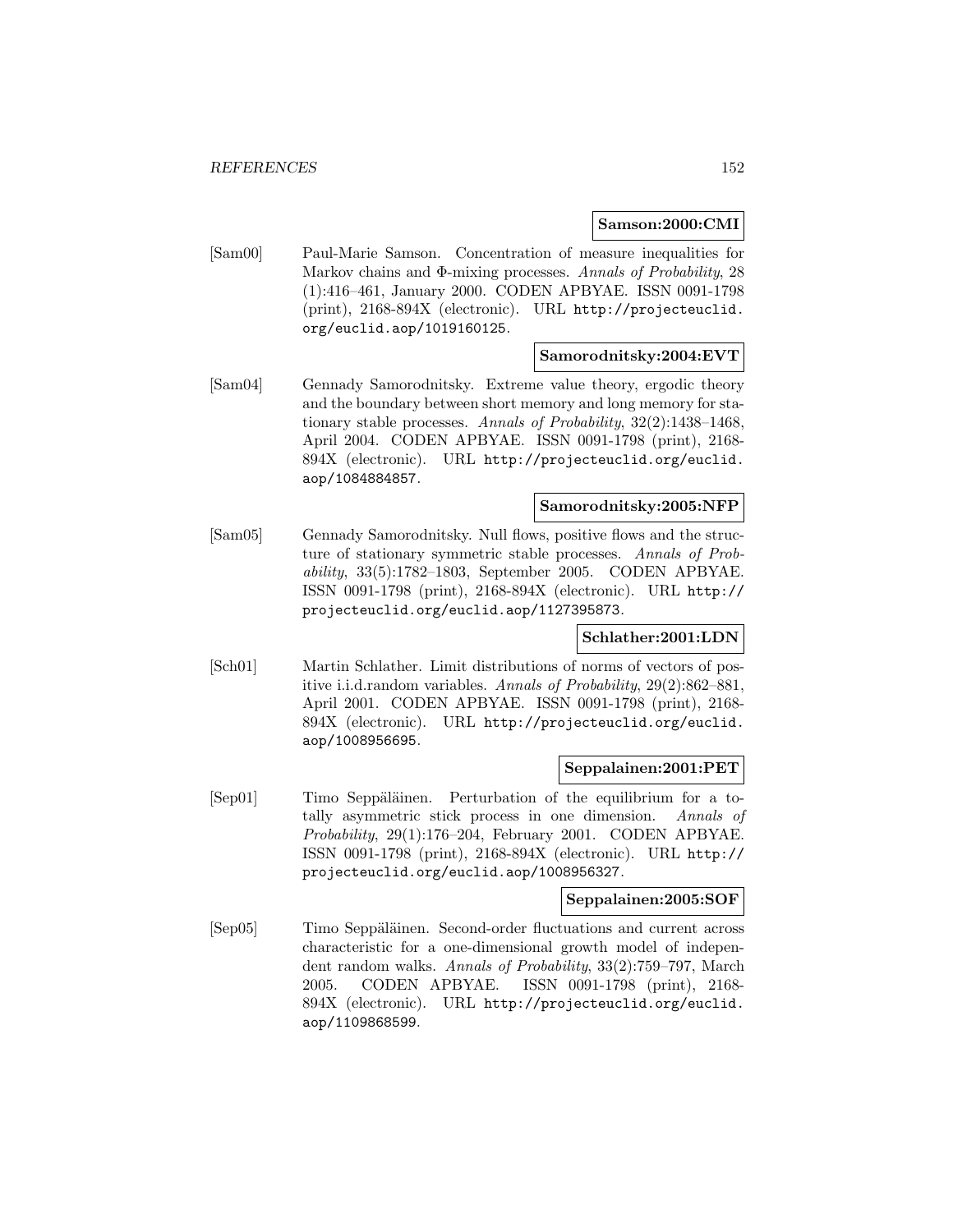**Samson:2000:CMI**

[Sam00] Paul-Marie Samson. Concentration of measure inequalities for Markov chains and Φ-mixing processes. *Annals of Probability*, 28 (1):416–461, January 2000. CODEN APBYAE. ISSN 0091-1798 (print), 2168-894X (electronic). URL http://projecteuclid.org/euclid.aop/1019160125.

**Samorodnitsky:2004:EVT**

[Sam04] Gennady Samorodnitsky. Extreme value theory, ergodic theory and the boundary between short memory and long memory for stationary stable processes. *Annals of Probability*, 32(2):1438–1468, April 2004. CODEN APBYAE. ISSN 0091-1798 (print), 2168-894X (electronic). URL http://projecteuclid.org/euclid.aop/1084884857.

**Samorodnitsky:2005:NFP**

[Sam05] Gennady Samorodnitsky. Null flows, positive flows and the structure of stationary symmetric stable processes. *Annals of Probability*, 33(5):1782–1803, September 2005. CODEN APBYAE. ISSN 0091-1798 (print), 2168-894X (electronic). URL http://projecteuclid.org/euclid.aop/1127395873.

**Schlather:2001:LDN**

[Sch01] Martin Schlather. Limit distributions of norms of vectors of positive i.i.d.random variables. *Annals of Probability*, 29(2):862–881, April 2001. CODEN APBYAE. ISSN 0091-1798 (print), 2168-894X (electronic). URL http://projecteuclid.org/euclid.aop/1008956695.

**Seppalainen:2001:PET**

[Sep01] Timo Seppäläinen. Perturbation of the equilibrium for a totally asymmetric stick process in one dimension. *Annals of Probability*, 29(1):176–204, February 2001. CODEN APBYAE. ISSN 0091-1798 (print), 2168-894X (electronic). URL http://projecteuclid.org/euclid.aop/1008956327.

**Seppalainen:2005:SOF**

[Sep05] Timo Seppäläinen. Second-order fluctuations and current across characteristic for a one-dimensional growth model of independent random walks. *Annals of Probability*, 33(2):759–797, March 2005. CODEN APBYAE. ISSN 0091-1798 (print), 2168-894X (electronic). URL http://projecteuclid.org/euclid.aop/1109868599.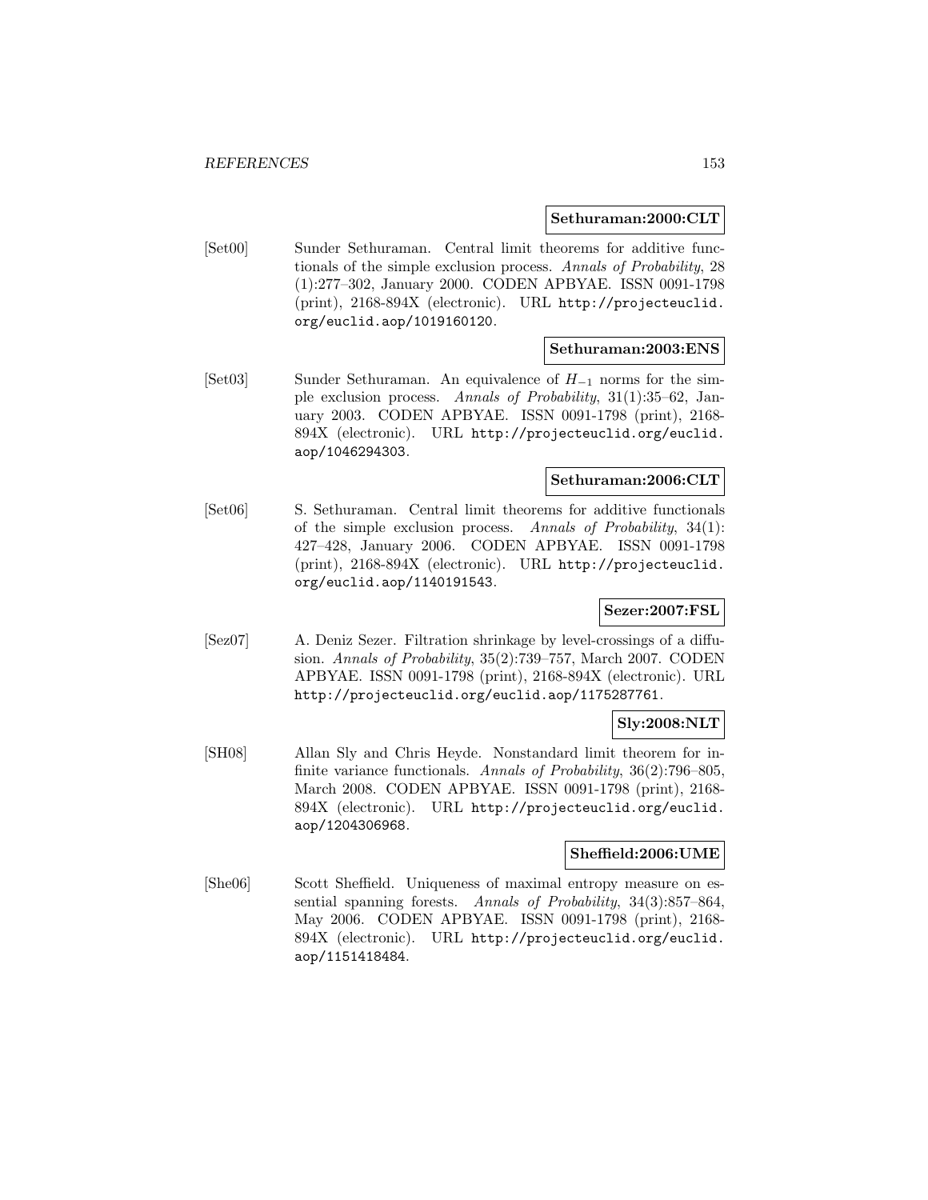**Sethuraman:2000:CLT**

[Set00] Sunder Sethuraman. Central limit theorems for additive functionals of the simple exclusion process. *Annals of Probability*, 28 (1):277–302, January 2000. CODEN APBYAE. ISSN 0091-1798 (print), 2168-894X (electronic). URL http://projecteuclid.org/euclid.aop/1019160120.

**Sethuraman:2003:ENS**

[Set03] Sunder Sethuraman. An equivalence of $H_{-1}$ norms for the simple exclusion process. *Annals of Probability*, 31(1):35–62, January 2003. CODEN APBYAE. ISSN 0091-1798 (print), 2168-894X (electronic). URL http://projecteuclid.org/euclid.aop/1046294303.

**Sethuraman:2006:CLT**

[Set06] S. Sethuraman. Central limit theorems for additive functionals of the simple exclusion process. *Annals of Probability*, 34(1): 427–428, January 2006. CODEN APBYAE. ISSN 0091-1798 (print), 2168-894X (electronic). URL http://projecteuclid.org/euclid.aop/1140191543.

**Sezer:2007:FSL**

[Sez07] A. Deniz Sezer. Filtration shrinkage by level-crossings of a diffusion. *Annals of Probability*, 35(2):739–757, March 2007. CODEN APBYAE. ISSN 0091-1798 (print), 2168-894X (electronic). URL http://projecteuclid.org/euclid.aop/1175287761.

**Sly:2008:NLT**

[SH08] Allan Sly and Chris Heyde. Nonstandard limit theorem for infinite variance functionals. *Annals of Probability*, 36(2):796–805, March 2008. CODEN APBYAE. ISSN 0091-1798 (print), 2168-894X (electronic). URL http://projecteuclid.org/euclid.aop/1204306968.

**Sheffield:2006:UME**

[She06] Scott Sheffield. Uniqueness of maximal entropy measure on essential spanning forests. *Annals of Probability*, 34(3):857–864, May 2006. CODEN APBYAE. ISSN 0091-1798 (print), 2168-894X (electronic). URL http://projecteuclid.org/euclid.aop/1151418484.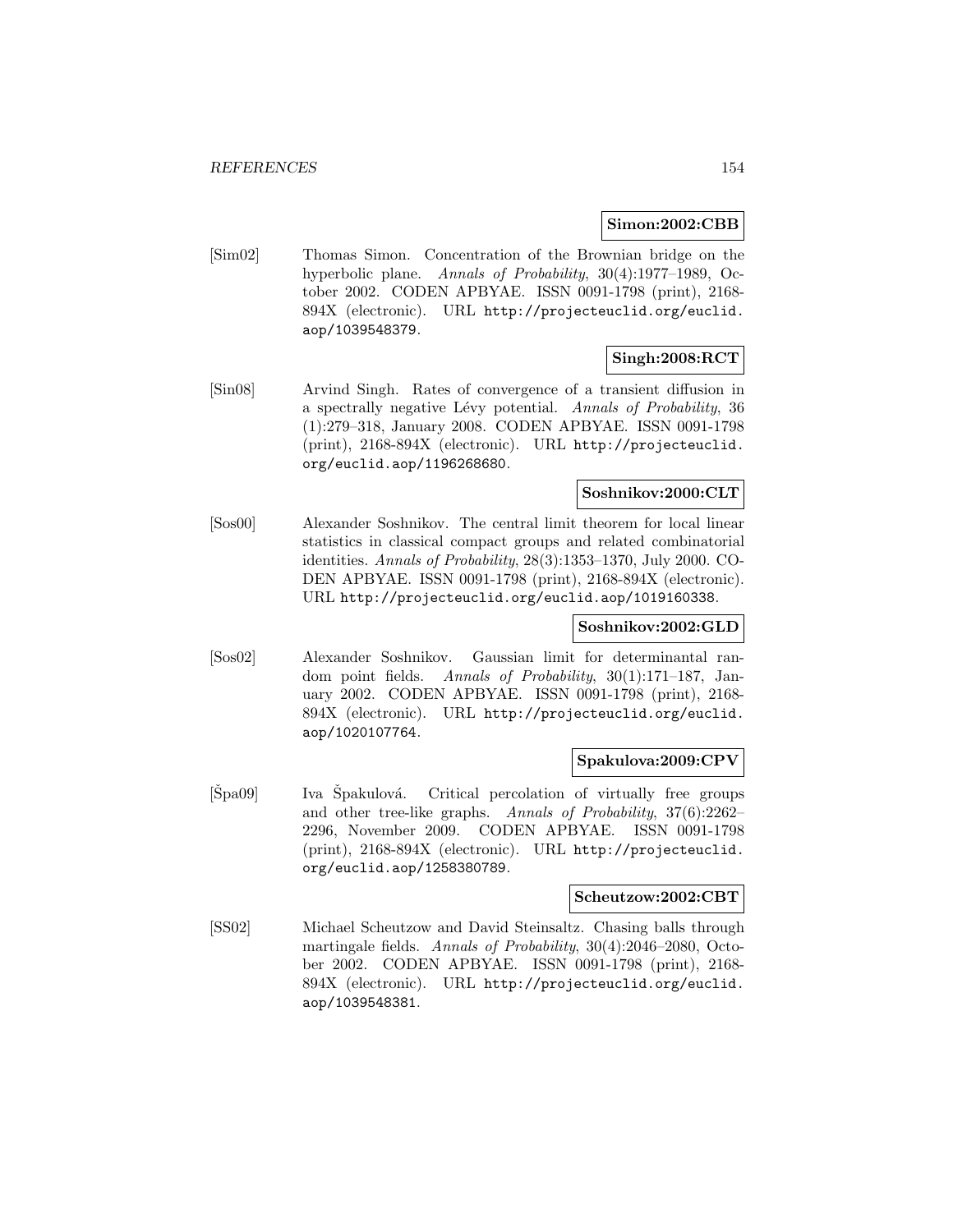**Simon:2002:CBB**

[Sim02] Thomas Simon. Concentration of the Brownian bridge on the hyperbolic plane. *Annals of Probability*, 30(4):1977–1989, October 2002. CODEN APBYAE. ISSN 0091-1798 (print), 2168-894X (electronic). URL http://projecteuclid.org/euclid.aop/1039548379.

**Singh:2008:RCT**

[Sin08] Arvind Singh. Rates of convergence of a transient diffusion in a spectrally negative Lévy potential. *Annals of Probability*, 36 (1):279–318, January 2008. CODEN APBYAE. ISSN 0091-1798 (print), 2168-894X (electronic). URL http://projecteuclid.org/euclid.aop/1196268680.

**Soshnikov:2000:CLT**

[Sos00] Alexander Soshnikov. The central limit theorem for local linear statistics in classical compact groups and related combinatorial identities. *Annals of Probability*, 28(3):1353–1370, July 2000. CODEN APBYAE. ISSN 0091-1798 (print), 2168-894X (electronic). URL http://projecteuclid.org/euclid.aop/1019160338.

**Soshnikov:2002:GLD**

[Sos02] Alexander Soshnikov. Gaussian limit for determinantal random point fields. *Annals of Probability*, 30(1):171–187, January 2002. CODEN APBYAE. ISSN 0091-1798 (print), 2168-894X (electronic). URL http://projecteuclid.org/euclid.aop/1020107764.

**Spakulova:2009:CPV**

[Špa09] Iva Špakulová. Critical percolation of virtually free groups and other tree-like graphs. *Annals of Probability*, 37(6):2262–2296, November 2009. CODEN APBYAE. ISSN 0091-1798 (print), 2168-894X (electronic). URL http://projecteuclid.org/euclid.aop/1258380789.

**Scheutzow:2002:CBT**

[SS02] Michael Scheutzow and David Steinsaltz. Chasing balls through martingale fields. *Annals of Probability*, 30(4):2046–2080, October 2002. CODEN APBYAE. ISSN 0091-1798 (print), 2168-894X (electronic). URL http://projecteuclid.org/euclid.aop/1039548381.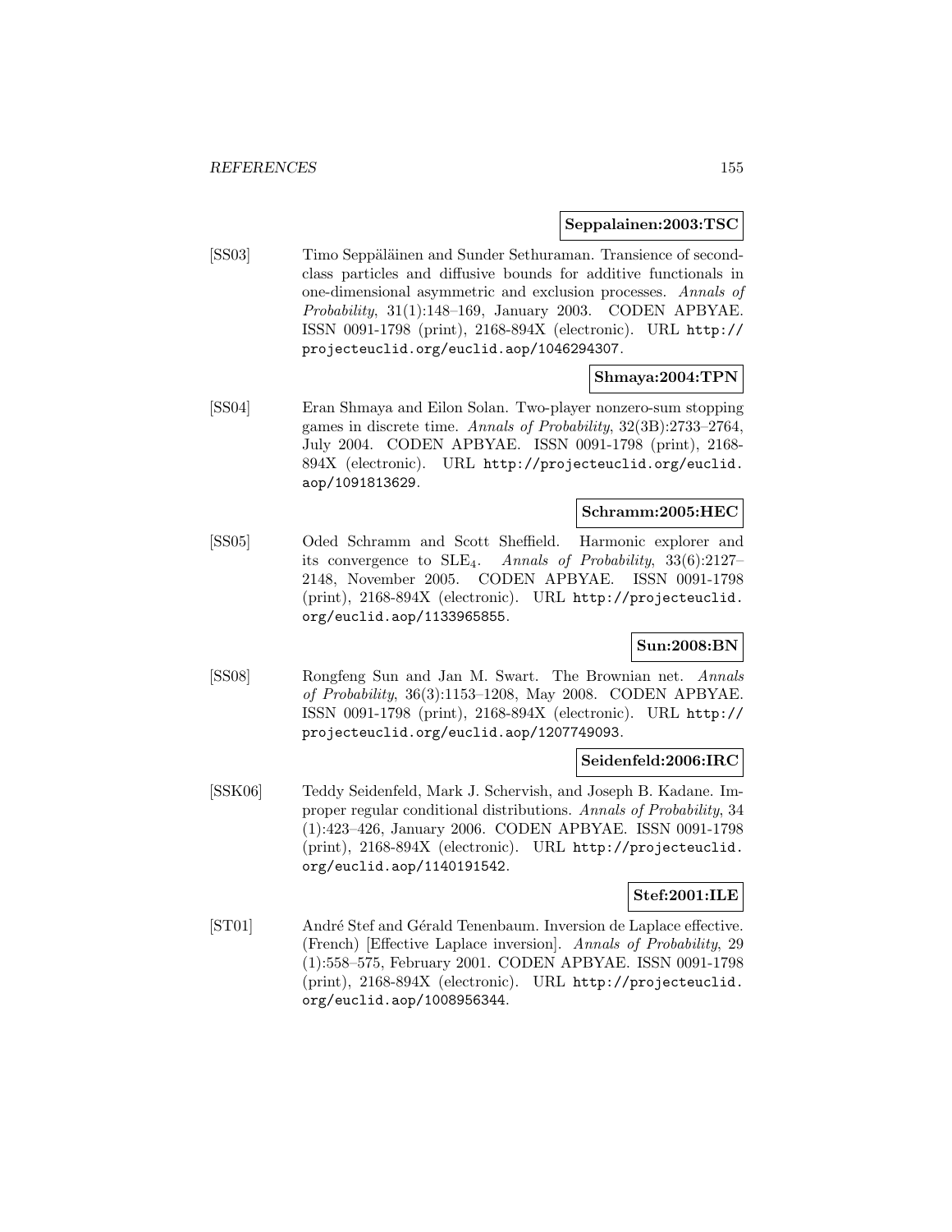**Seppalainen:2003:TSC**

[SS03] Timo Seppäläinen and Sunder Sethuraman. Transience of second-class particles and diffusive bounds for additive functionals in one-dimensional asymmetric and exclusion processes. *Annals of Probability*, 31(1):148–169, January 2003. CODEN APBYAE. ISSN 0091-1798 (print), 2168-894X (electronic). URL `http://projecteuclid.org/euclid.aop/1046294307`.

**Shmaya:2004:TPN**

[SS04] Eran Shmaya and Eilon Solan. Two-player nonzero-sum stopping games in discrete time. *Annals of Probability*, 32(3B):2733–2764, July 2004. CODEN APBYAE. ISSN 0091-1798 (print), 2168-894X (electronic). URL `http://projecteuclid.org/euclid.aop/1091813629`.

**Schramm:2005:HEC**

[SS05] Oded Schramm and Scott Sheffield. Harmonic explorer and its convergence to $SLE_4$. *Annals of Probability*, 33(6):2127–2148, November 2005. CODEN APBYAE. ISSN 0091-1798 (print), 2168-894X (electronic). URL `http://projecteuclid.org/euclid.aop/1133965855`.

**Sun:2008:BN**

[SS08] Rongfeng Sun and Jan M. Swart. The Brownian net. *Annals of Probability*, 36(3):1153–1208, May 2008. CODEN APBYAE. ISSN 0091-1798 (print), 2168-894X (electronic). URL `http://projecteuclid.org/euclid.aop/1207749093`.

**Seidenfeld:2006:IRC**

[SSK06] Teddy Seidenfeld, Mark J. Schervish, and Joseph B. Kadane. Improper regular conditional distributions. *Annals of Probability*, 34 (1):423–426, January 2006. CODEN APBYAE. ISSN 0091-1798 (print), 2168-894X (electronic). URL `http://projecteuclid.org/euclid.aop/1140191542`.

**Stef:2001:ILE**

[ST01] André Stef and Gérald Tenenbaum. Inversion de Laplace effective. (French) [Effective Laplace inversion]. *Annals of Probability*, 29 (1):558–575, February 2001. CODEN APBYAE. ISSN 0091-1798 (print), 2168-894X (electronic). URL `http://projecteuclid.org/euclid.aop/1008956344`.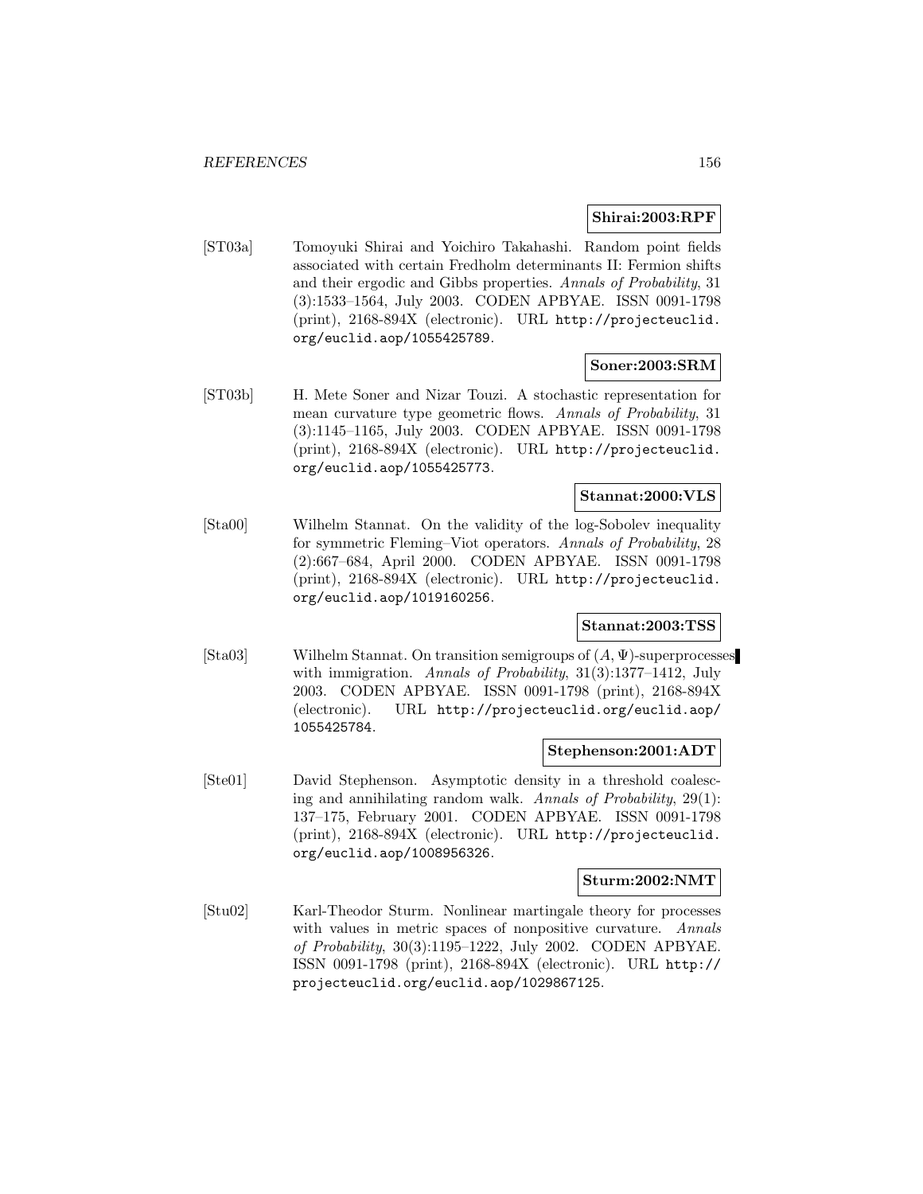**Shirai:2003:RPF**

[ST03a] Tomoyuki Shirai and Yoichiro Takahashi. Random point fields associated with certain Fredholm determinants II: Fermion shifts and their ergodic and Gibbs properties. *Annals of Probability*, 31 (3):1533–1564, July 2003. CODEN APBYAE. ISSN 0091-1798 (print), 2168-894X (electronic). URL http://projecteuclid.org/euclid.aop/1055425789.

**Soner:2003:SRM**

[ST03b] H. Mete Soner and Nizar Touzi. A stochastic representation for mean curvature type geometric flows. *Annals of Probability*, 31 (3):1145–1165, July 2003. CODEN APBYAE. ISSN 0091-1798 (print), 2168-894X (electronic). URL http://projecteuclid.org/euclid.aop/1055425773.

**Stannat:2000:VLS**

[Sta00] Wilhelm Stannat. On the validity of the log-Sobolev inequality for symmetric Fleming–Viot operators. *Annals of Probability*, 28 (2):667–684, April 2000. CODEN APBYAE. ISSN 0091-1798 (print), 2168-894X (electronic). URL http://projecteuclid.org/euclid.aop/1019160256.

**Stannat:2003:TSS**

[Sta03] Wilhelm Stannat. On transition semigroups of $(A, \Psi)$-superprocesses with immigration. *Annals of Probability*, 31(3):1377–1412, July 2003. CODEN APBYAE. ISSN 0091-1798 (print), 2168-894X (electronic). URL http://projecteuclid.org/euclid.aop/1055425784.

**Stephenson:2001:ADT**

[Ste01] David Stephenson. Asymptotic density in a threshold coalescing and annihilating random walk. *Annals of Probability*, 29(1): 137–175, February 2001. CODEN APBYAE. ISSN 0091-1798 (print), 2168-894X (electronic). URL http://projecteuclid.org/euclid.aop/1008956326.

**Sturm:2002:NMT**

[Stu02] Karl-Theodor Sturm. Nonlinear martingale theory for processes with values in metric spaces of nonpositive curvature. *Annals of Probability*, 30(3):1195–1222, July 2002. CODEN APBYAE. ISSN 0091-1798 (print), 2168-894X (electronic). URL http://projecteuclid.org/euclid.aop/1029867125.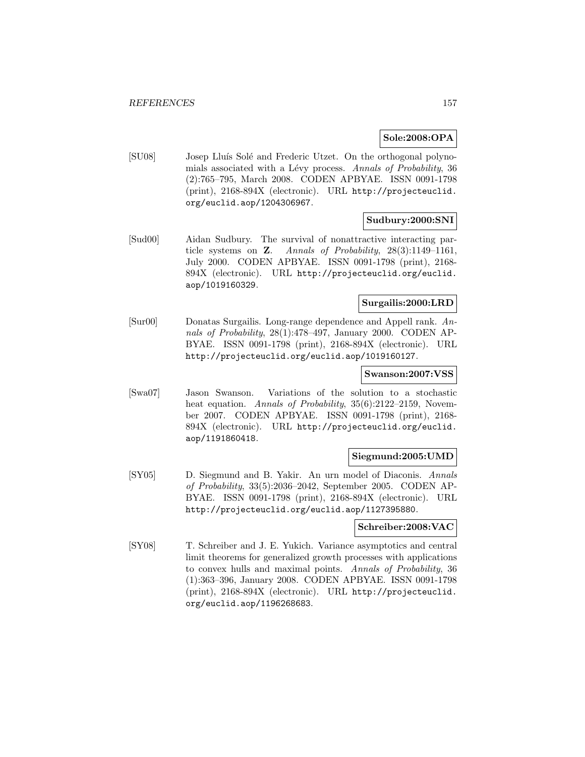**Sole:2008:OPA**

[SU08] Josep Lluís Solé and Frederic Utzet. On the orthogonal polynomials associated with a Lévy process. *Annals of Probability*, 36 (2):765–795, March 2008. CODEN APBYAE. ISSN 0091-1798 (print), 2168-894X (electronic). URL http://projecteuclid.org/euclid.aop/1204306967.

**Sudbury:2000:SNI**

[Sud00] Aidan Sudbury. The survival of nonattractive interacting particle systems on **Z**. *Annals of Probability*, 28(3):1149–1161, July 2000. CODEN APBYAE. ISSN 0091-1798 (print), 2168-894X (electronic). URL http://projecteuclid.org/euclid.aop/1019160329.

**Surgailis:2000:LRD**

[Sur00] Donatas Surgailis. Long-range dependence and Appell rank. *Annals of Probability*, 28(1):478–497, January 2000. CODEN APBYAE. ISSN 0091-1798 (print), 2168-894X (electronic). URL http://projecteuclid.org/euclid.aop/1019160127.

**Swanson:2007:VSS**

[Swa07] Jason Swanson. Variations of the solution to a stochastic heat equation. *Annals of Probability*, 35(6):2122–2159, November 2007. CODEN APBYAE. ISSN 0091-1798 (print), 2168-894X (electronic). URL http://projecteuclid.org/euclid.aop/1191860418.

**Siegmund:2005:UMD**

[SY05] D. Siegmund and B. Yakir. An urn model of Diaconis. *Annals of Probability*, 33(5):2036–2042, September 2005. CODEN APBYAE. ISSN 0091-1798 (print), 2168-894X (electronic). URL http://projecteuclid.org/euclid.aop/1127395880.

**Schreiber:2008:VAC**

[SY08] T. Schreiber and J. E. Yukich. Variance asymptotics and central limit theorems for generalized growth processes with applications to convex hulls and maximal points. *Annals of Probability*, 36 (1):363–396, January 2008. CODEN APBYAE. ISSN 0091-1798 (print), 2168-894X (electronic). URL http://projecteuclid.org/euclid.aop/1196268683.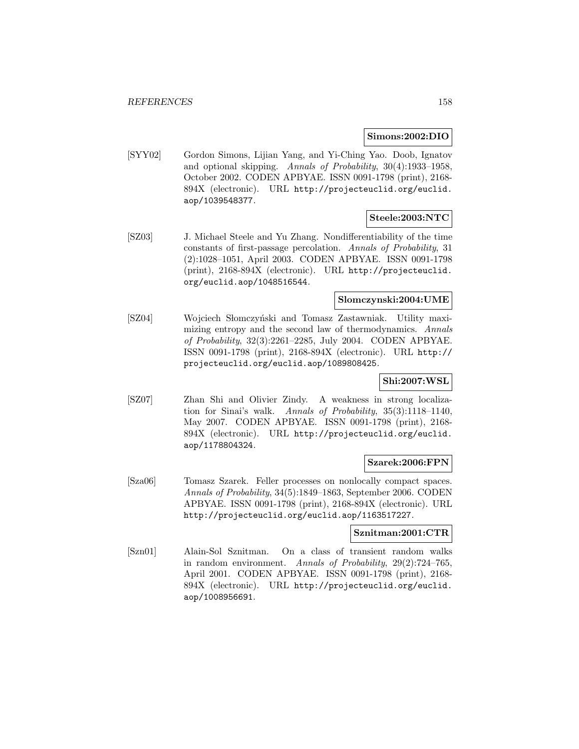**Simons:2002:DIO**

[SYY02] Gordon Simons, Lijian Yang, and Yi-Ching Yao. Doob, Ignatov and optional skipping. *Annals of Probability*, 30(4):1933–1958, October 2002. CODEN APBYAE. ISSN 0091-1798 (print), 2168-894X (electronic). URL http://projecteuclid.org/euclid.aop/1039548377.

**Steele:2003:NTC**

[SZ03] J. Michael Steele and Yu Zhang. Nondifferentiability of the time constants of first-passage percolation. *Annals of Probability*, 31 (2):1028–1051, April 2003. CODEN APBYAE. ISSN 0091-1798 (print), 2168-894X (electronic). URL http://projecteuclid.org/euclid.aop/1048516544.

**Slomczynski:2004:UME**

[SZ04] Wojciech Słomczyński and Tomasz Zastawniak. Utility maximizing entropy and the second law of thermodynamics. *Annals of Probability*, 32(3):2261–2285, July 2004. CODEN APBYAE. ISSN 0091-1798 (print), 2168-894X (electronic). URL http://projecteuclid.org/euclid.aop/1089808425.

**Shi:2007:WSL**

[SZ07] Zhan Shi and Olivier Zindy. A weakness in strong localization for Sinai's walk. *Annals of Probability*, 35(3):1118–1140, May 2007. CODEN APBYAE. ISSN 0091-1798 (print), 2168-894X (electronic). URL http://projecteuclid.org/euclid.aop/1178804324.

**Szarek:2006:FPN**

[Sza06] Tomasz Szarek. Feller processes on nonlocally compact spaces. *Annals of Probability*, 34(5):1849–1863, September 2006. CODEN APBYAE. ISSN 0091-1798 (print), 2168-894X (electronic). URL http://projecteuclid.org/euclid.aop/1163517227.

**Sznitman:2001:CTR**

[Szn01] Alain-Sol Sznitman. On a class of transient random walks in random environment. *Annals of Probability*, 29(2):724–765, April 2001. CODEN APBYAE. ISSN 0091-1798 (print), 2168-894X (electronic). URL http://projecteuclid.org/euclid.aop/1008956691.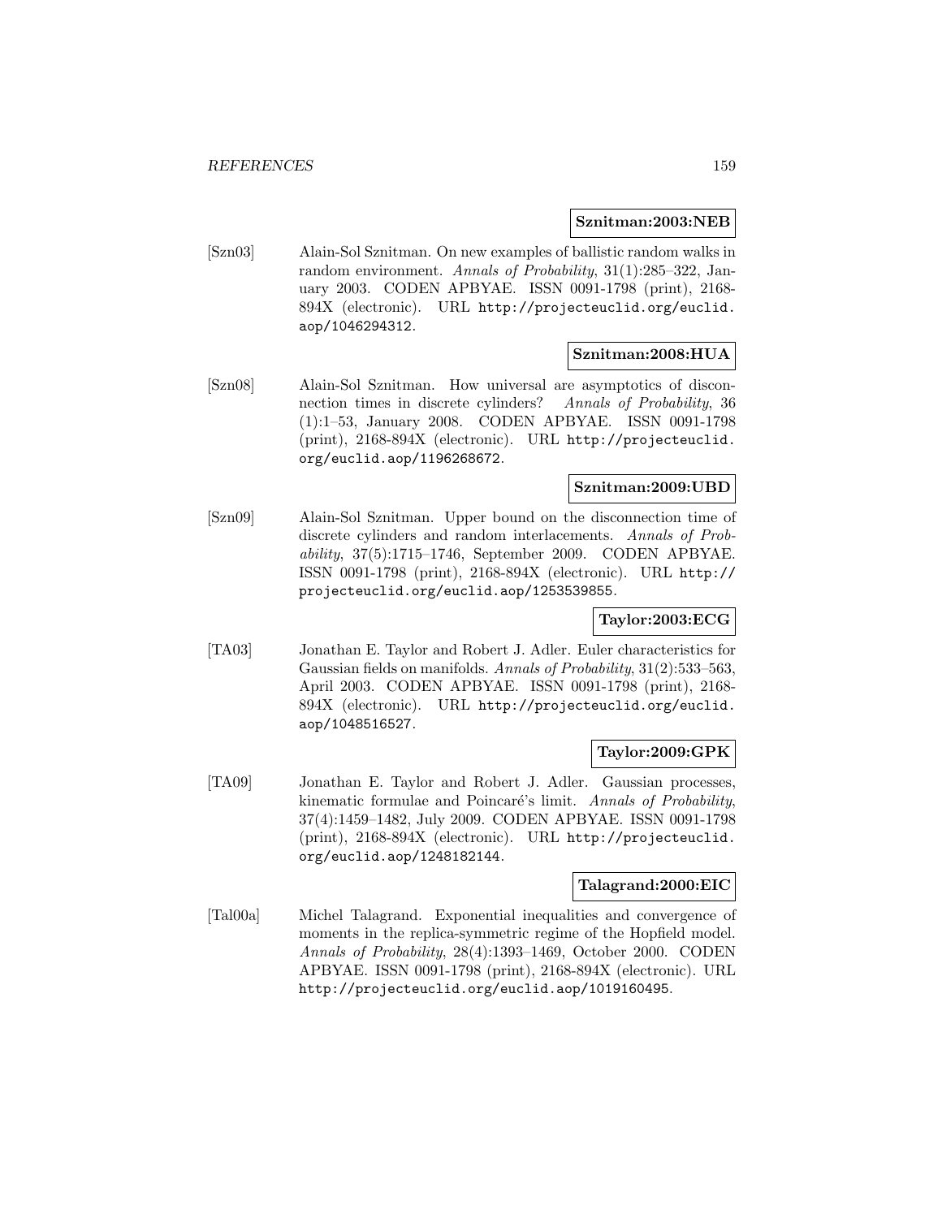**Sznitman:2003:NEB**

[Szn03] Alain-Sol Sznitman. On new examples of ballistic random walks in random environment. *Annals of Probability*, 31(1):285–322, January 2003. CODEN APBYAE. ISSN 0091-1798 (print), 2168-894X (electronic). URL http://projecteuclid.org/euclid.aop/1046294312.

**Sznitman:2008:HUA**

[Szn08] Alain-Sol Sznitman. How universal are asymptotics of disconnection times in discrete cylinders? *Annals of Probability*, 36 (1):1–53, January 2008. CODEN APBYAE. ISSN 0091-1798 (print), 2168-894X (electronic). URL http://projecteuclid.org/euclid.aop/1196268672.

**Sznitman:2009:UBD**

[Szn09] Alain-Sol Sznitman. Upper bound on the disconnection time of discrete cylinders and random interlacements. *Annals of Probability*, 37(5):1715–1746, September 2009. CODEN APBYAE. ISSN 0091-1798 (print), 2168-894X (electronic). URL http://projecteuclid.org/euclid.aop/1253539855.

**Taylor:2003:ECG**

[TA03] Jonathan E. Taylor and Robert J. Adler. Euler characteristics for Gaussian fields on manifolds. *Annals of Probability*, 31(2):533–563, April 2003. CODEN APBYAE. ISSN 0091-1798 (print), 2168-894X (electronic). URL http://projecteuclid.org/euclid.aop/1048516527.

**Taylor:2009:GPK**

[TA09] Jonathan E. Taylor and Robert J. Adler. Gaussian processes, kinematic formulae and Poincaré's limit. *Annals of Probability*, 37(4):1459–1482, July 2009. CODEN APBYAE. ISSN 0091-1798 (print), 2168-894X (electronic). URL http://projecteuclid.org/euclid.aop/1248182144.

**Talagrand:2000:EIC**

[Tal00a] Michel Talagrand. Exponential inequalities and convergence of moments in the replica-symmetric regime of the Hopfield model. *Annals of Probability*, 28(4):1393–1469, October 2000. CODEN APBYAE. ISSN 0091-1798 (print), 2168-894X (electronic). URL http://projecteuclid.org/euclid.aop/1019160495.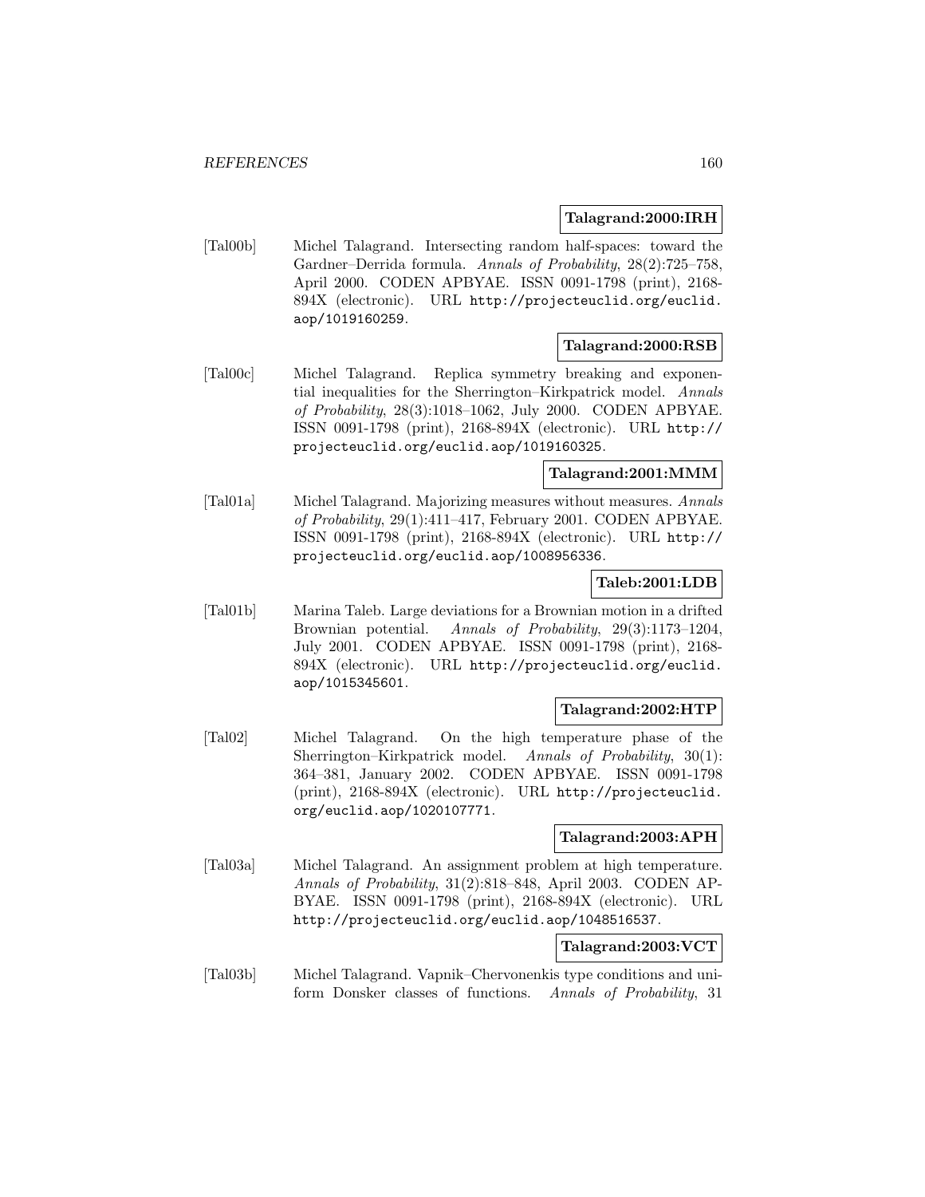**Talagrand:2000:IRH**

[Tal00b] Michel Talagrand. Intersecting random half-spaces: toward the Gardner–Derrida formula. *Annals of Probability*, 28(2):725–758, April 2000. CODEN APBYAE. ISSN 0091-1798 (print), 2168-894X (electronic). URL http://projecteuclid.org/euclid.aop/1019160259.

**Talagrand:2000:RSB**

[Tal00c] Michel Talagrand. Replica symmetry breaking and exponential inequalities for the Sherrington–Kirkpatrick model. *Annals of Probability*, 28(3):1018–1062, July 2000. CODEN APBYAE. ISSN 0091-1798 (print), 2168-894X (electronic). URL http://projecteuclid.org/euclid.aop/1019160325.

**Talagrand:2001:MMM**

[Tal01a] Michel Talagrand. Majorizing measures without measures. *Annals of Probability*, 29(1):411–417, February 2001. CODEN APBYAE. ISSN 0091-1798 (print), 2168-894X (electronic). URL http://projecteuclid.org/euclid.aop/1008956336.

**Taleb:2001:LDB**

[Tal01b] Marina Taleb. Large deviations for a Brownian motion in a drifted Brownian potential. *Annals of Probability*, 29(3):1173–1204, July 2001. CODEN APBYAE. ISSN 0091-1798 (print), 2168-894X (electronic). URL http://projecteuclid.org/euclid.aop/1015345601.

**Talagrand:2002:HTP**

[Tal02] Michel Talagrand. On the high temperature phase of the Sherrington–Kirkpatrick model. *Annals of Probability*, 30(1):364–381, January 2002. CODEN APBYAE. ISSN 0091-1798 (print), 2168-894X (electronic). URL http://projecteuclid.org/euclid.aop/1020107771.

**Talagrand:2003:APH**

[Tal03a] Michel Talagrand. An assignment problem at high temperature. *Annals of Probability*, 31(2):818–848, April 2003. CODEN APBYAE. ISSN 0091-1798 (print), 2168-894X (electronic). URL http://projecteuclid.org/euclid.aop/1048516537.

**Talagrand:2003:VCT**

[Tal03b] Michel Talagrand. Vapnik–Chervonenkis type conditions and uniform Donsker classes of functions. *Annals of Probability*, 31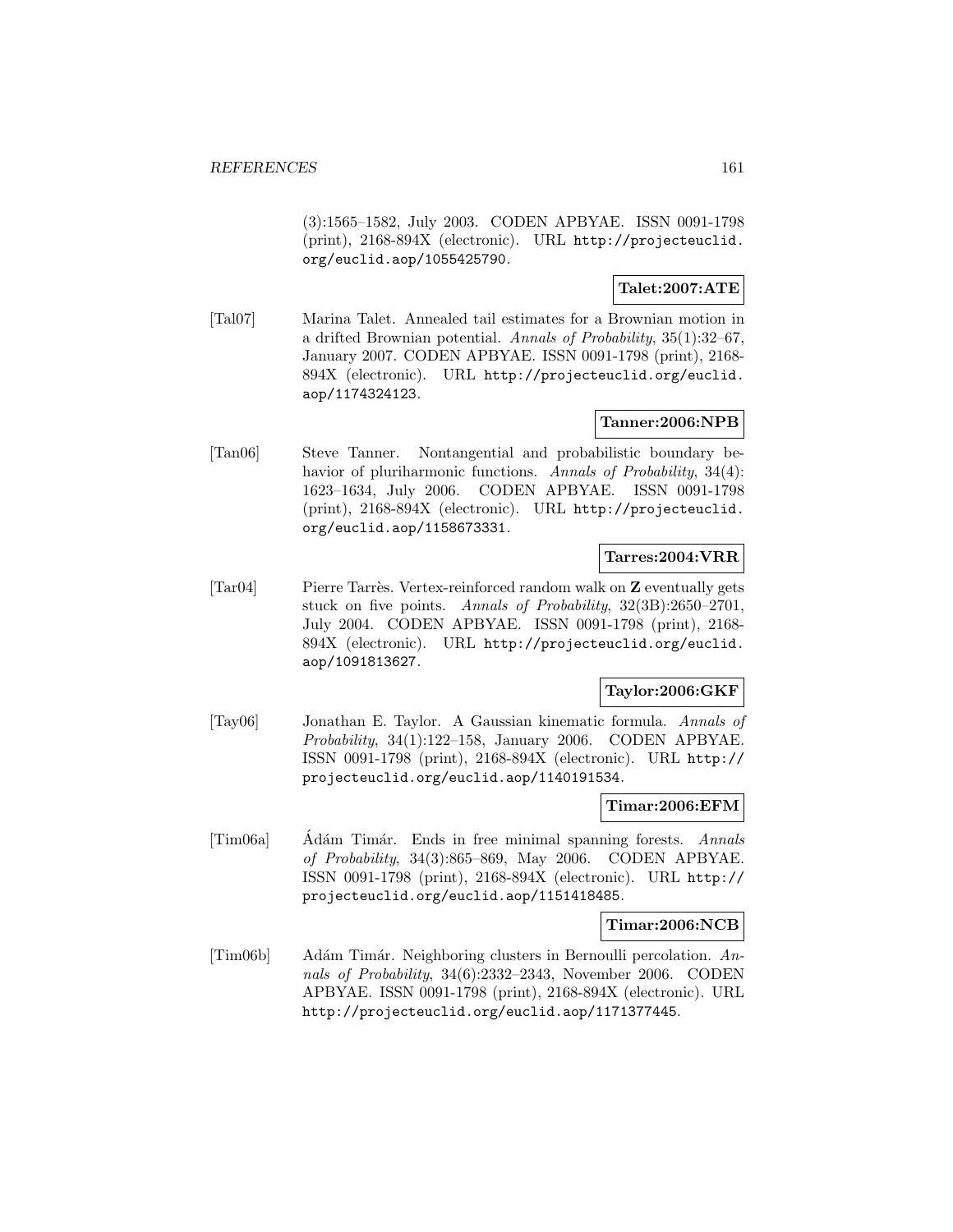(3):1565–1582, July 2003. CODEN APBYAE. ISSN 0091-1798 (print), 2168-894X (electronic). URL http://projecteuclid.org/euclid.aop/1055425790.

**Talet:2007:ATE**

[Tal07] Marina Talet. Annealed tail estimates for a Brownian motion in a drifted Brownian potential. *Annals of Probability*, 35(1):32–67, January 2007. CODEN APBYAE. ISSN 0091-1798 (print), 2168-894X (electronic). URL http://projecteuclid.org/euclid.aop/1174324123.

**Tanner:2006:NPB**

[Tan06] Steve Tanner. Nontangential and probabilistic boundary behavior of pluriharmonic functions. *Annals of Probability*, 34(4):1623–1634, July 2006. CODEN APBYAE. ISSN 0091-1798 (print), 2168-894X (electronic). URL http://projecteuclid.org/euclid.aop/1158673331.

**Tarres:2004:VRR**

[Tar04] Pierre Tarrès. Vertex-reinforced random walk on **Z** eventually gets stuck on five points. *Annals of Probability*, 32(3B):2650–2701, July 2004. CODEN APBYAE. ISSN 0091-1798 (print), 2168-894X (electronic). URL http://projecteuclid.org/euclid.aop/1091813627.

**Taylor:2006:GKF**

[Tay06] Jonathan E. Taylor. A Gaussian kinematic formula. *Annals of Probability*, 34(1):122–158, January 2006. CODEN APBYAE. ISSN 0091-1798 (print), 2168-894X (electronic). URL http://projecteuclid.org/euclid.aop/1140191534.

**Timar:2006:EFM**

[Tim06a] Ádám Timár. Ends in free minimal spanning forests. *Annals of Probability*, 34(3):865–869, May 2006. CODEN APBYAE. ISSN 0091-1798 (print), 2168-894X (electronic). URL http://projecteuclid.org/euclid.aop/1151418485.

**Timar:2006:NCB**

[Tim06b] Adám Timár. Neighboring clusters in Bernoulli percolation. *Annals of Probability*, 34(6):2332–2343, November 2006. CODEN APBYAE. ISSN 0091-1798 (print), 2168-894X (electronic). URL http://projecteuclid.org/euclid.aop/1171377445.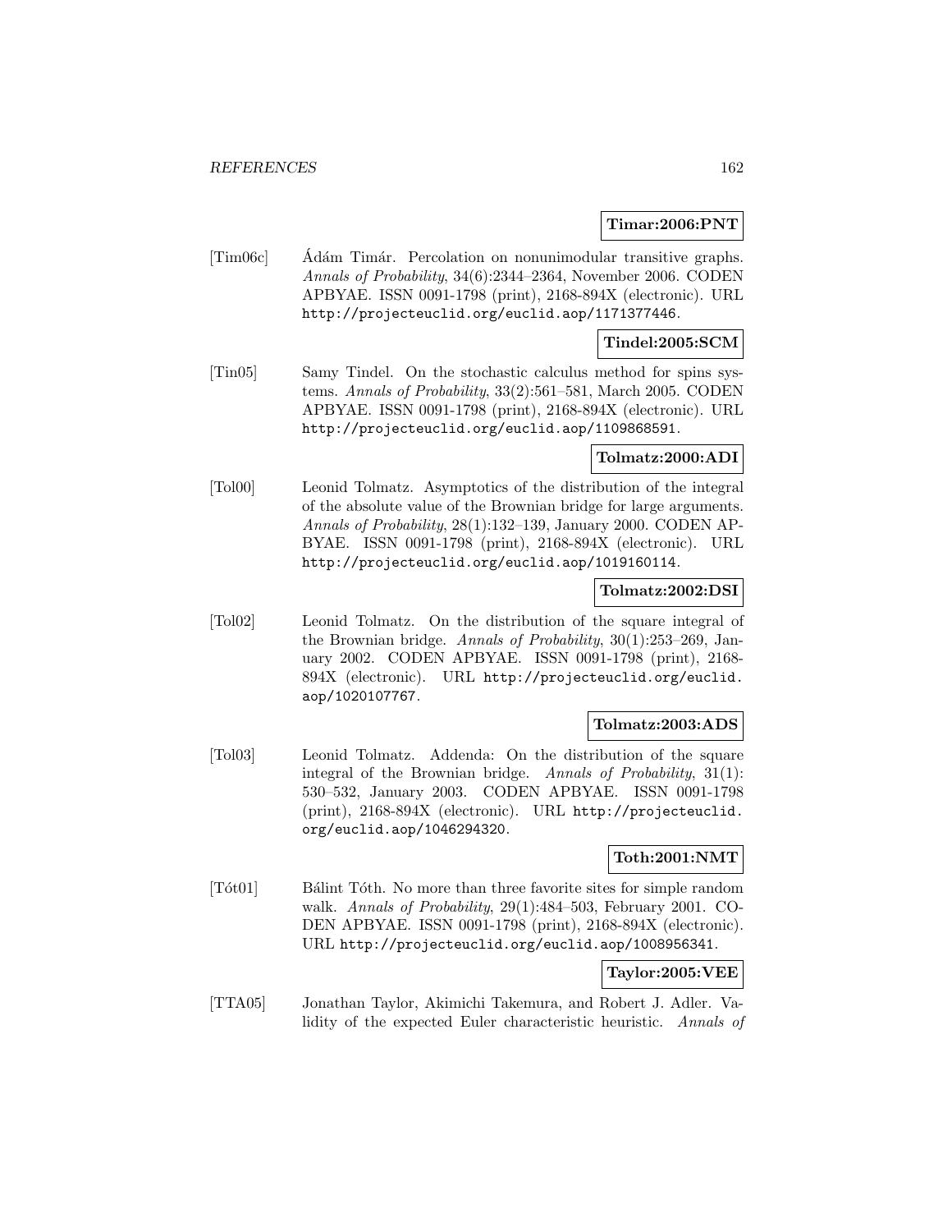**Timar:2006:PNT**

[Tim06c] Ádám Timár. Percolation on nonunimodular transitive graphs. *Annals of Probability*, 34(6):2344–2364, November 2006. CODEN APBYAE. ISSN 0091-1798 (print), 2168-894X (electronic). URL http://projecteuclid.org/euclid.aop/1171377446.

**Tindel:2005:SCM**

[Tin05] Samy Tindel. On the stochastic calculus method for spins systems. *Annals of Probability*, 33(2):561–581, March 2005. CODEN APBYAE. ISSN 0091-1798 (print), 2168-894X (electronic). URL http://projecteuclid.org/euclid.aop/1109868591.

**Tolmatz:2000:ADI**

[Tol00] Leonid Tolmatz. Asymptotics of the distribution of the integral of the absolute value of the Brownian bridge for large arguments. *Annals of Probability*, 28(1):132–139, January 2000. CODEN APBYAE. ISSN 0091-1798 (print), 2168-894X (electronic). URL http://projecteuclid.org/euclid.aop/1019160114.

**Tolmatz:2002:DSI**

[Tol02] Leonid Tolmatz. On the distribution of the square integral of the Brownian bridge. *Annals of Probability*, 30(1):253–269, January 2002. CODEN APBYAE. ISSN 0091-1798 (print), 2168-894X (electronic). URL http://projecteuclid.org/euclid.aop/1020107767.

**Tolmatz:2003:ADS**

[Tol03] Leonid Tolmatz. Addenda: On the distribution of the square integral of the Brownian bridge. *Annals of Probability*, 31(1):530–532, January 2003. CODEN APBYAE. ISSN 0091-1798 (print), 2168-894X (electronic). URL http://projecteuclid.org/euclid.aop/1046294320.

**Toth:2001:NMT**

[Tót01] Bálint Tóth. No more than three favorite sites for simple random walk. *Annals of Probability*, 29(1):484–503, February 2001. CODEN APBYAE. ISSN 0091-1798 (print), 2168-894X (electronic). URL http://projecteuclid.org/euclid.aop/1008956341.

**Taylor:2005:VEE**

[TTA05] Jonathan Taylor, Akimichi Takemura, and Robert J. Adler. Validity of the expected Euler characteristic heuristic. *Annals of*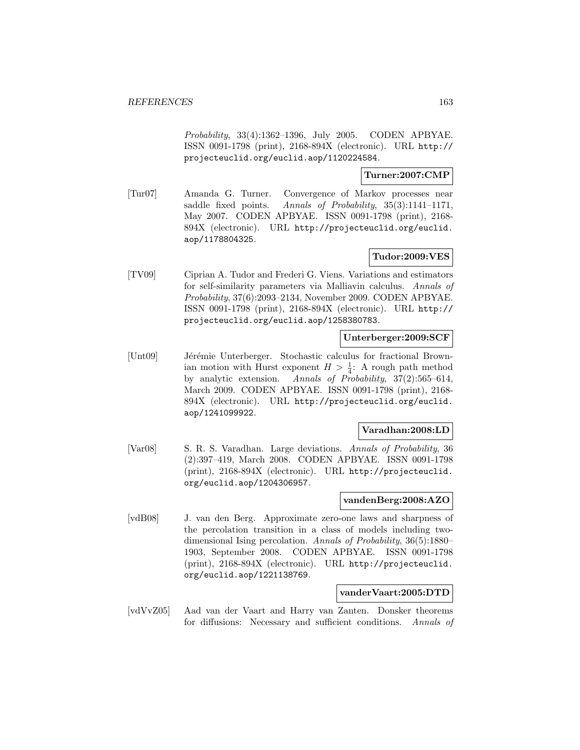*Probability*, 33(4):1362–1396, July 2005. CODEN APBYAE. ISSN 0091-1798 (print), 2168-894X (electronic). URL http://projecteuclid.org/euclid.aop/1120224584.

**Turner:2007:CMP**

[Tur07] Amanda G. Turner. Convergence of Markov processes near saddle fixed points. *Annals of Probability*, 35(3):1141–1171, May 2007. CODEN APBYAE. ISSN 0091-1798 (print), 2168-894X (electronic). URL http://projecteuclid.org/euclid.aop/1178804325.

**Tudor:2009:VES**

[TV09] Ciprian A. Tudor and Frederi G. Viens. Variations and estimators for self-similarity parameters via Malliavin calculus. *Annals of Probability*, 37(6):2093–2134, November 2009. CODEN APBYAE. ISSN 0091-1798 (print), 2168-894X (electronic). URL http://projecteuclid.org/euclid.aop/1258380783.

**Unterberger:2009:SCF**

[Unt09] Jérémie Unterberger. Stochastic calculus for fractional Brownian motion with Hurst exponent $H > \frac{1}{4}$: A rough path method by analytic extension. *Annals of Probability*, 37(2):565–614, March 2009. CODEN APBYAE. ISSN 0091-1798 (print), 2168-894X (electronic). URL http://projecteuclid.org/euclid.aop/1241099922.

**Varadhan:2008:LD**

[Var08] S. R. S. Varadhan. Large deviations. *Annals of Probability*, 36 (2):397–419, March 2008. CODEN APBYAE. ISSN 0091-1798 (print), 2168-894X (electronic). URL http://projecteuclid.org/euclid.aop/1204306957.

**vandenBerg:2008:AZO**

[vdB08] J. van den Berg. Approximate zero-one laws and sharpness of the percolation transition in a class of models including two-dimensional Ising percolation. *Annals of Probability*, 36(5):1880–1903, September 2008. CODEN APBYAE. ISSN 0091-1798 (print), 2168-894X (electronic). URL http://projecteuclid.org/euclid.aop/1221138769.

**vanderVaart:2005:DTD**

[vdVvZ05] Aad van der Vaart and Harry van Zanten. Donsker theorems for diffusions: Necessary and sufficient conditions. *Annals of*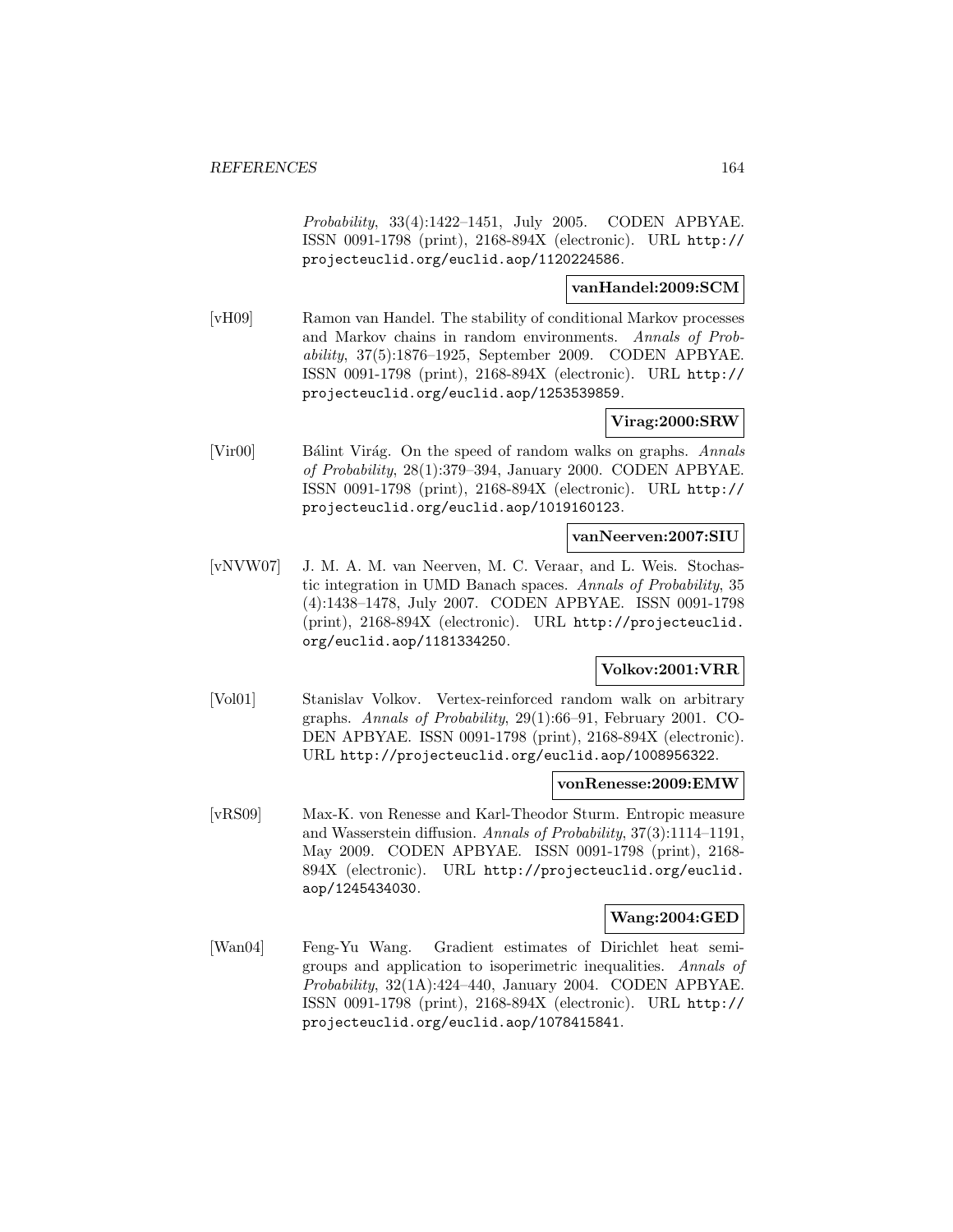*Probability*, 33(4):1422–1451, July 2005. CODEN APBYAE. ISSN 0091-1798 (print), 2168-894X (electronic). URL http://projecteuclid.org/euclid.aop/1120224586.

**vanHandel:2009:SCM**

[vH09] Ramon van Handel. The stability of conditional Markov processes and Markov chains in random environments. *Annals of Probability*, 37(5):1876–1925, September 2009. CODEN APBYAE. ISSN 0091-1798 (print), 2168-894X (electronic). URL http://projecteuclid.org/euclid.aop/1253539859.

**Virag:2000:SRW**

[Vir00] Bálint Virág. On the speed of random walks on graphs. *Annals of Probability*, 28(1):379–394, January 2000. CODEN APBYAE. ISSN 0091-1798 (print), 2168-894X (electronic). URL http://projecteuclid.org/euclid.aop/1019160123.

**vanNeerven:2007:SIU**

[vNVW07] J. M. A. M. van Neerven, M. C. Veraar, and L. Weis. Stochastic integration in UMD Banach spaces. *Annals of Probability*, 35 (4):1438–1478, July 2007. CODEN APBYAE. ISSN 0091-1798 (print), 2168-894X (electronic). URL http://projecteuclid.org/euclid.aop/1181334250.

**Volkov:2001:VRR**

[Vol01] Stanislav Volkov. Vertex-reinforced random walk on arbitrary graphs. *Annals of Probability*, 29(1):66–91, February 2001. CODEN APBYAE. ISSN 0091-1798 (print), 2168-894X (electronic). URL http://projecteuclid.org/euclid.aop/1008956322.

**vonRenesse:2009:EMW**

[vRS09] Max-K. von Renesse and Karl-Theodor Sturm. Entropic measure and Wasserstein diffusion. *Annals of Probability*, 37(3):1114–1191, May 2009. CODEN APBYAE. ISSN 0091-1798 (print), 2168-894X (electronic). URL http://projecteuclid.org/euclid.aop/1245434030.

**Wang:2004:GED**

[Wan04] Feng-Yu Wang. Gradient estimates of Dirichlet heat semigroups and application to isoperimetric inequalities. *Annals of Probability*, 32(1A):424–440, January 2004. CODEN APBYAE. ISSN 0091-1798 (print), 2168-894X (electronic). URL http://projecteuclid.org/euclid.aop/1078415841.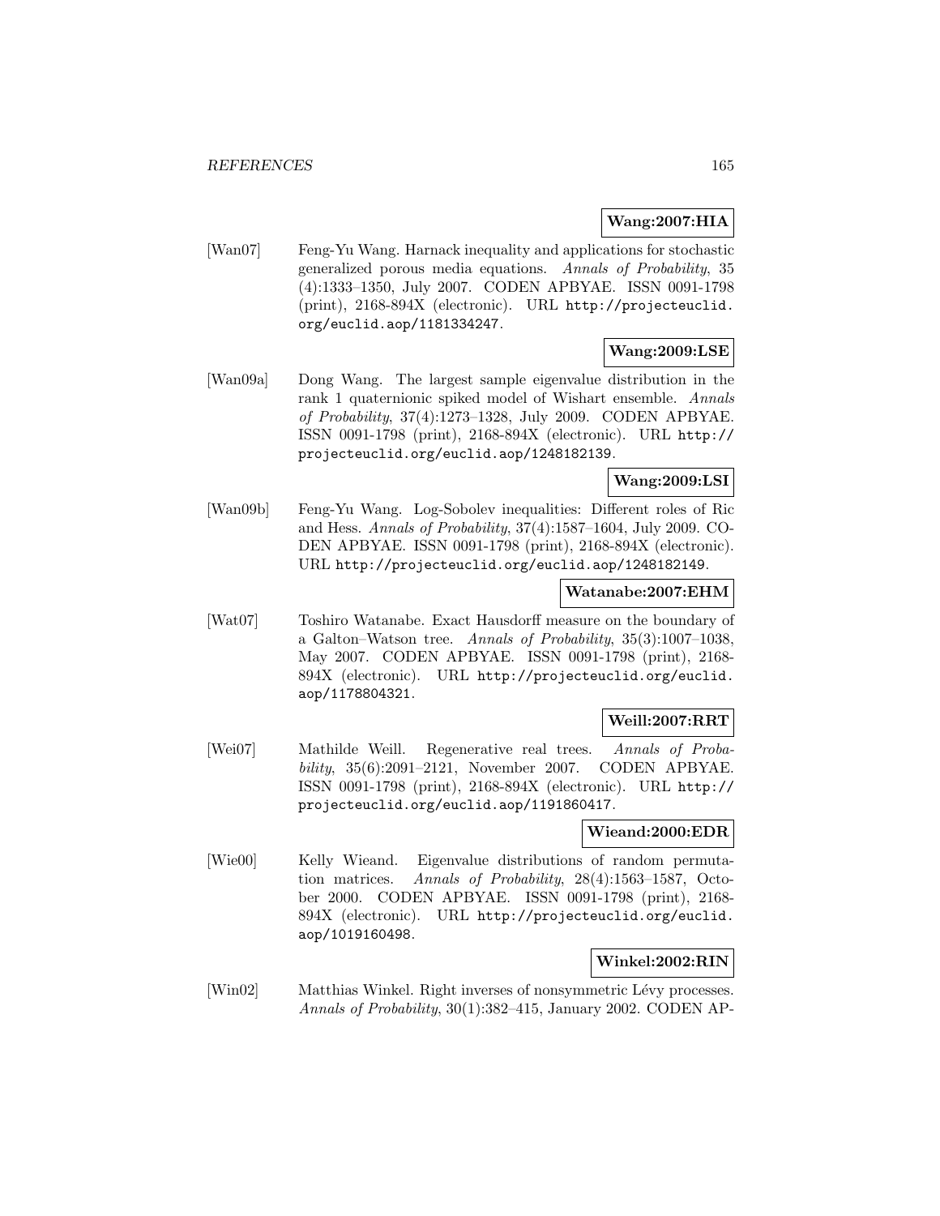**Wang:2007:HIA**

[Wan07] Feng-Yu Wang. Harnack inequality and applications for stochastic generalized porous media equations. *Annals of Probability*, 35 (4):1333–1350, July 2007. CODEN APBYAE. ISSN 0091-1798 (print), 2168-894X (electronic). URL http://projecteuclid.org/euclid.aop/1181334247.

**Wang:2009:LSE**

[Wan09a] Dong Wang. The largest sample eigenvalue distribution in the rank 1 quaternionic spiked model of Wishart ensemble. *Annals of Probability*, 37(4):1273–1328, July 2009. CODEN APBYAE. ISSN 0091-1798 (print), 2168-894X (electronic). URL http://projecteuclid.org/euclid.aop/1248182139.

**Wang:2009:LSI**

[Wan09b] Feng-Yu Wang. Log-Sobolev inequalities: Different roles of Ric and Hess. *Annals of Probability*, 37(4):1587–1604, July 2009. CODEN APBYAE. ISSN 0091-1798 (print), 2168-894X (electronic). URL http://projecteuclid.org/euclid.aop/1248182149.

**Watanabe:2007:EHM**

[Wat07] Toshiro Watanabe. Exact Hausdorff measure on the boundary of a Galton–Watson tree. *Annals of Probability*, 35(3):1007–1038, May 2007. CODEN APBYAE. ISSN 0091-1798 (print), 2168-894X (electronic). URL http://projecteuclid.org/euclid.aop/1178804321.

**Weill:2007:RRT**

[Wei07] Mathilde Weill. Regenerative real trees. *Annals of Probability*, 35(6):2091–2121, November 2007. CODEN APBYAE. ISSN 0091-1798 (print), 2168-894X (electronic). URL http://projecteuclid.org/euclid.aop/1191860417.

**Wieand:2000:EDR**

[Wie00] Kelly Wieand. Eigenvalue distributions of random permutation matrices. *Annals of Probability*, 28(4):1563–1587, October 2000. CODEN APBYAE. ISSN 0091-1798 (print), 2168-894X (electronic). URL http://projecteuclid.org/euclid.aop/1019160498.

**Winkel:2002:RIN**

[Win02] Matthias Winkel. Right inverses of nonsymmetric Lévy processes. *Annals of Probability*, 30(1):382–415, January 2002. CODEN AP-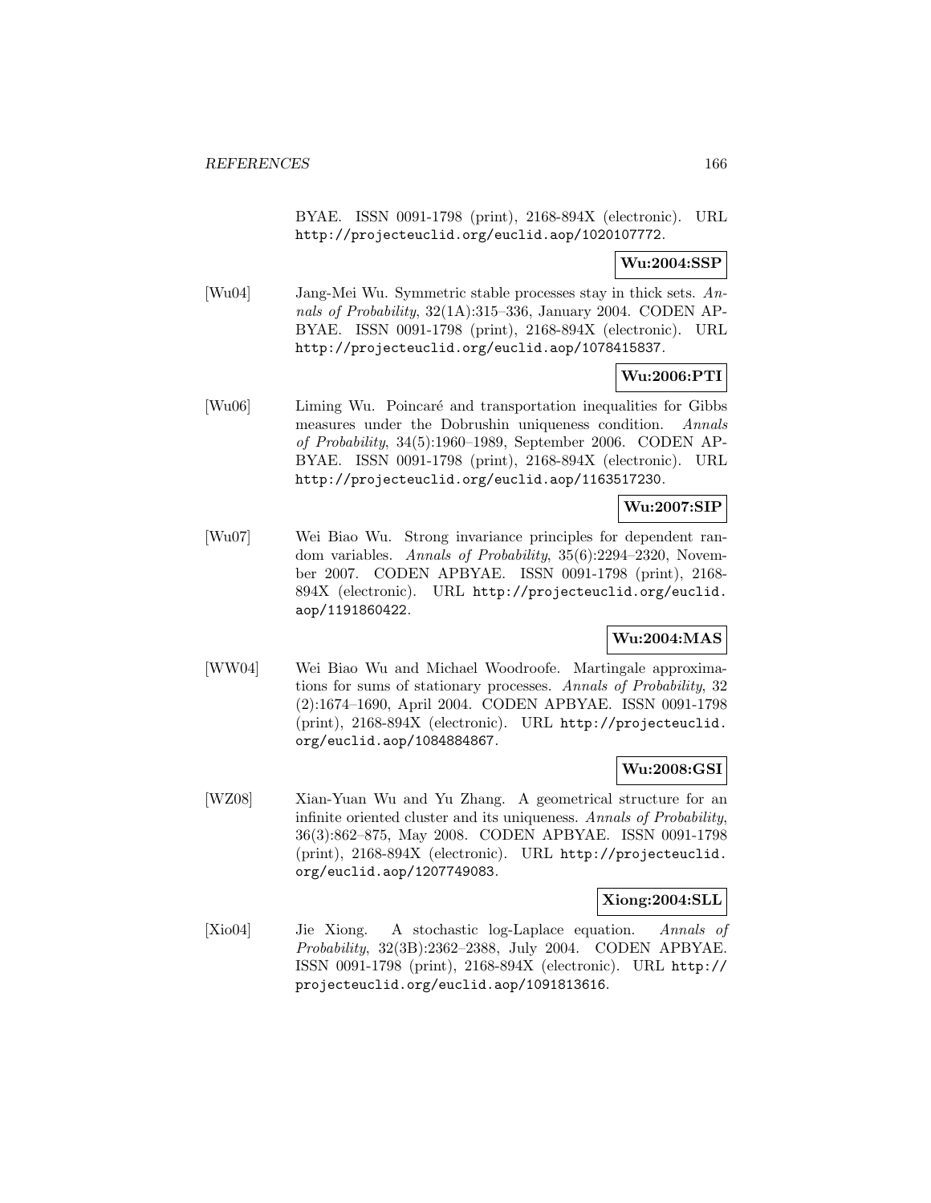BYAE. ISSN 0091-1798 (print), 2168-894X (electronic). URL http://projecteuclid.org/euclid.aop/1020107772.

**Wu:2004:SSP**

[Wu04] Jang-Mei Wu. Symmetric stable processes stay in thick sets. *Annals of Probability*, 32(1A):315–336, January 2004. CODEN APBYAE. ISSN 0091-1798 (print), 2168-894X (electronic). URL http://projecteuclid.org/euclid.aop/1078415837.

**Wu:2006:PTI**

[Wu06] Liming Wu. Poincaré and transportation inequalities for Gibbs measures under the Dobrushin uniqueness condition. *Annals of Probability*, 34(5):1960–1989, September 2006. CODEN APBYAE. ISSN 0091-1798 (print), 2168-894X (electronic). URL http://projecteuclid.org/euclid.aop/1163517230.

**Wu:2007:SIP**

[Wu07] Wei Biao Wu. Strong invariance principles for dependent random variables. *Annals of Probability*, 35(6):2294–2320, November 2007. CODEN APBYAE. ISSN 0091-1798 (print), 2168-894X (electronic). URL http://projecteuclid.org/euclid.aop/1191860422.

**Wu:2004:MAS**

[WW04] Wei Biao Wu and Michael Woodroofe. Martingale approximations for sums of stationary processes. *Annals of Probability*, 32 (2):1674–1690, April 2004. CODEN APBYAE. ISSN 0091-1798 (print), 2168-894X (electronic). URL http://projecteuclid.org/euclid.aop/1084884867.

**Wu:2008:GSI**

[WZ08] Xian-Yuan Wu and Yu Zhang. A geometrical structure for an infinite oriented cluster and its uniqueness. *Annals of Probability*, 36(3):862–875, May 2008. CODEN APBYAE. ISSN 0091-1798 (print), 2168-894X (electronic). URL http://projecteuclid.org/euclid.aop/1207749083.

**Xiong:2004:SLL**

[Xio04] Jie Xiong. A stochastic log-Laplace equation. *Annals of Probability*, 32(3B):2362–2388, July 2004. CODEN APBYAE. ISSN 0091-1798 (print), 2168-894X (electronic). URL http://projecteuclid.org/euclid.aop/1091813616.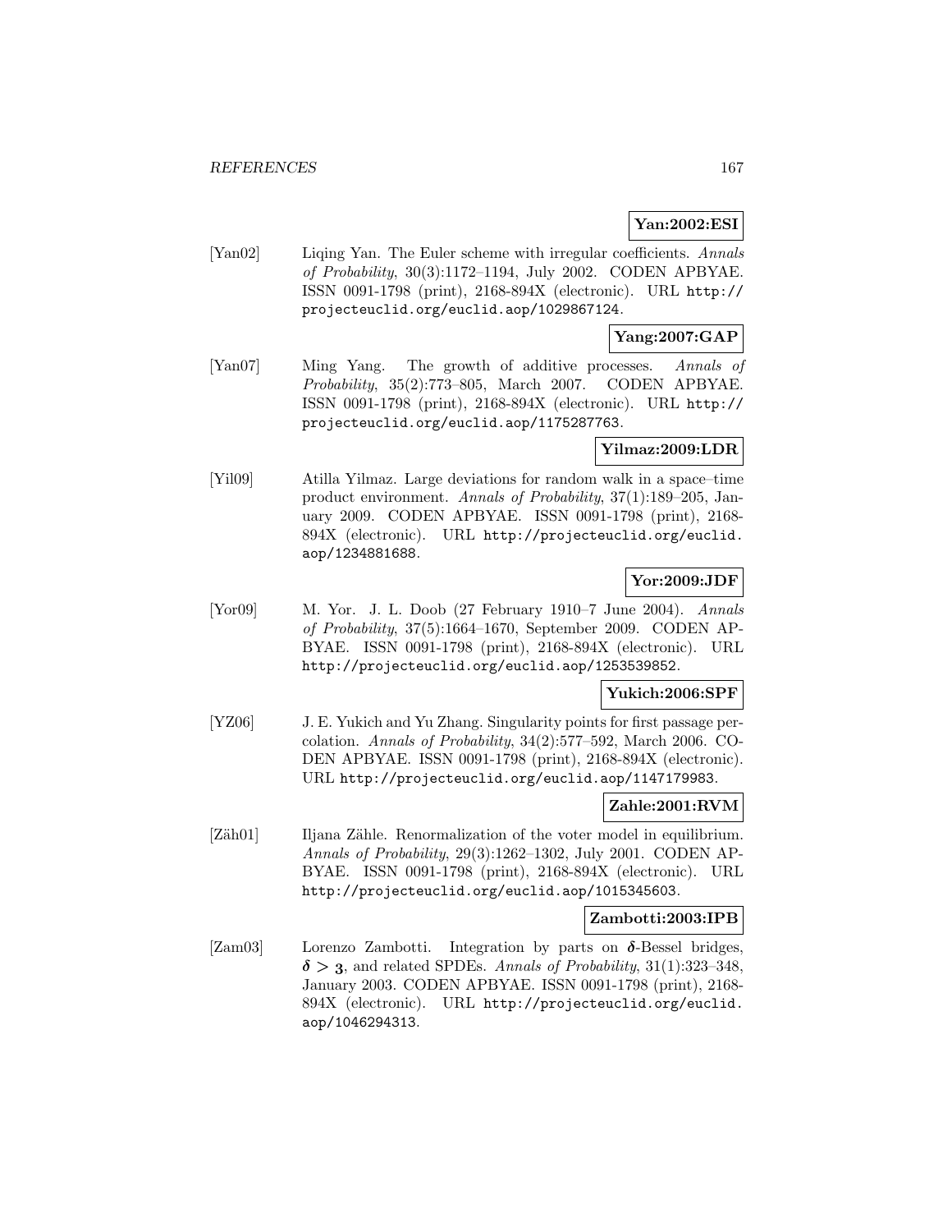**Yan:2002:ESI**

[Yan02] Liqing Yan. The Euler scheme with irregular coefficients. *Annals of Probability*, 30(3):1172–1194, July 2002. CODEN APBYAE. ISSN 0091-1798 (print), 2168-894X (electronic). URL http://projecteuclid.org/euclid.aop/1029867124.

**Yang:2007:GAP**

[Yan07] Ming Yang. The growth of additive processes. *Annals of Probability*, 35(2):773–805, March 2007. CODEN APBYAE. ISSN 0091-1798 (print), 2168-894X (electronic). URL http://projecteuclid.org/euclid.aop/1175287763.

**Yilmaz:2009:LDR**

[Yil09] Atilla Yilmaz. Large deviations for random walk in a space–time product environment. *Annals of Probability*, 37(1):189–205, January 2009. CODEN APBYAE. ISSN 0091-1798 (print), 2168-894X (electronic). URL http://projecteuclid.org/euclid.aop/1234881688.

**Yor:2009:JDF**

[Yor09] M. Yor. J. L. Doob (27 February 1910–7 June 2004). *Annals of Probability*, 37(5):1664–1670, September 2009. CODEN APBYAE. ISSN 0091-1798 (print), 2168-894X (electronic). URL http://projecteuclid.org/euclid.aop/1253539852.

**Yukich:2006:SPF**

[YZ06] J. E. Yukich and Yu Zhang. Singularity points for first passage percolation. *Annals of Probability*, 34(2):577–592, March 2006. CODEN APBYAE. ISSN 0091-1798 (print), 2168-894X (electronic). URL http://projecteuclid.org/euclid.aop/1147179983.

**Zahle:2001:RVM**

[Zäh01] Iljana Zähle. Renormalization of the voter model in equilibrium. *Annals of Probability*, 29(3):1262–1302, July 2001. CODEN APBYAE. ISSN 0091-1798 (print), 2168-894X (electronic). URL http://projecteuclid.org/euclid.aop/1015345603.

**Zambotti:2003:IPB**

[Zam03] Lorenzo Zambotti. Integration by parts on $\boldsymbol{\delta}$-Bessel bridges, $\boldsymbol{\delta > 3}$, and related SPDEs. *Annals of Probability*, 31(1):323–348, January 2003. CODEN APBYAE. ISSN 0091-1798 (print), 2168-894X (electronic). URL http://projecteuclid.org/euclid.aop/1046294313.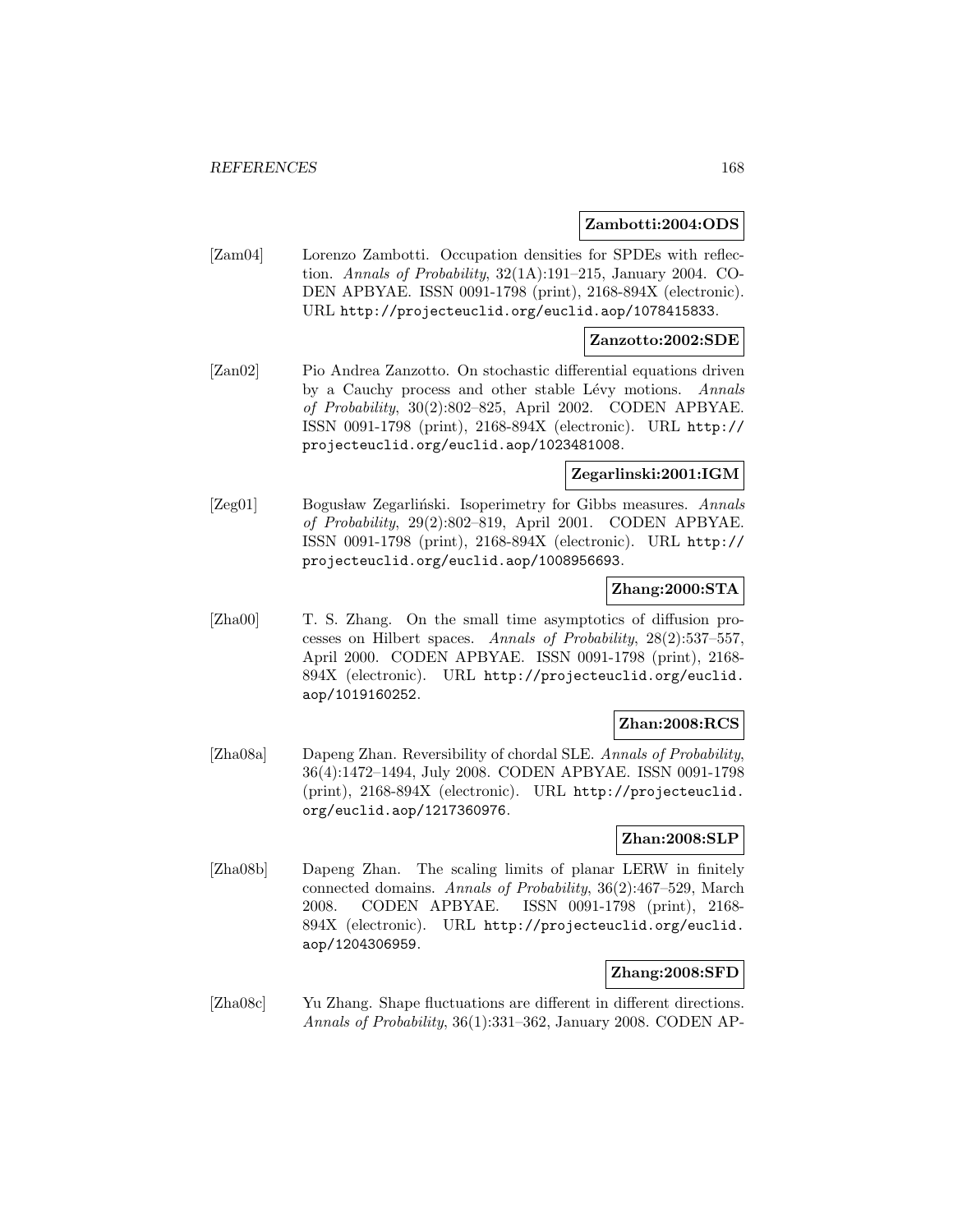**Zambotti:2004:ODS**

[Zam04] Lorenzo Zambotti. Occupation densities for SPDEs with reflection. *Annals of Probability*, 32(1A):191–215, January 2004. CODEN APBYAE. ISSN 0091-1798 (print), 2168-894X (electronic). URL `http://projecteuclid.org/euclid.aop/1078415833`.

**Zanzotto:2002:SDE**

[Zan02] Pio Andrea Zanzotto. On stochastic differential equations driven by a Cauchy process and other stable Lévy motions. *Annals of Probability*, 30(2):802–825, April 2002. CODEN APBYAE. ISSN 0091-1798 (print), 2168-894X (electronic). URL `http://projecteuclid.org/euclid.aop/1023481008`.

**Zegarlinski:2001:IGM**

[Zeg01] Bogusław Zegarliński. Isoperimetry for Gibbs measures. *Annals of Probability*, 29(2):802–819, April 2001. CODEN APBYAE. ISSN 0091-1798 (print), 2168-894X (electronic). URL `http://projecteuclid.org/euclid.aop/1008956693`.

**Zhang:2000:STA**

[Zha00] T. S. Zhang. On the small time asymptotics of diffusion processes on Hilbert spaces. *Annals of Probability*, 28(2):537–557, April 2000. CODEN APBYAE. ISSN 0091-1798 (print), 2168-894X (electronic). URL `http://projecteuclid.org/euclid.aop/1019160252`.

**Zhan:2008:RCS**

[Zha08a] Dapeng Zhan. Reversibility of chordal SLE. *Annals of Probability*, 36(4):1472–1494, July 2008. CODEN APBYAE. ISSN 0091-1798 (print), 2168-894X (electronic). URL `http://projecteuclid.org/euclid.aop/1217360976`.

**Zhan:2008:SLP**

[Zha08b] Dapeng Zhan. The scaling limits of planar LERW in finitely connected domains. *Annals of Probability*, 36(2):467–529, March 2008. CODEN APBYAE. ISSN 0091-1798 (print), 2168-894X (electronic). URL `http://projecteuclid.org/euclid.aop/1204306959`.

**Zhang:2008:SFD**

[Zha08c] Yu Zhang. Shape fluctuations are different in different directions. *Annals of Probability*, 36(1):331–362, January 2008. CODEN AP-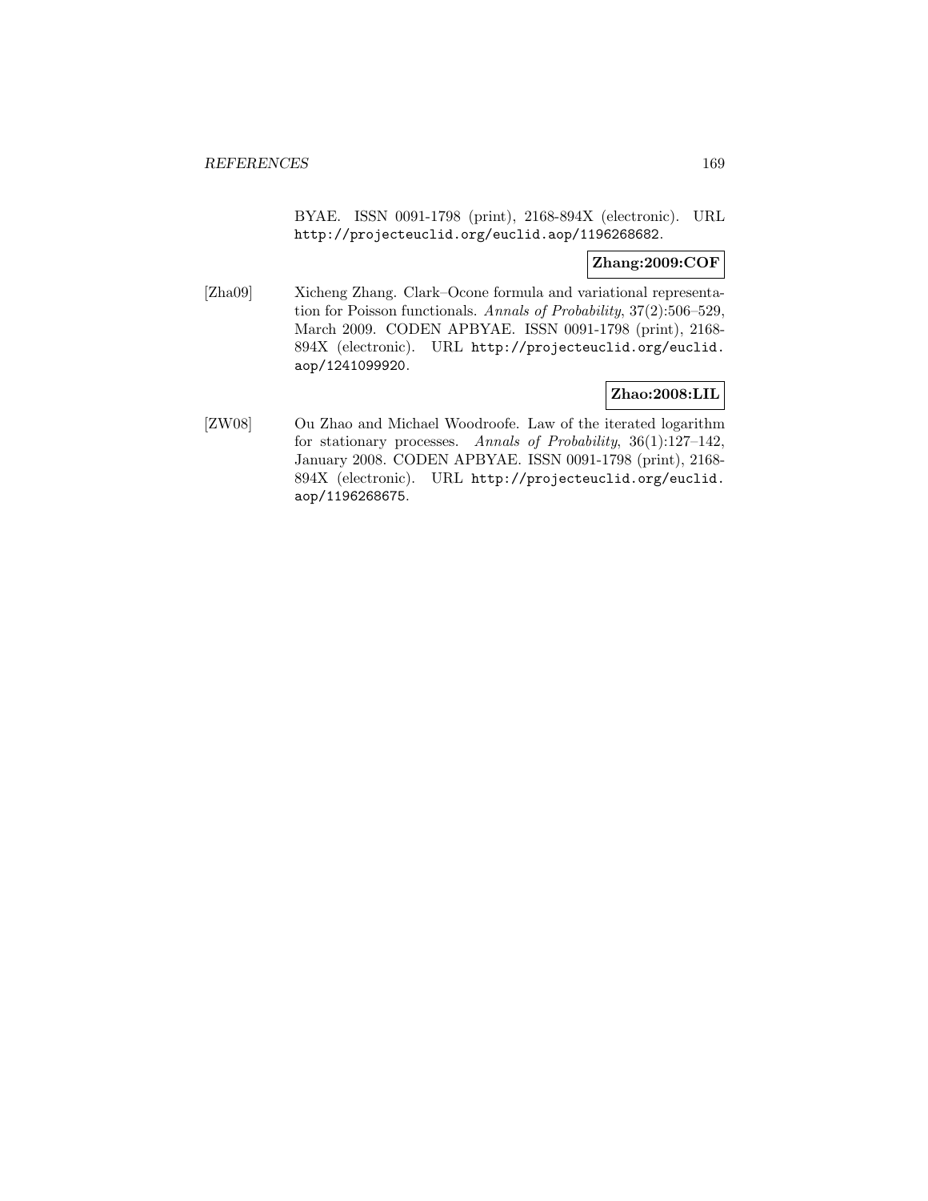BYAE. ISSN 0091-1798 (print), 2168-894X (electronic). URL http://projecteuclid.org/euclid.aop/1196268682.

**Zhang:2009:COF**

[Zha09] Xicheng Zhang. Clark–Ocone formula and variational representation for Poisson functionals. *Annals of Probability*, 37(2):506–529, March 2009. CODEN APBYAE. ISSN 0091-1798 (print), 2168-894X (electronic). URL http://projecteuclid.org/euclid.aop/1241099920.

**Zhao:2008:LIL**

[ZW08] Ou Zhao and Michael Woodroofe. Law of the iterated logarithm for stationary processes. *Annals of Probability*, 36(1):127–142, January 2008. CODEN APBYAE. ISSN 0091-1798 (print), 2168-894X (electronic). URL http://projecteuclid.org/euclid.aop/1196268675.